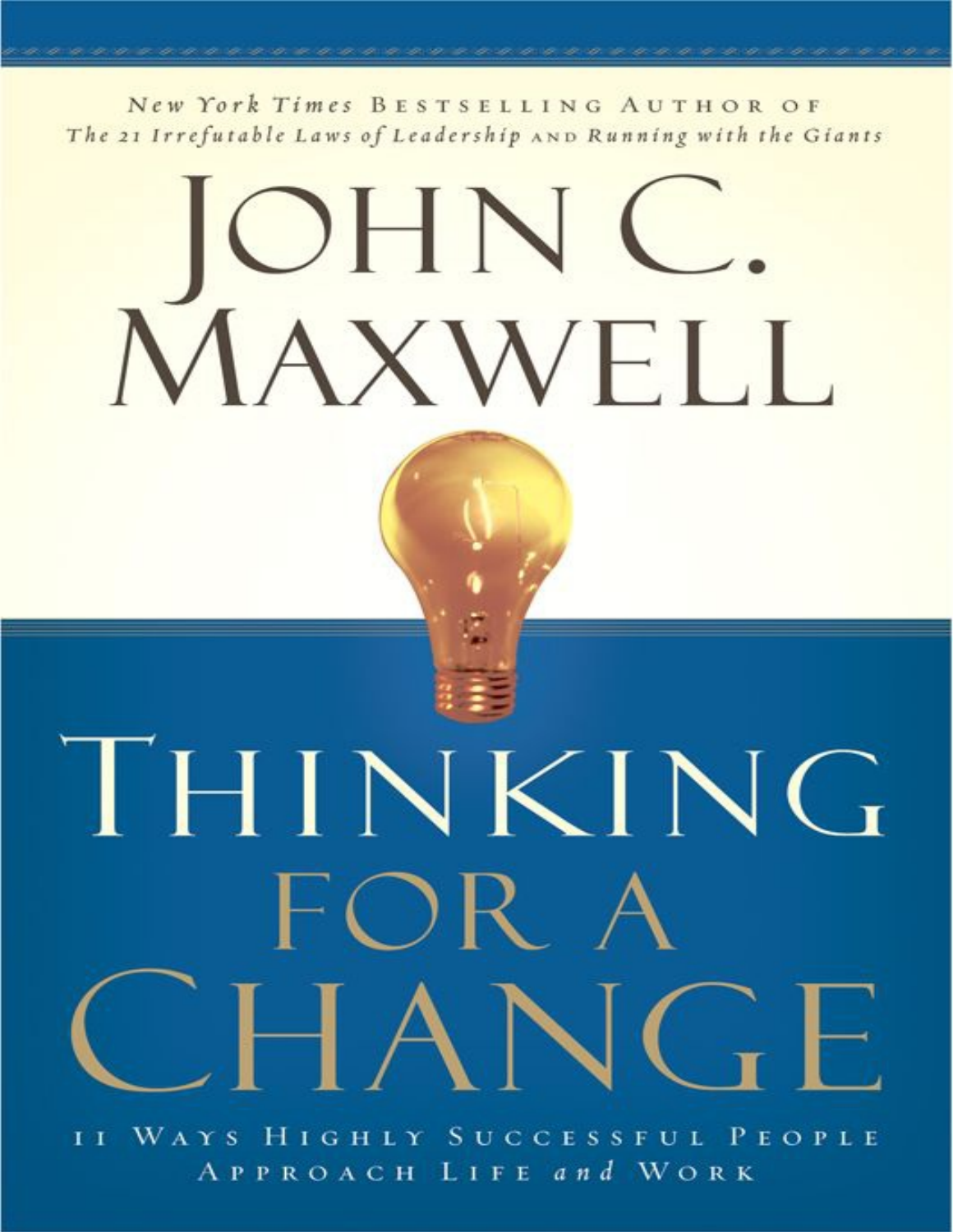*New York Times* BESTSELLING AUTHOR OF
*The 21 Irrefutable Laws of Leadership* AND *Running with the Giants*

# JOHN C. MAXWELL

# THINKING FOR A CHANGE

## 11 WAYS HIGHLY SUCCESSFUL PEOPLE APPROACH LIFE *and* WORK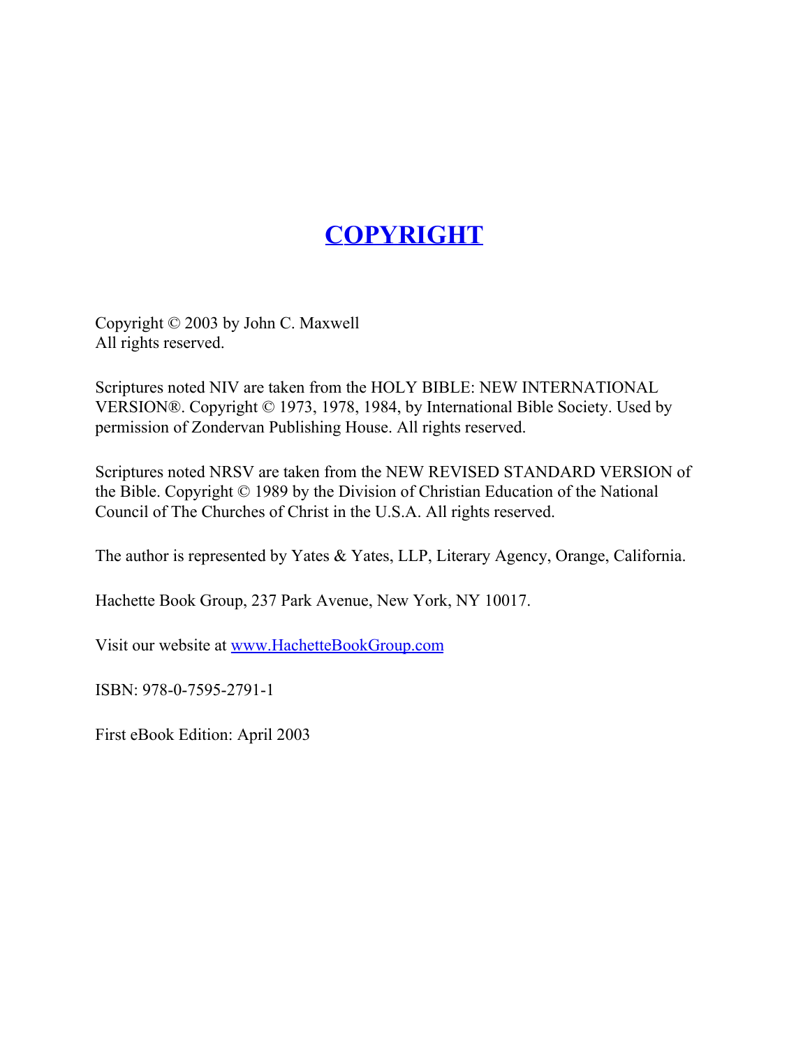# COPYRIGHT

Copyright © 2003 by John C. Maxwell
All rights reserved.

Scriptures noted NIV are taken from the HOLY BIBLE: NEW INTERNATIONAL VERSION®. Copyright © 1973, 1978, 1984, by International Bible Society. Used by permission of Zondervan Publishing House. All rights reserved.

Scriptures noted NRSV are taken from the NEW REVISED STANDARD VERSION of the Bible. Copyright © 1989 by the Division of Christian Education of the National Council of The Churches of Christ in the U.S.A. All rights reserved.

The author is represented by Yates & Yates, LLP, Literary Agency, Orange, California.

Hachette Book Group, 237 Park Avenue, New York, NY 10017.

Visit our website at www.HachetteBookGroup.com

ISBN: 978-0-7595-2791-1

First eBook Edition: April 2003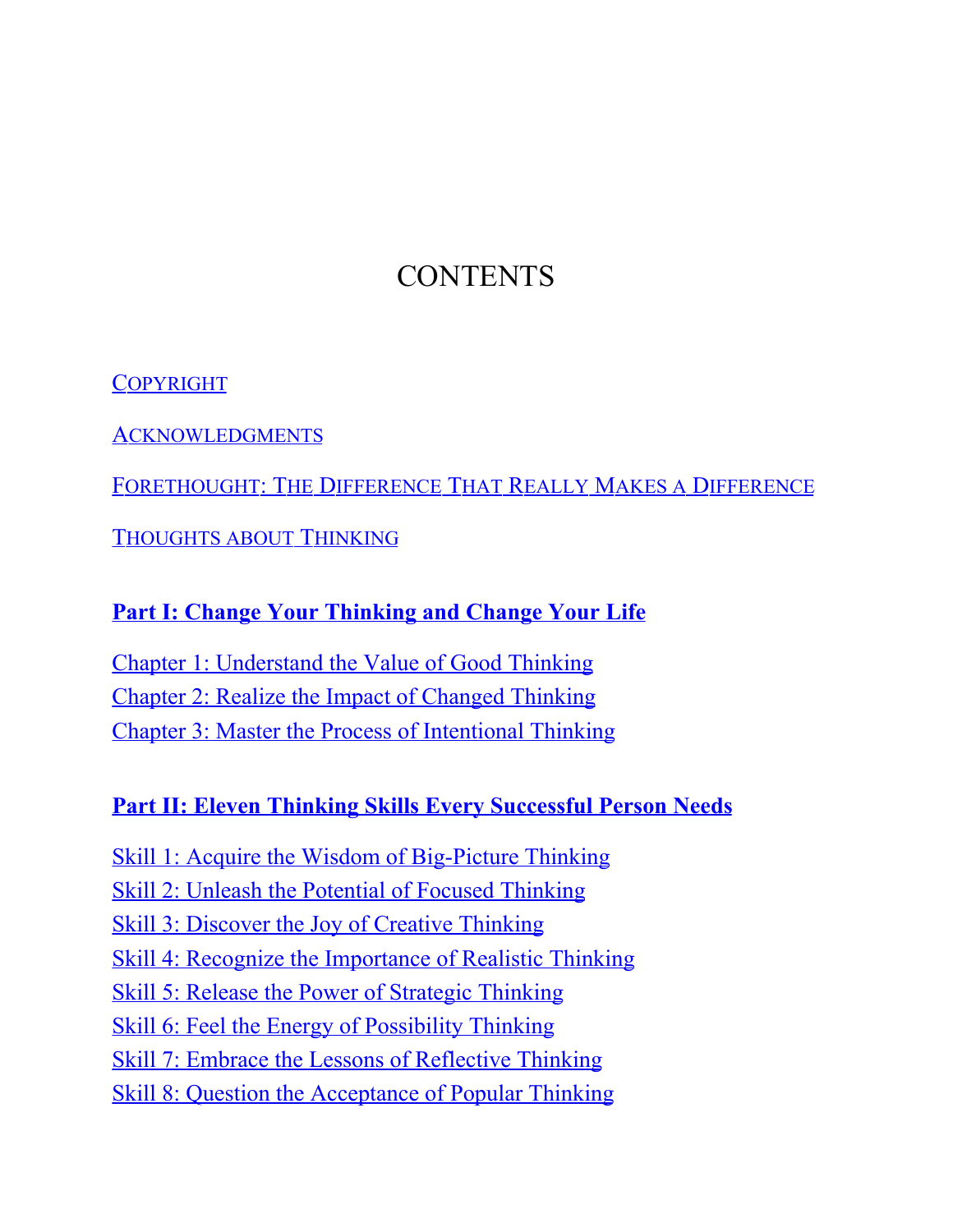# CONTENTS

COPYRIGHT

ACKNOWLEDGMENTS

FORETHOUGHT: THE DIFFERENCE THAT REALLY MAKES A DIFFERENCE

THOUGHTS ABOUT THINKING

**Part I: Change Your Thinking and Change Your Life**

Chapter 1: Understand the Value of Good Thinking
Chapter 2: Realize the Impact of Changed Thinking
Chapter 3: Master the Process of Intentional Thinking

**Part II: Eleven Thinking Skills Every Successful Person Needs**

Skill 1: Acquire the Wisdom of Big-Picture Thinking
Skill 2: Unleash the Potential of Focused Thinking
Skill 3: Discover the Joy of Creative Thinking
Skill 4: Recognize the Importance of Realistic Thinking
Skill 5: Release the Power of Strategic Thinking
Skill 6: Feel the Energy of Possibility Thinking
Skill 7: Embrace the Lessons of Reflective Thinking
Skill 8: Question the Acceptance of Popular Thinking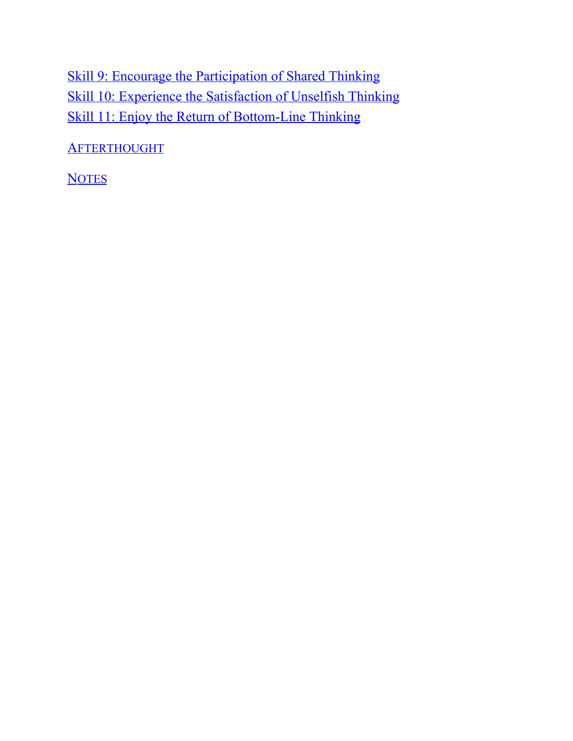Skill 9: Encourage the Participation of Shared Thinking
Skill 10: Experience the Satisfaction of Unselfish Thinking
Skill 11: Enjoy the Return of Bottom-Line Thinking

AFTERTHOUGHT

NOTES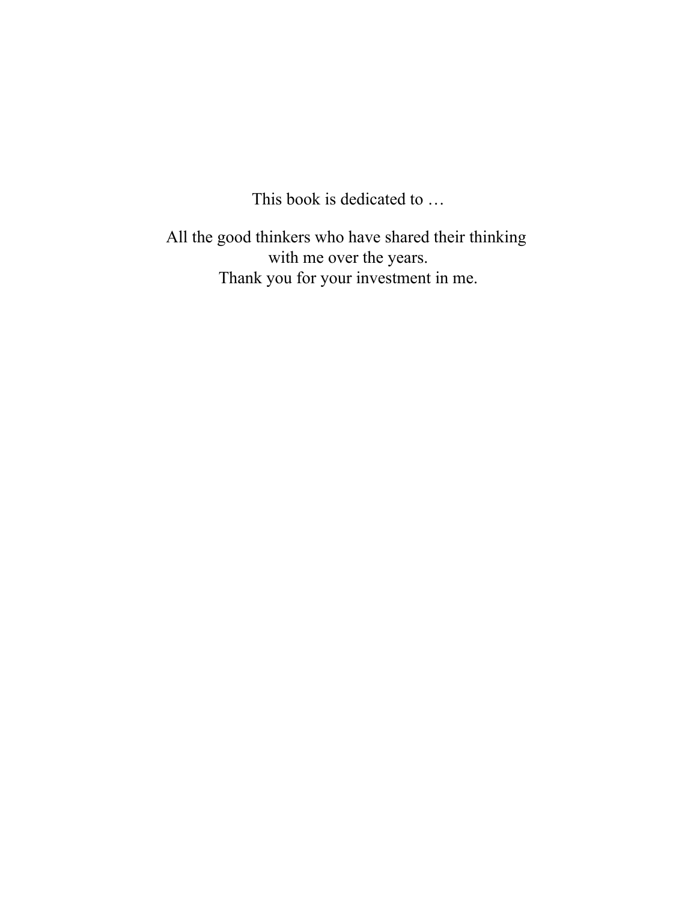This book is dedicated to …

All the good thinkers who have shared their thinking
with me over the years.
Thank you for your investment in me.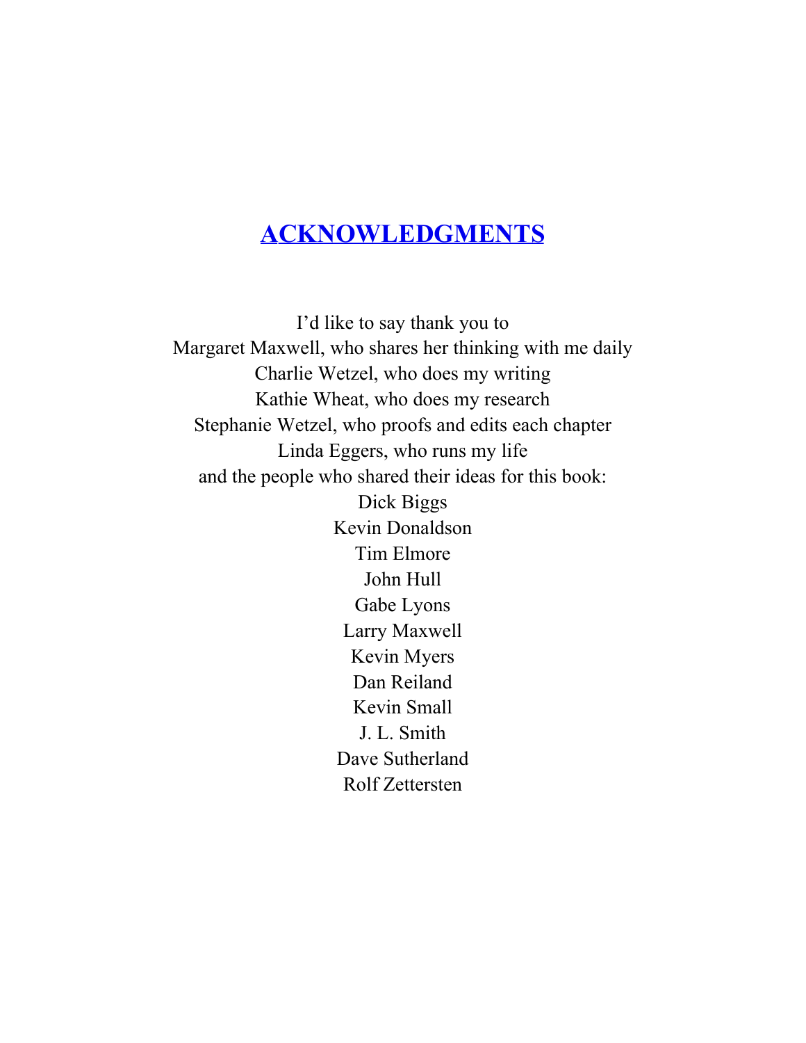# ACKNOWLEDGMENTS

I'd like to say thank you to
Margaret Maxwell, who shares her thinking with me daily
Charlie Wetzel, who does my writing
Kathie Wheat, who does my research
Stephanie Wetzel, who proofs and edits each chapter
Linda Eggers, who runs my life
and the people who shared their ideas for this book:

Dick Biggs
Kevin Donaldson
Tim Elmore
John Hull
Gabe Lyons
Larry Maxwell
Kevin Myers
Dan Reiland
Kevin Small
J. L. Smith
Dave Sutherland
Rolf Zettersten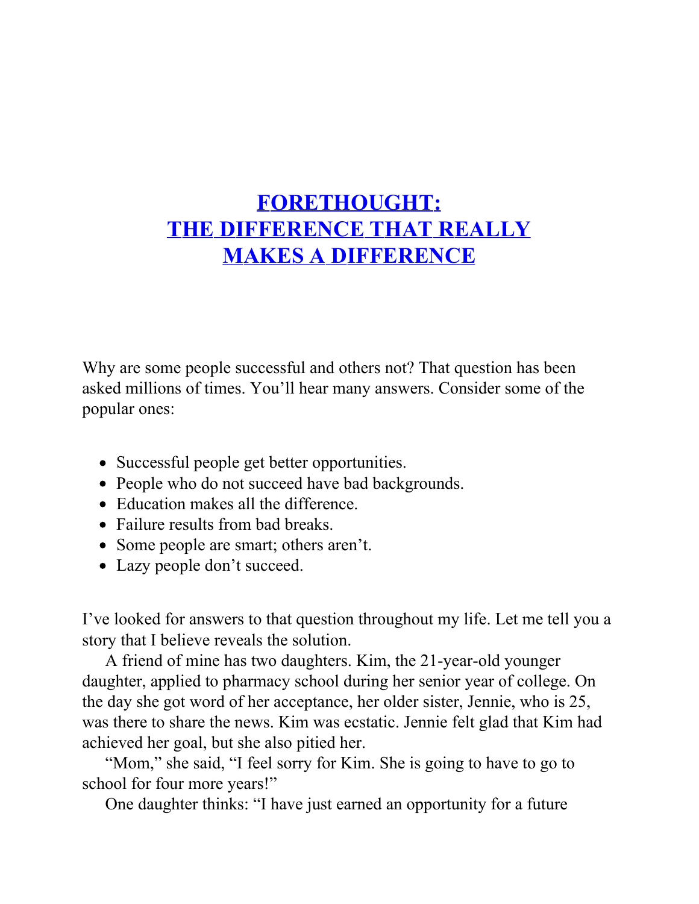# FORETHOUGHT: THE DIFFERENCE THAT REALLY MAKES A DIFFERENCE

Why are some people successful and others not? That question has been asked millions of times. You'll hear many answers. Consider some of the popular ones:

- Successful people get better opportunities.
- People who do not succeed have bad backgrounds.
- Education makes all the difference.
- Failure results from bad breaks.
- Some people are smart; others aren't.
- Lazy people don't succeed.

I've looked for answers to that question throughout my life. Let me tell you a story that I believe reveals the solution.

A friend of mine has two daughters. Kim, the 21-year-old younger daughter, applied to pharmacy school during her senior year of college. On the day she got word of her acceptance, her older sister, Jennie, who is 25, was there to share the news. Kim was ecstatic. Jennie felt glad that Kim had achieved her goal, but she also pitied her.

"Mom," she said, "I feel sorry for Kim. She is going to have to go to school for four more years!"

One daughter thinks: "I have just earned an opportunity for a future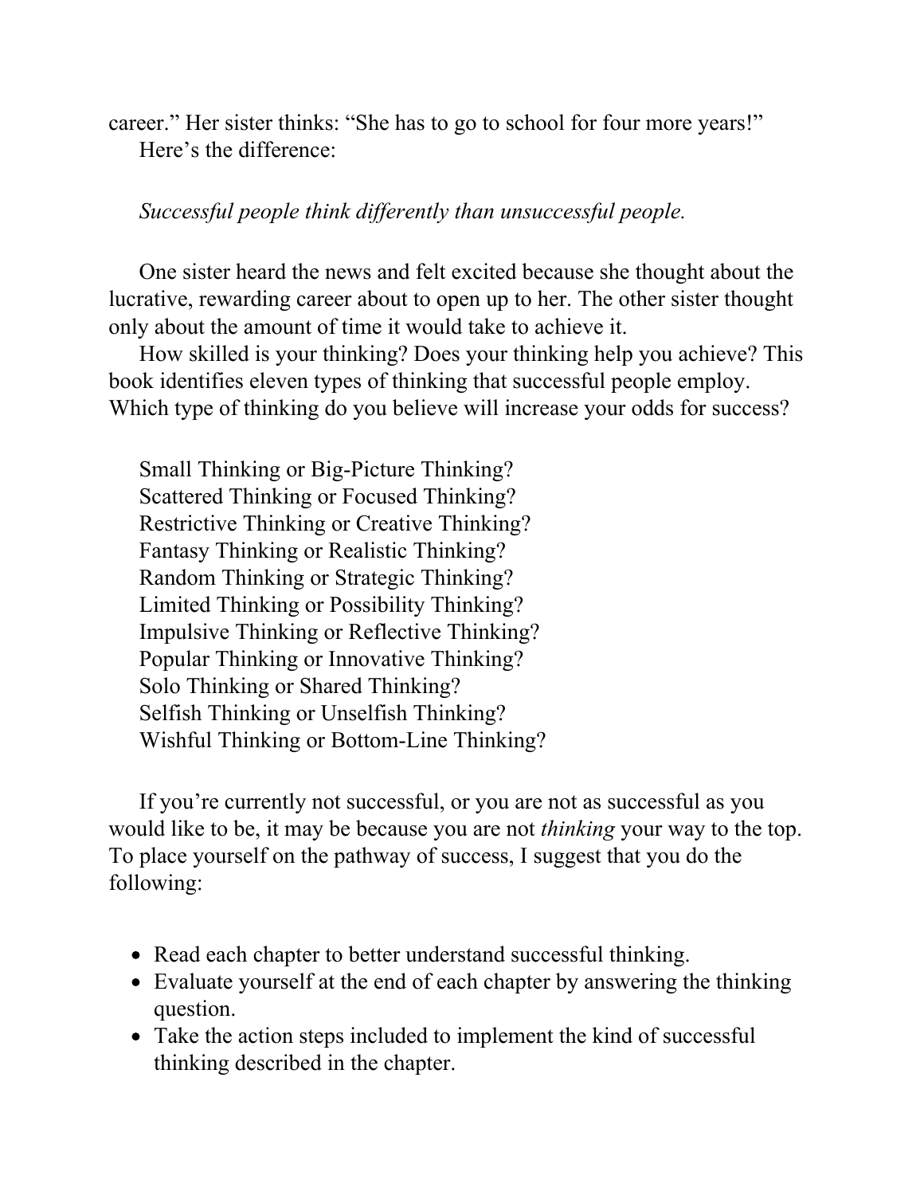career." Her sister thinks: "She has to go to school for four more years!"

Here's the difference:

*Successful people think differently than unsuccessful people.*

One sister heard the news and felt excited because she thought about the lucrative, rewarding career about to open up to her. The other sister thought only about the amount of time it would take to achieve it.

How skilled is your thinking? Does your thinking help you achieve? This book identifies eleven types of thinking that successful people employ. Which type of thinking do you believe will increase your odds for success?

Small Thinking or Big-Picture Thinking?  
Scattered Thinking or Focused Thinking?  
Restrictive Thinking or Creative Thinking?  
Fantasy Thinking or Realistic Thinking?  
Random Thinking or Strategic Thinking?  
Limited Thinking or Possibility Thinking?  
Impulsive Thinking or Reflective Thinking?  
Popular Thinking or Innovative Thinking?  
Solo Thinking or Shared Thinking?  
Selfish Thinking or Unselfish Thinking?  
Wishful Thinking or Bottom-Line Thinking?

If you're currently not successful, or you are not as successful as you would like to be, it may be because you are not *thinking* your way to the top. To place yourself on the pathway of success, I suggest that you do the following:

- Read each chapter to better understand successful thinking.
- Evaluate yourself at the end of each chapter by answering the thinking question.
- Take the action steps included to implement the kind of successful thinking described in the chapter.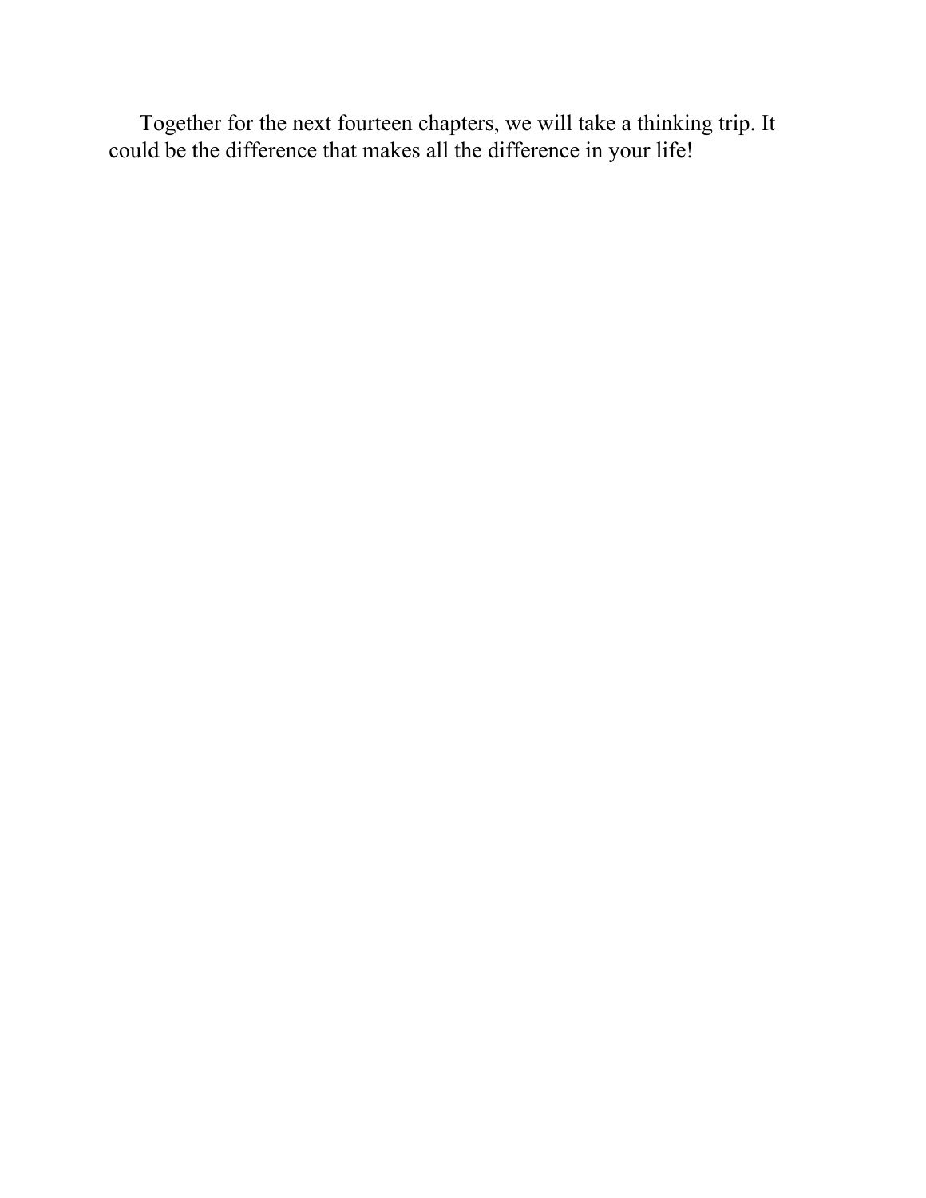Together for the next fourteen chapters, we will take a thinking trip. It could be the difference that makes all the difference in your life!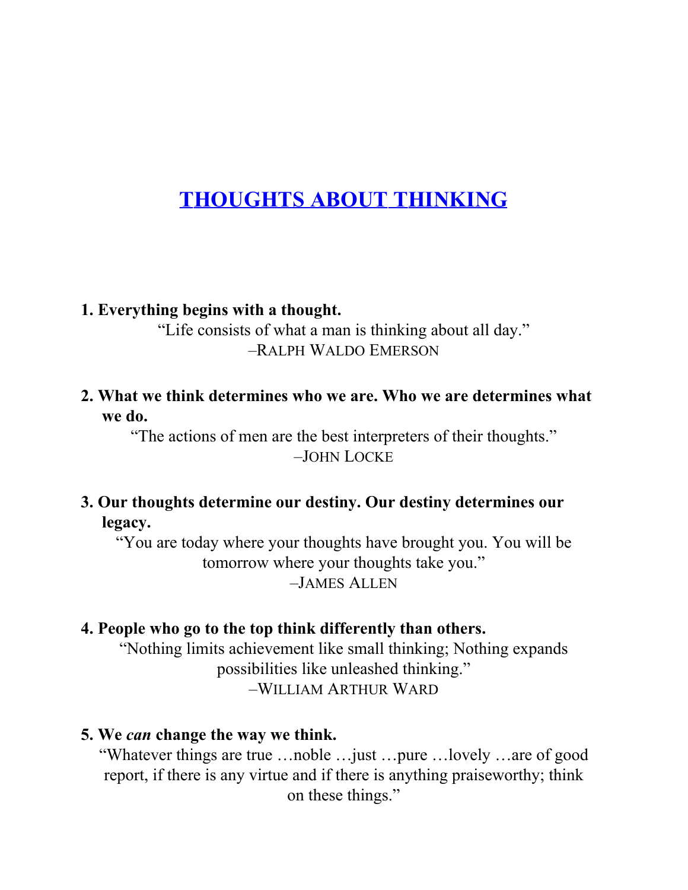# THOUGHTS ABOUT THINKING

**1. Everything begins with a thought.**

"Life consists of what a man is thinking about all day."
–RALPH WALDO EMERSON

**2. What we think determines who we are. Who we are determines what we do.**

"The actions of men are the best interpreters of their thoughts."
–JOHN LOCKE

**3. Our thoughts determine our destiny. Our destiny determines our legacy.**

"You are today where your thoughts have brought you. You will be tomorrow where your thoughts take you."
–JAMES ALLEN

**4. People who go to the top think differently than others.**

"Nothing limits achievement like small thinking; Nothing expands possibilities like unleashed thinking."
–WILLIAM ARTHUR WARD

**5. We *can* change the way we think.**

"Whatever things are true …noble …just …pure …lovely …are of good report, if there is any virtue and if there is anything praiseworthy; think on these things."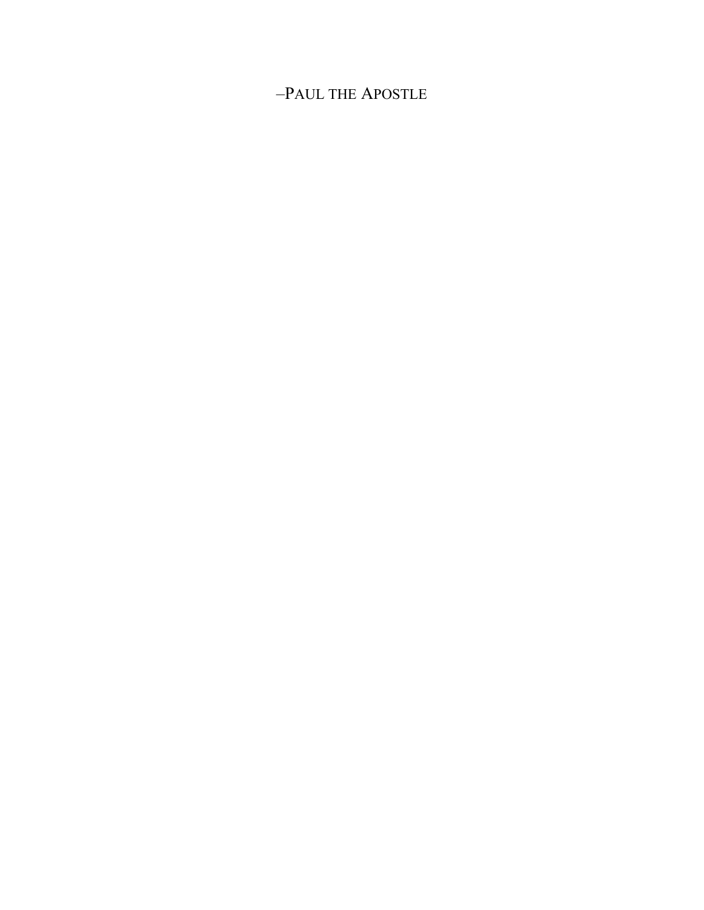–PAUL THE APOSTLE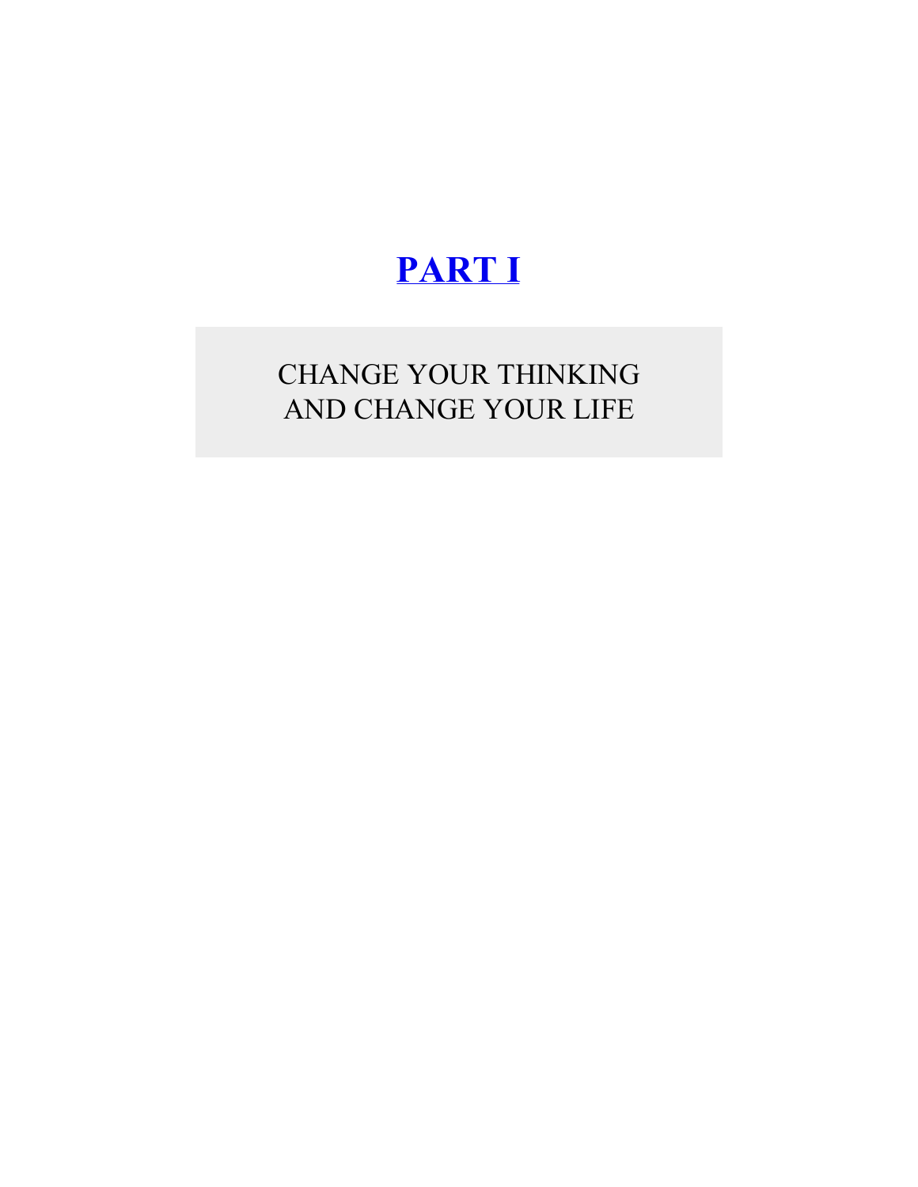# PART I

## CHANGE YOUR THINKING AND CHANGE YOUR LIFE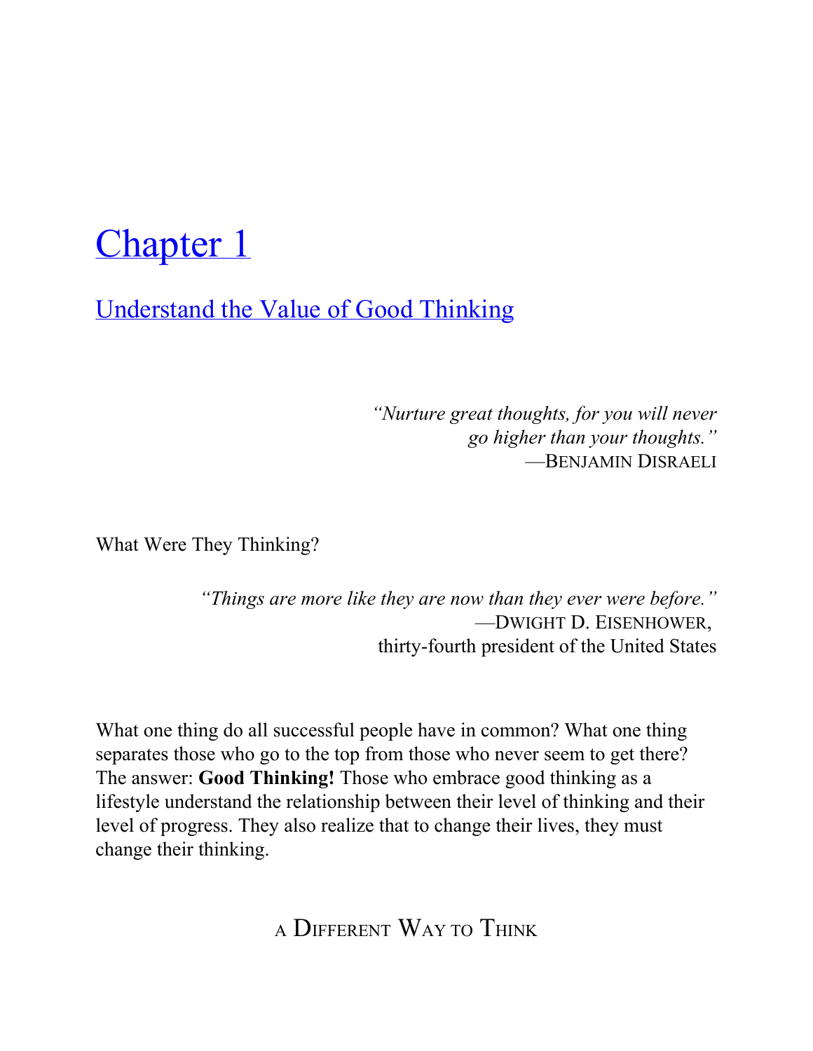# Chapter 1

## Understand the Value of Good Thinking

*"Nurture great thoughts, for you will never go higher than your thoughts."*
—BENJAMIN DISRAELI

What Were They Thinking?

*"Things are more like they are now than they ever were before."*
—DWIGHT D. EISENHOWER,
thirty-fourth president of the United States

What one thing do all successful people have in common? What one thing separates those who go to the top from those who never seem to get there? The answer: **Good Thinking!** Those who embrace good thinking as a lifestyle understand the relationship between their level of thinking and their level of progress. They also realize that to change their lives, they must change their thinking.

### A DIFFERENT WAY TO THINK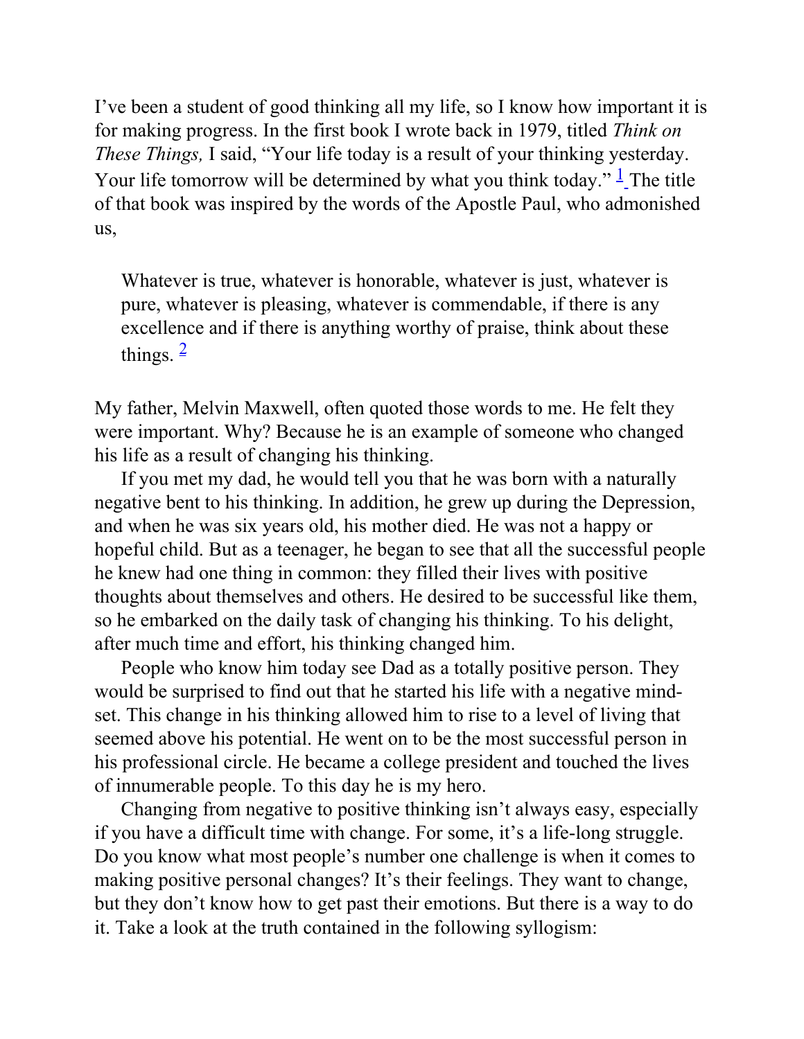I've been a student of good thinking all my life, so I know how important it is for making progress. In the first book I wrote back in 1979, titled *Think on These Things,* I said, "Your life today is a result of your thinking yesterday. Your life tomorrow will be determined by what you think today." [1] The title of that book was inspired by the words of the Apostle Paul, who admonished us,

> Whatever is true, whatever is honorable, whatever is just, whatever is pure, whatever is pleasing, whatever is commendable, if there is any excellence and if there is anything worthy of praise, think about these things. [2]

My father, Melvin Maxwell, often quoted those words to me. He felt they were important. Why? Because he is an example of someone who changed his life as a result of changing his thinking.

If you met my dad, he would tell you that he was born with a naturally negative bent to his thinking. In addition, he grew up during the Depression, and when he was six years old, his mother died. He was not a happy or hopeful child. But as a teenager, he began to see that all the successful people he knew had one thing in common: they filled their lives with positive thoughts about themselves and others. He desired to be successful like them, so he embarked on the daily task of changing his thinking. To his delight, after much time and effort, his thinking changed him.

People who know him today see Dad as a totally positive person. They would be surprised to find out that he started his life with a negative mind-set. This change in his thinking allowed him to rise to a level of living that seemed above his potential. He went on to be the most successful person in his professional circle. He became a college president and touched the lives of innumerable people. To this day he is my hero.

Changing from negative to positive thinking isn't always easy, especially if you have a difficult time with change. For some, it's a life-long struggle. Do you know what most people's number one challenge is when it comes to making positive personal changes? It's their feelings. They want to change, but they don't know how to get past their emotions. But there is a way to do it. Take a look at the truth contained in the following syllogism: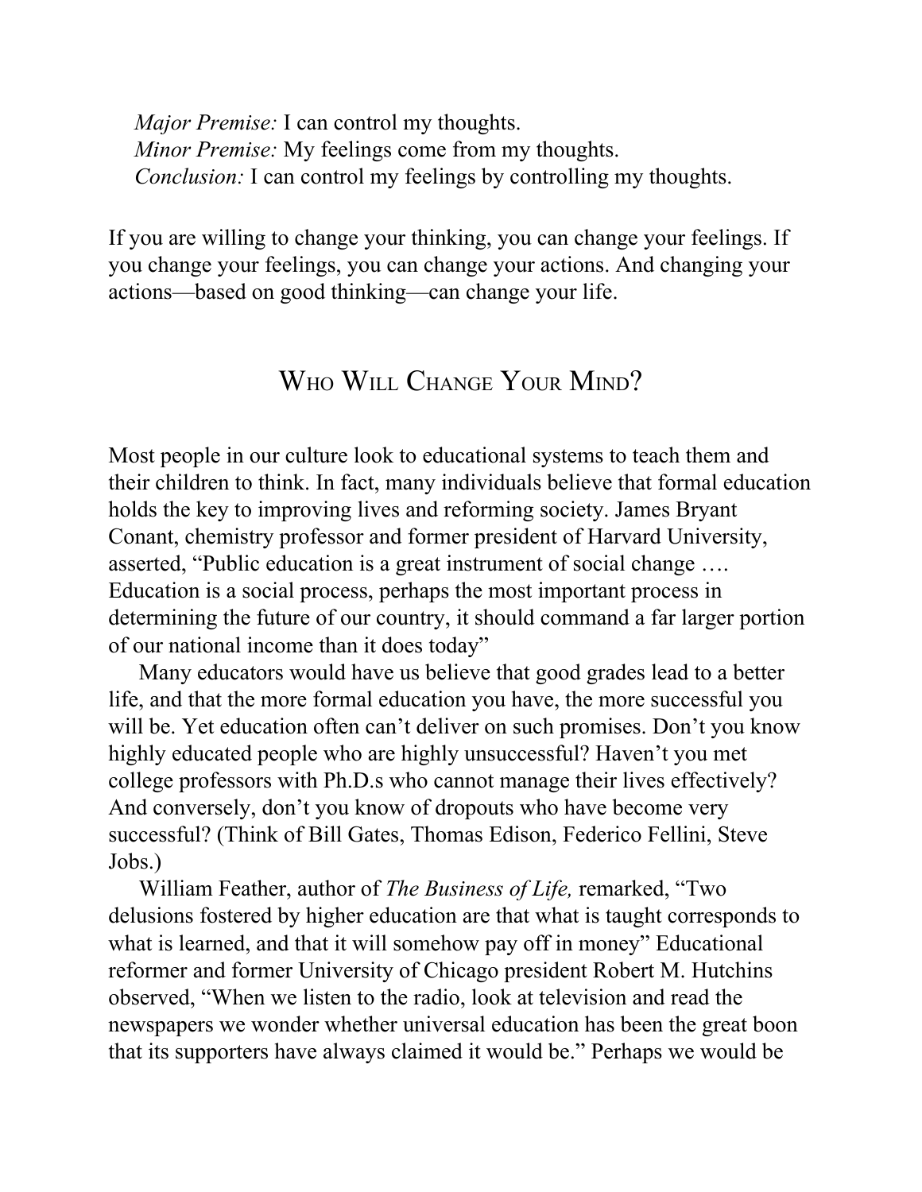*Major Premise:* I can control my thoughts.
*Minor Premise:* My feelings come from my thoughts.
*Conclusion:* I can control my feelings by controlling my thoughts.

If you are willing to change your thinking, you can change your feelings. If you change your feelings, you can change your actions. And changing your actions—based on good thinking—can change your life.

## Who Will Change Your Mind?

Most people in our culture look to educational systems to teach them and their children to think. In fact, many individuals believe that formal education holds the key to improving lives and reforming society. James Bryant Conant, chemistry professor and former president of Harvard University, asserted, "Public education is a great instrument of social change …. Education is a social process, perhaps the most important process in determining the future of our country, it should command a far larger portion of our national income than it does today"

Many educators would have us believe that good grades lead to a better life, and that the more formal education you have, the more successful you will be. Yet education often can't deliver on such promises. Don't you know highly educated people who are highly unsuccessful? Haven't you met college professors with Ph.D.s who cannot manage their lives effectively? And conversely, don't you know of dropouts who have become very successful? (Think of Bill Gates, Thomas Edison, Federico Fellini, Steve Jobs.)

William Feather, author of *The Business of Life,* remarked, "Two delusions fostered by higher education are that what is taught corresponds to what is learned, and that it will somehow pay off in money" Educational reformer and former University of Chicago president Robert M. Hutchins observed, "When we listen to the radio, look at television and read the newspapers we wonder whether universal education has been the great boon that its supporters have always claimed it would be." Perhaps we would be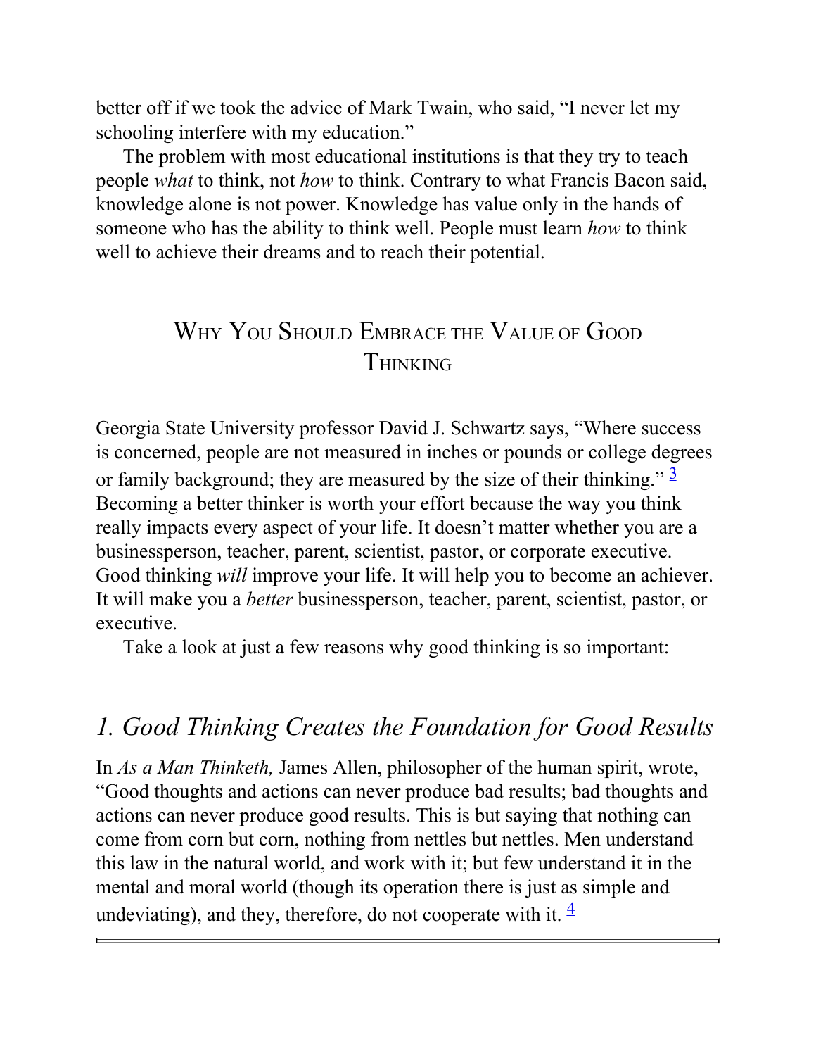better off if we took the advice of Mark Twain, who said, “I never let my schooling interfere with my education.”

The problem with most educational institutions is that they try to teach people *what* to think, not *how* to think. Contrary to what Francis Bacon said, knowledge alone is not power. Knowledge has value only in the hands of someone who has the ability to think well. People must learn *how* to think well to achieve their dreams and to reach their potential.

## Why You Should Embrace the Value of Good Thinking

Georgia State University professor David J. Schwartz says, “Where success is concerned, people are not measured in inches or pounds or college degrees or family background; they are measured by the size of their thinking.” [3] Becoming a better thinker is worth your effort because the way you think really impacts every aspect of your life. It doesn’t matter whether you are a businessperson, teacher, parent, scientist, pastor, or corporate executive. Good thinking *will* improve your life. It will help you to become an achiever. It will make you a *better* businessperson, teacher, parent, scientist, pastor, or executive.

Take a look at just a few reasons why good thinking is so important:

### *1. Good Thinking Creates the Foundation for Good Results*

In *As a Man Thinketh,* James Allen, philosopher of the human spirit, wrote, “Good thoughts and actions can never produce bad results; bad thoughts and actions can never produce good results. This is but saying that nothing can come from corn but corn, nothing from nettles but nettles. Men understand this law in the natural world, and work with it; but few understand it in the mental and moral world (though its operation there is just as simple and undeviating), and they, therefore, do not cooperate with it. [4]

---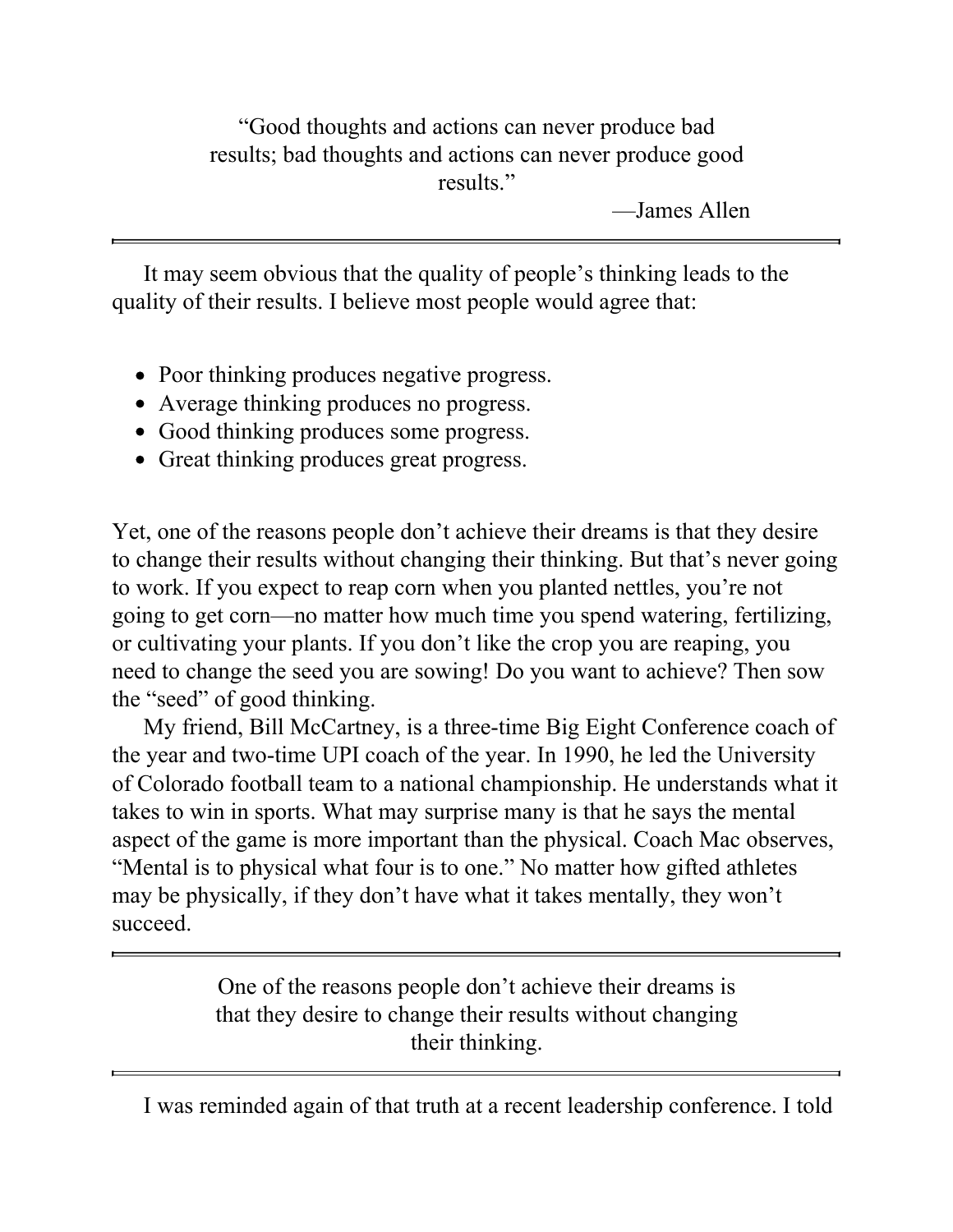> "Good thoughts and actions can never produce bad results; bad thoughts and actions can never produce good results."
>
> —James Allen

---

It may seem obvious that the quality of people's thinking leads to the quality of their results. I believe most people would agree that:

- Poor thinking produces negative progress.
- Average thinking produces no progress.
- Good thinking produces some progress.
- Great thinking produces great progress.

Yet, one of the reasons people don't achieve their dreams is that they desire to change their results without changing their thinking. But that's never going to work. If you expect to reap corn when you planted nettles, you're not going to get corn—no matter how much time you spend watering, fertilizing, or cultivating your plants. If you don't like the crop you are reaping, you need to change the seed you are sowing! Do you want to achieve? Then sow the "seed" of good thinking.

My friend, Bill McCartney, is a three-time Big Eight Conference coach of the year and two-time UPI coach of the year. In 1990, he led the University of Colorado football team to a national championship. He understands what it takes to win in sports. What may surprise many is that he says the mental aspect of the game is more important than the physical. Coach Mac observes, "Mental is to physical what four is to one." No matter how gifted athletes may be physically, if they don't have what it takes mentally, they won't succeed.

---

> One of the reasons people don't achieve their dreams is that they desire to change their results without changing their thinking.

---

I was reminded again of that truth at a recent leadership conference. I told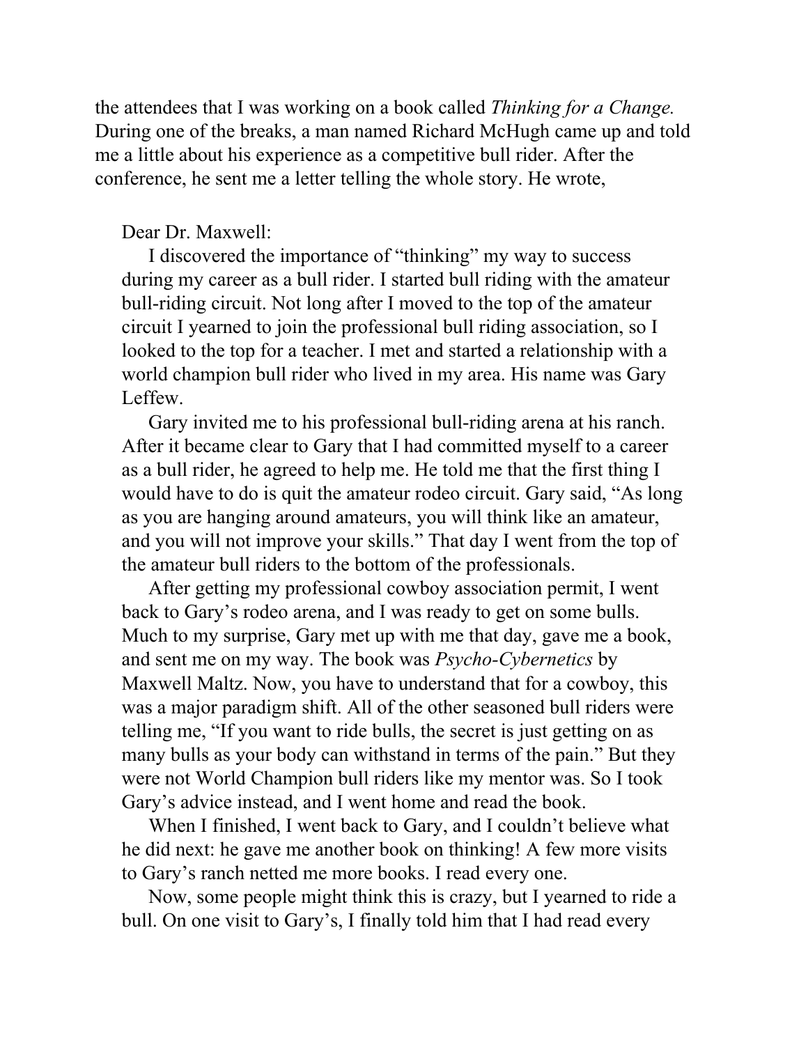the attendees that I was working on a book called *Thinking for a Change.* During one of the breaks, a man named Richard McHugh came up and told me a little about his experience as a competitive bull rider. After the conference, he sent me a letter telling the whole story. He wrote,

> Dear Dr. Maxwell:
>
> I discovered the importance of "thinking" my way to success during my career as a bull rider. I started bull riding with the amateur bull-riding circuit. Not long after I moved to the top of the amateur circuit I yearned to join the professional bull riding association, so I looked to the top for a teacher. I met and started a relationship with a world champion bull rider who lived in my area. His name was Gary Leffew.
>
> Gary invited me to his professional bull-riding arena at his ranch. After it became clear to Gary that I had committed myself to a career as a bull rider, he agreed to help me. He told me that the first thing I would have to do is quit the amateur rodeo circuit. Gary said, "As long as you are hanging around amateurs, you will think like an amateur, and you will not improve your skills." That day I went from the top of the amateur bull riders to the bottom of the professionals.
>
> After getting my professional cowboy association permit, I went back to Gary's rodeo arena, and I was ready to get on some bulls. Much to my surprise, Gary met up with me that day, gave me a book, and sent me on my way. The book was *Psycho-Cybernetics* by Maxwell Maltz. Now, you have to understand that for a cowboy, this was a major paradigm shift. All of the other seasoned bull riders were telling me, "If you want to ride bulls, the secret is just getting on as many bulls as your body can withstand in terms of the pain." But they were not World Champion bull riders like my mentor was. So I took Gary's advice instead, and I went home and read the book.
>
> When I finished, I went back to Gary, and I couldn't believe what he did next: he gave me another book on thinking! A few more visits to Gary's ranch netted me more books. I read every one.
>
> Now, some people might think this is crazy, but I yearned to ride a bull. On one visit to Gary's, I finally told him that I had read every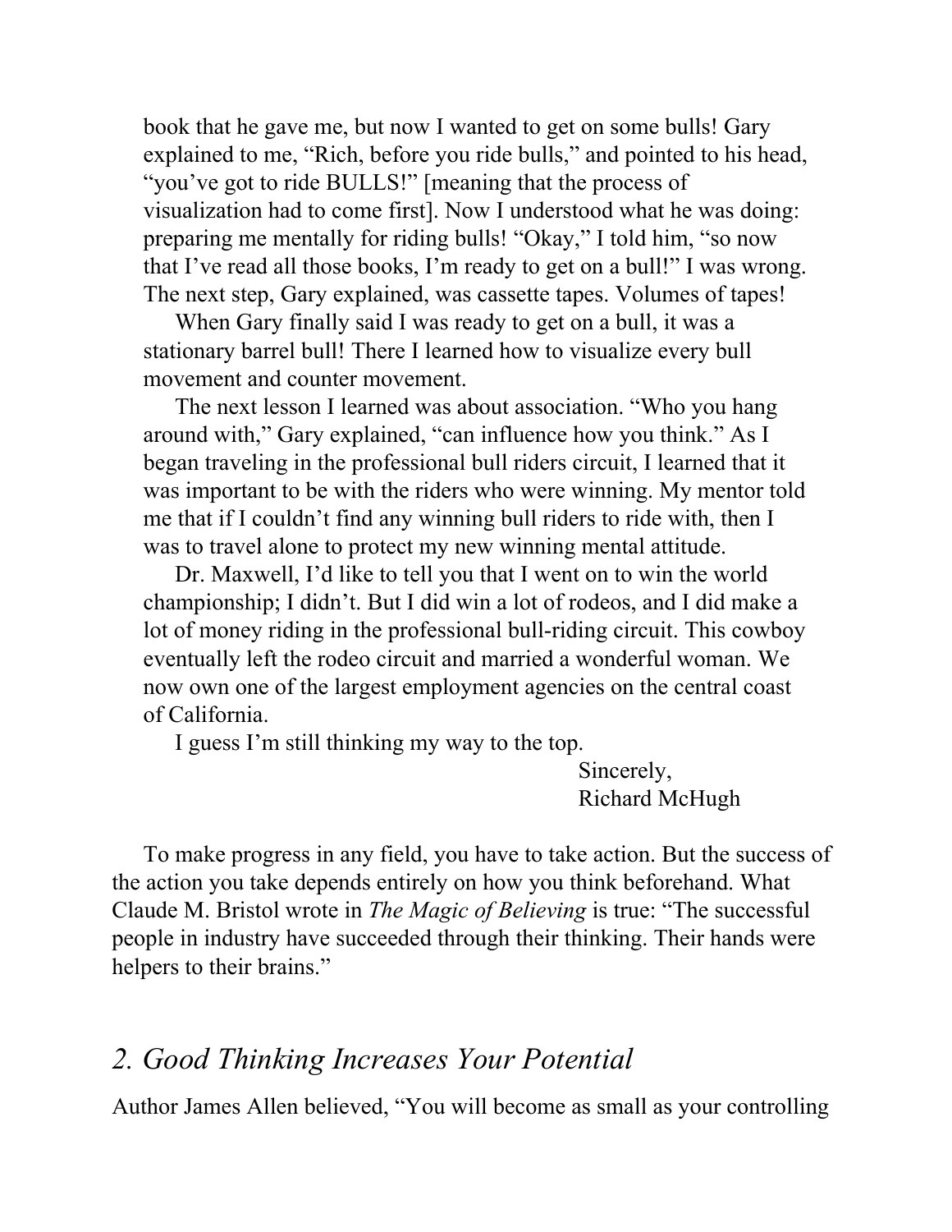book that he gave me, but now I wanted to get on some bulls! Gary explained to me, "Rich, before you ride bulls," and pointed to his head, "you've got to ride BULLS!" [meaning that the process of visualization had to come first]. Now I understood what he was doing: preparing me mentally for riding bulls! "Okay," I told him, "so now that I've read all those books, I'm ready to get on a bull!" I was wrong. The next step, Gary explained, was cassette tapes. Volumes of tapes!

When Gary finally said I was ready to get on a bull, it was a stationary barrel bull! There I learned how to visualize every bull movement and counter movement.

The next lesson I learned was about association. "Who you hang around with," Gary explained, "can influence how you think." As I began traveling in the professional bull riders circuit, I learned that it was important to be with the riders who were winning. My mentor told me that if I couldn't find any winning bull riders to ride with, then I was to travel alone to protect my new winning mental attitude.

Dr. Maxwell, I'd like to tell you that I went on to win the world championship; I didn't. But I did win a lot of rodeos, and I did make a lot of money riding in the professional bull-riding circuit. This cowboy eventually left the rodeo circuit and married a wonderful woman. We now own one of the largest employment agencies on the central coast of California.

I guess I'm still thinking my way to the top.

Sincerely,
Richard McHugh

To make progress in any field, you have to take action. But the success of the action you take depends entirely on how you think beforehand. What Claude M. Bristol wrote in *The Magic of Believing* is true: "The successful people in industry have succeeded through their thinking. Their hands were helpers to their brains."

## *2. Good Thinking Increases Your Potential*

Author James Allen believed, "You will become as small as your controlling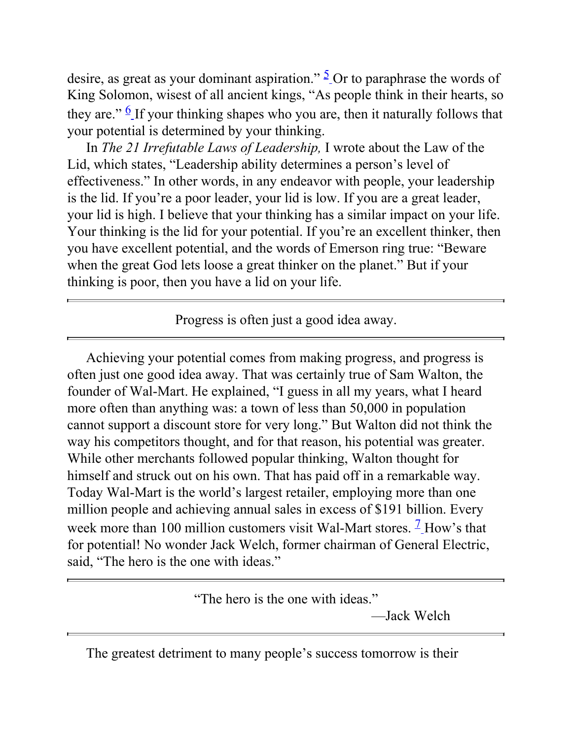desire, as great as your dominant aspiration." [5] Or to paraphrase the words of King Solomon, wisest of all ancient kings, "As people think in their hearts, so they are." [6] If your thinking shapes who you are, then it naturally follows that your potential is determined by your thinking.

In *The 21 Irrefutable Laws of Leadership,* I wrote about the Law of the Lid, which states, "Leadership ability determines a person's level of effectiveness." In other words, in any endeavor with people, your leadership is the lid. If you're a poor leader, your lid is low. If you are a great leader, your lid is high. I believe that your thinking has a similar impact on your life. Your thinking is the lid for your potential. If you're an excellent thinker, then you have excellent potential, and the words of Emerson ring true: "Beware when the great God lets loose a great thinker on the planet." But if your thinking is poor, then you have a lid on your life.

---

Progress is often just a good idea away.

---

Achieving your potential comes from making progress, and progress is often just one good idea away. That was certainly true of Sam Walton, the founder of Wal-Mart. He explained, "I guess in all my years, what I heard more often than anything was: a town of less than 50,000 in population cannot support a discount store for very long." But Walton did not think the way his competitors thought, and for that reason, his potential was greater. While other merchants followed popular thinking, Walton thought for himself and struck out on his own. That has paid off in a remarkable way. Today Wal-Mart is the world's largest retailer, employing more than one million people and achieving annual sales in excess of $191 billion. Every week more than 100 million customers visit Wal-Mart stores. [7] How's that for potential! No wonder Jack Welch, former chairman of General Electric, said, "The hero is the one with ideas."

---

"The hero is the one with ideas."

—Jack Welch

---

The greatest detriment to many people's success tomorrow is their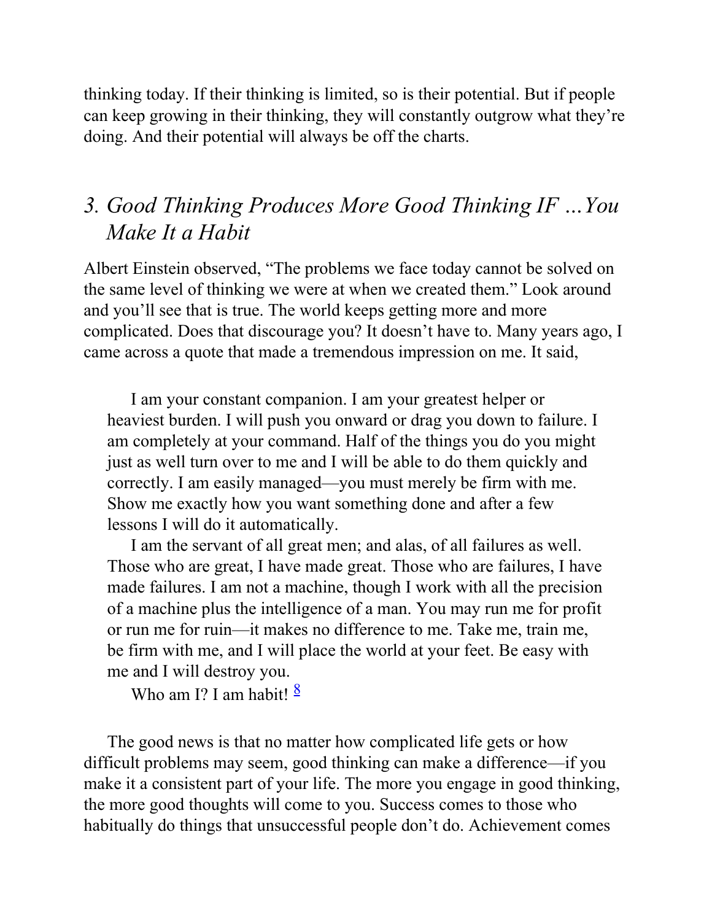thinking today. If their thinking is limited, so is their potential. But if people can keep growing in their thinking, they will constantly outgrow what they're doing. And their potential will always be off the charts.

## *3. Good Thinking Produces More Good Thinking IF …You Make It a Habit*

Albert Einstein observed, "The problems we face today cannot be solved on the same level of thinking we were at when we created them." Look around and you'll see that is true. The world keeps getting more and more complicated. Does that discourage you? It doesn't have to. Many years ago, I came across a quote that made a tremendous impression on me. It said,

> I am your constant companion. I am your greatest helper or heaviest burden. I will push you onward or drag you down to failure. I am completely at your command. Half of the things you do you might just as well turn over to me and I will be able to do them quickly and correctly. I am easily managed—you must merely be firm with me. Show me exactly how you want something done and after a few lessons I will do it automatically.
>
> I am the servant of all great men; and alas, of all failures as well. Those who are great, I have made great. Those who are failures, I have made failures. I am not a machine, though I work with all the precision of a machine plus the intelligence of a man. You may run me for profit or run me for ruin—it makes no difference to me. Take me, train me, be firm with me, and I will place the world at your feet. Be easy with me and I will destroy you.
>
> Who am I? I am habit! [8]

The good news is that no matter how complicated life gets or how difficult problems may seem, good thinking can make a difference—if you make it a consistent part of your life. The more you engage in good thinking, the more good thoughts will come to you. Success comes to those who habitually do things that unsuccessful people don't do. Achievement comes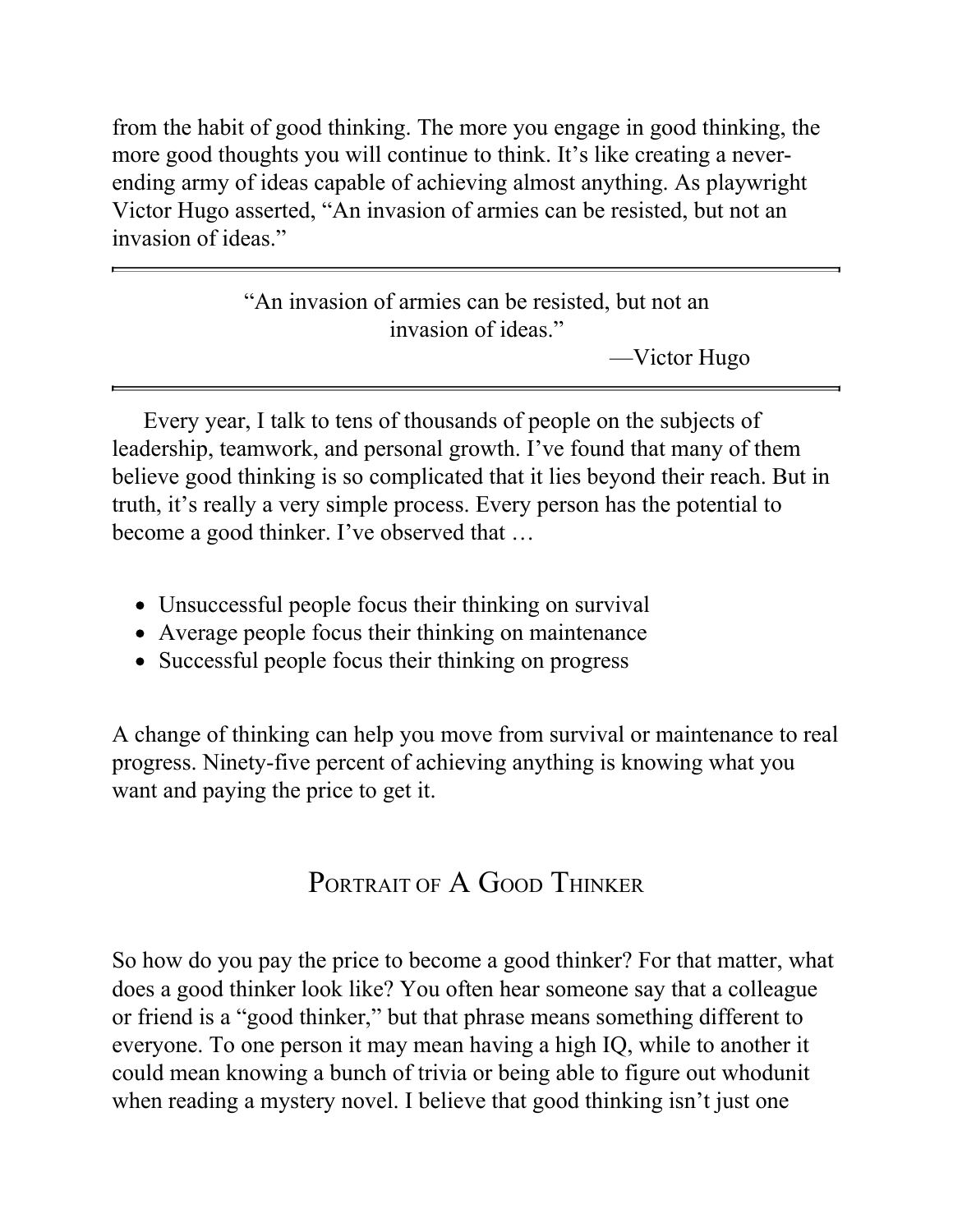from the habit of good thinking. The more you engage in good thinking, the more good thoughts you will continue to think. It's like creating a never-ending army of ideas capable of achieving almost anything. As playwright Victor Hugo asserted, "An invasion of armies can be resisted, but not an invasion of ideas."

---

> "An invasion of armies can be resisted, but not an invasion of ideas."
>
> —Victor Hugo

---

Every year, I talk to tens of thousands of people on the subjects of leadership, teamwork, and personal growth. I've found that many of them believe good thinking is so complicated that it lies beyond their reach. But in truth, it's really a very simple process. Every person has the potential to become a good thinker. I've observed that …

- Unsuccessful people focus their thinking on survival
- Average people focus their thinking on maintenance
- Successful people focus their thinking on progress

A change of thinking can help you move from survival or maintenance to real progress. Ninety-five percent of achieving anything is knowing what you want and paying the price to get it.

## Portrait of A Good Thinker

So how do you pay the price to become a good thinker? For that matter, what does a good thinker look like? You often hear someone say that a colleague or friend is a "good thinker," but that phrase means something different to everyone. To one person it may mean having a high IQ, while to another it could mean knowing a bunch of trivia or being able to figure out whodunit when reading a mystery novel. I believe that good thinking isn't just one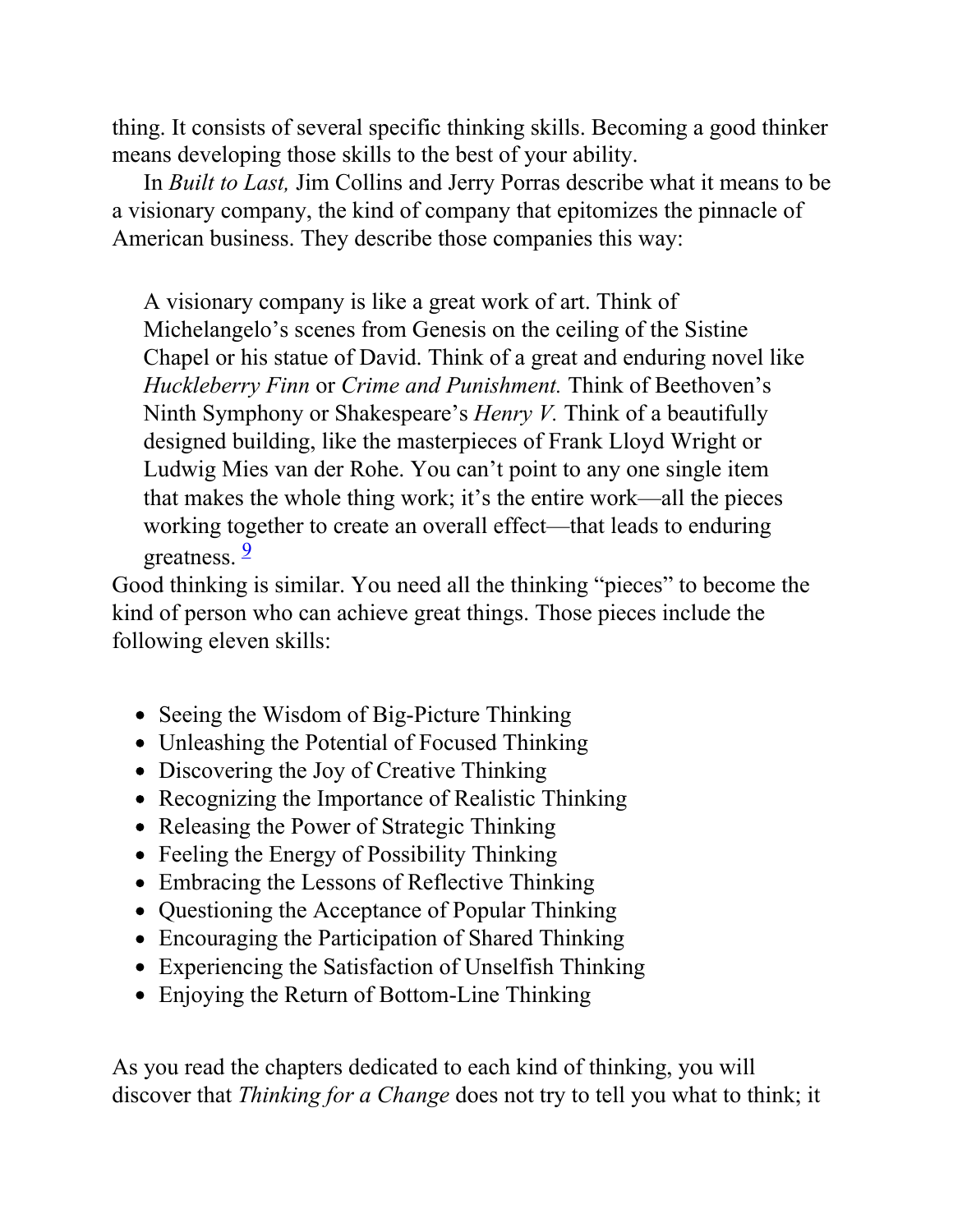thing. It consists of several specific thinking skills. Becoming a good thinker means developing those skills to the best of your ability.

In *Built to Last,* Jim Collins and Jerry Porras describe what it means to be a visionary company, the kind of company that epitomizes the pinnacle of American business. They describe those companies this way:

> A visionary company is like a great work of art. Think of Michelangelo's scenes from Genesis on the ceiling of the Sistine Chapel or his statue of David. Think of a great and enduring novel like *Huckleberry Finn* or *Crime and Punishment.* Think of Beethoven's Ninth Symphony or Shakespeare's *Henry V.* Think of a beautifully designed building, like the masterpieces of Frank Lloyd Wright or Ludwig Mies van der Rohe. You can't point to any one single item that makes the whole thing work; it's the entire work—all the pieces working together to create an overall effect—that leads to enduring greatness. [9]

Good thinking is similar. You need all the thinking "pieces" to become the kind of person who can achieve great things. Those pieces include the following eleven skills:

- Seeing the Wisdom of Big-Picture Thinking
- Unleashing the Potential of Focused Thinking
- Discovering the Joy of Creative Thinking
- Recognizing the Importance of Realistic Thinking
- Releasing the Power of Strategic Thinking
- Feeling the Energy of Possibility Thinking
- Embracing the Lessons of Reflective Thinking
- Questioning the Acceptance of Popular Thinking
- Encouraging the Participation of Shared Thinking
- Experiencing the Satisfaction of Unselfish Thinking
- Enjoying the Return of Bottom-Line Thinking

As you read the chapters dedicated to each kind of thinking, you will discover that *Thinking for a Change* does not try to tell you what to think; it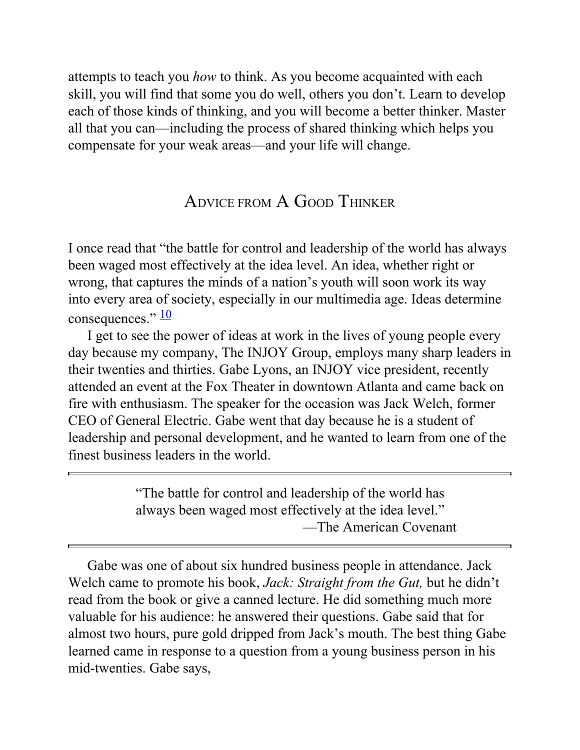attempts to teach you *how* to think. As you become acquainted with each skill, you will find that some you do well, others you don't. Learn to develop each of those kinds of thinking, and you will become a better thinker. Master all that you can—including the process of shared thinking which helps you compensate for your weak areas—and your life will change.

## Advice from A Good Thinker

I once read that "the battle for control and leadership of the world has always been waged most effectively at the idea level. An idea, whether right or wrong, that captures the minds of a nation's youth will soon work its way into every area of society, especially in our multimedia age. Ideas determine consequences." [10]

I get to see the power of ideas at work in the lives of young people every day because my company, The INJOY Group, employs many sharp leaders in their twenties and thirties. Gabe Lyons, an INJOY vice president, recently attended an event at the Fox Theater in downtown Atlanta and came back on fire with enthusiasm. The speaker for the occasion was Jack Welch, former CEO of General Electric. Gabe went that day because he is a student of leadership and personal development, and he wanted to learn from one of the finest business leaders in the world.

> "The battle for control and leadership of the world has always been waged most effectively at the idea level."
> —The American Covenant

Gabe was one of about six hundred business people in attendance. Jack Welch came to promote his book, *Jack: Straight from the Gut,* but he didn't read from the book or give a canned lecture. He did something much more valuable for his audience: he answered their questions. Gabe said that for almost two hours, pure gold dripped from Jack's mouth. The best thing Gabe learned came in response to a question from a young business person in his mid-twenties. Gabe says,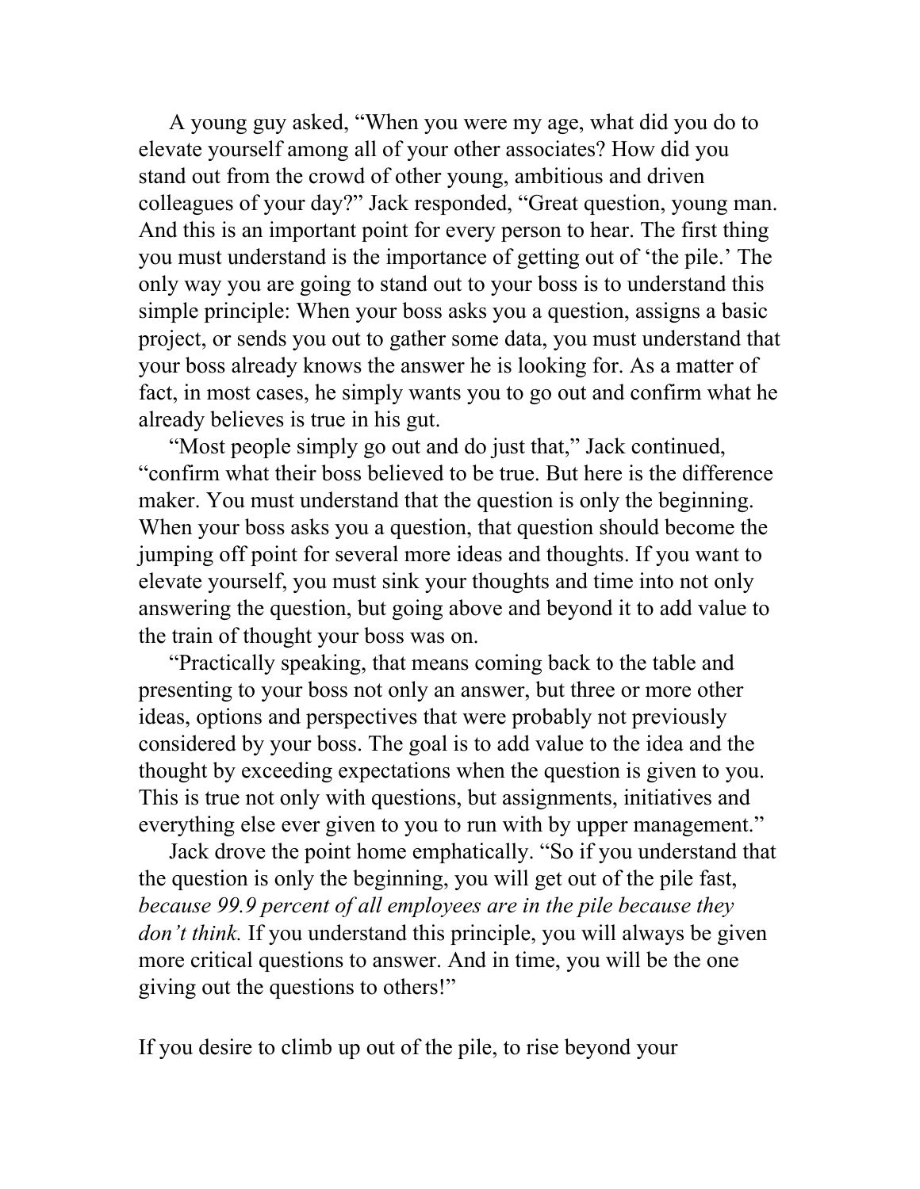A young guy asked, “When you were my age, what did you do to elevate yourself among all of your other associates? How did you stand out from the crowd of other young, ambitious and driven colleagues of your day?” Jack responded, “Great question, young man. And this is an important point for every person to hear. The first thing you must understand is the importance of getting out of ‘the pile.’ The only way you are going to stand out to your boss is to understand this simple principle: When your boss asks you a question, assigns a basic project, or sends you out to gather some data, you must understand that your boss already knows the answer he is looking for. As a matter of fact, in most cases, he simply wants you to go out and confirm what he already believes is true in his gut.

“Most people simply go out and do just that,” Jack continued, “confirm what their boss believed to be true. But here is the difference maker. You must understand that the question is only the beginning. When your boss asks you a question, that question should become the jumping off point for several more ideas and thoughts. If you want to elevate yourself, you must sink your thoughts and time into not only answering the question, but going above and beyond it to add value to the train of thought your boss was on.

“Practically speaking, that means coming back to the table and presenting to your boss not only an answer, but three or more other ideas, options and perspectives that were probably not previously considered by your boss. The goal is to add value to the idea and the thought by exceeding expectations when the question is given to you. This is true not only with questions, but assignments, initiatives and everything else ever given to you to run with by upper management.”

Jack drove the point home emphatically. “So if you understand that the question is only the beginning, you will get out of the pile fast, *because 99.9 percent of all employees are in the pile because they don’t think.* If you understand this principle, you will always be given more critical questions to answer. And in time, you will be the one giving out the questions to others!”

If you desire to climb up out of the pile, to rise beyond your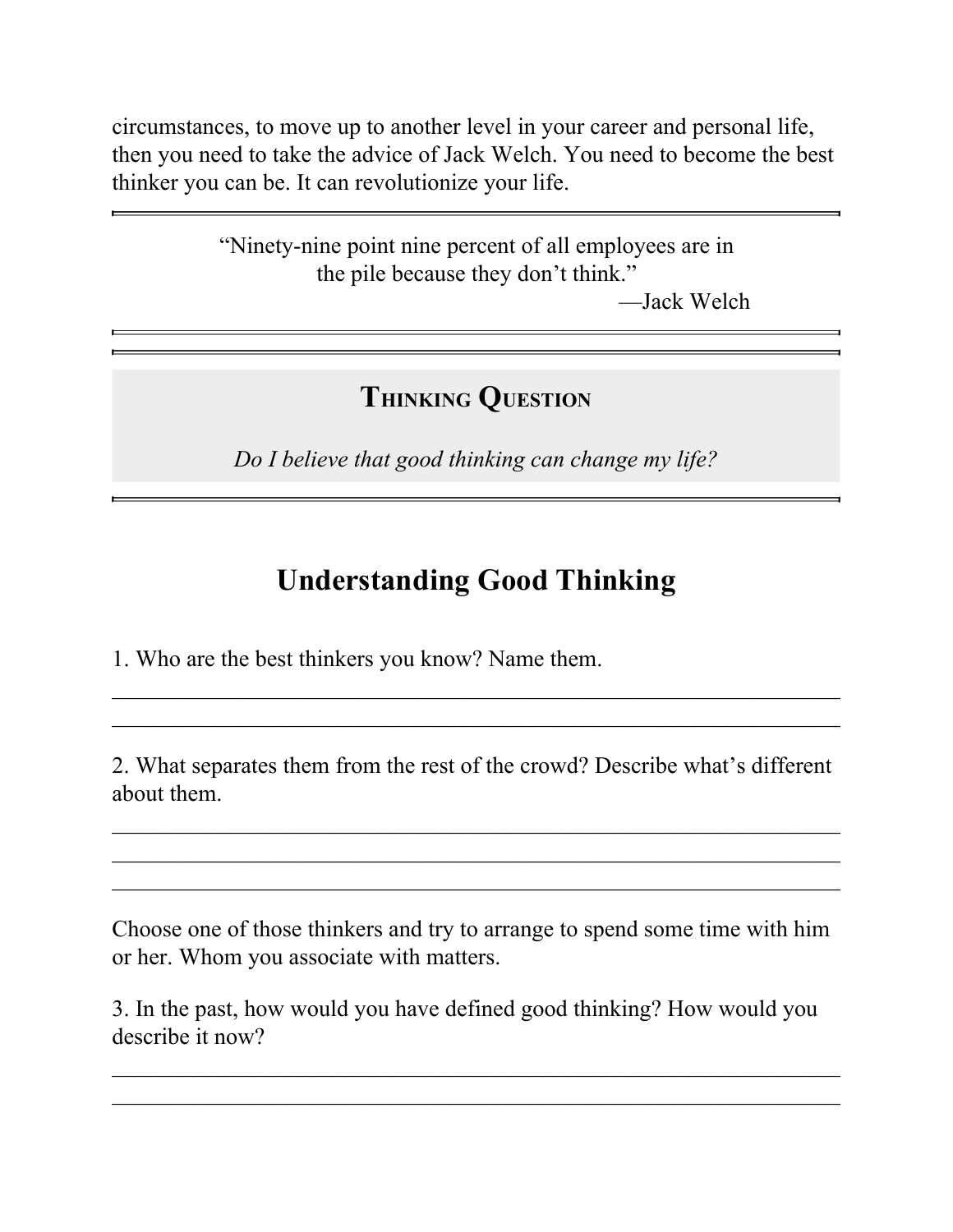circumstances, to move up to another level in your career and personal life, then you need to take the advice of Jack Welch. You need to become the best thinker you can be. It can revolutionize your life.

> "Ninety-nine point nine percent of all employees are in the pile because they don't think."
>
> —Jack Welch

### Thinking Question

*Do I believe that good thinking can change my life?*

## Understanding Good Thinking

1. Who are the best thinkers you know? Name them.

\_\_\_\_\_\_\_\_\_\_\_\_\_\_\_\_\_\_\_\_\_\_\_\_\_\_\_\_\_\_\_\_\_\_\_\_\_\_\_\_\_\_\_\_\_\_\_\_\_\_\_\_\_\_\_\_\_\_

\_\_\_\_\_\_\_\_\_\_\_\_\_\_\_\_\_\_\_\_\_\_\_\_\_\_\_\_\_\_\_\_\_\_\_\_\_\_\_\_\_\_\_\_\_\_\_\_\_\_\_\_\_\_\_\_\_\_

2. What separates them from the rest of the crowd? Describe what's different about them.

\_\_\_\_\_\_\_\_\_\_\_\_\_\_\_\_\_\_\_\_\_\_\_\_\_\_\_\_\_\_\_\_\_\_\_\_\_\_\_\_\_\_\_\_\_\_\_\_\_\_\_\_\_\_\_\_\_\_

\_\_\_\_\_\_\_\_\_\_\_\_\_\_\_\_\_\_\_\_\_\_\_\_\_\_\_\_\_\_\_\_\_\_\_\_\_\_\_\_\_\_\_\_\_\_\_\_\_\_\_\_\_\_\_\_\_\_

\_\_\_\_\_\_\_\_\_\_\_\_\_\_\_\_\_\_\_\_\_\_\_\_\_\_\_\_\_\_\_\_\_\_\_\_\_\_\_\_\_\_\_\_\_\_\_\_\_\_\_\_\_\_\_\_\_\_

Choose one of those thinkers and try to arrange to spend some time with him or her. Whom you associate with matters.

3. In the past, how would you have defined good thinking? How would you describe it now?

\_\_\_\_\_\_\_\_\_\_\_\_\_\_\_\_\_\_\_\_\_\_\_\_\_\_\_\_\_\_\_\_\_\_\_\_\_\_\_\_\_\_\_\_\_\_\_\_\_\_\_\_\_\_\_\_\_\_

\_\_\_\_\_\_\_\_\_\_\_\_\_\_\_\_\_\_\_\_\_\_\_\_\_\_\_\_\_\_\_\_\_\_\_\_\_\_\_\_\_\_\_\_\_\_\_\_\_\_\_\_\_\_\_\_\_\_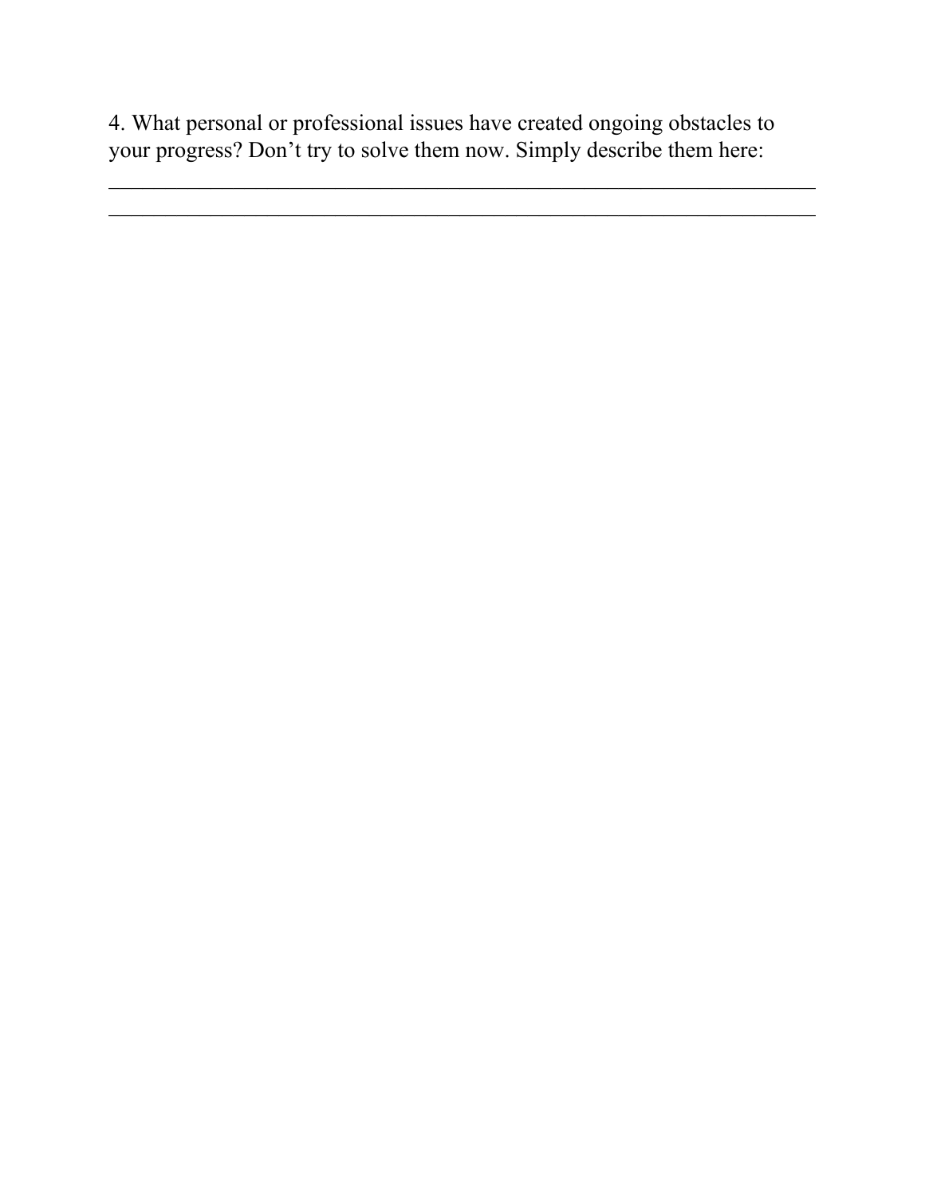4. What personal or professional issues have created ongoing obstacles to your progress? Don’t try to solve them now. Simply describe them here:

_________________________________________________________________

_________________________________________________________________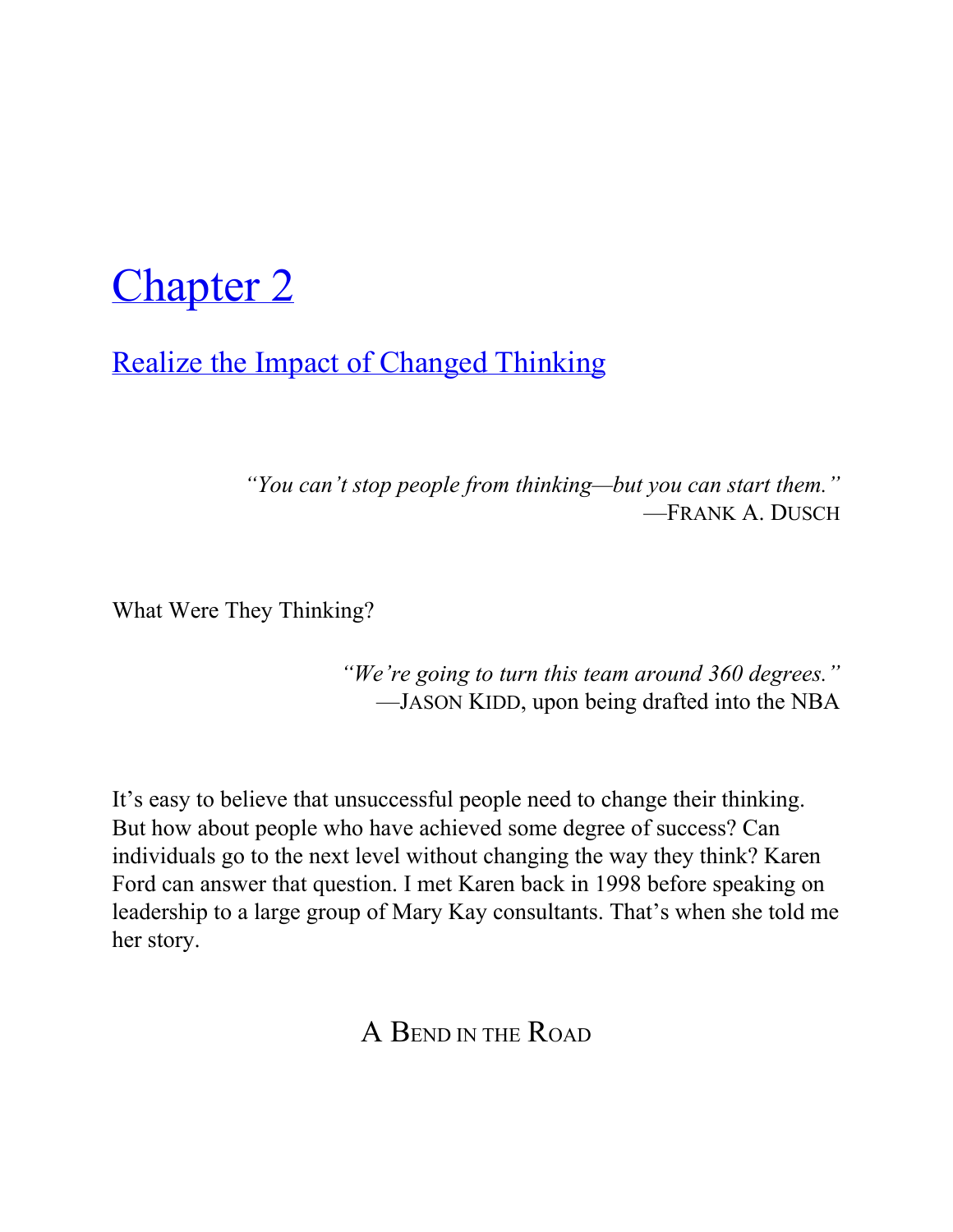# Chapter 2

## Realize the Impact of Changed Thinking

> *"You can't stop people from thinking—but you can start them."*
> —FRANK A. DUSCH

What Were They Thinking?

> *"We're going to turn this team around 360 degrees."*
> —JASON KIDD, upon being drafted into the NBA

It's easy to believe that unsuccessful people need to change their thinking. But how about people who have achieved some degree of success? Can individuals go to the next level without changing the way they think? Karen Ford can answer that question. I met Karen back in 1998 before speaking on leadership to a large group of Mary Kay consultants. That's when she told me her story.

### A BEND IN THE ROAD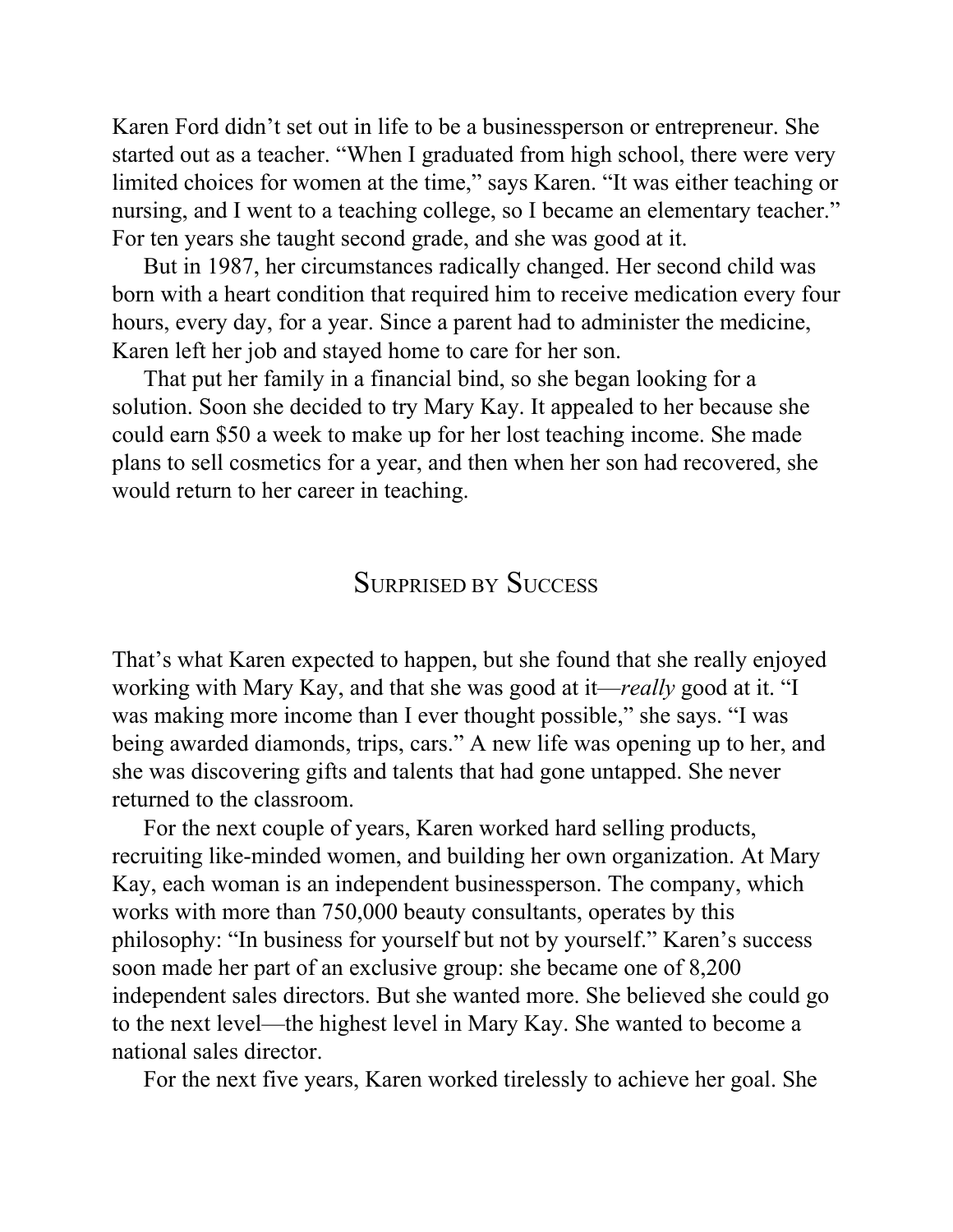Karen Ford didn’t set out in life to be a businessperson or entrepreneur. She started out as a teacher. “When I graduated from high school, there were very limited choices for women at the time,” says Karen. “It was either teaching or nursing, and I went to a teaching college, so I became an elementary teacher.” For ten years she taught second grade, and she was good at it.

But in 1987, her circumstances radically changed. Her second child was born with a heart condition that required him to receive medication every four hours, every day, for a year. Since a parent had to administer the medicine, Karen left her job and stayed home to care for her son.

That put her family in a financial bind, so she began looking for a solution. Soon she decided to try Mary Kay. It appealed to her because she could earn $50 a week to make up for her lost teaching income. She made plans to sell cosmetics for a year, and then when her son had recovered, she would return to her career in teaching.

## Surprised by Success

That’s what Karen expected to happen, but she found that she really enjoyed working with Mary Kay, and that she was good at it—*really* good at it. “I was making more income than I ever thought possible,” she says. “I was being awarded diamonds, trips, cars.” A new life was opening up to her, and she was discovering gifts and talents that had gone untapped. She never returned to the classroom.

For the next couple of years, Karen worked hard selling products, recruiting like-minded women, and building her own organization. At Mary Kay, each woman is an independent businessperson. The company, which works with more than 750,000 beauty consultants, operates by this philosophy: “In business for yourself but not by yourself.” Karen’s success soon made her part of an exclusive group: she became one of 8,200 independent sales directors. But she wanted more. She believed she could go to the next level—the highest level in Mary Kay. She wanted to become a national sales director.

For the next five years, Karen worked tirelessly to achieve her goal. She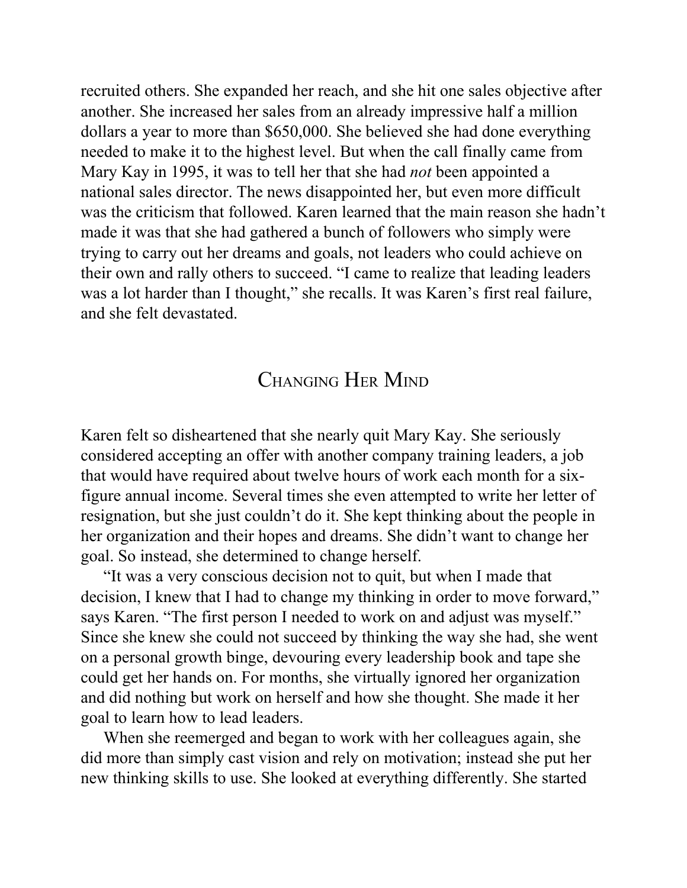recruited others. She expanded her reach, and she hit one sales objective after another. She increased her sales from an already impressive half a million dollars a year to more than $650,000. She believed she had done everything needed to make it to the highest level. But when the call finally came from Mary Kay in 1995, it was to tell her that she had *not* been appointed a national sales director. The news disappointed her, but even more difficult was the criticism that followed. Karen learned that the main reason she hadn't made it was that she had gathered a bunch of followers who simply were trying to carry out her dreams and goals, not leaders who could achieve on their own and rally others to succeed. "I came to realize that leading leaders was a lot harder than I thought," she recalls. It was Karen's first real failure, and she felt devastated.

## Changing Her Mind

Karen felt so disheartened that she nearly quit Mary Kay. She seriously considered accepting an offer with another company training leaders, a job that would have required about twelve hours of work each month for a six-figure annual income. Several times she even attempted to write her letter of resignation, but she just couldn't do it. She kept thinking about the people in her organization and their hopes and dreams. She didn't want to change her goal. So instead, she determined to change herself.

"It was a very conscious decision not to quit, but when I made that decision, I knew that I had to change my thinking in order to move forward," says Karen. "The first person I needed to work on and adjust was myself." Since she knew she could not succeed by thinking the way she had, she went on a personal growth binge, devouring every leadership book and tape she could get her hands on. For months, she virtually ignored her organization and did nothing but work on herself and how she thought. She made it her goal to learn how to lead leaders.

When she reemerged and began to work with her colleagues again, she did more than simply cast vision and rely on motivation; instead she put her new thinking skills to use. She looked at everything differently. She started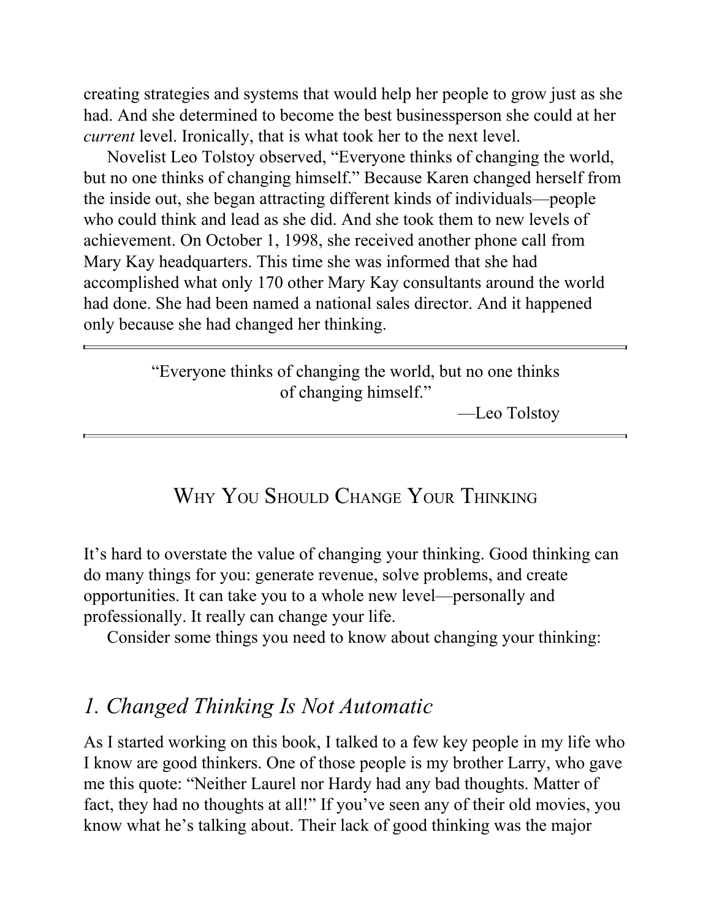creating strategies and systems that would help her people to grow just as she had. And she determined to become the best businessperson she could at her *current* level. Ironically, that is what took her to the next level.

Novelist Leo Tolstoy observed, "Everyone thinks of changing the world, but no one thinks of changing himself." Because Karen changed herself from the inside out, she began attracting different kinds of individuals—people who could think and lead as she did. And she took them to new levels of achievement. On October 1, 1998, she received another phone call from Mary Kay headquarters. This time she was informed that she had accomplished what only 170 other Mary Kay consultants around the world had done. She had been named a national sales director. And it happened only because she had changed her thinking.

> "Everyone thinks of changing the world, but no one thinks of changing himself."
>
> —Leo Tolstoy

## Why You Should Change Your Thinking

It's hard to overstate the value of changing your thinking. Good thinking can do many things for you: generate revenue, solve problems, and create opportunities. It can take you to a whole new level—personally and professionally. It really can change your life.

Consider some things you need to know about changing your thinking:

### *1. Changed Thinking Is Not Automatic*

As I started working on this book, I talked to a few key people in my life who I know are good thinkers. One of those people is my brother Larry, who gave me this quote: "Neither Laurel nor Hardy had any bad thoughts. Matter of fact, they had no thoughts at all!" If you've seen any of their old movies, you know what he's talking about. Their lack of good thinking was the major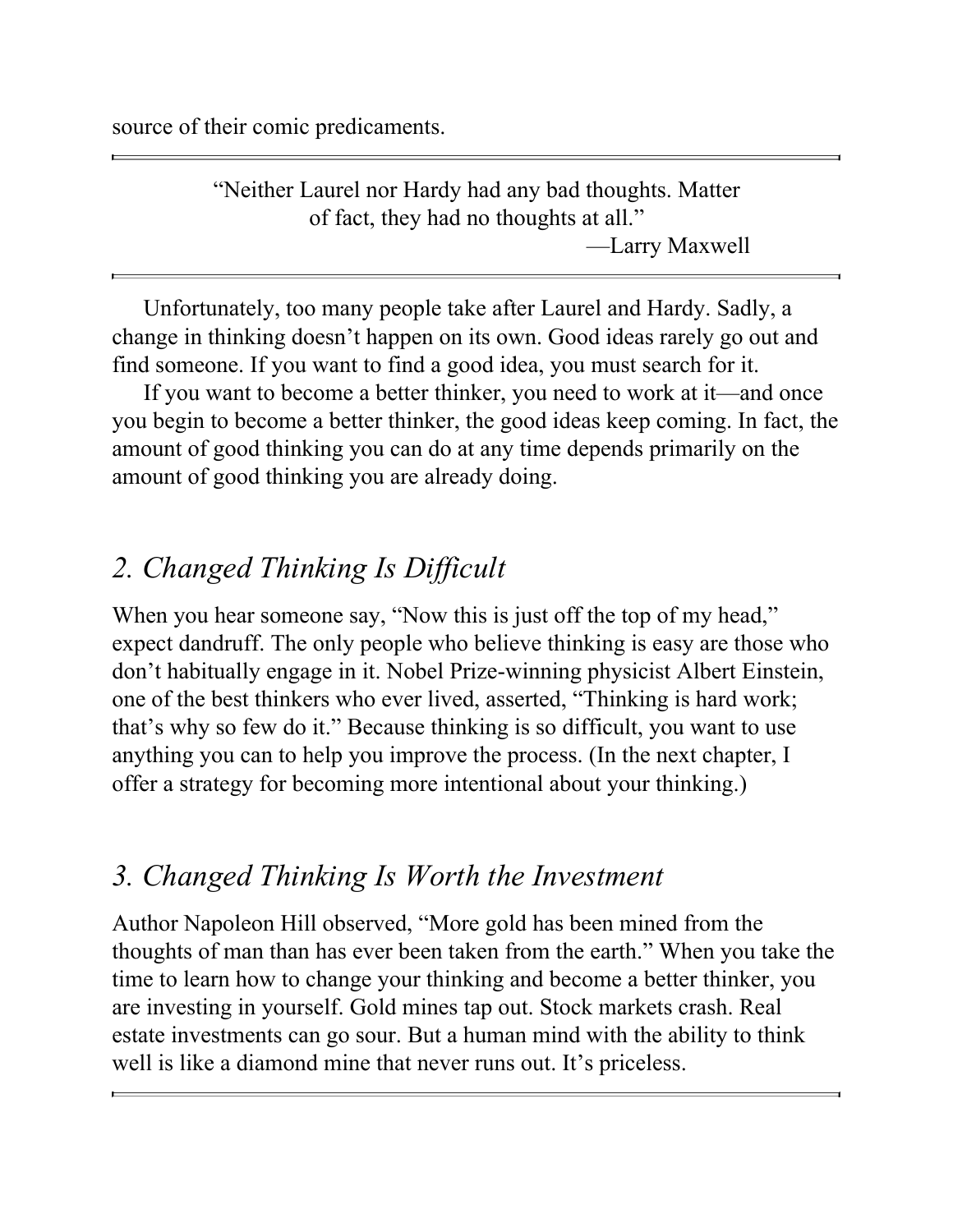source of their comic predicaments.

> "Neither Laurel nor Hardy had any bad thoughts. Matter of fact, they had no thoughts at all."
>
> —Larry Maxwell

Unfortunately, too many people take after Laurel and Hardy. Sadly, a change in thinking doesn't happen on its own. Good ideas rarely go out and find someone. If you want to find a good idea, you must search for it.

If you want to become a better thinker, you need to work at it—and once you begin to become a better thinker, the good ideas keep coming. In fact, the amount of good thinking you can do at any time depends primarily on the amount of good thinking you are already doing.

## *2. Changed Thinking Is Difficult*

When you hear someone say, "Now this is just off the top of my head," expect dandruff. The only people who believe thinking is easy are those who don't habitually engage in it. Nobel Prize-winning physicist Albert Einstein, one of the best thinkers who ever lived, asserted, "Thinking is hard work; that's why so few do it." Because thinking is so difficult, you want to use anything you can to help you improve the process. (In the next chapter, I offer a strategy for becoming more intentional about your thinking.)

## *3. Changed Thinking Is Worth the Investment*

Author Napoleon Hill observed, "More gold has been mined from the thoughts of man than has ever been taken from the earth." When you take the time to learn how to change your thinking and become a better thinker, you are investing in yourself. Gold mines tap out. Stock markets crash. Real estate investments can go sour. But a human mind with the ability to think well is like a diamond mine that never runs out. It's priceless.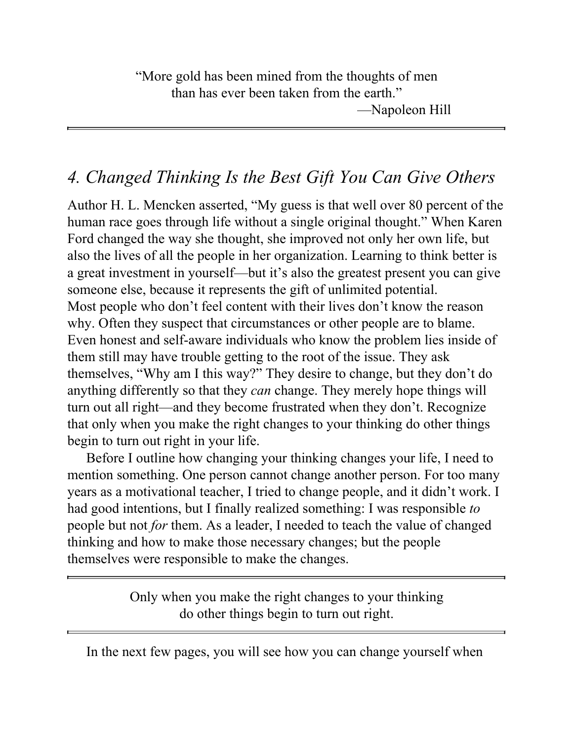> "More gold has been mined from the thoughts of men than has ever been taken from the earth."
>
> —Napoleon Hill

## *4. Changed Thinking Is the Best Gift You Can Give Others*

Author H. L. Mencken asserted, "My guess is that well over 80 percent of the human race goes through life without a single original thought." When Karen Ford changed the way she thought, she improved not only her own life, but also the lives of all the people in her organization. Learning to think better is a great investment in yourself—but it's also the greatest present you can give someone else, because it represents the gift of unlimited potential.

Most people who don't feel content with their lives don't know the reason why. Often they suspect that circumstances or other people are to blame. Even honest and self-aware individuals who know the problem lies inside of them still may have trouble getting to the root of the issue. They ask themselves, "Why am I this way?" They desire to change, but they don't do anything differently so that they *can* change. They merely hope things will turn out all right—and they become frustrated when they don't. Recognize that only when you make the right changes to your thinking do other things begin to turn out right in your life.

Before I outline how changing your thinking changes your life, I need to mention something. One person cannot change another person. For too many years as a motivational teacher, I tried to change people, and it didn't work. I had good intentions, but I finally realized something: I was responsible *to* people but not *for* them. As a leader, I needed to teach the value of changed thinking and how to make those necessary changes; but the people themselves were responsible to make the changes.

> Only when you make the right changes to your thinking do other things begin to turn out right.

In the next few pages, you will see how you can change yourself when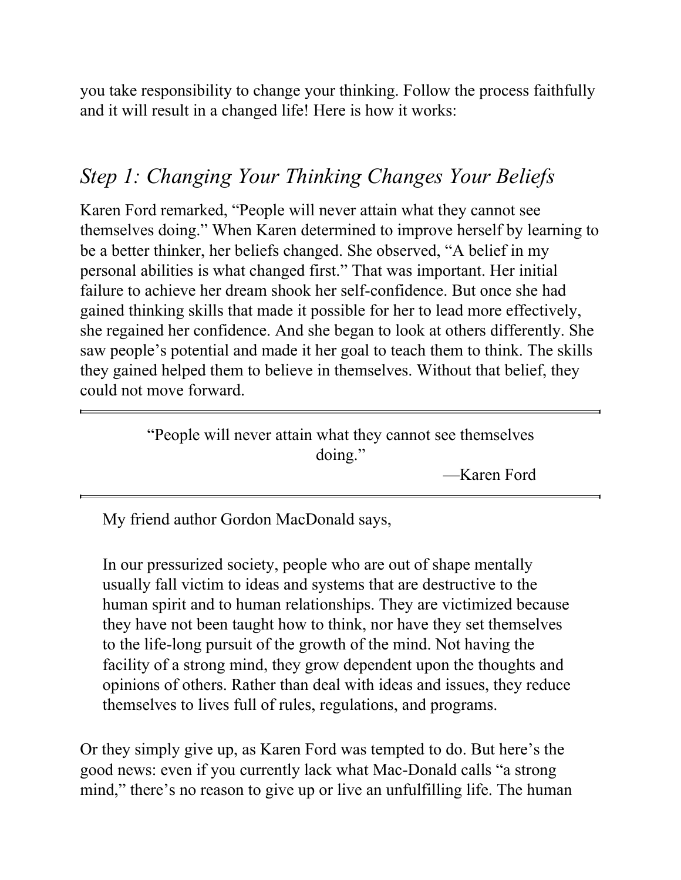you take responsibility to change your thinking. Follow the process faithfully and it will result in a changed life! Here is how it works:

## *Step 1: Changing Your Thinking Changes Your Beliefs*

Karen Ford remarked, “People will never attain what they cannot see themselves doing.” When Karen determined to improve herself by learning to be a better thinker, her beliefs changed. She observed, “A belief in my personal abilities is what changed first.” That was important. Her initial failure to achieve her dream shook her self-confidence. But once she had gained thinking skills that made it possible for her to lead more effectively, she regained her confidence. And she began to look at others differently. She saw people’s potential and made it her goal to teach them to think. The skills they gained helped them to believe in themselves. Without that belief, they could not move forward.

---

> “People will never attain what they cannot see themselves doing.”
>
> —Karen Ford

---

My friend author Gordon MacDonald says,

> In our pressurized society, people who are out of shape mentally usually fall victim to ideas and systems that are destructive to the human spirit and to human relationships. They are victimized because they have not been taught how to think, nor have they set themselves to the life-long pursuit of the growth of the mind. Not having the facility of a strong mind, they grow dependent upon the thoughts and opinions of others. Rather than deal with ideas and issues, they reduce themselves to lives full of rules, regulations, and programs.

Or they simply give up, as Karen Ford was tempted to do. But here’s the good news: even if you currently lack what Mac-Donald calls “a strong mind,” there’s no reason to give up or live an unfulfilling life. The human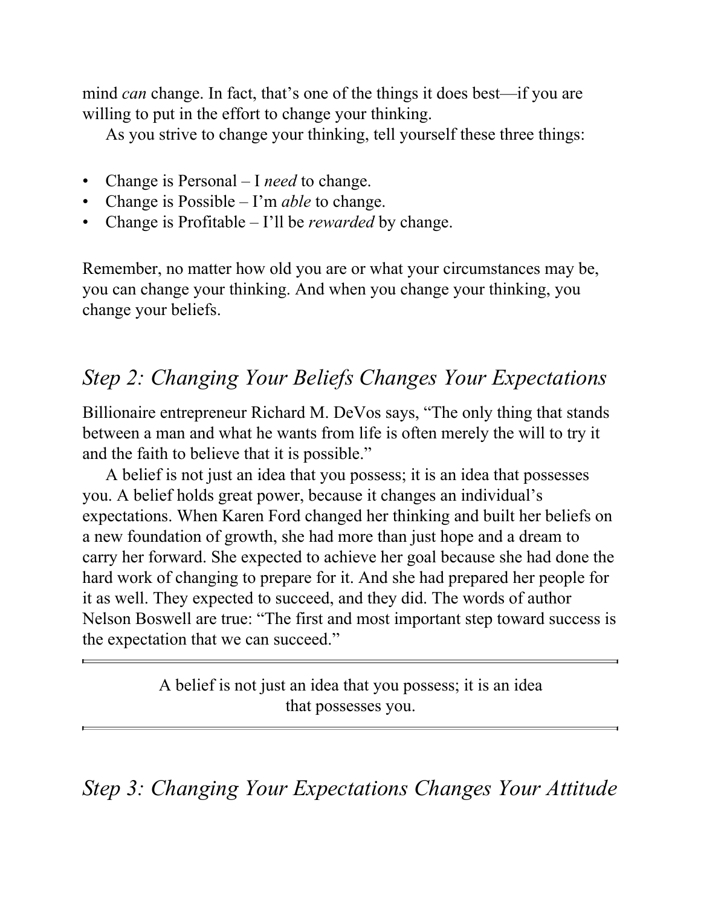mind *can* change. In fact, that's one of the things it does best—if you are willing to put in the effort to change your thinking.

As you strive to change your thinking, tell yourself these three things:

- Change is Personal – I *need* to change.
- Change is Possible – I'm *able* to change.
- Change is Profitable – I'll be *rewarded* by change.

Remember, no matter how old you are or what your circumstances may be, you can change your thinking. And when you change your thinking, you change your beliefs.

## *Step 2: Changing Your Beliefs Changes Your Expectations*

Billionaire entrepreneur Richard M. DeVos says, "The only thing that stands between a man and what he wants from life is often merely the will to try it and the faith to believe that it is possible."

A belief is not just an idea that you possess; it is an idea that possesses you. A belief holds great power, because it changes an individual's expectations. When Karen Ford changed her thinking and built her beliefs on a new foundation of growth, she had more than just hope and a dream to carry her forward. She expected to achieve her goal because she had done the hard work of changing to prepare for it. And she had prepared her people for it as well. They expected to succeed, and they did. The words of author Nelson Boswell are true: "The first and most important step toward success is the expectation that we can succeed."

---

A belief is not just an idea that you possess; it is an idea that possesses you.

---

## *Step 3: Changing Your Expectations Changes Your Attitude*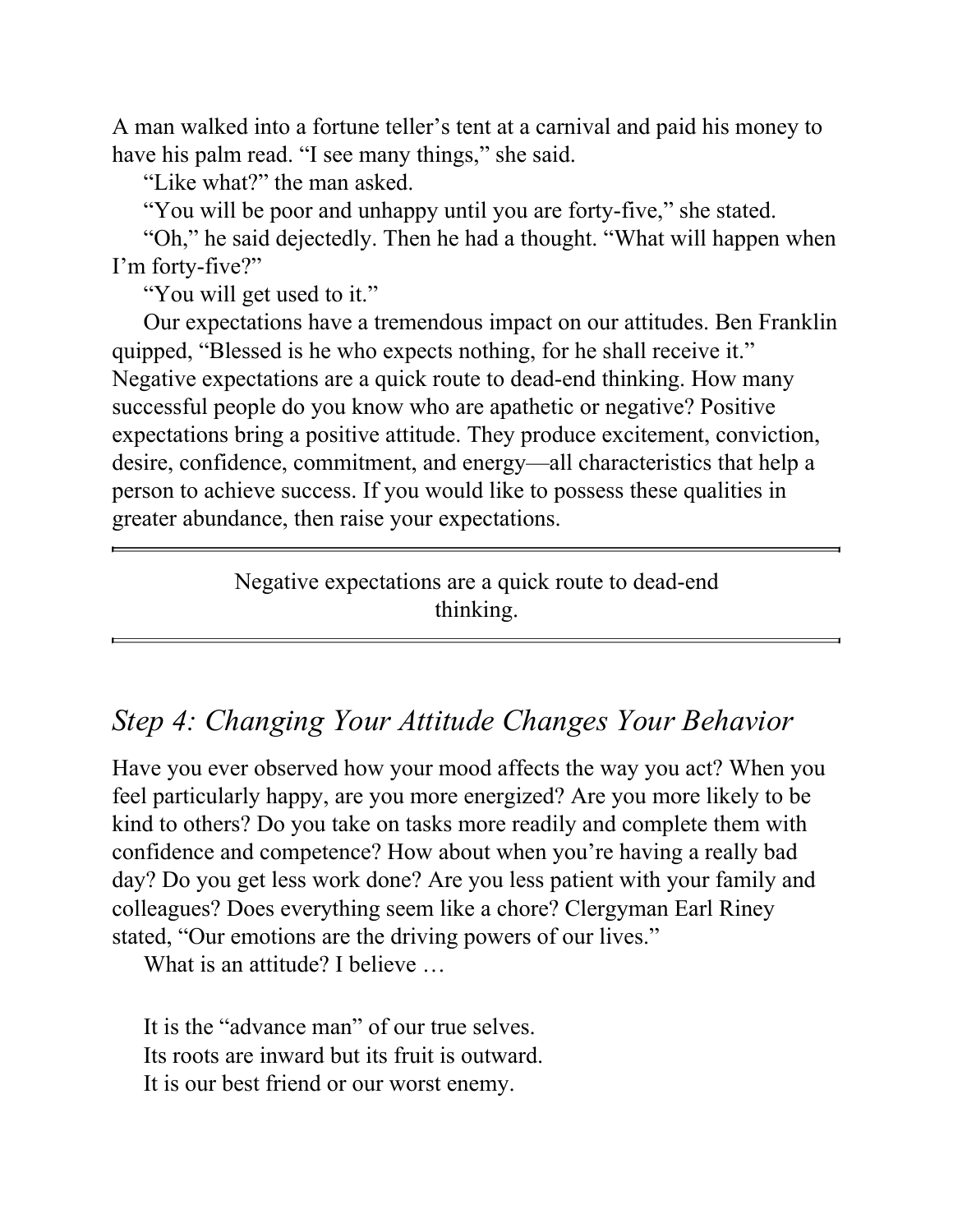A man walked into a fortune teller's tent at a carnival and paid his money to have his palm read. "I see many things," she said.

"Like what?" the man asked.

"You will be poor and unhappy until you are forty-five," she stated.

"Oh," he said dejectedly. Then he had a thought. "What will happen when I'm forty-five?"

"You will get used to it."

Our expectations have a tremendous impact on our attitudes. Ben Franklin quipped, "Blessed is he who expects nothing, for he shall receive it." Negative expectations are a quick route to dead-end thinking. How many successful people do you know who are apathetic or negative? Positive expectations bring a positive attitude. They produce excitement, conviction, desire, confidence, commitment, and energy—all characteristics that help a person to achieve success. If you would like to possess these qualities in greater abundance, then raise your expectations.

---

Negative expectations are a quick route to dead-end thinking.

---

## *Step 4: Changing Your Attitude Changes Your Behavior*

Have you ever observed how your mood affects the way you act? When you feel particularly happy, are you more energized? Are you more likely to be kind to others? Do you take on tasks more readily and complete them with confidence and competence? How about when you're having a really bad day? Do you get less work done? Are you less patient with your family and colleagues? Does everything seem like a chore? Clergyman Earl Riney stated, "Our emotions are the driving powers of our lives."

What is an attitude? I believe …

It is the "advance man" of our true selves.
Its roots are inward but its fruit is outward.
It is our best friend or our worst enemy.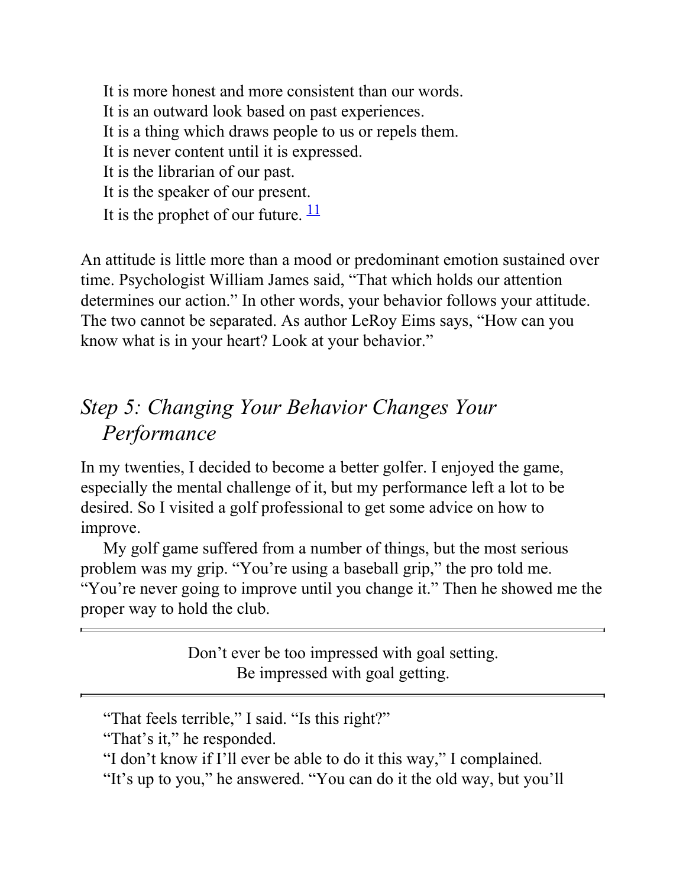It is more honest and more consistent than our words.
It is an outward look based on past experiences.
It is a thing which draws people to us or repels them.
It is never content until it is expressed.
It is the librarian of our past.
It is the speaker of our present.
It is the prophet of our future. [11]

An attitude is little more than a mood or predominant emotion sustained over time. Psychologist William James said, "That which holds our attention determines our action." In other words, your behavior follows your attitude. The two cannot be separated. As author LeRoy Eims says, "How can you know what is in your heart? Look at your behavior."

## *Step 5: Changing Your Behavior Changes Your Performance*

In my twenties, I decided to become a better golfer. I enjoyed the game, especially the mental challenge of it, but my performance left a lot to be desired. So I visited a golf professional to get some advice on how to improve.

My golf game suffered from a number of things, but the most serious problem was my grip. "You're using a baseball grip," the pro told me. "You're never going to improve until you change it." Then he showed me the proper way to hold the club.

---

Don't ever be too impressed with goal setting.
Be impressed with goal getting.

---

"That feels terrible," I said. "Is this right?"

"That's it," he responded.

"I don't know if I'll ever be able to do it this way," I complained.

"It's up to you," he answered. "You can do it the old way, but you'll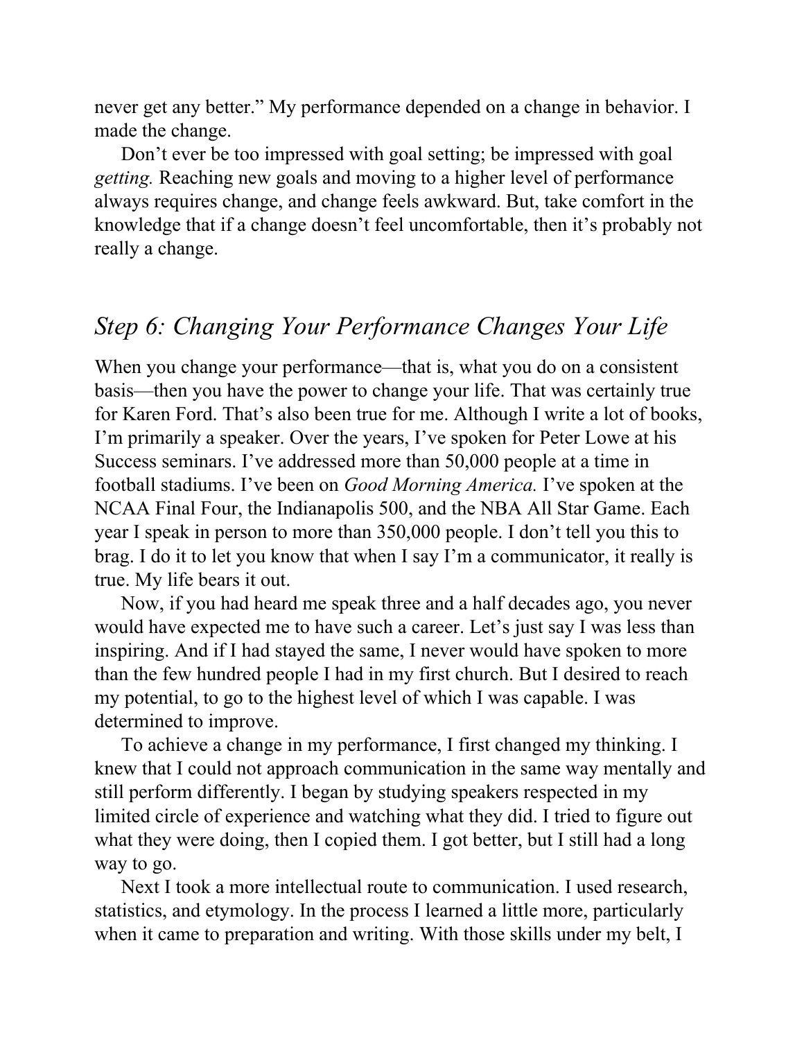never get any better." My performance depended on a change in behavior. I made the change.

Don't ever be too impressed with goal setting; be impressed with goal *getting.* Reaching new goals and moving to a higher level of performance always requires change, and change feels awkward. But, take comfort in the knowledge that if a change doesn't feel uncomfortable, then it's probably not really a change.

## *Step 6: Changing Your Performance Changes Your Life*

When you change your performance—that is, what you do on a consistent basis—then you have the power to change your life. That was certainly true for Karen Ford. That's also been true for me. Although I write a lot of books, I'm primarily a speaker. Over the years, I've spoken for Peter Lowe at his Success seminars. I've addressed more than 50,000 people at a time in football stadiums. I've been on *Good Morning America.* I've spoken at the NCAA Final Four, the Indianapolis 500, and the NBA All Star Game. Each year I speak in person to more than 350,000 people. I don't tell you this to brag. I do it to let you know that when I say I'm a communicator, it really is true. My life bears it out.

Now, if you had heard me speak three and a half decades ago, you never would have expected me to have such a career. Let's just say I was less than inspiring. And if I had stayed the same, I never would have spoken to more than the few hundred people I had in my first church. But I desired to reach my potential, to go to the highest level of which I was capable. I was determined to improve.

To achieve a change in my performance, I first changed my thinking. I knew that I could not approach communication in the same way mentally and still perform differently. I began by studying speakers respected in my limited circle of experience and watching what they did. I tried to figure out what they were doing, then I copied them. I got better, but I still had a long way to go.

Next I took a more intellectual route to communication. I used research, statistics, and etymology. In the process I learned a little more, particularly when it came to preparation and writing. With those skills under my belt, I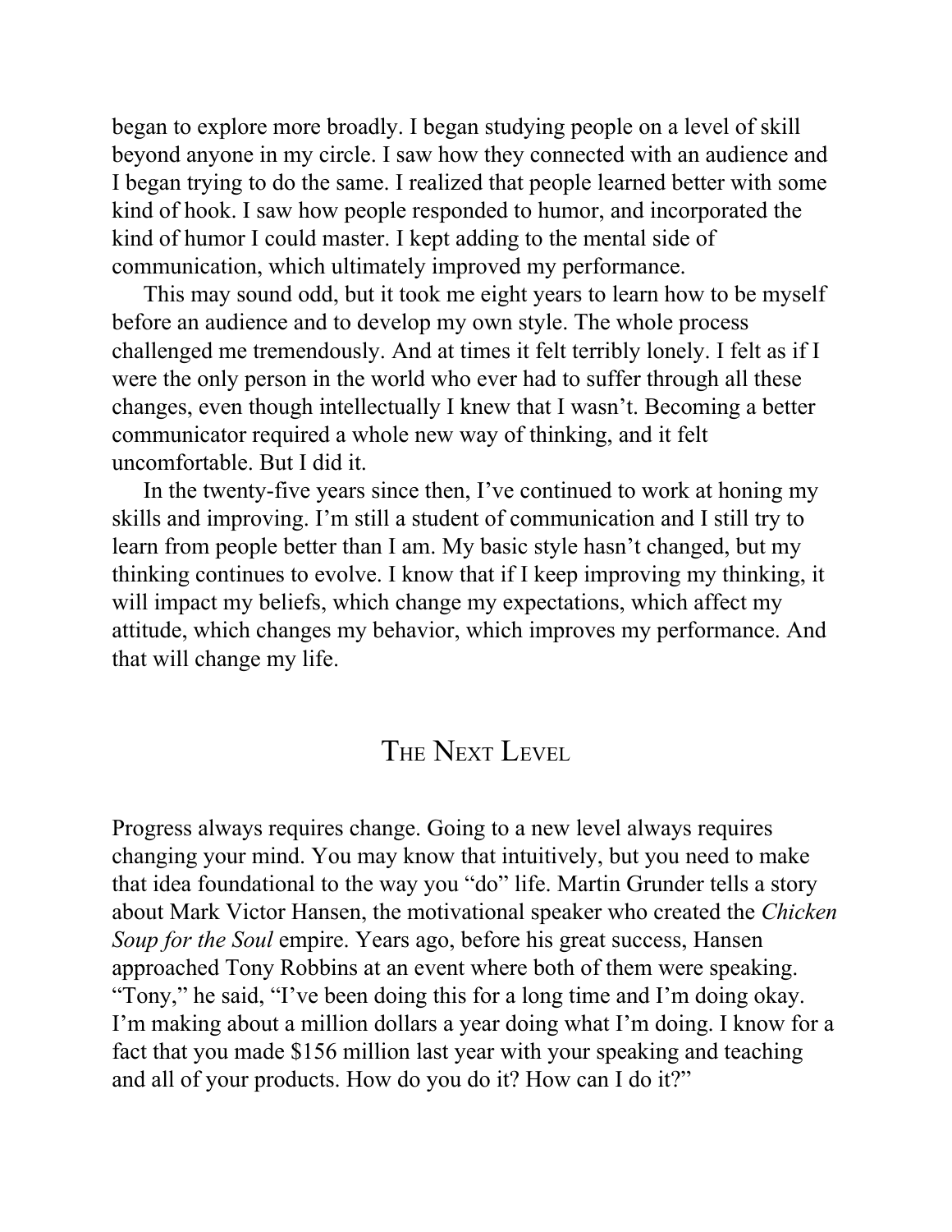began to explore more broadly. I began studying people on a level of skill beyond anyone in my circle. I saw how they connected with an audience and I began trying to do the same. I realized that people learned better with some kind of hook. I saw how people responded to humor, and incorporated the kind of humor I could master. I kept adding to the mental side of communication, which ultimately improved my performance.

This may sound odd, but it took me eight years to learn how to be myself before an audience and to develop my own style. The whole process challenged me tremendously. And at times it felt terribly lonely. I felt as if I were the only person in the world who ever had to suffer through all these changes, even though intellectually I knew that I wasn't. Becoming a better communicator required a whole new way of thinking, and it felt uncomfortable. But I did it.

In the twenty-five years since then, I've continued to work at honing my skills and improving. I'm still a student of communication and I still try to learn from people better than I am. My basic style hasn't changed, but my thinking continues to evolve. I know that if I keep improving my thinking, it will impact my beliefs, which change my expectations, which affect my attitude, which changes my behavior, which improves my performance. And that will change my life.

## The Next Level

Progress always requires change. Going to a new level always requires changing your mind. You may know that intuitively, but you need to make that idea foundational to the way you "do" life. Martin Grunder tells a story about Mark Victor Hansen, the motivational speaker who created the *Chicken Soup for the Soul* empire. Years ago, before his great success, Hansen approached Tony Robbins at an event where both of them were speaking. "Tony," he said, "I've been doing this for a long time and I'm doing okay. I'm making about a million dollars a year doing what I'm doing. I know for a fact that you made $156 million last year with your speaking and teaching and all of your products. How do you do it? How can I do it?"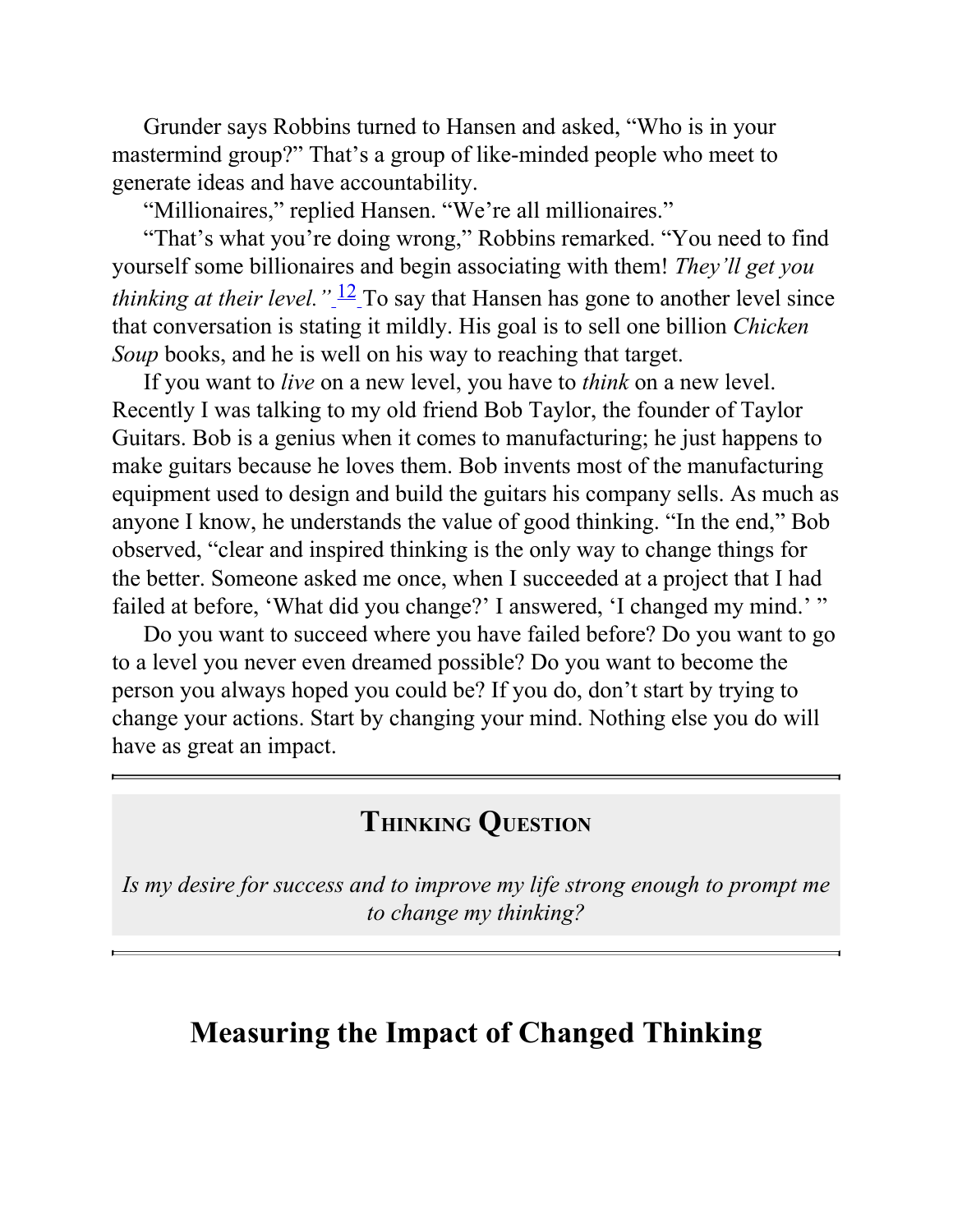Grunder says Robbins turned to Hansen and asked, "Who is in your mastermind group?" That's a group of like-minded people who meet to generate ideas and have accountability.

"Millionaires," replied Hansen. "We're all millionaires."

"That's what you're doing wrong," Robbins remarked. "You need to find yourself some billionaires and begin associating with them! *They'll get you thinking at their level."* [12] To say that Hansen has gone to another level since that conversation is stating it mildly. His goal is to sell one billion *Chicken Soup* books, and he is well on his way to reaching that target.

If you want to *live* on a new level, you have to *think* on a new level. Recently I was talking to my old friend Bob Taylor, the founder of Taylor Guitars. Bob is a genius when it comes to manufacturing; he just happens to make guitars because he loves them. Bob invents most of the manufacturing equipment used to design and build the guitars his company sells. As much as anyone I know, he understands the value of good thinking. "In the end," Bob observed, "clear and inspired thinking is the only way to change things for the better. Someone asked me once, when I succeeded at a project that I had failed at before, 'What did you change?' I answered, 'I changed my mind.' "

Do you want to succeed where you have failed before? Do you want to go to a level you never even dreamed possible? Do you want to become the person you always hoped you could be? If you do, don't start by trying to change your actions. Start by changing your mind. Nothing else you do will have as great an impact.

---

### Thinking Question

*Is my desire for success and to improve my life strong enough to prompt me to change my thinking?*

---

## Measuring the Impact of Changed Thinking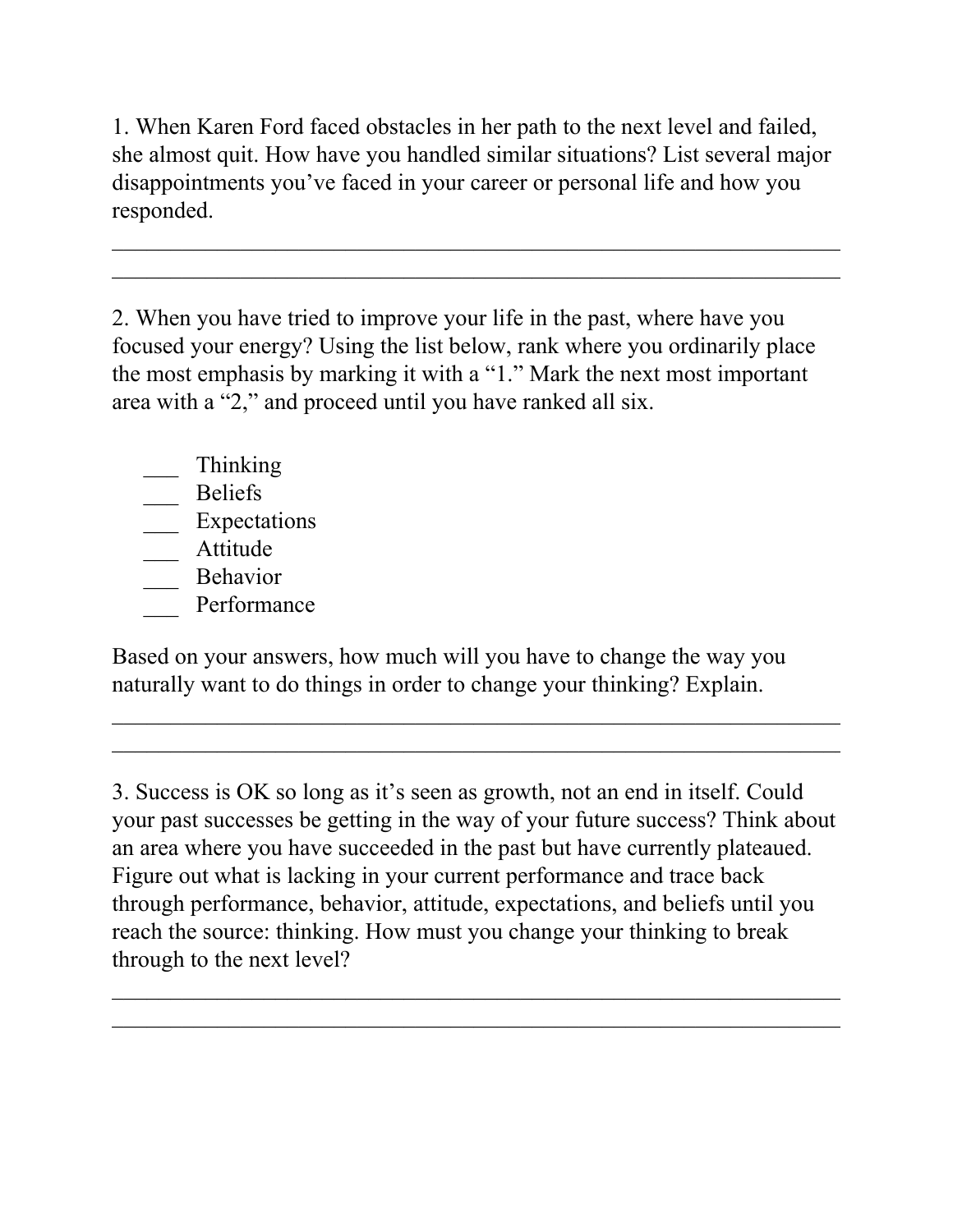1. When Karen Ford faced obstacles in her path to the next level and failed, she almost quit. How have you handled similar situations? List several major disappointments you've faced in your career or personal life and how you responded.

_______________________________________________________________

_______________________________________________________________

2. When you have tried to improve your life in the past, where have you focused your energy? Using the list below, rank where you ordinarily place the most emphasis by marking it with a "1." Mark the next most important area with a "2," and proceed until you have ranked all six.

___ Thinking
___ Beliefs
___ Expectations
___ Attitude
___ Behavior
___ Performance

Based on your answers, how much will you have to change the way you naturally want to do things in order to change your thinking? Explain.

_______________________________________________________________

_______________________________________________________________

3. Success is OK so long as it's seen as growth, not an end in itself. Could your past successes be getting in the way of your future success? Think about an area where you have succeeded in the past but have currently plateaued. Figure out what is lacking in your current performance and trace back through performance, behavior, attitude, expectations, and beliefs until you reach the source: thinking. How must you change your thinking to break through to the next level?

_______________________________________________________________

_______________________________________________________________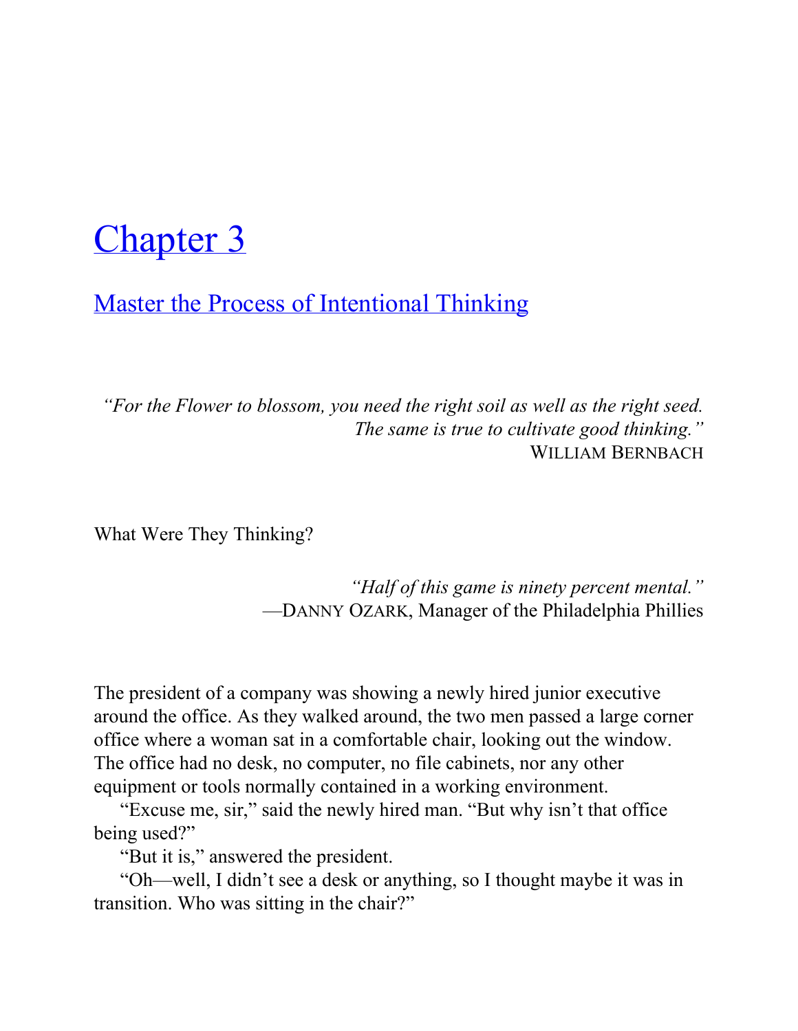# Chapter 3

## Master the Process of Intentional Thinking

*"For the Flower to blossom, you need the right soil as well as the right seed. The same is true to cultivate good thinking."*
WILLIAM BERNBACH

What Were They Thinking?

*"Half of this game is ninety percent mental."*
—DANNY OZARK, Manager of the Philadelphia Phillies

The president of a company was showing a newly hired junior executive around the office. As they walked around, the two men passed a large corner office where a woman sat in a comfortable chair, looking out the window. The office had no desk, no computer, no file cabinets, nor any other equipment or tools normally contained in a working environment.

"Excuse me, sir," said the newly hired man. "But why isn't that office being used?"

"But it is," answered the president.

"Oh—well, I didn't see a desk or anything, so I thought maybe it was in transition. Who was sitting in the chair?"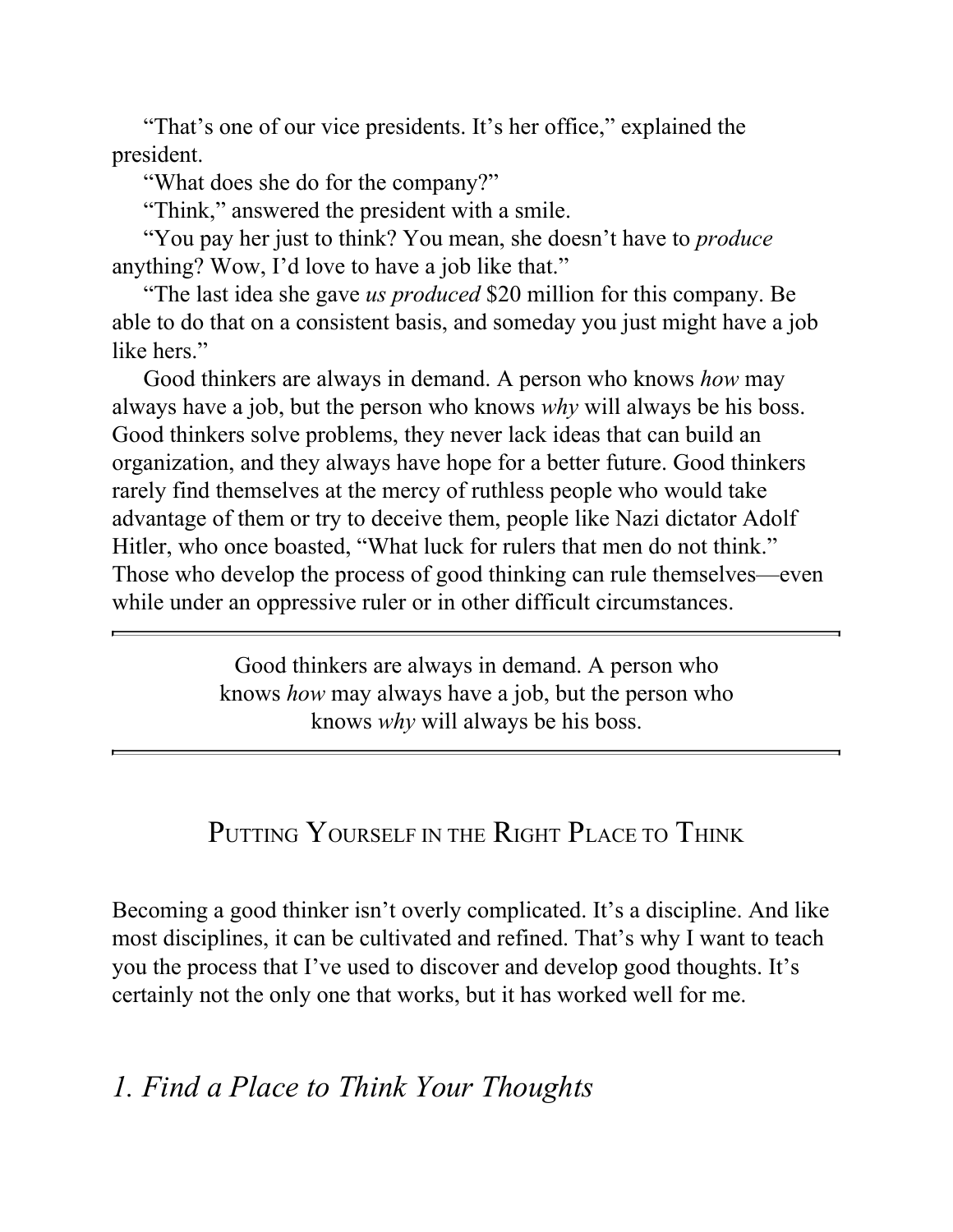"That's one of our vice presidents. It's her office," explained the president.

"What does she do for the company?"

"Think," answered the president with a smile.

"You pay her just to think? You mean, she doesn't have to *produce* anything? Wow, I'd love to have a job like that."

"The last idea she gave *us produced* $20 million for this company. Be able to do that on a consistent basis, and someday you just might have a job like hers."

Good thinkers are always in demand. A person who knows *how* may always have a job, but the person who knows *why* will always be his boss. Good thinkers solve problems, they never lack ideas that can build an organization, and they always have hope for a better future. Good thinkers rarely find themselves at the mercy of ruthless people who would take advantage of them or try to deceive them, people like Nazi dictator Adolf Hitler, who once boasted, "What luck for rulers that men do not think." Those who develop the process of good thinking can rule themselves—even while under an oppressive ruler or in other difficult circumstances.

---

Good thinkers are always in demand. A person who knows *how* may always have a job, but the person who knows *why* will always be his boss.

---

## Putting Yourself in the Right Place to Think

Becoming a good thinker isn't overly complicated. It's a discipline. And like most disciplines, it can be cultivated and refined. That's why I want to teach you the process that I've used to discover and develop good thoughts. It's certainly not the only one that works, but it has worked well for me.

### *1. Find a Place to Think Your Thoughts*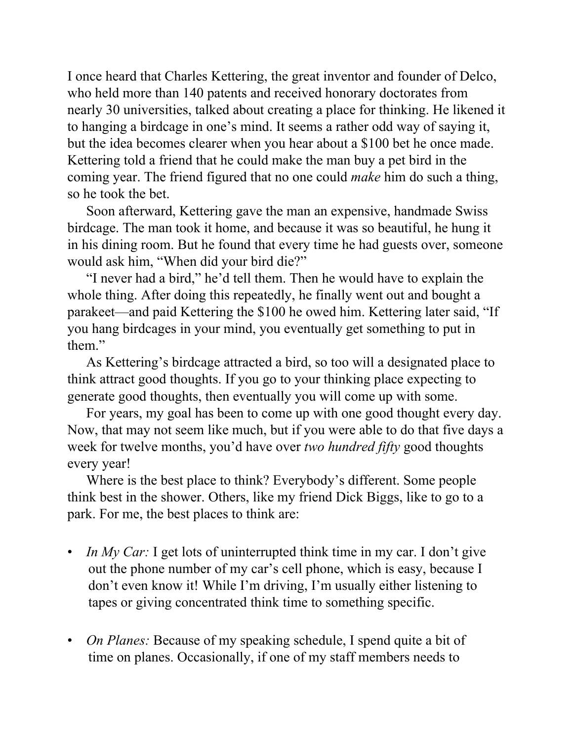I once heard that Charles Kettering, the great inventor and founder of Delco, who held more than 140 patents and received honorary doctorates from nearly 30 universities, talked about creating a place for thinking. He likened it to hanging a birdcage in one's mind. It seems a rather odd way of saying it, but the idea becomes clearer when you hear about a $100 bet he once made. Kettering told a friend that he could make the man buy a pet bird in the coming year. The friend figured that no one could *make* him do such a thing, so he took the bet.

Soon afterward, Kettering gave the man an expensive, handmade Swiss birdcage. The man took it home, and because it was so beautiful, he hung it in his dining room. But he found that every time he had guests over, someone would ask him, "When did your bird die?"

"I never had a bird," he'd tell them. Then he would have to explain the whole thing. After doing this repeatedly, he finally went out and bought a parakeet—and paid Kettering the $100 he owed him. Kettering later said, "If you hang birdcages in your mind, you eventually get something to put in them."

As Kettering's birdcage attracted a bird, so too will a designated place to think attract good thoughts. If you go to your thinking place expecting to generate good thoughts, then eventually you will come up with some.

For years, my goal has been to come up with one good thought every day. Now, that may not seem like much, but if you were able to do that five days a week for twelve months, you'd have over *two hundred fifty* good thoughts every year!

Where is the best place to think? Everybody's different. Some people think best in the shower. Others, like my friend Dick Biggs, like to go to a park. For me, the best places to think are:

- *In My Car:* I get lots of uninterrupted think time in my car. I don't give out the phone number of my car's cell phone, which is easy, because I don't even know it! While I'm driving, I'm usually either listening to tapes or giving concentrated think time to something specific.

- *On Planes:* Because of my speaking schedule, I spend quite a bit of time on planes. Occasionally, if one of my staff members needs to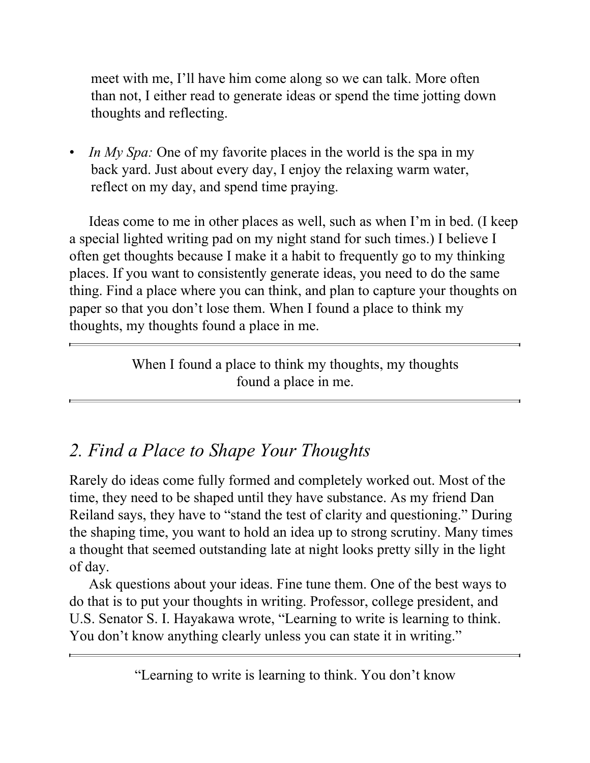meet with me, I'll have him come along so we can talk. More often than not, I either read to generate ideas or spend the time jotting down thoughts and reflecting.

- *In My Spa:* One of my favorite places in the world is the spa in my back yard. Just about every day, I enjoy the relaxing warm water, reflect on my day, and spend time praying.

Ideas come to me in other places as well, such as when I'm in bed. (I keep a special lighted writing pad on my night stand for such times.) I believe I often get thoughts because I make it a habit to frequently go to my thinking places. If you want to consistently generate ideas, you need to do the same thing. Find a place where you can think, and plan to capture your thoughts on paper so that you don't lose them. When I found a place to think my thoughts, my thoughts found a place in me.

---

When I found a place to think my thoughts, my thoughts found a place in me.

---

## *2. Find a Place to Shape Your Thoughts*

Rarely do ideas come fully formed and completely worked out. Most of the time, they need to be shaped until they have substance. As my friend Dan Reiland says, they have to "stand the test of clarity and questioning." During the shaping time, you want to hold an idea up to strong scrutiny. Many times a thought that seemed outstanding late at night looks pretty silly in the light of day.

Ask questions about your ideas. Fine tune them. One of the best ways to do that is to put your thoughts in writing. Professor, college president, and U.S. Senator S. I. Hayakawa wrote, "Learning to write is learning to think. You don't know anything clearly unless you can state it in writing."

---

"Learning to write is learning to think. You don't know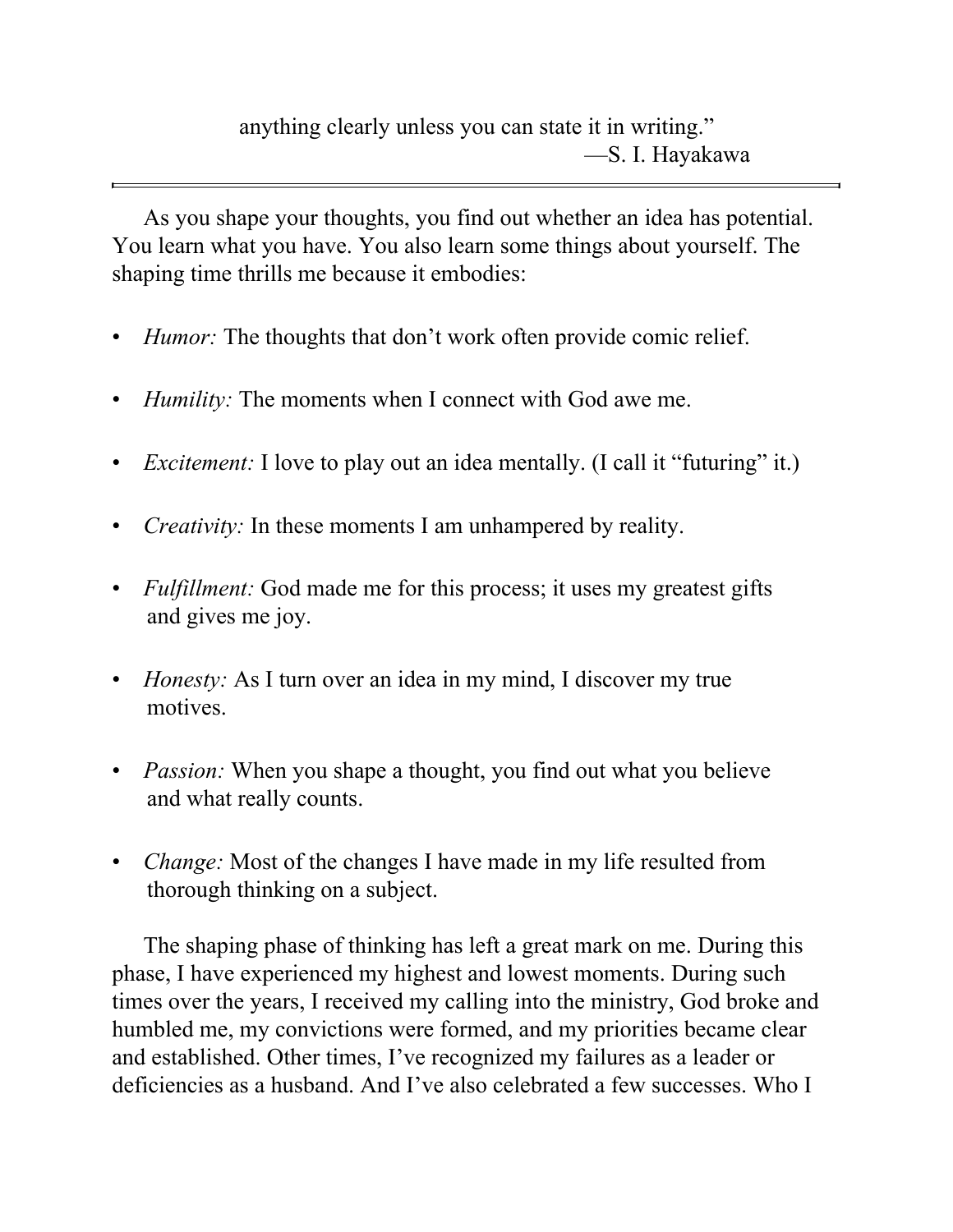anything clearly unless you can state it in writing."

—S. I. Hayakawa

---

As you shape your thoughts, you find out whether an idea has potential. You learn what you have. You also learn some things about yourself. The shaping time thrills me because it embodies:

- *Humor:* The thoughts that don't work often provide comic relief.
- *Humility:* The moments when I connect with God awe me.
- *Excitement:* I love to play out an idea mentally. (I call it "futuring" it.)
- *Creativity:* In these moments I am unhampered by reality.
- *Fulfillment:* God made me for this process; it uses my greatest gifts and gives me joy.
- *Honesty:* As I turn over an idea in my mind, I discover my true motives.
- *Passion:* When you shape a thought, you find out what you believe and what really counts.
- *Change:* Most of the changes I have made in my life resulted from thorough thinking on a subject.

The shaping phase of thinking has left a great mark on me. During this phase, I have experienced my highest and lowest moments. During such times over the years, I received my calling into the ministry, God broke and humbled me, my convictions were formed, and my priorities became clear and established. Other times, I've recognized my failures as a leader or deficiencies as a husband. And I've also celebrated a few successes. Who I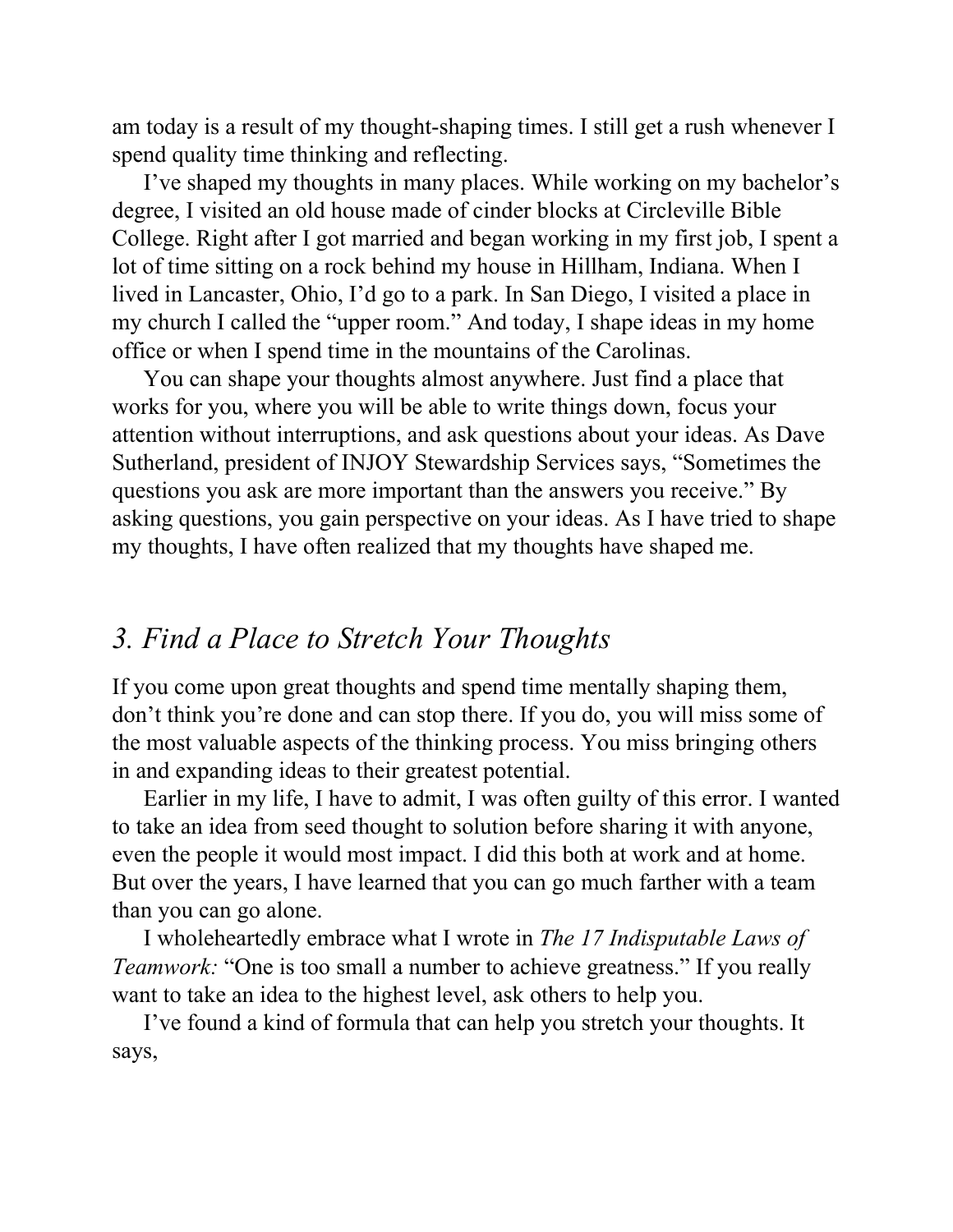am today is a result of my thought-shaping times. I still get a rush whenever I spend quality time thinking and reflecting.

I've shaped my thoughts in many places. While working on my bachelor's degree, I visited an old house made of cinder blocks at Circleville Bible College. Right after I got married and began working in my first job, I spent a lot of time sitting on a rock behind my house in Hillham, Indiana. When I lived in Lancaster, Ohio, I'd go to a park. In San Diego, I visited a place in my church I called the "upper room." And today, I shape ideas in my home office or when I spend time in the mountains of the Carolinas.

You can shape your thoughts almost anywhere. Just find a place that works for you, where you will be able to write things down, focus your attention without interruptions, and ask questions about your ideas. As Dave Sutherland, president of INJOY Stewardship Services says, "Sometimes the questions you ask are more important than the answers you receive." By asking questions, you gain perspective on your ideas. As I have tried to shape my thoughts, I have often realized that my thoughts have shaped me.

## *3. Find a Place to Stretch Your Thoughts*

If you come upon great thoughts and spend time mentally shaping them, don't think you're done and can stop there. If you do, you will miss some of the most valuable aspects of the thinking process. You miss bringing others in and expanding ideas to their greatest potential.

Earlier in my life, I have to admit, I was often guilty of this error. I wanted to take an idea from seed thought to solution before sharing it with anyone, even the people it would most impact. I did this both at work and at home. But over the years, I have learned that you can go much farther with a team than you can go alone.

I wholeheartedly embrace what I wrote in *The 17 Indisputable Laws of Teamwork:* "One is too small a number to achieve greatness." If you really want to take an idea to the highest level, ask others to help you.

I've found a kind of formula that can help you stretch your thoughts. It says,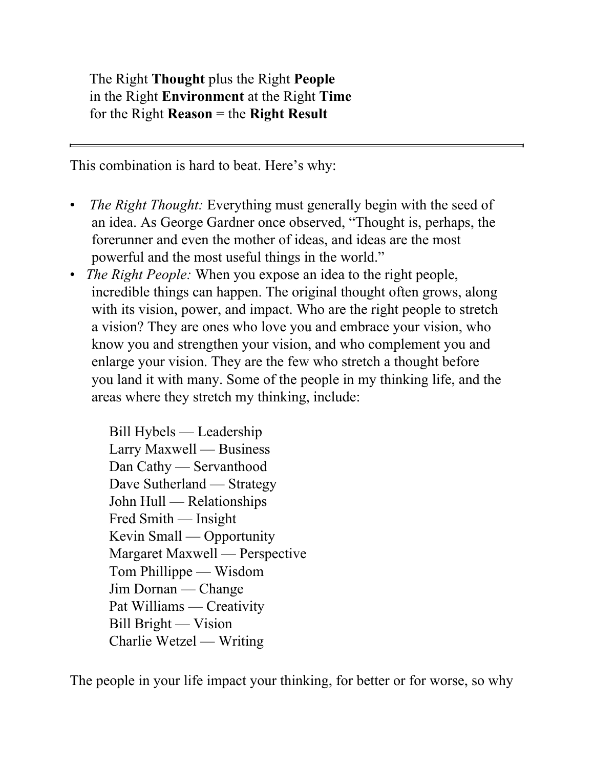The Right **Thought** plus the Right **People**
in the Right **Environment** at the Right **Time**
for the Right **Reason** = the **Right Result**

---

This combination is hard to beat. Here's why:

- *The Right Thought:* Everything must generally begin with the seed of an idea. As George Gardner once observed, "Thought is, perhaps, the forerunner and even the mother of ideas, and ideas are the most powerful and the most useful things in the world."
- *The Right People:* When you expose an idea to the right people, incredible things can happen. The original thought often grows, along with its vision, power, and impact. Who are the right people to stretch a vision? They are ones who love you and embrace your vision, who know you and strengthen your vision, and who complement you and enlarge your vision. They are the few who stretch a thought before you land it with many. Some of the people in my thinking life, and the areas where they stretch my thinking, include:

  Bill Hybels — Leadership
  Larry Maxwell — Business
  Dan Cathy — Servanthood
  Dave Sutherland — Strategy
  John Hull — Relationships
  Fred Smith — Insight
  Kevin Small — Opportunity
  Margaret Maxwell — Perspective
  Tom Phillippe — Wisdom
  Jim Dornan — Change
  Pat Williams — Creativity
  Bill Bright — Vision
  Charlie Wetzel — Writing

The people in your life impact your thinking, for better or for worse, so why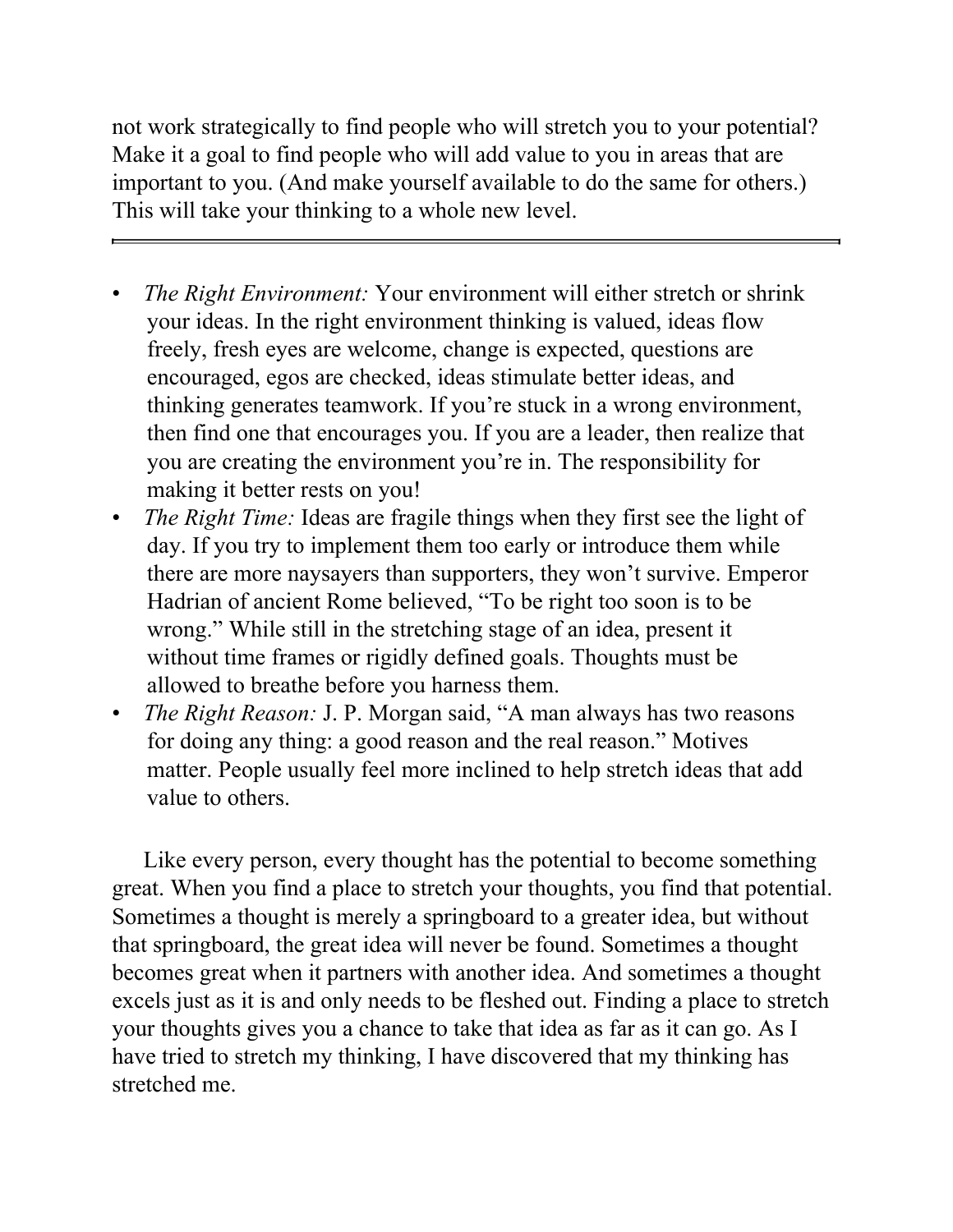not work strategically to find people who will stretch you to your potential? Make it a goal to find people who will add value to you in areas that are important to you. (And make yourself available to do the same for others.) This will take your thinking to a whole new level.

---

- *The Right Environment:* Your environment will either stretch or shrink your ideas. In the right environment thinking is valued, ideas flow freely, fresh eyes are welcome, change is expected, questions are encouraged, egos are checked, ideas stimulate better ideas, and thinking generates teamwork. If you're stuck in a wrong environment, then find one that encourages you. If you are a leader, then realize that you are creating the environment you're in. The responsibility for making it better rests on you!
- *The Right Time:* Ideas are fragile things when they first see the light of day. If you try to implement them too early or introduce them while there are more naysayers than supporters, they won't survive. Emperor Hadrian of ancient Rome believed, "To be right too soon is to be wrong." While still in the stretching stage of an idea, present it without time frames or rigidly defined goals. Thoughts must be allowed to breathe before you harness them.
- *The Right Reason:* J. P. Morgan said, "A man always has two reasons for doing any thing: a good reason and the real reason." Motives matter. People usually feel more inclined to help stretch ideas that add value to others.

Like every person, every thought has the potential to become something great. When you find a place to stretch your thoughts, you find that potential. Sometimes a thought is merely a springboard to a greater idea, but without that springboard, the great idea will never be found. Sometimes a thought becomes great when it partners with another idea. And sometimes a thought excels just as it is and only needs to be fleshed out. Finding a place to stretch your thoughts gives you a chance to take that idea as far as it can go. As I have tried to stretch my thinking, I have discovered that my thinking has stretched me.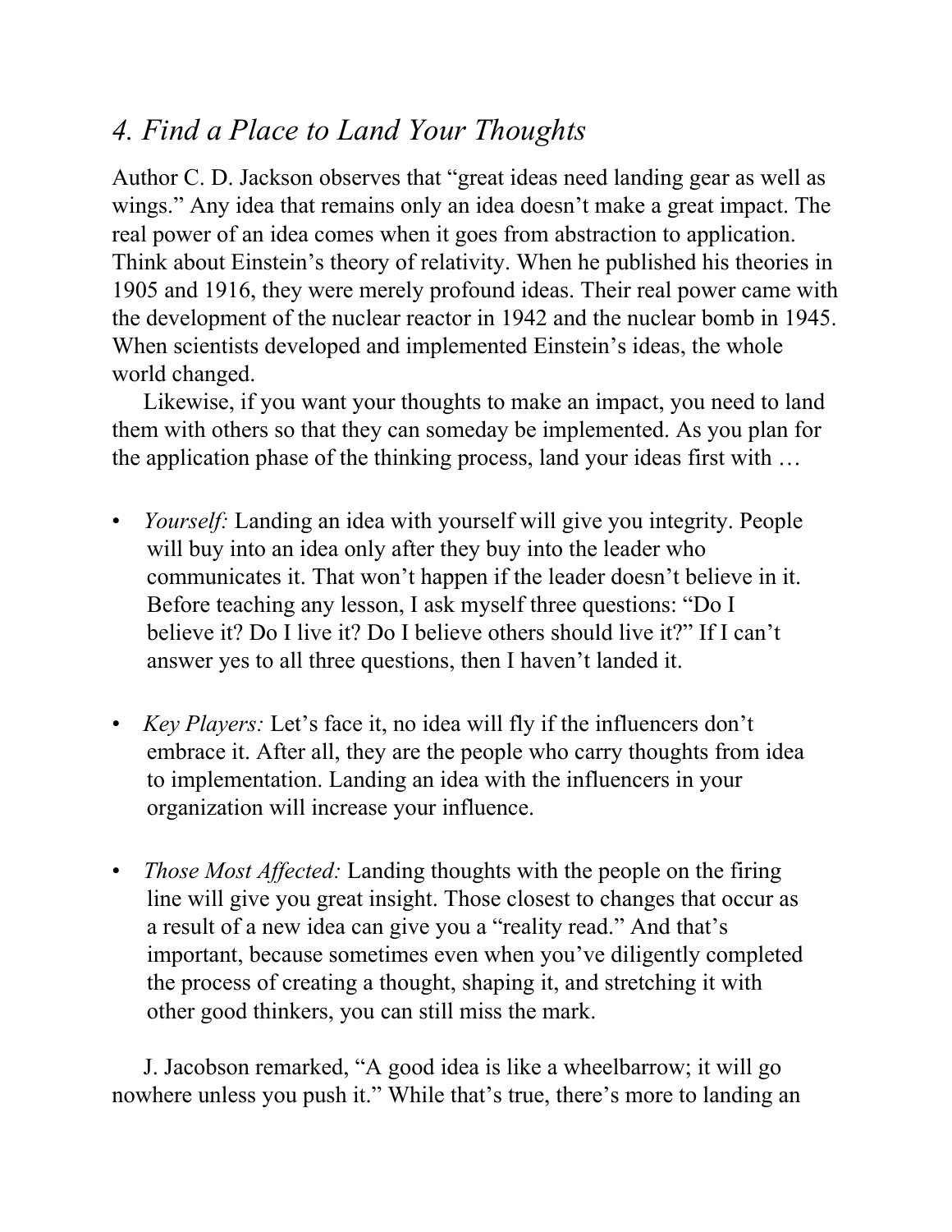## *4. Find a Place to Land Your Thoughts*

Author C. D. Jackson observes that "great ideas need landing gear as well as wings." Any idea that remains only an idea doesn't make a great impact. The real power of an idea comes when it goes from abstraction to application. Think about Einstein's theory of relativity. When he published his theories in 1905 and 1916, they were merely profound ideas. Their real power came with the development of the nuclear reactor in 1942 and the nuclear bomb in 1945. When scientists developed and implemented Einstein's ideas, the whole world changed.

Likewise, if you want your thoughts to make an impact, you need to land them with others so that they can someday be implemented. As you plan for the application phase of the thinking process, land your ideas first with …

- *Yourself:* Landing an idea with yourself will give you integrity. People will buy into an idea only after they buy into the leader who communicates it. That won't happen if the leader doesn't believe in it. Before teaching any lesson, I ask myself three questions: "Do I believe it? Do I live it? Do I believe others should live it?" If I can't answer yes to all three questions, then I haven't landed it.

- *Key Players:* Let's face it, no idea will fly if the influencers don't embrace it. After all, they are the people who carry thoughts from idea to implementation. Landing an idea with the influencers in your organization will increase your influence.

- *Those Most Affected:* Landing thoughts with the people on the firing line will give you great insight. Those closest to changes that occur as a result of a new idea can give you a "reality read." And that's important, because sometimes even when you've diligently completed the process of creating a thought, shaping it, and stretching it with other good thinkers, you can still miss the mark.

J. Jacobson remarked, "A good idea is like a wheelbarrow; it will go nowhere unless you push it." While that's true, there's more to landing an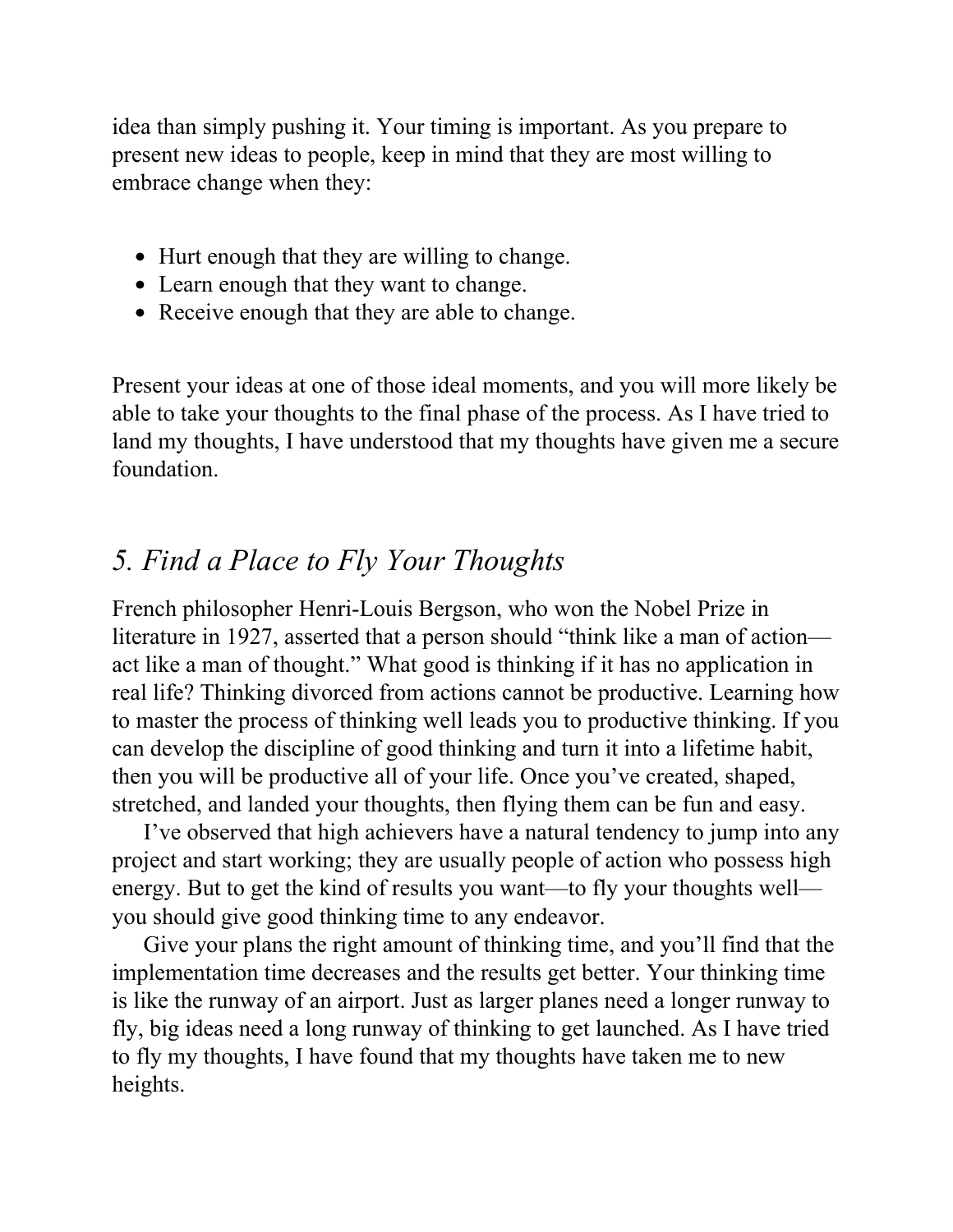idea than simply pushing it. Your timing is important. As you prepare to present new ideas to people, keep in mind that they are most willing to embrace change when they:

- Hurt enough that they are willing to change.
- Learn enough that they want to change.
- Receive enough that they are able to change.

Present your ideas at one of those ideal moments, and you will more likely be able to take your thoughts to the final phase of the process. As I have tried to land my thoughts, I have understood that my thoughts have given me a secure foundation.

## *5. Find a Place to Fly Your Thoughts*

French philosopher Henri-Louis Bergson, who won the Nobel Prize in literature in 1927, asserted that a person should “think like a man of action—act like a man of thought.” What good is thinking if it has no application in real life? Thinking divorced from actions cannot be productive. Learning how to master the process of thinking well leads you to productive thinking. If you can develop the discipline of good thinking and turn it into a lifetime habit, then you will be productive all of your life. Once you’ve created, shaped, stretched, and landed your thoughts, then flying them can be fun and easy.

I’ve observed that high achievers have a natural tendency to jump into any project and start working; they are usually people of action who possess high energy. But to get the kind of results you want—to fly your thoughts well—you should give good thinking time to any endeavor.

Give your plans the right amount of thinking time, and you’ll find that the implementation time decreases and the results get better. Your thinking time is like the runway of an airport. Just as larger planes need a longer runway to fly, big ideas need a long runway of thinking to get launched. As I have tried to fly my thoughts, I have found that my thoughts have taken me to new heights.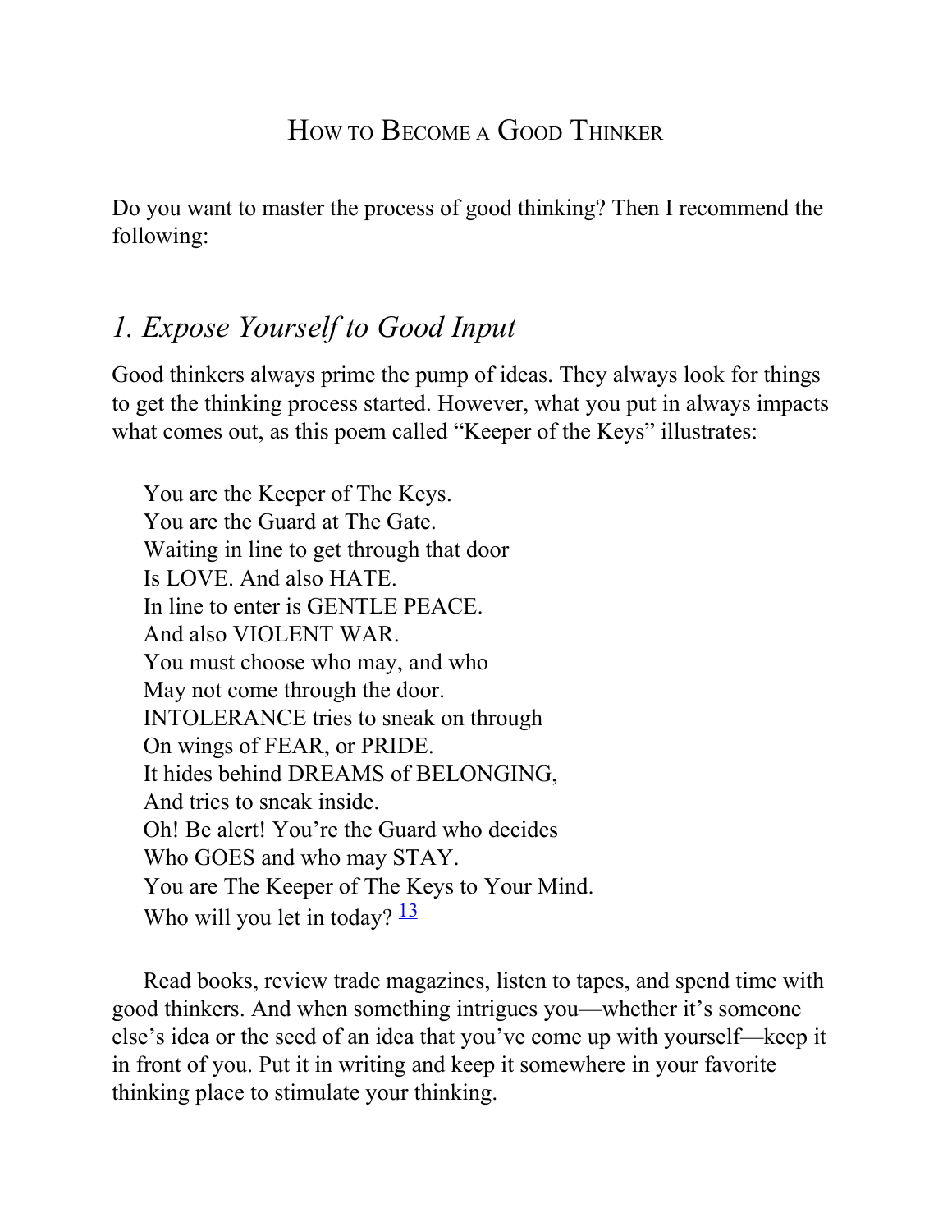# How to Become a Good Thinker

Do you want to master the process of good thinking? Then I recommend the following:

## *1. Expose Yourself to Good Input*

Good thinkers always prime the pump of ideas. They always look for things to get the thinking process started. However, what you put in always impacts what comes out, as this poem called "Keeper of the Keys" illustrates:

> You are the Keeper of The Keys.
> You are the Guard at The Gate.
> Waiting in line to get through that door
> Is LOVE. And also HATE.
> In line to enter is GENTLE PEACE.
> And also VIOLENT WAR.
> You must choose who may, and who
> May not come through the door.
> INTOLERANCE tries to sneak on through
> On wings of FEAR, or PRIDE.
> It hides behind DREAMS of BELONGING,
> And tries to sneak inside.
> Oh! Be alert! You're the Guard who decides
> Who GOES and who may STAY.
> You are The Keeper of The Keys to Your Mind.
> Who will you let in today? [13]

Read books, review trade magazines, listen to tapes, and spend time with good thinkers. And when something intrigues you—whether it's someone else's idea or the seed of an idea that you've come up with yourself—keep it in front of you. Put it in writing and keep it somewhere in your favorite thinking place to stimulate your thinking.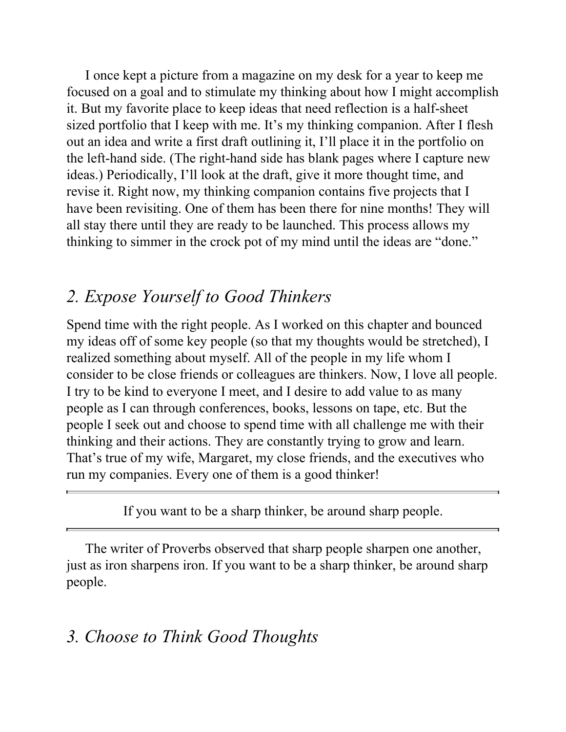I once kept a picture from a magazine on my desk for a year to keep me focused on a goal and to stimulate my thinking about how I might accomplish it. But my favorite place to keep ideas that need reflection is a half-sheet sized portfolio that I keep with me. It's my thinking companion. After I flesh out an idea and write a first draft outlining it, I'll place it in the portfolio on the left-hand side. (The right-hand side has blank pages where I capture new ideas.) Periodically, I'll look at the draft, give it more thought time, and revise it. Right now, my thinking companion contains five projects that I have been revisiting. One of them has been there for nine months! They will all stay there until they are ready to be launched. This process allows my thinking to simmer in the crock pot of my mind until the ideas are "done."

## *2. Expose Yourself to Good Thinkers*

Spend time with the right people. As I worked on this chapter and bounced my ideas off of some key people (so that my thoughts would be stretched), I realized something about myself. All of the people in my life whom I consider to be close friends or colleagues are thinkers. Now, I love all people. I try to be kind to everyone I meet, and I desire to add value to as many people as I can through conferences, books, lessons on tape, etc. But the people I seek out and choose to spend time with all challenge me with their thinking and their actions. They are constantly trying to grow and learn. That's true of my wife, Margaret, my close friends, and the executives who run my companies. Every one of them is a good thinker!

---

If you want to be a sharp thinker, be around sharp people.

---

The writer of Proverbs observed that sharp people sharpen one another, just as iron sharpens iron. If you want to be a sharp thinker, be around sharp people.

## *3. Choose to Think Good Thoughts*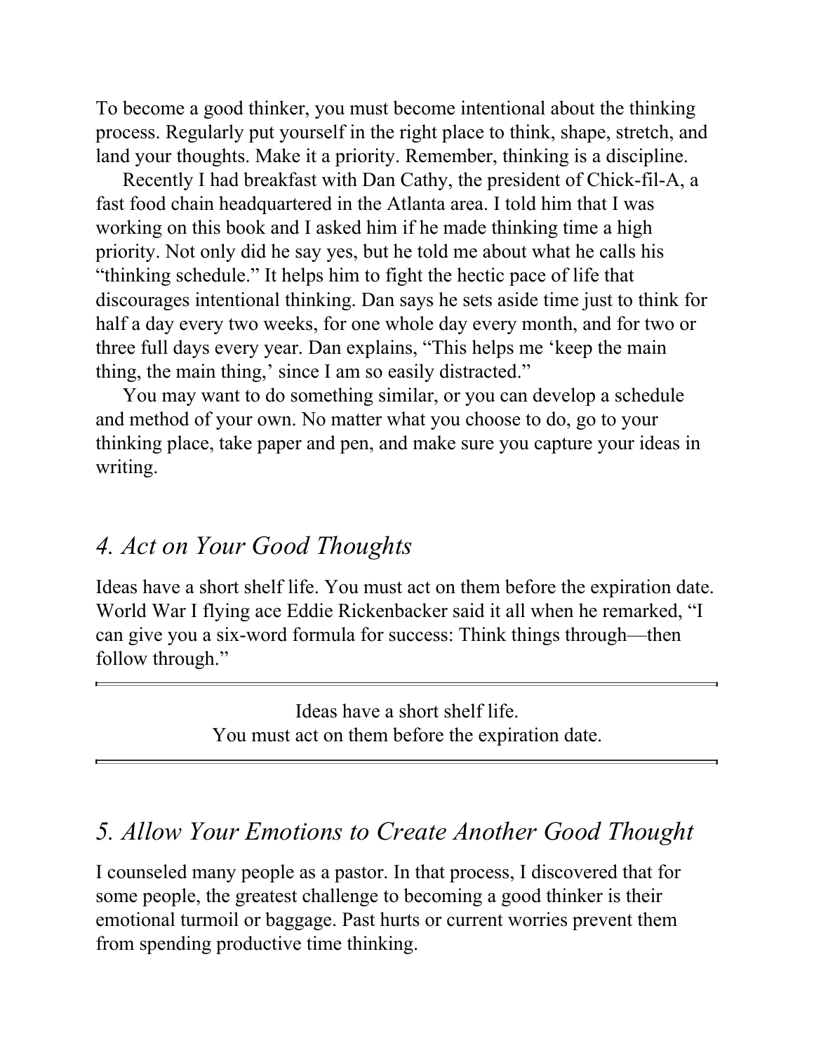To become a good thinker, you must become intentional about the thinking process. Regularly put yourself in the right place to think, shape, stretch, and land your thoughts. Make it a priority. Remember, thinking is a discipline.

Recently I had breakfast with Dan Cathy, the president of Chick-fil-A, a fast food chain headquartered in the Atlanta area. I told him that I was working on this book and I asked him if he made thinking time a high priority. Not only did he say yes, but he told me about what he calls his "thinking schedule." It helps him to fight the hectic pace of life that discourages intentional thinking. Dan says he sets aside time just to think for half a day every two weeks, for one whole day every month, and for two or three full days every year. Dan explains, "This helps me 'keep the main thing, the main thing,' since I am so easily distracted."

You may want to do something similar, or you can develop a schedule and method of your own. No matter what you choose to do, go to your thinking place, take paper and pen, and make sure you capture your ideas in writing.

## *4. Act on Your Good Thoughts*

Ideas have a short shelf life. You must act on them before the expiration date. World War I flying ace Eddie Rickenbacker said it all when he remarked, "I can give you a six-word formula for success: Think things through—then follow through."

---

Ideas have a short shelf life.
You must act on them before the expiration date.

---

## *5. Allow Your Emotions to Create Another Good Thought*

I counseled many people as a pastor. In that process, I discovered that for some people, the greatest challenge to becoming a good thinker is their emotional turmoil or baggage. Past hurts or current worries prevent them from spending productive time thinking.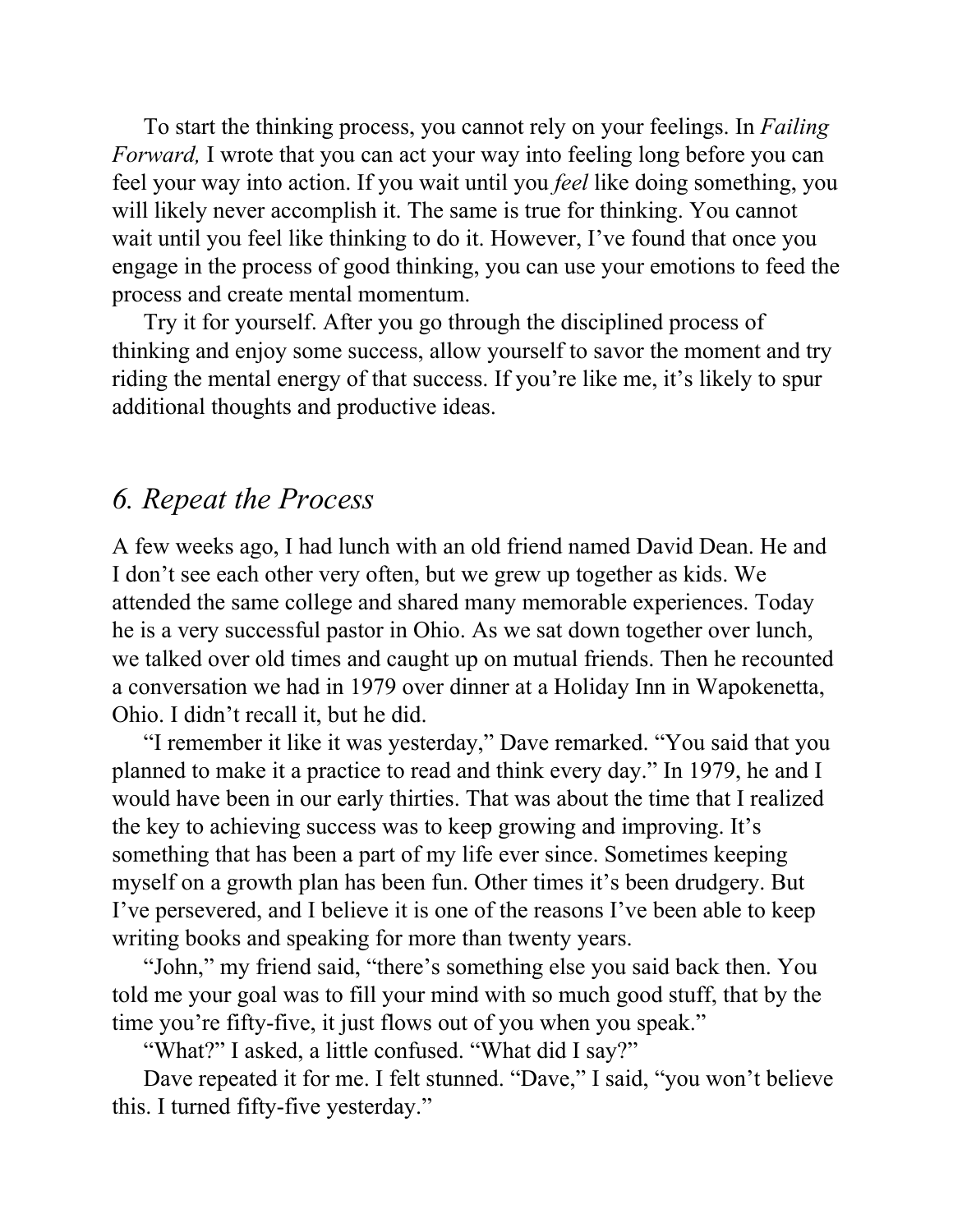To start the thinking process, you cannot rely on your feelings. In *Failing Forward,* I wrote that you can act your way into feeling long before you can feel your way into action. If you wait until you *feel* like doing something, you will likely never accomplish it. The same is true for thinking. You cannot wait until you feel like thinking to do it. However, I've found that once you engage in the process of good thinking, you can use your emotions to feed the process and create mental momentum.

Try it for yourself. After you go through the disciplined process of thinking and enjoy some success, allow yourself to savor the moment and try riding the mental energy of that success. If you're like me, it's likely to spur additional thoughts and productive ideas.

## *6. Repeat the Process*

A few weeks ago, I had lunch with an old friend named David Dean. He and I don't see each other very often, but we grew up together as kids. We attended the same college and shared many memorable experiences. Today he is a very successful pastor in Ohio. As we sat down together over lunch, we talked over old times and caught up on mutual friends. Then he recounted a conversation we had in 1979 over dinner at a Holiday Inn in Wapokenetta, Ohio. I didn't recall it, but he did.

"I remember it like it was yesterday," Dave remarked. "You said that you planned to make it a practice to read and think every day." In 1979, he and I would have been in our early thirties. That was about the time that I realized the key to achieving success was to keep growing and improving. It's something that has been a part of my life ever since. Sometimes keeping myself on a growth plan has been fun. Other times it's been drudgery. But I've persevered, and I believe it is one of the reasons I've been able to keep writing books and speaking for more than twenty years.

"John," my friend said, "there's something else you said back then. You told me your goal was to fill your mind with so much good stuff, that by the time you're fifty-five, it just flows out of you when you speak."

"What?" I asked, a little confused. "What did I say?"

Dave repeated it for me. I felt stunned. "Dave," I said, "you won't believe this. I turned fifty-five yesterday."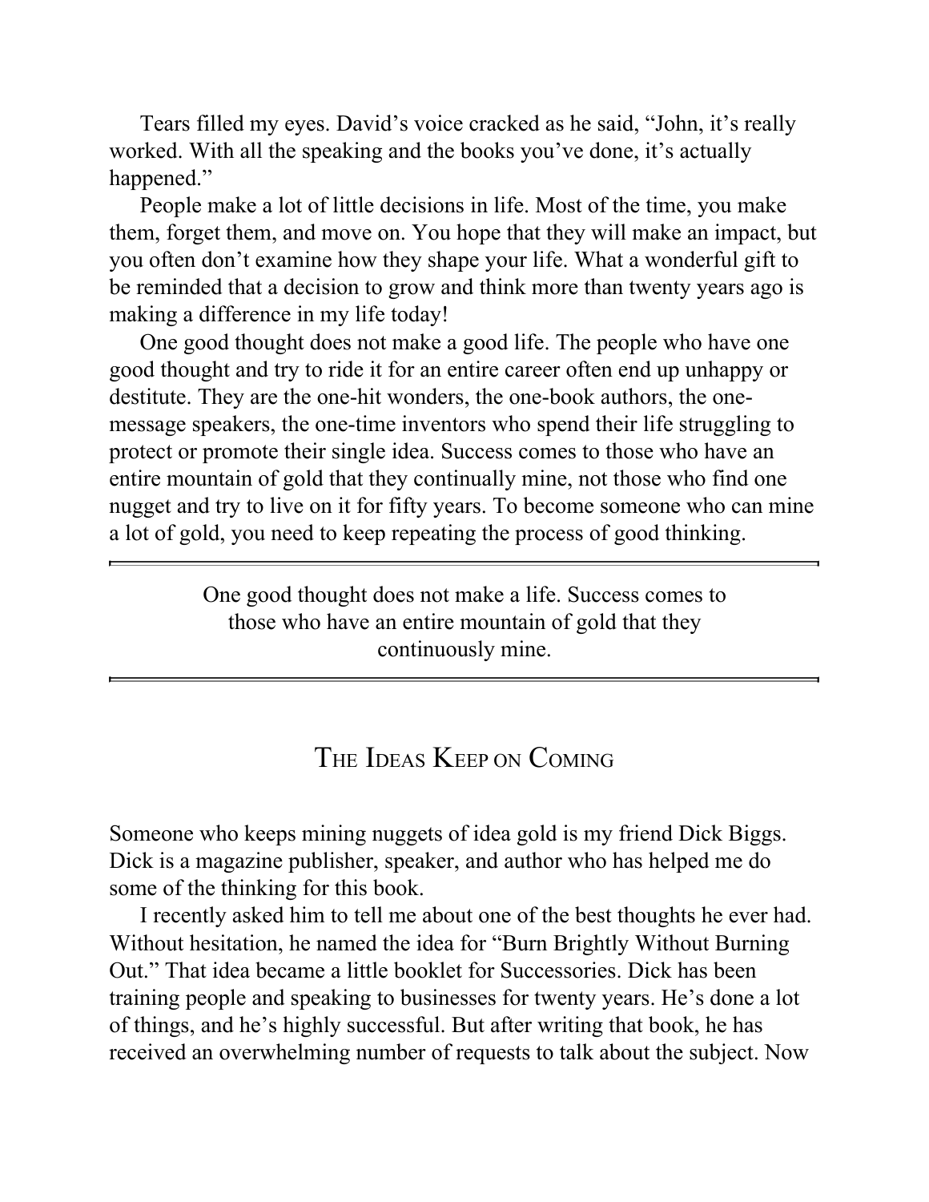Tears filled my eyes. David's voice cracked as he said, "John, it's really worked. With all the speaking and the books you've done, it's actually happened."

People make a lot of little decisions in life. Most of the time, you make them, forget them, and move on. You hope that they will make an impact, but you often don't examine how they shape your life. What a wonderful gift to be reminded that a decision to grow and think more than twenty years ago is making a difference in my life today!

One good thought does not make a good life. The people who have one good thought and try to ride it for an entire career often end up unhappy or destitute. They are the one-hit wonders, the one-book authors, the one-message speakers, the one-time inventors who spend their life struggling to protect or promote their single idea. Success comes to those who have an entire mountain of gold that they continually mine, not those who find one nugget and try to live on it for fifty years. To become someone who can mine a lot of gold, you need to keep repeating the process of good thinking.

---

> One good thought does not make a life. Success comes to those who have an entire mountain of gold that they continuously mine.

---

## The Ideas Keep on Coming

Someone who keeps mining nuggets of idea gold is my friend Dick Biggs. Dick is a magazine publisher, speaker, and author who has helped me do some of the thinking for this book.

I recently asked him to tell me about one of the best thoughts he ever had. Without hesitation, he named the idea for "Burn Brightly Without Burning Out." That idea became a little booklet for Successories. Dick has been training people and speaking to businesses for twenty years. He's done a lot of things, and he's highly successful. But after writing that book, he has received an overwhelming number of requests to talk about the subject. Now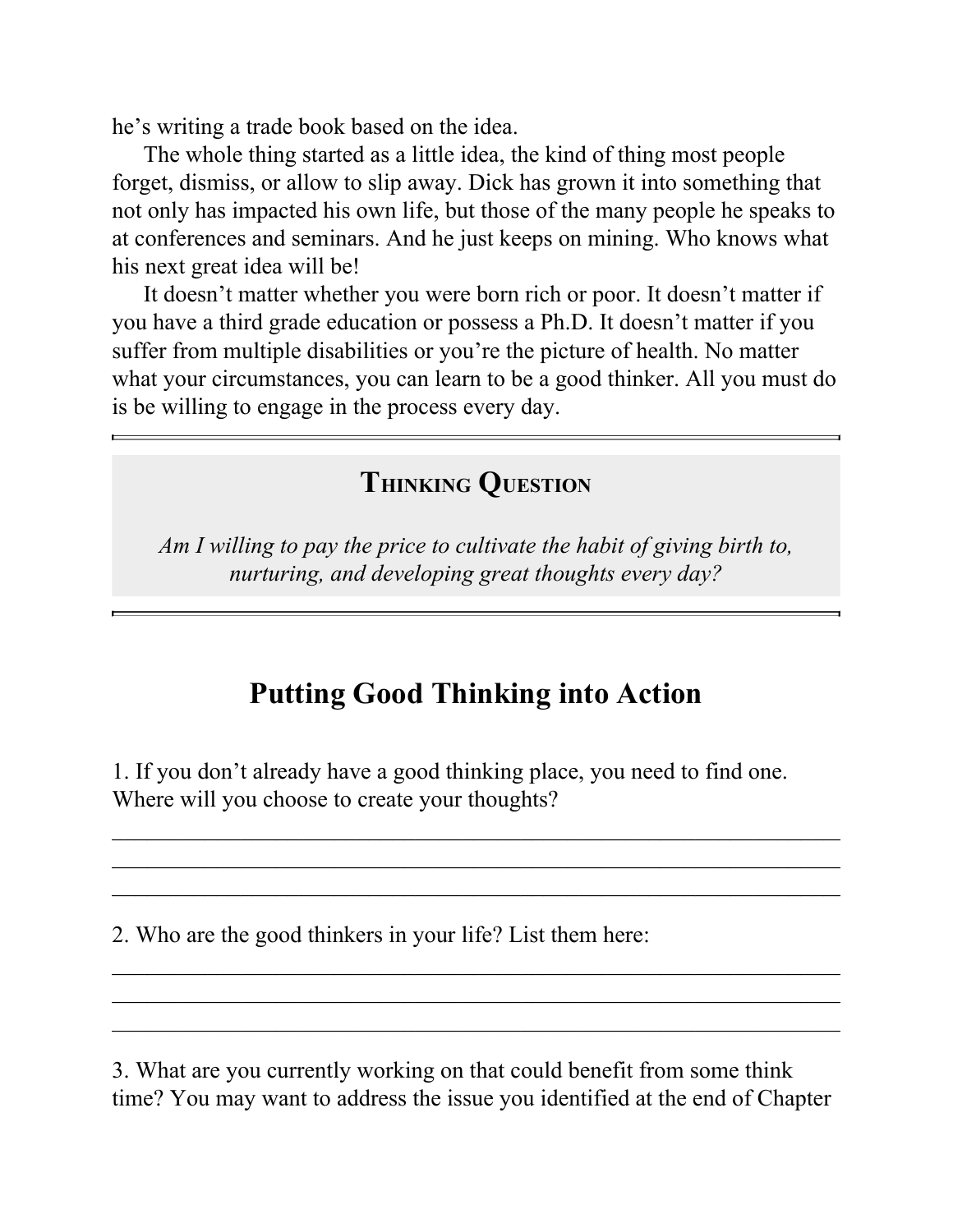he's writing a trade book based on the idea.

The whole thing started as a little idea, the kind of thing most people forget, dismiss, or allow to slip away. Dick has grown it into something that not only has impacted his own life, but those of the many people he speaks to at conferences and seminars. And he just keeps on mining. Who knows what his next great idea will be!

It doesn't matter whether you were born rich or poor. It doesn't matter if you have a third grade education or possess a Ph.D. It doesn't matter if you suffer from multiple disabilities or you're the picture of health. No matter what your circumstances, you can learn to be a good thinker. All you must do is be willing to engage in the process every day.

---

### Thinking Question

*Am I willing to pay the price to cultivate the habit of giving birth to, nurturing, and developing great thoughts every day?*

---

## Putting Good Thinking into Action

1. If you don't already have a good thinking place, you need to find one. Where will you choose to create your thoughts?

_________________________________________________________________
_________________________________________________________________
_________________________________________________________________

2. Who are the good thinkers in your life? List them here:

_________________________________________________________________
_________________________________________________________________
_________________________________________________________________

3. What are you currently working on that could benefit from some think time? You may want to address the issue you identified at the end of Chapter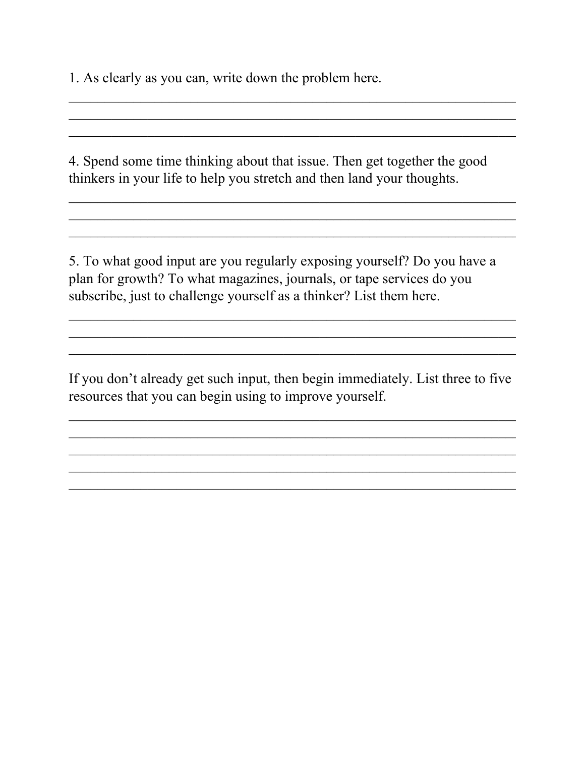1. As clearly as you can, write down the problem here.

_______________________________________________________________

_______________________________________________________________

_______________________________________________________________

4. Spend some time thinking about that issue. Then get together the good thinkers in your life to help you stretch and then land your thoughts.

_______________________________________________________________

_______________________________________________________________

_______________________________________________________________

5. To what good input are you regularly exposing yourself? Do you have a plan for growth? To what magazines, journals, or tape services do you subscribe, just to challenge yourself as a thinker? List them here.

_______________________________________________________________

_______________________________________________________________

_______________________________________________________________

If you don't already get such input, then begin immediately. List three to five resources that you can begin using to improve yourself.

_______________________________________________________________

_______________________________________________________________

_______________________________________________________________

_______________________________________________________________

_______________________________________________________________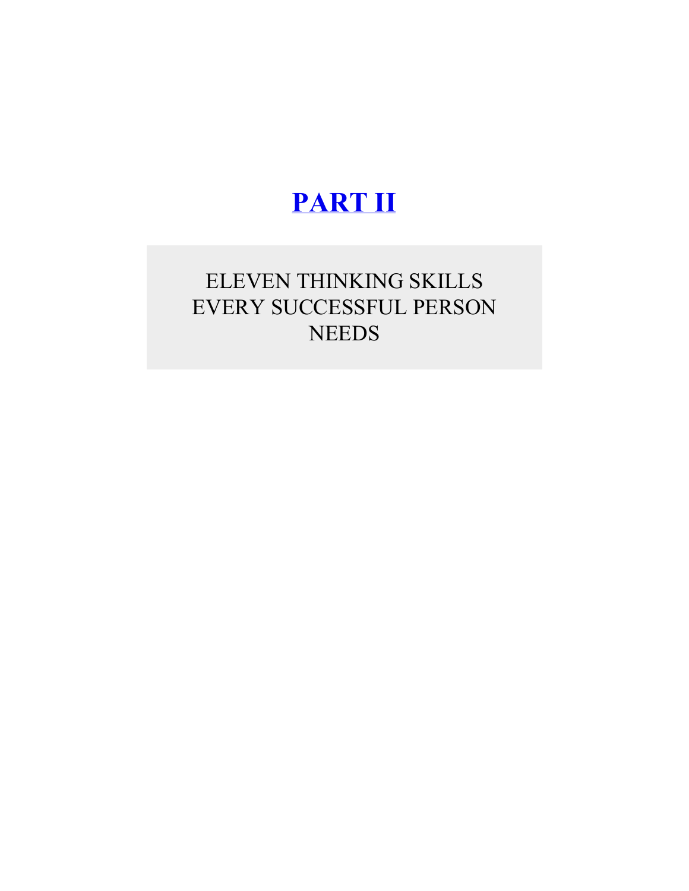# PART II

## ELEVEN THINKING SKILLS EVERY SUCCESSFUL PERSON NEEDS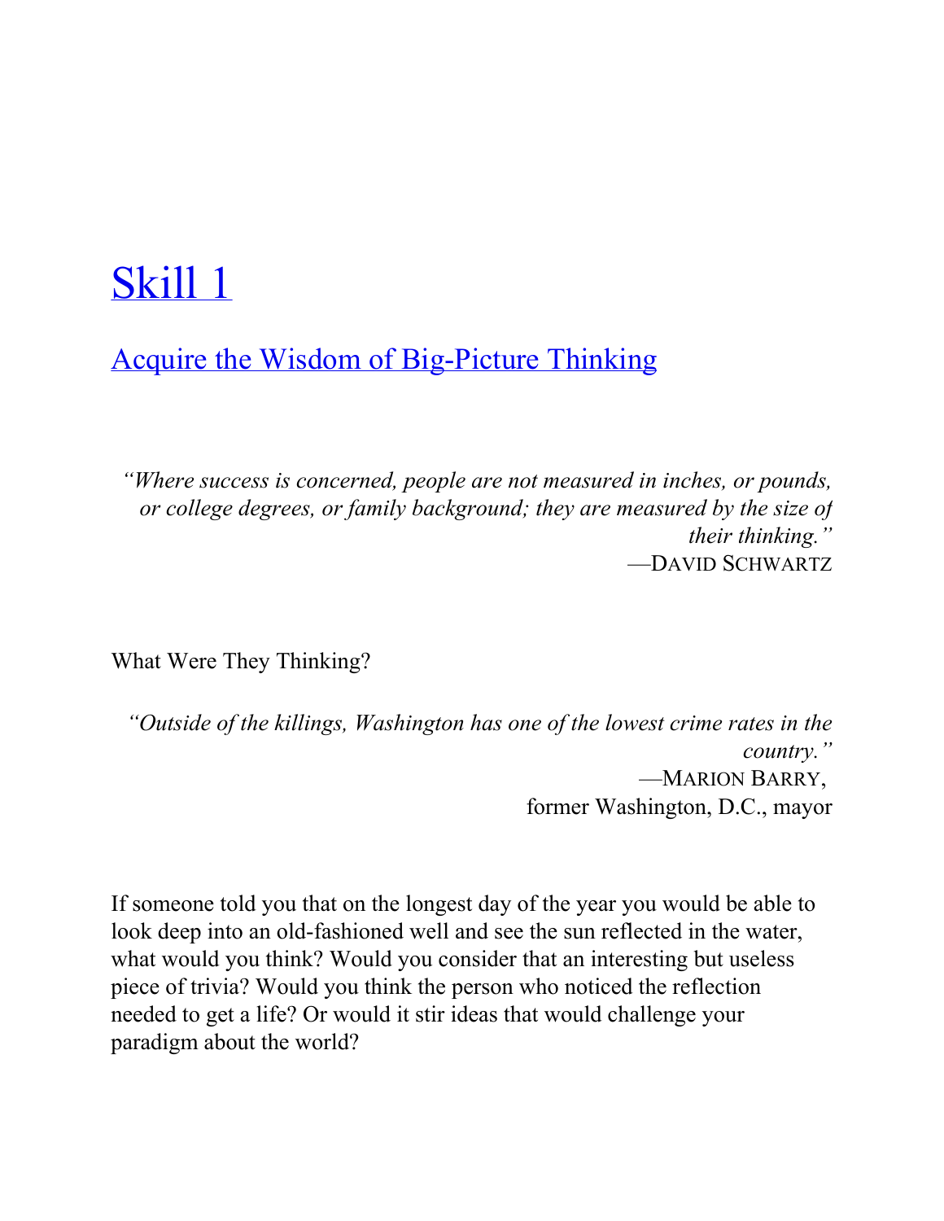# Skill 1

## Acquire the Wisdom of Big-Picture Thinking

*"Where success is concerned, people are not measured in inches, or pounds, or college degrees, or family background; they are measured by the size of their thinking."*
—DAVID SCHWARTZ

What Were They Thinking?

*"Outside of the killings, Washington has one of the lowest crime rates in the country."*
—MARION BARRY,
former Washington, D.C., mayor

If someone told you that on the longest day of the year you would be able to look deep into an old-fashioned well and see the sun reflected in the water, what would you think? Would you consider that an interesting but useless piece of trivia? Would you think the person who noticed the reflection needed to get a life? Or would it stir ideas that would challenge your paradigm about the world?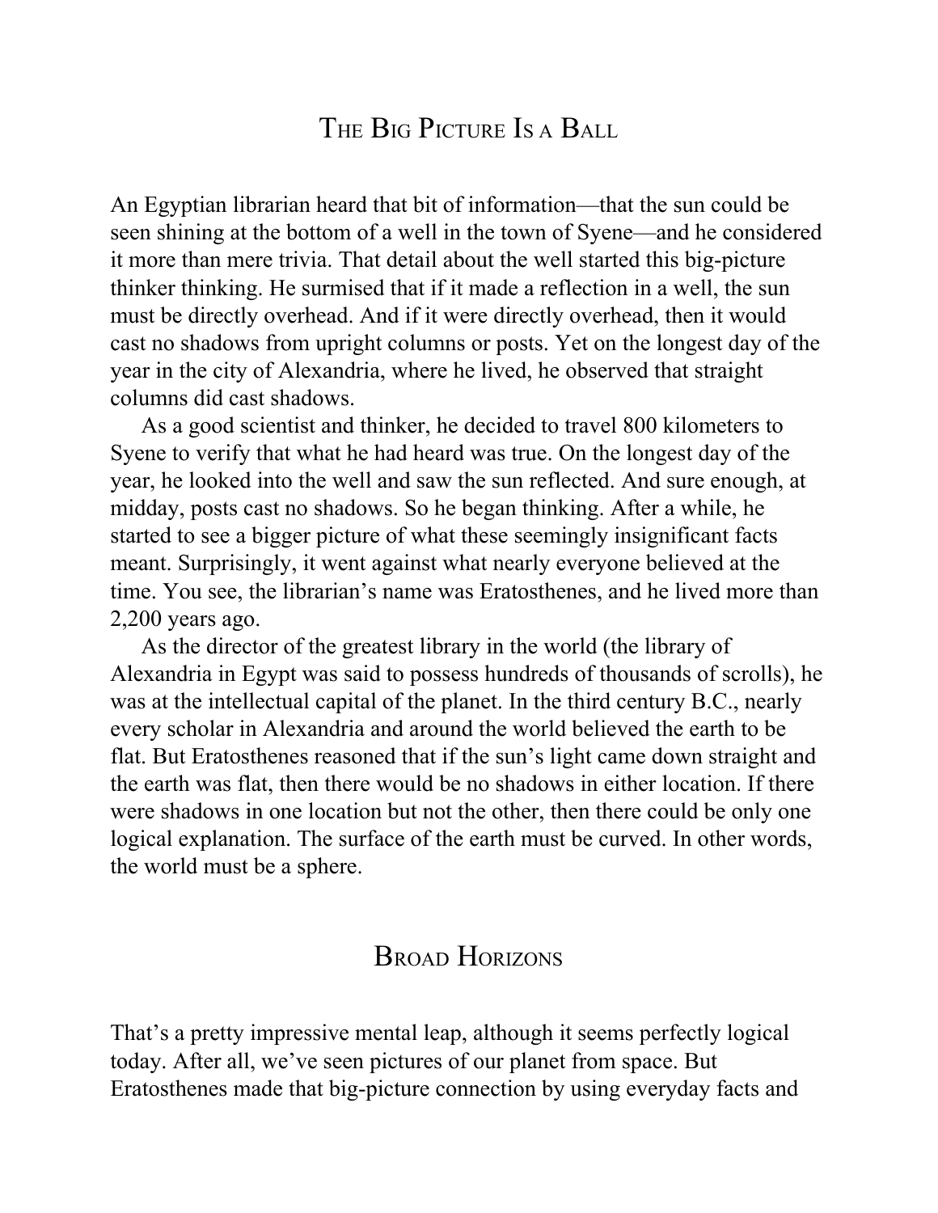## The Big Picture Is a Ball

An Egyptian librarian heard that bit of information—that the sun could be seen shining at the bottom of a well in the town of Syene—and he considered it more than mere trivia. That detail about the well started this big-picture thinker thinking. He surmised that if it made a reflection in a well, the sun must be directly overhead. And if it were directly overhead, then it would cast no shadows from upright columns or posts. Yet on the longest day of the year in the city of Alexandria, where he lived, he observed that straight columns did cast shadows.

As a good scientist and thinker, he decided to travel 800 kilometers to Syene to verify that what he had heard was true. On the longest day of the year, he looked into the well and saw the sun reflected. And sure enough, at midday, posts cast no shadows. So he began thinking. After a while, he started to see a bigger picture of what these seemingly insignificant facts meant. Surprisingly, it went against what nearly everyone believed at the time. You see, the librarian's name was Eratosthenes, and he lived more than 2,200 years ago.

As the director of the greatest library in the world (the library of Alexandria in Egypt was said to possess hundreds of thousands of scrolls), he was at the intellectual capital of the planet. In the third century B.C., nearly every scholar in Alexandria and around the world believed the earth to be flat. But Eratosthenes reasoned that if the sun's light came down straight and the earth was flat, then there would be no shadows in either location. If there were shadows in one location but not the other, then there could be only one logical explanation. The surface of the earth must be curved. In other words, the world must be a sphere.

## Broad Horizons

That's a pretty impressive mental leap, although it seems perfectly logical today. After all, we've seen pictures of our planet from space. But Eratosthenes made that big-picture connection by using everyday facts and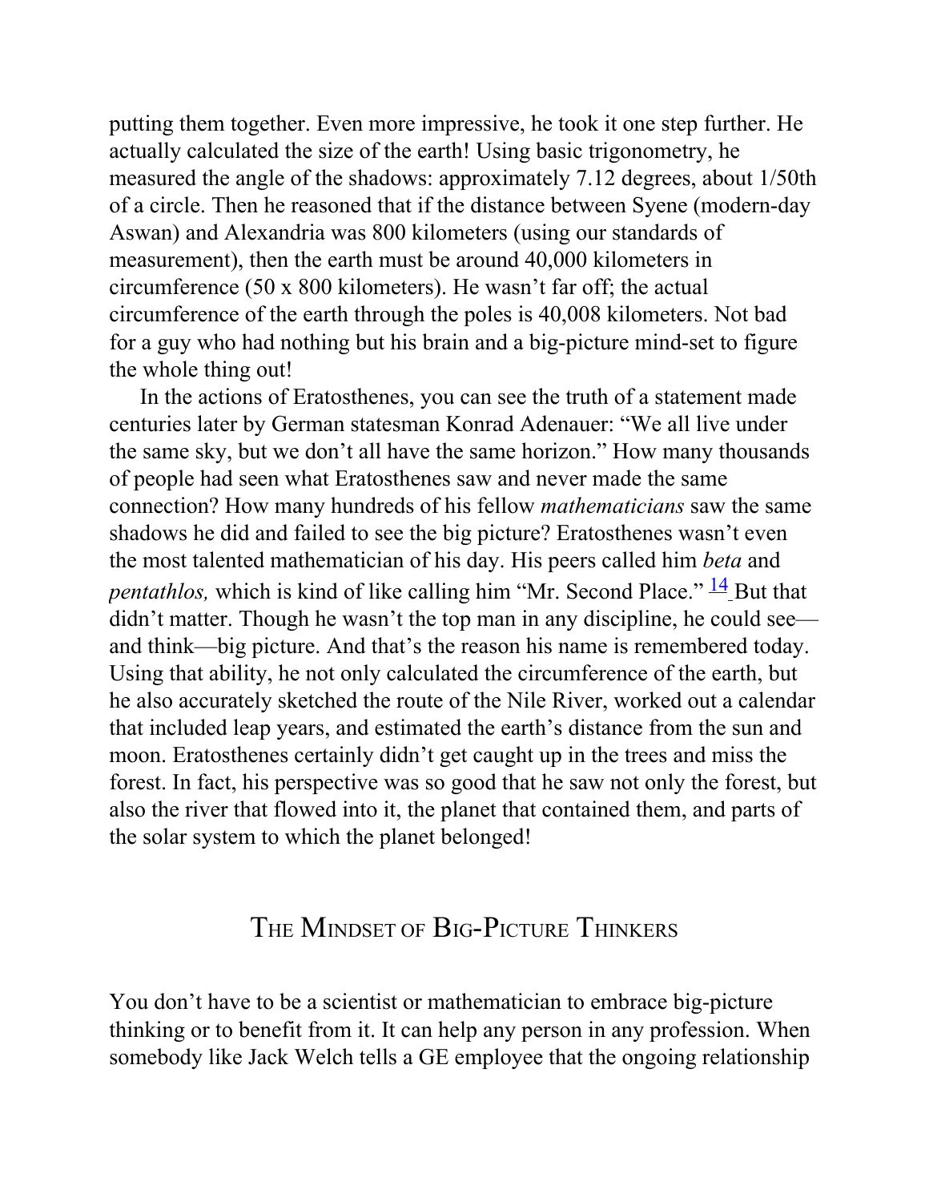putting them together. Even more impressive, he took it one step further. He actually calculated the size of the earth! Using basic trigonometry, he measured the angle of the shadows: approximately 7.12 degrees, about 1/50th of a circle. Then he reasoned that if the distance between Syene (modern-day Aswan) and Alexandria was 800 kilometers (using our standards of measurement), then the earth must be around 40,000 kilometers in circumference (50 x 800 kilometers). He wasn't far off; the actual circumference of the earth through the poles is 40,008 kilometers. Not bad for a guy who had nothing but his brain and a big-picture mind-set to figure the whole thing out!

In the actions of Eratosthenes, you can see the truth of a statement made centuries later by German statesman Konrad Adenauer: "We all live under the same sky, but we don't all have the same horizon." How many thousands of people had seen what Eratosthenes saw and never made the same connection? How many hundreds of his fellow *mathematicians* saw the same shadows he did and failed to see the big picture? Eratosthenes wasn't even the most talented mathematician of his day. His peers called him *beta* and *pentathlos,* which is kind of like calling him "Mr. Second Place." [14] But that didn't matter. Though he wasn't the top man in any discipline, he could see—and think—big picture. And that's the reason his name is remembered today. Using that ability, he not only calculated the circumference of the earth, but he also accurately sketched the route of the Nile River, worked out a calendar that included leap years, and estimated the earth's distance from the sun and moon. Eratosthenes certainly didn't get caught up in the trees and miss the forest. In fact, his perspective was so good that he saw not only the forest, but also the river that flowed into it, the planet that contained them, and parts of the solar system to which the planet belonged!

## The Mindset of Big-Picture Thinkers

You don't have to be a scientist or mathematician to embrace big-picture thinking or to benefit from it. It can help any person in any profession. When somebody like Jack Welch tells a GE employee that the ongoing relationship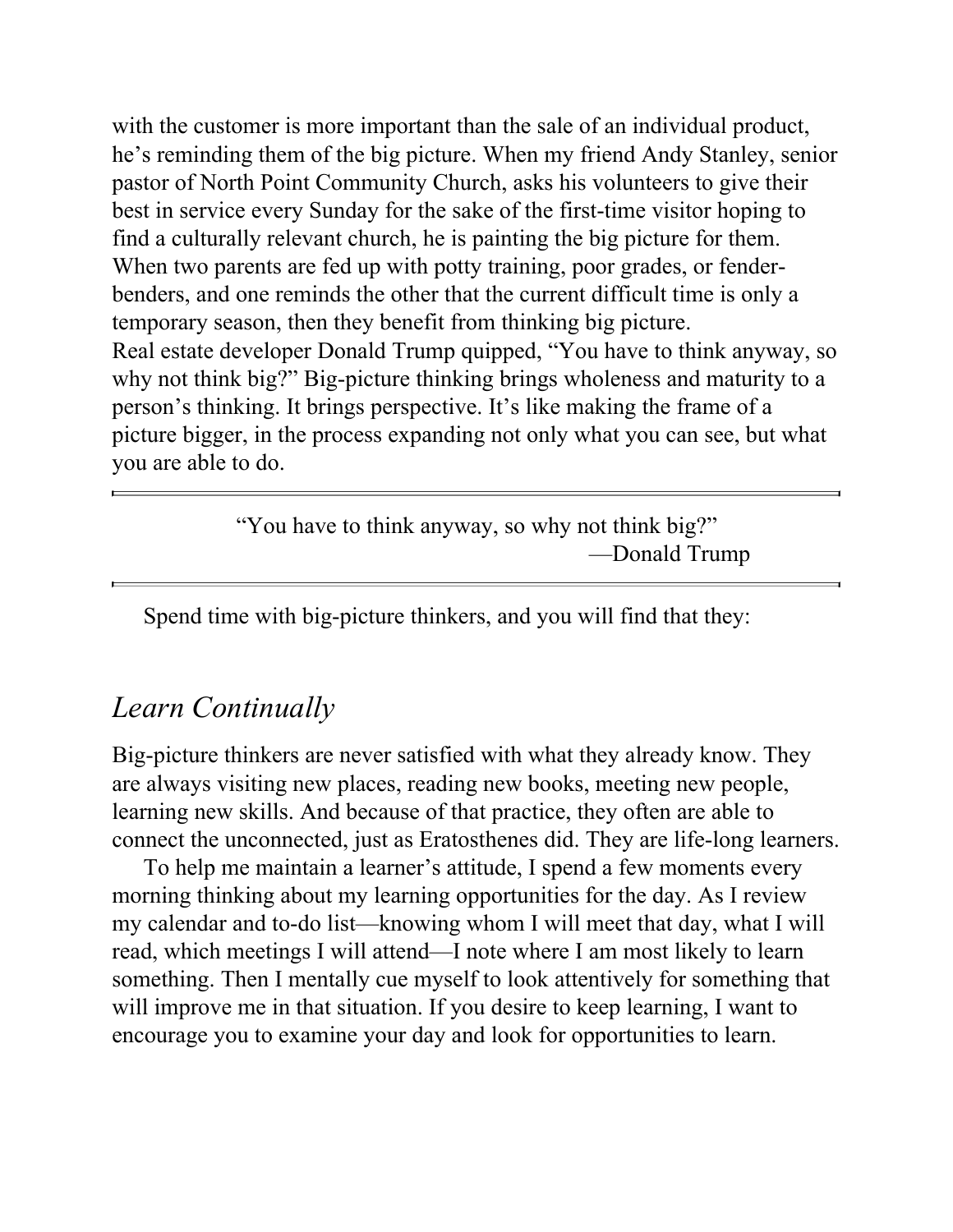with the customer is more important than the sale of an individual product, he's reminding them of the big picture. When my friend Andy Stanley, senior pastor of North Point Community Church, asks his volunteers to give their best in service every Sunday for the sake of the first-time visitor hoping to find a culturally relevant church, he is painting the big picture for them. When two parents are fed up with potty training, poor grades, or fender-benders, and one reminds the other that the current difficult time is only a temporary season, then they benefit from thinking big picture.

Real estate developer Donald Trump quipped, "You have to think anyway, so why not think big?" Big-picture thinking brings wholeness and maturity to a person's thinking. It brings perspective. It's like making the frame of a picture bigger, in the process expanding not only what you can see, but what you are able to do.

---

> "You have to think anyway, so why not think big?"
>
> —Donald Trump

---

Spend time with big-picture thinkers, and you will find that they:

## *Learn Continually*

Big-picture thinkers are never satisfied with what they already know. They are always visiting new places, reading new books, meeting new people, learning new skills. And because of that practice, they often are able to connect the unconnected, just as Eratosthenes did. They are life-long learners.

To help me maintain a learner's attitude, I spend a few moments every morning thinking about my learning opportunities for the day. As I review my calendar and to-do list—knowing whom I will meet that day, what I will read, which meetings I will attend—I note where I am most likely to learn something. Then I mentally cue myself to look attentively for something that will improve me in that situation. If you desire to keep learning, I want to encourage you to examine your day and look for opportunities to learn.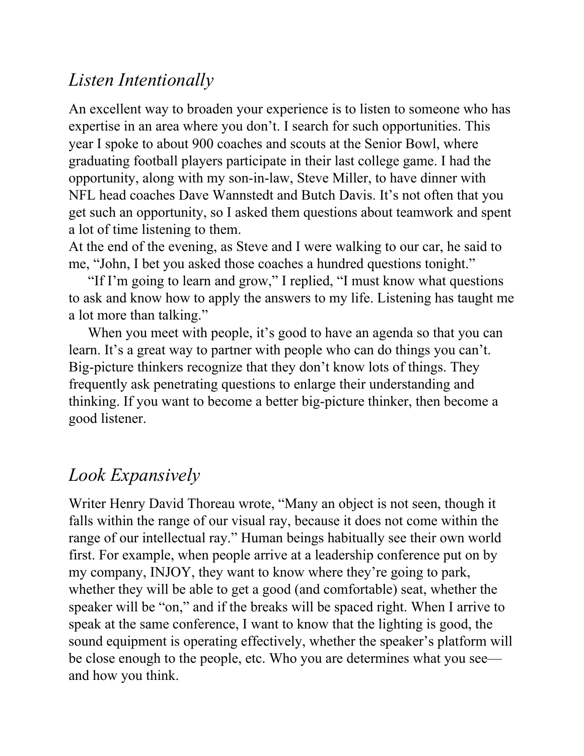## *Listen Intentionally*

An excellent way to broaden your experience is to listen to someone who has expertise in an area where you don't. I search for such opportunities. This year I spoke to about 900 coaches and scouts at the Senior Bowl, where graduating football players participate in their last college game. I had the opportunity, along with my son-in-law, Steve Miller, to have dinner with NFL head coaches Dave Wannstedt and Butch Davis. It's not often that you get such an opportunity, so I asked them questions about teamwork and spent a lot of time listening to them.

At the end of the evening, as Steve and I were walking to our car, he said to me, "John, I bet you asked those coaches a hundred questions tonight."

"If I'm going to learn and grow," I replied, "I must know what questions to ask and know how to apply the answers to my life. Listening has taught me a lot more than talking."

When you meet with people, it's good to have an agenda so that you can learn. It's a great way to partner with people who can do things you can't. Big-picture thinkers recognize that they don't know lots of things. They frequently ask penetrating questions to enlarge their understanding and thinking. If you want to become a better big-picture thinker, then become a good listener.

## *Look Expansively*

Writer Henry David Thoreau wrote, "Many an object is not seen, though it falls within the range of our visual ray, because it does not come within the range of our intellectual ray." Human beings habitually see their own world first. For example, when people arrive at a leadership conference put on by my company, INJOY, they want to know where they're going to park, whether they will be able to get a good (and comfortable) seat, whether the speaker will be "on," and if the breaks will be spaced right. When I arrive to speak at the same conference, I want to know that the lighting is good, the sound equipment is operating effectively, whether the speaker's platform will be close enough to the people, etc. Who you are determines what you see—and how you think.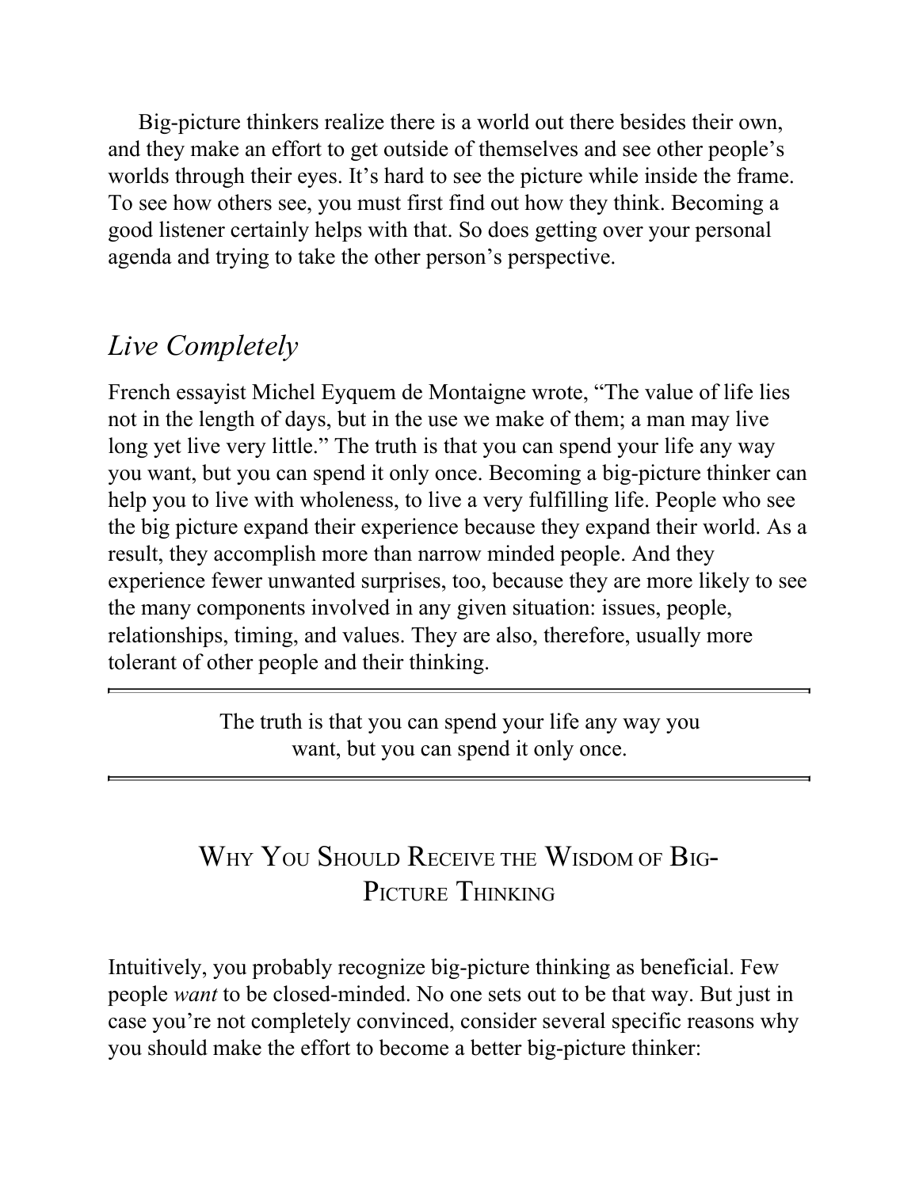Big-picture thinkers realize there is a world out there besides their own, and they make an effort to get outside of themselves and see other people's worlds through their eyes. It's hard to see the picture while inside the frame. To see how others see, you must first find out how they think. Becoming a good listener certainly helps with that. So does getting over your personal agenda and trying to take the other person's perspective.

## *Live Completely*

French essayist Michel Eyquem de Montaigne wrote, "The value of life lies not in the length of days, but in the use we make of them; a man may live long yet live very little." The truth is that you can spend your life any way you want, but you can spend it only once. Becoming a big-picture thinker can help you to live with wholeness, to live a very fulfilling life. People who see the big picture expand their experience because they expand their world. As a result, they accomplish more than narrow minded people. And they experience fewer unwanted surprises, too, because they are more likely to see the many components involved in any given situation: issues, people, relationships, timing, and values. They are also, therefore, usually more tolerant of other people and their thinking.

> The truth is that you can spend your life any way you want, but you can spend it only once.

## Why You Should Receive the Wisdom of Big-Picture Thinking

Intuitively, you probably recognize big-picture thinking as beneficial. Few people *want* to be closed-minded. No one sets out to be that way. But just in case you're not completely convinced, consider several specific reasons why you should make the effort to become a better big-picture thinker: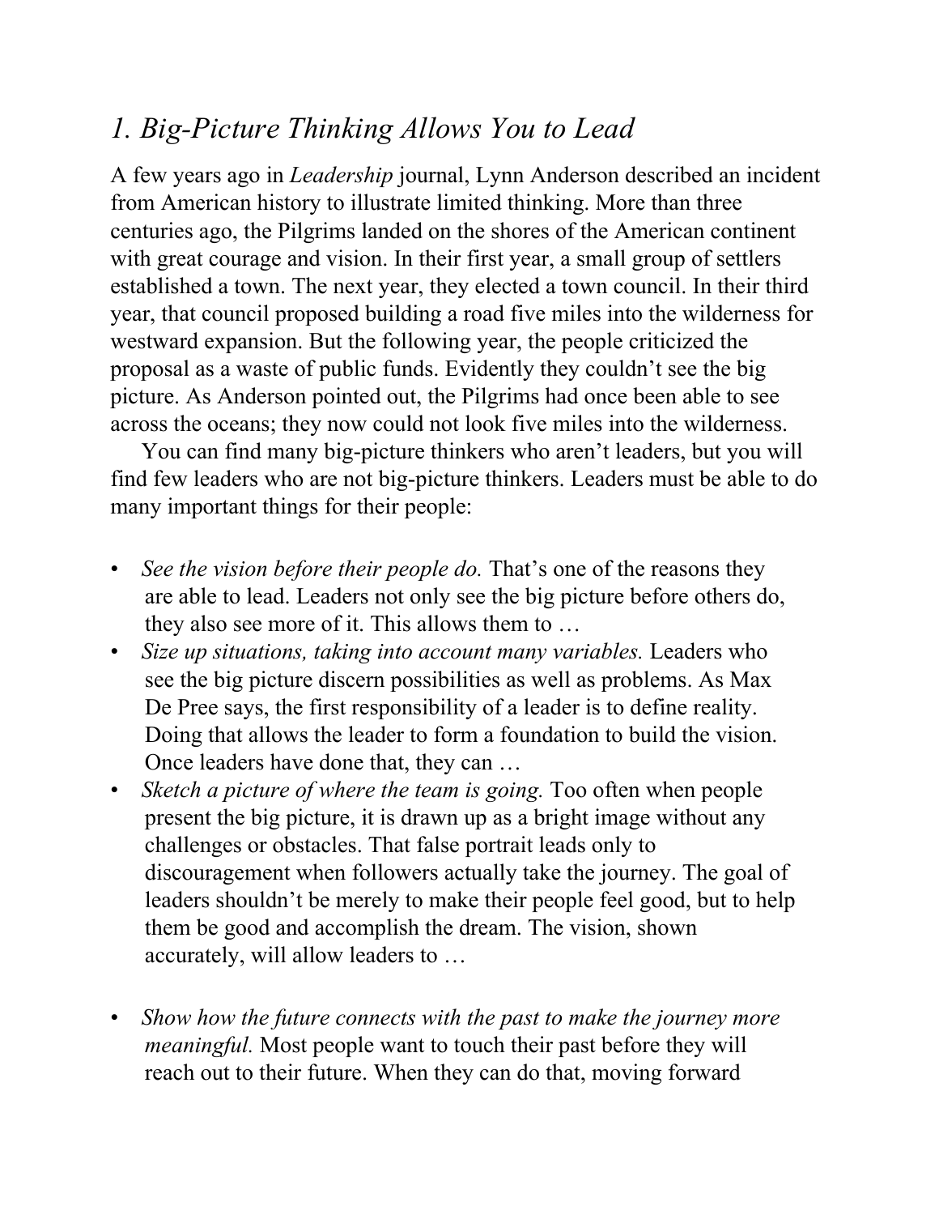## *1. Big-Picture Thinking Allows You to Lead*

A few years ago in *Leadership* journal, Lynn Anderson described an incident from American history to illustrate limited thinking. More than three centuries ago, the Pilgrims landed on the shores of the American continent with great courage and vision. In their first year, a small group of settlers established a town. The next year, they elected a town council. In their third year, that council proposed building a road five miles into the wilderness for westward expansion. But the following year, the people criticized the proposal as a waste of public funds. Evidently they couldn't see the big picture. As Anderson pointed out, the Pilgrims had once been able to see across the oceans; they now could not look five miles into the wilderness.

You can find many big-picture thinkers who aren't leaders, but you will find few leaders who are not big-picture thinkers. Leaders must be able to do many important things for their people:

- *See the vision before their people do.* That's one of the reasons they are able to lead. Leaders not only see the big picture before others do, they also see more of it. This allows them to …
- *Size up situations, taking into account many variables.* Leaders who see the big picture discern possibilities as well as problems. As Max De Pree says, the first responsibility of a leader is to define reality. Doing that allows the leader to form a foundation to build the vision. Once leaders have done that, they can …
- *Sketch a picture of where the team is going.* Too often when people present the big picture, it is drawn up as a bright image without any challenges or obstacles. That false portrait leads only to discouragement when followers actually take the journey. The goal of leaders shouldn't be merely to make their people feel good, but to help them be good and accomplish the dream. The vision, shown accurately, will allow leaders to …
- *Show how the future connects with the past to make the journey more meaningful.* Most people want to touch their past before they will reach out to their future. When they can do that, moving forward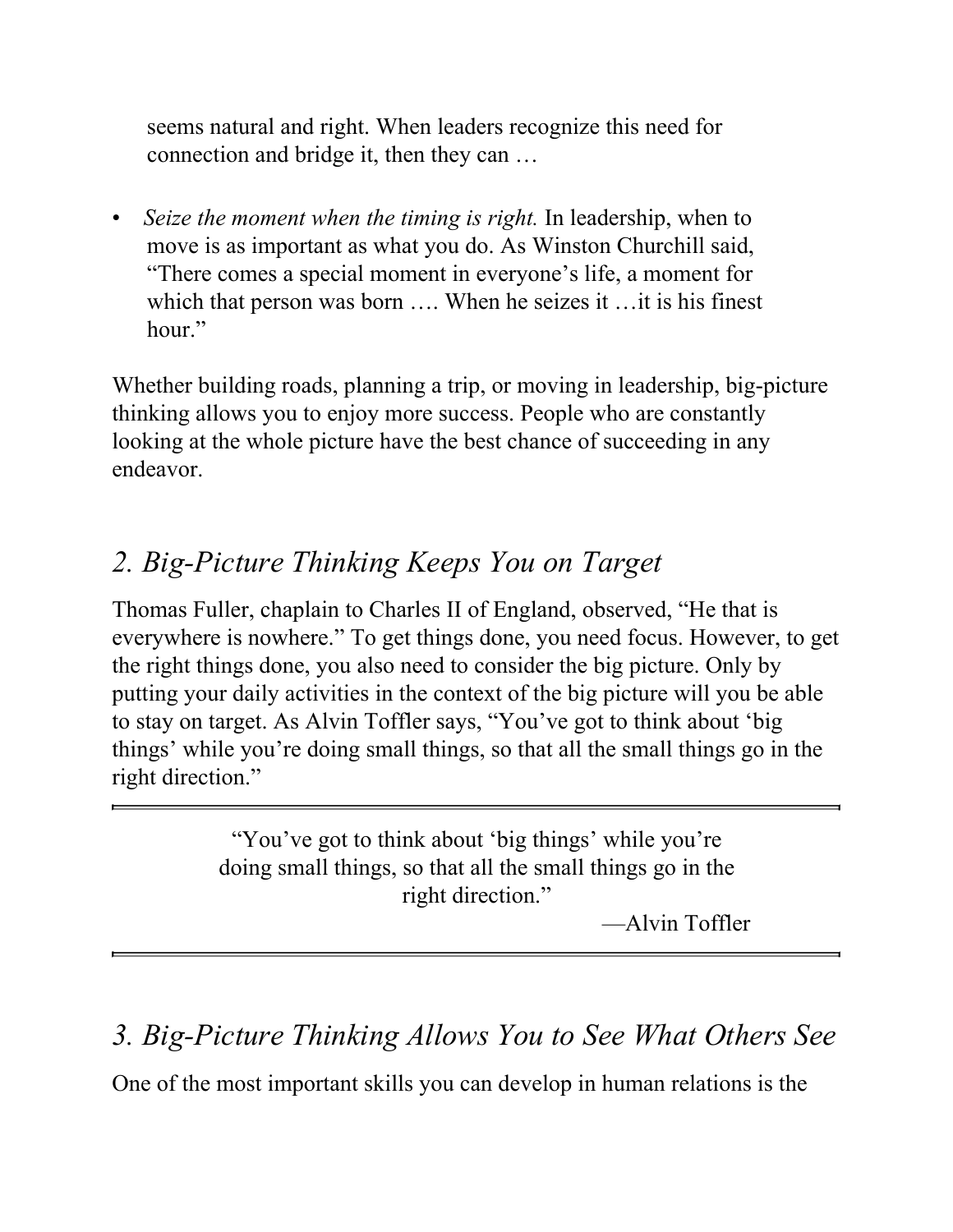seems natural and right. When leaders recognize this need for connection and bridge it, then they can …

- *Seize the moment when the timing is right.* In leadership, when to move is as important as what you do. As Winston Churchill said, "There comes a special moment in everyone's life, a moment for which that person was born …. When he seizes it …it is his finest hour."

Whether building roads, planning a trip, or moving in leadership, big-picture thinking allows you to enjoy more success. People who are constantly looking at the whole picture have the best chance of succeeding in any endeavor.

## *2. Big-Picture Thinking Keeps You on Target*

Thomas Fuller, chaplain to Charles II of England, observed, "He that is everywhere is nowhere." To get things done, you need focus. However, to get the right things done, you also need to consider the big picture. Only by putting your daily activities in the context of the big picture will you be able to stay on target. As Alvin Toffler says, "You've got to think about 'big things' while you're doing small things, so that all the small things go in the right direction."

> "You've got to think about 'big things' while you're doing small things, so that all the small things go in the right direction."
>
> —Alvin Toffler

## *3. Big-Picture Thinking Allows You to See What Others See*

One of the most important skills you can develop in human relations is the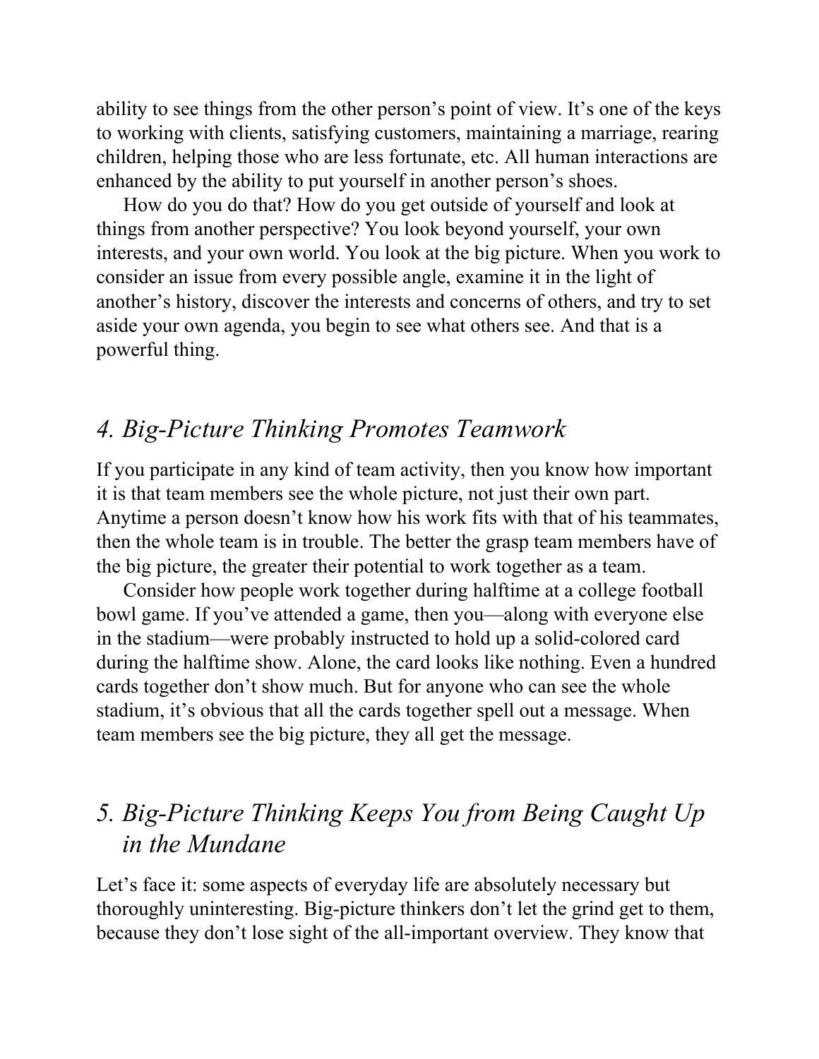ability to see things from the other person's point of view. It's one of the keys to working with clients, satisfying customers, maintaining a marriage, rearing children, helping those who are less fortunate, etc. All human interactions are enhanced by the ability to put yourself in another person's shoes.

How do you do that? How do you get outside of yourself and look at things from another perspective? You look beyond yourself, your own interests, and your own world. You look at the big picture. When you work to consider an issue from every possible angle, examine it in the light of another's history, discover the interests and concerns of others, and try to set aside your own agenda, you begin to see what others see. And that is a powerful thing.

## *4. Big-Picture Thinking Promotes Teamwork*

If you participate in any kind of team activity, then you know how important it is that team members see the whole picture, not just their own part. Anytime a person doesn't know how his work fits with that of his teammates, then the whole team is in trouble. The better the grasp team members have of the big picture, the greater their potential to work together as a team.

Consider how people work together during halftime at a college football bowl game. If you've attended a game, then you—along with everyone else in the stadium—were probably instructed to hold up a solid-colored card during the halftime show. Alone, the card looks like nothing. Even a hundred cards together don't show much. But for anyone who can see the whole stadium, it's obvious that all the cards together spell out a message. When team members see the big picture, they all get the message.

## *5. Big-Picture Thinking Keeps You from Being Caught Up in the Mundane*

Let's face it: some aspects of everyday life are absolutely necessary but thoroughly uninteresting. Big-picture thinkers don't let the grind get to them, because they don't lose sight of the all-important overview. They know that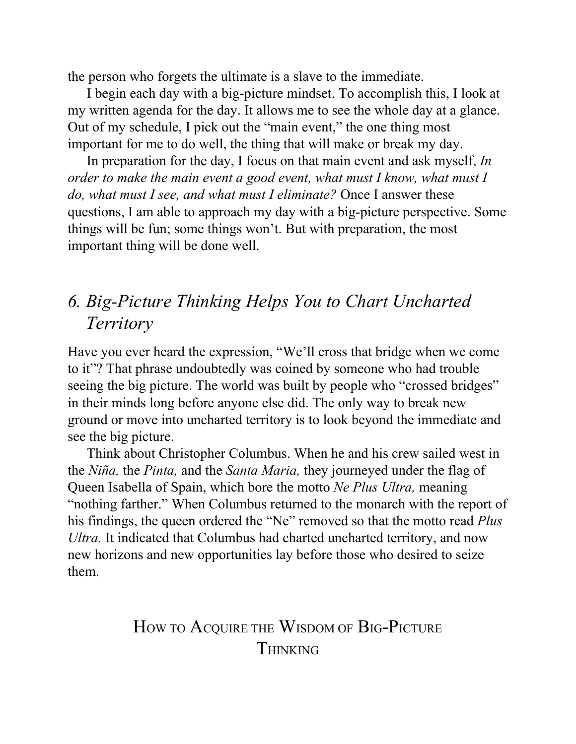the person who forgets the ultimate is a slave to the immediate.

I begin each day with a big-picture mindset. To accomplish this, I look at my written agenda for the day. It allows me to see the whole day at a glance. Out of my schedule, I pick out the "main event," the one thing most important for me to do well, the thing that will make or break my day.

In preparation for the day, I focus on that main event and ask myself, *In order to make the main event a good event, what must I know, what must I do, what must I see, and what must I eliminate?* Once I answer these questions, I am able to approach my day with a big-picture perspective. Some things will be fun; some things won't. But with preparation, the most important thing will be done well.

## *6. Big-Picture Thinking Helps You to Chart Uncharted Territory*

Have you ever heard the expression, "We'll cross that bridge when we come to it"? That phrase undoubtedly was coined by someone who had trouble seeing the big picture. The world was built by people who "crossed bridges" in their minds long before anyone else did. The only way to break new ground or move into uncharted territory is to look beyond the immediate and see the big picture.

Think about Christopher Columbus. When he and his crew sailed west in the *Niña,* the *Pinta,* and the *Santa Maria,* they journeyed under the flag of Queen Isabella of Spain, which bore the motto *Ne Plus Ultra,* meaning "nothing farther." When Columbus returned to the monarch with the report of his findings, the queen ordered the "Ne" removed so that the motto read *Plus Ultra.* It indicated that Columbus had charted uncharted territory, and now new horizons and new opportunities lay before those who desired to seize them.

## How to Acquire the Wisdom of Big-Picture Thinking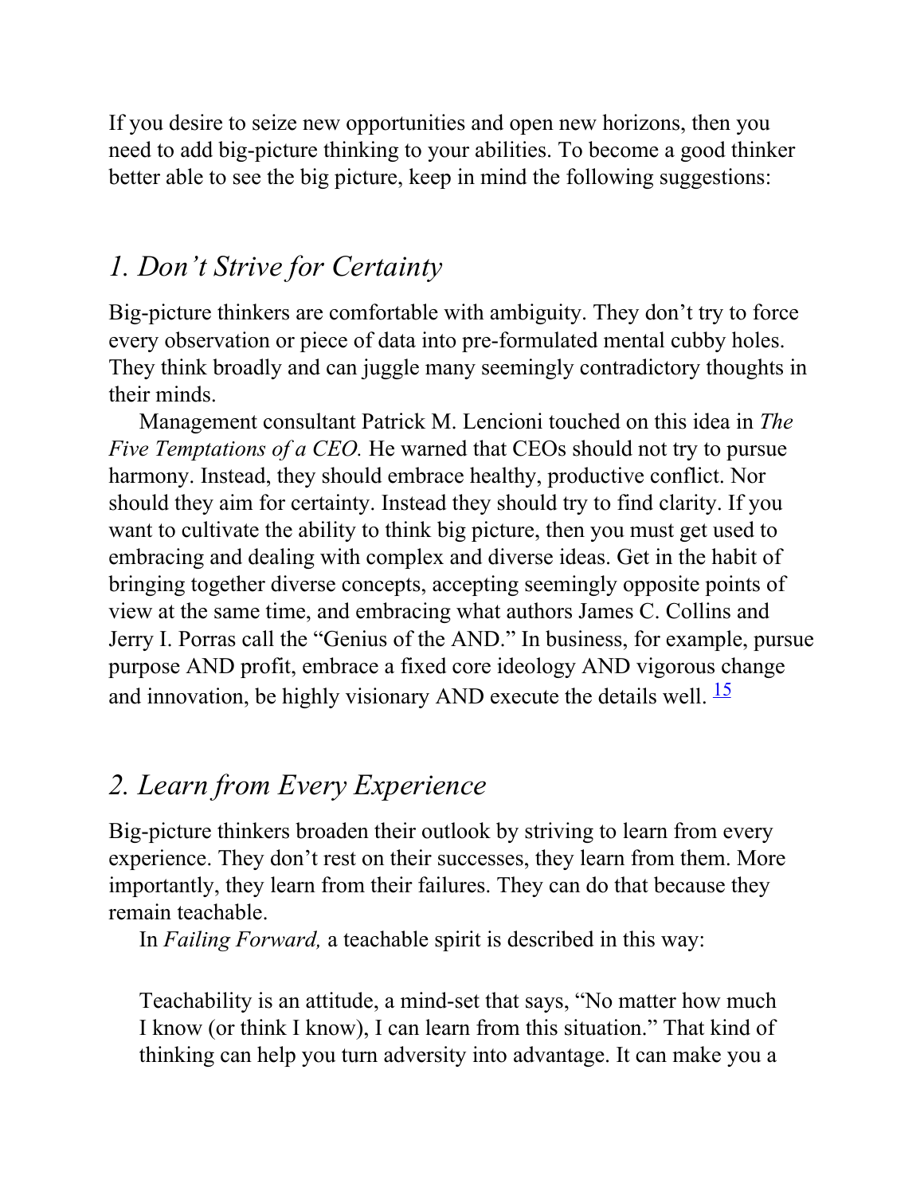If you desire to seize new opportunities and open new horizons, then you need to add big-picture thinking to your abilities. To become a good thinker better able to see the big picture, keep in mind the following suggestions:

## *1. Don't Strive for Certainty*

Big-picture thinkers are comfortable with ambiguity. They don't try to force every observation or piece of data into pre-formulated mental cubby holes. They think broadly and can juggle many seemingly contradictory thoughts in their minds.

Management consultant Patrick M. Lencioni touched on this idea in *The Five Temptations of a CEO.* He warned that CEOs should not try to pursue harmony. Instead, they should embrace healthy, productive conflict. Nor should they aim for certainty. Instead they should try to find clarity. If you want to cultivate the ability to think big picture, then you must get used to embracing and dealing with complex and diverse ideas. Get in the habit of bringing together diverse concepts, accepting seemingly opposite points of view at the same time, and embracing what authors James C. Collins and Jerry I. Porras call the "Genius of the AND." In business, for example, pursue purpose AND profit, embrace a fixed core ideology AND vigorous change and innovation, be highly visionary AND execute the details well. [15]

## *2. Learn from Every Experience*

Big-picture thinkers broaden their outlook by striving to learn from every experience. They don't rest on their successes, they learn from them. More importantly, they learn from their failures. They can do that because they remain teachable.

In *Failing Forward,* a teachable spirit is described in this way:

> Teachability is an attitude, a mind-set that says, "No matter how much I know (or think I know), I can learn from this situation." That kind of thinking can help you turn adversity into advantage. It can make you a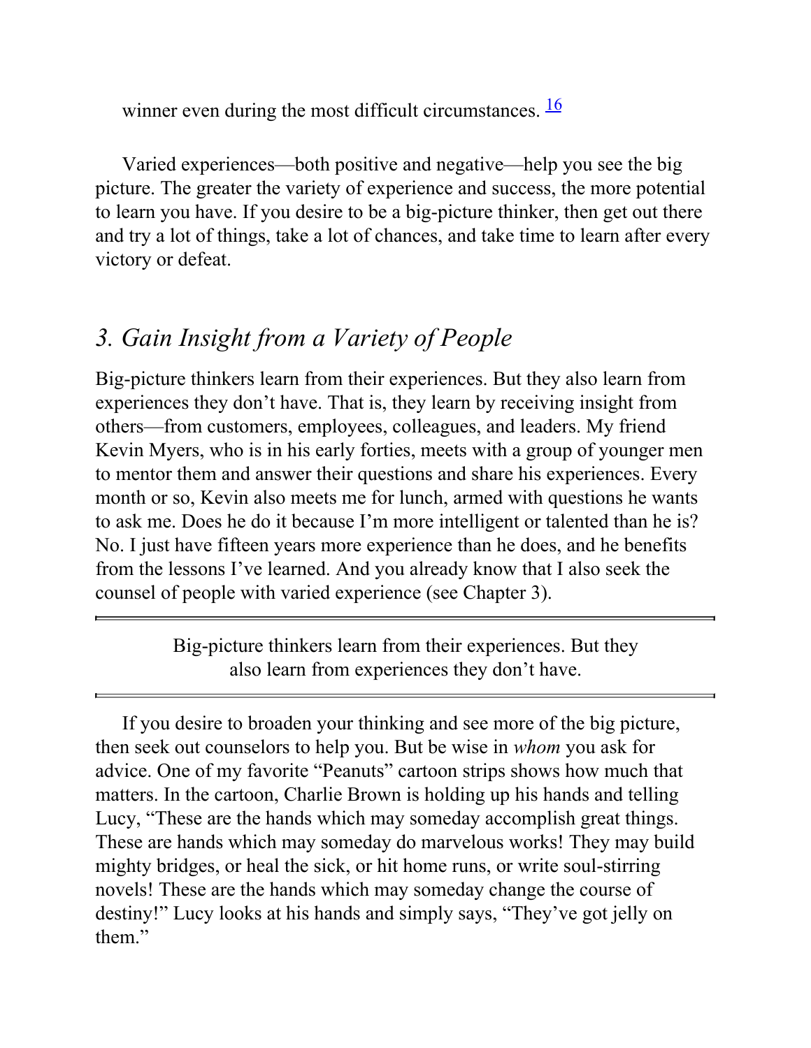winner even during the most difficult circumstances. [16]

Varied experiences—both positive and negative—help you see the big picture. The greater the variety of experience and success, the more potential to learn you have. If you desire to be a big-picture thinker, then get out there and try a lot of things, take a lot of chances, and take time to learn after every victory or defeat.

## *3. Gain Insight from a Variety of People*

Big-picture thinkers learn from their experiences. But they also learn from experiences they don't have. That is, they learn by receiving insight from others—from customers, employees, colleagues, and leaders. My friend Kevin Myers, who is in his early forties, meets with a group of younger men to mentor them and answer their questions and share his experiences. Every month or so, Kevin also meets me for lunch, armed with questions he wants to ask me. Does he do it because I'm more intelligent or talented than he is? No. I just have fifteen years more experience than he does, and he benefits from the lessons I've learned. And you already know that I also seek the counsel of people with varied experience (see Chapter 3).

---

Big-picture thinkers learn from their experiences. But they also learn from experiences they don't have.

---

If you desire to broaden your thinking and see more of the big picture, then seek out counselors to help you. But be wise in *whom* you ask for advice. One of my favorite "Peanuts" cartoon strips shows how much that matters. In the cartoon, Charlie Brown is holding up his hands and telling Lucy, "These are the hands which may someday accomplish great things. These are hands which may someday do marvelous works! They may build mighty bridges, or heal the sick, or hit home runs, or write soul-stirring novels! These are the hands which may someday change the course of destiny!" Lucy looks at his hands and simply says, "They've got jelly on them."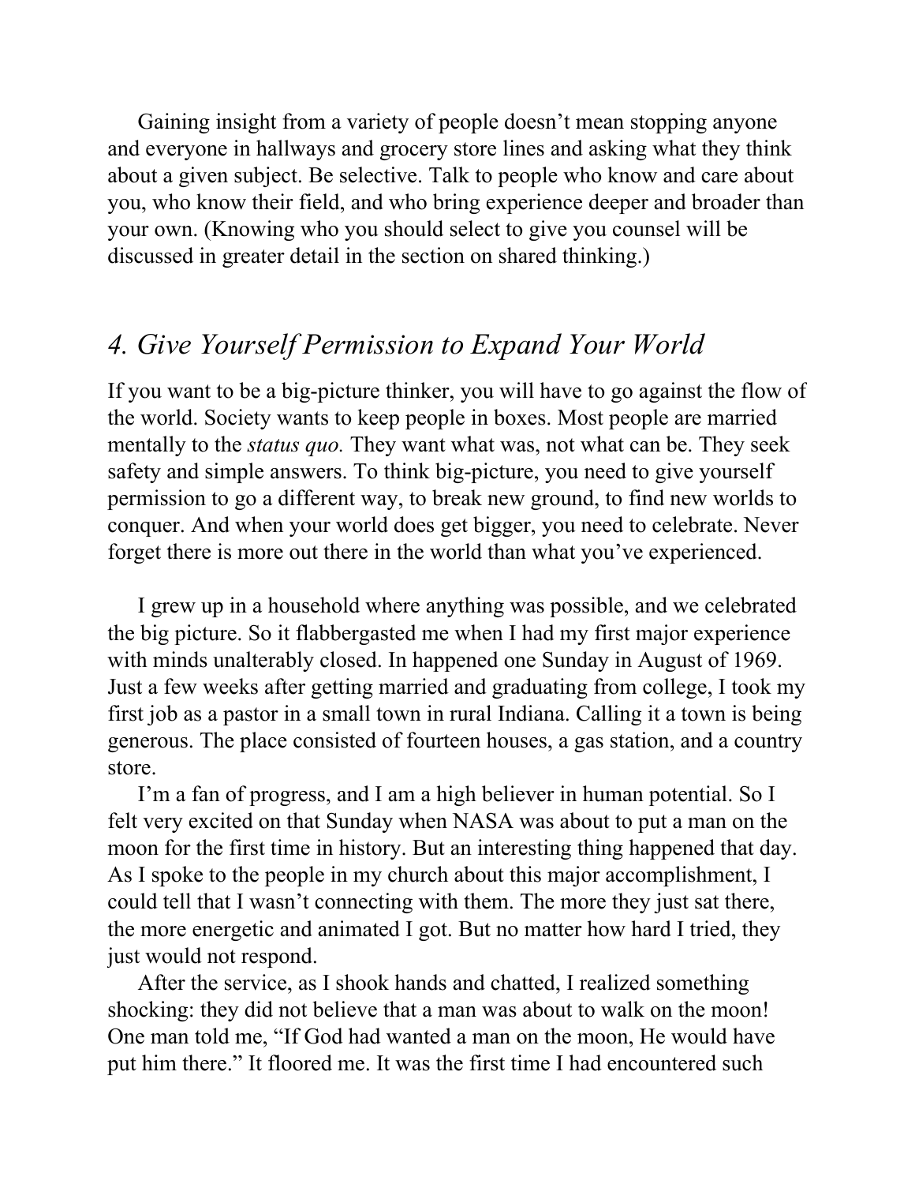Gaining insight from a variety of people doesn't mean stopping anyone and everyone in hallways and grocery store lines and asking what they think about a given subject. Be selective. Talk to people who know and care about you, who know their field, and who bring experience deeper and broader than your own. (Knowing who you should select to give you counsel will be discussed in greater detail in the section on shared thinking.)

## *4. Give Yourself Permission to Expand Your World*

If you want to be a big-picture thinker, you will have to go against the flow of the world. Society wants to keep people in boxes. Most people are married mentally to the *status quo.* They want what was, not what can be. They seek safety and simple answers. To think big-picture, you need to give yourself permission to go a different way, to break new ground, to find new worlds to conquer. And when your world does get bigger, you need to celebrate. Never forget there is more out there in the world than what you've experienced.

I grew up in a household where anything was possible, and we celebrated the big picture. So it flabbergasted me when I had my first major experience with minds unalterably closed. In happened one Sunday in August of 1969. Just a few weeks after getting married and graduating from college, I took my first job as a pastor in a small town in rural Indiana. Calling it a town is being generous. The place consisted of fourteen houses, a gas station, and a country store.

I'm a fan of progress, and I am a high believer in human potential. So I felt very excited on that Sunday when NASA was about to put a man on the moon for the first time in history. But an interesting thing happened that day. As I spoke to the people in my church about this major accomplishment, I could tell that I wasn't connecting with them. The more they just sat there, the more energetic and animated I got. But no matter how hard I tried, they just would not respond.

After the service, as I shook hands and chatted, I realized something shocking: they did not believe that a man was about to walk on the moon! One man told me, "If God had wanted a man on the moon, He would have put him there." It floored me. It was the first time I had encountered such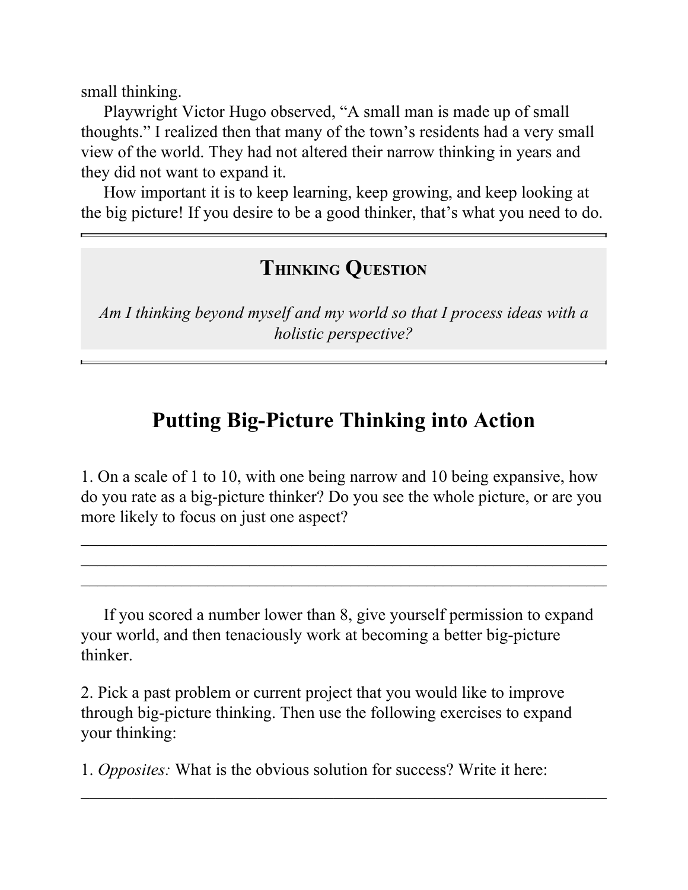small thinking.

Playwright Victor Hugo observed, “A small man is made up of small thoughts.” I realized then that many of the town’s residents had a very small view of the world. They had not altered their narrow thinking in years and they did not want to expand it.

How important it is to keep learning, keep growing, and keep looking at the big picture! If you desire to be a good thinker, that’s what you need to do.

---

### Thinking Question

*Am I thinking beyond myself and my world so that I process ideas with a holistic perspective?*

---

## Putting Big-Picture Thinking into Action

1. On a scale of 1 to 10, with one being narrow and 10 being expansive, how do you rate as a big-picture thinker? Do you see the whole picture, or are you more likely to focus on just one aspect?

\_\_\_\_\_\_\_\_\_\_\_\_\_\_\_\_\_\_\_\_\_\_\_\_\_\_\_\_\_\_\_\_\_\_\_\_\_\_\_\_\_\_\_\_\_\_\_\_\_\_\_\_\_\_\_\_\_\_\_\_\_\_

\_\_\_\_\_\_\_\_\_\_\_\_\_\_\_\_\_\_\_\_\_\_\_\_\_\_\_\_\_\_\_\_\_\_\_\_\_\_\_\_\_\_\_\_\_\_\_\_\_\_\_\_\_\_\_\_\_\_\_\_\_\_

\_\_\_\_\_\_\_\_\_\_\_\_\_\_\_\_\_\_\_\_\_\_\_\_\_\_\_\_\_\_\_\_\_\_\_\_\_\_\_\_\_\_\_\_\_\_\_\_\_\_\_\_\_\_\_\_\_\_\_\_\_\_

If you scored a number lower than 8, give yourself permission to expand your world, and then tenaciously work at becoming a better big-picture thinker.

2. Pick a past problem or current project that you would like to improve through big-picture thinking. Then use the following exercises to expand your thinking:

1. *Opposites:* What is the obvious solution for success? Write it here:

\_\_\_\_\_\_\_\_\_\_\_\_\_\_\_\_\_\_\_\_\_\_\_\_\_\_\_\_\_\_\_\_\_\_\_\_\_\_\_\_\_\_\_\_\_\_\_\_\_\_\_\_\_\_\_\_\_\_\_\_\_\_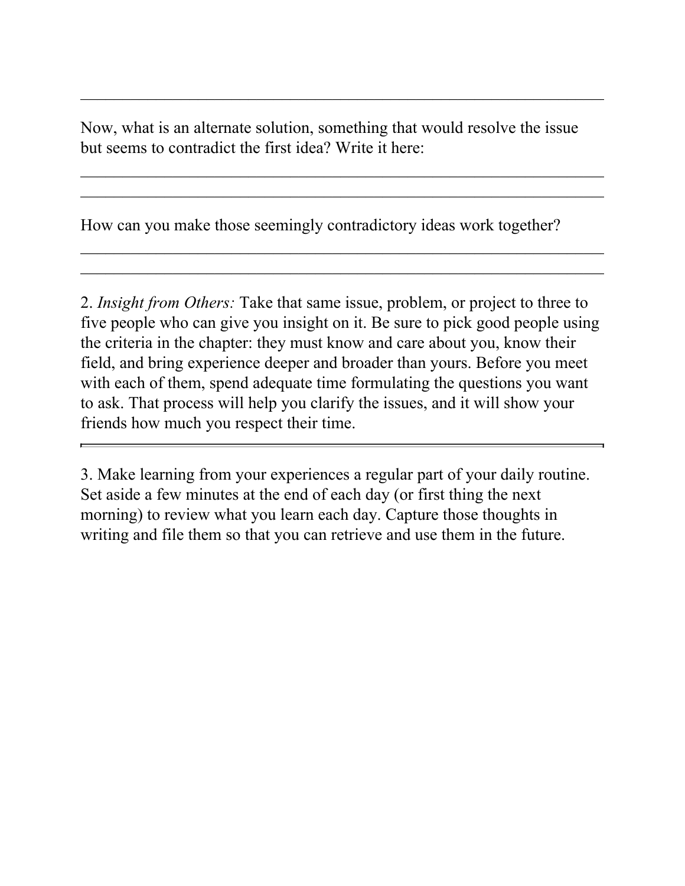\_\_\_\_\_\_\_\_\_\_\_\_\_\_\_\_\_\_\_\_\_\_\_\_\_\_\_\_\_\_\_\_\_\_\_\_\_\_\_\_\_\_\_\_\_\_\_\_\_\_\_\_\_\_\_\_\_\_\_\_\_\_\_\_

Now, what is an alternate solution, something that would resolve the issue but seems to contradict the first idea? Write it here:

\_\_\_\_\_\_\_\_\_\_\_\_\_\_\_\_\_\_\_\_\_\_\_\_\_\_\_\_\_\_\_\_\_\_\_\_\_\_\_\_\_\_\_\_\_\_\_\_\_\_\_\_\_\_\_\_\_\_\_\_\_\_\_\_

\_\_\_\_\_\_\_\_\_\_\_\_\_\_\_\_\_\_\_\_\_\_\_\_\_\_\_\_\_\_\_\_\_\_\_\_\_\_\_\_\_\_\_\_\_\_\_\_\_\_\_\_\_\_\_\_\_\_\_\_\_\_\_\_

How can you make those seemingly contradictory ideas work together?

\_\_\_\_\_\_\_\_\_\_\_\_\_\_\_\_\_\_\_\_\_\_\_\_\_\_\_\_\_\_\_\_\_\_\_\_\_\_\_\_\_\_\_\_\_\_\_\_\_\_\_\_\_\_\_\_\_\_\_\_\_\_\_\_

\_\_\_\_\_\_\_\_\_\_\_\_\_\_\_\_\_\_\_\_\_\_\_\_\_\_\_\_\_\_\_\_\_\_\_\_\_\_\_\_\_\_\_\_\_\_\_\_\_\_\_\_\_\_\_\_\_\_\_\_\_\_\_\_

2. *Insight from Others:* Take that same issue, problem, or project to three to five people who can give you insight on it. Be sure to pick good people using the criteria in the chapter: they must know and care about you, know their field, and bring experience deeper and broader than yours. Before you meet with each of them, spend adequate time formulating the questions you want to ask. That process will help you clarify the issues, and it will show your friends how much you respect their time.

---

3. Make learning from your experiences a regular part of your daily routine. Set aside a few minutes at the end of each day (or first thing the next morning) to review what you learn each day. Capture those thoughts in writing and file them so that you can retrieve and use them in the future.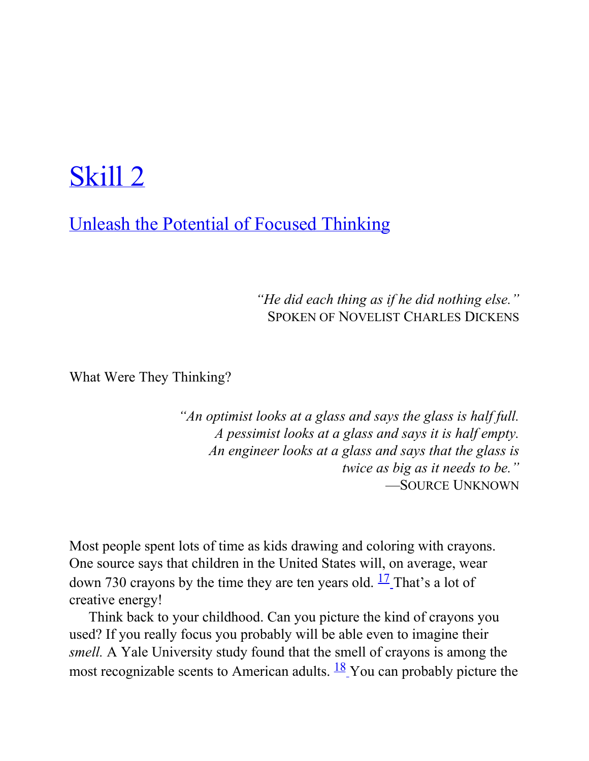# Skill 2

## Unleash the Potential of Focused Thinking

> *"He did each thing as if he did nothing else."*
> SPOKEN OF NOVELIST CHARLES DICKENS

What Were They Thinking?

> *"An optimist looks at a glass and says the glass is half full. A pessimist looks at a glass and says it is half empty. An engineer looks at a glass and says that the glass is twice as big as it needs to be."*
> —SOURCE UNKNOWN

Most people spent lots of time as kids drawing and coloring with crayons. One source says that children in the United States will, on average, wear down 730 crayons by the time they are ten years old. [17] That's a lot of creative energy!

Think back to your childhood. Can you picture the kind of crayons you used? If you really focus you probably will be able even to imagine their *smell.* A Yale University study found that the smell of crayons is among the most recognizable scents to American adults. [18] You can probably picture the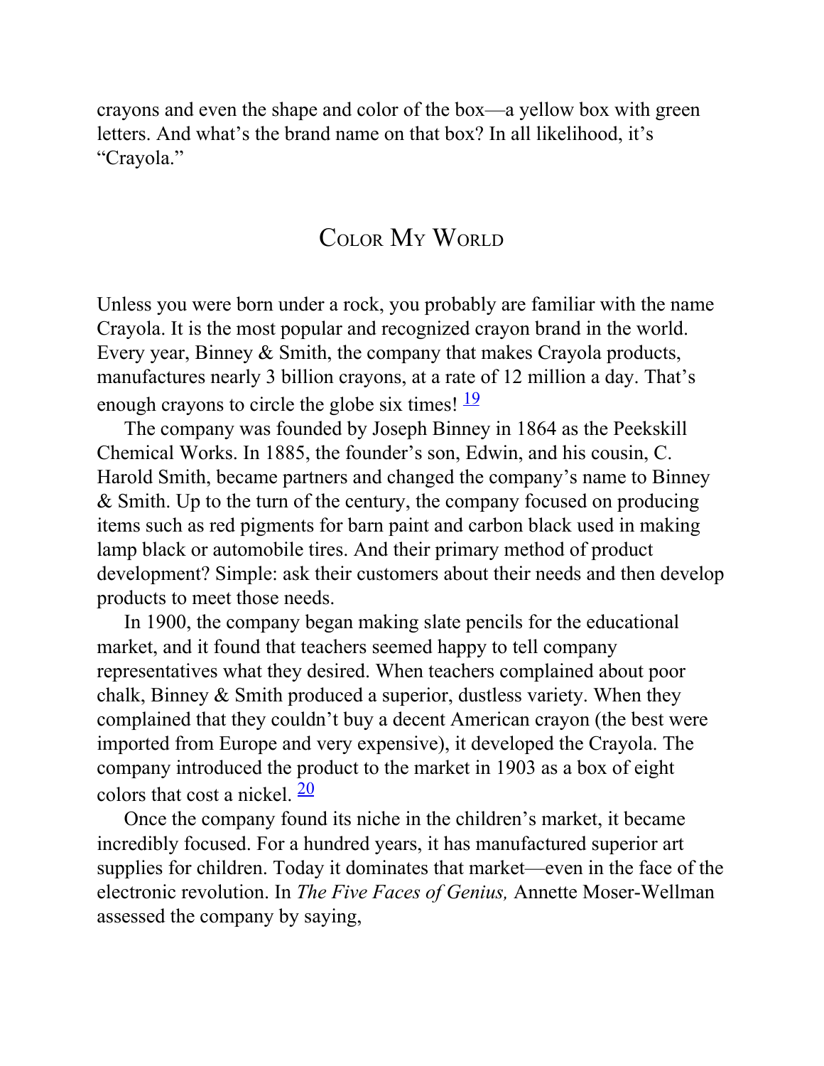crayons and even the shape and color of the box—a yellow box with green letters. And what's the brand name on that box? In all likelihood, it's "Crayola."

## Color My World

Unless you were born under a rock, you probably are familiar with the name Crayola. It is the most popular and recognized crayon brand in the world. Every year, Binney & Smith, the company that makes Crayola products, manufactures nearly 3 billion crayons, at a rate of 12 million a day. That's enough crayons to circle the globe six times! [19]

The company was founded by Joseph Binney in 1864 as the Peekskill Chemical Works. In 1885, the founder's son, Edwin, and his cousin, C. Harold Smith, became partners and changed the company's name to Binney & Smith. Up to the turn of the century, the company focused on producing items such as red pigments for barn paint and carbon black used in making lamp black or automobile tires. And their primary method of product development? Simple: ask their customers about their needs and then develop products to meet those needs.

In 1900, the company began making slate pencils for the educational market, and it found that teachers seemed happy to tell company representatives what they desired. When teachers complained about poor chalk, Binney & Smith produced a superior, dustless variety. When they complained that they couldn't buy a decent American crayon (the best were imported from Europe and very expensive), it developed the Crayola. The company introduced the product to the market in 1903 as a box of eight colors that cost a nickel. [20]

Once the company found its niche in the children's market, it became incredibly focused. For a hundred years, it has manufactured superior art supplies for children. Today it dominates that market—even in the face of the electronic revolution. In *The Five Faces of Genius,* Annette Moser-Wellman assessed the company by saying,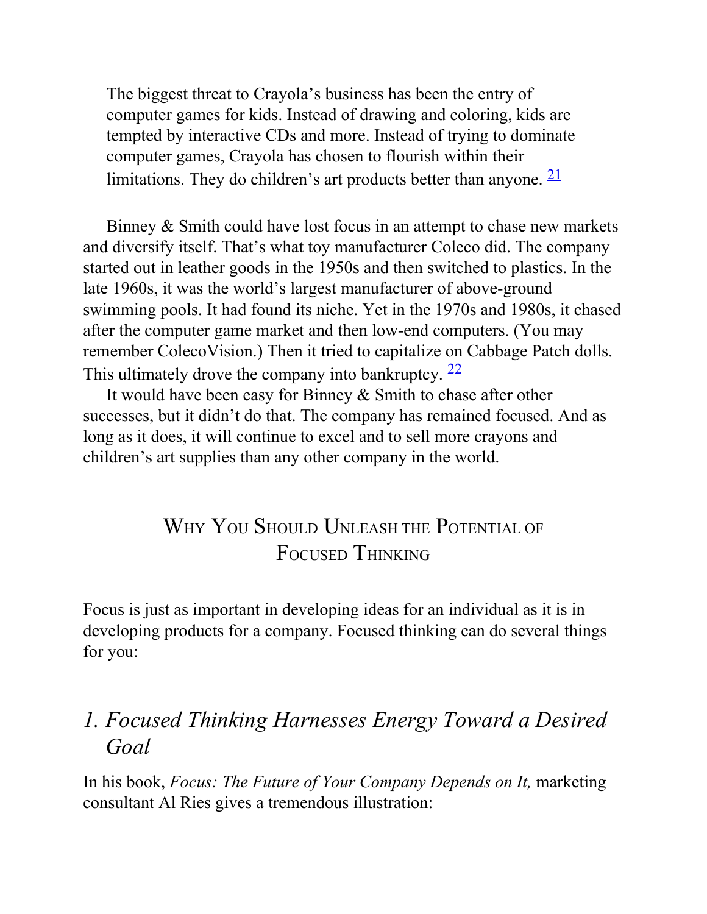> The biggest threat to Crayola's business has been the entry of computer games for kids. Instead of drawing and coloring, kids are tempted by interactive CDs and more. Instead of trying to dominate computer games, Crayola has chosen to flourish within their limitations. They do children's art products better than anyone. [21]

Binney & Smith could have lost focus in an attempt to chase new markets and diversify itself. That's what toy manufacturer Coleco did. The company started out in leather goods in the 1950s and then switched to plastics. In the late 1960s, it was the world's largest manufacturer of above-ground swimming pools. It had found its niche. Yet in the 1970s and 1980s, it chased after the computer game market and then low-end computers. (You may remember ColecoVision.) Then it tried to capitalize on Cabbage Patch dolls. This ultimately drove the company into bankruptcy. [22]

It would have been easy for Binney & Smith to chase after other successes, but it didn't do that. The company has remained focused. And as long as it does, it will continue to excel and to sell more crayons and children's art supplies than any other company in the world.

## Why You Should Unleash the Potential of Focused Thinking

Focus is just as important in developing ideas for an individual as it is in developing products for a company. Focused thinking can do several things for you:

### *1. Focused Thinking Harnesses Energy Toward a Desired Goal*

In his book, *Focus: The Future of Your Company Depends on It,* marketing consultant Al Ries gives a tremendous illustration: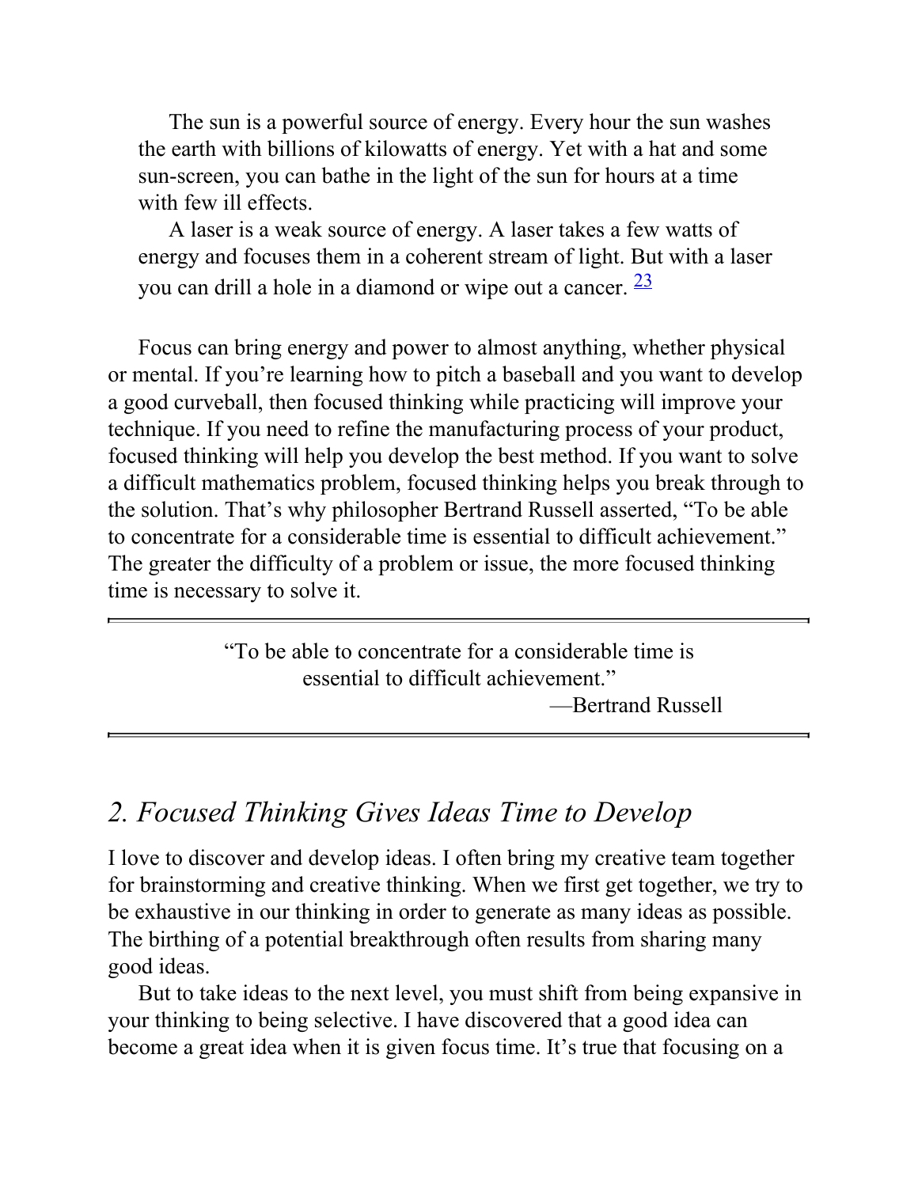> The sun is a powerful source of energy. Every hour the sun washes the earth with billions of kilowatts of energy. Yet with a hat and some sun-screen, you can bathe in the light of the sun for hours at a time with few ill effects.
>
> A laser is a weak source of energy. A laser takes a few watts of energy and focuses them in a coherent stream of light. But with a laser you can drill a hole in a diamond or wipe out a cancer. [23]

Focus can bring energy and power to almost anything, whether physical or mental. If you're learning how to pitch a baseball and you want to develop a good curveball, then focused thinking while practicing will improve your technique. If you need to refine the manufacturing process of your product, focused thinking will help you develop the best method. If you want to solve a difficult mathematics problem, focused thinking helps you break through to the solution. That's why philosopher Bertrand Russell asserted, "To be able to concentrate for a considerable time is essential to difficult achievement." The greater the difficulty of a problem or issue, the more focused thinking time is necessary to solve it.

---

"To be able to concentrate for a considerable time is essential to difficult achievement."

—Bertrand Russell

---

## *2. Focused Thinking Gives Ideas Time to Develop*

I love to discover and develop ideas. I often bring my creative team together for brainstorming and creative thinking. When we first get together, we try to be exhaustive in our thinking in order to generate as many ideas as possible. The birthing of a potential breakthrough often results from sharing many good ideas.

But to take ideas to the next level, you must shift from being expansive in your thinking to being selective. I have discovered that a good idea can become a great idea when it is given focus time. It's true that focusing on a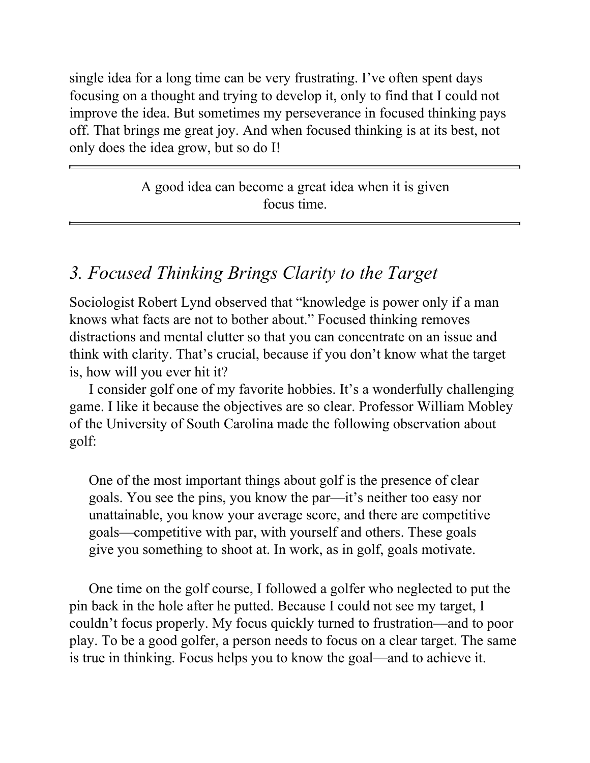single idea for a long time can be very frustrating. I've often spent days focusing on a thought and trying to develop it, only to find that I could not improve the idea. But sometimes my perseverance in focused thinking pays off. That brings me great joy. And when focused thinking is at its best, not only does the idea grow, but so do I!

---

A good idea can become a great idea when it is given focus time.

---

## *3. Focused Thinking Brings Clarity to the Target*

Sociologist Robert Lynd observed that "knowledge is power only if a man knows what facts are not to bother about." Focused thinking removes distractions and mental clutter so that you can concentrate on an issue and think with clarity. That's crucial, because if you don't know what the target is, how will you ever hit it?

I consider golf one of my favorite hobbies. It's a wonderfully challenging game. I like it because the objectives are so clear. Professor William Mobley of the University of South Carolina made the following observation about golf:

> One of the most important things about golf is the presence of clear goals. You see the pins, you know the par—it's neither too easy nor unattainable, you know your average score, and there are competitive goals—competitive with par, with yourself and others. These goals give you something to shoot at. In work, as in golf, goals motivate.

One time on the golf course, I followed a golfer who neglected to put the pin back in the hole after he putted. Because I could not see my target, I couldn't focus properly. My focus quickly turned to frustration—and to poor play. To be a good golfer, a person needs to focus on a clear target. The same is true in thinking. Focus helps you to know the goal—and to achieve it.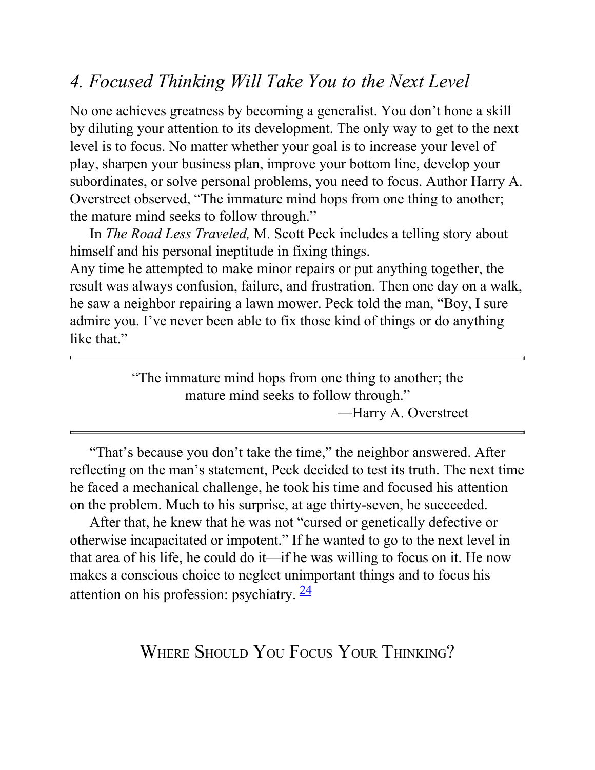### *4. Focused Thinking Will Take You to the Next Level*

No one achieves greatness by becoming a generalist. You don't hone a skill by diluting your attention to its development. The only way to get to the next level is to focus. No matter whether your goal is to increase your level of play, sharpen your business plan, improve your bottom line, develop your subordinates, or solve personal problems, you need to focus. Author Harry A. Overstreet observed, "The immature mind hops from one thing to another; the mature mind seeks to follow through."

In *The Road Less Traveled,* M. Scott Peck includes a telling story about himself and his personal ineptitude in fixing things.
Any time he attempted to make minor repairs or put anything together, the result was always confusion, failure, and frustration. Then one day on a walk, he saw a neighbor repairing a lawn mower. Peck told the man, "Boy, I sure admire you. I've never been able to fix those kind of things or do anything like that."

---

> "The immature mind hops from one thing to another; the mature mind seeks to follow through."
>
> —Harry A. Overstreet

---

"That's because you don't take the time," the neighbor answered. After reflecting on the man's statement, Peck decided to test its truth. The next time he faced a mechanical challenge, he took his time and focused his attention on the problem. Much to his surprise, at age thirty-seven, he succeeded.

After that, he knew that he was not "cursed or genetically defective or otherwise incapacitated or impotent." If he wanted to go to the next level in that area of his life, he could do it—if he was willing to focus on it. He now makes a conscious choice to neglect unimportant things and to focus his attention on his profession: psychiatry. [24]

## Where Should You Focus Your Thinking?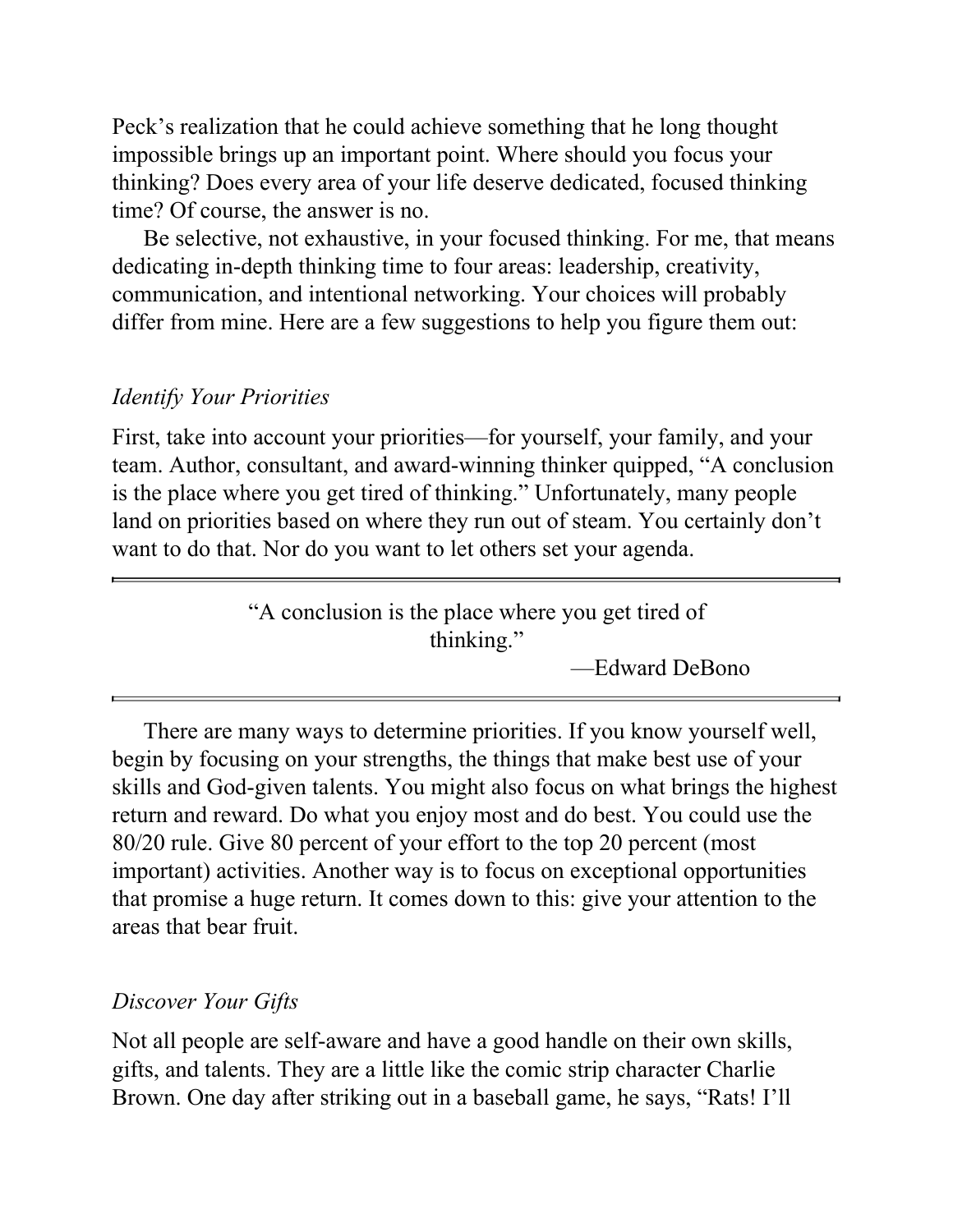Peck's realization that he could achieve something that he long thought impossible brings up an important point. Where should you focus your thinking? Does every area of your life deserve dedicated, focused thinking time? Of course, the answer is no.

Be selective, not exhaustive, in your focused thinking. For me, that means dedicating in-depth thinking time to four areas: leadership, creativity, communication, and intentional networking. Your choices will probably differ from mine. Here are a few suggestions to help you figure them out:

### *Identify Your Priorities*

First, take into account your priorities—for yourself, your family, and your team. Author, consultant, and award-winning thinker quipped, "A conclusion is the place where you get tired of thinking." Unfortunately, many people land on priorities based on where they run out of steam. You certainly don't want to do that. Nor do you want to let others set your agenda.

---

> "A conclusion is the place where you get tired of thinking."
>
> —Edward DeBono

---

There are many ways to determine priorities. If you know yourself well, begin by focusing on your strengths, the things that make best use of your skills and God-given talents. You might also focus on what brings the highest return and reward. Do what you enjoy most and do best. You could use the 80/20 rule. Give 80 percent of your effort to the top 20 percent (most important) activities. Another way is to focus on exceptional opportunities that promise a huge return. It comes down to this: give your attention to the areas that bear fruit.

### *Discover Your Gifts*

Not all people are self-aware and have a good handle on their own skills, gifts, and talents. They are a little like the comic strip character Charlie Brown. One day after striking out in a baseball game, he says, "Rats! I'll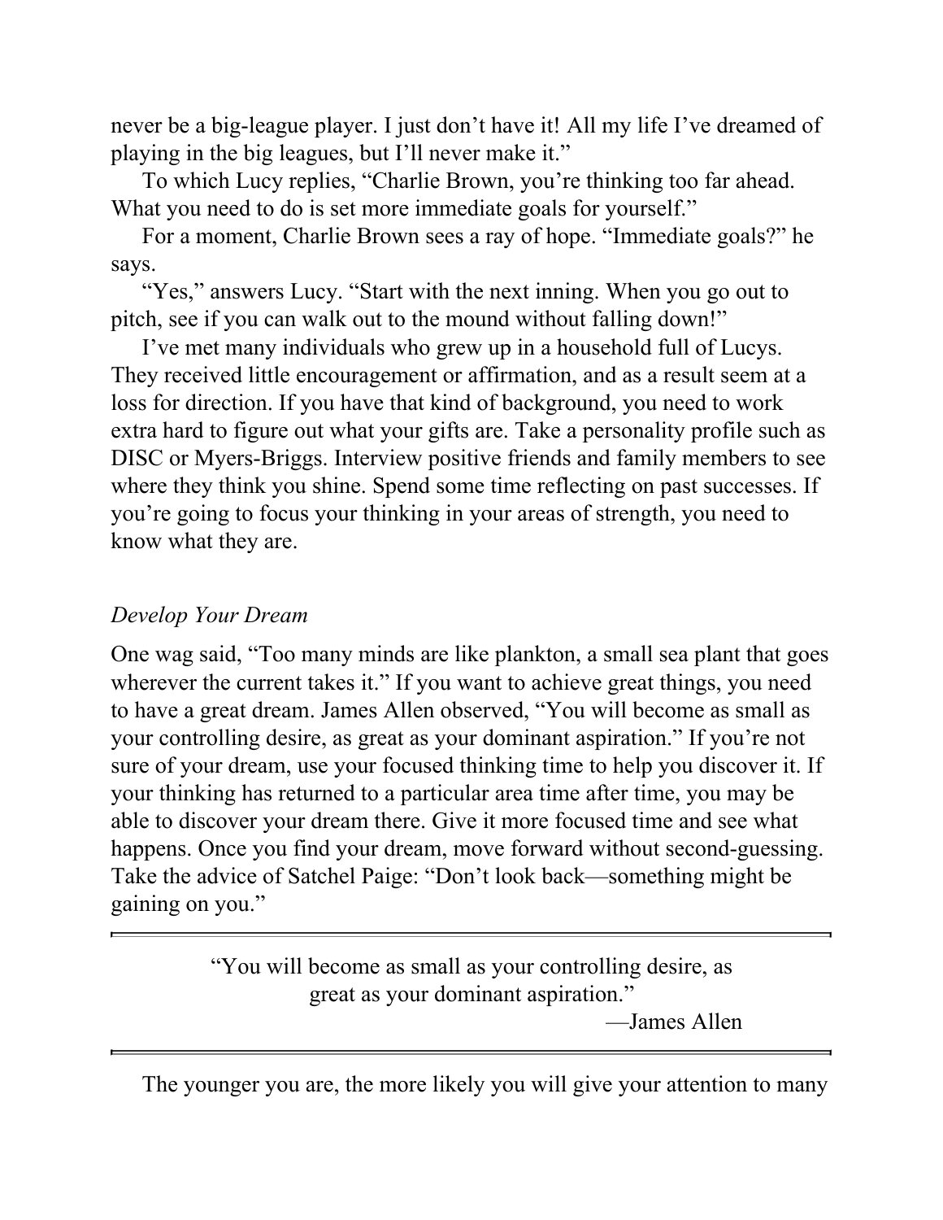never be a big-league player. I just don't have it! All my life I've dreamed of playing in the big leagues, but I'll never make it."

To which Lucy replies, "Charlie Brown, you're thinking too far ahead. What you need to do is set more immediate goals for yourself."

For a moment, Charlie Brown sees a ray of hope. "Immediate goals?" he says.

"Yes," answers Lucy. "Start with the next inning. When you go out to pitch, see if you can walk out to the mound without falling down!"

I've met many individuals who grew up in a household full of Lucys. They received little encouragement or affirmation, and as a result seem at a loss for direction. If you have that kind of background, you need to work extra hard to figure out what your gifts are. Take a personality profile such as DISC or Myers-Briggs. Interview positive friends and family members to see where they think you shine. Spend some time reflecting on past successes. If you're going to focus your thinking in your areas of strength, you need to know what they are.

### *Develop Your Dream*

One wag said, "Too many minds are like plankton, a small sea plant that goes wherever the current takes it." If you want to achieve great things, you need to have a great dream. James Allen observed, "You will become as small as your controlling desire, as great as your dominant aspiration." If you're not sure of your dream, use your focused thinking time to help you discover it. If your thinking has returned to a particular area time after time, you may be able to discover your dream there. Give it more focused time and see what happens. Once you find your dream, move forward without second-guessing. Take the advice of Satchel Paige: "Don't look back—something might be gaining on you."

---

> "You will become as small as your controlling desire, as great as your dominant aspiration."
>
> —James Allen

---

The younger you are, the more likely you will give your attention to many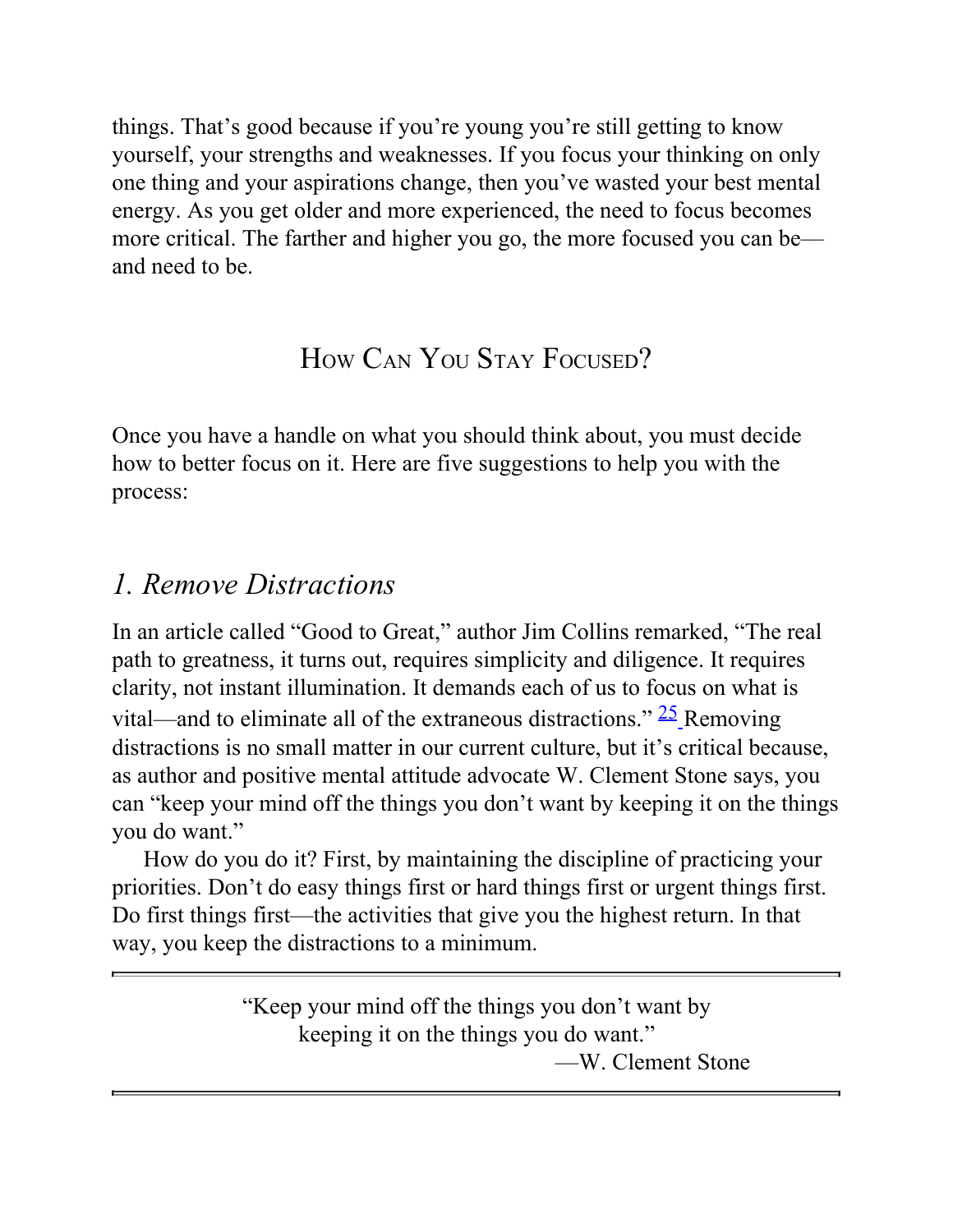things. That’s good because if you’re young you’re still getting to know yourself, your strengths and weaknesses. If you focus your thinking on only one thing and your aspirations change, then you’ve wasted your best mental energy. As you get older and more experienced, the need to focus becomes more critical. The farther and higher you go, the more focused you can be—and need to be.

## How Can You Stay Focused?

Once you have a handle on what you should think about, you must decide how to better focus on it. Here are five suggestions to help you with the process:

### *1. Remove Distractions*

In an article called “Good to Great,” author Jim Collins remarked, “The real path to greatness, it turns out, requires simplicity and diligence. It requires clarity, not instant illumination. It demands each of us to focus on what is vital—and to eliminate all of the extraneous distractions.” [25] Removing distractions is no small matter in our current culture, but it’s critical because, as author and positive mental attitude advocate W. Clement Stone says, you can “keep your mind off the things you don’t want by keeping it on the things you do want.”

How do you do it? First, by maintaining the discipline of practicing your priorities. Don’t do easy things first or hard things first or urgent things first. Do first things first—the activities that give you the highest return. In that way, you keep the distractions to a minimum.

> “Keep your mind off the things you don’t want by keeping it on the things you do want.”
>
> —W. Clement Stone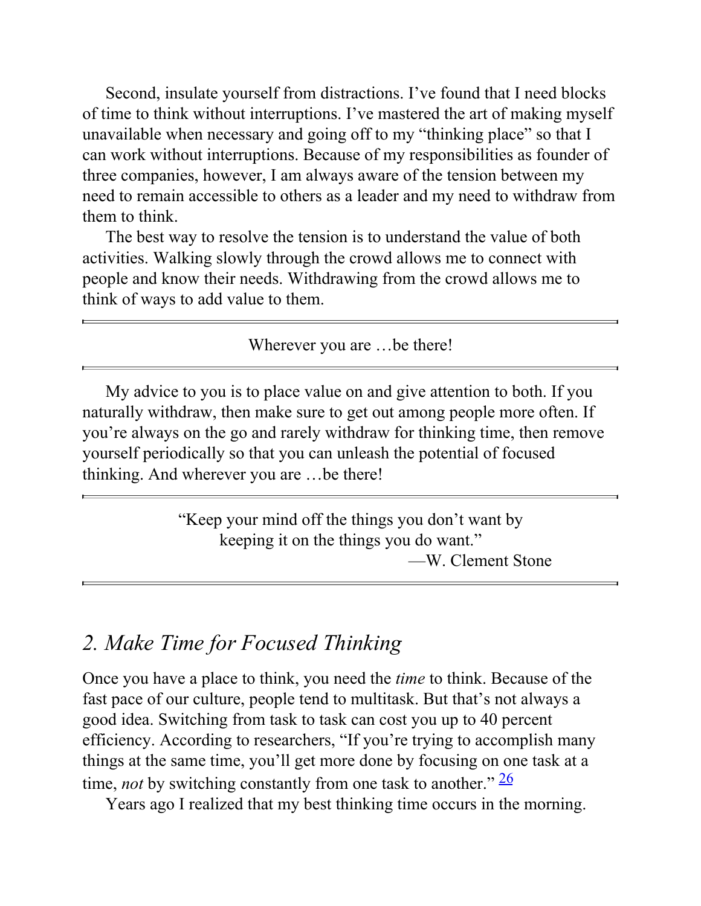Second, insulate yourself from distractions. I've found that I need blocks of time to think without interruptions. I've mastered the art of making myself unavailable when necessary and going off to my "thinking place" so that I can work without interruptions. Because of my responsibilities as founder of three companies, however, I am always aware of the tension between my need to remain accessible to others as a leader and my need to withdraw from them to think.

The best way to resolve the tension is to understand the value of both activities. Walking slowly through the crowd allows me to connect with people and know their needs. Withdrawing from the crowd allows me to think of ways to add value to them.

---

Wherever you are …be there!

---

My advice to you is to place value on and give attention to both. If you naturally withdraw, then make sure to get out among people more often. If you're always on the go and rarely withdraw for thinking time, then remove yourself periodically so that you can unleash the potential of focused thinking. And wherever you are …be there!

---

"Keep your mind off the things you don't want by keeping it on the things you do want."

—W. Clement Stone

---

## *2. Make Time for Focused Thinking*

Once you have a place to think, you need the *time* to think. Because of the fast pace of our culture, people tend to multitask. But that's not always a good idea. Switching from task to task can cost you up to 40 percent efficiency. According to researchers, "If you're trying to accomplish many things at the same time, you'll get more done by focusing on one task at a time, *not* by switching constantly from one task to another." [26]

Years ago I realized that my best thinking time occurs in the morning.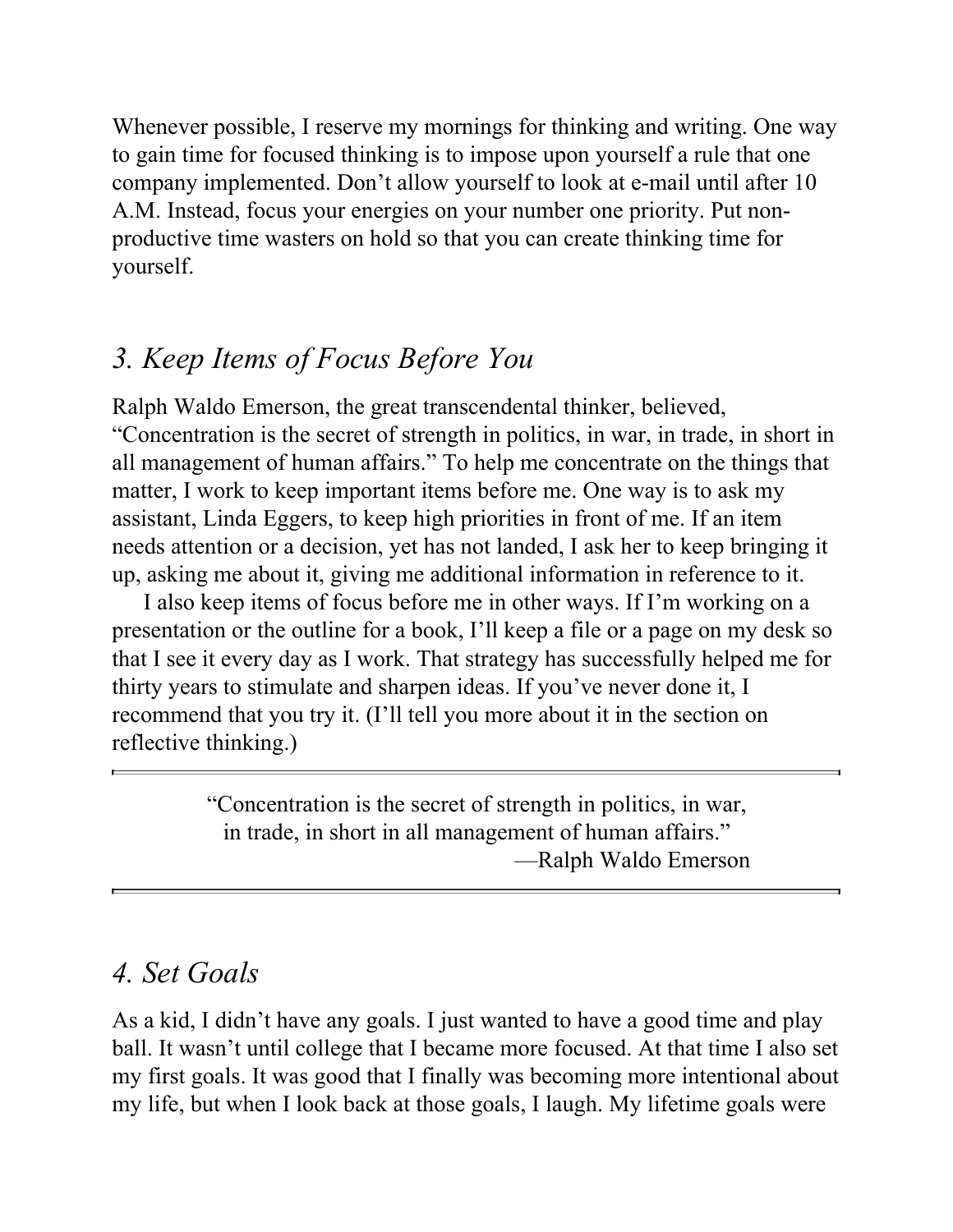Whenever possible, I reserve my mornings for thinking and writing. One way to gain time for focused thinking is to impose upon yourself a rule that one company implemented. Don't allow yourself to look at e-mail until after 10 A.M. Instead, focus your energies on your number one priority. Put non-productive time wasters on hold so that you can create thinking time for yourself.

## *3. Keep Items of Focus Before You*

Ralph Waldo Emerson, the great transcendental thinker, believed, "Concentration is the secret of strength in politics, in war, in trade, in short in all management of human affairs." To help me concentrate on the things that matter, I work to keep important items before me. One way is to ask my assistant, Linda Eggers, to keep high priorities in front of me. If an item needs attention or a decision, yet has not landed, I ask her to keep bringing it up, asking me about it, giving me additional information in reference to it.

I also keep items of focus before me in other ways. If I'm working on a presentation or the outline for a book, I'll keep a file or a page on my desk so that I see it every day as I work. That strategy has successfully helped me for thirty years to stimulate and sharpen ideas. If you've never done it, I recommend that you try it. (I'll tell you more about it in the section on reflective thinking.)

> "Concentration is the secret of strength in politics, in war, in trade, in short in all management of human affairs."
> —Ralph Waldo Emerson

## *4. Set Goals*

As a kid, I didn't have any goals. I just wanted to have a good time and play ball. It wasn't until college that I became more focused. At that time I also set my first goals. It was good that I finally was becoming more intentional about my life, but when I look back at those goals, I laugh. My lifetime goals were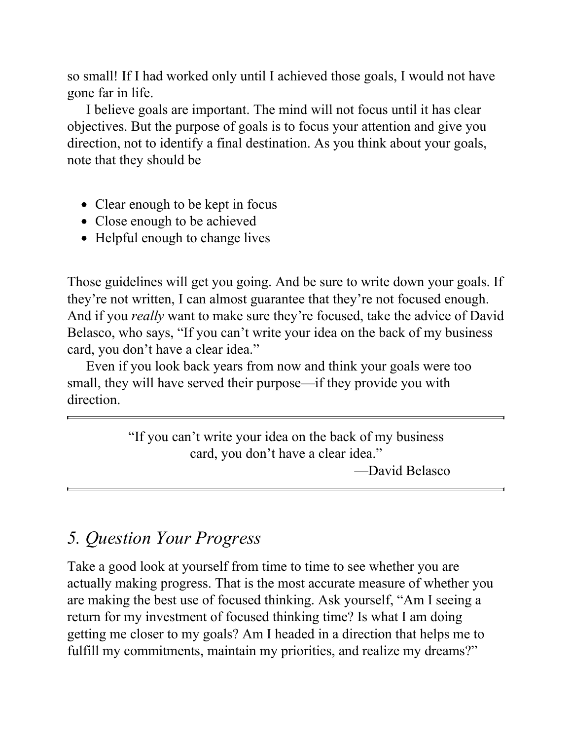so small! If I had worked only until I achieved those goals, I would not have gone far in life.

I believe goals are important. The mind will not focus until it has clear objectives. But the purpose of goals is to focus your attention and give you direction, not to identify a final destination. As you think about your goals, note that they should be

- Clear enough to be kept in focus
- Close enough to be achieved
- Helpful enough to change lives

Those guidelines will get you going. And be sure to write down your goals. If they're not written, I can almost guarantee that they're not focused enough. And if you *really* want to make sure they're focused, take the advice of David Belasco, who says, "If you can't write your idea on the back of my business card, you don't have a clear idea."

Even if you look back years from now and think your goals were too small, they will have served their purpose—if they provide you with direction.

---

> "If you can't write your idea on the back of my business card, you don't have a clear idea."
>
> —David Belasco

---

## *5. Question Your Progress*

Take a good look at yourself from time to time to see whether you are actually making progress. That is the most accurate measure of whether you are making the best use of focused thinking. Ask yourself, "Am I seeing a return for my investment of focused thinking time? Is what I am doing getting me closer to my goals? Am I headed in a direction that helps me to fulfill my commitments, maintain my priorities, and realize my dreams?"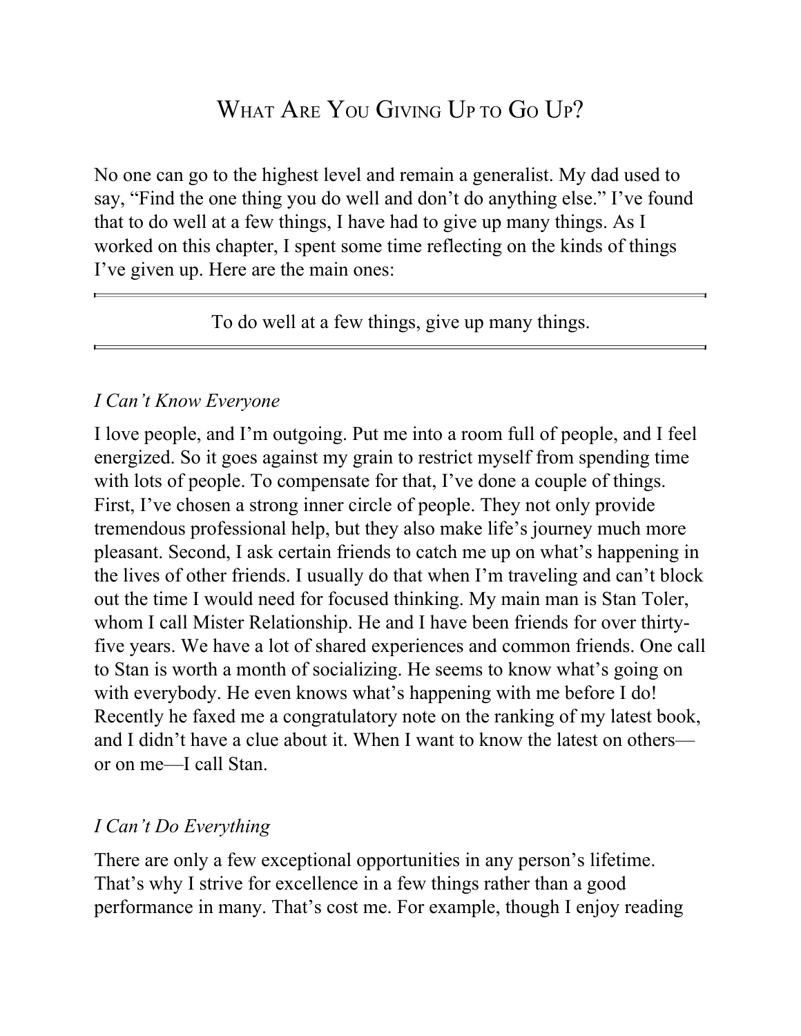# What Are You Giving Up to Go Up?

No one can go to the highest level and remain a generalist. My dad used to say, "Find the one thing you do well and don't do anything else." I've found that to do well at a few things, I have had to give up many things. As I worked on this chapter, I spent some time reflecting on the kinds of things I've given up. Here are the main ones:

---

To do well at a few things, give up many things.

---

*I Can't Know Everyone*

I love people, and I'm outgoing. Put me into a room full of people, and I feel energized. So it goes against my grain to restrict myself from spending time with lots of people. To compensate for that, I've done a couple of things. First, I've chosen a strong inner circle of people. They not only provide tremendous professional help, but they also make life's journey much more pleasant. Second, I ask certain friends to catch me up on what's happening in the lives of other friends. I usually do that when I'm traveling and can't block out the time I would need for focused thinking. My main man is Stan Toler, whom I call Mister Relationship. He and I have been friends for over thirty-five years. We have a lot of shared experiences and common friends. One call to Stan is worth a month of socializing. He seems to know what's going on with everybody. He even knows what's happening with me before I do! Recently he faxed me a congratulatory note on the ranking of my latest book, and I didn't have a clue about it. When I want to know the latest on others—or on me—I call Stan.

*I Can't Do Everything*

There are only a few exceptional opportunities in any person's lifetime. That's why I strive for excellence in a few things rather than a good performance in many. That's cost me. For example, though I enjoy reading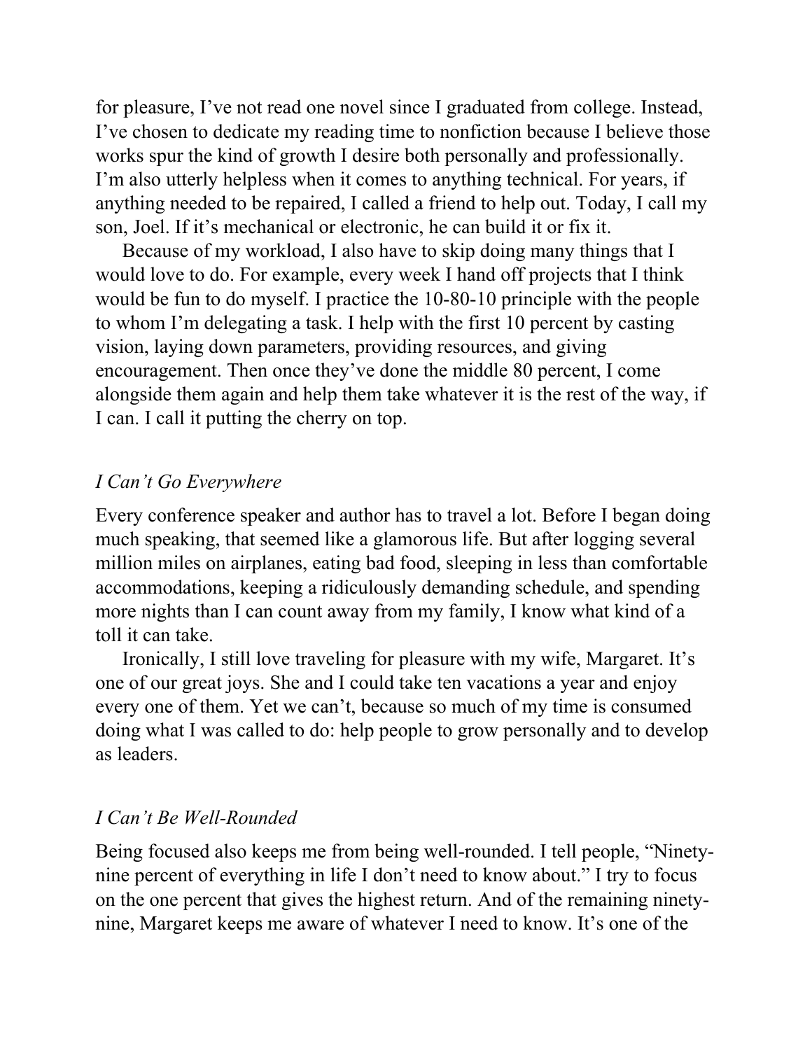for pleasure, I've not read one novel since I graduated from college. Instead, I've chosen to dedicate my reading time to nonfiction because I believe those works spur the kind of growth I desire both personally and professionally. I'm also utterly helpless when it comes to anything technical. For years, if anything needed to be repaired, I called a friend to help out. Today, I call my son, Joel. If it's mechanical or electronic, he can build it or fix it.

Because of my workload, I also have to skip doing many things that I would love to do. For example, every week I hand off projects that I think would be fun to do myself. I practice the 10-80-10 principle with the people to whom I'm delegating a task. I help with the first 10 percent by casting vision, laying down parameters, providing resources, and giving encouragement. Then once they've done the middle 80 percent, I come alongside them again and help them take whatever it is the rest of the way, if I can. I call it putting the cherry on top.

### *I Can't Go Everywhere*

Every conference speaker and author has to travel a lot. Before I began doing much speaking, that seemed like a glamorous life. But after logging several million miles on airplanes, eating bad food, sleeping in less than comfortable accommodations, keeping a ridiculously demanding schedule, and spending more nights than I can count away from my family, I know what kind of a toll it can take.

Ironically, I still love traveling for pleasure with my wife, Margaret. It's one of our great joys. She and I could take ten vacations a year and enjoy every one of them. Yet we can't, because so much of my time is consumed doing what I was called to do: help people to grow personally and to develop as leaders.

### *I Can't Be Well-Rounded*

Being focused also keeps me from being well-rounded. I tell people, "Ninety-nine percent of everything in life I don't need to know about." I try to focus on the one percent that gives the highest return. And of the remaining ninety-nine, Margaret keeps me aware of whatever I need to know. It's one of the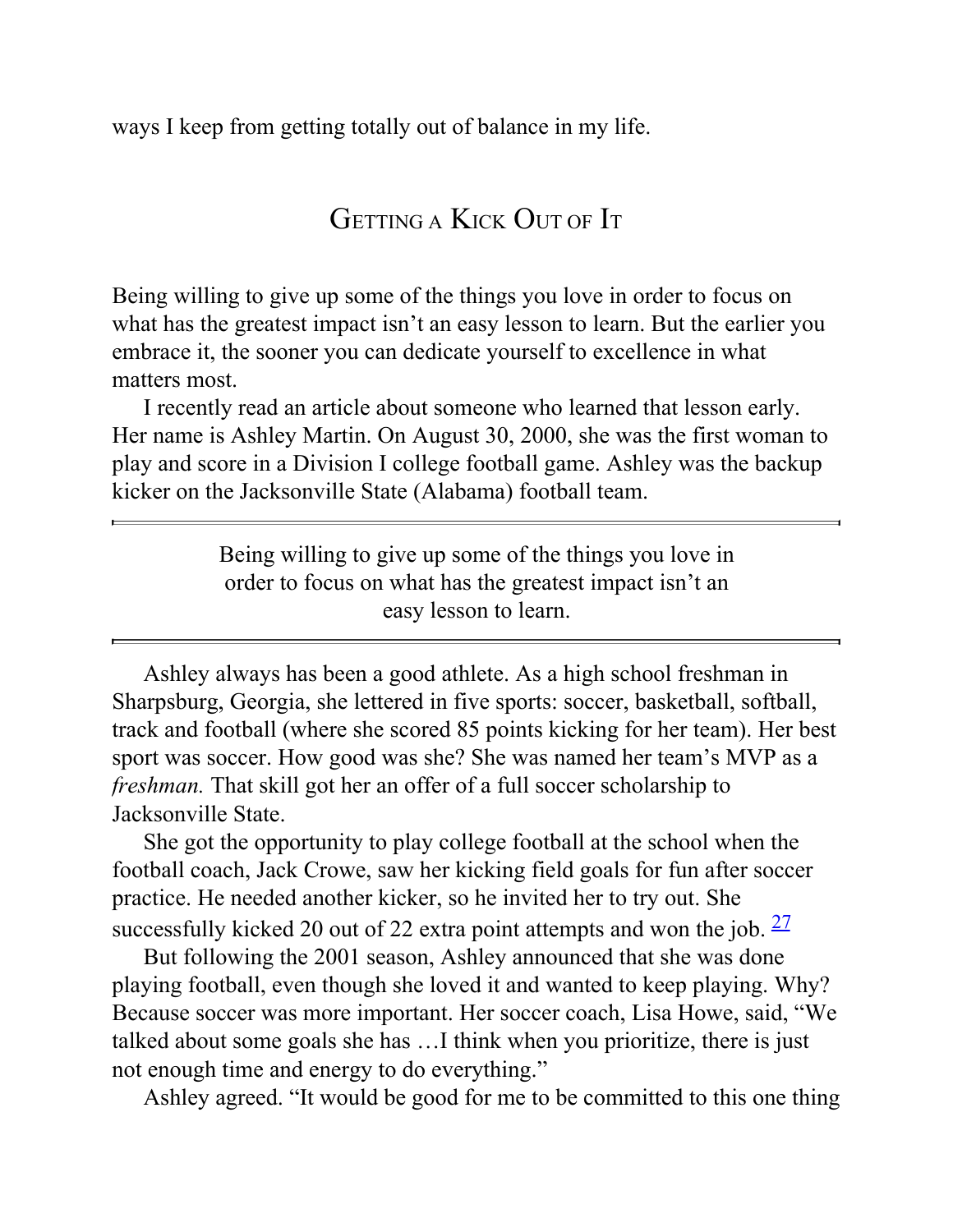ways I keep from getting totally out of balance in my life.

## Getting a Kick Out of It

Being willing to give up some of the things you love in order to focus on what has the greatest impact isn't an easy lesson to learn. But the earlier you embrace it, the sooner you can dedicate yourself to excellence in what matters most.

I recently read an article about someone who learned that lesson early. Her name is Ashley Martin. On August 30, 2000, she was the first woman to play and score in a Division I college football game. Ashley was the backup kicker on the Jacksonville State (Alabama) football team.

> Being willing to give up some of the things you love in order to focus on what has the greatest impact isn't an easy lesson to learn.

Ashley always has been a good athlete. As a high school freshman in Sharpsburg, Georgia, she lettered in five sports: soccer, basketball, softball, track and football (where she scored 85 points kicking for her team). Her best sport was soccer. How good was she? She was named her team's MVP as a *freshman.* That skill got her an offer of a full soccer scholarship to Jacksonville State.

She got the opportunity to play college football at the school when the football coach, Jack Crowe, saw her kicking field goals for fun after soccer practice. He needed another kicker, so he invited her to try out. She successfully kicked 20 out of 22 extra point attempts and won the job. [27]

But following the 2001 season, Ashley announced that she was done playing football, even though she loved it and wanted to keep playing. Why? Because soccer was more important. Her soccer coach, Lisa Howe, said, "We talked about some goals she has …I think when you prioritize, there is just not enough time and energy to do everything."

Ashley agreed. "It would be good for me to be committed to this one thing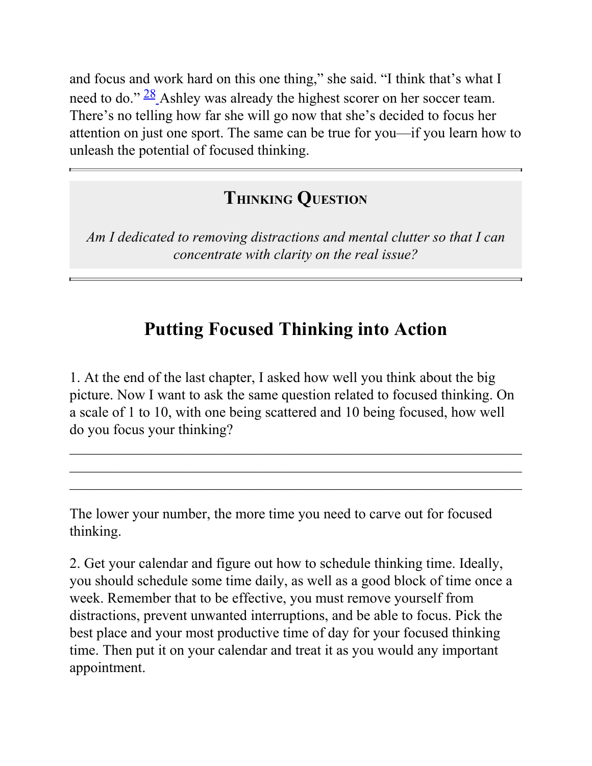and focus and work hard on this one thing," she said. "I think that's what I need to do."[28] Ashley was already the highest scorer on her soccer team. There's no telling how far she will go now that she's decided to focus her attention on just one sport. The same can be true for you—if you learn how to unleash the potential of focused thinking.

---

### Thinking Question

*Am I dedicated to removing distractions and mental clutter so that I can concentrate with clarity on the real issue?*

---

## Putting Focused Thinking into Action

1. At the end of the last chapter, I asked how well you think about the big picture. Now I want to ask the same question related to focused thinking. On a scale of 1 to 10, with one being scattered and 10 being focused, how well do you focus your thinking?

\_\_\_\_\_\_\_\_\_\_\_\_\_\_\_\_\_\_\_\_\_\_\_\_\_\_\_\_\_\_\_\_\_\_\_\_\_\_\_\_\_\_\_\_\_\_\_\_\_\_\_\_\_\_\_\_\_\_\_\_

\_\_\_\_\_\_\_\_\_\_\_\_\_\_\_\_\_\_\_\_\_\_\_\_\_\_\_\_\_\_\_\_\_\_\_\_\_\_\_\_\_\_\_\_\_\_\_\_\_\_\_\_\_\_\_\_\_\_\_\_

\_\_\_\_\_\_\_\_\_\_\_\_\_\_\_\_\_\_\_\_\_\_\_\_\_\_\_\_\_\_\_\_\_\_\_\_\_\_\_\_\_\_\_\_\_\_\_\_\_\_\_\_\_\_\_\_\_\_\_\_

The lower your number, the more time you need to carve out for focused thinking.

2. Get your calendar and figure out how to schedule thinking time. Ideally, you should schedule some time daily, as well as a good block of time once a week. Remember that to be effective, you must remove yourself from distractions, prevent unwanted interruptions, and be able to focus. Pick the best place and your most productive time of day for your focused thinking time. Then put it on your calendar and treat it as you would any important appointment.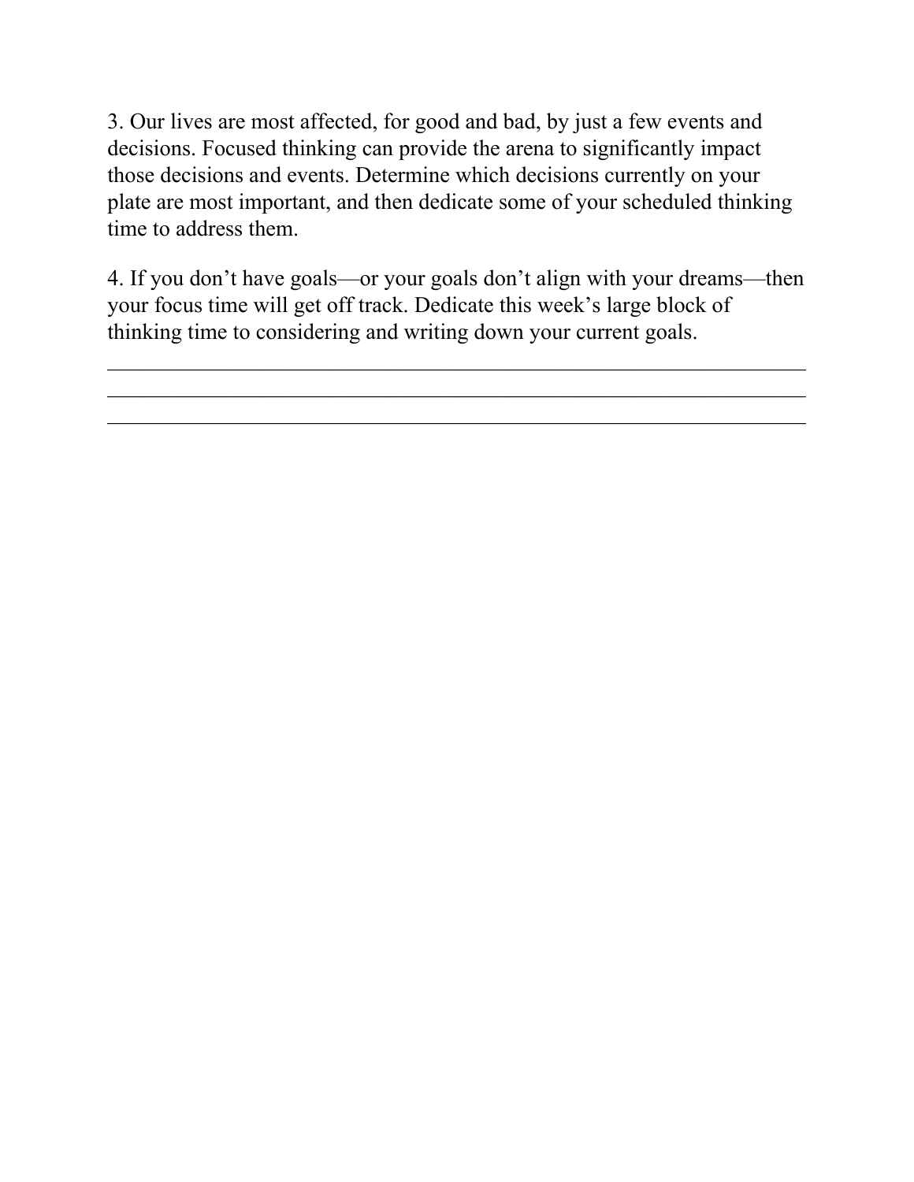3. Our lives are most affected, for good and bad, by just a few events and decisions. Focused thinking can provide the arena to significantly impact those decisions and events. Determine which decisions currently on your plate are most important, and then dedicate some of your scheduled thinking time to address them.

4. If you don't have goals—or your goals don't align with your dreams—then your focus time will get off track. Dedicate this week's large block of thinking time to considering and writing down your current goals.

_____________________________________________________________________
_____________________________________________________________________
_____________________________________________________________________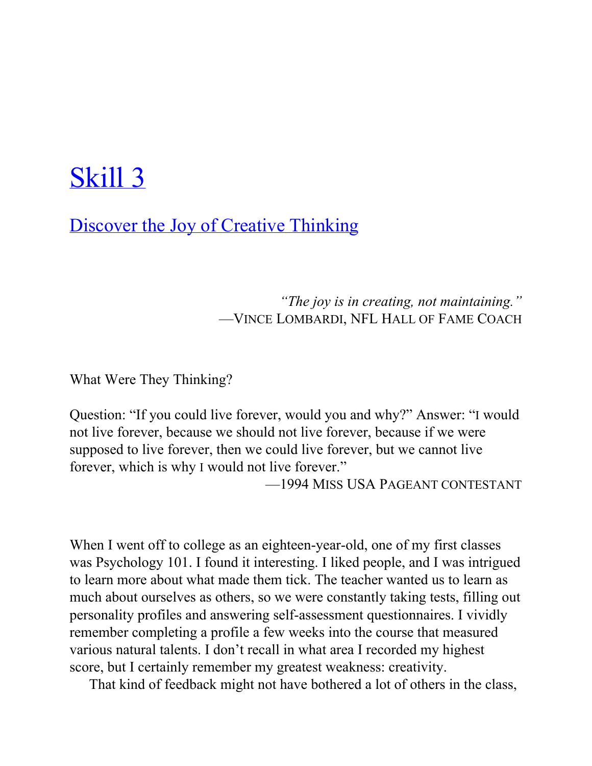# Skill 3

## Discover the Joy of Creative Thinking

*"The joy is in creating, not maintaining."*
—Vince Lombardi, NFL Hall of Fame Coach

What Were They Thinking?

Question: "If you could live forever, would you and why?" Answer: "I would not live forever, because we should not live forever, because if we were supposed to live forever, then we could live forever, but we cannot live forever, which is why I would not live forever."
—1994 Miss USA Pageant contestant

When I went off to college as an eighteen-year-old, one of my first classes was Psychology 101. I found it interesting. I liked people, and I was intrigued to learn more about what made them tick. The teacher wanted us to learn as much about ourselves as others, so we were constantly taking tests, filling out personality profiles and answering self-assessment questionnaires. I vividly remember completing a profile a few weeks into the course that measured various natural talents. I don't recall in what area I recorded my highest score, but I certainly remember my greatest weakness: creativity.

That kind of feedback might not have bothered a lot of others in the class,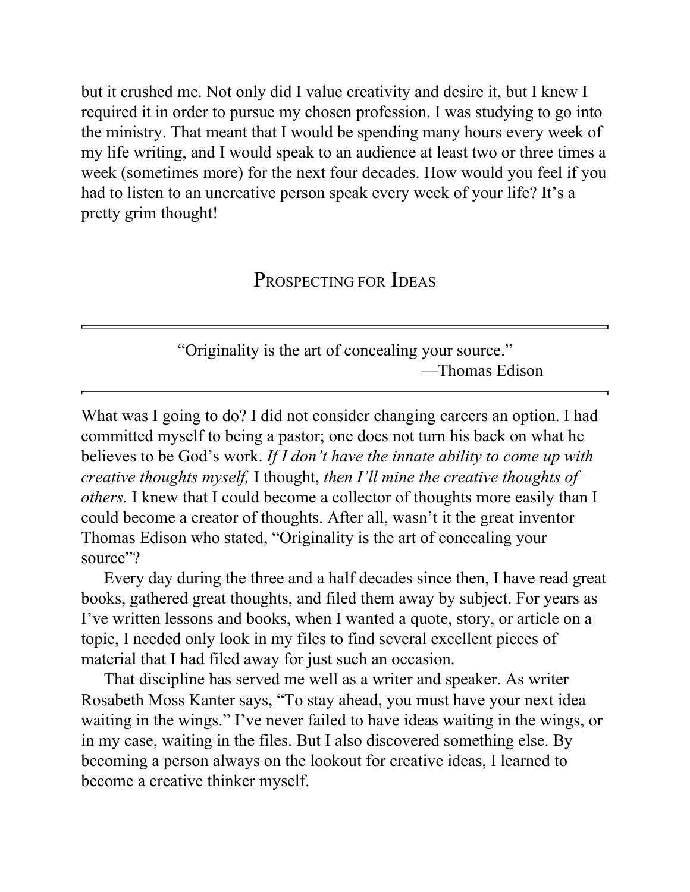but it crushed me. Not only did I value creativity and desire it, but I knew I required it in order to pursue my chosen profession. I was studying to go into the ministry. That meant that I would be spending many hours every week of my life writing, and I would speak to an audience at least two or three times a week (sometimes more) for the next four decades. How would you feel if you had to listen to an uncreative person speak every week of your life? It's a pretty grim thought!

## Prospecting for Ideas

> "Originality is the art of concealing your source."
> —Thomas Edison

What was I going to do? I did not consider changing careers an option. I had committed myself to being a pastor; one does not turn his back on what he believes to be God's work. *If I don't have the innate ability to come up with creative thoughts myself,* I thought, *then I'll mine the creative thoughts of others.* I knew that I could become a collector of thoughts more easily than I could become a creator of thoughts. After all, wasn't it the great inventor Thomas Edison who stated, "Originality is the art of concealing your source"?

Every day during the three and a half decades since then, I have read great books, gathered great thoughts, and filed them away by subject. For years as I've written lessons and books, when I wanted a quote, story, or article on a topic, I needed only look in my files to find several excellent pieces of material that I had filed away for just such an occasion.

That discipline has served me well as a writer and speaker. As writer Rosabeth Moss Kanter says, "To stay ahead, you must have your next idea waiting in the wings." I've never failed to have ideas waiting in the wings, or in my case, waiting in the files. But I also discovered something else. By becoming a person always on the lookout for creative ideas, I learned to become a creative thinker myself.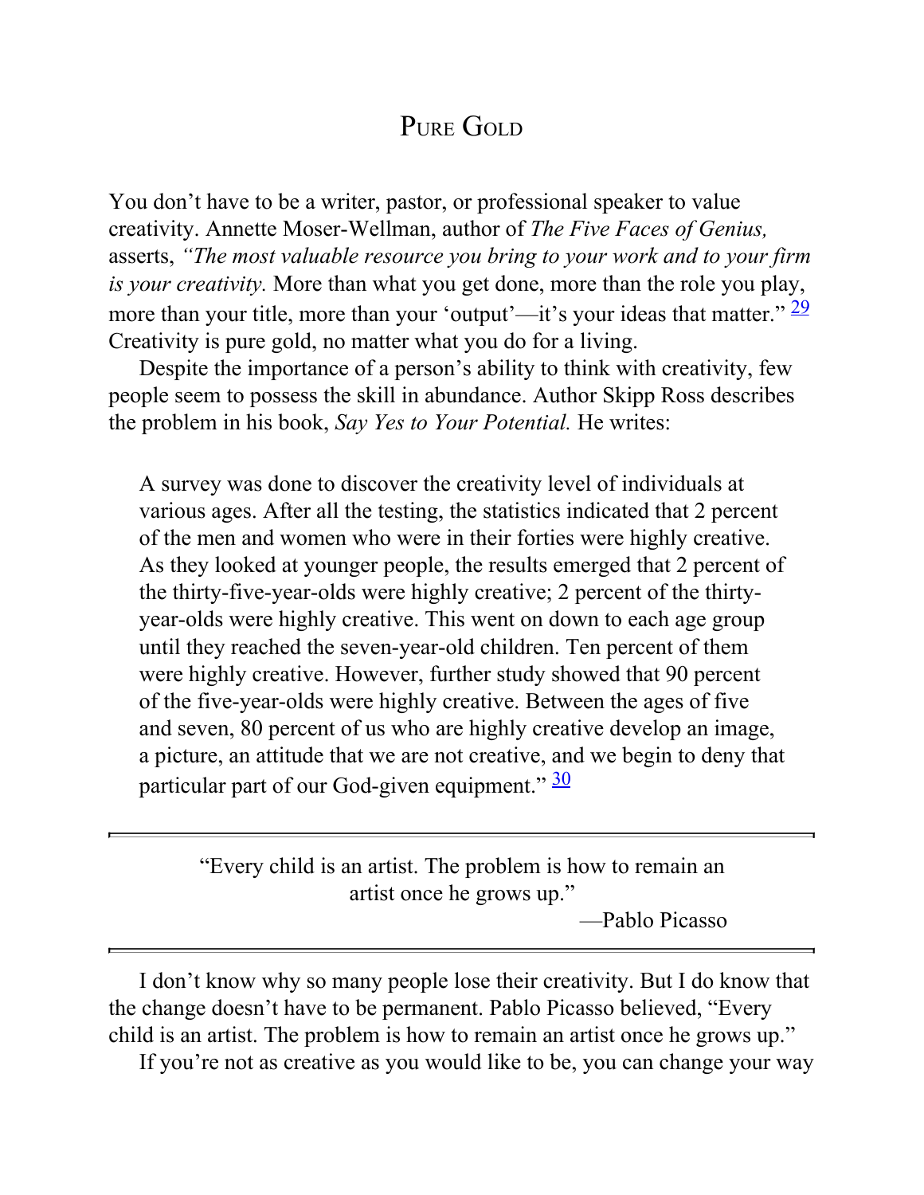## Pure Gold

You don't have to be a writer, pastor, or professional speaker to value creativity. Annette Moser-Wellman, author of *The Five Faces of Genius,* asserts, *"The most valuable resource you bring to your work and to your firm is your creativity.* More than what you get done, more than the role you play, more than your title, more than your 'output'—it's your ideas that matter." [29] Creativity is pure gold, no matter what you do for a living.

Despite the importance of a person's ability to think with creativity, few people seem to possess the skill in abundance. Author Skipp Ross describes the problem in his book, *Say Yes to Your Potential.* He writes:

> A survey was done to discover the creativity level of individuals at various ages. After all the testing, the statistics indicated that 2 percent of the men and women who were in their forties were highly creative. As they looked at younger people, the results emerged that 2 percent of the thirty-five-year-olds were highly creative; 2 percent of the thirty-year-olds were highly creative. This went on down to each age group until they reached the seven-year-old children. Ten percent of them were highly creative. However, further study showed that 90 percent of the five-year-olds were highly creative. Between the ages of five and seven, 80 percent of us who are highly creative develop an image, a picture, an attitude that we are not creative, and we begin to deny that particular part of our God-given equipment." [30]

---

"Every child is an artist. The problem is how to remain an artist once he grows up."

—Pablo Picasso

---

I don't know why so many people lose their creativity. But I do know that the change doesn't have to be permanent. Pablo Picasso believed, "Every child is an artist. The problem is how to remain an artist once he grows up."

If you're not as creative as you would like to be, you can change your way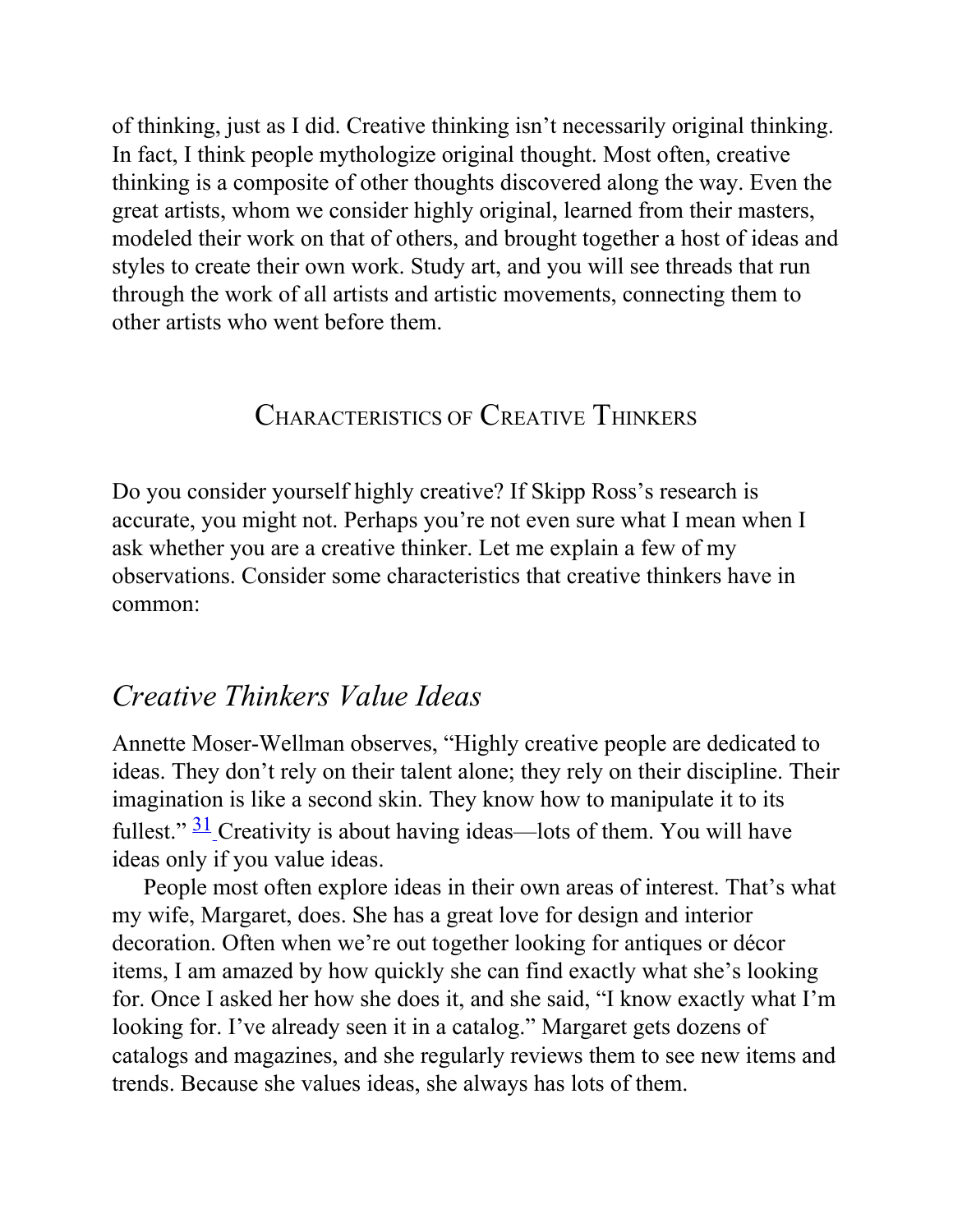of thinking, just as I did. Creative thinking isn't necessarily original thinking. In fact, I think people mythologize original thought. Most often, creative thinking is a composite of other thoughts discovered along the way. Even the great artists, whom we consider highly original, learned from their masters, modeled their work on that of others, and brought together a host of ideas and styles to create their own work. Study art, and you will see threads that run through the work of all artists and artistic movements, connecting them to other artists who went before them.

## Characteristics of Creative Thinkers

Do you consider yourself highly creative? If Skipp Ross's research is accurate, you might not. Perhaps you're not even sure what I mean when I ask whether you are a creative thinker. Let me explain a few of my observations. Consider some characteristics that creative thinkers have in common:

### *Creative Thinkers Value Ideas*

Annette Moser-Wellman observes, "Highly creative people are dedicated to ideas. They don't rely on their talent alone; they rely on their discipline. Their imagination is like a second skin. They know how to manipulate it to its fullest." [31] Creativity is about having ideas—lots of them. You will have ideas only if you value ideas.

People most often explore ideas in their own areas of interest. That's what my wife, Margaret, does. She has a great love for design and interior decoration. Often when we're out together looking for antiques or décor items, I am amazed by how quickly she can find exactly what she's looking for. Once I asked her how she does it, and she said, "I know exactly what I'm looking for. I've already seen it in a catalog." Margaret gets dozens of catalogs and magazines, and she regularly reviews them to see new items and trends. Because she values ideas, she always has lots of them.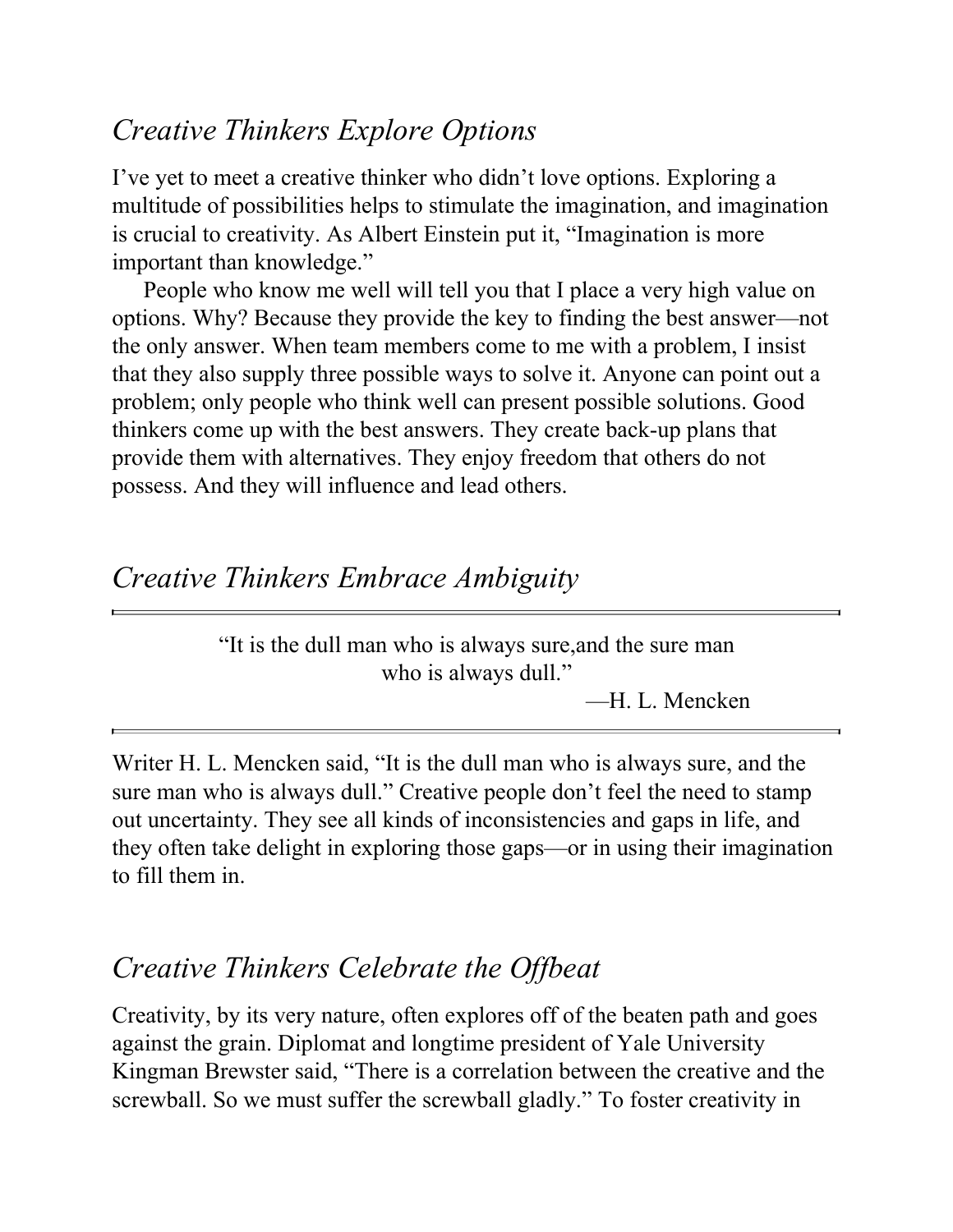## *Creative Thinkers Explore Options*

I've yet to meet a creative thinker who didn't love options. Exploring a multitude of possibilities helps to stimulate the imagination, and imagination is crucial to creativity. As Albert Einstein put it, "Imagination is more important than knowledge."

People who know me well will tell you that I place a very high value on options. Why? Because they provide the key to finding the best answer—not the only answer. When team members come to me with a problem, I insist that they also supply three possible ways to solve it. Anyone can point out a problem; only people who think well can present possible solutions. Good thinkers come up with the best answers. They create back-up plans that provide them with alternatives. They enjoy freedom that others do not possess. And they will influence and lead others.

## *Creative Thinkers Embrace Ambiguity*

---

> "It is the dull man who is always sure,and the sure man who is always dull."
>
> —H. L. Mencken

---

Writer H. L. Mencken said, "It is the dull man who is always sure, and the sure man who is always dull." Creative people don't feel the need to stamp out uncertainty. They see all kinds of inconsistencies and gaps in life, and they often take delight in exploring those gaps—or in using their imagination to fill them in.

## *Creative Thinkers Celebrate the Offbeat*

Creativity, by its very nature, often explores off of the beaten path and goes against the grain. Diplomat and longtime president of Yale University Kingman Brewster said, "There is a correlation between the creative and the screwball. So we must suffer the screwball gladly." To foster creativity in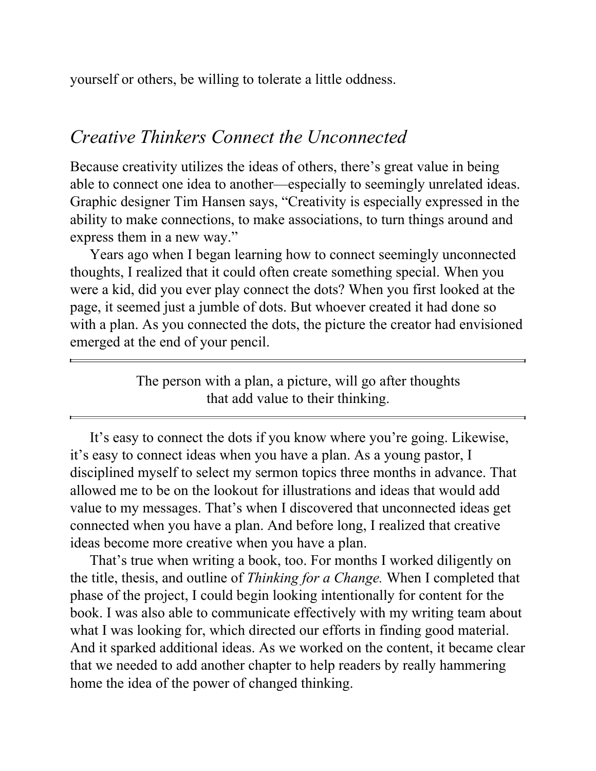yourself or others, be willing to tolerate a little oddness.

## *Creative Thinkers Connect the Unconnected*

Because creativity utilizes the ideas of others, there's great value in being able to connect one idea to another—especially to seemingly unrelated ideas. Graphic designer Tim Hansen says, "Creativity is especially expressed in the ability to make connections, to make associations, to turn things around and express them in a new way."

Years ago when I began learning how to connect seemingly unconnected thoughts, I realized that it could often create something special. When you were a kid, did you ever play connect the dots? When you first looked at the page, it seemed just a jumble of dots. But whoever created it had done so with a plan. As you connected the dots, the picture the creator had envisioned emerged at the end of your pencil.

---

The person with a plan, a picture, will go after thoughts that add value to their thinking.

---

It's easy to connect the dots if you know where you're going. Likewise, it's easy to connect ideas when you have a plan. As a young pastor, I disciplined myself to select my sermon topics three months in advance. That allowed me to be on the lookout for illustrations and ideas that would add value to my messages. That's when I discovered that unconnected ideas get connected when you have a plan. And before long, I realized that creative ideas become more creative when you have a plan.

That's true when writing a book, too. For months I worked diligently on the title, thesis, and outline of *Thinking for a Change.* When I completed that phase of the project, I could begin looking intentionally for content for the book. I was also able to communicate effectively with my writing team about what I was looking for, which directed our efforts in finding good material. And it sparked additional ideas. As we worked on the content, it became clear that we needed to add another chapter to help readers by really hammering home the idea of the power of changed thinking.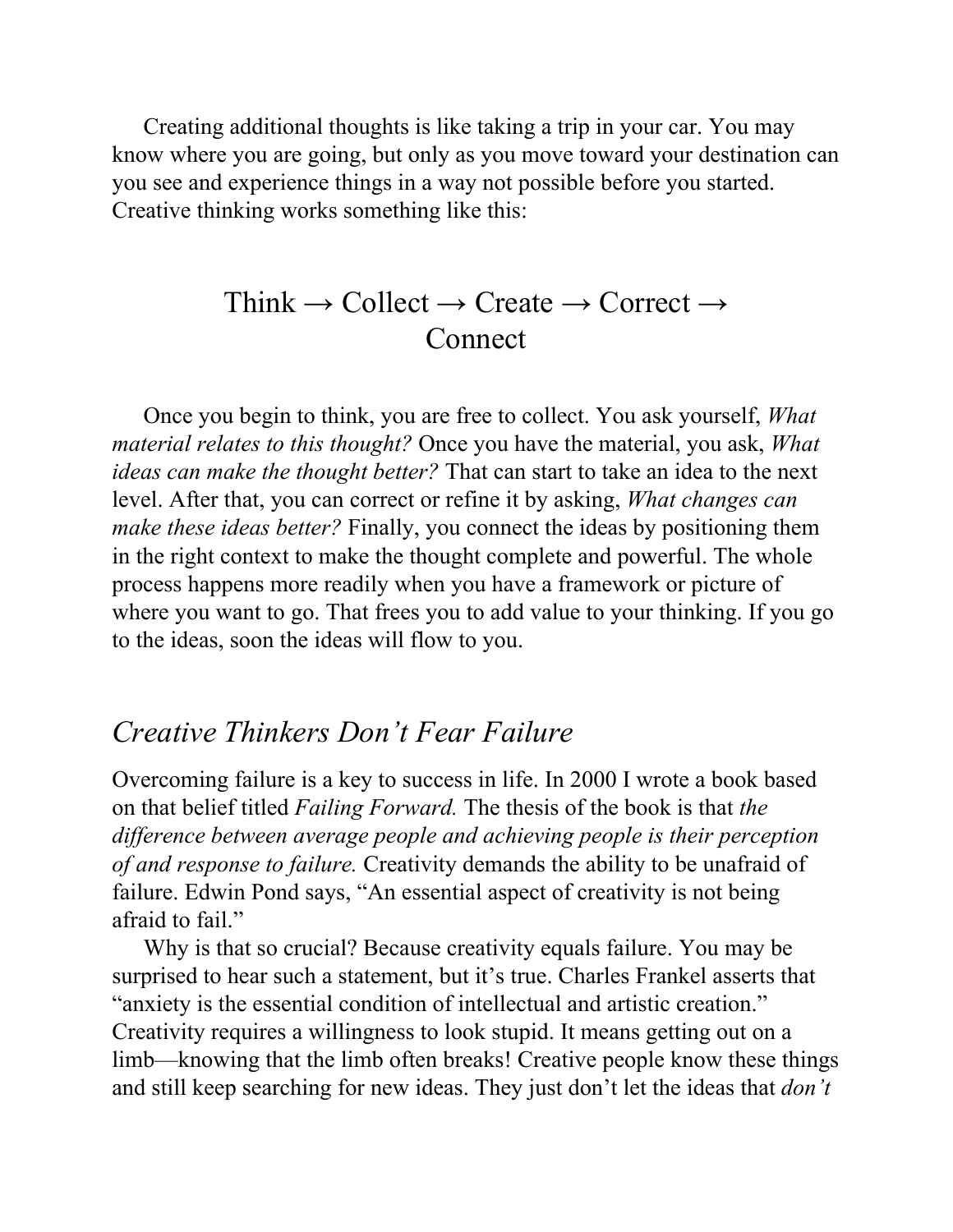Creating additional thoughts is like taking a trip in your car. You may know where you are going, but only as you move toward your destination can you see and experience things in a way not possible before you started. Creative thinking works something like this:

Think → Collect → Create → Correct → Connect

Once you begin to think, you are free to collect. You ask yourself, *What material relates to this thought?* Once you have the material, you ask, *What ideas can make the thought better?* That can start to take an idea to the next level. After that, you can correct or refine it by asking, *What changes can make these ideas better?* Finally, you connect the ideas by positioning them in the right context to make the thought complete and powerful. The whole process happens more readily when you have a framework or picture of where you want to go. That frees you to add value to your thinking. If you go to the ideas, soon the ideas will flow to you.

## *Creative Thinkers Don't Fear Failure*

Overcoming failure is a key to success in life. In 2000 I wrote a book based on that belief titled *Failing Forward.* The thesis of the book is that *the difference between average people and achieving people is their perception of and response to failure.* Creativity demands the ability to be unafraid of failure. Edwin Pond says, "An essential aspect of creativity is not being afraid to fail."

Why is that so crucial? Because creativity equals failure. You may be surprised to hear such a statement, but it's true. Charles Frankel asserts that "anxiety is the essential condition of intellectual and artistic creation." Creativity requires a willingness to look stupid. It means getting out on a limb—knowing that the limb often breaks! Creative people know these things and still keep searching for new ideas. They just don't let the ideas that *don't*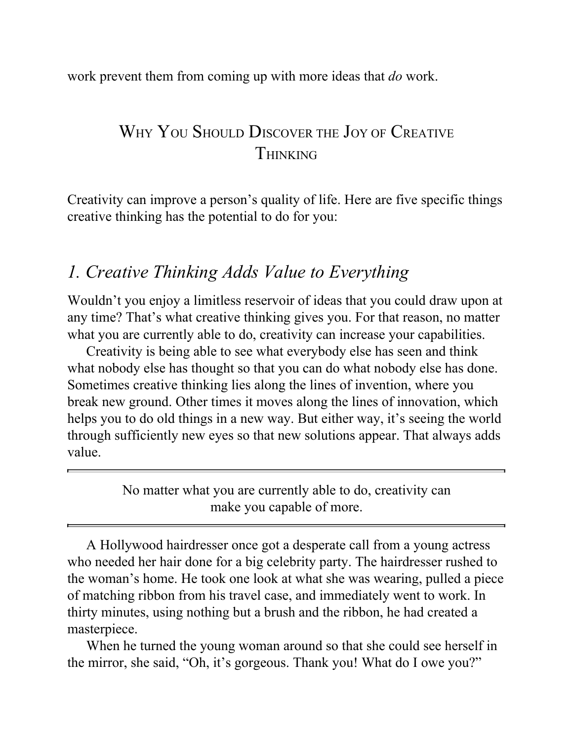work prevent them from coming up with more ideas that *do* work.

## Why You Should Discover the Joy of Creative Thinking

Creativity can improve a person's quality of life. Here are five specific things creative thinking has the potential to do for you:

### *1. Creative Thinking Adds Value to Everything*

Wouldn't you enjoy a limitless reservoir of ideas that you could draw upon at any time? That's what creative thinking gives you. For that reason, no matter what you are currently able to do, creativity can increase your capabilities.

Creativity is being able to see what everybody else has seen and think what nobody else has thought so that you can do what nobody else has done. Sometimes creative thinking lies along the lines of invention, where you break new ground. Other times it moves along the lines of innovation, which helps you to do old things in a new way. But either way, it's seeing the world through sufficiently new eyes so that new solutions appear. That always adds value.

---

No matter what you are currently able to do, creativity can make you capable of more.

---

A Hollywood hairdresser once got a desperate call from a young actress who needed her hair done for a big celebrity party. The hairdresser rushed to the woman's home. He took one look at what she was wearing, pulled a piece of matching ribbon from his travel case, and immediately went to work. In thirty minutes, using nothing but a brush and the ribbon, he had created a masterpiece.

When he turned the young woman around so that she could see herself in the mirror, she said, "Oh, it's gorgeous. Thank you! What do I owe you?"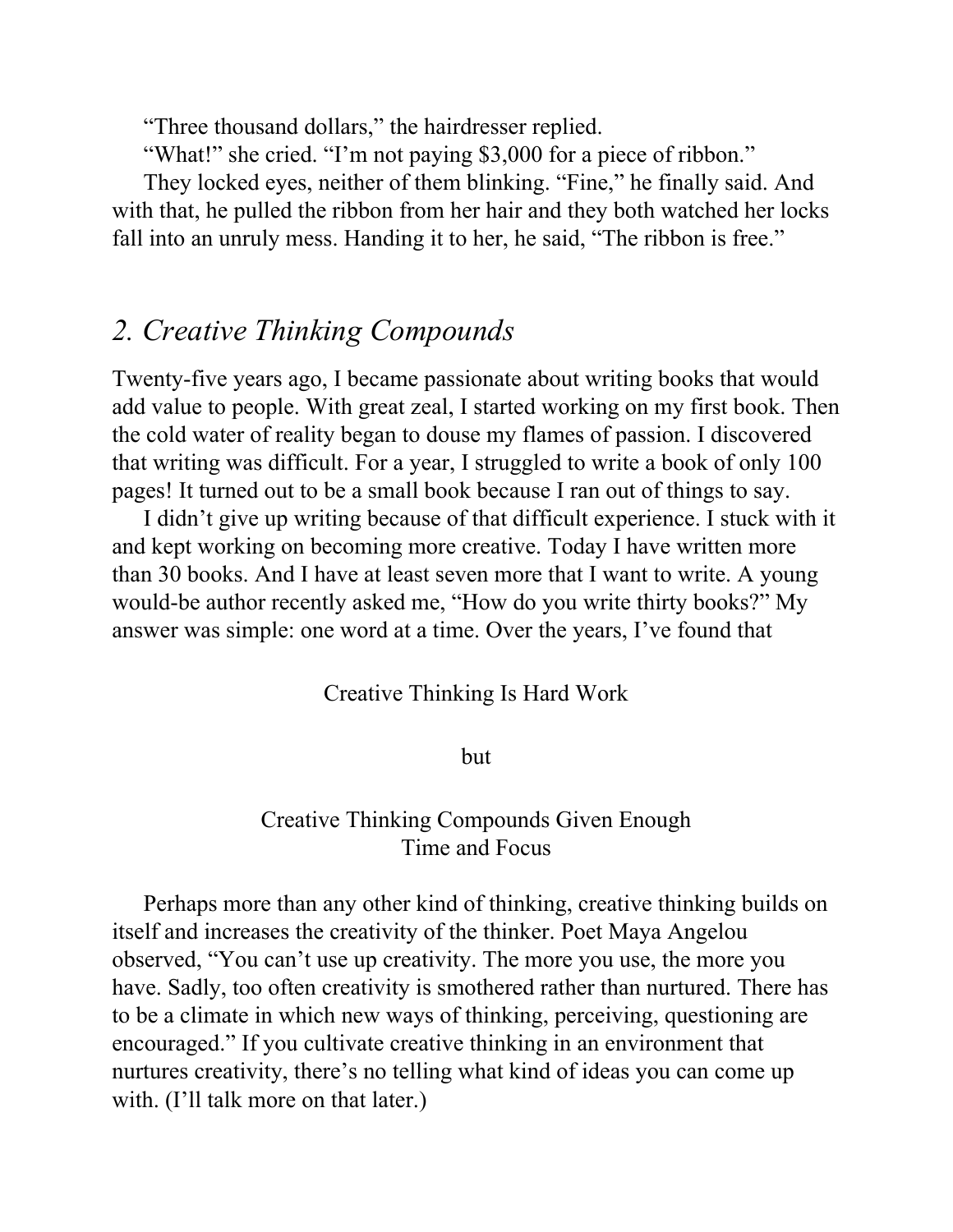"Three thousand dollars," the hairdresser replied.

"What!" she cried. "I'm not paying $3,000 for a piece of ribbon."

They locked eyes, neither of them blinking. "Fine," he finally said. And with that, he pulled the ribbon from her hair and they both watched her locks fall into an unruly mess. Handing it to her, he said, "The ribbon is free."

## *2. Creative Thinking Compounds*

Twenty-five years ago, I became passionate about writing books that would add value to people. With great zeal, I started working on my first book. Then the cold water of reality began to douse my flames of passion. I discovered that writing was difficult. For a year, I struggled to write a book of only 100 pages! It turned out to be a small book because I ran out of things to say.

I didn't give up writing because of that difficult experience. I stuck with it and kept working on becoming more creative. Today I have written more than 30 books. And I have at least seven more that I want to write. A young would-be author recently asked me, "How do you write thirty books?" My answer was simple: one word at a time. Over the years, I've found that

Creative Thinking Is Hard Work

but

Creative Thinking Compounds Given Enough Time and Focus

Perhaps more than any other kind of thinking, creative thinking builds on itself and increases the creativity of the thinker. Poet Maya Angelou observed, "You can't use up creativity. The more you use, the more you have. Sadly, too often creativity is smothered rather than nurtured. There has to be a climate in which new ways of thinking, perceiving, questioning are encouraged." If you cultivate creative thinking in an environment that nurtures creativity, there's no telling what kind of ideas you can come up with. (I'll talk more on that later.)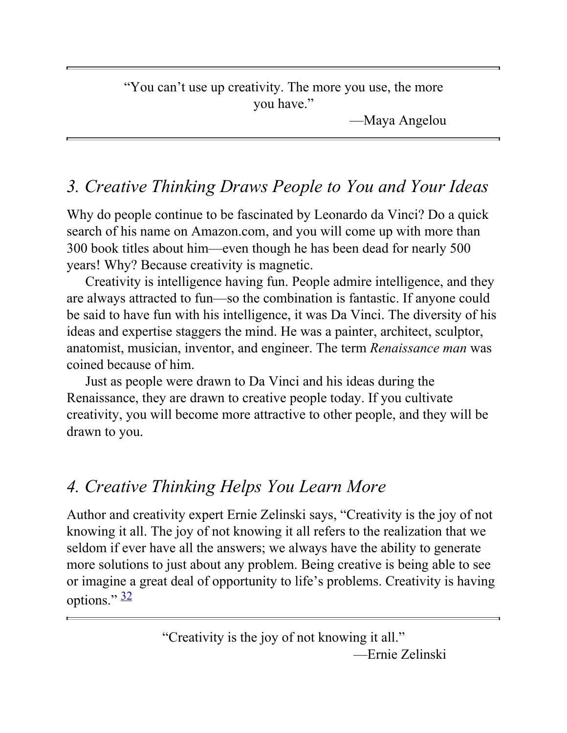> "You can't use up creativity. The more you use, the more you have."
>
> —Maya Angelou

## *3. Creative Thinking Draws People to You and Your Ideas*

Why do people continue to be fascinated by Leonardo da Vinci? Do a quick search of his name on Amazon.com, and you will come up with more than 300 book titles about him—even though he has been dead for nearly 500 years! Why? Because creativity is magnetic.

Creativity is intelligence having fun. People admire intelligence, and they are always attracted to fun—so the combination is fantastic. If anyone could be said to have fun with his intelligence, it was Da Vinci. The diversity of his ideas and expertise staggers the mind. He was a painter, architect, sculptor, anatomist, musician, inventor, and engineer. The term *Renaissance man* was coined because of him.

Just as people were drawn to Da Vinci and his ideas during the Renaissance, they are drawn to creative people today. If you cultivate creativity, you will become more attractive to other people, and they will be drawn to you.

## *4. Creative Thinking Helps You Learn More*

Author and creativity expert Ernie Zelinski says, "Creativity is the joy of not knowing it all. The joy of not knowing it all refers to the realization that we seldom if ever have all the answers; we always have the ability to generate more solutions to just about any problem. Being creative is being able to see or imagine a great deal of opportunity to life's problems. Creativity is having options." [32]

> "Creativity is the joy of not knowing it all."
>
> —Ernie Zelinski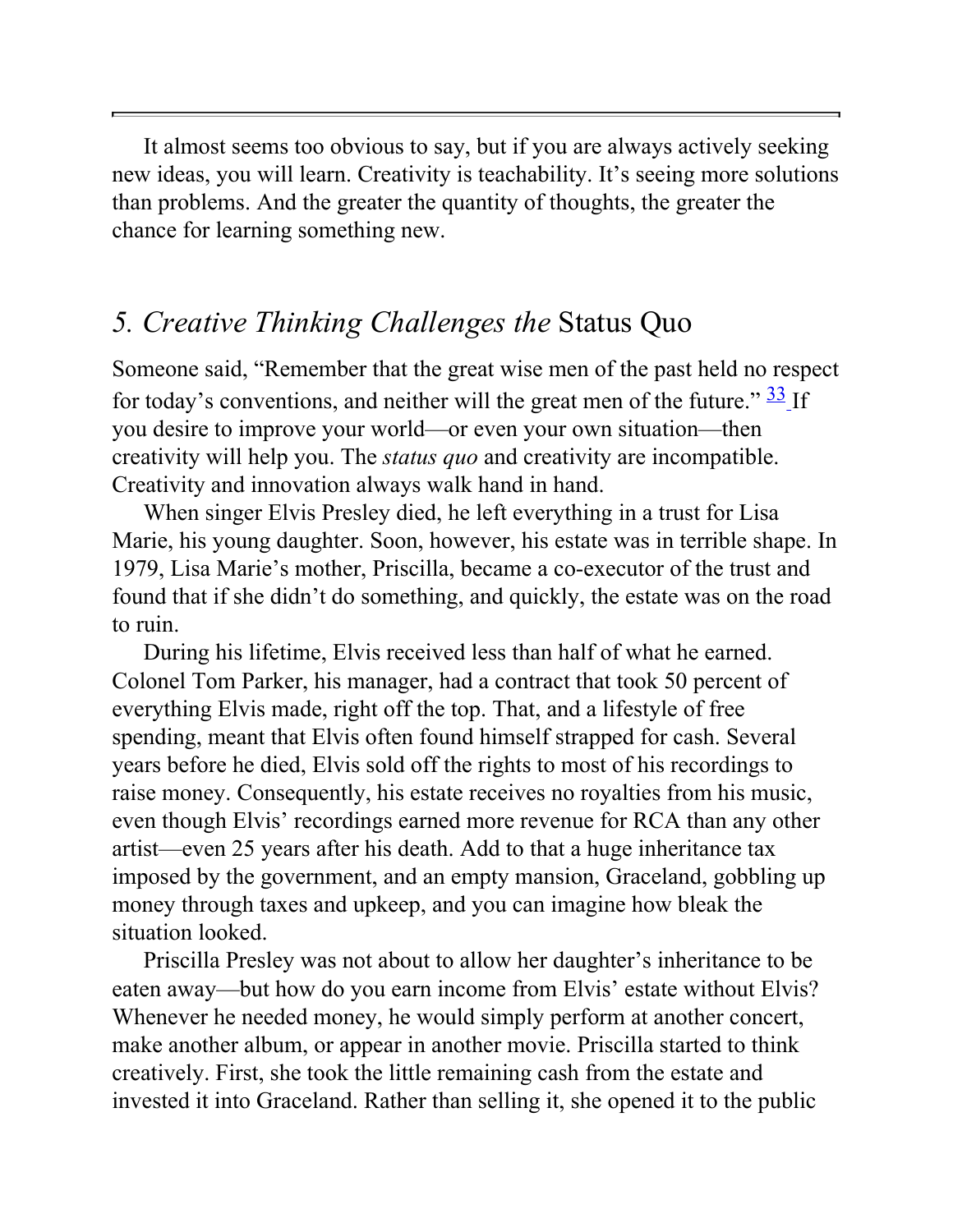It almost seems too obvious to say, but if you are always actively seeking new ideas, you will learn. Creativity is teachability. It's seeing more solutions than problems. And the greater the quantity of thoughts, the greater the chance for learning something new.

## *5. Creative Thinking Challenges the* Status Quo

Someone said, "Remember that the great wise men of the past held no respect for today's conventions, and neither will the great men of the future." [33] If you desire to improve your world—or even your own situation—then creativity will help you. The *status quo* and creativity are incompatible. Creativity and innovation always walk hand in hand.

When singer Elvis Presley died, he left everything in a trust for Lisa Marie, his young daughter. Soon, however, his estate was in terrible shape. In 1979, Lisa Marie's mother, Priscilla, became a co-executor of the trust and found that if she didn't do something, and quickly, the estate was on the road to ruin.

During his lifetime, Elvis received less than half of what he earned. Colonel Tom Parker, his manager, had a contract that took 50 percent of everything Elvis made, right off the top. That, and a lifestyle of free spending, meant that Elvis often found himself strapped for cash. Several years before he died, Elvis sold off the rights to most of his recordings to raise money. Consequently, his estate receives no royalties from his music, even though Elvis' recordings earned more revenue for RCA than any other artist—even 25 years after his death. Add to that a huge inheritance tax imposed by the government, and an empty mansion, Graceland, gobbling up money through taxes and upkeep, and you can imagine how bleak the situation looked.

Priscilla Presley was not about to allow her daughter's inheritance to be eaten away—but how do you earn income from Elvis' estate without Elvis? Whenever he needed money, he would simply perform at another concert, make another album, or appear in another movie. Priscilla started to think creatively. First, she took the little remaining cash from the estate and invested it into Graceland. Rather than selling it, she opened it to the public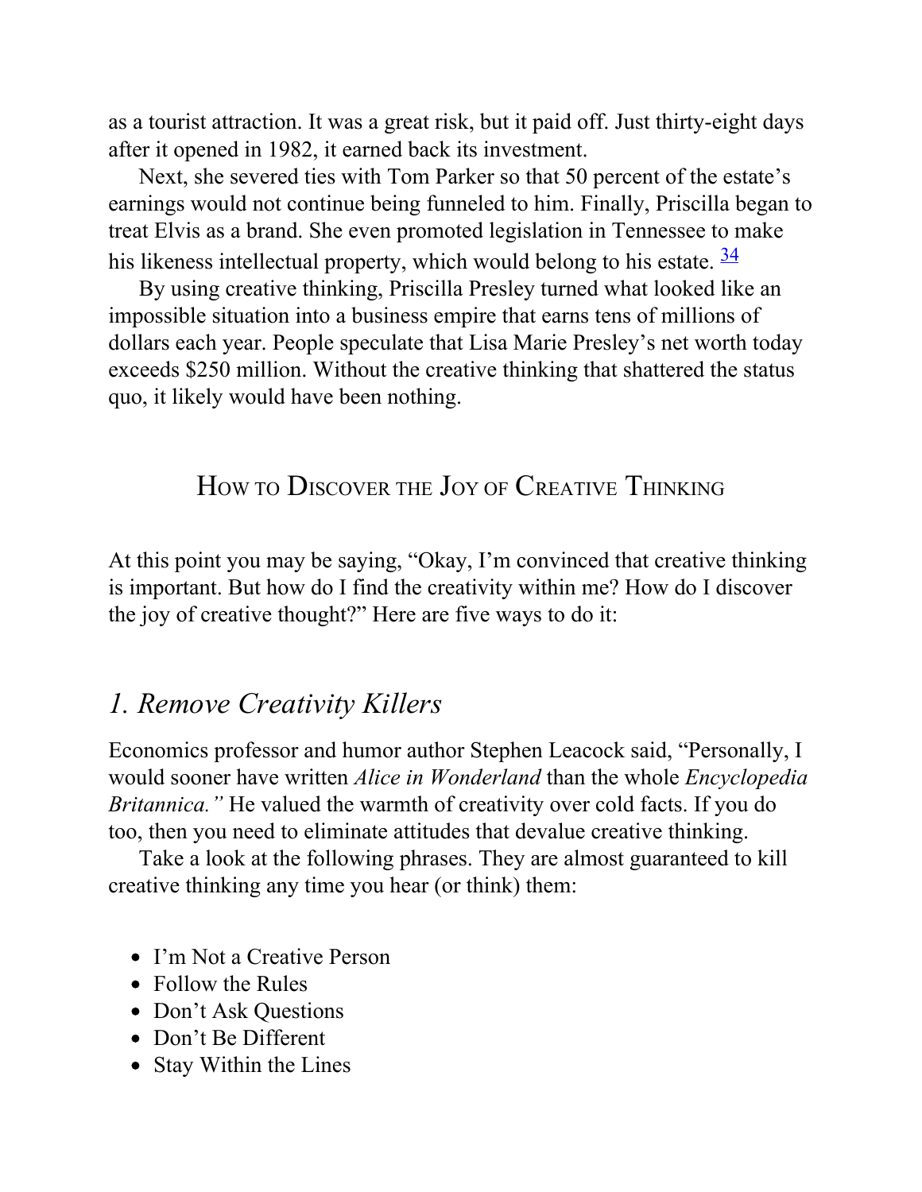as a tourist attraction. It was a great risk, but it paid off. Just thirty-eight days after it opened in 1982, it earned back its investment.

Next, she severed ties with Tom Parker so that 50 percent of the estate's earnings would not continue being funneled to him. Finally, Priscilla began to treat Elvis as a brand. She even promoted legislation in Tennessee to make his likeness intellectual property, which would belong to his estate. [34]

By using creative thinking, Priscilla Presley turned what looked like an impossible situation into a business empire that earns tens of millions of dollars each year. People speculate that Lisa Marie Presley's net worth today exceeds $250 million. Without the creative thinking that shattered the status quo, it likely would have been nothing.

## How to Discover the Joy of Creative Thinking

At this point you may be saying, "Okay, I'm convinced that creative thinking is important. But how do I find the creativity within me? How do I discover the joy of creative thought?" Here are five ways to do it:

### *1. Remove Creativity Killers*

Economics professor and humor author Stephen Leacock said, "Personally, I would sooner have written *Alice in Wonderland* than the whole *Encyclopedia Britannica."* He valued the warmth of creativity over cold facts. If you do too, then you need to eliminate attitudes that devalue creative thinking.

Take a look at the following phrases. They are almost guaranteed to kill creative thinking any time you hear (or think) them:

- I'm Not a Creative Person
- Follow the Rules
- Don't Ask Questions
- Don't Be Different
- Stay Within the Lines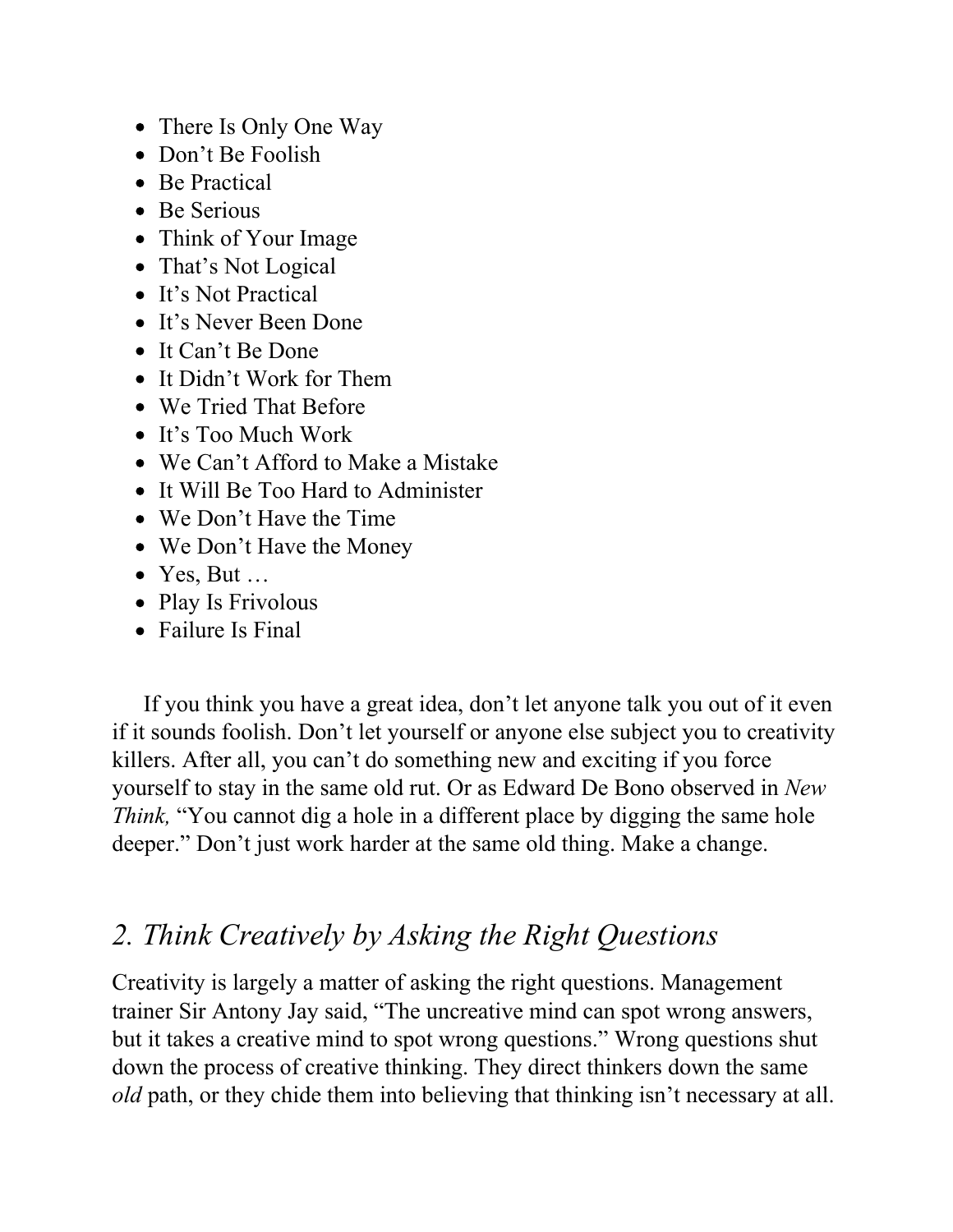- There Is Only One Way
- Don’t Be Foolish
- Be Practical
- Be Serious
- Think of Your Image
- That’s Not Logical
- It’s Not Practical
- It’s Never Been Done
- It Can’t Be Done
- It Didn’t Work for Them
- We Tried That Before
- It’s Too Much Work
- We Can’t Afford to Make a Mistake
- It Will Be Too Hard to Administer
- We Don’t Have the Time
- We Don’t Have the Money
- Yes, But …
- Play Is Frivolous
- Failure Is Final

If you think you have a great idea, don’t let anyone talk you out of it even if it sounds foolish. Don’t let yourself or anyone else subject you to creativity killers. After all, you can’t do something new and exciting if you force yourself to stay in the same old rut. Or as Edward De Bono observed in *New Think,* “You cannot dig a hole in a different place by digging the same hole deeper.” Don’t just work harder at the same old thing. Make a change.

## *2. Think Creatively by Asking the Right Questions*

Creativity is largely a matter of asking the right questions. Management trainer Sir Antony Jay said, “The uncreative mind can spot wrong answers, but it takes a creative mind to spot wrong questions.” Wrong questions shut down the process of creative thinking. They direct thinkers down the same *old* path, or they chide them into believing that thinking isn’t necessary at all.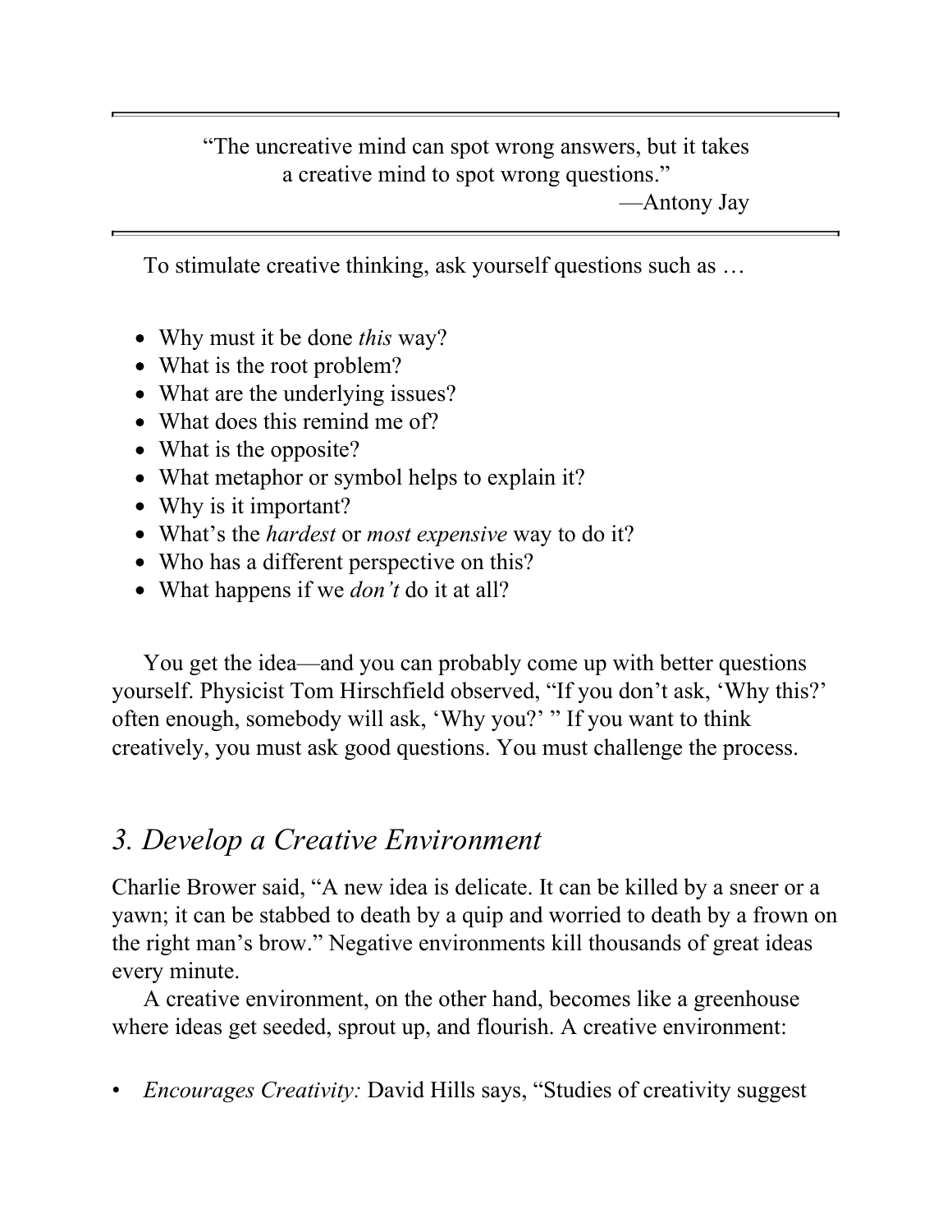> "The uncreative mind can spot wrong answers, but it takes a creative mind to spot wrong questions."
> —Antony Jay

To stimulate creative thinking, ask yourself questions such as …

- Why must it be done *this* way?
- What is the root problem?
- What are the underlying issues?
- What does this remind me of?
- What is the opposite?
- What metaphor or symbol helps to explain it?
- Why is it important?
- What's the *hardest* or *most expensive* way to do it?
- Who has a different perspective on this?
- What happens if we *don't* do it at all?

You get the idea—and you can probably come up with better questions yourself. Physicist Tom Hirschfield observed, "If you don't ask, 'Why this?' often enough, somebody will ask, 'Why you?' " If you want to think creatively, you must ask good questions. You must challenge the process.

## *3. Develop a Creative Environment*

Charlie Brower said, "A new idea is delicate. It can be killed by a sneer or a yawn; it can be stabbed to death by a quip and worried to death by a frown on the right man's brow." Negative environments kill thousands of great ideas every minute.

A creative environment, on the other hand, becomes like a greenhouse where ideas get seeded, sprout up, and flourish. A creative environment:

- *Encourages Creativity:* David Hills says, "Studies of creativity suggest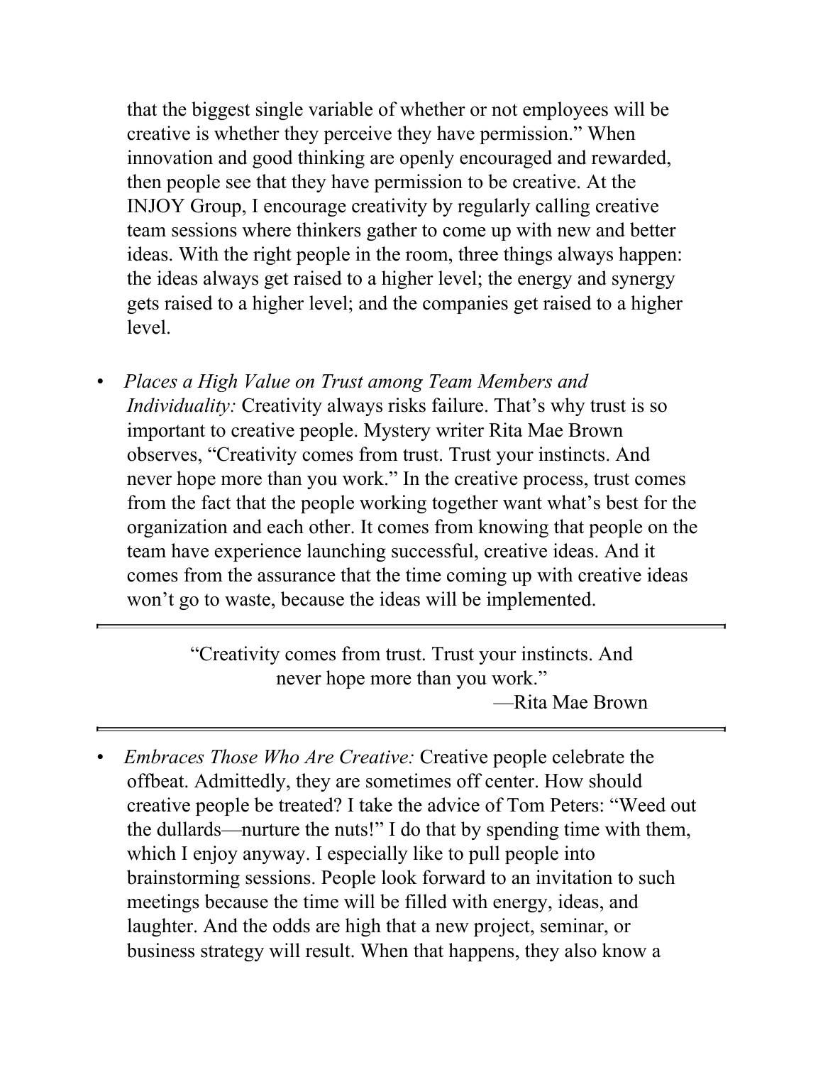that the biggest single variable of whether or not employees will be creative is whether they perceive they have permission." When innovation and good thinking are openly encouraged and rewarded, then people see that they have permission to be creative. At the INJOY Group, I encourage creativity by regularly calling creative team sessions where thinkers gather to come up with new and better ideas. With the right people in the room, three things always happen: the ideas always get raised to a higher level; the energy and synergy gets raised to a higher level; and the companies get raised to a higher level.

- *Places a High Value on Trust among Team Members and Individuality:* Creativity always risks failure. That's why trust is so important to creative people. Mystery writer Rita Mae Brown observes, "Creativity comes from trust. Trust your instincts. And never hope more than you work." In the creative process, trust comes from the fact that the people working together want what's best for the organization and each other. It comes from knowing that people on the team have experience launching successful, creative ideas. And it comes from the assurance that the time coming up with creative ideas won't go to waste, because the ideas will be implemented.

---

> "Creativity comes from trust. Trust your instincts. And never hope more than you work."
>
> —Rita Mae Brown

---

- *Embraces Those Who Are Creative:* Creative people celebrate the offbeat. Admittedly, they are sometimes off center. How should creative people be treated? I take the advice of Tom Peters: "Weed out the dullards—nurture the nuts!" I do that by spending time with them, which I enjoy anyway. I especially like to pull people into brainstorming sessions. People look forward to an invitation to such meetings because the time will be filled with energy, ideas, and laughter. And the odds are high that a new project, seminar, or business strategy will result. When that happens, they also know a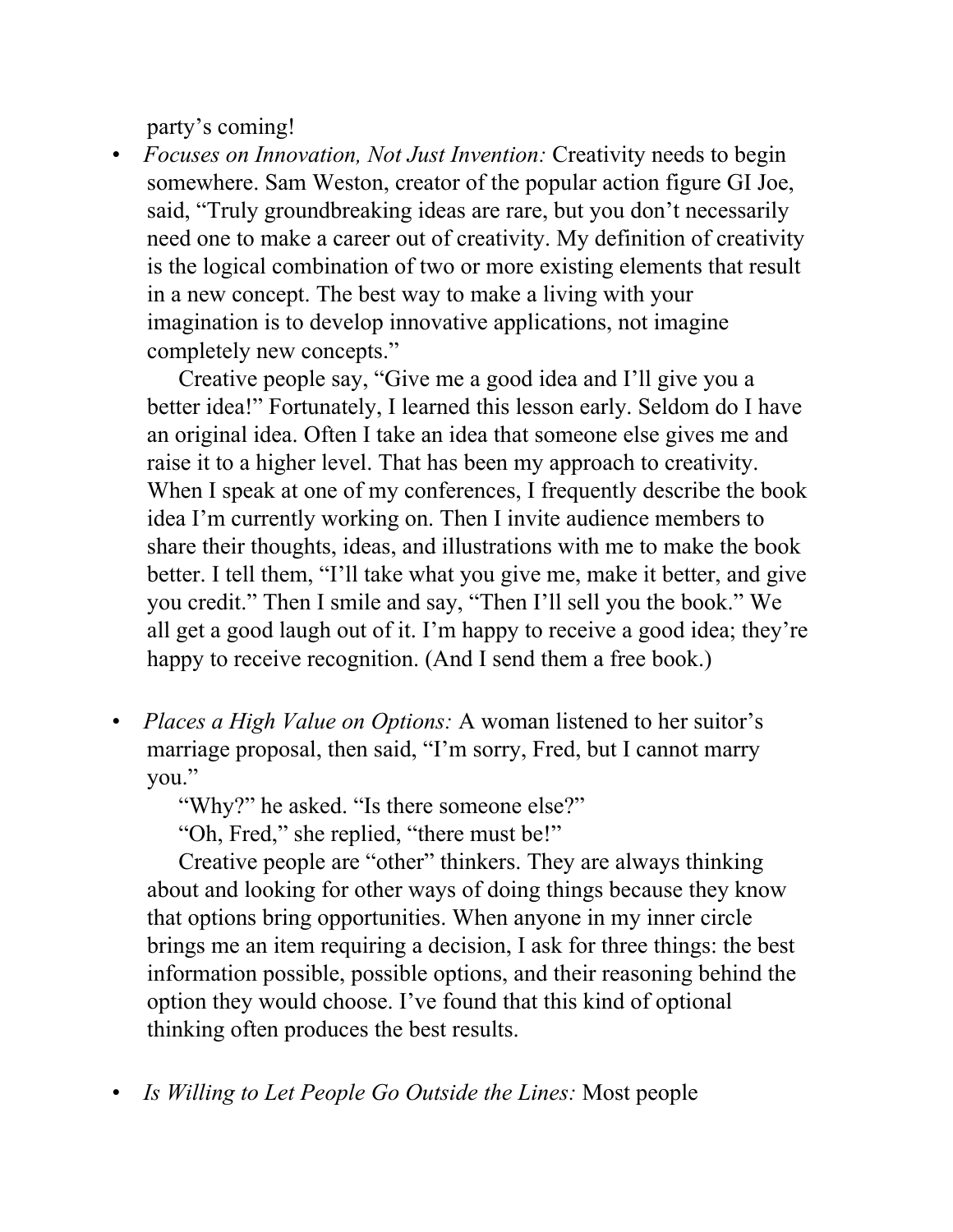party's coming!

- *Focuses on Innovation, Not Just Invention:* Creativity needs to begin somewhere. Sam Weston, creator of the popular action figure GI Joe, said, "Truly groundbreaking ideas are rare, but you don't necessarily need one to make a career out of creativity. My definition of creativity is the logical combination of two or more existing elements that result in a new concept. The best way to make a living with your imagination is to develop innovative applications, not imagine completely new concepts."

  Creative people say, "Give me a good idea and I'll give you a better idea!" Fortunately, I learned this lesson early. Seldom do I have an original idea. Often I take an idea that someone else gives me and raise it to a higher level. That has been my approach to creativity. When I speak at one of my conferences, I frequently describe the book idea I'm currently working on. Then I invite audience members to share their thoughts, ideas, and illustrations with me to make the book better. I tell them, "I'll take what you give me, make it better, and give you credit." Then I smile and say, "Then I'll sell you the book." We all get a good laugh out of it. I'm happy to receive a good idea; they're happy to receive recognition. (And I send them a free book.)

- *Places a High Value on Options:* A woman listened to her suitor's marriage proposal, then said, "I'm sorry, Fred, but I cannot marry you."

  "Why?" he asked. "Is there someone else?"

  "Oh, Fred," she replied, "there must be!"

  Creative people are "other" thinkers. They are always thinking about and looking for other ways of doing things because they know that options bring opportunities. When anyone in my inner circle brings me an item requiring a decision, I ask for three things: the best information possible, possible options, and their reasoning behind the option they would choose. I've found that this kind of optional thinking often produces the best results.

- *Is Willing to Let People Go Outside the Lines:* Most people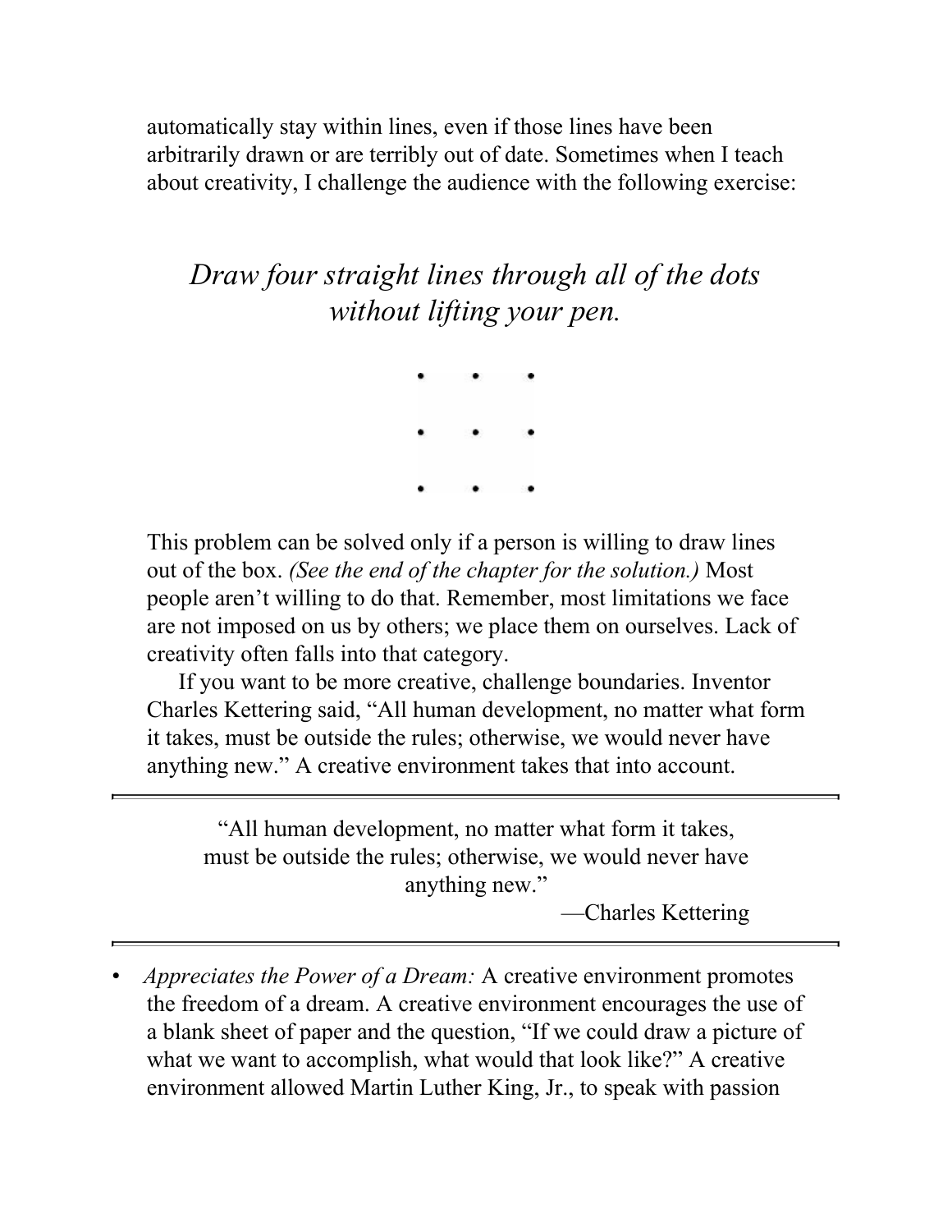automatically stay within lines, even if those lines have been arbitrarily drawn or are terribly out of date. Sometimes when I teach about creativity, I challenge the audience with the following exercise:

*Draw four straight lines through all of the dots without lifting your pen.*

```
•   •   •

•   •   •

•   •   •
```

This problem can be solved only if a person is willing to draw lines out of the box. *(See the end of the chapter for the solution.)* Most people aren't willing to do that. Remember, most limitations we face are not imposed on us by others; we place them on ourselves. Lack of creativity often falls into that category.

If you want to be more creative, challenge boundaries. Inventor Charles Kettering said, "All human development, no matter what form it takes, must be outside the rules; otherwise, we would never have anything new." A creative environment takes that into account.

---

> "All human development, no matter what form it takes, must be outside the rules; otherwise, we would never have anything new."
>
> —Charles Kettering

---

- *Appreciates the Power of a Dream:* A creative environment promotes the freedom of a dream. A creative environment encourages the use of a blank sheet of paper and the question, "If we could draw a picture of what we want to accomplish, what would that look like?" A creative environment allowed Martin Luther King, Jr., to speak with passion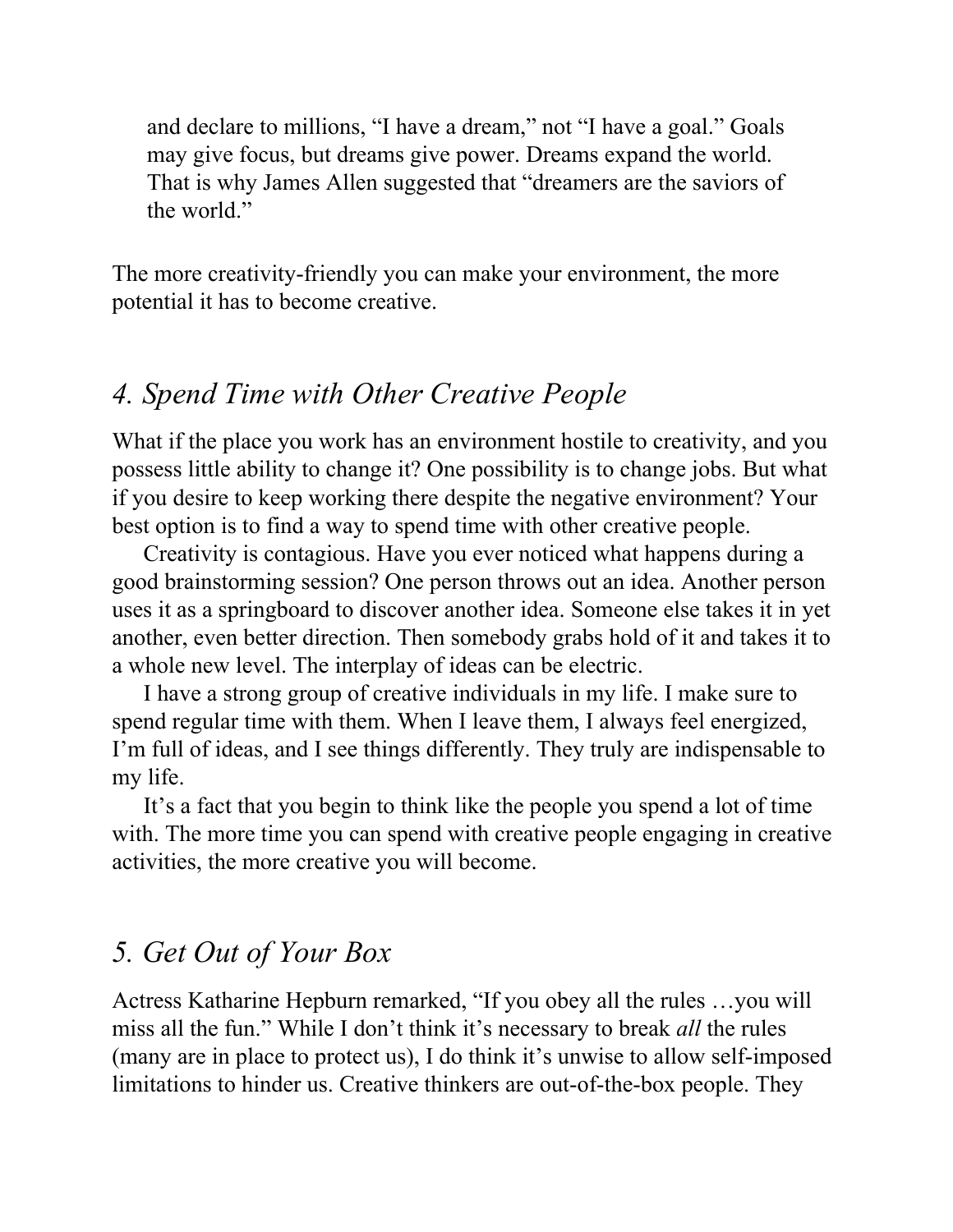> and declare to millions, "I have a dream," not "I have a goal." Goals may give focus, but dreams give power. Dreams expand the world. That is why James Allen suggested that "dreamers are the saviors of the world."

The more creativity-friendly you can make your environment, the more potential it has to become creative.

## *4. Spend Time with Other Creative People*

What if the place you work has an environment hostile to creativity, and you possess little ability to change it? One possibility is to change jobs. But what if you desire to keep working there despite the negative environment? Your best option is to find a way to spend time with other creative people.

Creativity is contagious. Have you ever noticed what happens during a good brainstorming session? One person throws out an idea. Another person uses it as a springboard to discover another idea. Someone else takes it in yet another, even better direction. Then somebody grabs hold of it and takes it to a whole new level. The interplay of ideas can be electric.

I have a strong group of creative individuals in my life. I make sure to spend regular time with them. When I leave them, I always feel energized, I'm full of ideas, and I see things differently. They truly are indispensable to my life.

It's a fact that you begin to think like the people you spend a lot of time with. The more time you can spend with creative people engaging in creative activities, the more creative you will become.

## *5. Get Out of Your Box*

Actress Katharine Hepburn remarked, "If you obey all the rules …you will miss all the fun." While I don't think it's necessary to break *all* the rules (many are in place to protect us), I do think it's unwise to allow self-imposed limitations to hinder us. Creative thinkers are out-of-the-box people. They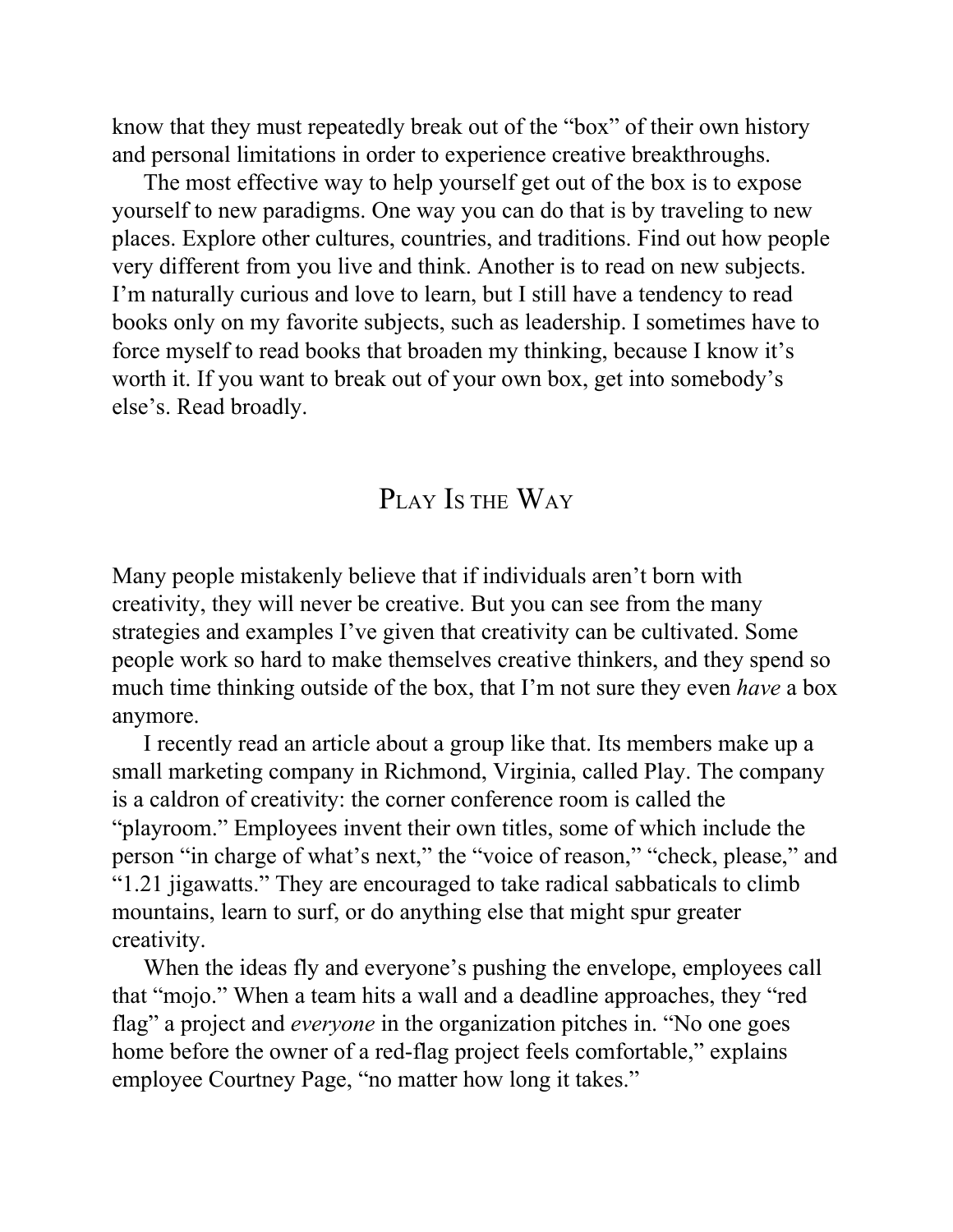know that they must repeatedly break out of the "box" of their own history and personal limitations in order to experience creative breakthroughs.

The most effective way to help yourself get out of the box is to expose yourself to new paradigms. One way you can do that is by traveling to new places. Explore other cultures, countries, and traditions. Find out how people very different from you live and think. Another is to read on new subjects. I'm naturally curious and love to learn, but I still have a tendency to read books only on my favorite subjects, such as leadership. I sometimes have to force myself to read books that broaden my thinking, because I know it's worth it. If you want to break out of your own box, get into somebody's else's. Read broadly.

## Play Is the Way

Many people mistakenly believe that if individuals aren't born with creativity, they will never be creative. But you can see from the many strategies and examples I've given that creativity can be cultivated. Some people work so hard to make themselves creative thinkers, and they spend so much time thinking outside of the box, that I'm not sure they even *have* a box anymore.

I recently read an article about a group like that. Its members make up a small marketing company in Richmond, Virginia, called Play. The company is a caldron of creativity: the corner conference room is called the "playroom." Employees invent their own titles, some of which include the person "in charge of what's next," the "voice of reason," "check, please," and "1.21 jigawatts." They are encouraged to take radical sabbaticals to climb mountains, learn to surf, or do anything else that might spur greater creativity.

When the ideas fly and everyone's pushing the envelope, employees call that "mojo." When a team hits a wall and a deadline approaches, they "red flag" a project and *everyone* in the organization pitches in. "No one goes home before the owner of a red-flag project feels comfortable," explains employee Courtney Page, "no matter how long it takes."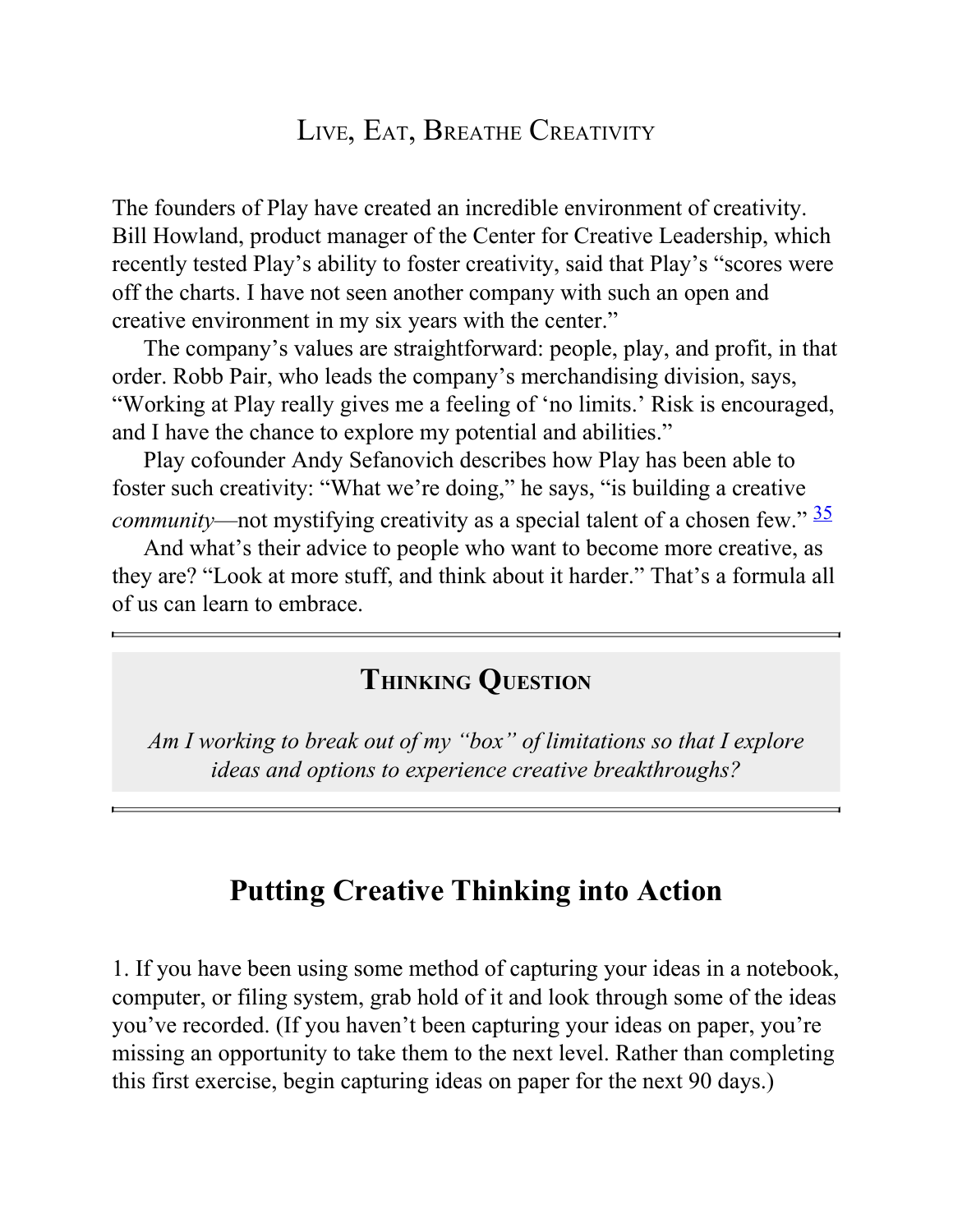### Live, Eat, Breathe Creativity

The founders of Play have created an incredible environment of creativity. Bill Howland, product manager of the Center for Creative Leadership, which recently tested Play's ability to foster creativity, said that Play's "scores were off the charts. I have not seen another company with such an open and creative environment in my six years with the center."

The company's values are straightforward: people, play, and profit, in that order. Robb Pair, who leads the company's merchandising division, says, "Working at Play really gives me a feeling of 'no limits.' Risk is encouraged, and I have the chance to explore my potential and abilities."

Play cofounder Andy Sefanovich describes how Play has been able to foster such creativity: "What we're doing," he says, "is building a creative *community*—not mystifying creativity as a special talent of a chosen few." [35]

And what's their advice to people who want to become more creative, as they are? "Look at more stuff, and think about it harder." That's a formula all of us can learn to embrace.

---

### Thinking Question

*Am I working to break out of my "box" of limitations so that I explore ideas and options to experience creative breakthroughs?*

---

## Putting Creative Thinking into Action

1. If you have been using some method of capturing your ideas in a notebook, computer, or filing system, grab hold of it and look through some of the ideas you've recorded. (If you haven't been capturing your ideas on paper, you're missing an opportunity to take them to the next level. Rather than completing this first exercise, begin capturing ideas on paper for the next 90 days.)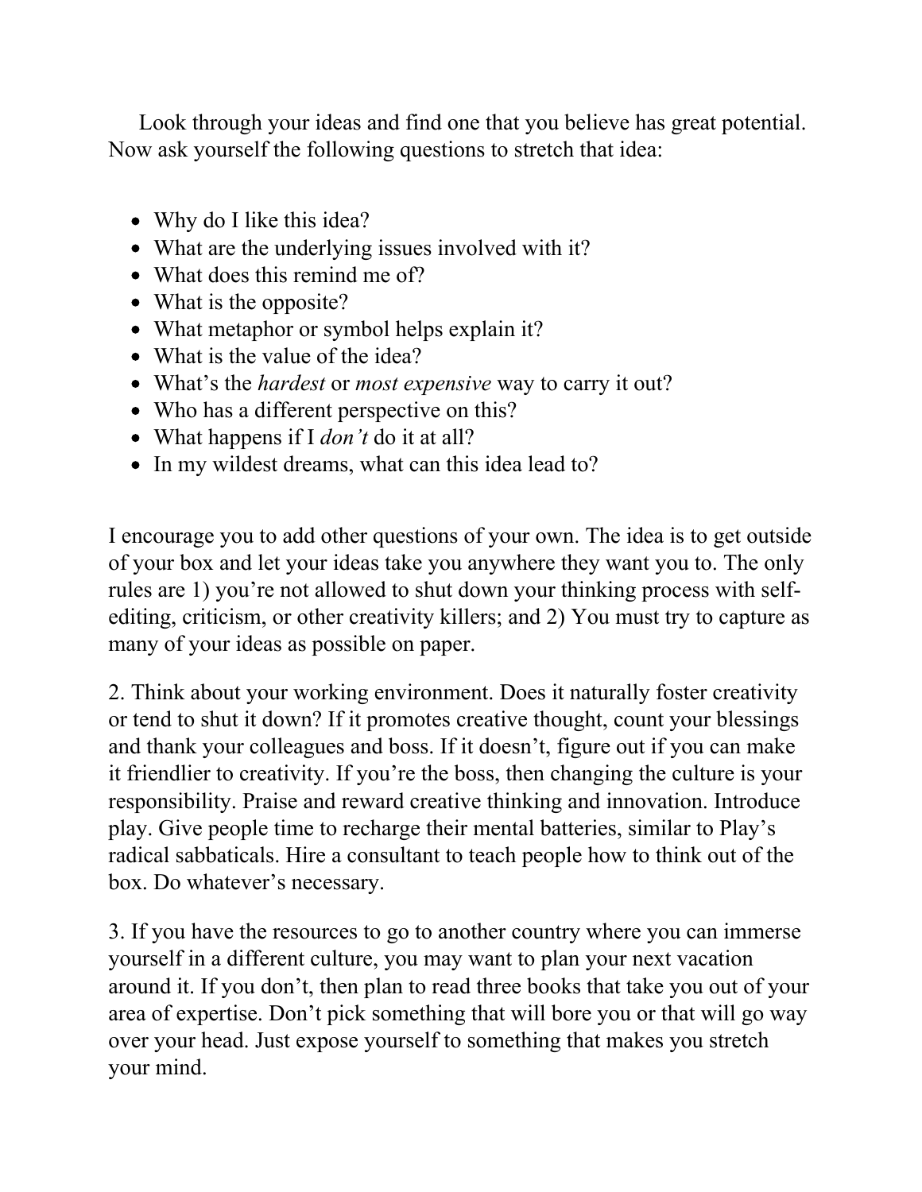Look through your ideas and find one that you believe has great potential. Now ask yourself the following questions to stretch that idea:

- Why do I like this idea?
- What are the underlying issues involved with it?
- What does this remind me of?
- What is the opposite?
- What metaphor or symbol helps explain it?
- What is the value of the idea?
- What's the *hardest* or *most expensive* way to carry it out?
- Who has a different perspective on this?
- What happens if I *don't* do it at all?
- In my wildest dreams, what can this idea lead to?

I encourage you to add other questions of your own. The idea is to get outside of your box and let your ideas take you anywhere they want you to. The only rules are 1) you're not allowed to shut down your thinking process with self-editing, criticism, or other creativity killers; and 2) You must try to capture as many of your ideas as possible on paper.

2. Think about your working environment. Does it naturally foster creativity or tend to shut it down? If it promotes creative thought, count your blessings and thank your colleagues and boss. If it doesn't, figure out if you can make it friendlier to creativity. If you're the boss, then changing the culture is your responsibility. Praise and reward creative thinking and innovation. Introduce play. Give people time to recharge their mental batteries, similar to Play's radical sabbaticals. Hire a consultant to teach people how to think out of the box. Do whatever's necessary.

3. If you have the resources to go to another country where you can immerse yourself in a different culture, you may want to plan your next vacation around it. If you don't, then plan to read three books that take you out of your area of expertise. Don't pick something that will bore you or that will go way over your head. Just expose yourself to something that makes you stretch your mind.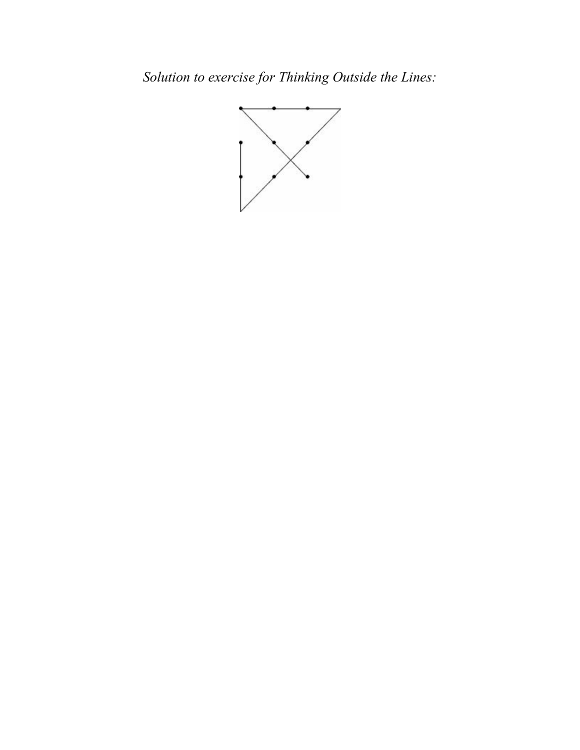*Solution to exercise for Thinking Outside the Lines:*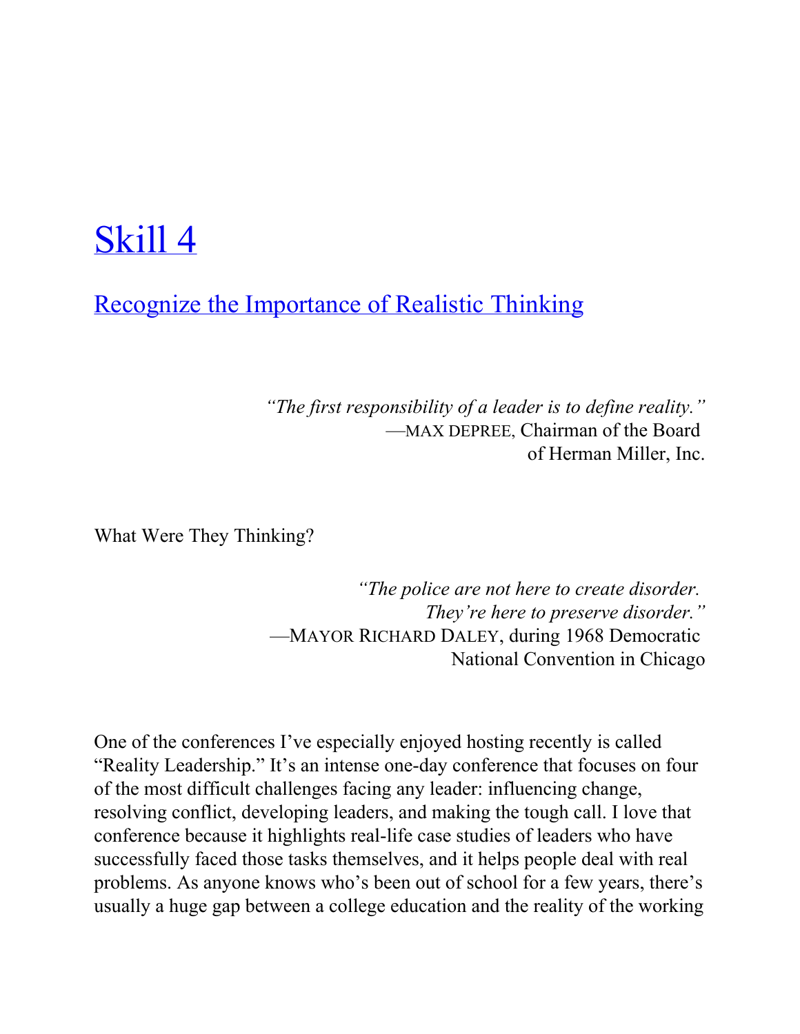# Skill 4

## Recognize the Importance of Realistic Thinking

> *"The first responsibility of a leader is to define reality."*
> —MAX DEPREE, Chairman of the Board of Herman Miller, Inc.

What Were They Thinking?

> *"The police are not here to create disorder. They're here to preserve disorder."*
> —MAYOR RICHARD DALEY, during 1968 Democratic National Convention in Chicago

One of the conferences I've especially enjoyed hosting recently is called "Reality Leadership." It's an intense one-day conference that focuses on four of the most difficult challenges facing any leader: influencing change, resolving conflict, developing leaders, and making the tough call. I love that conference because it highlights real-life case studies of leaders who have successfully faced those tasks themselves, and it helps people deal with real problems. As anyone knows who's been out of school for a few years, there's usually a huge gap between a college education and the reality of the working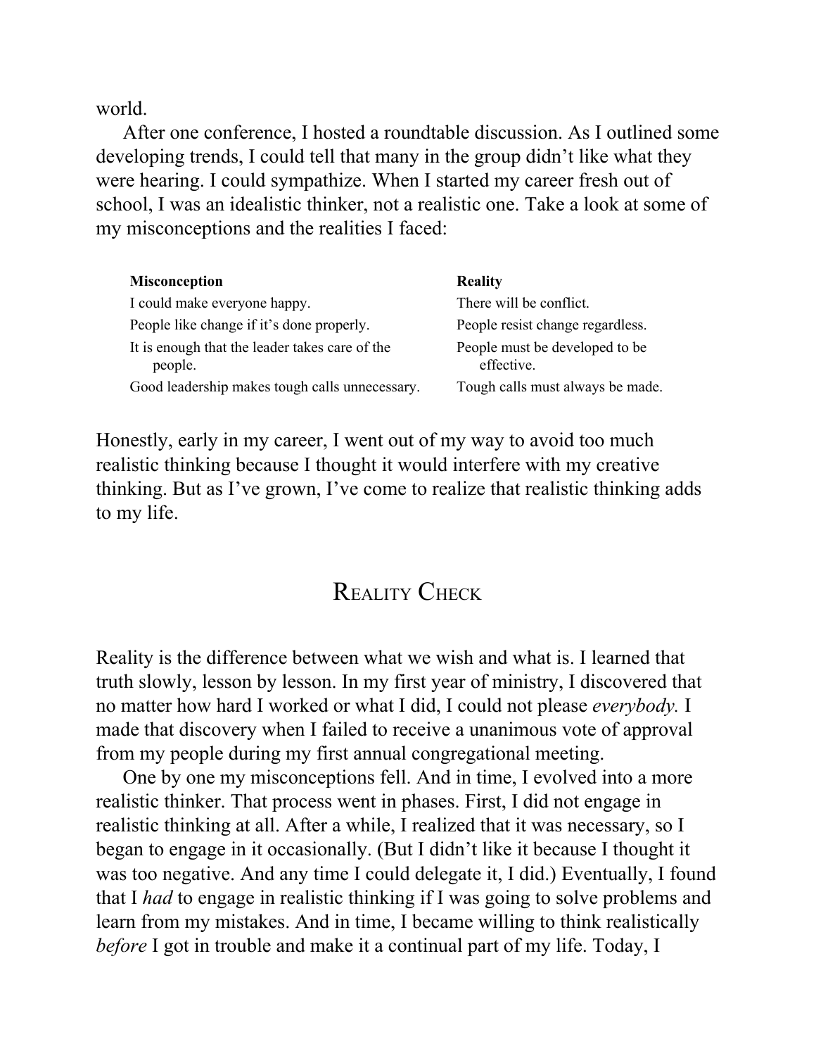world.

After one conference, I hosted a roundtable discussion. As I outlined some developing trends, I could tell that many in the group didn't like what they were hearing. I could sympathize. When I started my career fresh out of school, I was an idealistic thinker, not a realistic one. Take a look at some of my misconceptions and the realities I faced:

| **Misconception** | **Reality** |
|---|---|
| I could make everyone happy. | There will be conflict. |
| People like change if it's done properly. | People resist change regardless. |
| It is enough that the leader takes care of the people. | People must be developed to be effective. |
| Good leadership makes tough calls unnecessary. | Tough calls must always be made. |

Honestly, early in my career, I went out of my way to avoid too much realistic thinking because I thought it would interfere with my creative thinking. But as I've grown, I've come to realize that realistic thinking adds to my life.

## Reality Check

Reality is the difference between what we wish and what is. I learned that truth slowly, lesson by lesson. In my first year of ministry, I discovered that no matter how hard I worked or what I did, I could not please *everybody.* I made that discovery when I failed to receive a unanimous vote of approval from my people during my first annual congregational meeting.

One by one my misconceptions fell. And in time, I evolved into a more realistic thinker. That process went in phases. First, I did not engage in realistic thinking at all. After a while, I realized that it was necessary, so I began to engage in it occasionally. (But I didn't like it because I thought it was too negative. And any time I could delegate it, I did.) Eventually, I found that I *had* to engage in realistic thinking if I was going to solve problems and learn from my mistakes. And in time, I became willing to think realistically *before* I got in trouble and make it a continual part of my life. Today, I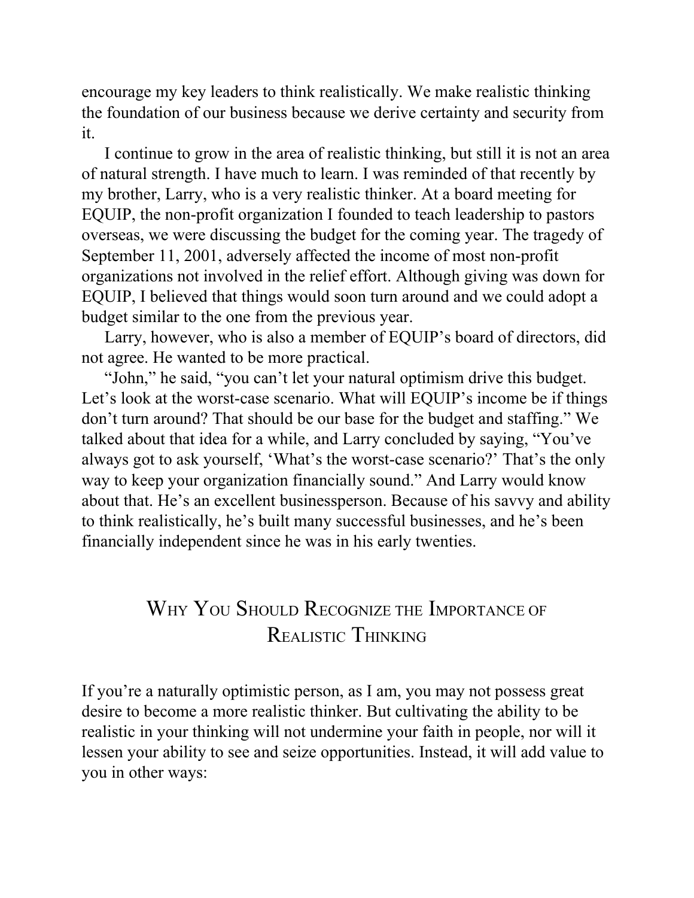encourage my key leaders to think realistically. We make realistic thinking the foundation of our business because we derive certainty and security from it.

I continue to grow in the area of realistic thinking, but still it is not an area of natural strength. I have much to learn. I was reminded of that recently by my brother, Larry, who is a very realistic thinker. At a board meeting for EQUIP, the non-profit organization I founded to teach leadership to pastors overseas, we were discussing the budget for the coming year. The tragedy of September 11, 2001, adversely affected the income of most non-profit organizations not involved in the relief effort. Although giving was down for EQUIP, I believed that things would soon turn around and we could adopt a budget similar to the one from the previous year.

Larry, however, who is also a member of EQUIP's board of directors, did not agree. He wanted to be more practical.

"John," he said, "you can't let your natural optimism drive this budget. Let's look at the worst-case scenario. What will EQUIP's income be if things don't turn around? That should be our base for the budget and staffing." We talked about that idea for a while, and Larry concluded by saying, "You've always got to ask yourself, 'What's the worst-case scenario?' That's the only way to keep your organization financially sound." And Larry would know about that. He's an excellent businessperson. Because of his savvy and ability to think realistically, he's built many successful businesses, and he's been financially independent since he was in his early twenties.

## Why You Should Recognize the Importance of Realistic Thinking

If you're a naturally optimistic person, as I am, you may not possess great desire to become a more realistic thinker. But cultivating the ability to be realistic in your thinking will not undermine your faith in people, nor will it lessen your ability to see and seize opportunities. Instead, it will add value to you in other ways: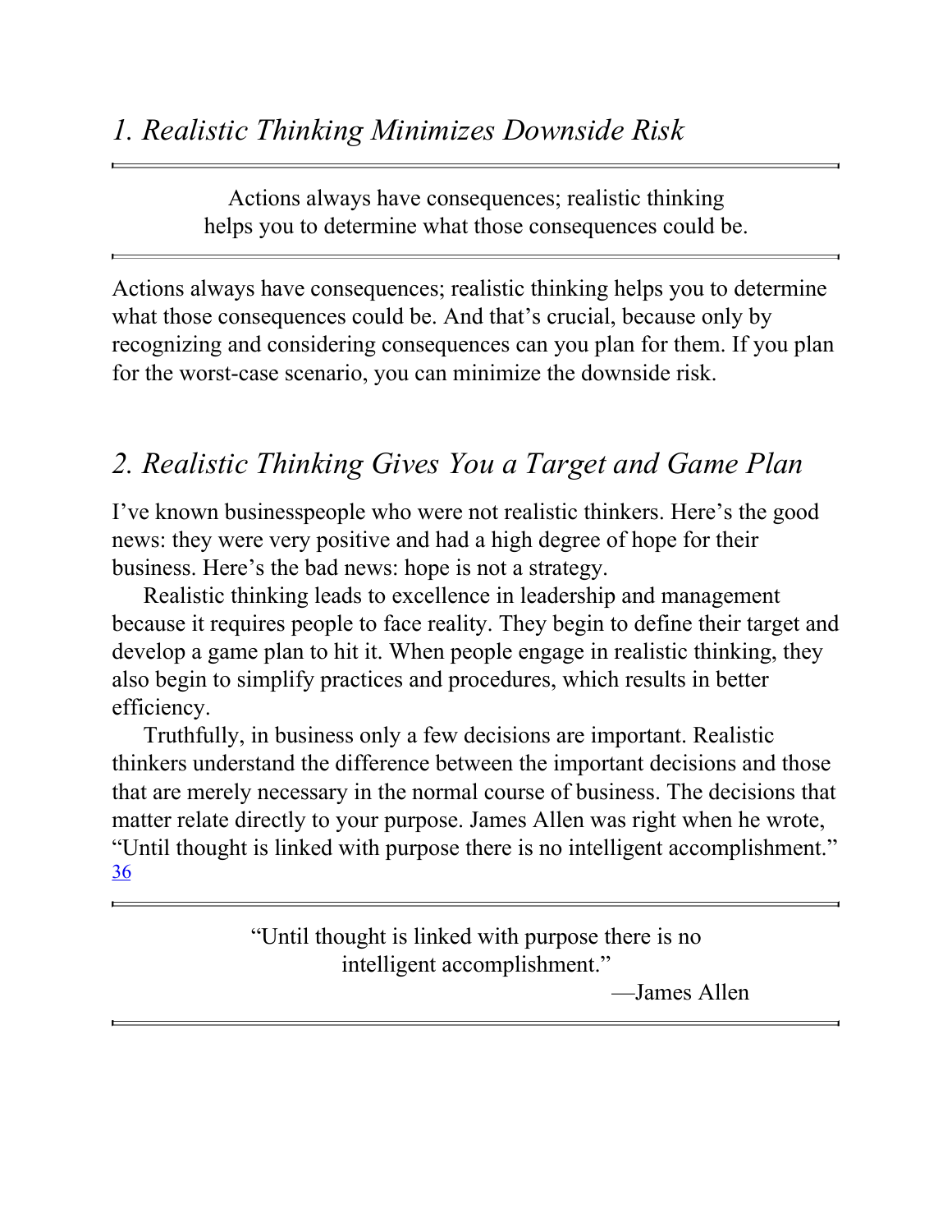## *1. Realistic Thinking Minimizes Downside Risk*

> Actions always have consequences; realistic thinking helps you to determine what those consequences could be.

Actions always have consequences; realistic thinking helps you to determine what those consequences could be. And that's crucial, because only by recognizing and considering consequences can you plan for them. If you plan for the worst-case scenario, you can minimize the downside risk.

## *2. Realistic Thinking Gives You a Target and Game Plan*

I've known businesspeople who were not realistic thinkers. Here's the good news: they were very positive and had a high degree of hope for their business. Here's the bad news: hope is not a strategy.

Realistic thinking leads to excellence in leadership and management because it requires people to face reality. They begin to define their target and develop a game plan to hit it. When people engage in realistic thinking, they also begin to simplify practices and procedures, which results in better efficiency.

Truthfully, in business only a few decisions are important. Realistic thinkers understand the difference between the important decisions and those that are merely necessary in the normal course of business. The decisions that matter relate directly to your purpose. James Allen was right when he wrote, "Until thought is linked with purpose there is no intelligent accomplishment." [36]

> "Until thought is linked with purpose there is no intelligent accomplishment."
>
> —James Allen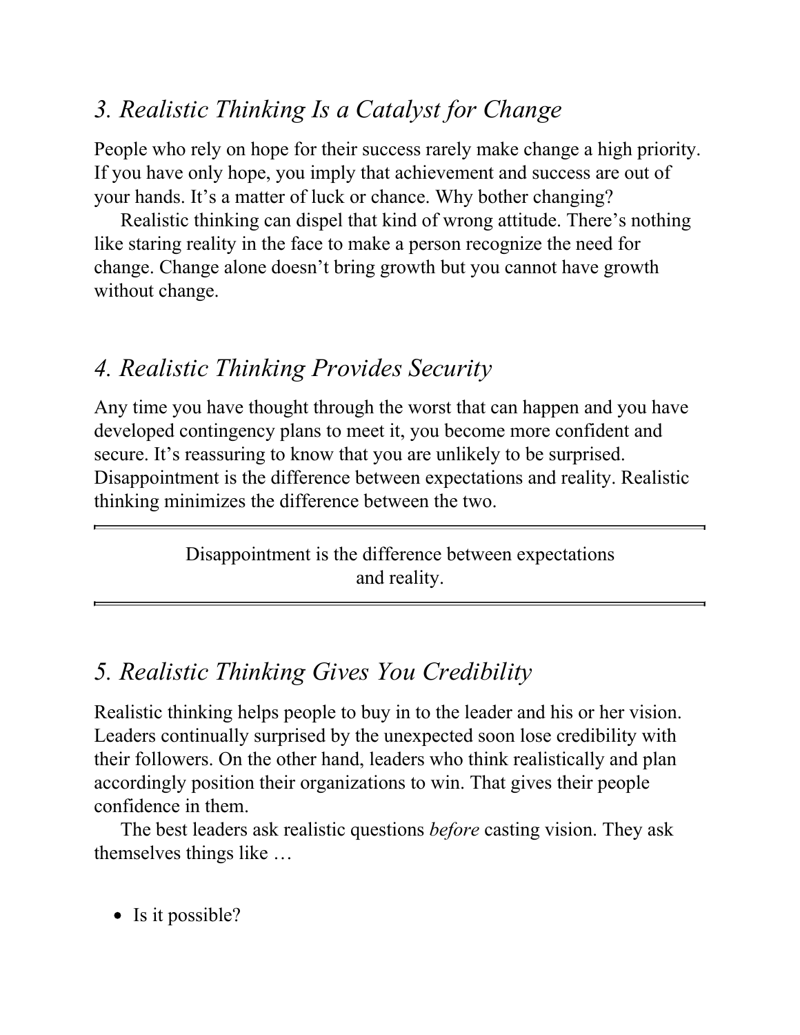## *3. Realistic Thinking Is a Catalyst for Change*

People who rely on hope for their success rarely make change a high priority. If you have only hope, you imply that achievement and success are out of your hands. It's a matter of luck or chance. Why bother changing?

Realistic thinking can dispel that kind of wrong attitude. There's nothing like staring reality in the face to make a person recognize the need for change. Change alone doesn't bring growth but you cannot have growth without change.

## *4. Realistic Thinking Provides Security*

Any time you have thought through the worst that can happen and you have developed contingency plans to meet it, you become more confident and secure. It's reassuring to know that you are unlikely to be surprised. Disappointment is the difference between expectations and reality. Realistic thinking minimizes the difference between the two.

---

Disappointment is the difference between expectations and reality.

---

## *5. Realistic Thinking Gives You Credibility*

Realistic thinking helps people to buy in to the leader and his or her vision. Leaders continually surprised by the unexpected soon lose credibility with their followers. On the other hand, leaders who think realistically and plan accordingly position their organizations to win. That gives their people confidence in them.

The best leaders ask realistic questions *before* casting vision. They ask themselves things like …

- Is it possible?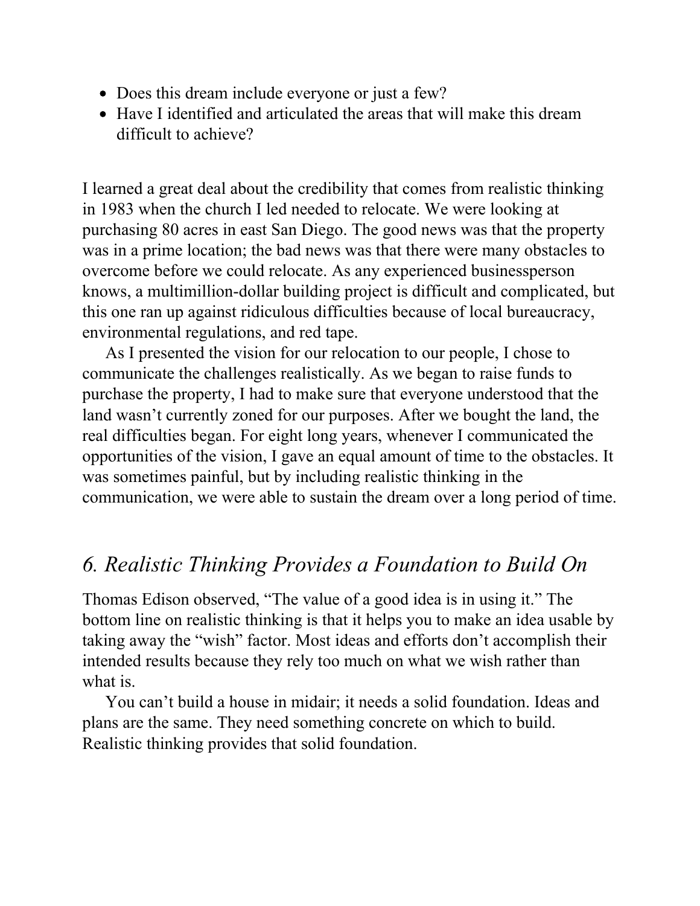- Does this dream include everyone or just a few?
- Have I identified and articulated the areas that will make this dream difficult to achieve?

I learned a great deal about the credibility that comes from realistic thinking in 1983 when the church I led needed to relocate. We were looking at purchasing 80 acres in east San Diego. The good news was that the property was in a prime location; the bad news was that there were many obstacles to overcome before we could relocate. As any experienced businessperson knows, a multimillion-dollar building project is difficult and complicated, but this one ran up against ridiculous difficulties because of local bureaucracy, environmental regulations, and red tape.

As I presented the vision for our relocation to our people, I chose to communicate the challenges realistically. As we began to raise funds to purchase the property, I had to make sure that everyone understood that the land wasn't currently zoned for our purposes. After we bought the land, the real difficulties began. For eight long years, whenever I communicated the opportunities of the vision, I gave an equal amount of time to the obstacles. It was sometimes painful, but by including realistic thinking in the communication, we were able to sustain the dream over a long period of time.

## *6. Realistic Thinking Provides a Foundation to Build On*

Thomas Edison observed, "The value of a good idea is in using it." The bottom line on realistic thinking is that it helps you to make an idea usable by taking away the "wish" factor. Most ideas and efforts don't accomplish their intended results because they rely too much on what we wish rather than what is.

You can't build a house in midair; it needs a solid foundation. Ideas and plans are the same. They need something concrete on which to build. Realistic thinking provides that solid foundation.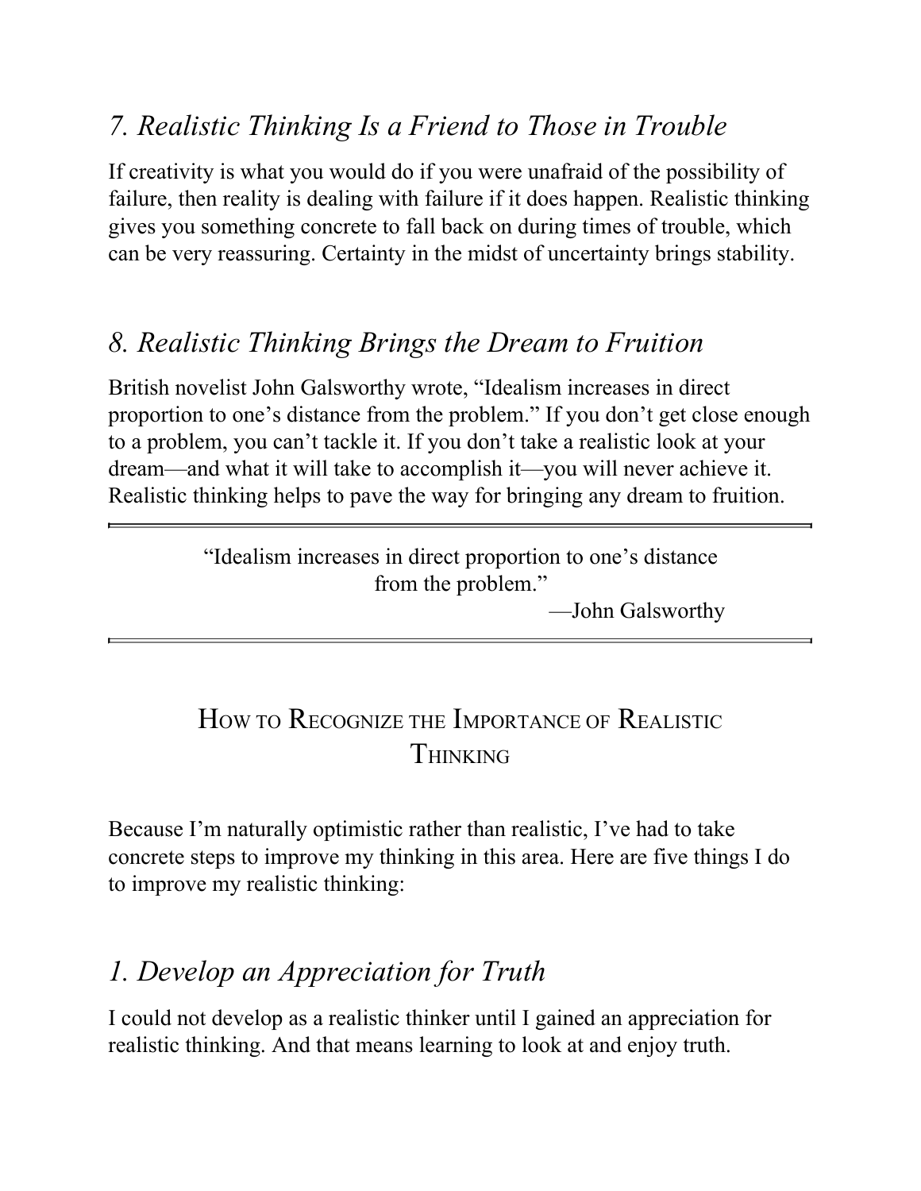## *7. Realistic Thinking Is a Friend to Those in Trouble*

If creativity is what you would do if you were unafraid of the possibility of failure, then reality is dealing with failure if it does happen. Realistic thinking gives you something concrete to fall back on during times of trouble, which can be very reassuring. Certainty in the midst of uncertainty brings stability.

## *8. Realistic Thinking Brings the Dream to Fruition*

British novelist John Galsworthy wrote, "Idealism increases in direct proportion to one's distance from the problem." If you don't get close enough to a problem, you can't tackle it. If you don't take a realistic look at your dream—and what it will take to accomplish it—you will never achieve it. Realistic thinking helps to pave the way for bringing any dream to fruition.

---

> "Idealism increases in direct proportion to one's distance from the problem."
>
> —John Galsworthy

---

# How to Recognize the Importance of Realistic Thinking

Because I'm naturally optimistic rather than realistic, I've had to take concrete steps to improve my thinking in this area. Here are five things I do to improve my realistic thinking:

## *1. Develop an Appreciation for Truth*

I could not develop as a realistic thinker until I gained an appreciation for realistic thinking. And that means learning to look at and enjoy truth.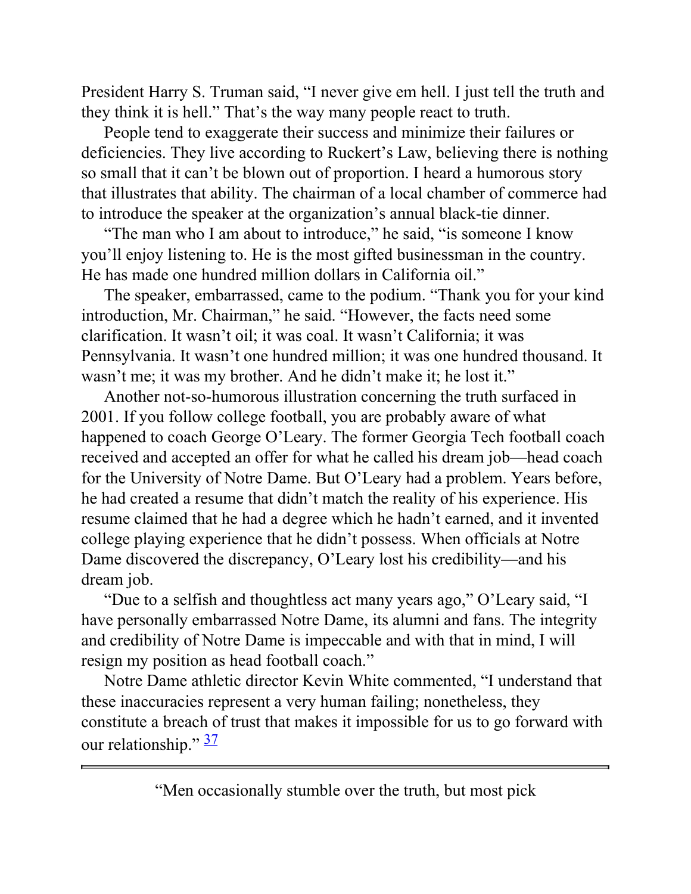President Harry S. Truman said, "I never give em hell. I just tell the truth and they think it is hell." That's the way many people react to truth.

People tend to exaggerate their success and minimize their failures or deficiencies. They live according to Ruckert's Law, believing there is nothing so small that it can't be blown out of proportion. I heard a humorous story that illustrates that ability. The chairman of a local chamber of commerce had to introduce the speaker at the organization's annual black-tie dinner.

"The man who I am about to introduce," he said, "is someone I know you'll enjoy listening to. He is the most gifted businessman in the country. He has made one hundred million dollars in California oil."

The speaker, embarrassed, came to the podium. "Thank you for your kind introduction, Mr. Chairman," he said. "However, the facts need some clarification. It wasn't oil; it was coal. It wasn't California; it was Pennsylvania. It wasn't one hundred million; it was one hundred thousand. It wasn't me; it was my brother. And he didn't make it; he lost it."

Another not-so-humorous illustration concerning the truth surfaced in 2001. If you follow college football, you are probably aware of what happened to coach George O'Leary. The former Georgia Tech football coach received and accepted an offer for what he called his dream job—head coach for the University of Notre Dame. But O'Leary had a problem. Years before, he had created a resume that didn't match the reality of his experience. His resume claimed that he had a degree which he hadn't earned, and it invented college playing experience that he didn't possess. When officials at Notre Dame discovered the discrepancy, O'Leary lost his credibility—and his dream job.

"Due to a selfish and thoughtless act many years ago," O'Leary said, "I have personally embarrassed Notre Dame, its alumni and fans. The integrity and credibility of Notre Dame is impeccable and with that in mind, I will resign my position as head football coach."

Notre Dame athletic director Kevin White commented, "I understand that these inaccuracies represent a very human failing; nonetheless, they constitute a breach of trust that makes it impossible for us to go forward with our relationship." [37]

---

"Men occasionally stumble over the truth, but most pick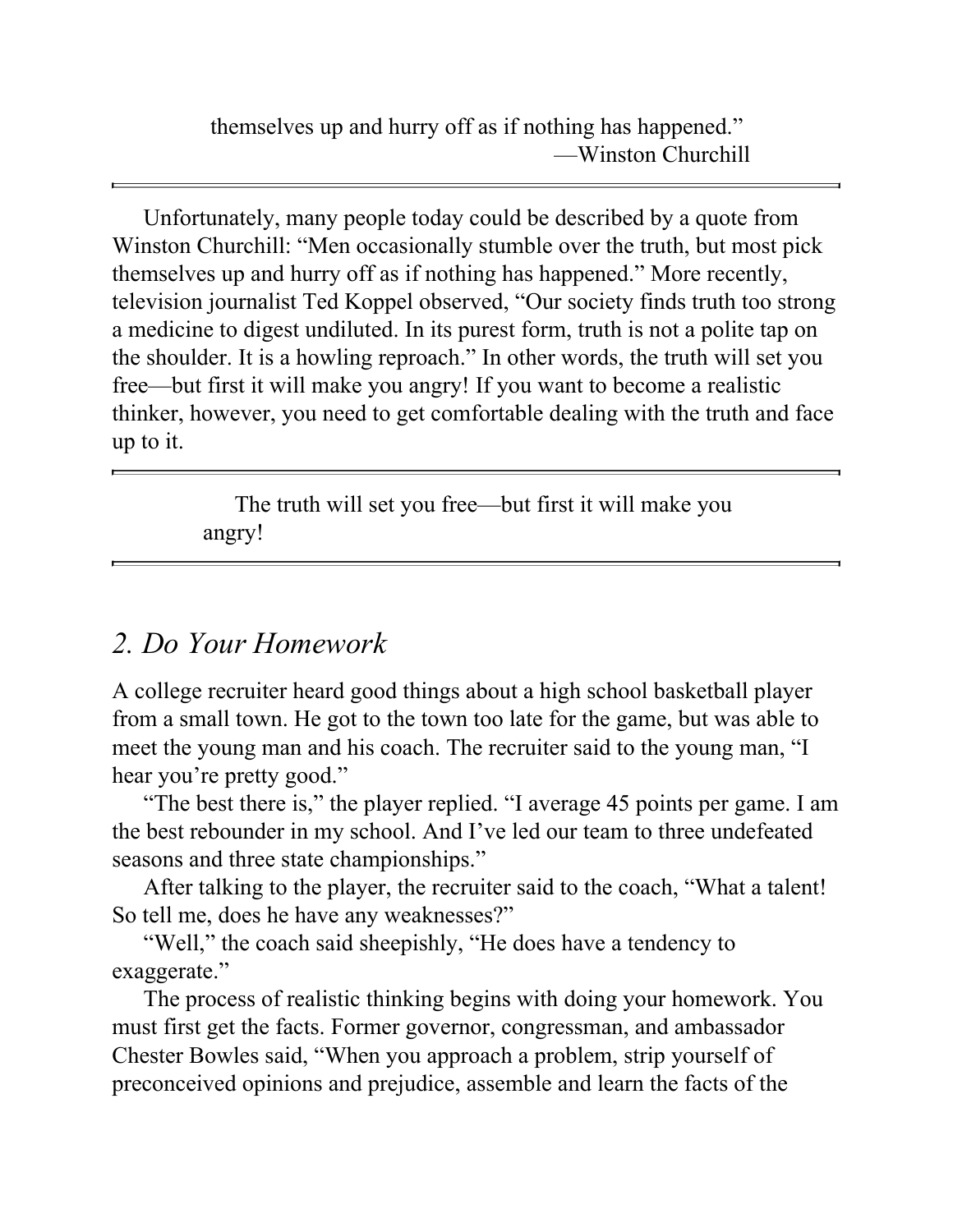themselves up and hurry off as if nothing has happened."
—Winston Churchill

---

Unfortunately, many people today could be described by a quote from Winston Churchill: "Men occasionally stumble over the truth, but most pick themselves up and hurry off as if nothing has happened." More recently, television journalist Ted Koppel observed, "Our society finds truth too strong a medicine to digest undiluted. In its purest form, truth is not a polite tap on the shoulder. It is a howling reproach." In other words, the truth will set you free—but first it will make you angry! If you want to become a realistic thinker, however, you need to get comfortable dealing with the truth and face up to it.

---

The truth will set you free—but first it will make you angry!

---

## *2. Do Your Homework*

A college recruiter heard good things about a high school basketball player from a small town. He got to the town too late for the game, but was able to meet the young man and his coach. The recruiter said to the young man, "I hear you're pretty good."

"The best there is," the player replied. "I average 45 points per game. I am the best rebounder in my school. And I've led our team to three undefeated seasons and three state championships."

After talking to the player, the recruiter said to the coach, "What a talent! So tell me, does he have any weaknesses?"

"Well," the coach said sheepishly, "He does have a tendency to exaggerate."

The process of realistic thinking begins with doing your homework. You must first get the facts. Former governor, congressman, and ambassador Chester Bowles said, "When you approach a problem, strip yourself of preconceived opinions and prejudice, assemble and learn the facts of the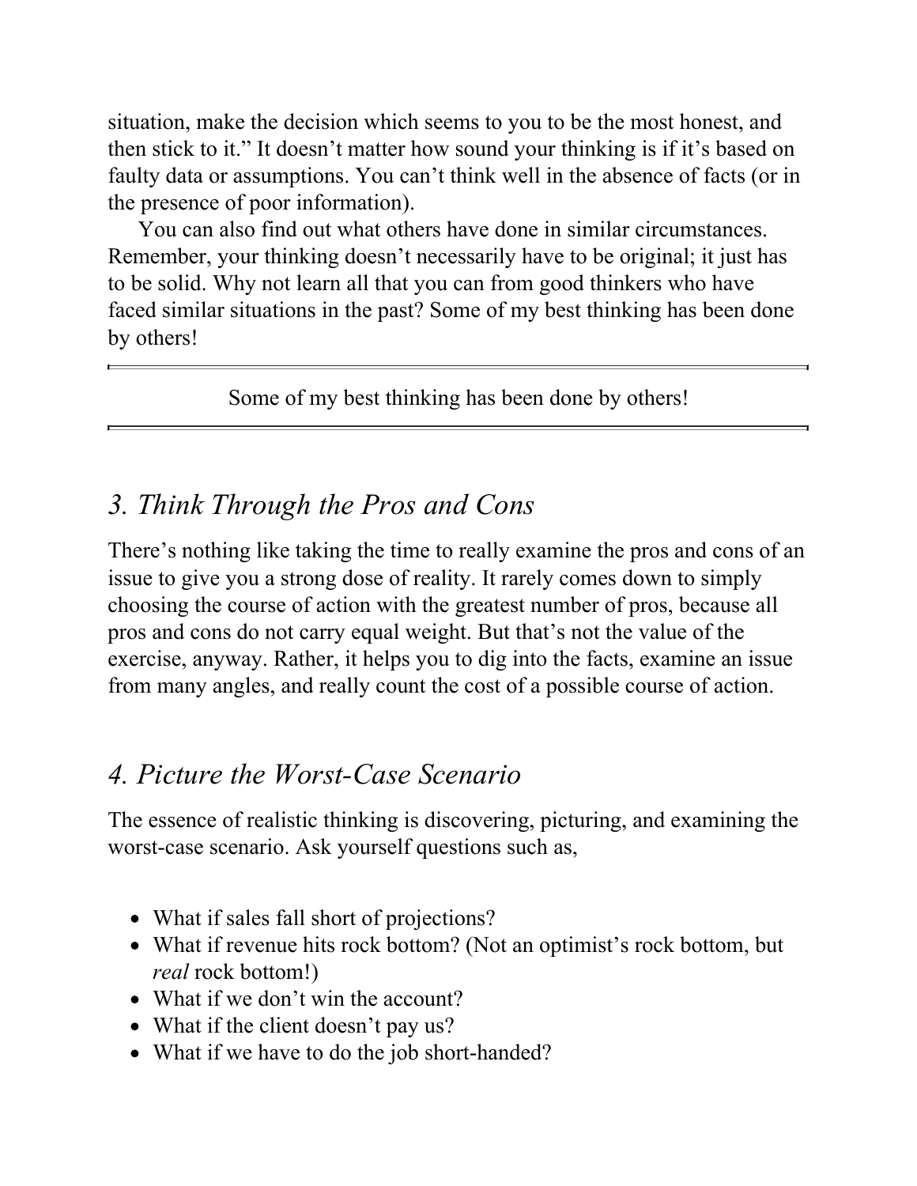situation, make the decision which seems to you to be the most honest, and then stick to it." It doesn't matter how sound your thinking is if it's based on faulty data or assumptions. You can't think well in the absence of facts (or in the presence of poor information).

You can also find out what others have done in similar circumstances. Remember, your thinking doesn't necessarily have to be original; it just has to be solid. Why not learn all that you can from good thinkers who have faced similar situations in the past? Some of my best thinking has been done by others!

---

Some of my best thinking has been done by others!

---

## *3. Think Through the Pros and Cons*

There's nothing like taking the time to really examine the pros and cons of an issue to give you a strong dose of reality. It rarely comes down to simply choosing the course of action with the greatest number of pros, because all pros and cons do not carry equal weight. But that's not the value of the exercise, anyway. Rather, it helps you to dig into the facts, examine an issue from many angles, and really count the cost of a possible course of action.

## *4. Picture the Worst-Case Scenario*

The essence of realistic thinking is discovering, picturing, and examining the worst-case scenario. Ask yourself questions such as,

- What if sales fall short of projections?
- What if revenue hits rock bottom? (Not an optimist's rock bottom, but *real* rock bottom!)
- What if we don't win the account?
- What if the client doesn't pay us?
- What if we have to do the job short-handed?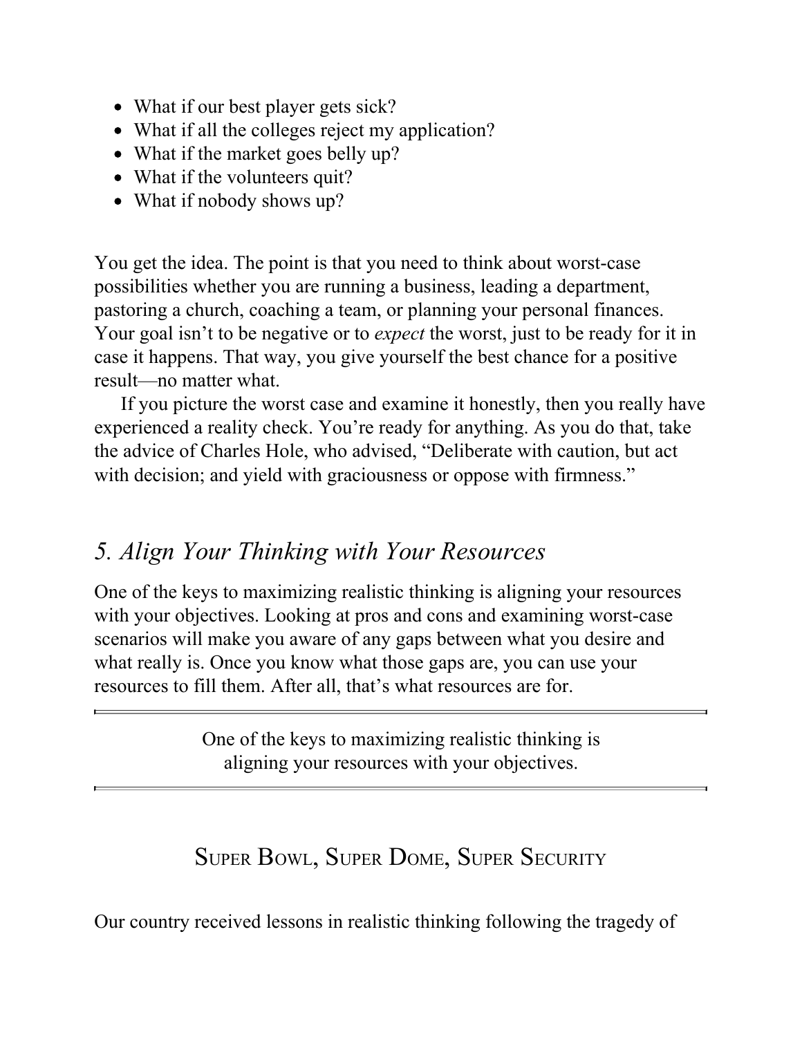- What if our best player gets sick?
- What if all the colleges reject my application?
- What if the market goes belly up?
- What if the volunteers quit?
- What if nobody shows up?

You get the idea. The point is that you need to think about worst-case possibilities whether you are running a business, leading a department, pastoring a church, coaching a team, or planning your personal finances. Your goal isn't to be negative or to *expect* the worst, just to be ready for it in case it happens. That way, you give yourself the best chance for a positive result—no matter what.

If you picture the worst case and examine it honestly, then you really have experienced a reality check. You're ready for anything. As you do that, take the advice of Charles Hole, who advised, "Deliberate with caution, but act with decision; and yield with graciousness or oppose with firmness."

## *5. Align Your Thinking with Your Resources*

One of the keys to maximizing realistic thinking is aligning your resources with your objectives. Looking at pros and cons and examining worst-case scenarios will make you aware of any gaps between what you desire and what really is. Once you know what those gaps are, you can use your resources to fill them. After all, that's what resources are for.

---

> One of the keys to maximizing realistic thinking is aligning your resources with your objectives.

---

### SUPER BOWL, SUPER DOME, SUPER SECURITY

Our country received lessons in realistic thinking following the tragedy of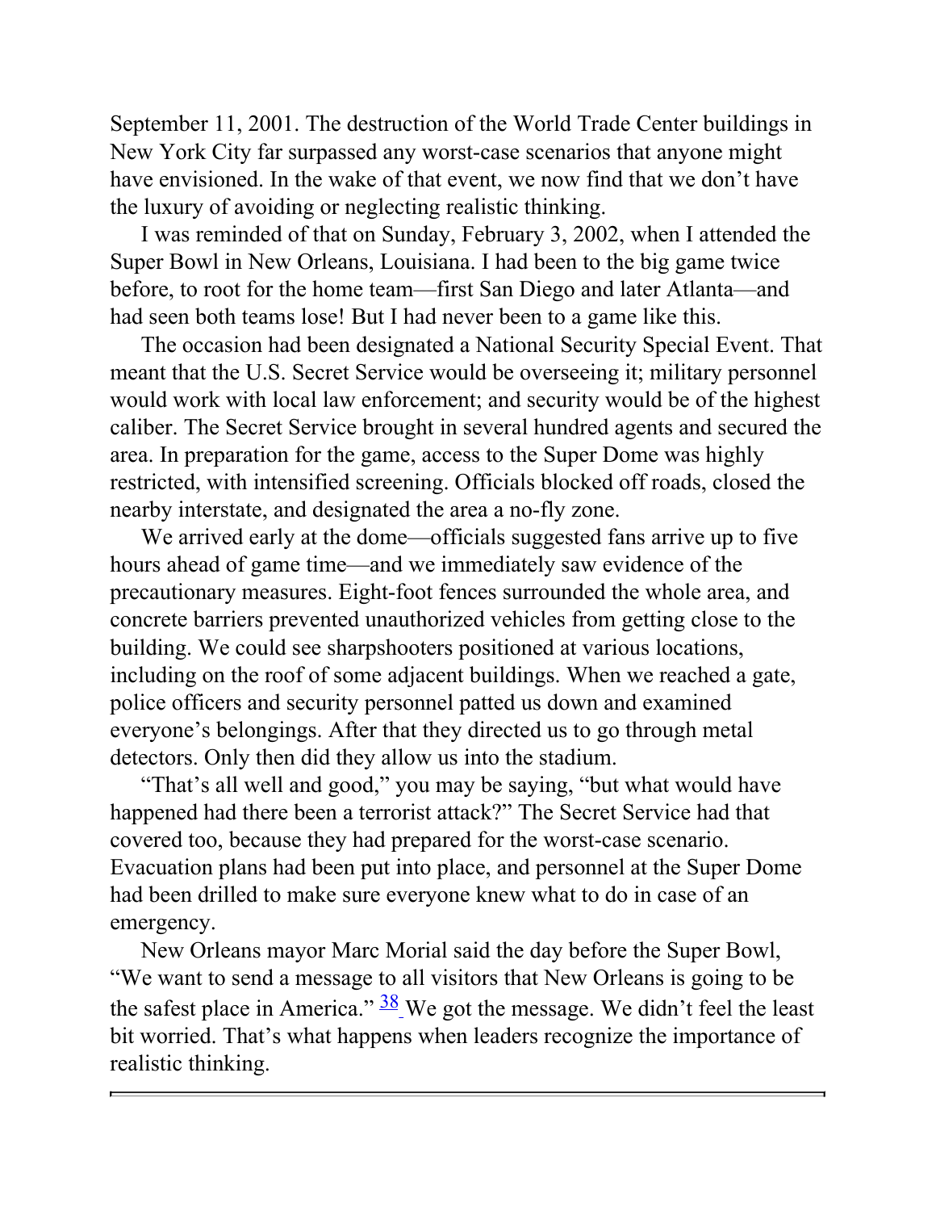September 11, 2001. The destruction of the World Trade Center buildings in New York City far surpassed any worst-case scenarios that anyone might have envisioned. In the wake of that event, we now find that we don't have the luxury of avoiding or neglecting realistic thinking.

I was reminded of that on Sunday, February 3, 2002, when I attended the Super Bowl in New Orleans, Louisiana. I had been to the big game twice before, to root for the home team—first San Diego and later Atlanta—and had seen both teams lose! But I had never been to a game like this.

The occasion had been designated a National Security Special Event. That meant that the U.S. Secret Service would be overseeing it; military personnel would work with local law enforcement; and security would be of the highest caliber. The Secret Service brought in several hundred agents and secured the area. In preparation for the game, access to the Super Dome was highly restricted, with intensified screening. Officials blocked off roads, closed the nearby interstate, and designated the area a no-fly zone.

We arrived early at the dome—officials suggested fans arrive up to five hours ahead of game time—and we immediately saw evidence of the precautionary measures. Eight-foot fences surrounded the whole area, and concrete barriers prevented unauthorized vehicles from getting close to the building. We could see sharpshooters positioned at various locations, including on the roof of some adjacent buildings. When we reached a gate, police officers and security personnel patted us down and examined everyone's belongings. After that they directed us to go through metal detectors. Only then did they allow us into the stadium.

"That's all well and good," you may be saying, "but what would have happened had there been a terrorist attack?" The Secret Service had that covered too, because they had prepared for the worst-case scenario. Evacuation plans had been put into place, and personnel at the Super Dome had been drilled to make sure everyone knew what to do in case of an emergency.

New Orleans mayor Marc Morial said the day before the Super Bowl, "We want to send a message to all visitors that New Orleans is going to be the safest place in America." [38] We got the message. We didn't feel the least bit worried. That's what happens when leaders recognize the importance of realistic thinking.

---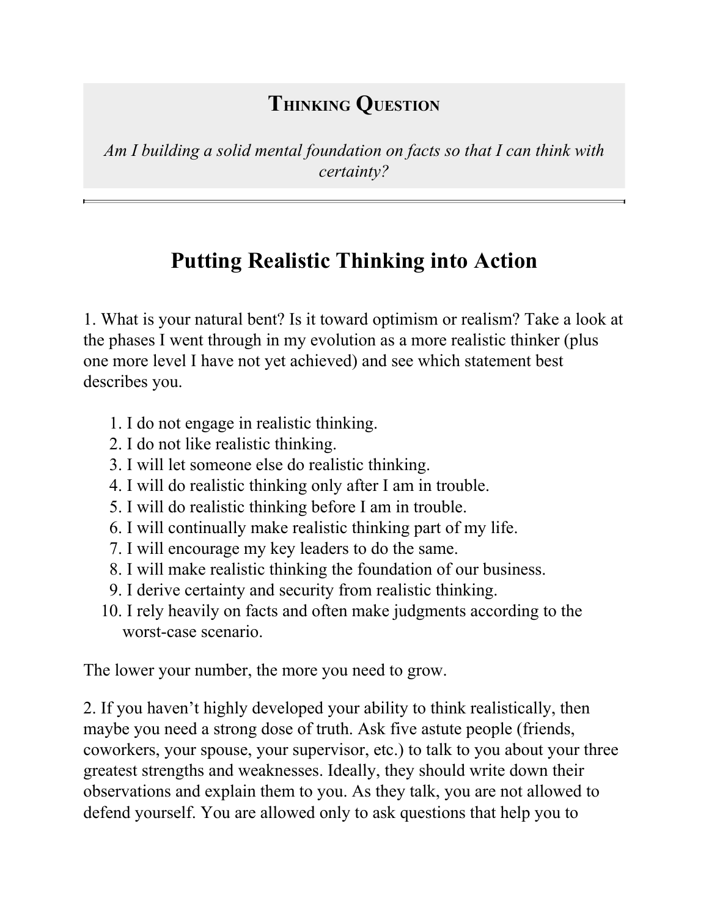**THINKING QUESTION**

*Am I building a solid mental foundation on facts so that I can think with certainty?*

---

## Putting Realistic Thinking into Action

1. What is your natural bent? Is it toward optimism or realism? Take a look at the phases I went through in my evolution as a more realistic thinker (plus one more level I have not yet achieved) and see which statement best describes you.

    1. I do not engage in realistic thinking.
    2. I do not like realistic thinking.
    3. I will let someone else do realistic thinking.
    4. I will do realistic thinking only after I am in trouble.
    5. I will do realistic thinking before I am in trouble.
    6. I will continually make realistic thinking part of my life.
    7. I will encourage my key leaders to do the same.
    8. I will make realistic thinking the foundation of our business.
    9. I derive certainty and security from realistic thinking.
    10. I rely heavily on facts and often make judgments according to the worst-case scenario.

The lower your number, the more you need to grow.

2. If you haven't highly developed your ability to think realistically, then maybe you need a strong dose of truth. Ask five astute people (friends, coworkers, your spouse, your supervisor, etc.) to talk to you about your three greatest strengths and weaknesses. Ideally, they should write down their observations and explain them to you. As they talk, you are not allowed to defend yourself. You are allowed only to ask questions that help you to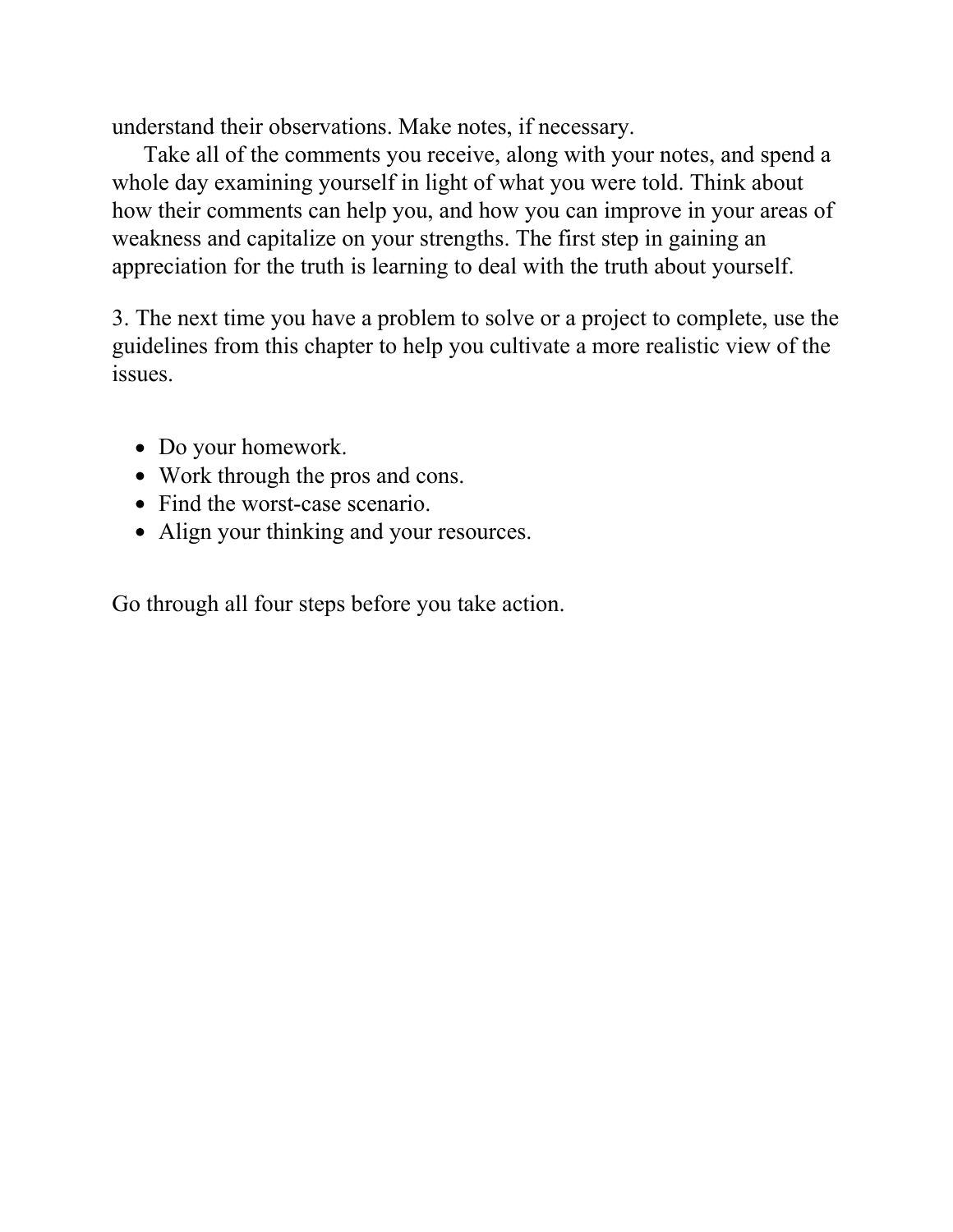understand their observations. Make notes, if necessary.

Take all of the comments you receive, along with your notes, and spend a whole day examining yourself in light of what you were told. Think about how their comments can help you, and how you can improve in your areas of weakness and capitalize on your strengths. The first step in gaining an appreciation for the truth is learning to deal with the truth about yourself.

3. The next time you have a problem to solve or a project to complete, use the guidelines from this chapter to help you cultivate a more realistic view of the issues.

- Do your homework.
- Work through the pros and cons.
- Find the worst-case scenario.
- Align your thinking and your resources.

Go through all four steps before you take action.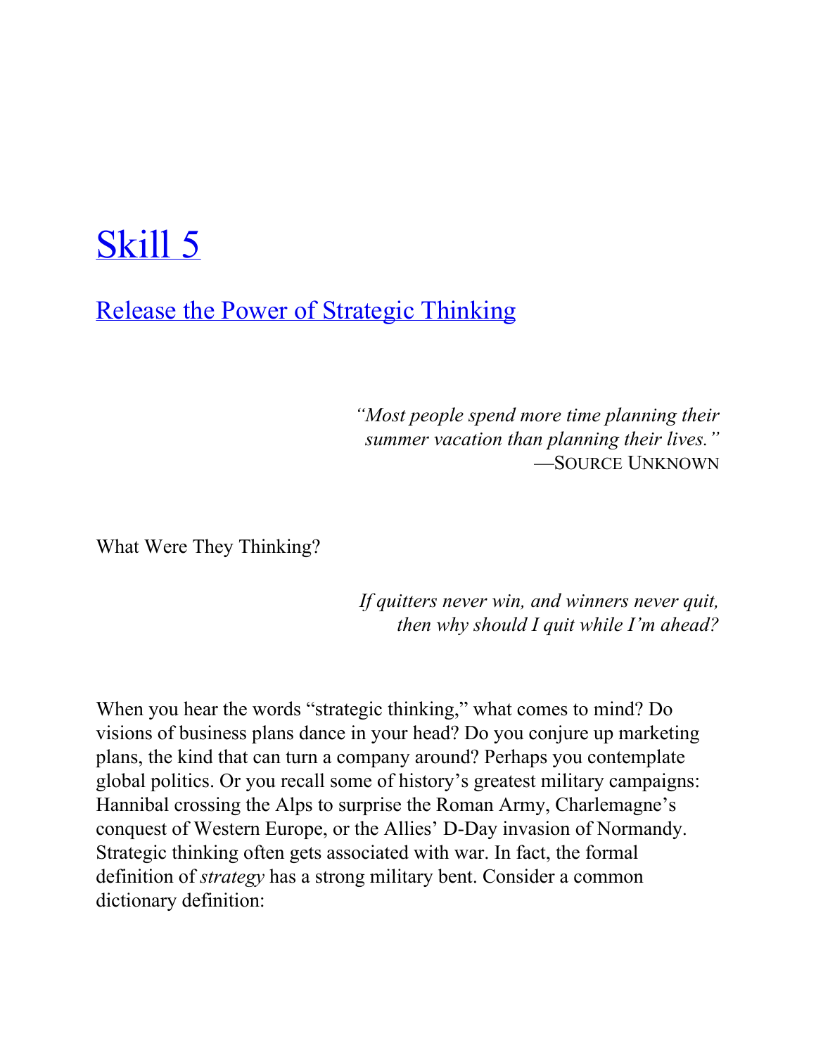# Skill 5

## Release the Power of Strategic Thinking

*"Most people spend more time planning their summer vacation than planning their lives."*
—SOURCE UNKNOWN

What Were They Thinking?

*If quitters never win, and winners never quit, then why should I quit while I'm ahead?*

When you hear the words "strategic thinking," what comes to mind? Do visions of business plans dance in your head? Do you conjure up marketing plans, the kind that can turn a company around? Perhaps you contemplate global politics. Or you recall some of history's greatest military campaigns: Hannibal crossing the Alps to surprise the Roman Army, Charlemagne's conquest of Western Europe, or the Allies' D-Day invasion of Normandy. Strategic thinking often gets associated with war. In fact, the formal definition of *strategy* has a strong military bent. Consider a common dictionary definition: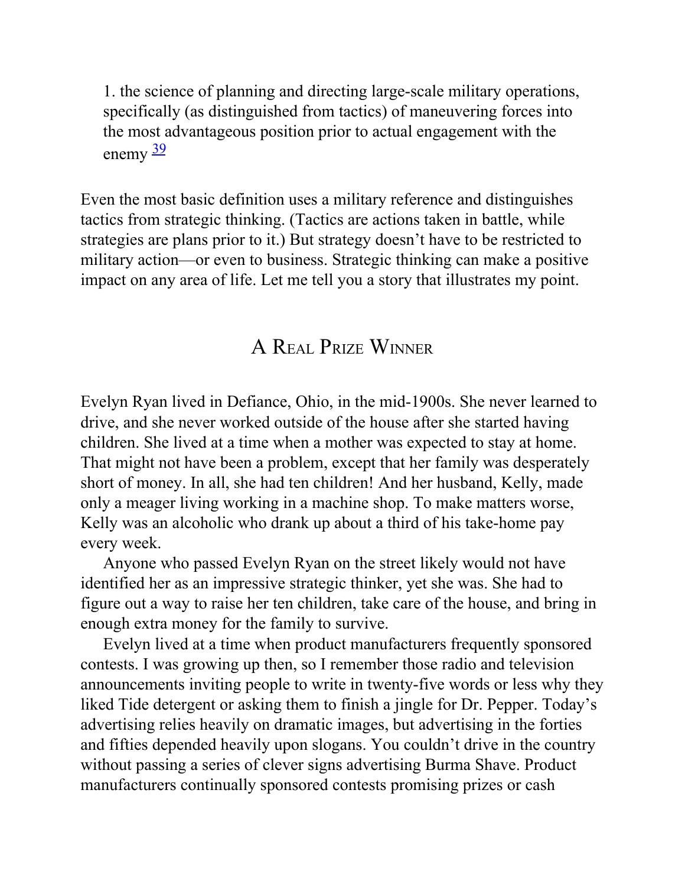> 1. the science of planning and directing large-scale military operations, specifically (as distinguished from tactics) of maneuvering forces into the most advantageous position prior to actual engagement with the enemy [39]

Even the most basic definition uses a military reference and distinguishes tactics from strategic thinking. (Tactics are actions taken in battle, while strategies are plans prior to it.) But strategy doesn't have to be restricted to military action—or even to business. Strategic thinking can make a positive impact on any area of life. Let me tell you a story that illustrates my point.

## A Real Prize Winner

Evelyn Ryan lived in Defiance, Ohio, in the mid-1900s. She never learned to drive, and she never worked outside of the house after she started having children. She lived at a time when a mother was expected to stay at home. That might not have been a problem, except that her family was desperately short of money. In all, she had ten children! And her husband, Kelly, made only a meager living working in a machine shop. To make matters worse, Kelly was an alcoholic who drank up about a third of his take-home pay every week.

Anyone who passed Evelyn Ryan on the street likely would not have identified her as an impressive strategic thinker, yet she was. She had to figure out a way to raise her ten children, take care of the house, and bring in enough extra money for the family to survive.

Evelyn lived at a time when product manufacturers frequently sponsored contests. I was growing up then, so I remember those radio and television announcements inviting people to write in twenty-five words or less why they liked Tide detergent or asking them to finish a jingle for Dr. Pepper. Today's advertising relies heavily on dramatic images, but advertising in the forties and fifties depended heavily upon slogans. You couldn't drive in the country without passing a series of clever signs advertising Burma Shave. Product manufacturers continually sponsored contests promising prizes or cash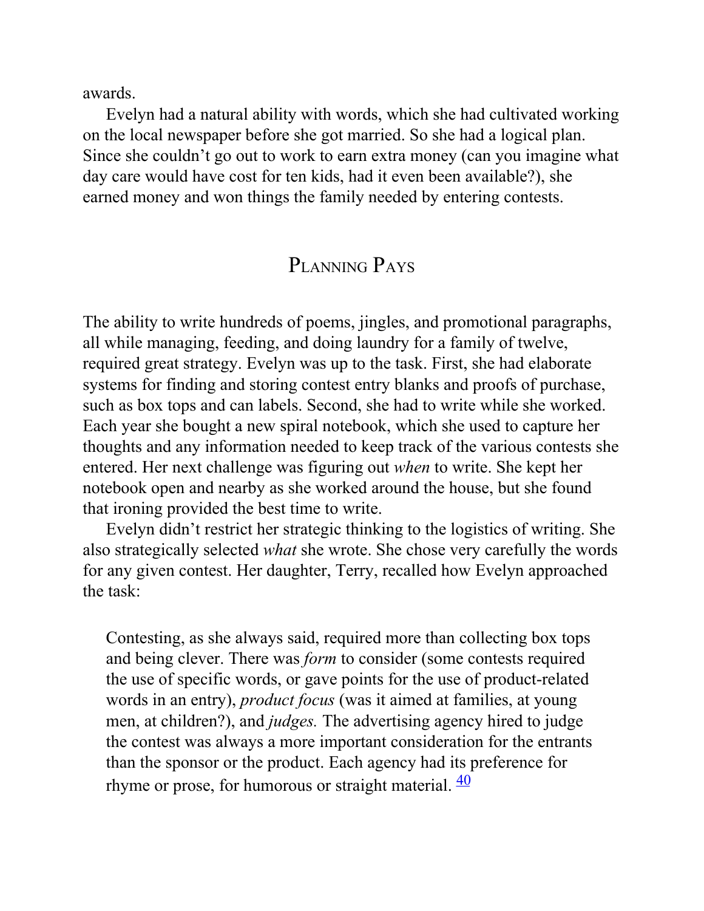awards.

Evelyn had a natural ability with words, which she had cultivated working on the local newspaper before she got married. So she had a logical plan. Since she couldn’t go out to work to earn extra money (can you imagine what day care would have cost for ten kids, had it even been available?), she earned money and won things the family needed by entering contests.

## Planning Pays

The ability to write hundreds of poems, jingles, and promotional paragraphs, all while managing, feeding, and doing laundry for a family of twelve, required great strategy. Evelyn was up to the task. First, she had elaborate systems for finding and storing contest entry blanks and proofs of purchase, such as box tops and can labels. Second, she had to write while she worked. Each year she bought a new spiral notebook, which she used to capture her thoughts and any information needed to keep track of the various contests she entered. Her next challenge was figuring out *when* to write. She kept her notebook open and nearby as she worked around the house, but she found that ironing provided the best time to write.

Evelyn didn’t restrict her strategic thinking to the logistics of writing. She also strategically selected *what* she wrote. She chose very carefully the words for any given contest. Her daughter, Terry, recalled how Evelyn approached the task:

> Contesting, as she always said, required more than collecting box tops and being clever. There was *form* to consider (some contests required the use of specific words, or gave points for the use of product-related words in an entry), *product focus* (was it aimed at families, at young men, at children?), and *judges.* The advertising agency hired to judge the contest was always a more important consideration for the entrants than the sponsor or the product. Each agency had its preference for rhyme or prose, for humorous or straight material. [40]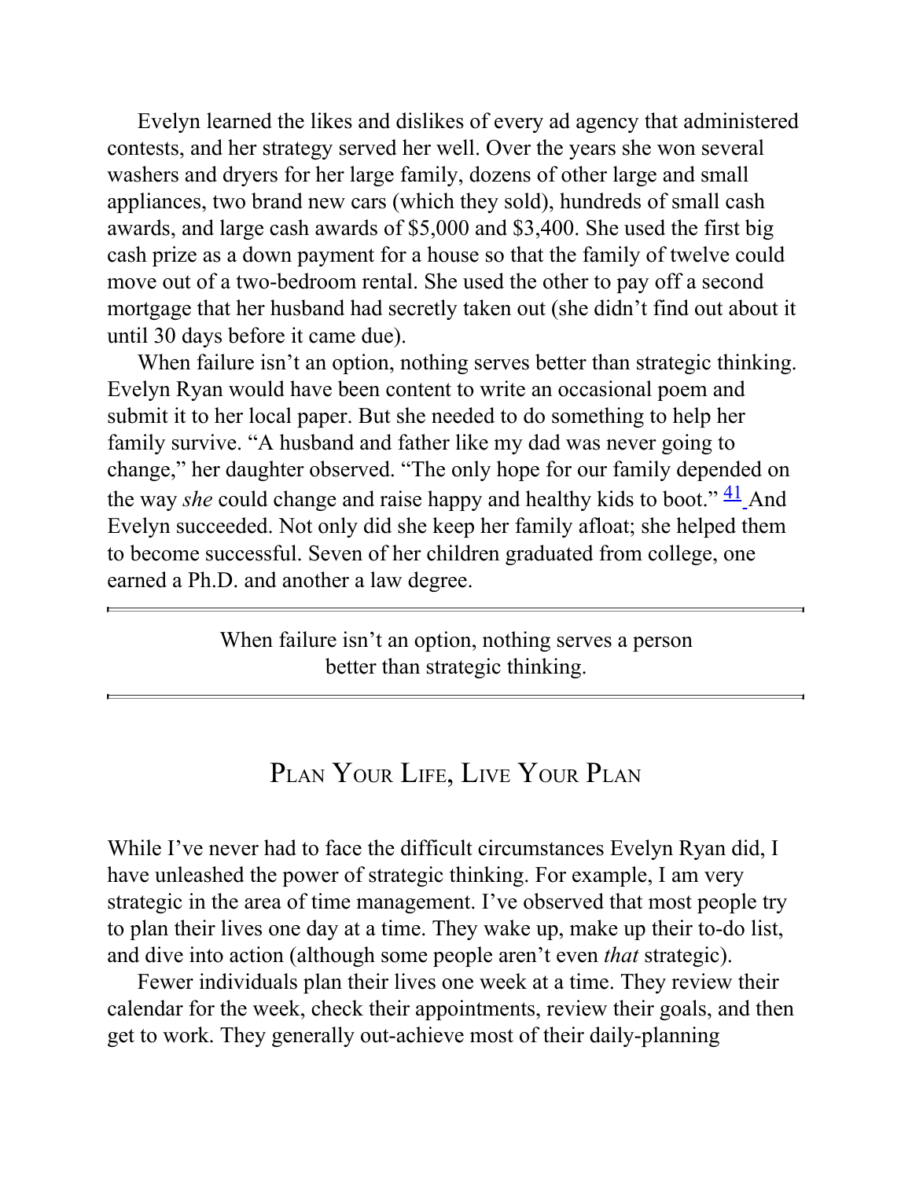Evelyn learned the likes and dislikes of every ad agency that administered contests, and her strategy served her well. Over the years she won several washers and dryers for her large family, dozens of other large and small appliances, two brand new cars (which they sold), hundreds of small cash awards, and large cash awards of $5,000 and $3,400. She used the first big cash prize as a down payment for a house so that the family of twelve could move out of a two-bedroom rental. She used the other to pay off a second mortgage that her husband had secretly taken out (she didn't find out about it until 30 days before it came due).

When failure isn't an option, nothing serves better than strategic thinking. Evelyn Ryan would have been content to write an occasional poem and submit it to her local paper. But she needed to do something to help her family survive. "A husband and father like my dad was never going to change," her daughter observed. "The only hope for our family depended on the way *she* could change and raise happy and healthy kids to boot." [41] And Evelyn succeeded. Not only did she keep her family afloat; she helped them to become successful. Seven of her children graduated from college, one earned a Ph.D. and another a law degree.

---

When failure isn't an option, nothing serves a person better than strategic thinking.

---

## Plan Your Life, Live Your Plan

While I've never had to face the difficult circumstances Evelyn Ryan did, I have unleashed the power of strategic thinking. For example, I am very strategic in the area of time management. I've observed that most people try to plan their lives one day at a time. They wake up, make up their to-do list, and dive into action (although some people aren't even *that* strategic).

Fewer individuals plan their lives one week at a time. They review their calendar for the week, check their appointments, review their goals, and then get to work. They generally out-achieve most of their daily-planning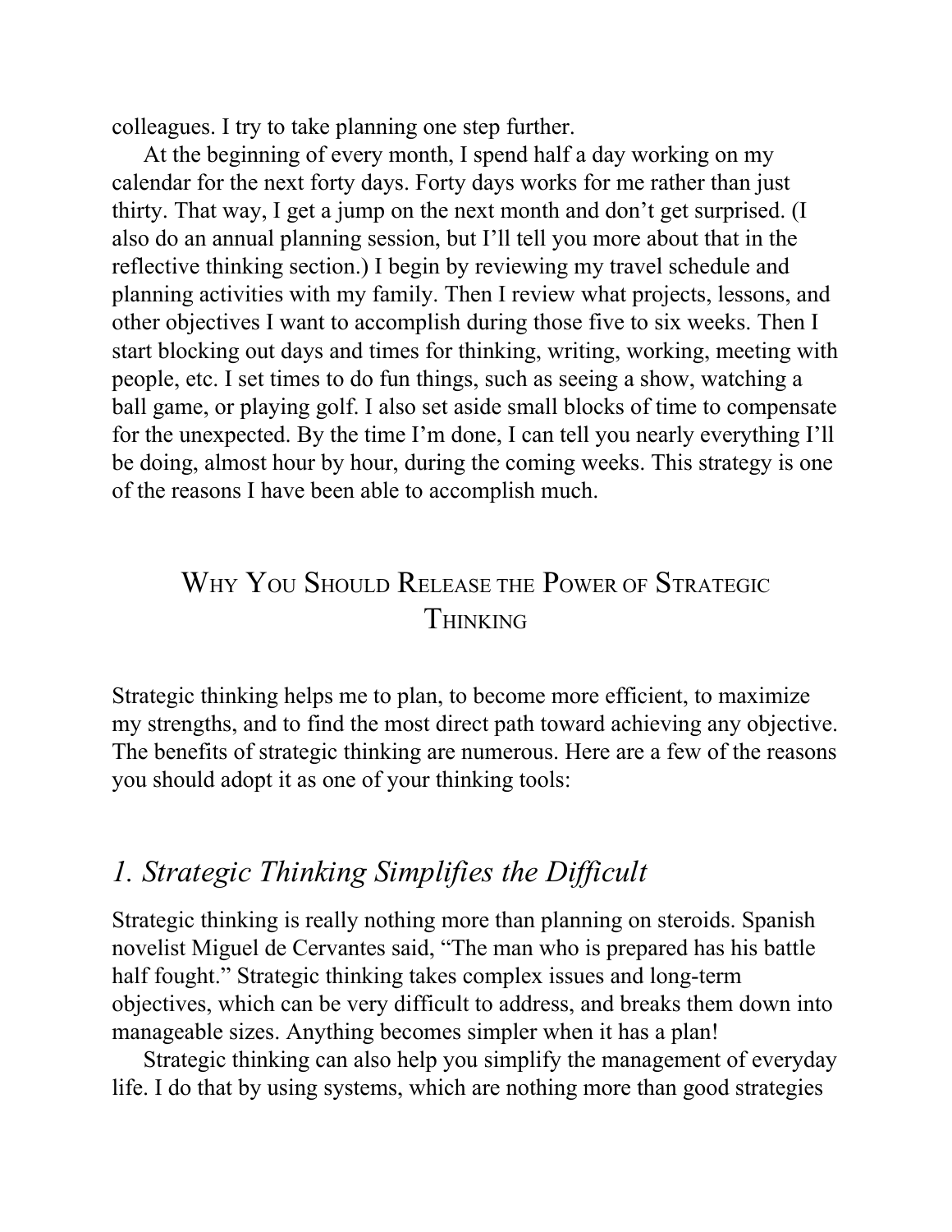colleagues. I try to take planning one step further.

At the beginning of every month, I spend half a day working on my calendar for the next forty days. Forty days works for me rather than just thirty. That way, I get a jump on the next month and don't get surprised. (I also do an annual planning session, but I'll tell you more about that in the reflective thinking section.) I begin by reviewing my travel schedule and planning activities with my family. Then I review what projects, lessons, and other objectives I want to accomplish during those five to six weeks. Then I start blocking out days and times for thinking, writing, working, meeting with people, etc. I set times to do fun things, such as seeing a show, watching a ball game, or playing golf. I also set aside small blocks of time to compensate for the unexpected. By the time I'm done, I can tell you nearly everything I'll be doing, almost hour by hour, during the coming weeks. This strategy is one of the reasons I have been able to accomplish much.

## Why You Should Release the Power of Strategic Thinking

Strategic thinking helps me to plan, to become more efficient, to maximize my strengths, and to find the most direct path toward achieving any objective. The benefits of strategic thinking are numerous. Here are a few of the reasons you should adopt it as one of your thinking tools:

### *1. Strategic Thinking Simplifies the Difficult*

Strategic thinking is really nothing more than planning on steroids. Spanish novelist Miguel de Cervantes said, "The man who is prepared has his battle half fought." Strategic thinking takes complex issues and long-term objectives, which can be very difficult to address, and breaks them down into manageable sizes. Anything becomes simpler when it has a plan!

Strategic thinking can also help you simplify the management of everyday life. I do that by using systems, which are nothing more than good strategies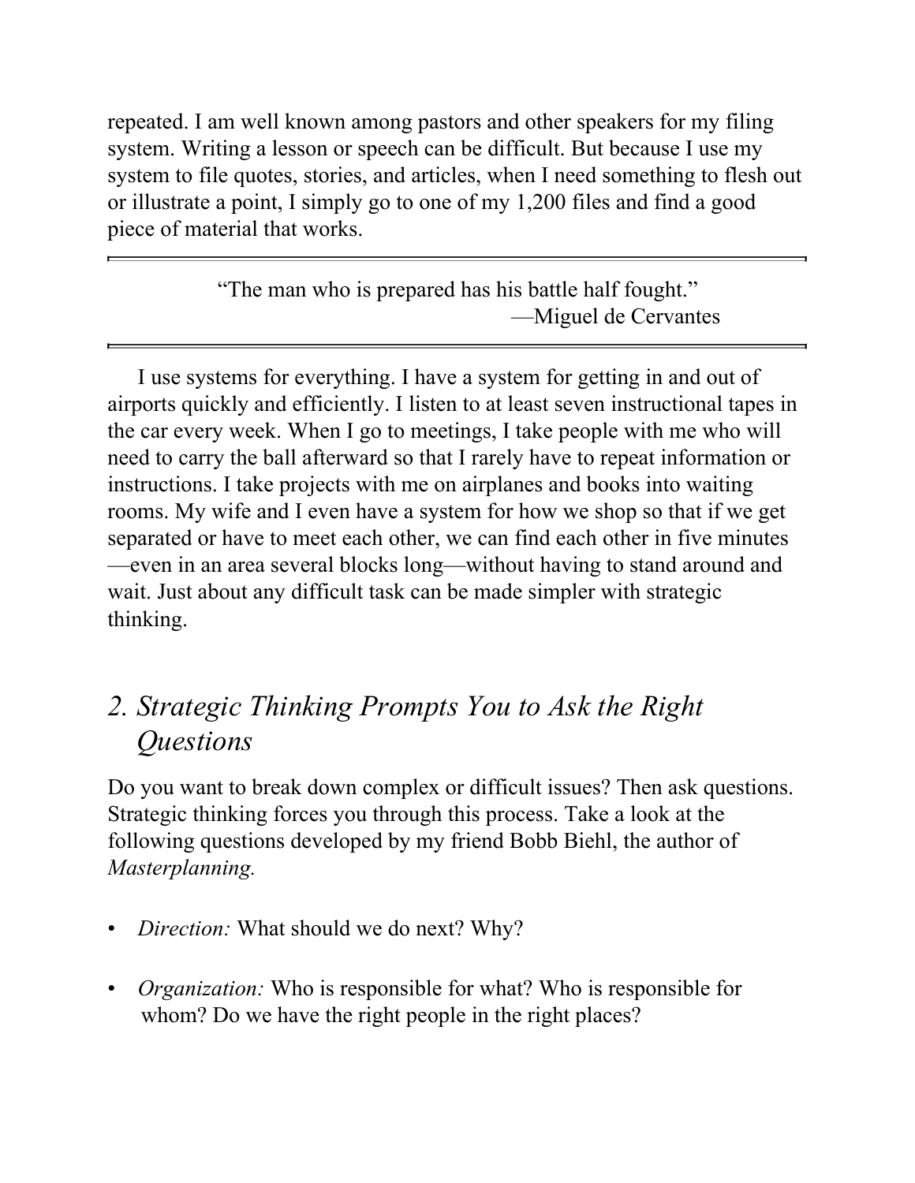repeated. I am well known among pastors and other speakers for my filing system. Writing a lesson or speech can be difficult. But because I use my system to file quotes, stories, and articles, when I need something to flesh out or illustrate a point, I simply go to one of my 1,200 files and find a good piece of material that works.

> "The man who is prepared has his battle half fought."
> —Miguel de Cervantes

I use systems for everything. I have a system for getting in and out of airports quickly and efficiently. I listen to at least seven instructional tapes in the car every week. When I go to meetings, I take people with me who will need to carry the ball afterward so that I rarely have to repeat information or instructions. I take projects with me on airplanes and books into waiting rooms. My wife and I even have a system for how we shop so that if we get separated or have to meet each other, we can find each other in five minutes—even in an area several blocks long—without having to stand around and wait. Just about any difficult task can be made simpler with strategic thinking.

## *2. Strategic Thinking Prompts You to Ask the Right Questions*

Do you want to break down complex or difficult issues? Then ask questions. Strategic thinking forces you through this process. Take a look at the following questions developed by my friend Bobb Biehl, the author of *Masterplanning.*

- *Direction:* What should we do next? Why?
- *Organization:* Who is responsible for what? Who is responsible for whom? Do we have the right people in the right places?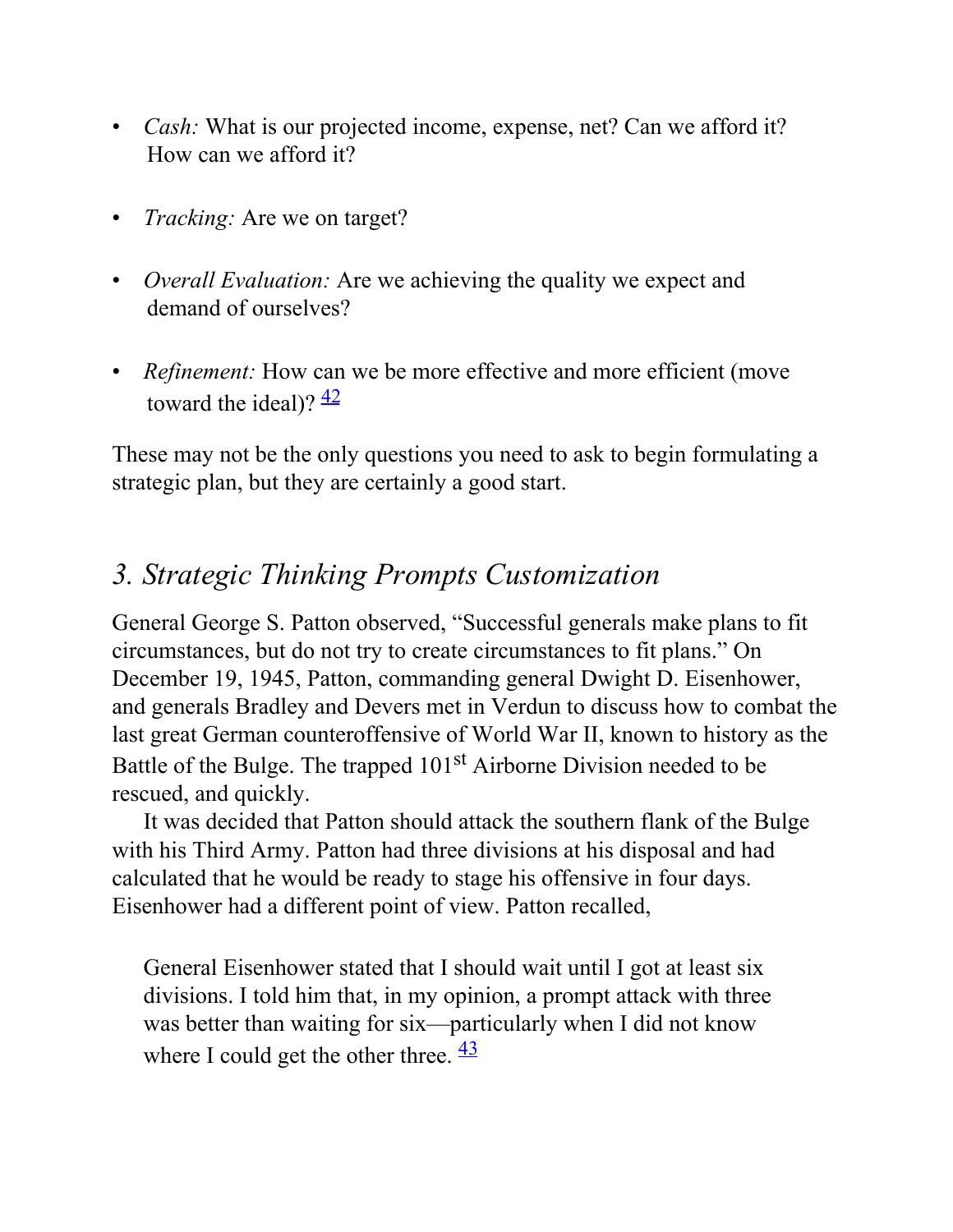- *Cash:* What is our projected income, expense, net? Can we afford it? How can we afford it?

- *Tracking:* Are we on target?

- *Overall Evaluation:* Are we achieving the quality we expect and demand of ourselves?

- *Refinement:* How can we be more effective and more efficient (move toward the ideal)? [42]

These may not be the only questions you need to ask to begin formulating a strategic plan, but they are certainly a good start.

## *3. Strategic Thinking Prompts Customization*

General George S. Patton observed, "Successful generals make plans to fit circumstances, but do not try to create circumstances to fit plans." On December 19, 1945, Patton, commanding general Dwight D. Eisenhower, and generals Bradley and Devers met in Verdun to discuss how to combat the last great German counteroffensive of World War II, known to history as the Battle of the Bulge. The trapped 101st Airborne Division needed to be rescued, and quickly.

It was decided that Patton should attack the southern flank of the Bulge with his Third Army. Patton had three divisions at his disposal and had calculated that he would be ready to stage his offensive in four days. Eisenhower had a different point of view. Patton recalled,

> General Eisenhower stated that I should wait until I got at least six divisions. I told him that, in my opinion, a prompt attack with three was better than waiting for six—particularly when I did not know where I could get the other three. [43]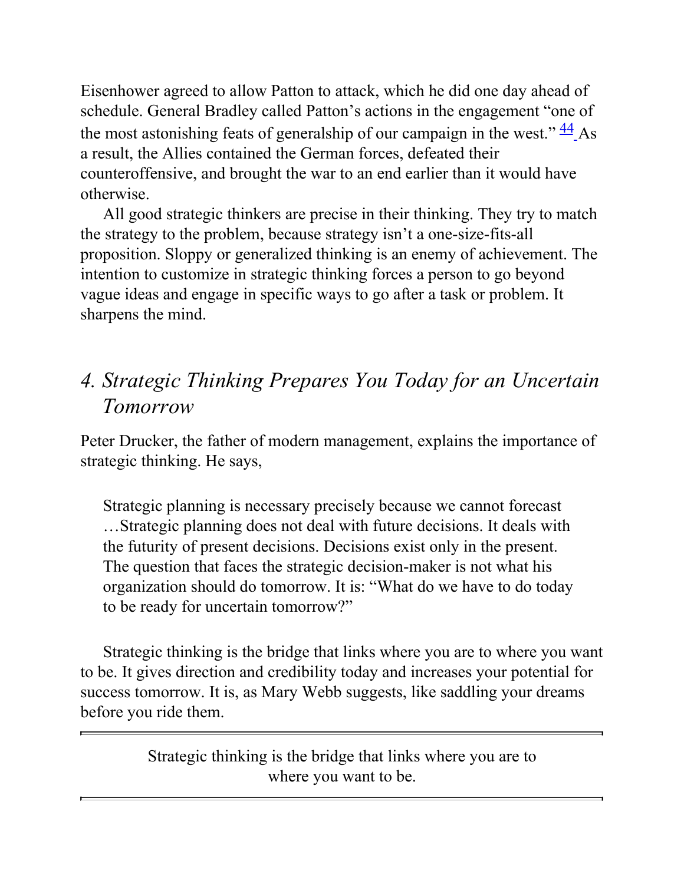Eisenhower agreed to allow Patton to attack, which he did one day ahead of schedule. General Bradley called Patton's actions in the engagement "one of the most astonishing feats of generalship of our campaign in the west." [44] As a result, the Allies contained the German forces, defeated their counteroffensive, and brought the war to an end earlier than it would have otherwise.

All good strategic thinkers are precise in their thinking. They try to match the strategy to the problem, because strategy isn't a one-size-fits-all proposition. Sloppy or generalized thinking is an enemy of achievement. The intention to customize in strategic thinking forces a person to go beyond vague ideas and engage in specific ways to go after a task or problem. It sharpens the mind.

## *4. Strategic Thinking Prepares You Today for an Uncertain Tomorrow*

Peter Drucker, the father of modern management, explains the importance of strategic thinking. He says,

> Strategic planning is necessary precisely because we cannot forecast …Strategic planning does not deal with future decisions. It deals with the futurity of present decisions. Decisions exist only in the present. The question that faces the strategic decision-maker is not what his organization should do tomorrow. It is: "What do we have to do today to be ready for uncertain tomorrow?"

Strategic thinking is the bridge that links where you are to where you want to be. It gives direction and credibility today and increases your potential for success tomorrow. It is, as Mary Webb suggests, like saddling your dreams before you ride them.

---

Strategic thinking is the bridge that links where you are to where you want to be.

---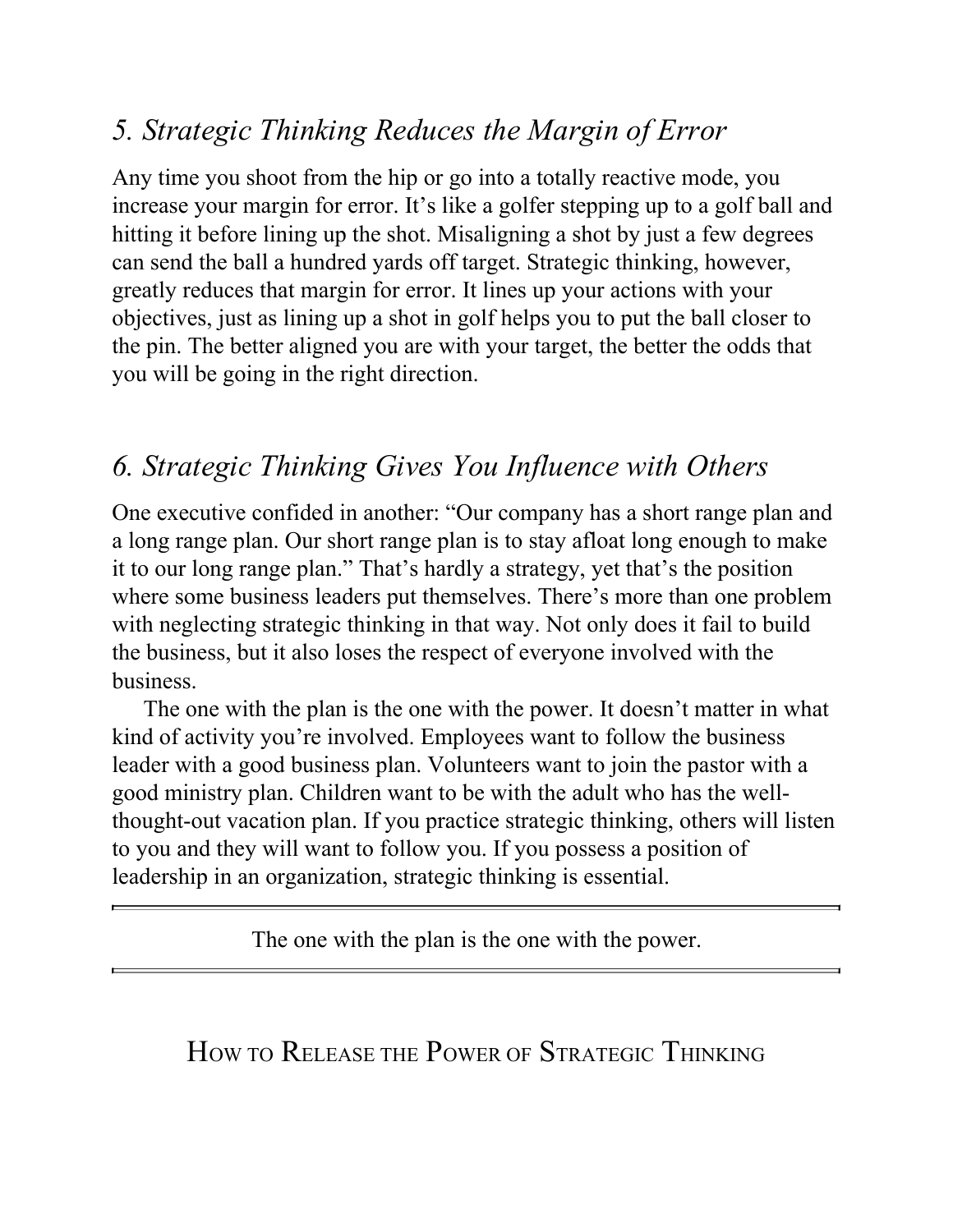## *5. Strategic Thinking Reduces the Margin of Error*

Any time you shoot from the hip or go into a totally reactive mode, you increase your margin for error. It's like a golfer stepping up to a golf ball and hitting it before lining up the shot. Misaligning a shot by just a few degrees can send the ball a hundred yards off target. Strategic thinking, however, greatly reduces that margin for error. It lines up your actions with your objectives, just as lining up a shot in golf helps you to put the ball closer to the pin. The better aligned you are with your target, the better the odds that you will be going in the right direction.

## *6. Strategic Thinking Gives You Influence with Others*

One executive confided in another: "Our company has a short range plan and a long range plan. Our short range plan is to stay afloat long enough to make it to our long range plan." That's hardly a strategy, yet that's the position where some business leaders put themselves. There's more than one problem with neglecting strategic thinking in that way. Not only does it fail to build the business, but it also loses the respect of everyone involved with the business.

The one with the plan is the one with the power. It doesn't matter in what kind of activity you're involved. Employees want to follow the business leader with a good business plan. Volunteers want to join the pastor with a good ministry plan. Children want to be with the adult who has the well-thought-out vacation plan. If you practice strategic thinking, others will listen to you and they will want to follow you. If you possess a position of leadership in an organization, strategic thinking is essential.

---

The one with the plan is the one with the power.

---

# How to Release the Power of Strategic Thinking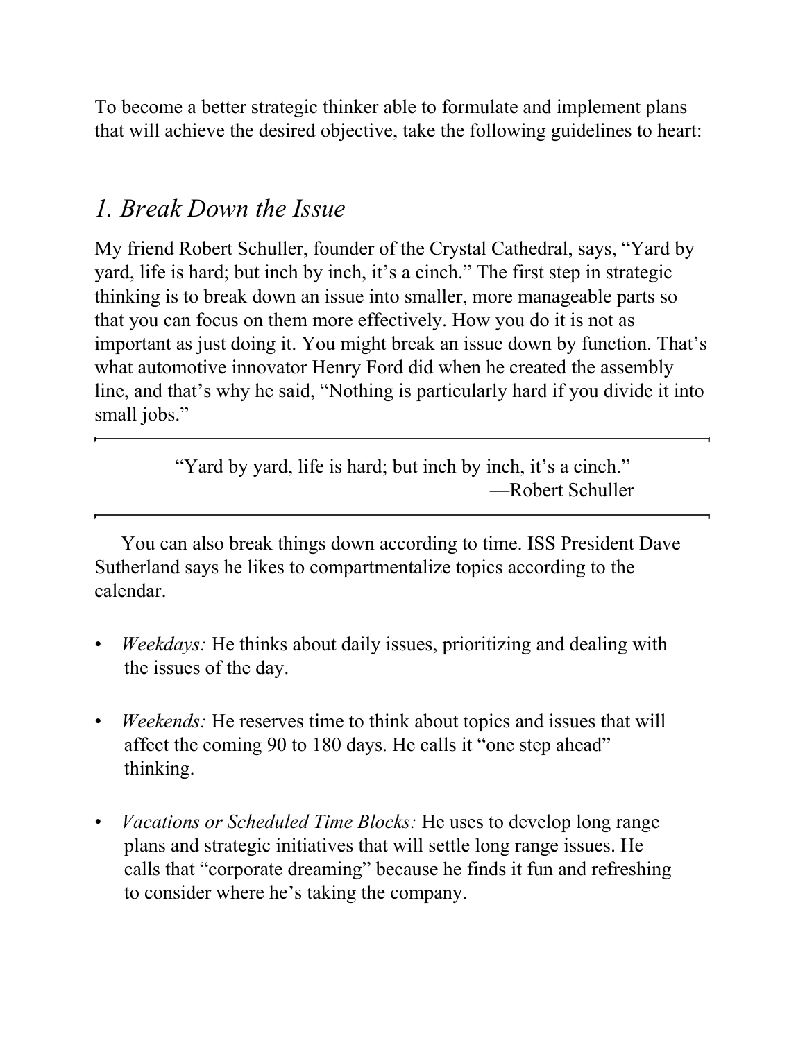To become a better strategic thinker able to formulate and implement plans that will achieve the desired objective, take the following guidelines to heart:

## *1. Break Down the Issue*

My friend Robert Schuller, founder of the Crystal Cathedral, says, "Yard by yard, life is hard; but inch by inch, it's a cinch." The first step in strategic thinking is to break down an issue into smaller, more manageable parts so that you can focus on them more effectively. How you do it is not as important as just doing it. You might break an issue down by function. That's what automotive innovator Henry Ford did when he created the assembly line, and that's why he said, "Nothing is particularly hard if you divide it into small jobs."

---

> "Yard by yard, life is hard; but inch by inch, it's a cinch."
> —Robert Schuller

---

You can also break things down according to time. ISS President Dave Sutherland says he likes to compartmentalize topics according to the calendar.

- *Weekdays:* He thinks about daily issues, prioritizing and dealing with the issues of the day.
- *Weekends:* He reserves time to think about topics and issues that will affect the coming 90 to 180 days. He calls it "one step ahead" thinking.
- *Vacations or Scheduled Time Blocks:* He uses to develop long range plans and strategic initiatives that will settle long range issues. He calls that "corporate dreaming" because he finds it fun and refreshing to consider where he's taking the company.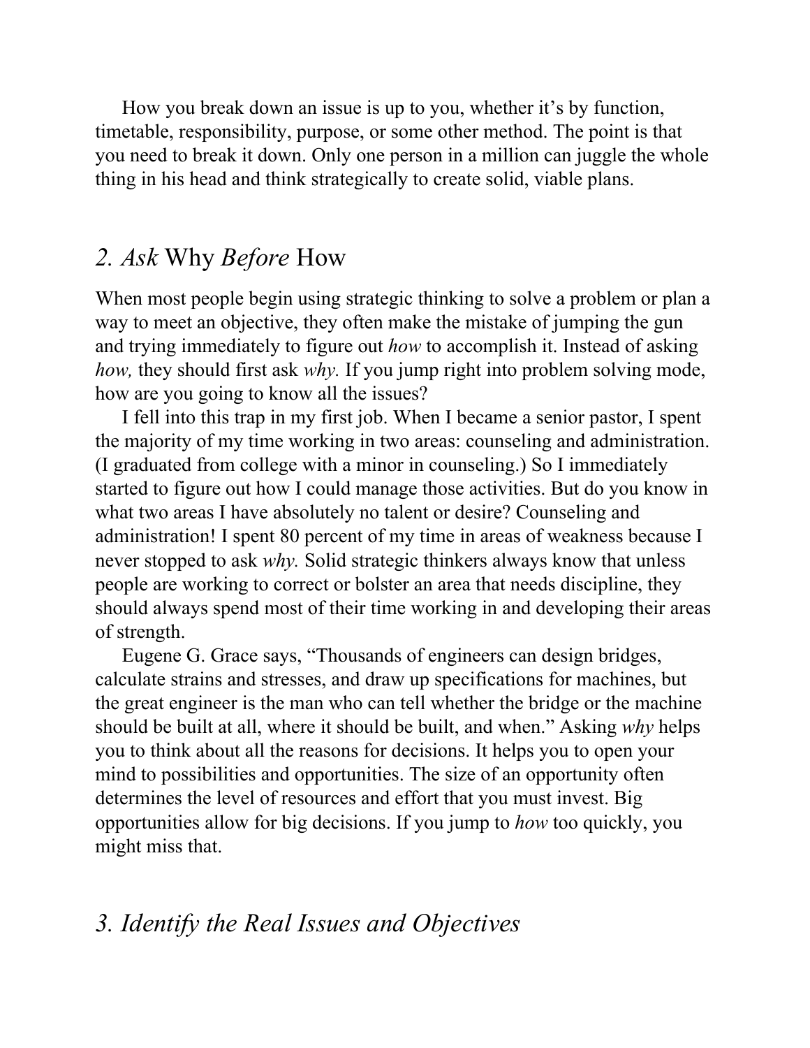How you break down an issue is up to you, whether it's by function, timetable, responsibility, purpose, or some other method. The point is that you need to break it down. Only one person in a million can juggle the whole thing in his head and think strategically to create solid, viable plans.

## *2. Ask* Why *Before* How

When most people begin using strategic thinking to solve a problem or plan a way to meet an objective, they often make the mistake of jumping the gun and trying immediately to figure out *how* to accomplish it. Instead of asking *how,* they should first ask *why.* If you jump right into problem solving mode, how are you going to know all the issues?

I fell into this trap in my first job. When I became a senior pastor, I spent the majority of my time working in two areas: counseling and administration. (I graduated from college with a minor in counseling.) So I immediately started to figure out how I could manage those activities. But do you know in what two areas I have absolutely no talent or desire? Counseling and administration! I spent 80 percent of my time in areas of weakness because I never stopped to ask *why.* Solid strategic thinkers always know that unless people are working to correct or bolster an area that needs discipline, they should always spend most of their time working in and developing their areas of strength.

Eugene G. Grace says, "Thousands of engineers can design bridges, calculate strains and stresses, and draw up specifications for machines, but the great engineer is the man who can tell whether the bridge or the machine should be built at all, where it should be built, and when." Asking *why* helps you to think about all the reasons for decisions. It helps you to open your mind to possibilities and opportunities. The size of an opportunity often determines the level of resources and effort that you must invest. Big opportunities allow for big decisions. If you jump to *how* too quickly, you might miss that.

## *3. Identify the Real Issues and Objectives*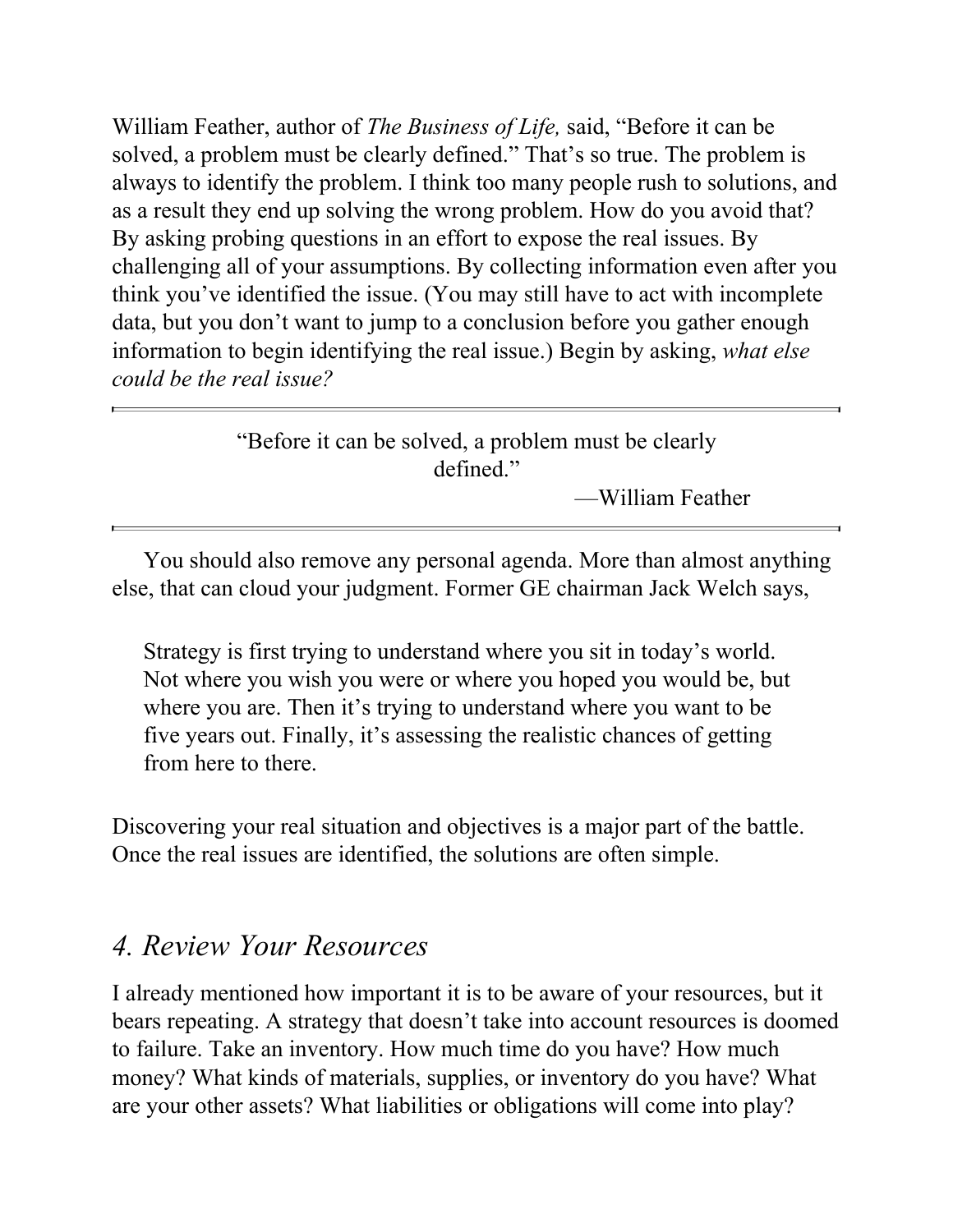William Feather, author of *The Business of Life,* said, "Before it can be solved, a problem must be clearly defined." That's so true. The problem is always to identify the problem. I think too many people rush to solutions, and as a result they end up solving the wrong problem. How do you avoid that? By asking probing questions in an effort to expose the real issues. By challenging all of your assumptions. By collecting information even after you think you've identified the issue. (You may still have to act with incomplete data, but you don't want to jump to a conclusion before you gather enough information to begin identifying the real issue.) Begin by asking, *what else could be the real issue?*

---

> "Before it can be solved, a problem must be clearly defined."
>
> —William Feather

---

You should also remove any personal agenda. More than almost anything else, that can cloud your judgment. Former GE chairman Jack Welch says,

> Strategy is first trying to understand where you sit in today's world. Not where you wish you were or where you hoped you would be, but where you are. Then it's trying to understand where you want to be five years out. Finally, it's assessing the realistic chances of getting from here to there.

Discovering your real situation and objectives is a major part of the battle. Once the real issues are identified, the solutions are often simple.

## *4. Review Your Resources*

I already mentioned how important it is to be aware of your resources, but it bears repeating. A strategy that doesn't take into account resources is doomed to failure. Take an inventory. How much time do you have? How much money? What kinds of materials, supplies, or inventory do you have? What are your other assets? What liabilities or obligations will come into play?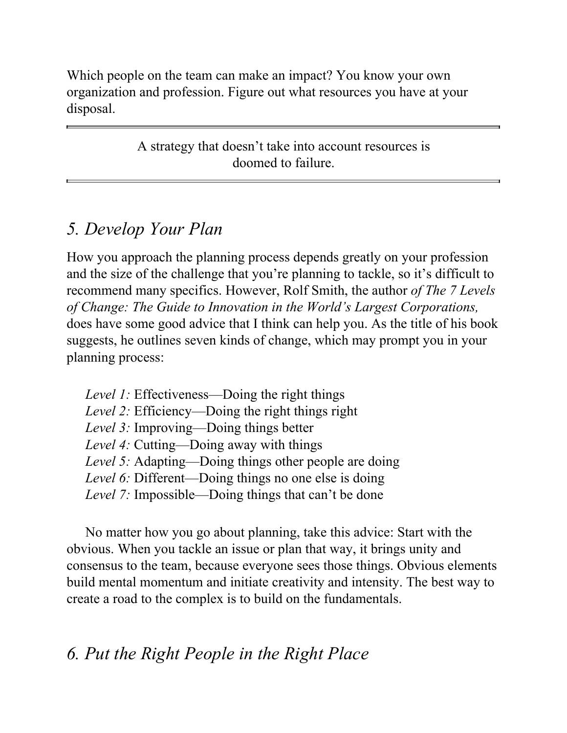Which people on the team can make an impact? You know your own organization and profession. Figure out what resources you have at your disposal.

---

A strategy that doesn't take into account resources is doomed to failure.

---

## *5. Develop Your Plan*

How you approach the planning process depends greatly on your profession and the size of the challenge that you're planning to tackle, so it's difficult to recommend many specifics. However, Rolf Smith, the author *of The 7 Levels of Change: The Guide to Innovation in the World's Largest Corporations,* does have some good advice that I think can help you. As the title of his book suggests, he outlines seven kinds of change, which may prompt you in your planning process:

*Level 1:* Effectiveness—Doing the right things
*Level 2:* Efficiency—Doing the right things right
*Level 3:* Improving—Doing things better
*Level 4:* Cutting—Doing away with things
*Level 5:* Adapting—Doing things other people are doing
*Level 6:* Different—Doing things no one else is doing
*Level 7:* Impossible—Doing things that can't be done

No matter how you go about planning, take this advice: Start with the obvious. When you tackle an issue or plan that way, it brings unity and consensus to the team, because everyone sees those things. Obvious elements build mental momentum and initiate creativity and intensity. The best way to create a road to the complex is to build on the fundamentals.

## *6. Put the Right People in the Right Place*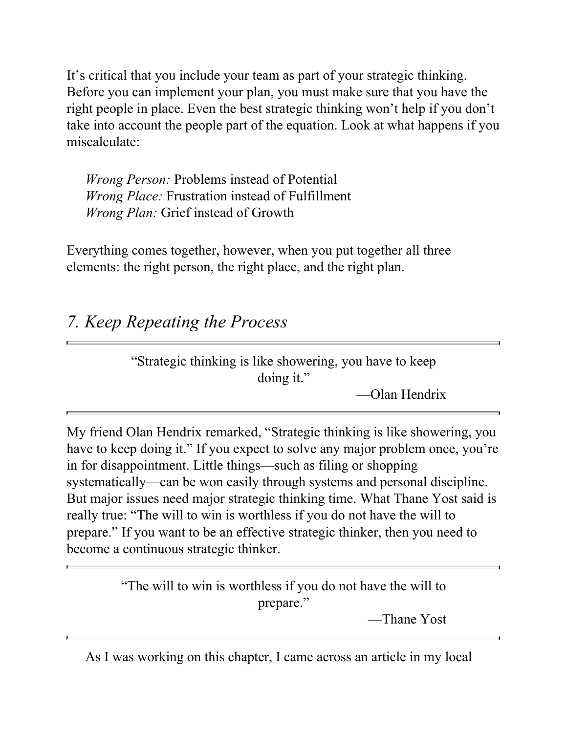It's critical that you include your team as part of your strategic thinking. Before you can implement your plan, you must make sure that you have the right people in place. Even the best strategic thinking won't help if you don't take into account the people part of the equation. Look at what happens if you miscalculate:

> *Wrong Person:* Problems instead of Potential
> *Wrong Place:* Frustration instead of Fulfillment
> *Wrong Plan:* Grief instead of Growth

Everything comes together, however, when you put together all three elements: the right person, the right place, and the right plan.

## *7. Keep Repeating the Process*

---

> "Strategic thinking is like showering, you have to keep doing it."
>
> —Olan Hendrix

---

My friend Olan Hendrix remarked, "Strategic thinking is like showering, you have to keep doing it." If you expect to solve any major problem once, you're in for disappointment. Little things—such as filing or shopping systematically—can be won easily through systems and personal discipline. But major issues need major strategic thinking time. What Thane Yost said is really true: "The will to win is worthless if you do not have the will to prepare." If you want to be an effective strategic thinker, then you need to become a continuous strategic thinker.

---

> "The will to win is worthless if you do not have the will to prepare."
>
> —Thane Yost

---

As I was working on this chapter, I came across an article in my local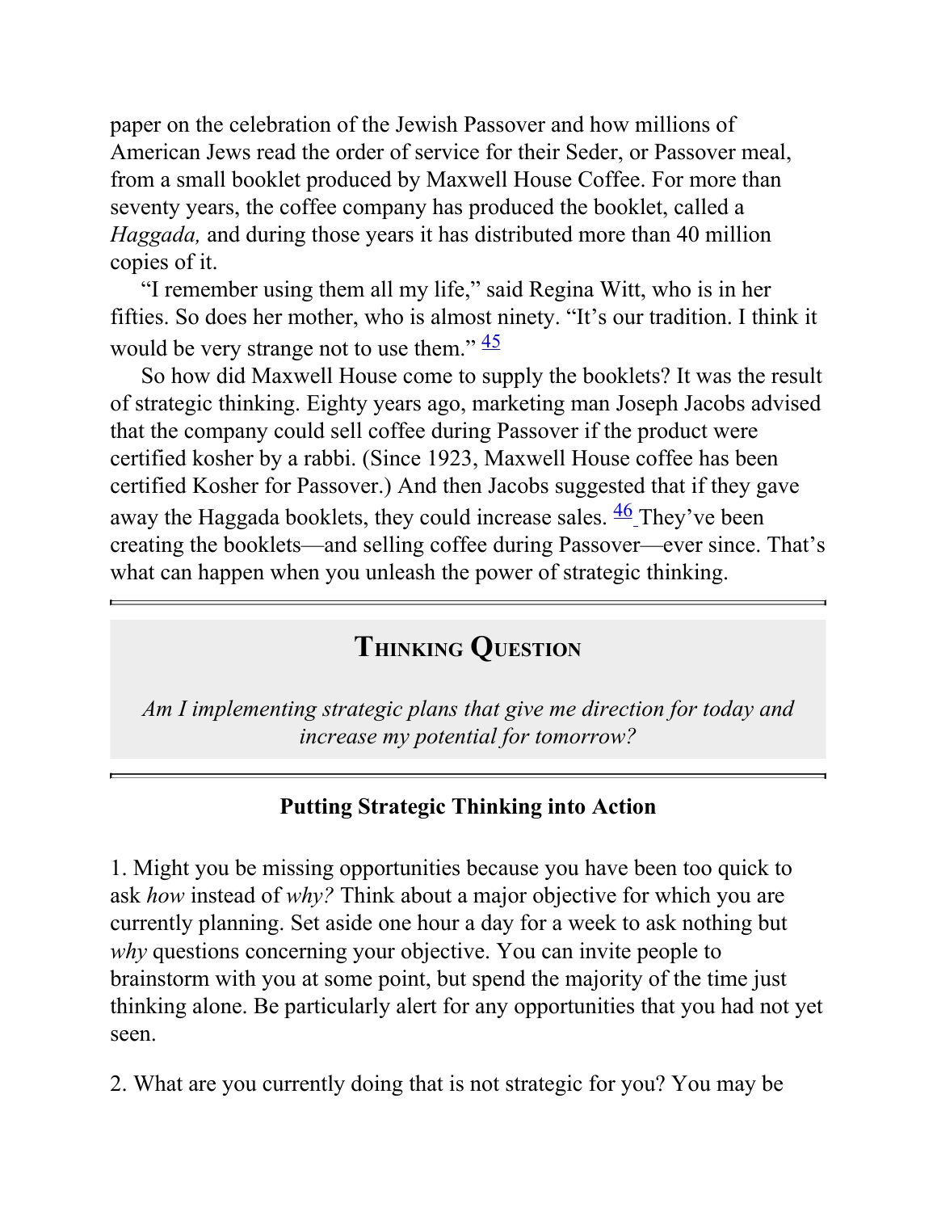paper on the celebration of the Jewish Passover and how millions of American Jews read the order of service for their Seder, or Passover meal, from a small booklet produced by Maxwell House Coffee. For more than seventy years, the coffee company has produced the booklet, called a *Haggada,* and during those years it has distributed more than 40 million copies of it.

"I remember using them all my life," said Regina Witt, who is in her fifties. So does her mother, who is almost ninety. "It's our tradition. I think it would be very strange not to use them." [45]

So how did Maxwell House come to supply the booklets? It was the result of strategic thinking. Eighty years ago, marketing man Joseph Jacobs advised that the company could sell coffee during Passover if the product were certified kosher by a rabbi. (Since 1923, Maxwell House coffee has been certified Kosher for Passover.) And then Jacobs suggested that if they gave away the Haggada booklets, they could increase sales. [46] They've been creating the booklets—and selling coffee during Passover—ever since. That's what can happen when you unleash the power of strategic thinking.

---

## Thinking Question

*Am I implementing strategic plans that give me direction for today and increase my potential for tomorrow?*

---

### Putting Strategic Thinking into Action

1. Might you be missing opportunities because you have been too quick to ask *how* instead of *why?* Think about a major objective for which you are currently planning. Set aside one hour a day for a week to ask nothing but *why* questions concerning your objective. You can invite people to brainstorm with you at some point, but spend the majority of the time just thinking alone. Be particularly alert for any opportunities that you had not yet seen.

2. What are you currently doing that is not strategic for you? You may be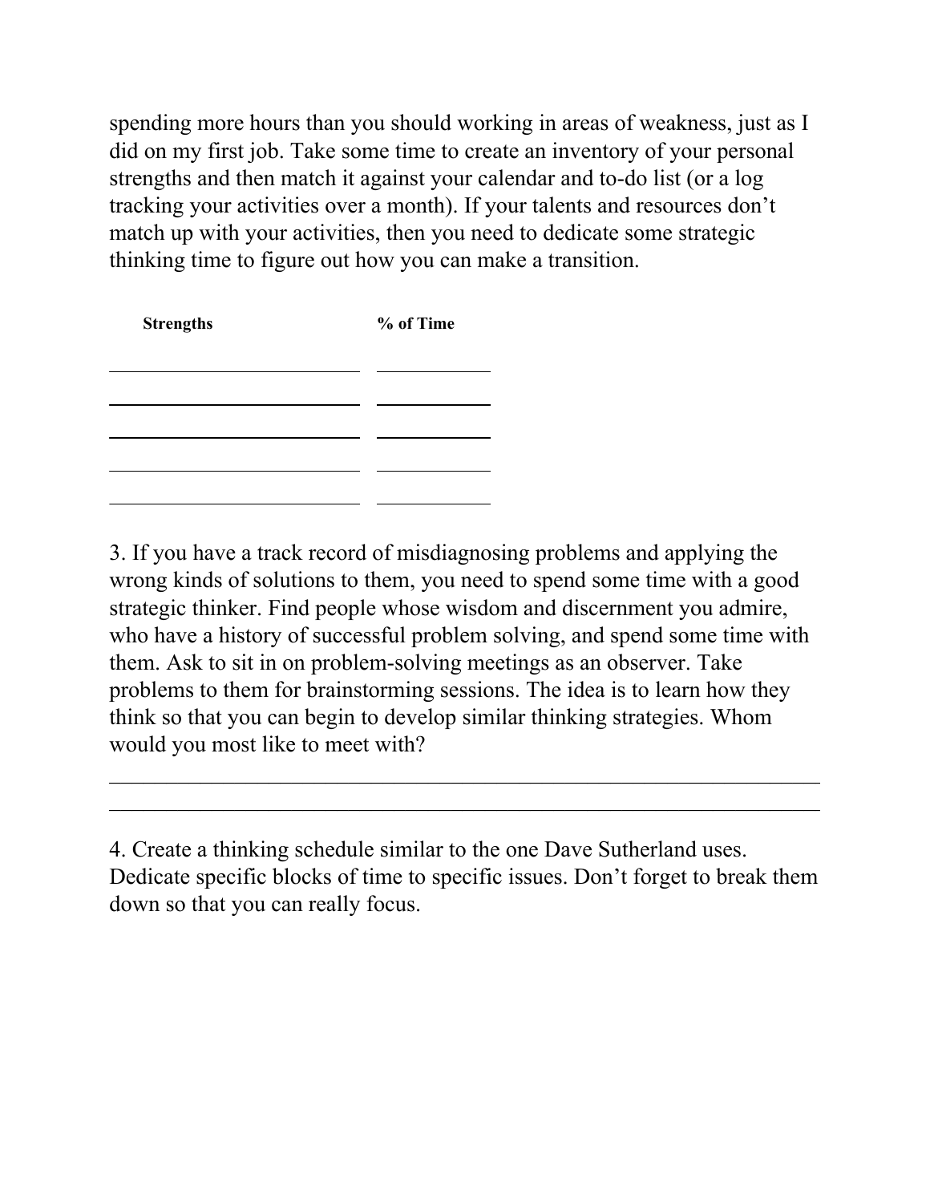spending more hours than you should working in areas of weakness, just as I did on my first job. Take some time to create an inventory of your personal strengths and then match it against your calendar and to-do list (or a log tracking your activities over a month). If your talents and resources don't match up with your activities, then you need to dedicate some strategic thinking time to figure out how you can make a transition.

| **Strengths** | **% of Time** |
|---|---|
| ______________________ | __________ |
| ______________________ | __________ |
| ______________________ | __________ |
| ______________________ | __________ |
| ______________________ | __________ |

3. If you have a track record of misdiagnosing problems and applying the wrong kinds of solutions to them, you need to spend some time with a good strategic thinker. Find people whose wisdom and discernment you admire, who have a history of successful problem solving, and spend some time with them. Ask to sit in on problem-solving meetings as an observer. Take problems to them for brainstorming sessions. The idea is to learn how they think so that you can begin to develop similar thinking strategies. Whom would you most like to meet with?

______________________________________________________________

______________________________________________________________

4. Create a thinking schedule similar to the one Dave Sutherland uses. Dedicate specific blocks of time to specific issues. Don't forget to break them down so that you can really focus.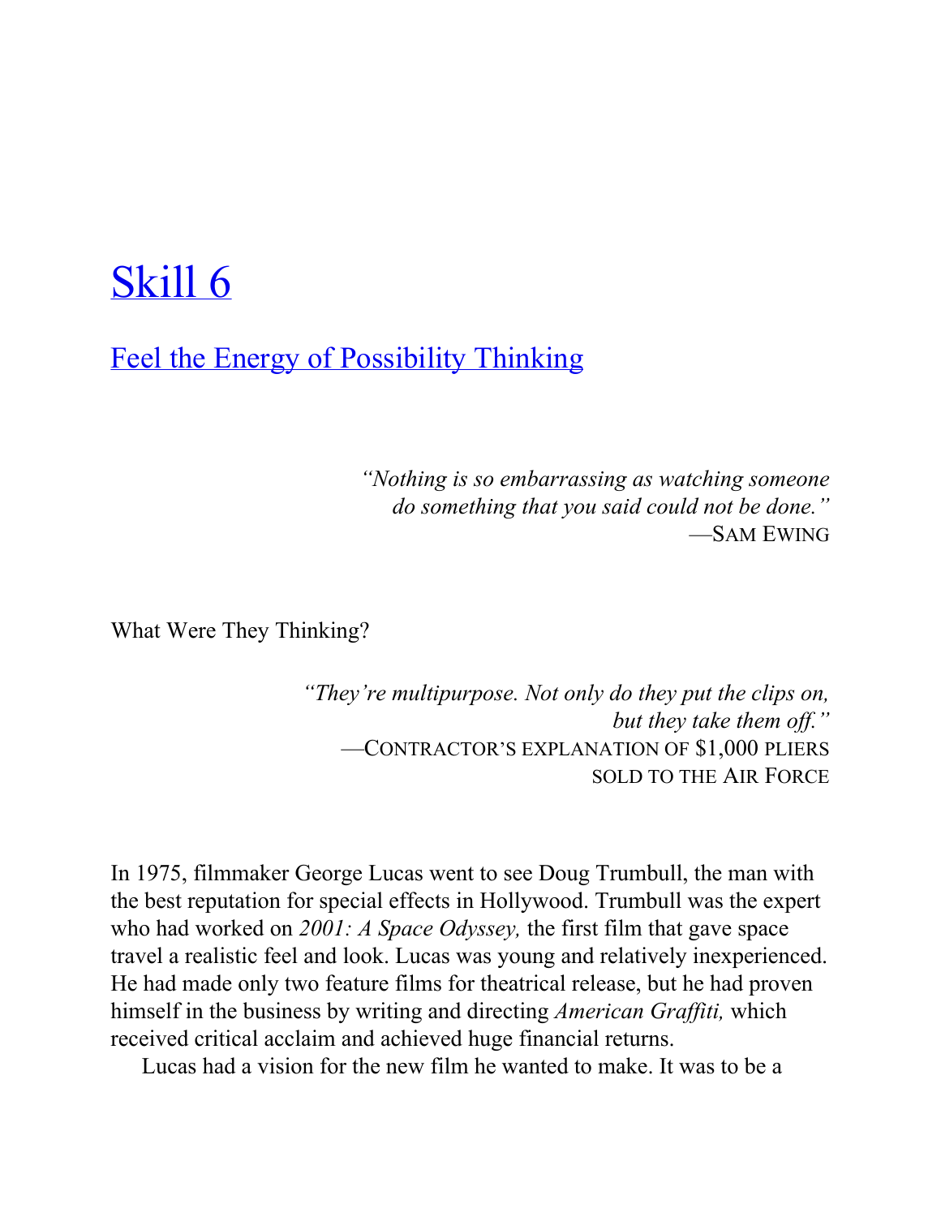# Skill 6

## Feel the Energy of Possibility Thinking

*"Nothing is so embarrassing as watching someone do something that you said could not be done."*
—SAM EWING

What Were They Thinking?

*"They're multipurpose. Not only do they put the clips on, but they take them off."*
—CONTRACTOR'S EXPLANATION OF $1,000 PLIERS SOLD TO THE AIR FORCE

In 1975, filmmaker George Lucas went to see Doug Trumbull, the man with the best reputation for special effects in Hollywood. Trumbull was the expert who had worked on *2001: A Space Odyssey,* the first film that gave space travel a realistic feel and look. Lucas was young and relatively inexperienced. He had made only two feature films for theatrical release, but he had proven himself in the business by writing and directing *American Graffiti,* which received critical acclaim and achieved huge financial returns.

Lucas had a vision for the new film he wanted to make. It was to be a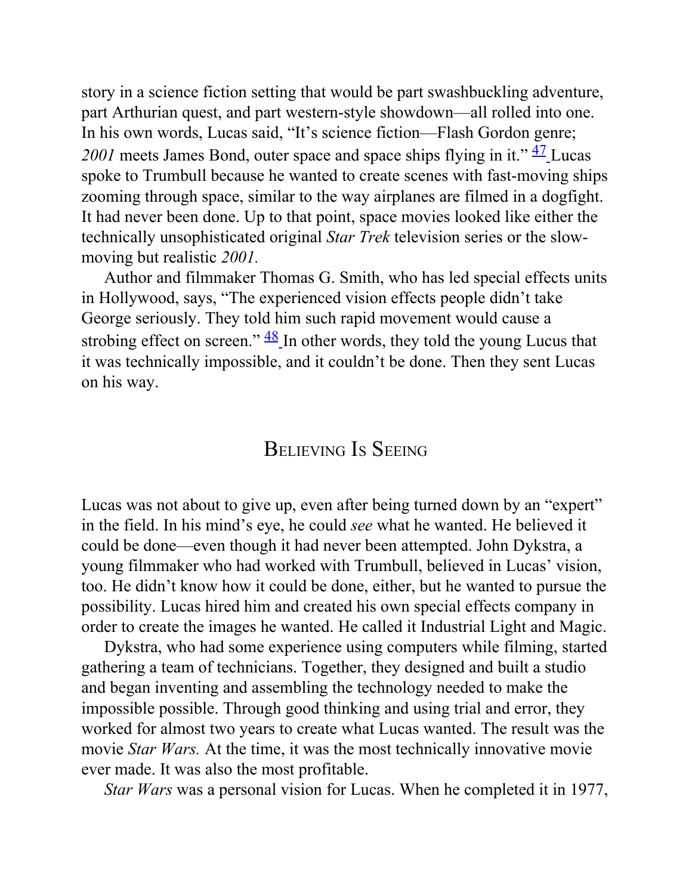story in a science fiction setting that would be part swashbuckling adventure, part Arthurian quest, and part western-style showdown—all rolled into one. In his own words, Lucas said, "It's science fiction—Flash Gordon genre; *2001* meets James Bond, outer space and space ships flying in it." [47] Lucas spoke to Trumbull because he wanted to create scenes with fast-moving ships zooming through space, similar to the way airplanes are filmed in a dogfight. It had never been done. Up to that point, space movies looked like either the technically unsophisticated original *Star Trek* television series or the slow-moving but realistic *2001.*

Author and filmmaker Thomas G. Smith, who has led special effects units in Hollywood, says, "The experienced vision effects people didn't take George seriously. They told him such rapid movement would cause a strobing effect on screen." [48] In other words, they told the young Lucus that it was technically impossible, and it couldn't be done. Then they sent Lucas on his way.

## Believing Is Seeing

Lucas was not about to give up, even after being turned down by an "expert" in the field. In his mind's eye, he could *see* what he wanted. He believed it could be done—even though it had never been attempted. John Dykstra, a young filmmaker who had worked with Trumbull, believed in Lucas' vision, too. He didn't know how it could be done, either, but he wanted to pursue the possibility. Lucas hired him and created his own special effects company in order to create the images he wanted. He called it Industrial Light and Magic.

Dykstra, who had some experience using computers while filming, started gathering a team of technicians. Together, they designed and built a studio and began inventing and assembling the technology needed to make the impossible possible. Through good thinking and using trial and error, they worked for almost two years to create what Lucas wanted. The result was the movie *Star Wars.* At the time, it was the most technically innovative movie ever made. It was also the most profitable.

*Star Wars* was a personal vision for Lucas. When he completed it in 1977,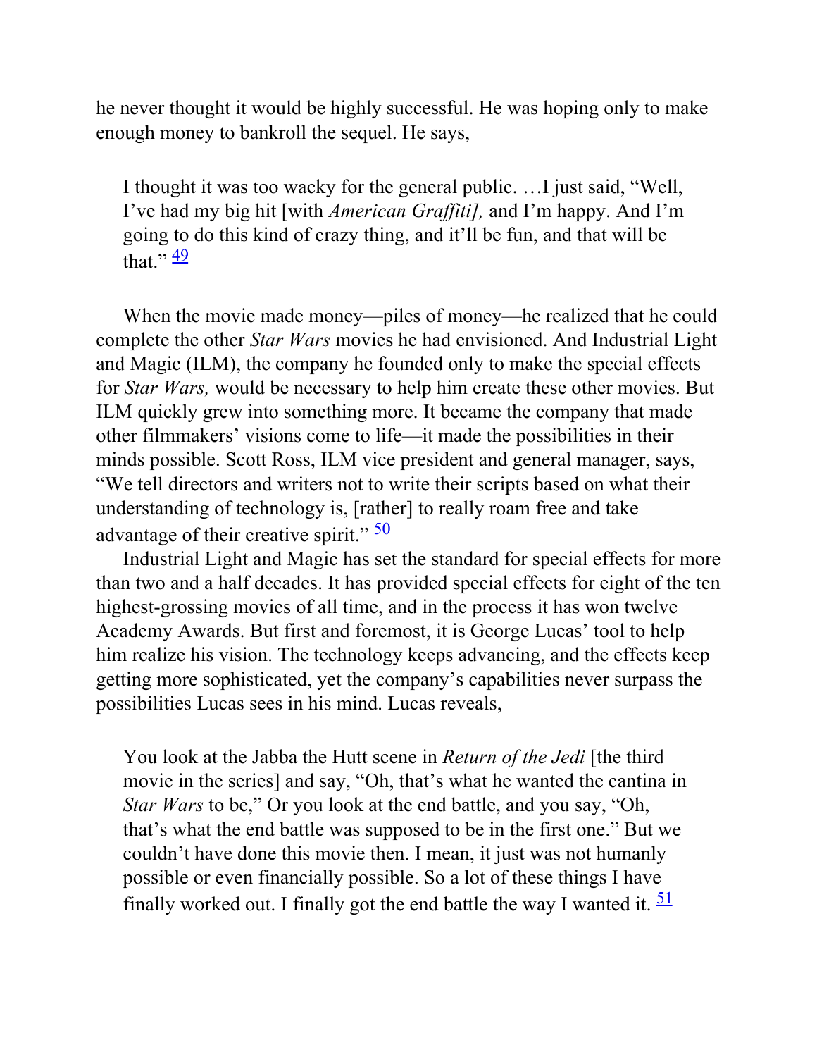he never thought it would be highly successful. He was hoping only to make enough money to bankroll the sequel. He says,

> I thought it was too wacky for the general public. …I just said, "Well, I've had my big hit [with *American Graffiti],* and I'm happy. And I'm going to do this kind of crazy thing, and it'll be fun, and that will be that." [49]

When the movie made money—piles of money—he realized that he could complete the other *Star Wars* movies he had envisioned. And Industrial Light and Magic (ILM), the company he founded only to make the special effects for *Star Wars,* would be necessary to help him create these other movies. But ILM quickly grew into something more. It became the company that made other filmmakers' visions come to life—it made the possibilities in their minds possible. Scott Ross, ILM vice president and general manager, says, "We tell directors and writers not to write their scripts based on what their understanding of technology is, [rather] to really roam free and take advantage of their creative spirit." [50]

Industrial Light and Magic has set the standard for special effects for more than two and a half decades. It has provided special effects for eight of the ten highest-grossing movies of all time, and in the process it has won twelve Academy Awards. But first and foremost, it is George Lucas' tool to help him realize his vision. The technology keeps advancing, and the effects keep getting more sophisticated, yet the company's capabilities never surpass the possibilities Lucas sees in his mind. Lucas reveals,

> You look at the Jabba the Hutt scene in *Return of the Jedi* [the third movie in the series] and say, "Oh, that's what he wanted the cantina in *Star Wars* to be," Or you look at the end battle, and you say, "Oh, that's what the end battle was supposed to be in the first one." But we couldn't have done this movie then. I mean, it just was not humanly possible or even financially possible. So a lot of these things I have finally worked out. I finally got the end battle the way I wanted it. [51]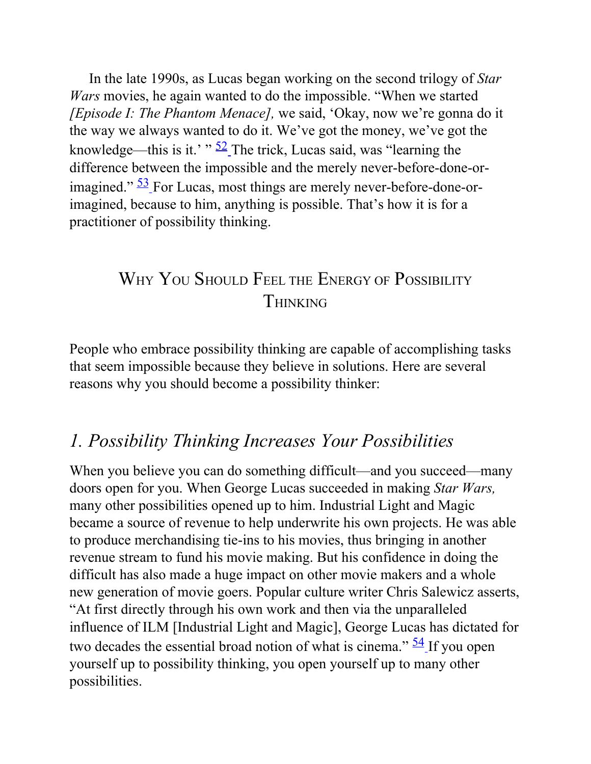In the late 1990s, as Lucas began working on the second trilogy of *Star Wars* movies, he again wanted to do the impossible. "When we started *[Episode I: The Phantom Menace],* we said, 'Okay, now we're gonna do it the way we always wanted to do it. We've got the money, we've got the knowledge—this is it.' " [52] The trick, Lucas said, was "learning the difference between the impossible and the merely never-before-done-or-imagined." [53] For Lucas, most things are merely never-before-done-or-imagined, because to him, anything is possible. That's how it is for a practitioner of possibility thinking.

## Why You Should Feel the Energy of Possibility Thinking

People who embrace possibility thinking are capable of accomplishing tasks that seem impossible because they believe in solutions. Here are several reasons why you should become a possibility thinker:

### *1. Possibility Thinking Increases Your Possibilities*

When you believe you can do something difficult—and you succeed—many doors open for you. When George Lucas succeeded in making *Star Wars,* many other possibilities opened up to him. Industrial Light and Magic became a source of revenue to help underwrite his own projects. He was able to produce merchandising tie-ins to his movies, thus bringing in another revenue stream to fund his movie making. But his confidence in doing the difficult has also made a huge impact on other movie makers and a whole new generation of movie goers. Popular culture writer Chris Salewicz asserts, "At first directly through his own work and then via the unparalleled influence of ILM [Industrial Light and Magic], George Lucas has dictated for two decades the essential broad notion of what is cinema." [54] If you open yourself up to possibility thinking, you open yourself up to many other possibilities.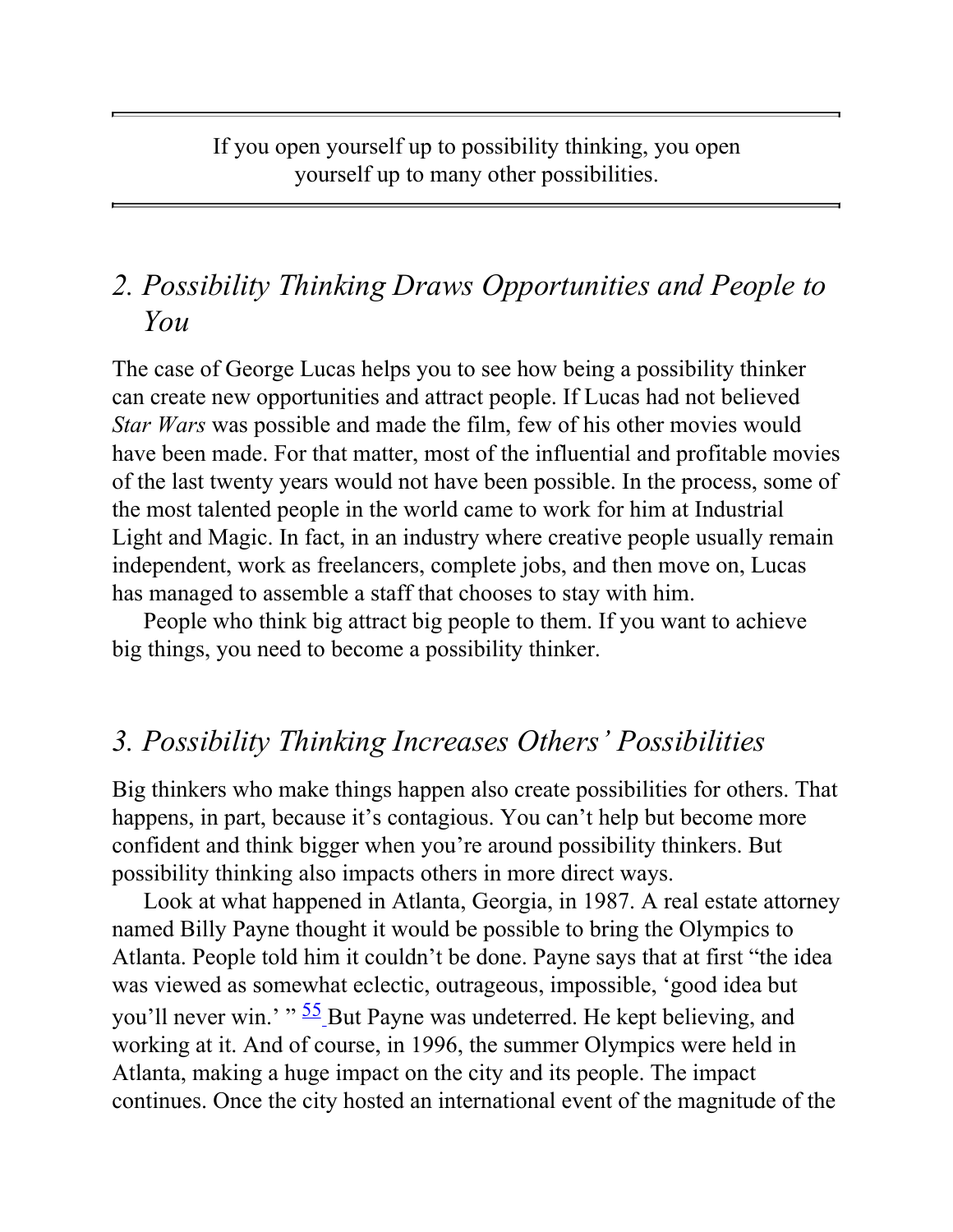If you open yourself up to possibility thinking, you open yourself up to many other possibilities.

## *2. Possibility Thinking Draws Opportunities and People to You*

The case of George Lucas helps you to see how being a possibility thinker can create new opportunities and attract people. If Lucas had not believed *Star Wars* was possible and made the film, few of his other movies would have been made. For that matter, most of the influential and profitable movies of the last twenty years would not have been possible. In the process, some of the most talented people in the world came to work for him at Industrial Light and Magic. In fact, in an industry where creative people usually remain independent, work as freelancers, complete jobs, and then move on, Lucas has managed to assemble a staff that chooses to stay with him.

People who think big attract big people to them. If you want to achieve big things, you need to become a possibility thinker.

## *3. Possibility Thinking Increases Others' Possibilities*

Big thinkers who make things happen also create possibilities for others. That happens, in part, because it's contagious. You can't help but become more confident and think bigger when you're around possibility thinkers. But possibility thinking also impacts others in more direct ways.

Look at what happened in Atlanta, Georgia, in 1987. A real estate attorney named Billy Payne thought it would be possible to bring the Olympics to Atlanta. People told him it couldn't be done. Payne says that at first "the idea was viewed as somewhat eclectic, outrageous, impossible, 'good idea but you'll never win.' "[55] But Payne was undeterred. He kept believing, and working at it. And of course, in 1996, the summer Olympics were held in Atlanta, making a huge impact on the city and its people. The impact continues. Once the city hosted an international event of the magnitude of the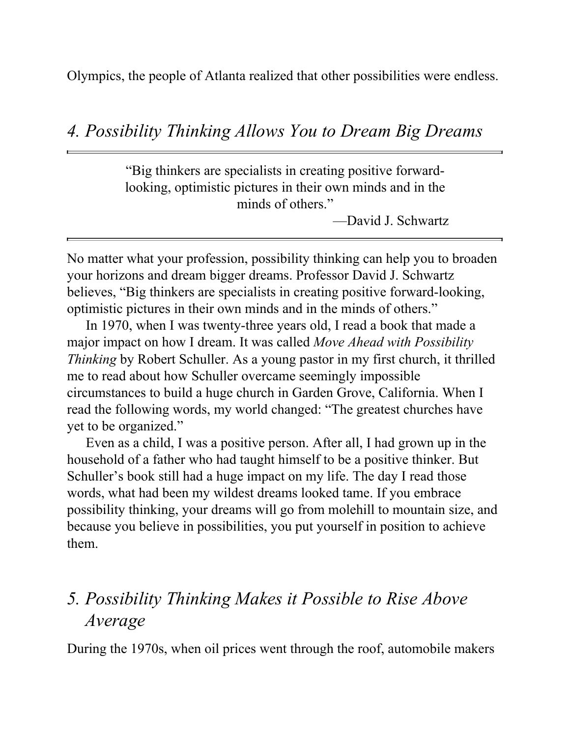Olympics, the people of Atlanta realized that other possibilities were endless.

## *4. Possibility Thinking Allows You to Dream Big Dreams*

> "Big thinkers are specialists in creating positive forward-looking, optimistic pictures in their own minds and in the minds of others."
>
> —David J. Schwartz

No matter what your profession, possibility thinking can help you to broaden your horizons and dream bigger dreams. Professor David J. Schwartz believes, "Big thinkers are specialists in creating positive forward-looking, optimistic pictures in their own minds and in the minds of others."

In 1970, when I was twenty-three years old, I read a book that made a major impact on how I dream. It was called *Move Ahead with Possibility Thinking* by Robert Schuller. As a young pastor in my first church, it thrilled me to read about how Schuller overcame seemingly impossible circumstances to build a huge church in Garden Grove, California. When I read the following words, my world changed: "The greatest churches have yet to be organized."

Even as a child, I was a positive person. After all, I had grown up in the household of a father who had taught himself to be a positive thinker. But Schuller's book still had a huge impact on my life. The day I read those words, what had been my wildest dreams looked tame. If you embrace possibility thinking, your dreams will go from molehill to mountain size, and because you believe in possibilities, you put yourself in position to achieve them.

## *5. Possibility Thinking Makes it Possible to Rise Above Average*

During the 1970s, when oil prices went through the roof, automobile makers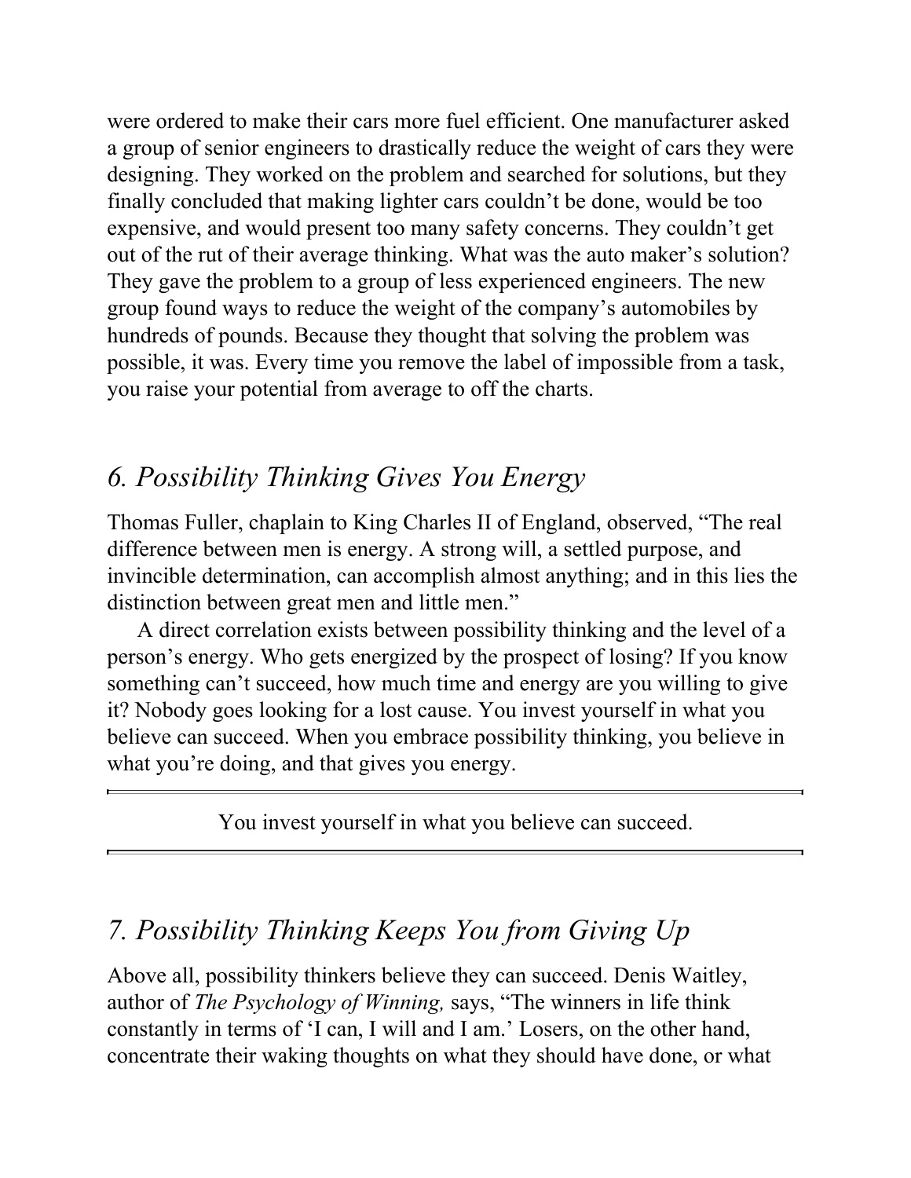were ordered to make their cars more fuel efficient. One manufacturer asked a group of senior engineers to drastically reduce the weight of cars they were designing. They worked on the problem and searched for solutions, but they finally concluded that making lighter cars couldn't be done, would be too expensive, and would present too many safety concerns. They couldn't get out of the rut of their average thinking. What was the auto maker's solution? They gave the problem to a group of less experienced engineers. The new group found ways to reduce the weight of the company's automobiles by hundreds of pounds. Because they thought that solving the problem was possible, it was. Every time you remove the label of impossible from a task, you raise your potential from average to off the charts.

## *6. Possibility Thinking Gives You Energy*

Thomas Fuller, chaplain to King Charles II of England, observed, "The real difference between men is energy. A strong will, a settled purpose, and invincible determination, can accomplish almost anything; and in this lies the distinction between great men and little men."

A direct correlation exists between possibility thinking and the level of a person's energy. Who gets energized by the prospect of losing? If you know something can't succeed, how much time and energy are you willing to give it? Nobody goes looking for a lost cause. You invest yourself in what you believe can succeed. When you embrace possibility thinking, you believe in what you're doing, and that gives you energy.

> You invest yourself in what you believe can succeed.

## *7. Possibility Thinking Keeps You from Giving Up*

Above all, possibility thinkers believe they can succeed. Denis Waitley, author of *The Psychology of Winning,* says, "The winners in life think constantly in terms of 'I can, I will and I am.' Losers, on the other hand, concentrate their waking thoughts on what they should have done, or what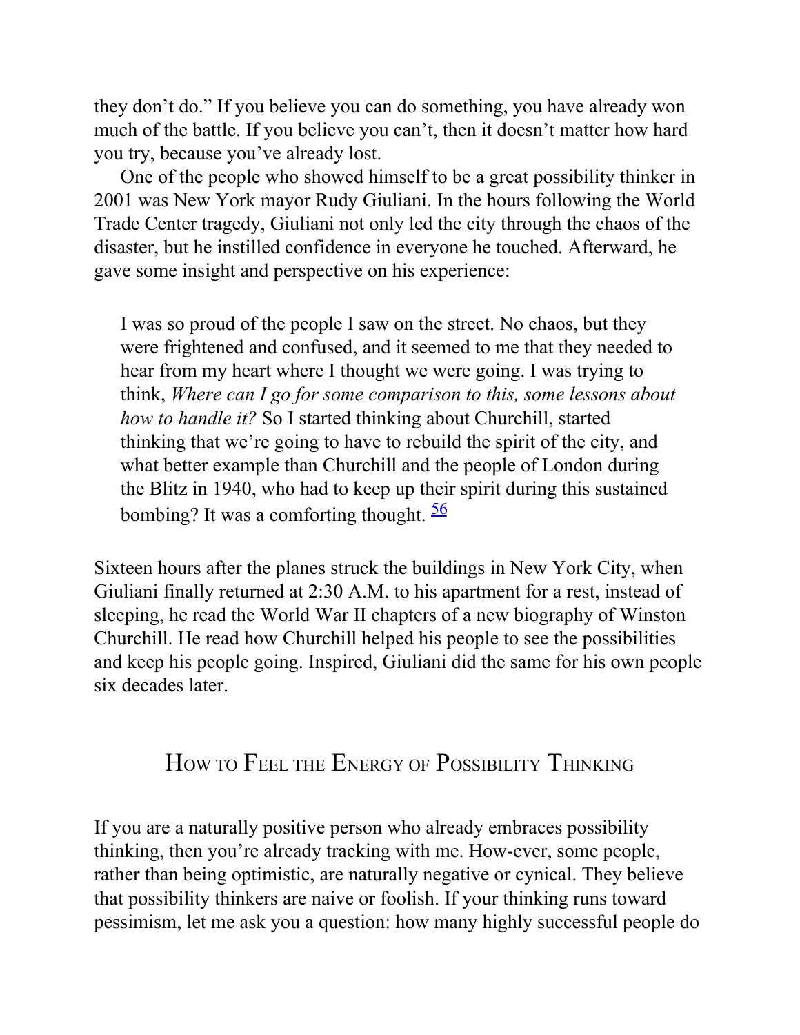they don't do." If you believe you can do something, you have already won much of the battle. If you believe you can't, then it doesn't matter how hard you try, because you've already lost.

One of the people who showed himself to be a great possibility thinker in 2001 was New York mayor Rudy Giuliani. In the hours following the World Trade Center tragedy, Giuliani not only led the city through the chaos of the disaster, but he instilled confidence in everyone he touched. Afterward, he gave some insight and perspective on his experience:

> I was so proud of the people I saw on the street. No chaos, but they were frightened and confused, and it seemed to me that they needed to hear from my heart where I thought we were going. I was trying to think, *Where can I go for some comparison to this, some lessons about how to handle it?* So I started thinking about Churchill, started thinking that we're going to have to rebuild the spirit of the city, and what better example than Churchill and the people of London during the Blitz in 1940, who had to keep up their spirit during this sustained bombing? It was a comforting thought. [56]

Sixteen hours after the planes struck the buildings in New York City, when Giuliani finally returned at 2:30 A.M. to his apartment for a rest, instead of sleeping, he read the World War II chapters of a new biography of Winston Churchill. He read how Churchill helped his people to see the possibilities and keep his people going. Inspired, Giuliani did the same for his own people six decades later.

## How to Feel the Energy of Possibility Thinking

If you are a naturally positive person who already embraces possibility thinking, then you're already tracking with me. How-ever, some people, rather than being optimistic, are naturally negative or cynical. They believe that possibility thinkers are naive or foolish. If your thinking runs toward pessimism, let me ask you a question: how many highly successful people do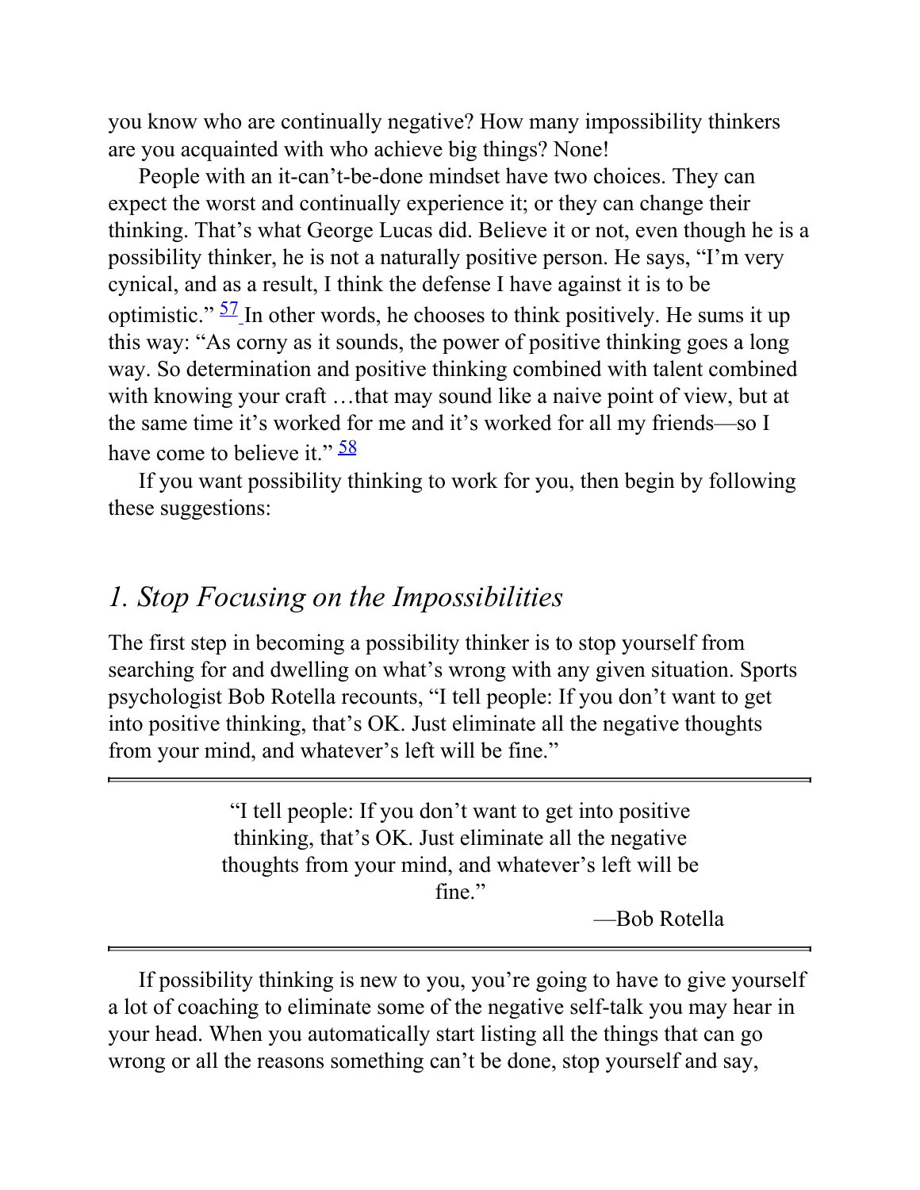you know who are continually negative? How many impossibility thinkers are you acquainted with who achieve big things? None!

People with an it-can't-be-done mindset have two choices. They can expect the worst and continually experience it; or they can change their thinking. That's what George Lucas did. Believe it or not, even though he is a possibility thinker, he is not a naturally positive person. He says, "I'm very cynical, and as a result, I think the defense I have against it is to be optimistic." [57] In other words, he chooses to think positively. He sums it up this way: "As corny as it sounds, the power of positive thinking goes a long way. So determination and positive thinking combined with talent combined with knowing your craft …that may sound like a naive point of view, but at the same time it's worked for me and it's worked for all my friends—so I have come to believe it." [58]

If you want possibility thinking to work for you, then begin by following these suggestions:

## *1. Stop Focusing on the Impossibilities*

The first step in becoming a possibility thinker is to stop yourself from searching for and dwelling on what's wrong with any given situation. Sports psychologist Bob Rotella recounts, "I tell people: If you don't want to get into positive thinking, that's OK. Just eliminate all the negative thoughts from your mind, and whatever's left will be fine."

> "I tell people: If you don't want to get into positive thinking, that's OK. Just eliminate all the negative thoughts from your mind, and whatever's left will be fine."
>
> —Bob Rotella

If possibility thinking is new to you, you're going to have to give yourself a lot of coaching to eliminate some of the negative self-talk you may hear in your head. When you automatically start listing all the things that can go wrong or all the reasons something can't be done, stop yourself and say,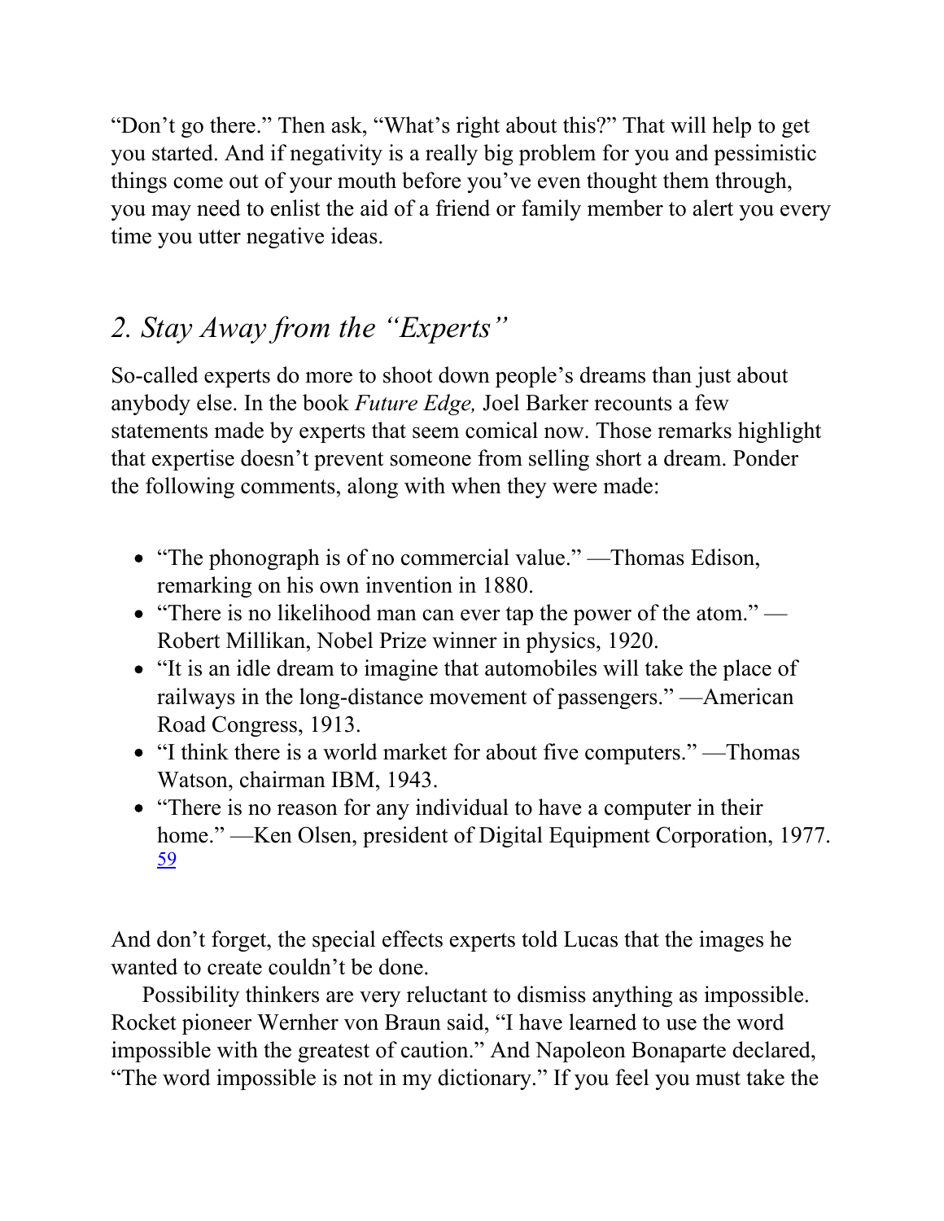"Don't go there." Then ask, "What's right about this?" That will help to get you started. And if negativity is a really big problem for you and pessimistic things come out of your mouth before you've even thought them through, you may need to enlist the aid of a friend or family member to alert you every time you utter negative ideas.

## *2. Stay Away from the "Experts"*

So-called experts do more to shoot down people's dreams than just about anybody else. In the book *Future Edge,* Joel Barker recounts a few statements made by experts that seem comical now. Those remarks highlight that expertise doesn't prevent someone from selling short a dream. Ponder the following comments, along with when they were made:

- "The phonograph is of no commercial value." —Thomas Edison, remarking on his own invention in 1880.
- "There is no likelihood man can ever tap the power of the atom." —Robert Millikan, Nobel Prize winner in physics, 1920.
- "It is an idle dream to imagine that automobiles will take the place of railways in the long-distance movement of passengers." —American Road Congress, 1913.
- "I think there is a world market for about five computers." —Thomas Watson, chairman IBM, 1943.
- "There is no reason for any individual to have a computer in their home." —Ken Olsen, president of Digital Equipment Corporation, 1977. [59]

And don't forget, the special effects experts told Lucas that the images he wanted to create couldn't be done.

Possibility thinkers are very reluctant to dismiss anything as impossible. Rocket pioneer Wernher von Braun said, "I have learned to use the word impossible with the greatest of caution." And Napoleon Bonaparte declared, "The word impossible is not in my dictionary." If you feel you must take the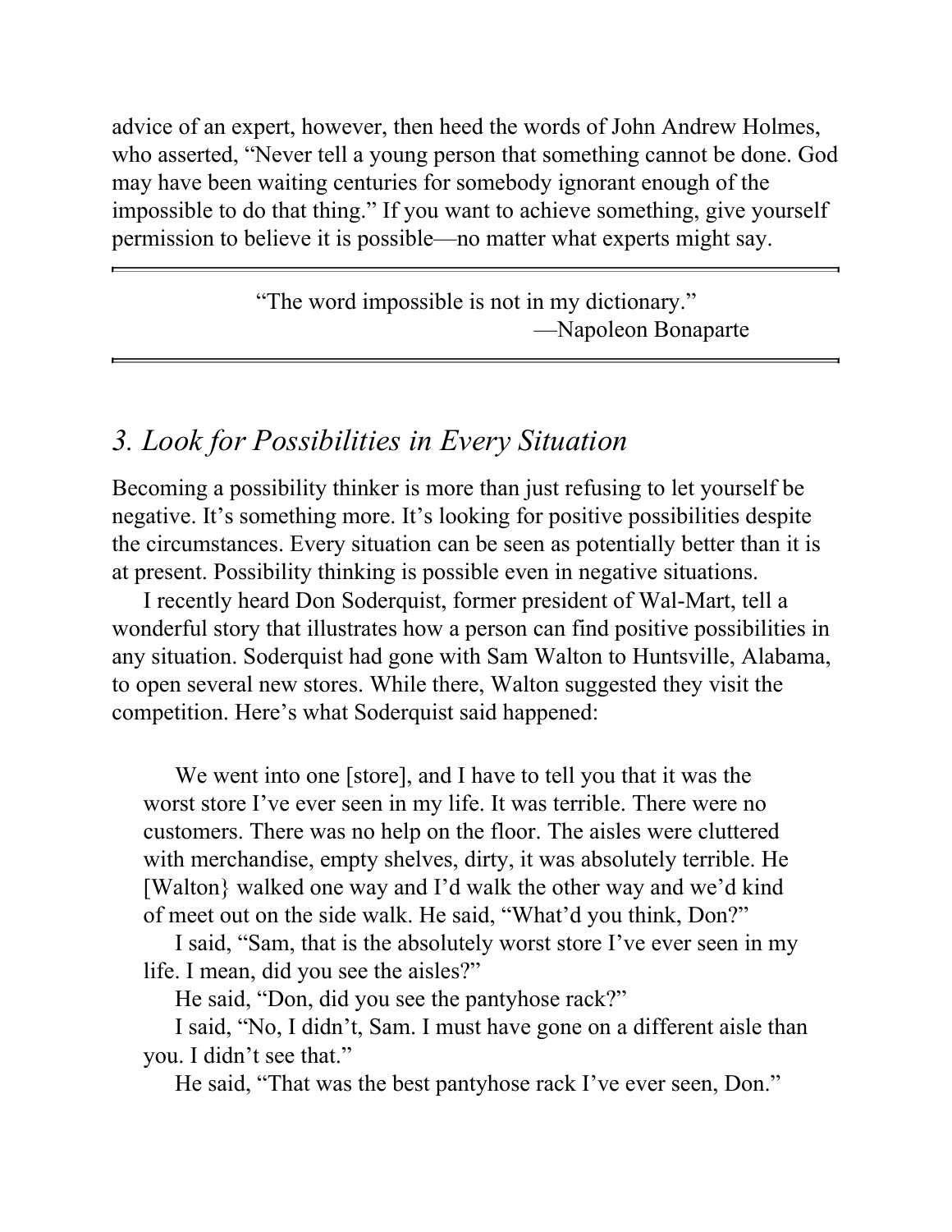advice of an expert, however, then heed the words of John Andrew Holmes, who asserted, "Never tell a young person that something cannot be done. God may have been waiting centuries for somebody ignorant enough of the impossible to do that thing." If you want to achieve something, give yourself permission to believe it is possible—no matter what experts might say.

---

> "The word impossible is not in my dictionary."
> —Napoleon Bonaparte

---

## *3. Look for Possibilities in Every Situation*

Becoming a possibility thinker is more than just refusing to let yourself be negative. It's something more. It's looking for positive possibilities despite the circumstances. Every situation can be seen as potentially better than it is at present. Possibility thinking is possible even in negative situations.

I recently heard Don Soderquist, former president of Wal-Mart, tell a wonderful story that illustrates how a person can find positive possibilities in any situation. Soderquist had gone with Sam Walton to Huntsville, Alabama, to open several new stores. While there, Walton suggested they visit the competition. Here's what Soderquist said happened:

> We went into one [store], and I have to tell you that it was the worst store I've ever seen in my life. It was terrible. There were no customers. There was no help on the floor. The aisles were cluttered with merchandise, empty shelves, dirty, it was absolutely terrible. He [Walton} walked one way and I'd walk the other way and we'd kind of meet out on the side walk. He said, "What'd you think, Don?"
>
> I said, "Sam, that is the absolutely worst store I've ever seen in my life. I mean, did you see the aisles?"
>
> He said, "Don, did you see the pantyhose rack?"
>
> I said, "No, I didn't, Sam. I must have gone on a different aisle than you. I didn't see that."
>
> He said, "That was the best pantyhose rack I've ever seen, Don."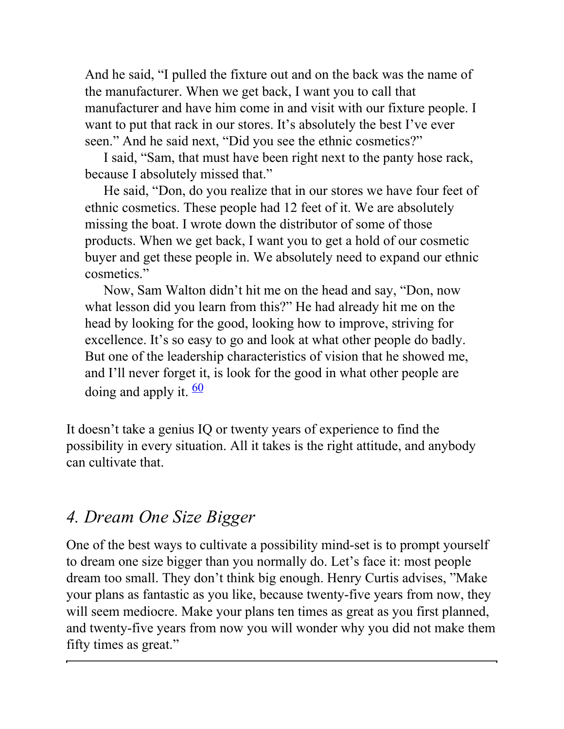And he said, "I pulled the fixture out and on the back was the name of the manufacturer. When we get back, I want you to call that manufacturer and have him come in and visit with our fixture people. I want to put that rack in our stores. It's absolutely the best I've ever seen." And he said next, "Did you see the ethnic cosmetics?"

I said, "Sam, that must have been right next to the panty hose rack, because I absolutely missed that."

He said, "Don, do you realize that in our stores we have four feet of ethnic cosmetics. These people had 12 feet of it. We are absolutely missing the boat. I wrote down the distributor of some of those products. When we get back, I want you to get a hold of our cosmetic buyer and get these people in. We absolutely need to expand our ethnic cosmetics."

Now, Sam Walton didn't hit me on the head and say, "Don, now what lesson did you learn from this?" He had already hit me on the head by looking for the good, looking how to improve, striving for excellence. It's so easy to go and look at what other people do badly. But one of the leadership characteristics of vision that he showed me, and I'll never forget it, is look for the good in what other people are doing and apply it. [60]

It doesn't take a genius IQ or twenty years of experience to find the possibility in every situation. All it takes is the right attitude, and anybody can cultivate that.

## *4. Dream One Size Bigger*

One of the best ways to cultivate a possibility mind-set is to prompt yourself to dream one size bigger than you normally do. Let's face it: most people dream too small. They don't think big enough. Henry Curtis advises, "Make your plans as fantastic as you like, because twenty-five years from now, they will seem mediocre. Make your plans ten times as great as you first planned, and twenty-five years from now you will wonder why you did not make them fifty times as great."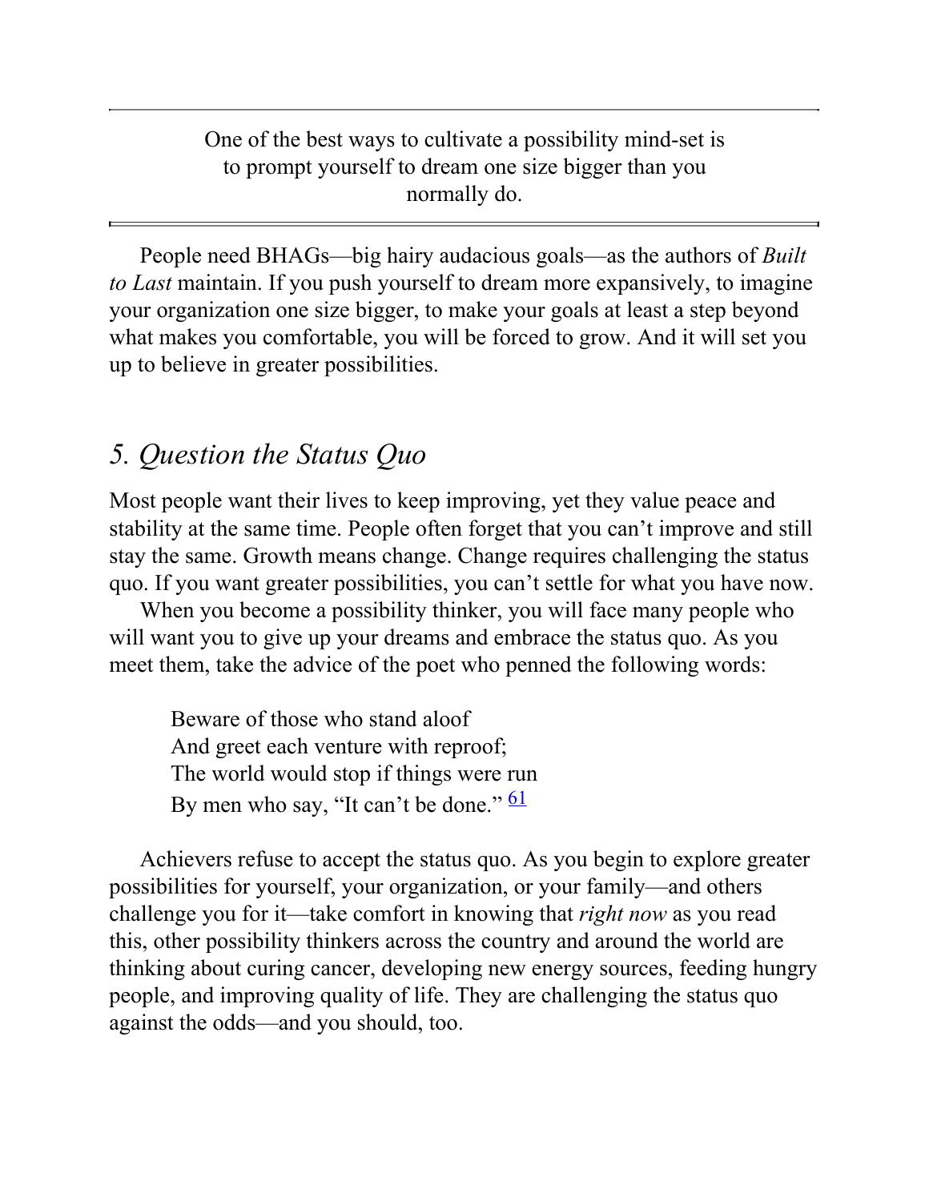> One of the best ways to cultivate a possibility mind-set is to prompt yourself to dream one size bigger than you normally do.

People need BHAGs—big hairy audacious goals—as the authors of *Built to Last* maintain. If you push yourself to dream more expansively, to imagine your organization one size bigger, to make your goals at least a step beyond what makes you comfortable, you will be forced to grow. And it will set you up to believe in greater possibilities.

## *5. Question the Status Quo*

Most people want their lives to keep improving, yet they value peace and stability at the same time. People often forget that you can't improve and still stay the same. Growth means change. Change requires challenging the status quo. If you want greater possibilities, you can't settle for what you have now.

When you become a possibility thinker, you will face many people who will want you to give up your dreams and embrace the status quo. As you meet them, take the advice of the poet who penned the following words:

> Beware of those who stand aloof
> And greet each venture with reproof;
> The world would stop if things were run
> By men who say, "It can't be done." [61]

Achievers refuse to accept the status quo. As you begin to explore greater possibilities for yourself, your organization, or your family—and others challenge you for it—take comfort in knowing that *right now* as you read this, other possibility thinkers across the country and around the world are thinking about curing cancer, developing new energy sources, feeding hungry people, and improving quality of life. They are challenging the status quo against the odds—and you should, too.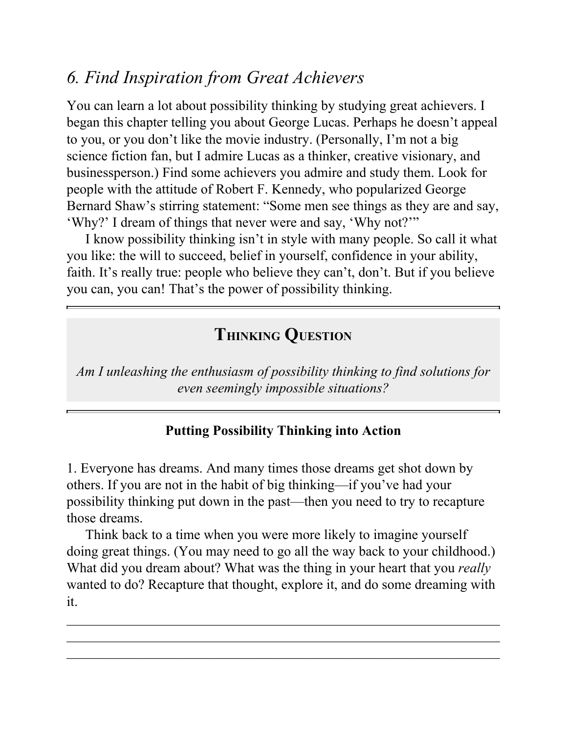## *6. Find Inspiration from Great Achievers*

You can learn a lot about possibility thinking by studying great achievers. I began this chapter telling you about George Lucas. Perhaps he doesn't appeal to you, or you don't like the movie industry. (Personally, I'm not a big science fiction fan, but I admire Lucas as a thinker, creative visionary, and businessperson.) Find some achievers you admire and study them. Look for people with the attitude of Robert F. Kennedy, who popularized George Bernard Shaw's stirring statement: "Some men see things as they are and say, 'Why?' I dream of things that never were and say, 'Why not?'"

I know possibility thinking isn't in style with many people. So call it what you like: the will to succeed, belief in yourself, confidence in your ability, faith. It's really true: people who believe they can't, don't. But if you believe you can, you can! That's the power of possibility thinking.

---

### THINKING QUESTION

*Am I unleashing the enthusiasm of possibility thinking to find solutions for even seemingly impossible situations?*

---

**Putting Possibility Thinking into Action**

1. Everyone has dreams. And many times those dreams get shot down by others. If you are not in the habit of big thinking—if you've had your possibility thinking put down in the past—then you need to try to recapture those dreams.

Think back to a time when you were more likely to imagine yourself doing great things. (You may need to go all the way back to your childhood.) What did you dream about? What was the thing in your heart that you *really* wanted to do? Recapture that thought, explore it, and do some dreaming with it.

______________________________________________________________

______________________________________________________________

______________________________________________________________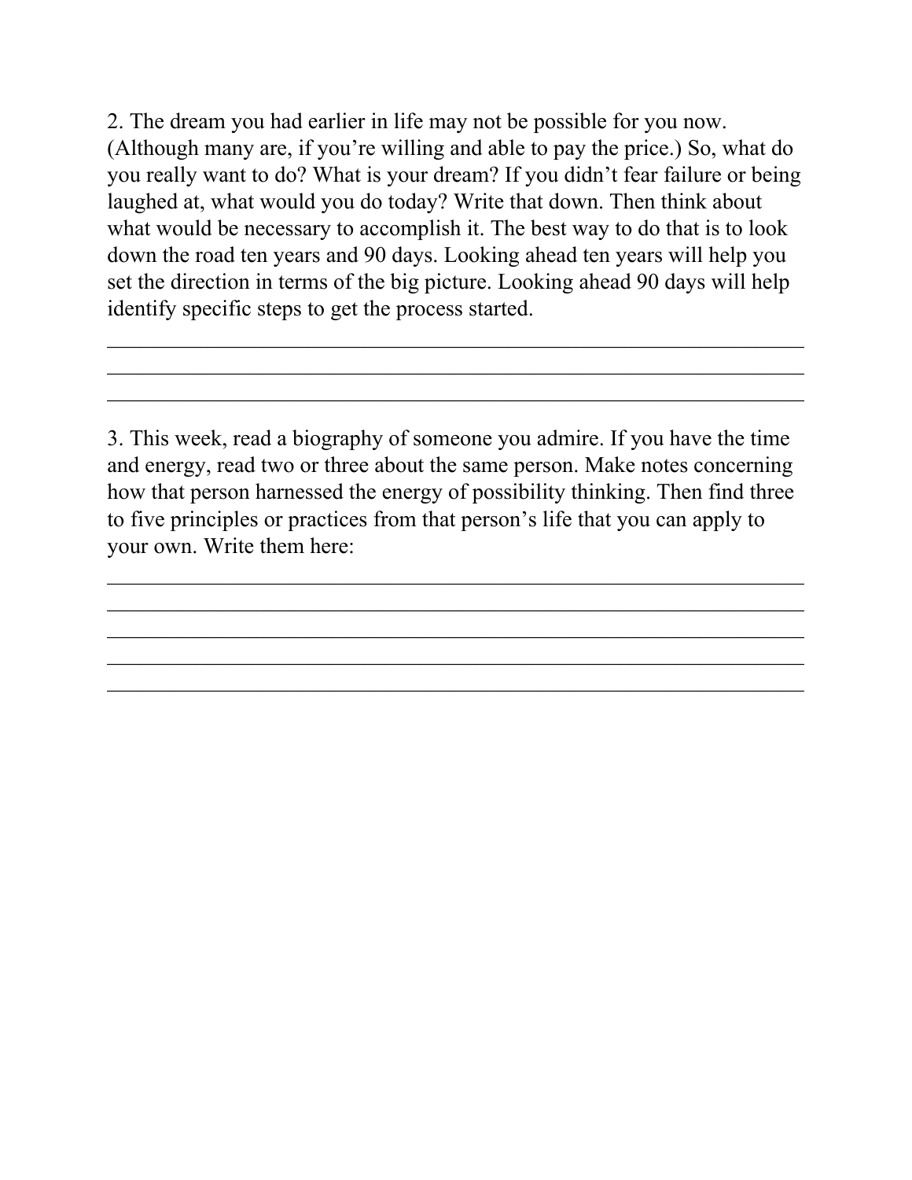2. The dream you had earlier in life may not be possible for you now. (Although many are, if you're willing and able to pay the price.) So, what do you really want to do? What is your dream? If you didn't fear failure or being laughed at, what would you do today? Write that down. Then think about what would be necessary to accomplish it. The best way to do that is to look down the road ten years and 90 days. Looking ahead ten years will help you set the direction in terms of the big picture. Looking ahead 90 days will help identify specific steps to get the process started.

\_\_\_\_\_\_\_\_\_\_\_\_\_\_\_\_\_\_\_\_\_\_\_\_\_\_\_\_\_\_\_\_\_\_\_\_\_\_\_\_\_\_\_\_\_\_\_\_\_\_\_\_\_\_\_\_\_\_\_\_\_\_\_\_

\_\_\_\_\_\_\_\_\_\_\_\_\_\_\_\_\_\_\_\_\_\_\_\_\_\_\_\_\_\_\_\_\_\_\_\_\_\_\_\_\_\_\_\_\_\_\_\_\_\_\_\_\_\_\_\_\_\_\_\_\_\_\_\_

\_\_\_\_\_\_\_\_\_\_\_\_\_\_\_\_\_\_\_\_\_\_\_\_\_\_\_\_\_\_\_\_\_\_\_\_\_\_\_\_\_\_\_\_\_\_\_\_\_\_\_\_\_\_\_\_\_\_\_\_\_\_\_\_

3. This week, read a biography of someone you admire. If you have the time and energy, read two or three about the same person. Make notes concerning how that person harnessed the energy of possibility thinking. Then find three to five principles or practices from that person's life that you can apply to your own. Write them here:

\_\_\_\_\_\_\_\_\_\_\_\_\_\_\_\_\_\_\_\_\_\_\_\_\_\_\_\_\_\_\_\_\_\_\_\_\_\_\_\_\_\_\_\_\_\_\_\_\_\_\_\_\_\_\_\_\_\_\_\_\_\_\_\_

\_\_\_\_\_\_\_\_\_\_\_\_\_\_\_\_\_\_\_\_\_\_\_\_\_\_\_\_\_\_\_\_\_\_\_\_\_\_\_\_\_\_\_\_\_\_\_\_\_\_\_\_\_\_\_\_\_\_\_\_\_\_\_\_

\_\_\_\_\_\_\_\_\_\_\_\_\_\_\_\_\_\_\_\_\_\_\_\_\_\_\_\_\_\_\_\_\_\_\_\_\_\_\_\_\_\_\_\_\_\_\_\_\_\_\_\_\_\_\_\_\_\_\_\_\_\_\_\_

\_\_\_\_\_\_\_\_\_\_\_\_\_\_\_\_\_\_\_\_\_\_\_\_\_\_\_\_\_\_\_\_\_\_\_\_\_\_\_\_\_\_\_\_\_\_\_\_\_\_\_\_\_\_\_\_\_\_\_\_\_\_\_\_

\_\_\_\_\_\_\_\_\_\_\_\_\_\_\_\_\_\_\_\_\_\_\_\_\_\_\_\_\_\_\_\_\_\_\_\_\_\_\_\_\_\_\_\_\_\_\_\_\_\_\_\_\_\_\_\_\_\_\_\_\_\_\_\_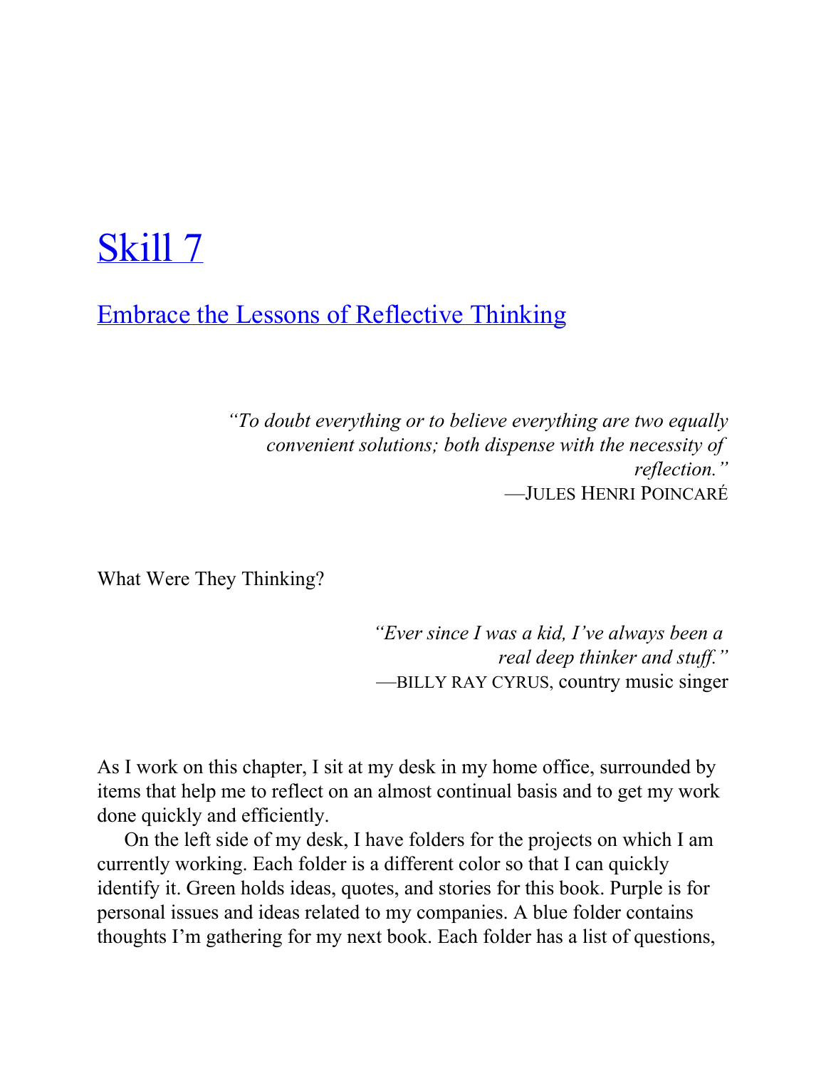# Skill 7

## Embrace the Lessons of Reflective Thinking

> *"To doubt everything or to believe everything are two equally convenient solutions; both dispense with the necessity of reflection."*
> —JULES HENRI POINCARÉ

What Were They Thinking?

> *"Ever since I was a kid, I've always been a real deep thinker and stuff."*
> —BILLY RAY CYRUS, country music singer

As I work on this chapter, I sit at my desk in my home office, surrounded by items that help me to reflect on an almost continual basis and to get my work done quickly and efficiently.

On the left side of my desk, I have folders for the projects on which I am currently working. Each folder is a different color so that I can quickly identify it. Green holds ideas, quotes, and stories for this book. Purple is for personal issues and ideas related to my companies. A blue folder contains thoughts I'm gathering for my next book. Each folder has a list of questions,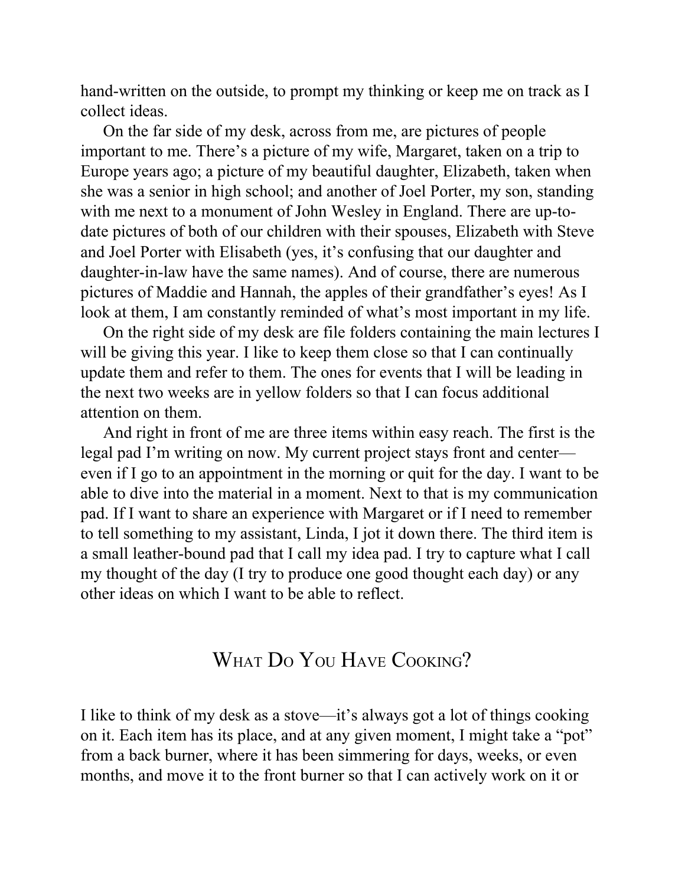hand-written on the outside, to prompt my thinking or keep me on track as I collect ideas.

On the far side of my desk, across from me, are pictures of people important to me. There's a picture of my wife, Margaret, taken on a trip to Europe years ago; a picture of my beautiful daughter, Elizabeth, taken when she was a senior in high school; and another of Joel Porter, my son, standing with me next to a monument of John Wesley in England. There are up-to-date pictures of both of our children with their spouses, Elizabeth with Steve and Joel Porter with Elisabeth (yes, it's confusing that our daughter and daughter-in-law have the same names). And of course, there are numerous pictures of Maddie and Hannah, the apples of their grandfather's eyes! As I look at them, I am constantly reminded of what's most important in my life.

On the right side of my desk are file folders containing the main lectures I will be giving this year. I like to keep them close so that I can continually update them and refer to them. The ones for events that I will be leading in the next two weeks are in yellow folders so that I can focus additional attention on them.

And right in front of me are three items within easy reach. The first is the legal pad I'm writing on now. My current project stays front and center—even if I go to an appointment in the morning or quit for the day. I want to be able to dive into the material in a moment. Next to that is my communication pad. If I want to share an experience with Margaret or if I need to remember to tell something to my assistant, Linda, I jot it down there. The third item is a small leather-bound pad that I call my idea pad. I try to capture what I call my thought of the day (I try to produce one good thought each day) or any other ideas on which I want to be able to reflect.

## What Do You Have Cooking?

I like to think of my desk as a stove—it's always got a lot of things cooking on it. Each item has its place, and at any given moment, I might take a "pot" from a back burner, where it has been simmering for days, weeks, or even months, and move it to the front burner so that I can actively work on it or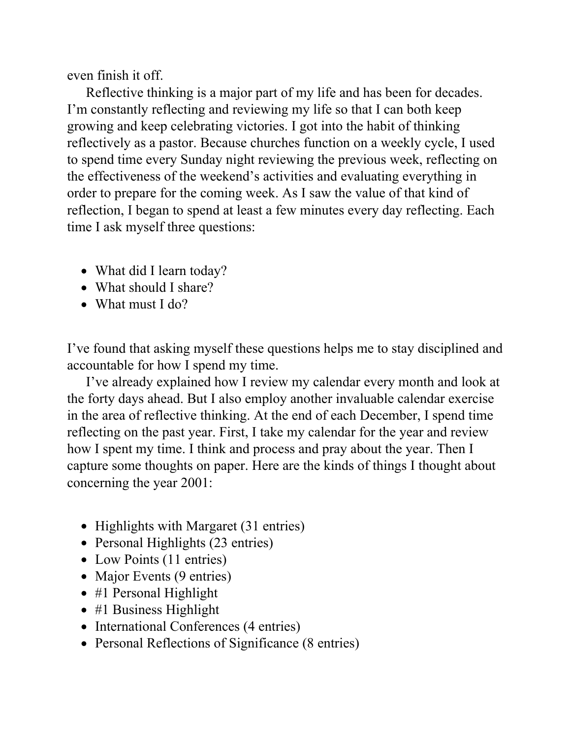even finish it off.

Reflective thinking is a major part of my life and has been for decades. I'm constantly reflecting and reviewing my life so that I can both keep growing and keep celebrating victories. I got into the habit of thinking reflectively as a pastor. Because churches function on a weekly cycle, I used to spend time every Sunday night reviewing the previous week, reflecting on the effectiveness of the weekend's activities and evaluating everything in order to prepare for the coming week. As I saw the value of that kind of reflection, I began to spend at least a few minutes every day reflecting. Each time I ask myself three questions:

- What did I learn today?
- What should I share?
- What must I do?

I've found that asking myself these questions helps me to stay disciplined and accountable for how I spend my time.

I've already explained how I review my calendar every month and look at the forty days ahead. But I also employ another invaluable calendar exercise in the area of reflective thinking. At the end of each December, I spend time reflecting on the past year. First, I take my calendar for the year and review how I spent my time. I think and process and pray about the year. Then I capture some thoughts on paper. Here are the kinds of things I thought about concerning the year 2001:

- Highlights with Margaret (31 entries)
- Personal Highlights (23 entries)
- Low Points (11 entries)
- Major Events (9 entries)
- #1 Personal Highlight
- #1 Business Highlight
- International Conferences (4 entries)
- Personal Reflections of Significance (8 entries)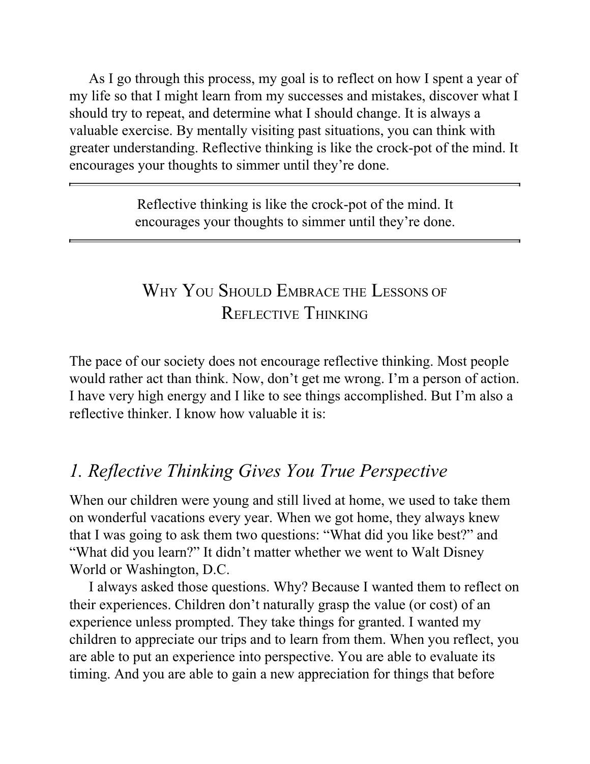As I go through this process, my goal is to reflect on how I spent a year of my life so that I might learn from my successes and mistakes, discover what I should try to repeat, and determine what I should change. It is always a valuable exercise. By mentally visiting past situations, you can think with greater understanding. Reflective thinking is like the crock-pot of the mind. It encourages your thoughts to simmer until they're done.

> Reflective thinking is like the crock-pot of the mind. It encourages your thoughts to simmer until they're done.

## Why You Should Embrace the Lessons of Reflective Thinking

The pace of our society does not encourage reflective thinking. Most people would rather act than think. Now, don't get me wrong. I'm a person of action. I have very high energy and I like to see things accomplished. But I'm also a reflective thinker. I know how valuable it is:

### *1. Reflective Thinking Gives You True Perspective*

When our children were young and still lived at home, we used to take them on wonderful vacations every year. When we got home, they always knew that I was going to ask them two questions: "What did you like best?" and "What did you learn?" It didn't matter whether we went to Walt Disney World or Washington, D.C.

I always asked those questions. Why? Because I wanted them to reflect on their experiences. Children don't naturally grasp the value (or cost) of an experience unless prompted. They take things for granted. I wanted my children to appreciate our trips and to learn from them. When you reflect, you are able to put an experience into perspective. You are able to evaluate its timing. And you are able to gain a new appreciation for things that before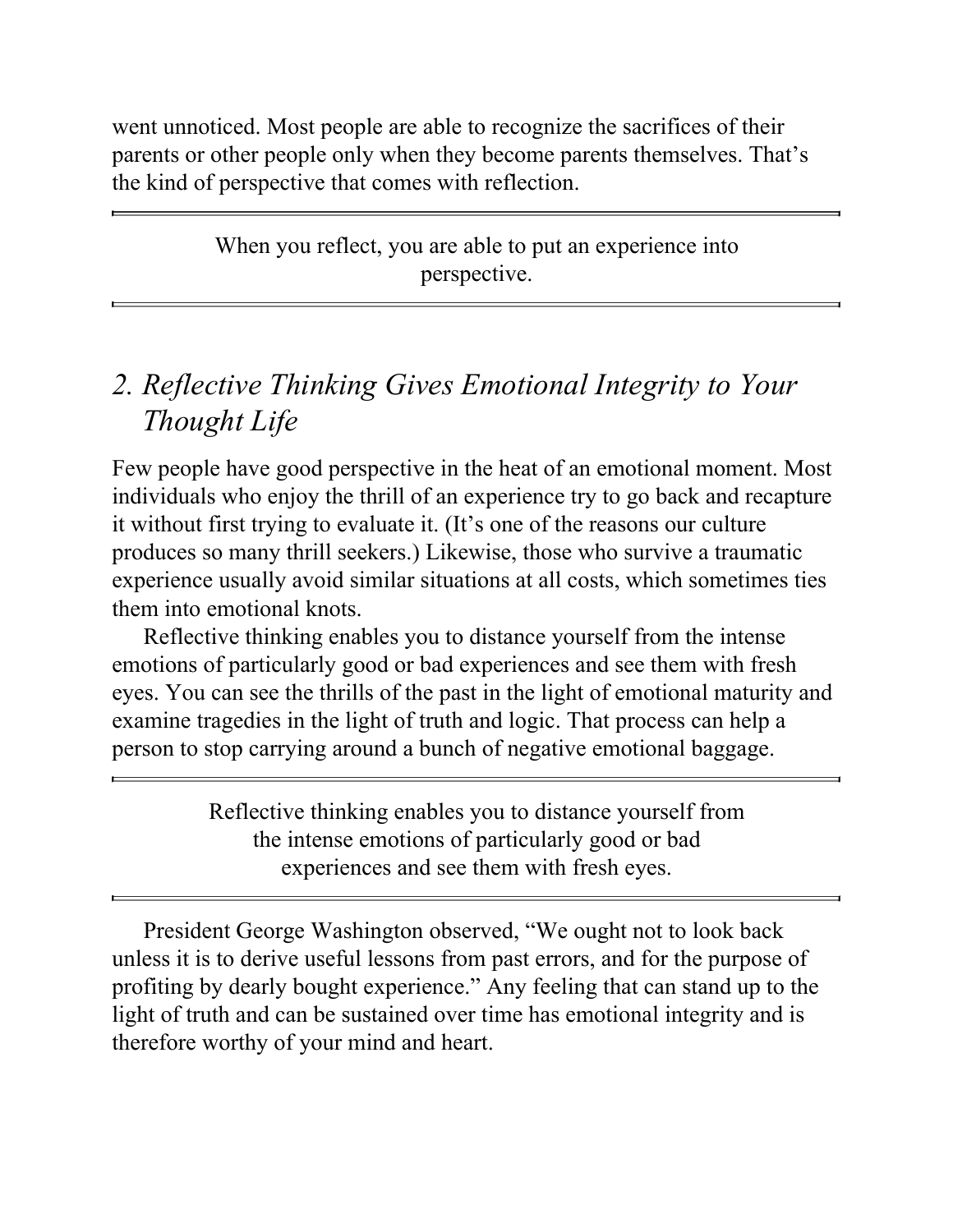went unnoticed. Most people are able to recognize the sacrifices of their parents or other people only when they become parents themselves. That's the kind of perspective that comes with reflection.

---

When you reflect, you are able to put an experience into perspective.

---

## *2. Reflective Thinking Gives Emotional Integrity to Your Thought Life*

Few people have good perspective in the heat of an emotional moment. Most individuals who enjoy the thrill of an experience try to go back and recapture it without first trying to evaluate it. (It's one of the reasons our culture produces so many thrill seekers.) Likewise, those who survive a traumatic experience usually avoid similar situations at all costs, which sometimes ties them into emotional knots.

Reflective thinking enables you to distance yourself from the intense emotions of particularly good or bad experiences and see them with fresh eyes. You can see the thrills of the past in the light of emotional maturity and examine tragedies in the light of truth and logic. That process can help a person to stop carrying around a bunch of negative emotional baggage.

---

Reflective thinking enables you to distance yourself from the intense emotions of particularly good or bad experiences and see them with fresh eyes.

---

President George Washington observed, "We ought not to look back unless it is to derive useful lessons from past errors, and for the purpose of profiting by dearly bought experience." Any feeling that can stand up to the light of truth and can be sustained over time has emotional integrity and is therefore worthy of your mind and heart.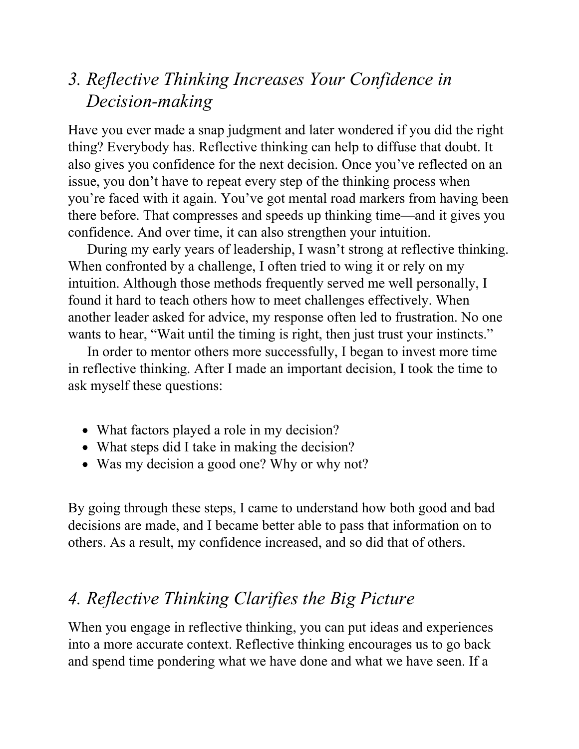## *3. Reflective Thinking Increases Your Confidence in Decision-making*

Have you ever made a snap judgment and later wondered if you did the right thing? Everybody has. Reflective thinking can help to diffuse that doubt. It also gives you confidence for the next decision. Once you've reflected on an issue, you don't have to repeat every step of the thinking process when you're faced with it again. You've got mental road markers from having been there before. That compresses and speeds up thinking time—and it gives you confidence. And over time, it can also strengthen your intuition.

During my early years of leadership, I wasn't strong at reflective thinking. When confronted by a challenge, I often tried to wing it or rely on my intuition. Although those methods frequently served me well personally, I found it hard to teach others how to meet challenges effectively. When another leader asked for advice, my response often led to frustration. No one wants to hear, "Wait until the timing is right, then just trust your instincts."

In order to mentor others more successfully, I began to invest more time in reflective thinking. After I made an important decision, I took the time to ask myself these questions:

- What factors played a role in my decision?
- What steps did I take in making the decision?
- Was my decision a good one? Why or why not?

By going through these steps, I came to understand how both good and bad decisions are made, and I became better able to pass that information on to others. As a result, my confidence increased, and so did that of others.

## *4. Reflective Thinking Clarifies the Big Picture*

When you engage in reflective thinking, you can put ideas and experiences into a more accurate context. Reflective thinking encourages us to go back and spend time pondering what we have done and what we have seen. If a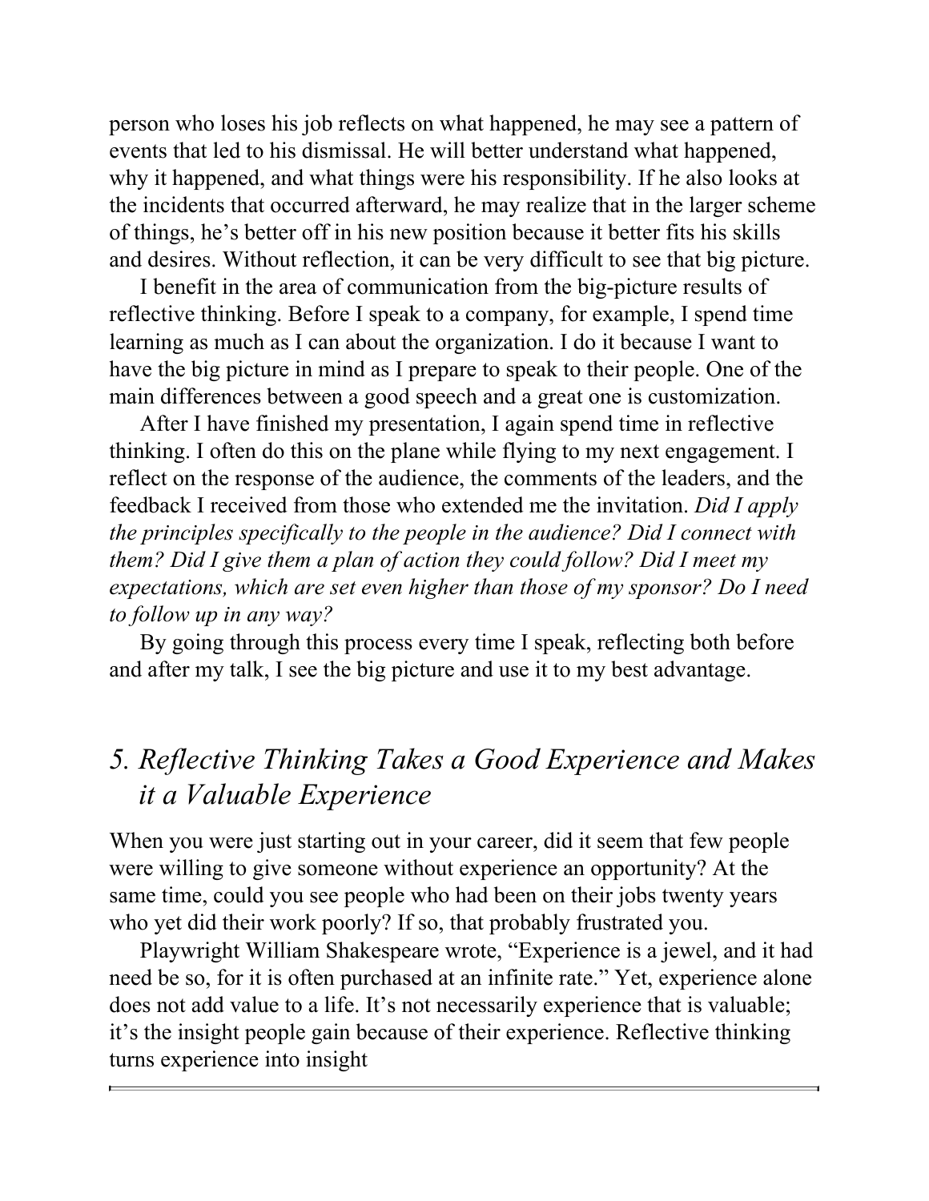person who loses his job reflects on what happened, he may see a pattern of events that led to his dismissal. He will better understand what happened, why it happened, and what things were his responsibility. If he also looks at the incidents that occurred afterward, he may realize that in the larger scheme of things, he's better off in his new position because it better fits his skills and desires. Without reflection, it can be very difficult to see that big picture.

I benefit in the area of communication from the big-picture results of reflective thinking. Before I speak to a company, for example, I spend time learning as much as I can about the organization. I do it because I want to have the big picture in mind as I prepare to speak to their people. One of the main differences between a good speech and a great one is customization.

After I have finished my presentation, I again spend time in reflective thinking. I often do this on the plane while flying to my next engagement. I reflect on the response of the audience, the comments of the leaders, and the feedback I received from those who extended me the invitation. *Did I apply the principles specifically to the people in the audience? Did I connect with them? Did I give them a plan of action they could follow? Did I meet my expectations, which are set even higher than those of my sponsor? Do I need to follow up in any way?*

By going through this process every time I speak, reflecting both before and after my talk, I see the big picture and use it to my best advantage.

## *5. Reflective Thinking Takes a Good Experience and Makes it a Valuable Experience*

When you were just starting out in your career, did it seem that few people were willing to give someone without experience an opportunity? At the same time, could you see people who had been on their jobs twenty years who yet did their work poorly? If so, that probably frustrated you.

Playwright William Shakespeare wrote, "Experience is a jewel, and it had need be so, for it is often purchased at an infinite rate." Yet, experience alone does not add value to a life. It's not necessarily experience that is valuable; it's the insight people gain because of their experience. Reflective thinking turns experience into insight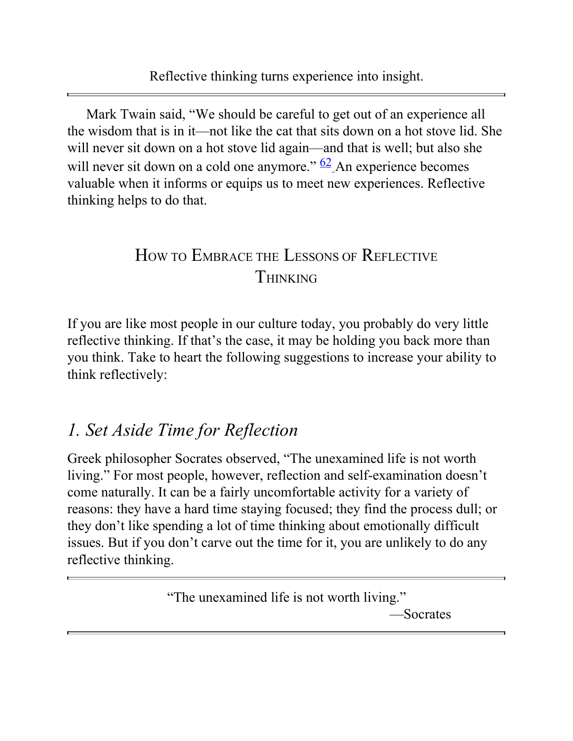Reflective thinking turns experience into insight.

---

Mark Twain said, "We should be careful to get out of an experience all the wisdom that is in it—not like the cat that sits down on a hot stove lid. She will never sit down on a hot stove lid again—and that is well; but also she will never sit down on a cold one anymore." [62] An experience becomes valuable when it informs or equips us to meet new experiences. Reflective thinking helps to do that.

## How to Embrace the Lessons of Reflective Thinking

If you are like most people in our culture today, you probably do very little reflective thinking. If that's the case, it may be holding you back more than you think. Take to heart the following suggestions to increase your ability to think reflectively:

### *1. Set Aside Time for Reflection*

Greek philosopher Socrates observed, "The unexamined life is not worth living." For most people, however, reflection and self-examination doesn't come naturally. It can be a fairly uncomfortable activity for a variety of reasons: they have a hard time staying focused; they find the process dull; or they don't like spending a lot of time thinking about emotionally difficult issues. But if you don't carve out the time for it, you are unlikely to do any reflective thinking.

---

"The unexamined life is not worth living."

—Socrates

---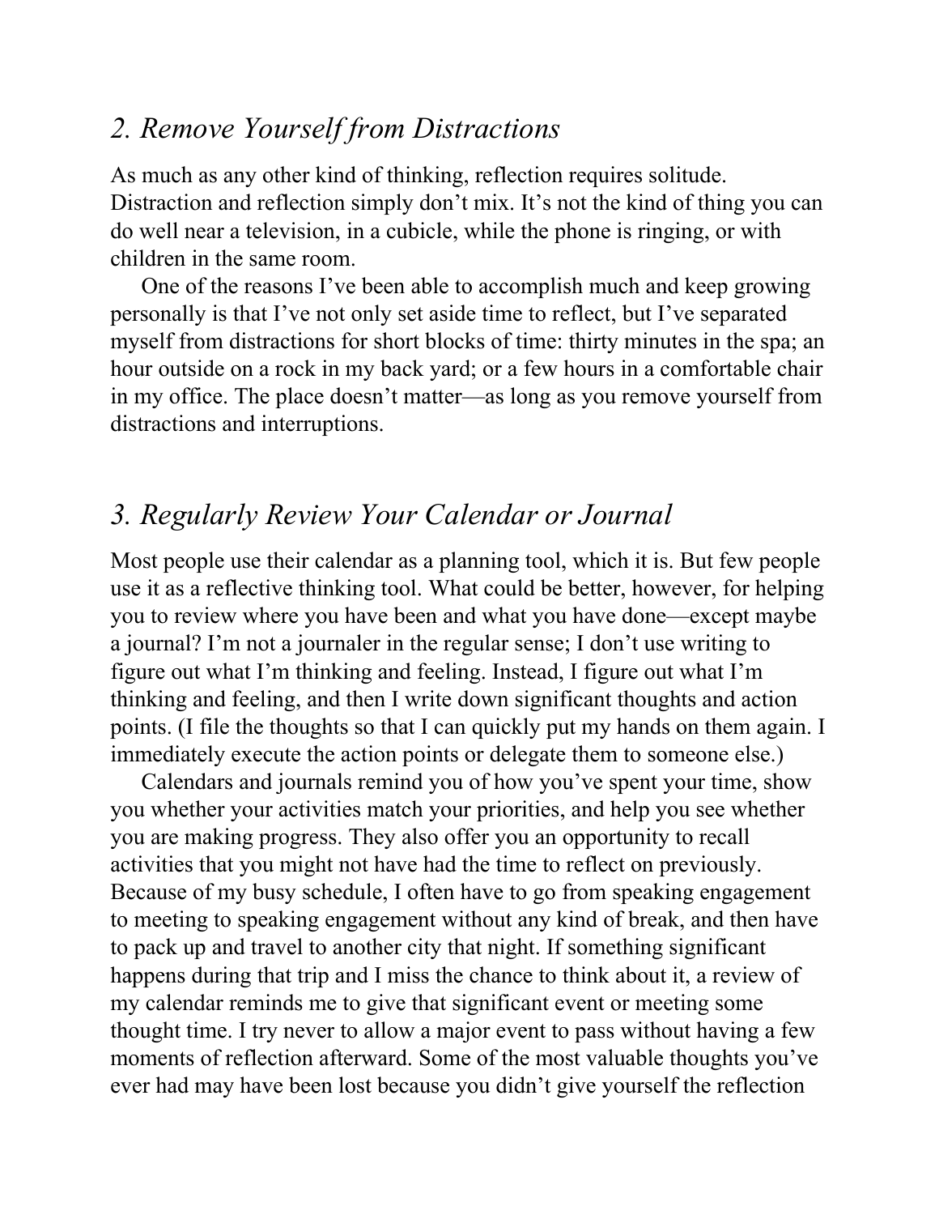## *2. Remove Yourself from Distractions*

As much as any other kind of thinking, reflection requires solitude. Distraction and reflection simply don't mix. It's not the kind of thing you can do well near a television, in a cubicle, while the phone is ringing, or with children in the same room.

One of the reasons I've been able to accomplish much and keep growing personally is that I've not only set aside time to reflect, but I've separated myself from distractions for short blocks of time: thirty minutes in the spa; an hour outside on a rock in my back yard; or a few hours in a comfortable chair in my office. The place doesn't matter—as long as you remove yourself from distractions and interruptions.

## *3. Regularly Review Your Calendar or Journal*

Most people use their calendar as a planning tool, which it is. But few people use it as a reflective thinking tool. What could be better, however, for helping you to review where you have been and what you have done—except maybe a journal? I'm not a journaler in the regular sense; I don't use writing to figure out what I'm thinking and feeling. Instead, I figure out what I'm thinking and feeling, and then I write down significant thoughts and action points. (I file the thoughts so that I can quickly put my hands on them again. I immediately execute the action points or delegate them to someone else.)

Calendars and journals remind you of how you've spent your time, show you whether your activities match your priorities, and help you see whether you are making progress. They also offer you an opportunity to recall activities that you might not have had the time to reflect on previously. Because of my busy schedule, I often have to go from speaking engagement to meeting to speaking engagement without any kind of break, and then have to pack up and travel to another city that night. If something significant happens during that trip and I miss the chance to think about it, a review of my calendar reminds me to give that significant event or meeting some thought time. I try never to allow a major event to pass without having a few moments of reflection afterward. Some of the most valuable thoughts you've ever had may have been lost because you didn't give yourself the reflection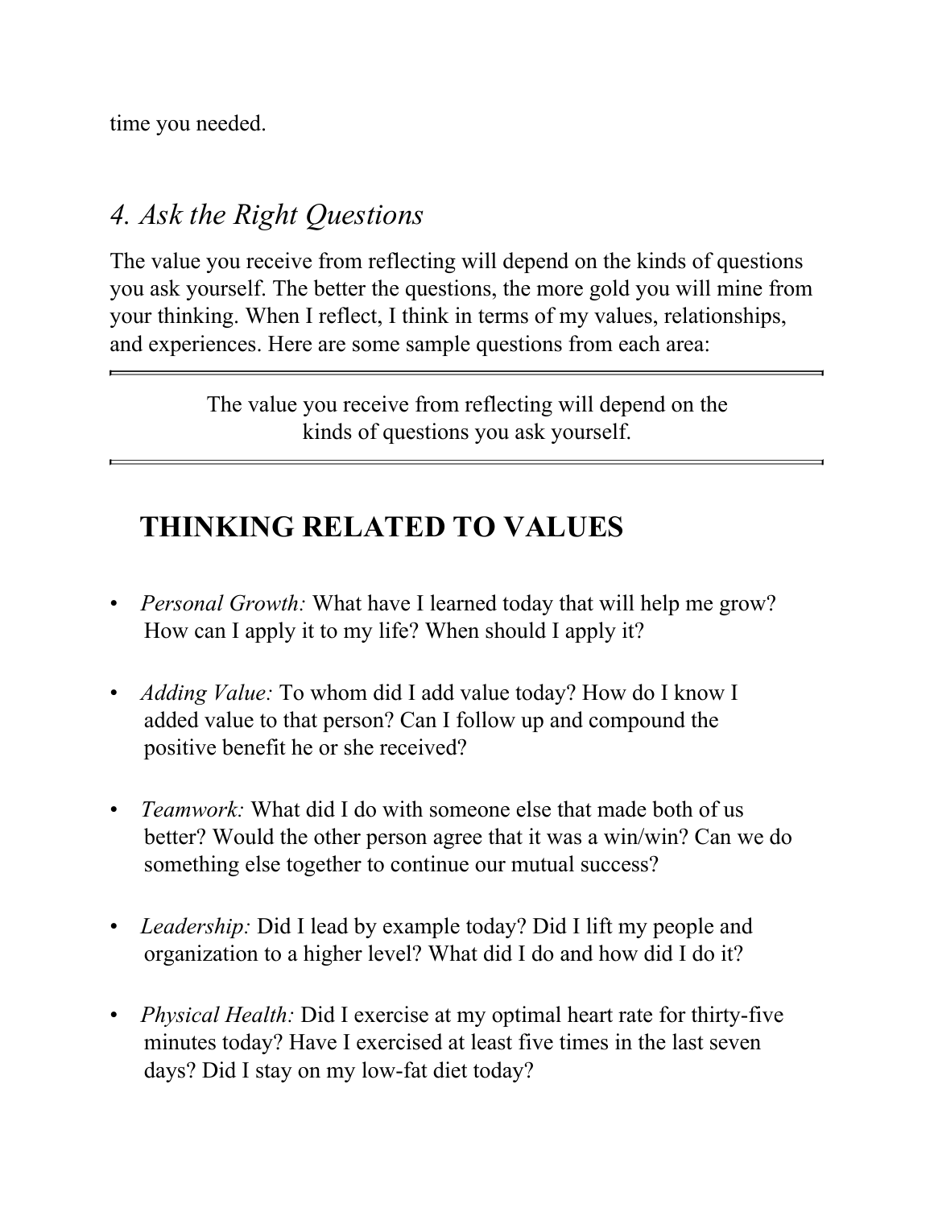time you needed.

### *4. Ask the Right Questions*

The value you receive from reflecting will depend on the kinds of questions you ask yourself. The better the questions, the more gold you will mine from your thinking. When I reflect, I think in terms of my values, relationships, and experiences. Here are some sample questions from each area:

---

> The value you receive from reflecting will depend on the kinds of questions you ask yourself.

---

## THINKING RELATED TO VALUES

- *Personal Growth:* What have I learned today that will help me grow? How can I apply it to my life? When should I apply it?
- *Adding Value:* To whom did I add value today? How do I know I added value to that person? Can I follow up and compound the positive benefit he or she received?
- *Teamwork:* What did I do with someone else that made both of us better? Would the other person agree that it was a win/win? Can we do something else together to continue our mutual success?
- *Leadership:* Did I lead by example today? Did I lift my people and organization to a higher level? What did I do and how did I do it?
- *Physical Health:* Did I exercise at my optimal heart rate for thirty-five minutes today? Have I exercised at least five times in the last seven days? Did I stay on my low-fat diet today?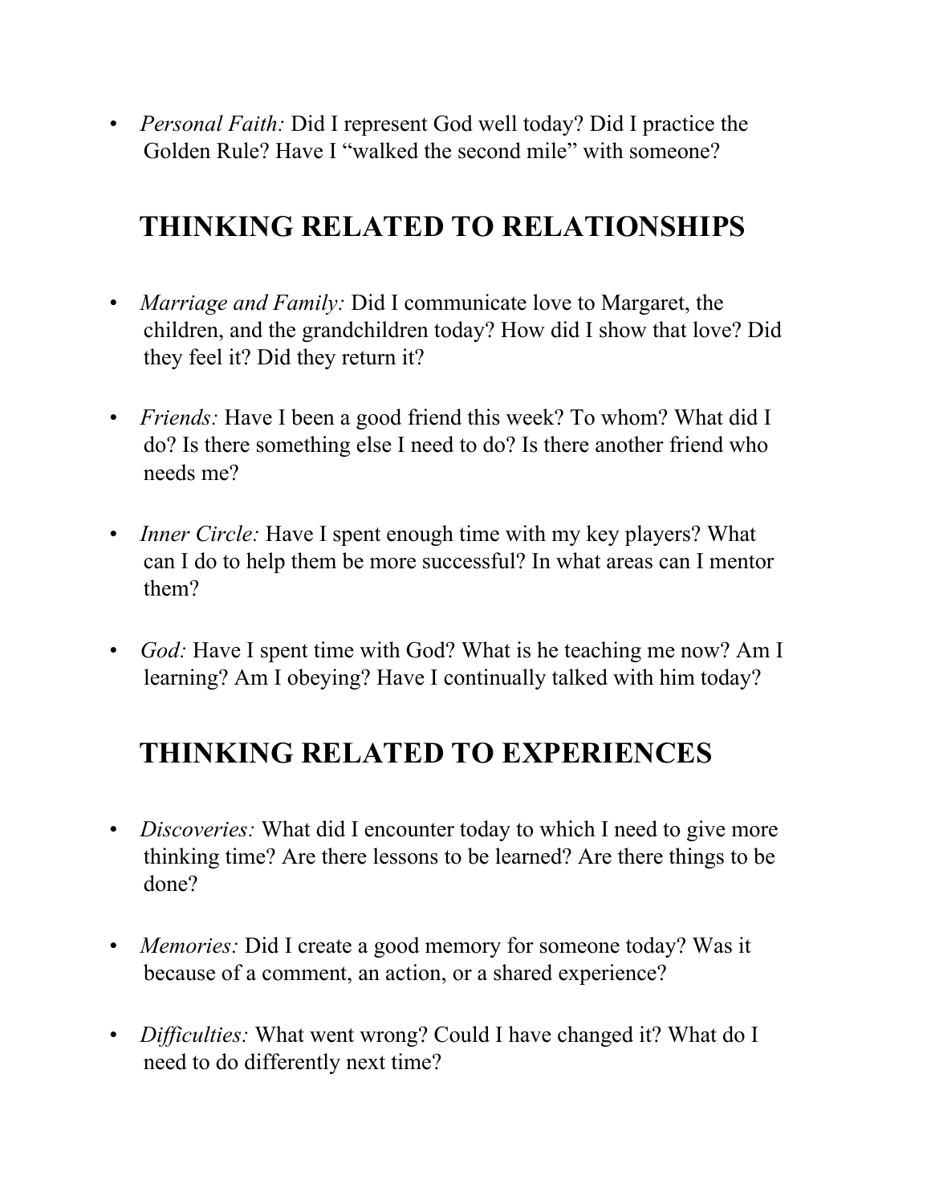- *Personal Faith:* Did I represent God well today? Did I practice the Golden Rule? Have I "walked the second mile" with someone?

## THINKING RELATED TO RELATIONSHIPS

- *Marriage and Family:* Did I communicate love to Margaret, the children, and the grandchildren today? How did I show that love? Did they feel it? Did they return it?

- *Friends:* Have I been a good friend this week? To whom? What did I do? Is there something else I need to do? Is there another friend who needs me?

- *Inner Circle:* Have I spent enough time with my key players? What can I do to help them be more successful? In what areas can I mentor them?

- *God:* Have I spent time with God? What is he teaching me now? Am I learning? Am I obeying? Have I continually talked with him today?

## THINKING RELATED TO EXPERIENCES

- *Discoveries:* What did I encounter today to which I need to give more thinking time? Are there lessons to be learned? Are there things to be done?

- *Memories:* Did I create a good memory for someone today? Was it because of a comment, an action, or a shared experience?

- *Difficulties:* What went wrong? Could I have changed it? What do I need to do differently next time?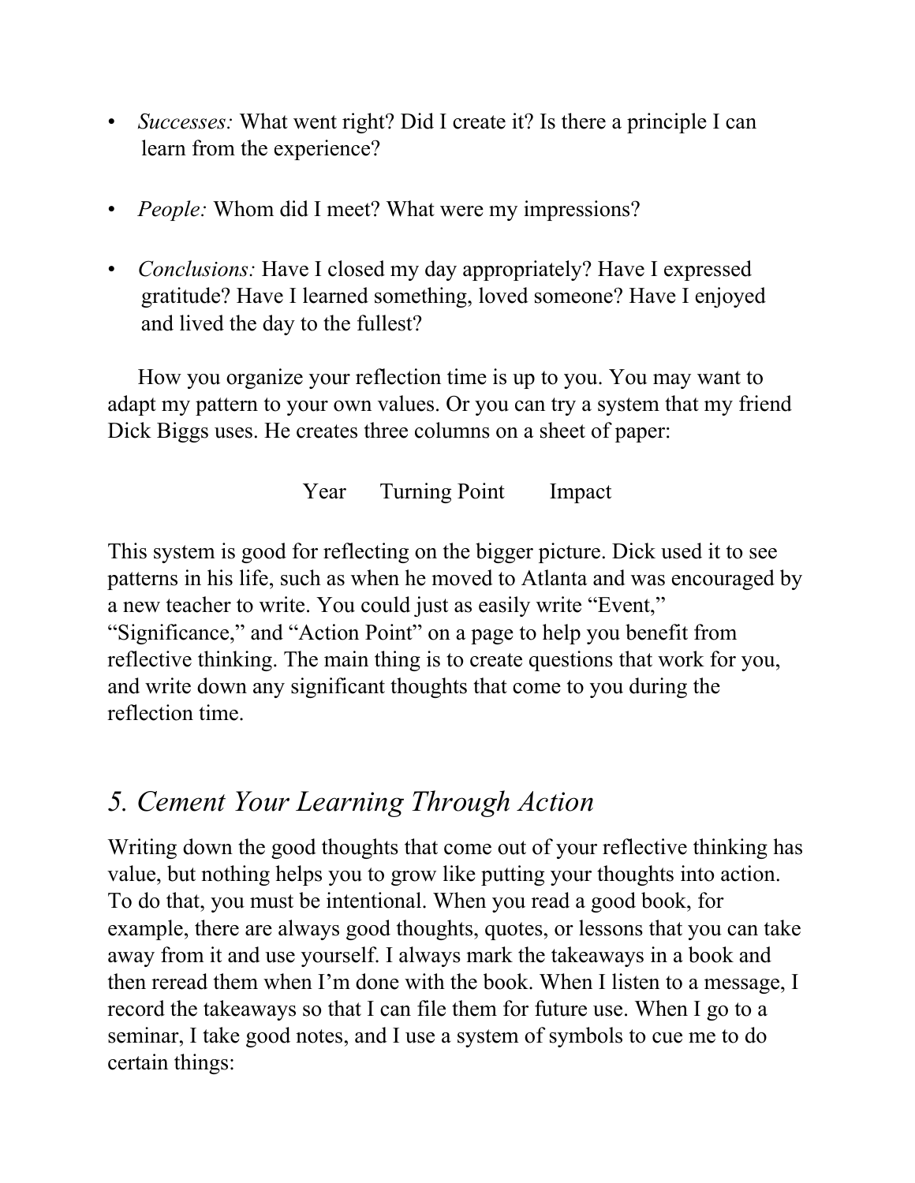- *Successes:* What went right? Did I create it? Is there a principle I can learn from the experience?

- *People:* Whom did I meet? What were my impressions?

- *Conclusions:* Have I closed my day appropriately? Have I expressed gratitude? Have I learned something, loved someone? Have I enjoyed and lived the day to the fullest?

How you organize your reflection time is up to you. You may want to adapt my pattern to your own values. Or you can try a system that my friend Dick Biggs uses. He creates three columns on a sheet of paper:

Year      Turning Point      Impact

This system is good for reflecting on the bigger picture. Dick used it to see patterns in his life, such as when he moved to Atlanta and was encouraged by a new teacher to write. You could just as easily write "Event," "Significance," and "Action Point" on a page to help you benefit from reflective thinking. The main thing is to create questions that work for you, and write down any significant thoughts that come to you during the reflection time.

## *5. Cement Your Learning Through Action*

Writing down the good thoughts that come out of your reflective thinking has value, but nothing helps you to grow like putting your thoughts into action. To do that, you must be intentional. When you read a good book, for example, there are always good thoughts, quotes, or lessons that you can take away from it and use yourself. I always mark the takeaways in a book and then reread them when I'm done with the book. When I listen to a message, I record the takeaways so that I can file them for future use. When I go to a seminar, I take good notes, and I use a system of symbols to cue me to do certain things: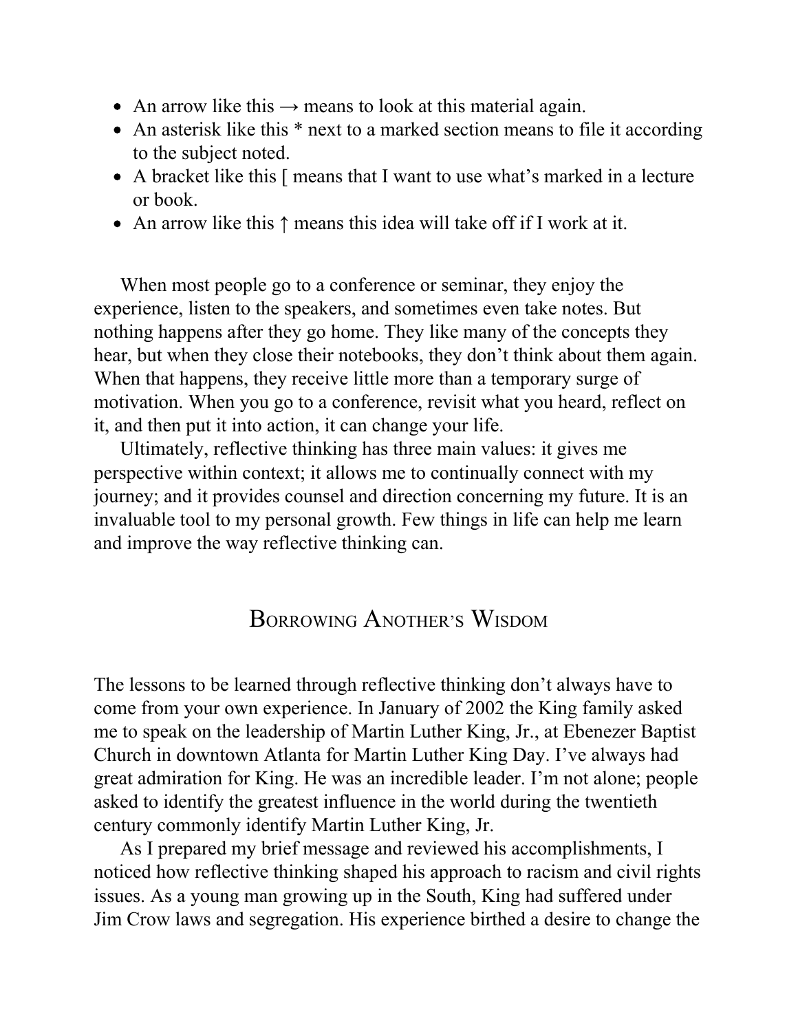- An arrow like this → means to look at this material again.
- An asterisk like this * next to a marked section means to file it according to the subject noted.
- A bracket like this [ means that I want to use what's marked in a lecture or book.
- An arrow like this ↑ means this idea will take off if I work at it.

When most people go to a conference or seminar, they enjoy the experience, listen to the speakers, and sometimes even take notes. But nothing happens after they go home. They like many of the concepts they hear, but when they close their notebooks, they don't think about them again. When that happens, they receive little more than a temporary surge of motivation. When you go to a conference, revisit what you heard, reflect on it, and then put it into action, it can change your life.

Ultimately, reflective thinking has three main values: it gives me perspective within context; it allows me to continually connect with my journey; and it provides counsel and direction concerning my future. It is an invaluable tool to my personal growth. Few things in life can help me learn and improve the way reflective thinking can.

## Borrowing Another's Wisdom

The lessons to be learned through reflective thinking don't always have to come from your own experience. In January of 2002 the King family asked me to speak on the leadership of Martin Luther King, Jr., at Ebenezer Baptist Church in downtown Atlanta for Martin Luther King Day. I've always had great admiration for King. He was an incredible leader. I'm not alone; people asked to identify the greatest influence in the world during the twentieth century commonly identify Martin Luther King, Jr.

As I prepared my brief message and reviewed his accomplishments, I noticed how reflective thinking shaped his approach to racism and civil rights issues. As a young man growing up in the South, King had suffered under Jim Crow laws and segregation. His experience birthed a desire to change the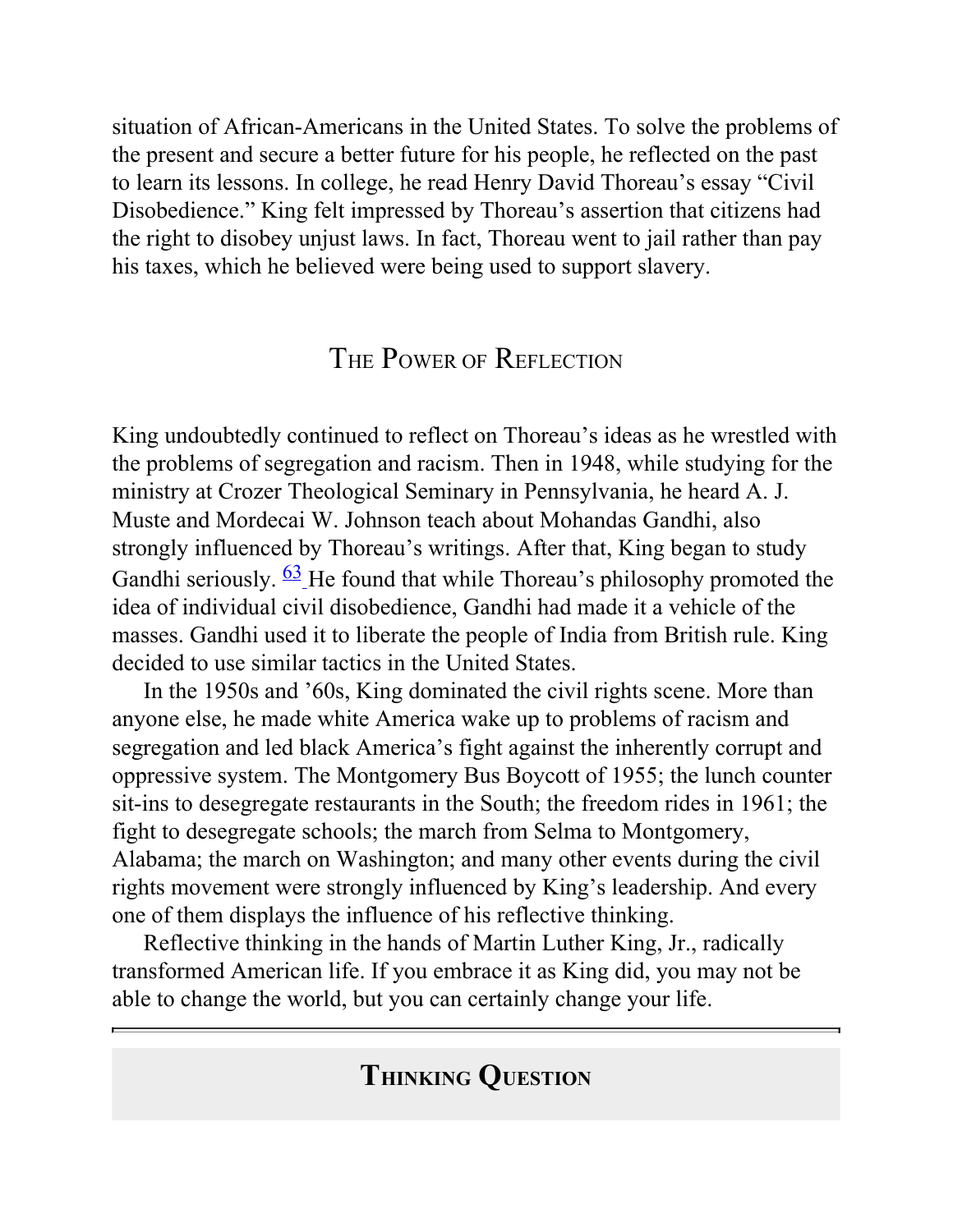situation of African-Americans in the United States. To solve the problems of the present and secure a better future for his people, he reflected on the past to learn its lessons. In college, he read Henry David Thoreau's essay "Civil Disobedience." King felt impressed by Thoreau's assertion that citizens had the right to disobey unjust laws. In fact, Thoreau went to jail rather than pay his taxes, which he believed were being used to support slavery.

## The Power of Reflection

King undoubtedly continued to reflect on Thoreau's ideas as he wrestled with the problems of segregation and racism. Then in 1948, while studying for the ministry at Crozer Theological Seminary in Pennsylvania, he heard A. J. Muste and Mordecai W. Johnson teach about Mohandas Gandhi, also strongly influenced by Thoreau's writings. After that, King began to study Gandhi seriously. [63] He found that while Thoreau's philosophy promoted the idea of individual civil disobedience, Gandhi had made it a vehicle of the masses. Gandhi used it to liberate the people of India from British rule. King decided to use similar tactics in the United States.

In the 1950s and '60s, King dominated the civil rights scene. More than anyone else, he made white America wake up to problems of racism and segregation and led black America's fight against the inherently corrupt and oppressive system. The Montgomery Bus Boycott of 1955; the lunch counter sit-ins to desegregate restaurants in the South; the freedom rides in 1961; the fight to desegregate schools; the march from Selma to Montgomery, Alabama; the march on Washington; and many other events during the civil rights movement were strongly influenced by King's leadership. And every one of them displays the influence of his reflective thinking.

Reflective thinking in the hands of Martin Luther King, Jr., radically transformed American life. If you embrace it as King did, you may not be able to change the world, but you can certainly change your life.

---

## Thinking Question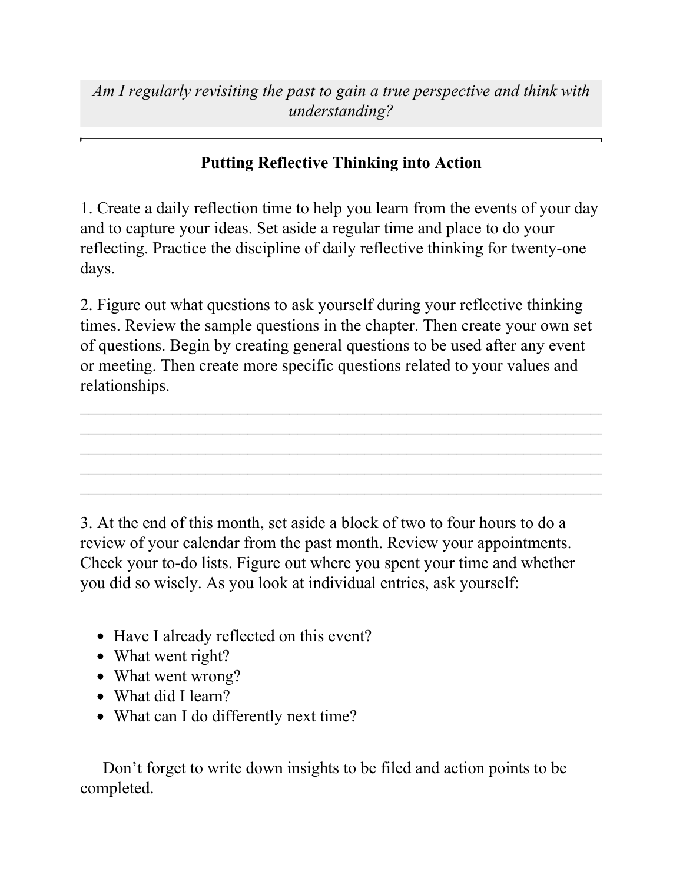*Am I regularly revisiting the past to gain a true perspective and think with understanding?*

---

## Putting Reflective Thinking into Action

1. Create a daily reflection time to help you learn from the events of your day and to capture your ideas. Set aside a regular time and place to do your reflecting. Practice the discipline of daily reflective thinking for twenty-one days.

2. Figure out what questions to ask yourself during your reflective thinking times. Review the sample questions in the chapter. Then create your own set of questions. Begin by creating general questions to be used after any event or meeting. Then create more specific questions related to your values and relationships.

_______________________________________________________________

_______________________________________________________________

_______________________________________________________________

_______________________________________________________________

_______________________________________________________________

3. At the end of this month, set aside a block of two to four hours to do a review of your calendar from the past month. Review your appointments. Check your to-do lists. Figure out where you spent your time and whether you did so wisely. As you look at individual entries, ask yourself:

- Have I already reflected on this event?
- What went right?
- What went wrong?
- What did I learn?
- What can I do differently next time?

Don't forget to write down insights to be filed and action points to be completed.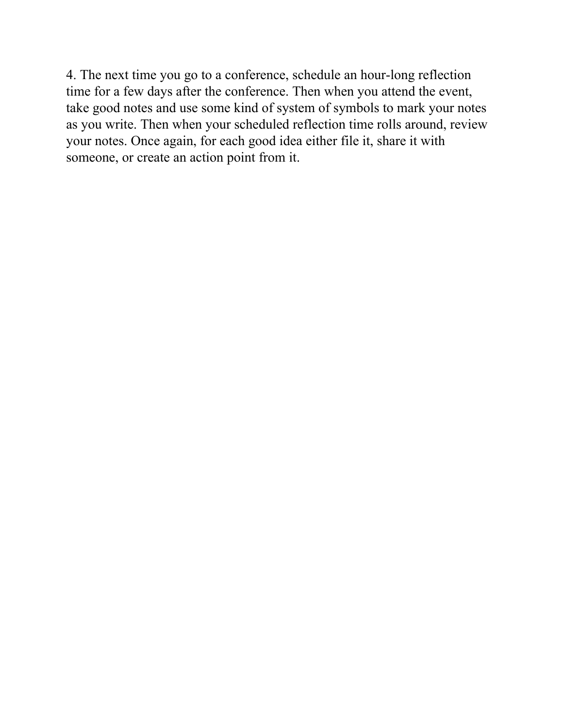4. The next time you go to a conference, schedule an hour-long reflection time for a few days after the conference. Then when you attend the event, take good notes and use some kind of system of symbols to mark your notes as you write. Then when your scheduled reflection time rolls around, review your notes. Once again, for each good idea either file it, share it with someone, or create an action point from it.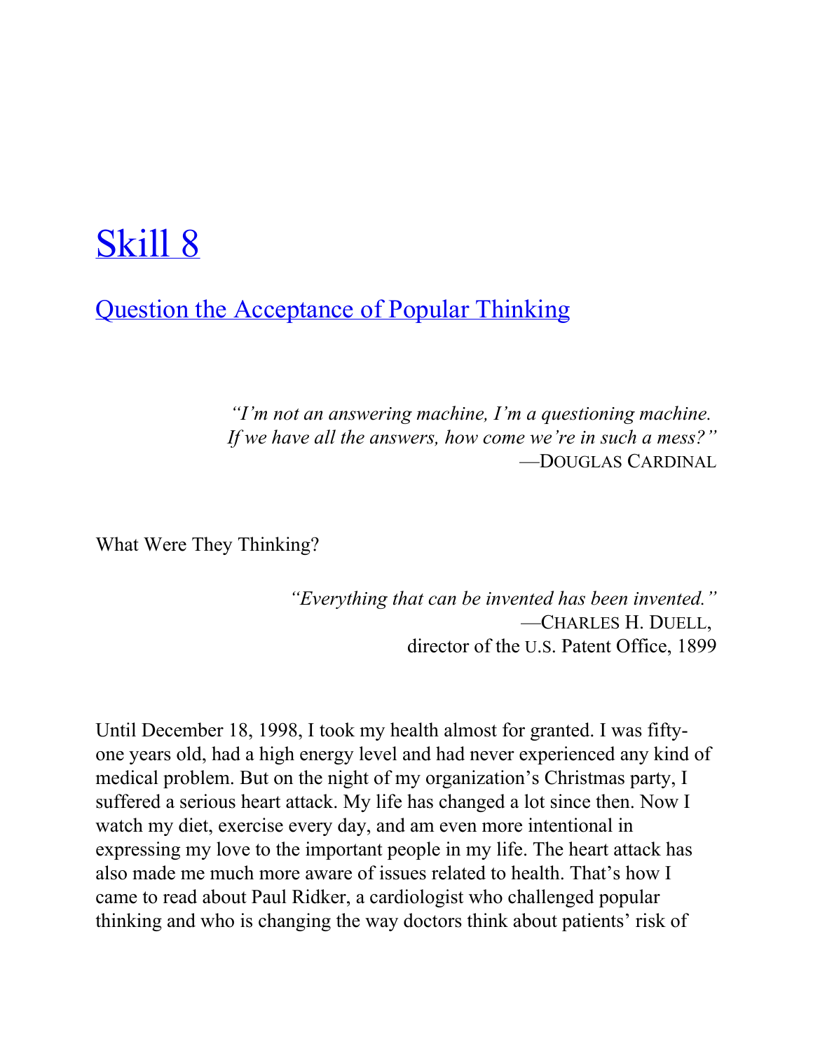# Skill 8

## Question the Acceptance of Popular Thinking

> *"I'm not an answering machine, I'm a questioning machine. If we have all the answers, how come we're in such a mess?"*
> —DOUGLAS CARDINAL

What Were They Thinking?

> *"Everything that can be invented has been invented."*
> —CHARLES H. DUELL,
> director of the U.S. Patent Office, 1899

Until December 18, 1998, I took my health almost for granted. I was fifty-one years old, had a high energy level and had never experienced any kind of medical problem. But on the night of my organization's Christmas party, I suffered a serious heart attack. My life has changed a lot since then. Now I watch my diet, exercise every day, and am even more intentional in expressing my love to the important people in my life. The heart attack has also made me much more aware of issues related to health. That's how I came to read about Paul Ridker, a cardiologist who challenged popular thinking and who is changing the way doctors think about patients' risk of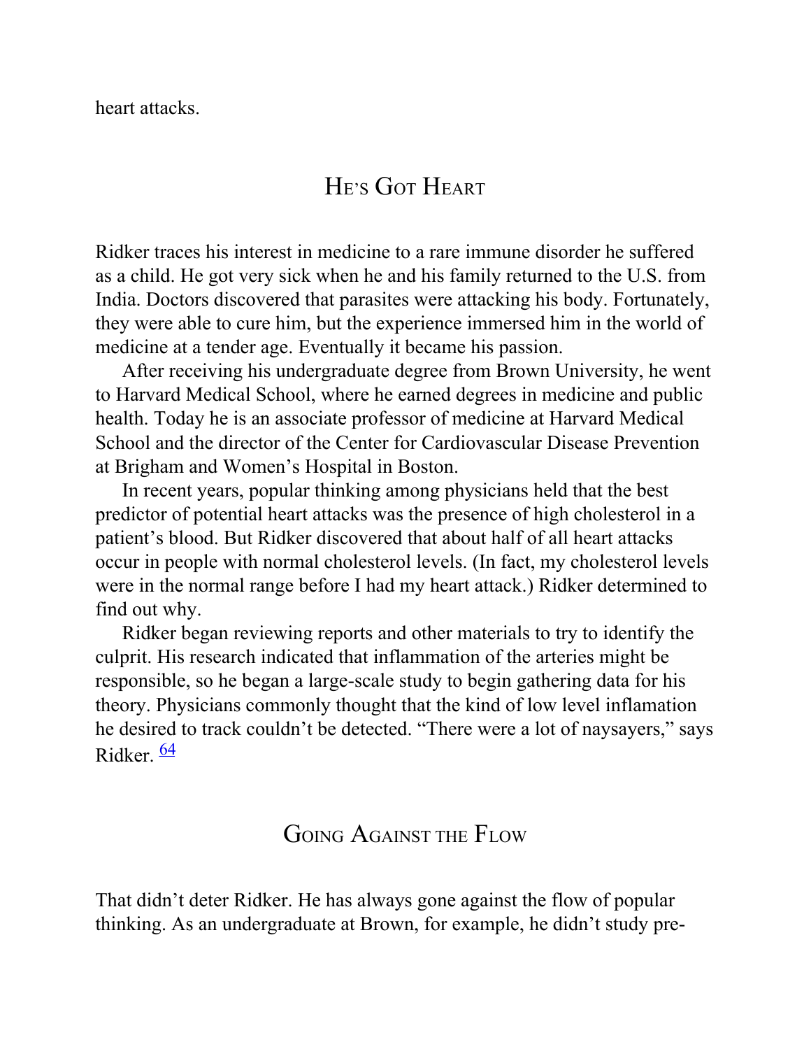heart attacks.

## He's Got Heart

Ridker traces his interest in medicine to a rare immune disorder he suffered as a child. He got very sick when he and his family returned to the U.S. from India. Doctors discovered that parasites were attacking his body. Fortunately, they were able to cure him, but the experience immersed him in the world of medicine at a tender age. Eventually it became his passion.

After receiving his undergraduate degree from Brown University, he went to Harvard Medical School, where he earned degrees in medicine and public health. Today he is an associate professor of medicine at Harvard Medical School and the director of the Center for Cardiovascular Disease Prevention at Brigham and Women's Hospital in Boston.

In recent years, popular thinking among physicians held that the best predictor of potential heart attacks was the presence of high cholesterol in a patient's blood. But Ridker discovered that about half of all heart attacks occur in people with normal cholesterol levels. (In fact, my cholesterol levels were in the normal range before I had my heart attack.) Ridker determined to find out why.

Ridker began reviewing reports and other materials to try to identify the culprit. His research indicated that inflammation of the arteries might be responsible, so he began a large-scale study to begin gathering data for his theory. Physicians commonly thought that the kind of low level inflamation he desired to track couldn't be detected. "There were a lot of naysayers," says Ridker. [64]

## Going Against the Flow

That didn't deter Ridker. He has always gone against the flow of popular thinking. As an undergraduate at Brown, for example, he didn't study pre-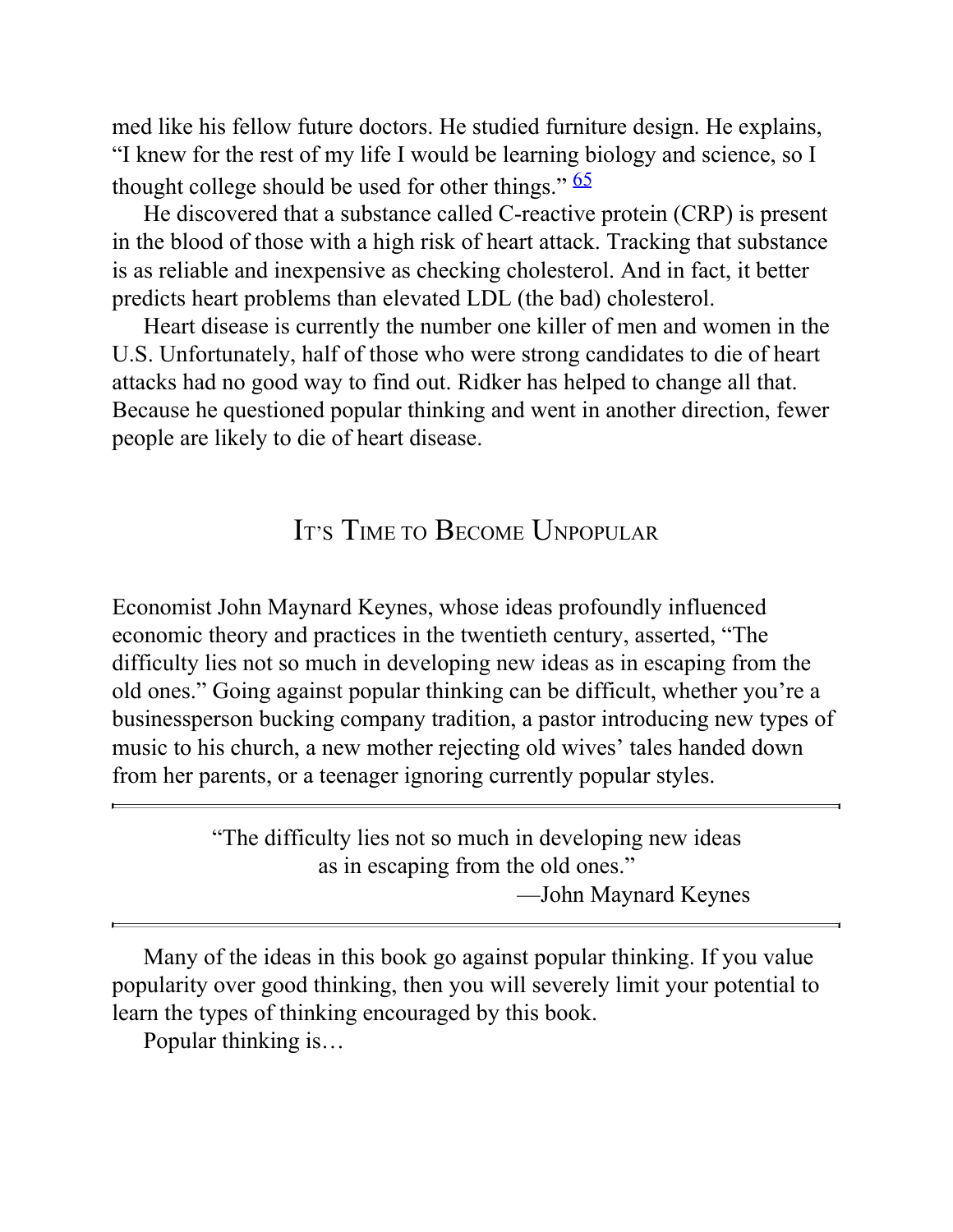med like his fellow future doctors. He studied furniture design. He explains, "I knew for the rest of my life I would be learning biology and science, so I thought college should be used for other things." [65]

He discovered that a substance called C-reactive protein (CRP) is present in the blood of those with a high risk of heart attack. Tracking that substance is as reliable and inexpensive as checking cholesterol. And in fact, it better predicts heart problems than elevated LDL (the bad) cholesterol.

Heart disease is currently the number one killer of men and women in the U.S. Unfortunately, half of those who were strong candidates to die of heart attacks had no good way to find out. Ridker has helped to change all that. Because he questioned popular thinking and went in another direction, fewer people are likely to die of heart disease.

## It's Time to Become Unpopular

Economist John Maynard Keynes, whose ideas profoundly influenced economic theory and practices in the twentieth century, asserted, "The difficulty lies not so much in developing new ideas as in escaping from the old ones." Going against popular thinking can be difficult, whether you're a businessperson bucking company tradition, a pastor introducing new types of music to his church, a new mother rejecting old wives' tales handed down from her parents, or a teenager ignoring currently popular styles.

> "The difficulty lies not so much in developing new ideas as in escaping from the old ones."
>
> —John Maynard Keynes

Many of the ideas in this book go against popular thinking. If you value popularity over good thinking, then you will severely limit your potential to learn the types of thinking encouraged by this book.

Popular thinking is…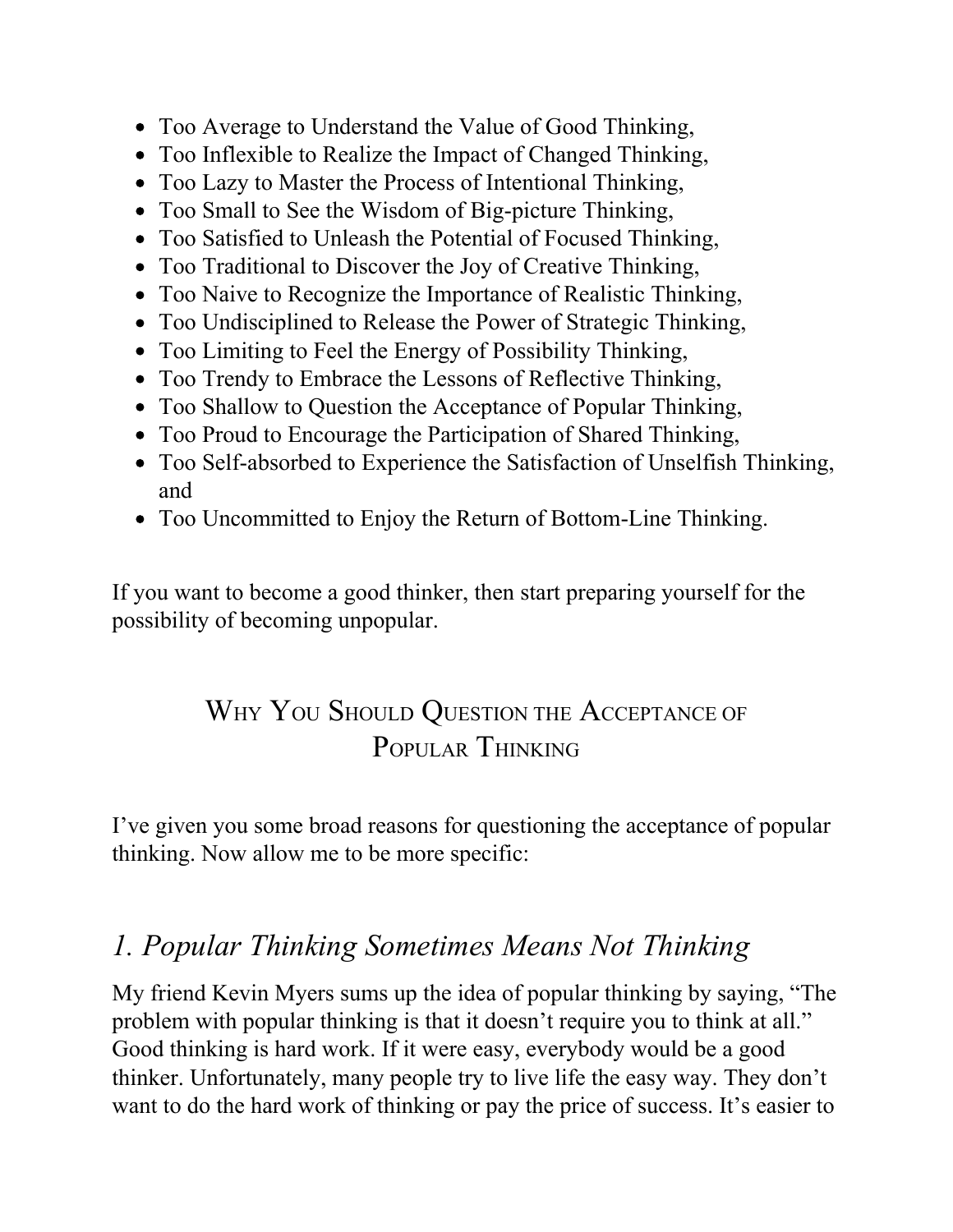- Too Average to Understand the Value of Good Thinking,
- Too Inflexible to Realize the Impact of Changed Thinking,
- Too Lazy to Master the Process of Intentional Thinking,
- Too Small to See the Wisdom of Big-picture Thinking,
- Too Satisfied to Unleash the Potential of Focused Thinking,
- Too Traditional to Discover the Joy of Creative Thinking,
- Too Naive to Recognize the Importance of Realistic Thinking,
- Too Undisciplined to Release the Power of Strategic Thinking,
- Too Limiting to Feel the Energy of Possibility Thinking,
- Too Trendy to Embrace the Lessons of Reflective Thinking,
- Too Shallow to Question the Acceptance of Popular Thinking,
- Too Proud to Encourage the Participation of Shared Thinking,
- Too Self-absorbed to Experience the Satisfaction of Unselfish Thinking, and
- Too Uncommitted to Enjoy the Return of Bottom-Line Thinking.

If you want to become a good thinker, then start preparing yourself for the possibility of becoming unpopular.

## Why You Should Question the Acceptance of Popular Thinking

I've given you some broad reasons for questioning the acceptance of popular thinking. Now allow me to be more specific:

### *1. Popular Thinking Sometimes Means Not Thinking*

My friend Kevin Myers sums up the idea of popular thinking by saying, "The problem with popular thinking is that it doesn't require you to think at all." Good thinking is hard work. If it were easy, everybody would be a good thinker. Unfortunately, many people try to live life the easy way. They don't want to do the hard work of thinking or pay the price of success. It's easier to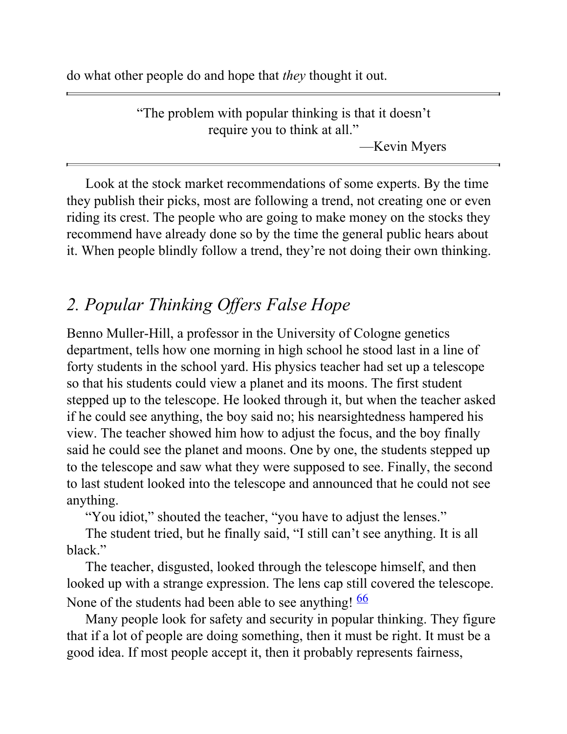do what other people do and hope that *they* thought it out.

> "The problem with popular thinking is that it doesn't require you to think at all."
>
> —Kevin Myers

Look at the stock market recommendations of some experts. By the time they publish their picks, most are following a trend, not creating one or even riding its crest. The people who are going to make money on the stocks they recommend have already done so by the time the general public hears about it. When people blindly follow a trend, they're not doing their own thinking.

## *2. Popular Thinking Offers False Hope*

Benno Muller-Hill, a professor in the University of Cologne genetics department, tells how one morning in high school he stood last in a line of forty students in the school yard. His physics teacher had set up a telescope so that his students could view a planet and its moons. The first student stepped up to the telescope. He looked through it, but when the teacher asked if he could see anything, the boy said no; his nearsightedness hampered his view. The teacher showed him how to adjust the focus, and the boy finally said he could see the planet and moons. One by one, the students stepped up to the telescope and saw what they were supposed to see. Finally, the second to last student looked into the telescope and announced that he could not see anything.

"You idiot," shouted the teacher, "you have to adjust the lenses."

The student tried, but he finally said, "I still can't see anything. It is all black."

The teacher, disgusted, looked through the telescope himself, and then looked up with a strange expression. The lens cap still covered the telescope. None of the students had been able to see anything! [66]

Many people look for safety and security in popular thinking. They figure that if a lot of people are doing something, then it must be right. It must be a good idea. If most people accept it, then it probably represents fairness,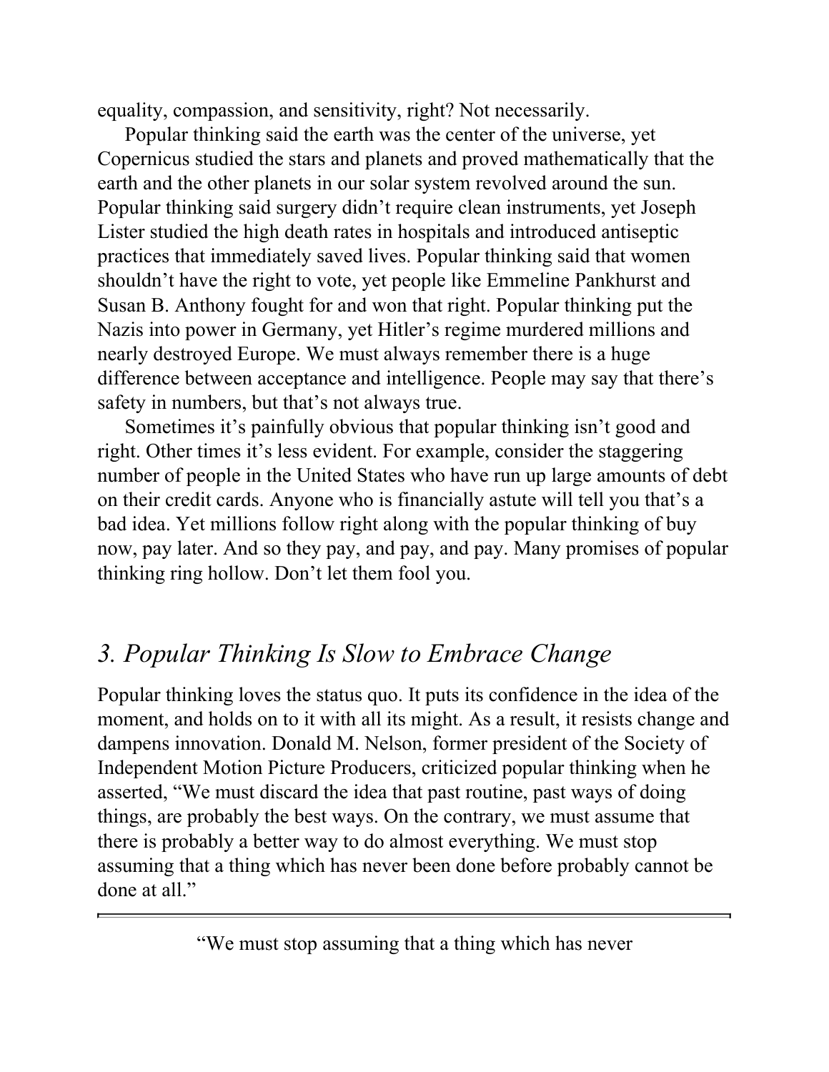equality, compassion, and sensitivity, right? Not necessarily.

Popular thinking said the earth was the center of the universe, yet Copernicus studied the stars and planets and proved mathematically that the earth and the other planets in our solar system revolved around the sun. Popular thinking said surgery didn't require clean instruments, yet Joseph Lister studied the high death rates in hospitals and introduced antiseptic practices that immediately saved lives. Popular thinking said that women shouldn't have the right to vote, yet people like Emmeline Pankhurst and Susan B. Anthony fought for and won that right. Popular thinking put the Nazis into power in Germany, yet Hitler's regime murdered millions and nearly destroyed Europe. We must always remember there is a huge difference between acceptance and intelligence. People may say that there's safety in numbers, but that's not always true.

Sometimes it's painfully obvious that popular thinking isn't good and right. Other times it's less evident. For example, consider the staggering number of people in the United States who have run up large amounts of debt on their credit cards. Anyone who is financially astute will tell you that's a bad idea. Yet millions follow right along with the popular thinking of buy now, pay later. And so they pay, and pay, and pay. Many promises of popular thinking ring hollow. Don't let them fool you.

## *3. Popular Thinking Is Slow to Embrace Change*

Popular thinking loves the status quo. It puts its confidence in the idea of the moment, and holds on to it with all its might. As a result, it resists change and dampens innovation. Donald M. Nelson, former president of the Society of Independent Motion Picture Producers, criticized popular thinking when he asserted, "We must discard the idea that past routine, past ways of doing things, are probably the best ways. On the contrary, we must assume that there is probably a better way to do almost everything. We must stop assuming that a thing which has never been done before probably cannot be done at all."

---

"We must stop assuming that a thing which has never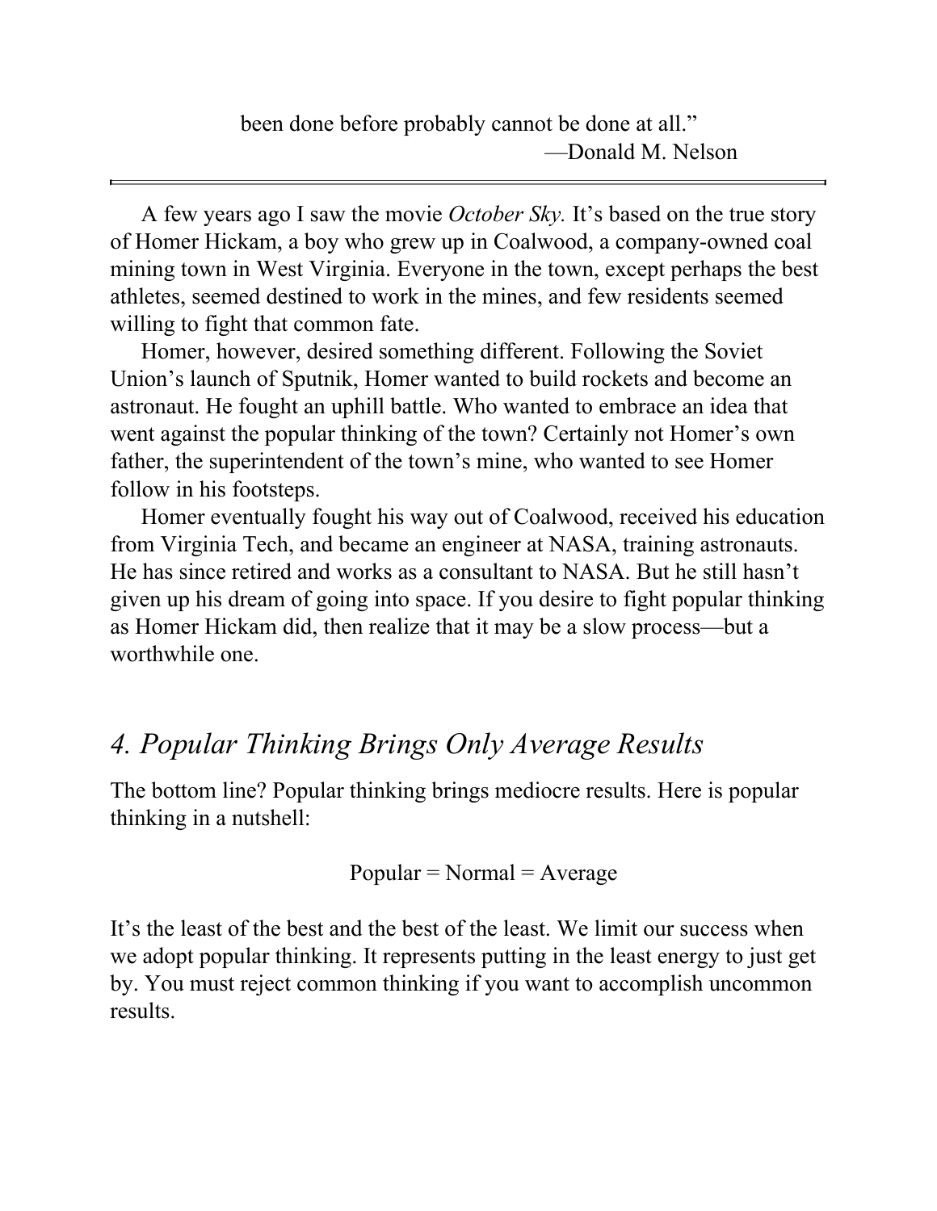been done before probably cannot be done at all."

—Donald M. Nelson

---

A few years ago I saw the movie *October Sky.* It's based on the true story of Homer Hickam, a boy who grew up in Coalwood, a company-owned coal mining town in West Virginia. Everyone in the town, except perhaps the best athletes, seemed destined to work in the mines, and few residents seemed willing to fight that common fate.

Homer, however, desired something different. Following the Soviet Union's launch of Sputnik, Homer wanted to build rockets and become an astronaut. He fought an uphill battle. Who wanted to embrace an idea that went against the popular thinking of the town? Certainly not Homer's own father, the superintendent of the town's mine, who wanted to see Homer follow in his footsteps.

Homer eventually fought his way out of Coalwood, received his education from Virginia Tech, and became an engineer at NASA, training astronauts. He has since retired and works as a consultant to NASA. But he still hasn't given up his dream of going into space. If you desire to fight popular thinking as Homer Hickam did, then realize that it may be a slow process—but a worthwhile one.

## *4. Popular Thinking Brings Only Average Results*

The bottom line? Popular thinking brings mediocre results. Here is popular thinking in a nutshell:

Popular = Normal = Average

It's the least of the best and the best of the least. We limit our success when we adopt popular thinking. It represents putting in the least energy to just get by. You must reject common thinking if you want to accomplish uncommon results.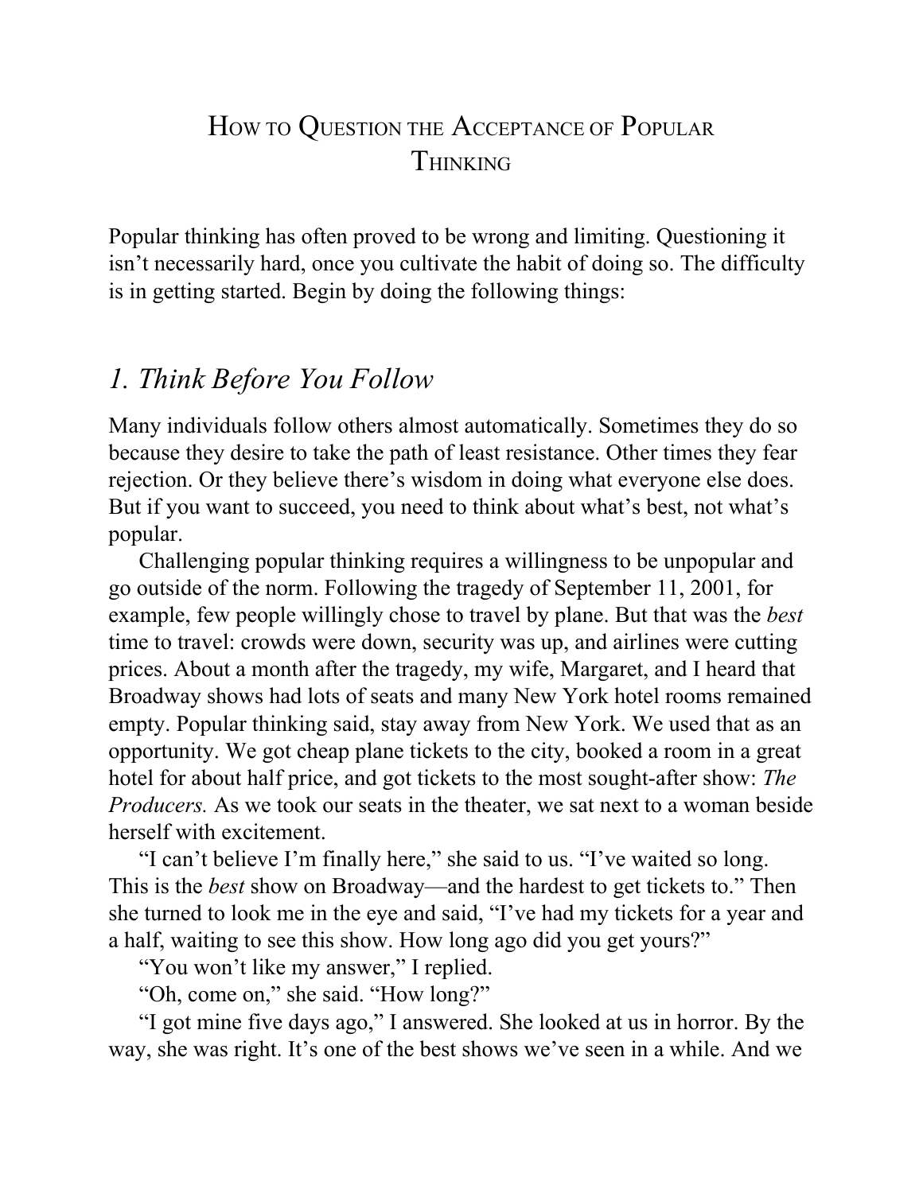# How to Question the Acceptance of Popular Thinking

Popular thinking has often proved to be wrong and limiting. Questioning it isn't necessarily hard, once you cultivate the habit of doing so. The difficulty is in getting started. Begin by doing the following things:

## *1. Think Before You Follow*

Many individuals follow others almost automatically. Sometimes they do so because they desire to take the path of least resistance. Other times they fear rejection. Or they believe there's wisdom in doing what everyone else does. But if you want to succeed, you need to think about what's best, not what's popular.

Challenging popular thinking requires a willingness to be unpopular and go outside of the norm. Following the tragedy of September 11, 2001, for example, few people willingly chose to travel by plane. But that was the *best* time to travel: crowds were down, security was up, and airlines were cutting prices. About a month after the tragedy, my wife, Margaret, and I heard that Broadway shows had lots of seats and many New York hotel rooms remained empty. Popular thinking said, stay away from New York. We used that as an opportunity. We got cheap plane tickets to the city, booked a room in a great hotel for about half price, and got tickets to the most sought-after show: *The Producers.* As we took our seats in the theater, we sat next to a woman beside herself with excitement.

"I can't believe I'm finally here," she said to us. "I've waited so long. This is the *best* show on Broadway—and the hardest to get tickets to." Then she turned to look me in the eye and said, "I've had my tickets for a year and a half, waiting to see this show. How long ago did you get yours?"

"You won't like my answer," I replied.

"Oh, come on," she said. "How long?"

"I got mine five days ago," I answered. She looked at us in horror. By the way, she was right. It's one of the best shows we've seen in a while. And we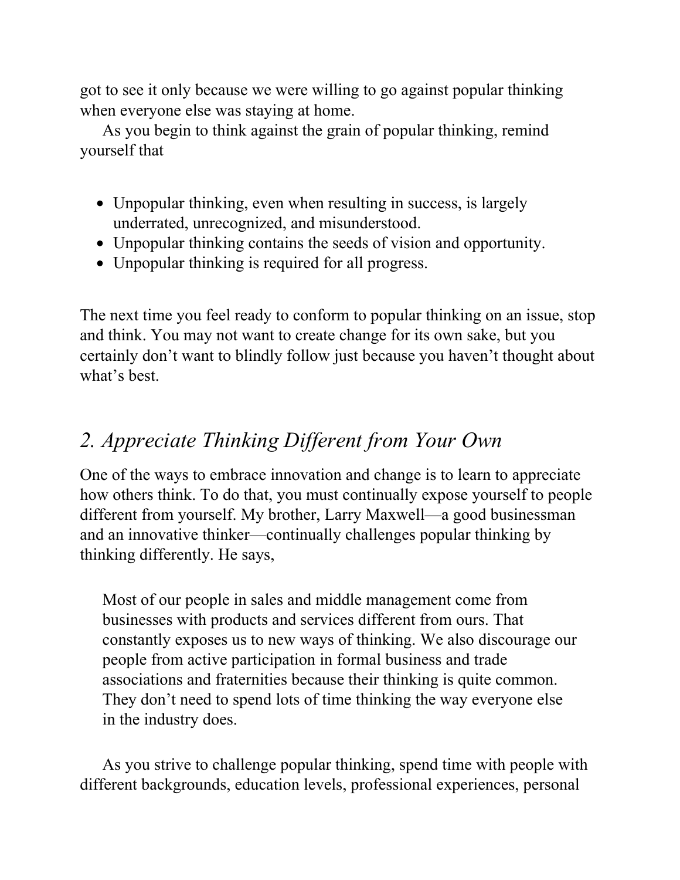got to see it only because we were willing to go against popular thinking when everyone else was staying at home.

As you begin to think against the grain of popular thinking, remind yourself that

- Unpopular thinking, even when resulting in success, is largely underrated, unrecognized, and misunderstood.
- Unpopular thinking contains the seeds of vision and opportunity.
- Unpopular thinking is required for all progress.

The next time you feel ready to conform to popular thinking on an issue, stop and think. You may not want to create change for its own sake, but you certainly don't want to blindly follow just because you haven't thought about what's best.

## *2. Appreciate Thinking Different from Your Own*

One of the ways to embrace innovation and change is to learn to appreciate how others think. To do that, you must continually expose yourself to people different from yourself. My brother, Larry Maxwell—a good businessman and an innovative thinker—continually challenges popular thinking by thinking differently. He says,

> Most of our people in sales and middle management come from businesses with products and services different from ours. That constantly exposes us to new ways of thinking. We also discourage our people from active participation in formal business and trade associations and fraternities because their thinking is quite common. They don't need to spend lots of time thinking the way everyone else in the industry does.

As you strive to challenge popular thinking, spend time with people with different backgrounds, education levels, professional experiences, personal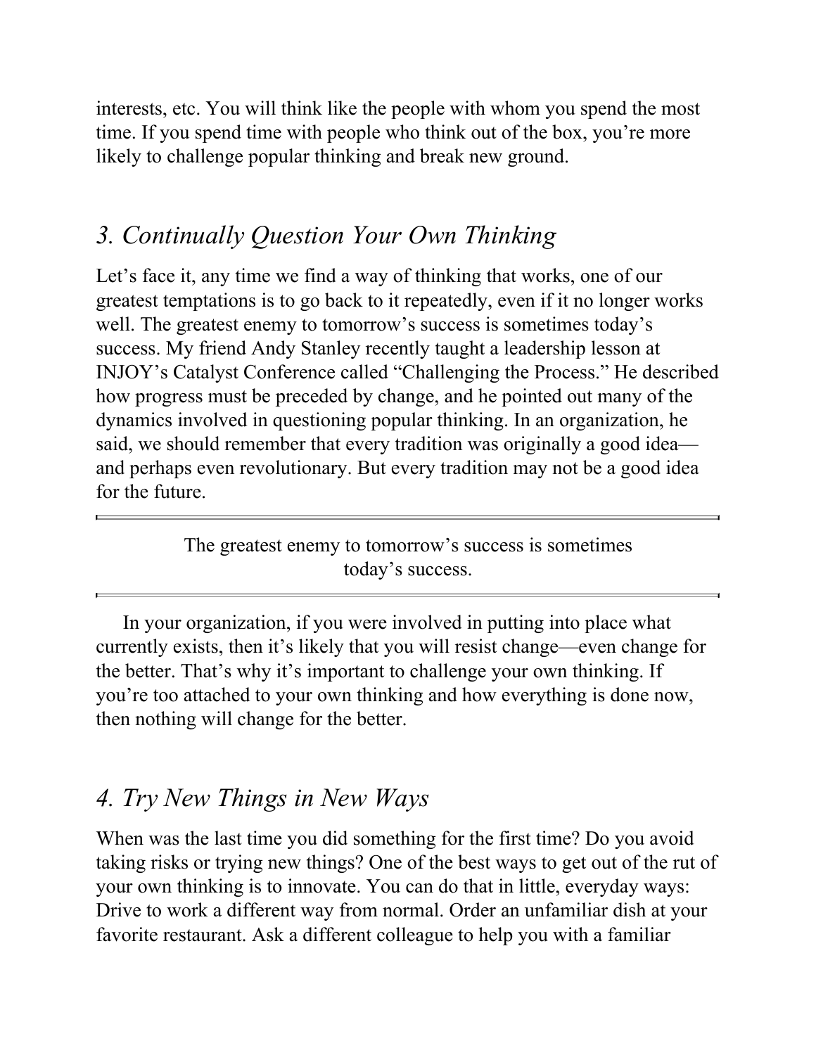interests, etc. You will think like the people with whom you spend the most time. If you spend time with people who think out of the box, you're more likely to challenge popular thinking and break new ground.

## *3. Continually Question Your Own Thinking*

Let's face it, any time we find a way of thinking that works, one of our greatest temptations is to go back to it repeatedly, even if it no longer works well. The greatest enemy to tomorrow's success is sometimes today's success. My friend Andy Stanley recently taught a leadership lesson at INJOY's Catalyst Conference called "Challenging the Process." He described how progress must be preceded by change, and he pointed out many of the dynamics involved in questioning popular thinking. In an organization, he said, we should remember that every tradition was originally a good idea—and perhaps even revolutionary. But every tradition may not be a good idea for the future.

---

The greatest enemy to tomorrow's success is sometimes today's success.

---

In your organization, if you were involved in putting into place what currently exists, then it's likely that you will resist change—even change for the better. That's why it's important to challenge your own thinking. If you're too attached to your own thinking and how everything is done now, then nothing will change for the better.

## *4. Try New Things in New Ways*

When was the last time you did something for the first time? Do you avoid taking risks or trying new things? One of the best ways to get out of the rut of your own thinking is to innovate. You can do that in little, everyday ways: Drive to work a different way from normal. Order an unfamiliar dish at your favorite restaurant. Ask a different colleague to help you with a familiar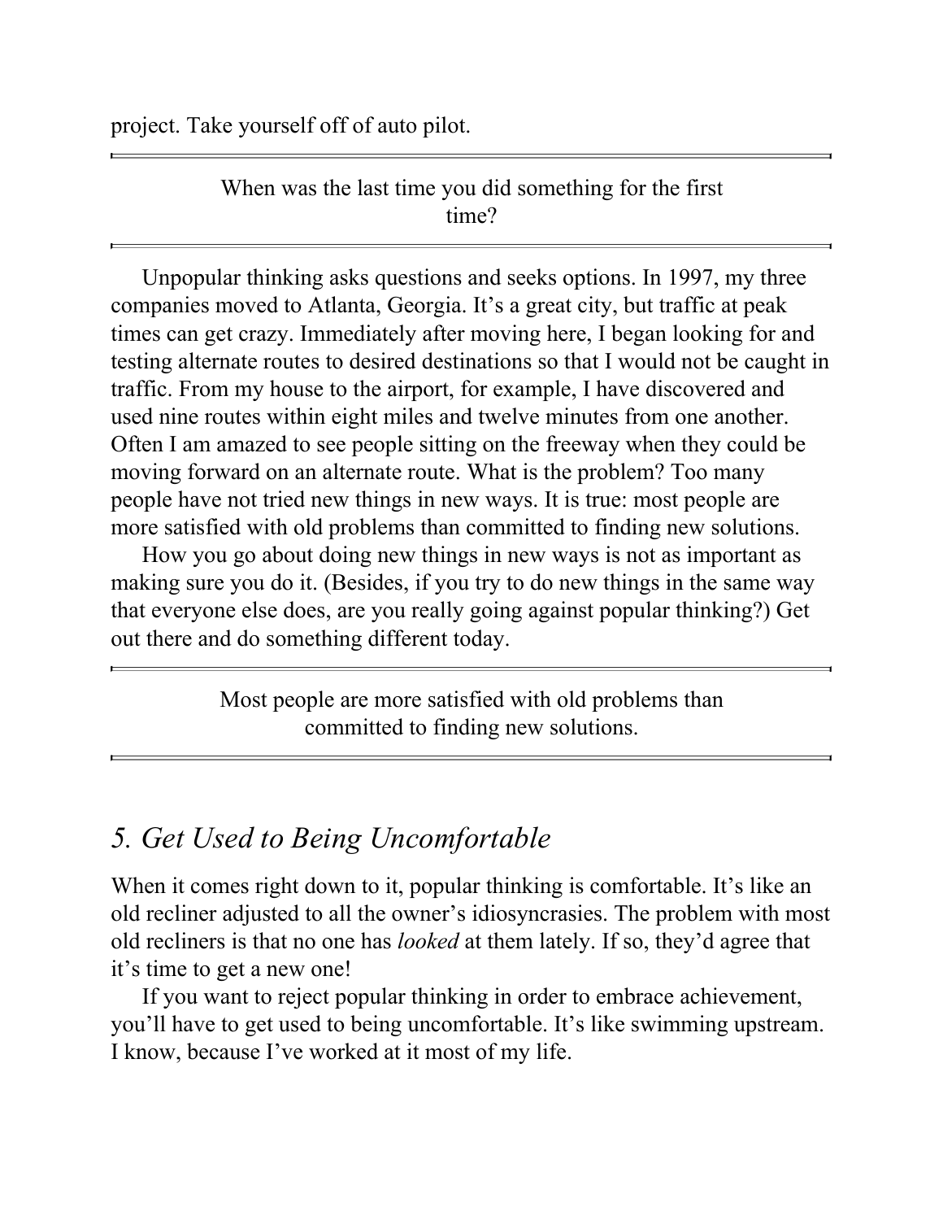project. Take yourself off of auto pilot.

---

When was the last time you did something for the first time?

---

Unpopular thinking asks questions and seeks options. In 1997, my three companies moved to Atlanta, Georgia. It's a great city, but traffic at peak times can get crazy. Immediately after moving here, I began looking for and testing alternate routes to desired destinations so that I would not be caught in traffic. From my house to the airport, for example, I have discovered and used nine routes within eight miles and twelve minutes from one another. Often I am amazed to see people sitting on the freeway when they could be moving forward on an alternate route. What is the problem? Too many people have not tried new things in new ways. It is true: most people are more satisfied with old problems than committed to finding new solutions.

How you go about doing new things in new ways is not as important as making sure you do it. (Besides, if you try to do new things in the same way that everyone else does, are you really going against popular thinking?) Get out there and do something different today.

---

Most people are more satisfied with old problems than committed to finding new solutions.

---

## *5. Get Used to Being Uncomfortable*

When it comes right down to it, popular thinking is comfortable. It's like an old recliner adjusted to all the owner's idiosyncrasies. The problem with most old recliners is that no one has *looked* at them lately. If so, they'd agree that it's time to get a new one!

If you want to reject popular thinking in order to embrace achievement, you'll have to get used to being uncomfortable. It's like swimming upstream. I know, because I've worked at it most of my life.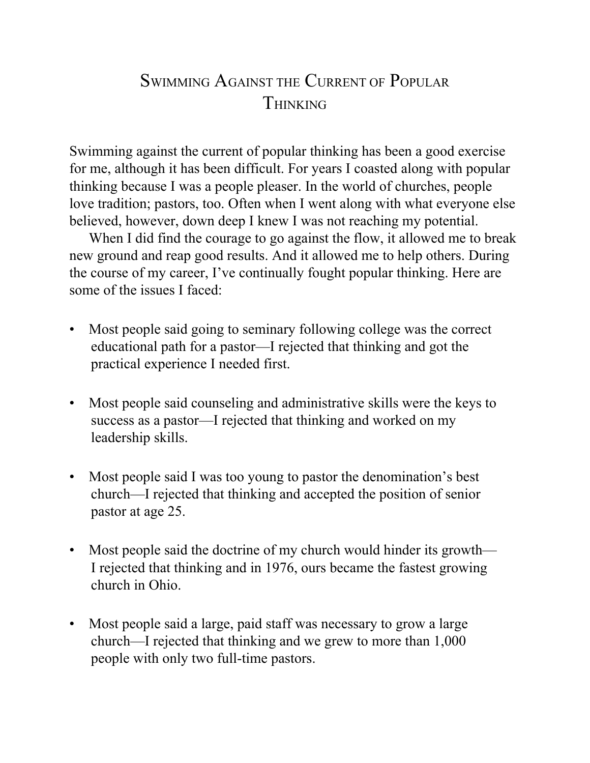# Swimming Against the Current of Popular Thinking

Swimming against the current of popular thinking has been a good exercise for me, although it has been difficult. For years I coasted along with popular thinking because I was a people pleaser. In the world of churches, people love tradition; pastors, too. Often when I went along with what everyone else believed, however, down deep I knew I was not reaching my potential.

When I did find the courage to go against the flow, it allowed me to break new ground and reap good results. And it allowed me to help others. During the course of my career, I've continually fought popular thinking. Here are some of the issues I faced:

- Most people said going to seminary following college was the correct educational path for a pastor—I rejected that thinking and got the practical experience I needed first.

- Most people said counseling and administrative skills were the keys to success as a pastor—I rejected that thinking and worked on my leadership skills.

- Most people said I was too young to pastor the denomination's best church—I rejected that thinking and accepted the position of senior pastor at age 25.

- Most people said the doctrine of my church would hinder its growth—I rejected that thinking and in 1976, ours became the fastest growing church in Ohio.

- Most people said a large, paid staff was necessary to grow a large church—I rejected that thinking and we grew to more than 1,000 people with only two full-time pastors.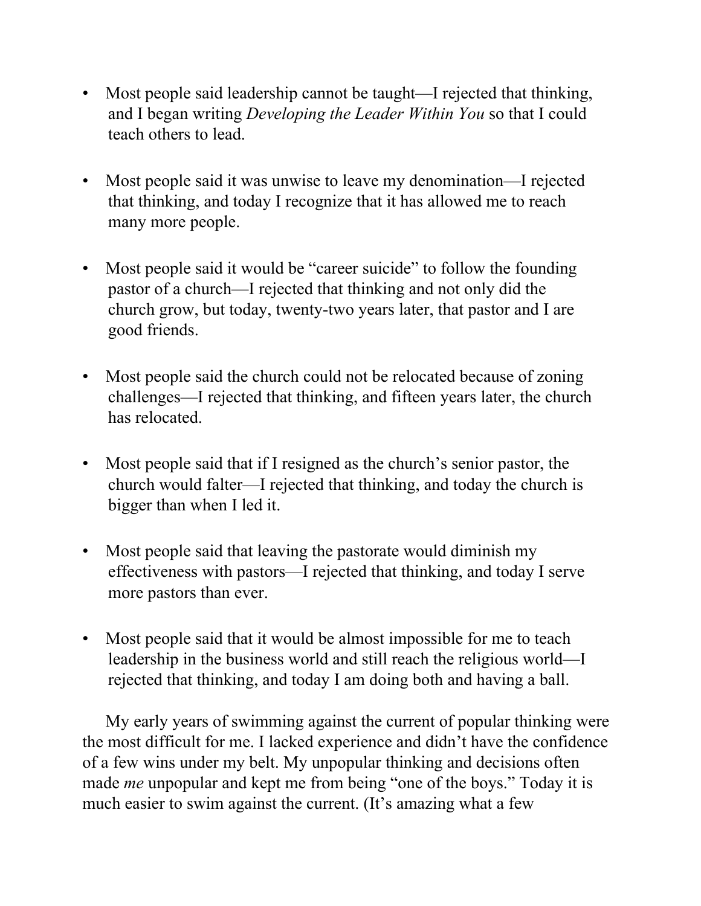- Most people said leadership cannot be taught—I rejected that thinking, and I began writing *Developing the Leader Within You* so that I could teach others to lead.

- Most people said it was unwise to leave my denomination—I rejected that thinking, and today I recognize that it has allowed me to reach many more people.

- Most people said it would be "career suicide" to follow the founding pastor of a church—I rejected that thinking and not only did the church grow, but today, twenty-two years later, that pastor and I are good friends.

- Most people said the church could not be relocated because of zoning challenges—I rejected that thinking, and fifteen years later, the church has relocated.

- Most people said that if I resigned as the church's senior pastor, the church would falter—I rejected that thinking, and today the church is bigger than when I led it.

- Most people said that leaving the pastorate would diminish my effectiveness with pastors—I rejected that thinking, and today I serve more pastors than ever.

- Most people said that it would be almost impossible for me to teach leadership in the business world and still reach the religious world—I rejected that thinking, and today I am doing both and having a ball.

My early years of swimming against the current of popular thinking were the most difficult for me. I lacked experience and didn't have the confidence of a few wins under my belt. My unpopular thinking and decisions often made *me* unpopular and kept me from being "one of the boys." Today it is much easier to swim against the current. (It's amazing what a few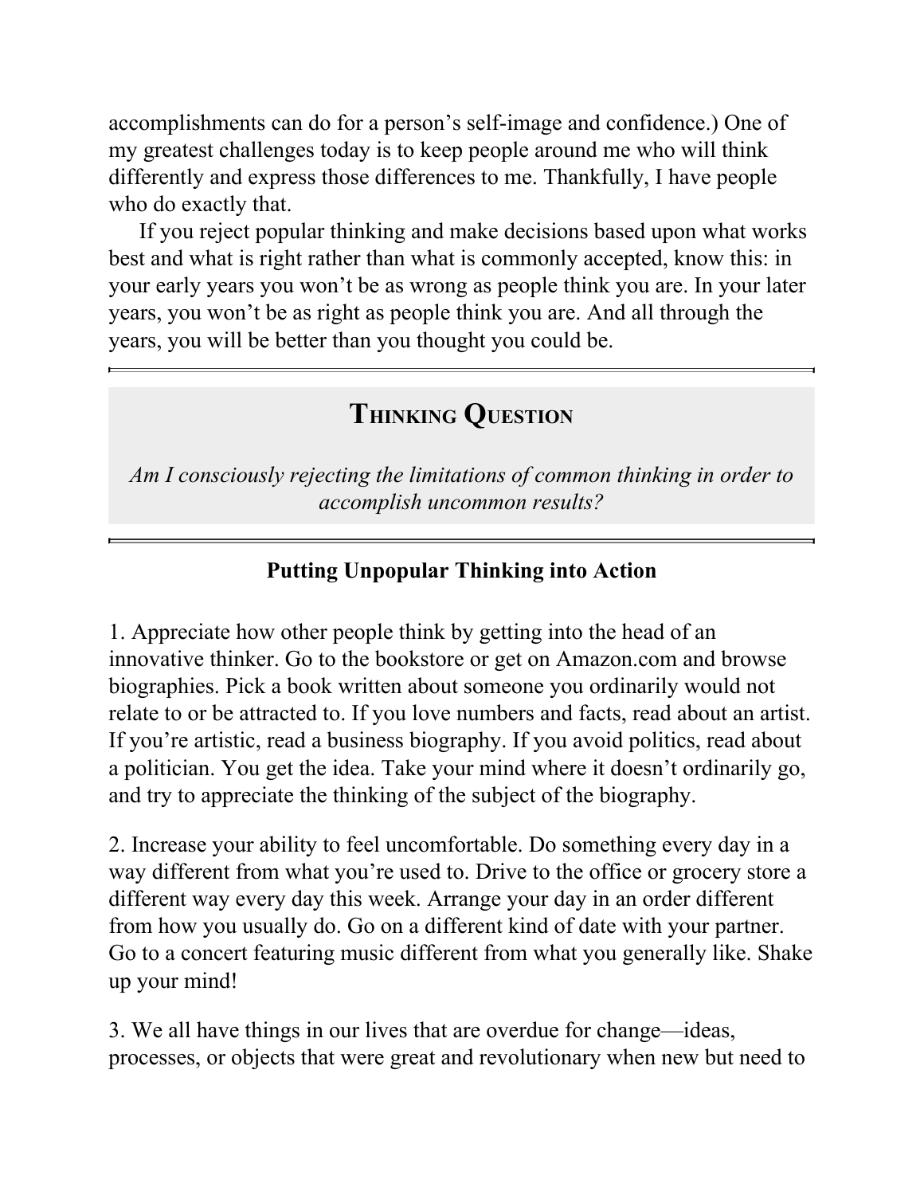accomplishments can do for a person's self-image and confidence.) One of my greatest challenges today is to keep people around me who will think differently and express those differences to me. Thankfully, I have people who do exactly that.

If you reject popular thinking and make decisions based upon what works best and what is right rather than what is commonly accepted, know this: in your early years you won't be as wrong as people think you are. In your later years, you won't be as right as people think you are. And all through the years, you will be better than you thought you could be.

---

## Thinking Question

*Am I consciously rejecting the limitations of common thinking in order to accomplish uncommon results?*

---

### Putting Unpopular Thinking into Action

1. Appreciate how other people think by getting into the head of an innovative thinker. Go to the bookstore or get on Amazon.com and browse biographies. Pick a book written about someone you ordinarily would not relate to or be attracted to. If you love numbers and facts, read about an artist. If you're artistic, read a business biography. If you avoid politics, read about a politician. You get the idea. Take your mind where it doesn't ordinarily go, and try to appreciate the thinking of the subject of the biography.

2. Increase your ability to feel uncomfortable. Do something every day in a way different from what you're used to. Drive to the office or grocery store a different way every day this week. Arrange your day in an order different from how you usually do. Go on a different kind of date with your partner. Go to a concert featuring music different from what you generally like. Shake up your mind!

3. We all have things in our lives that are overdue for change—ideas, processes, or objects that were great and revolutionary when new but need to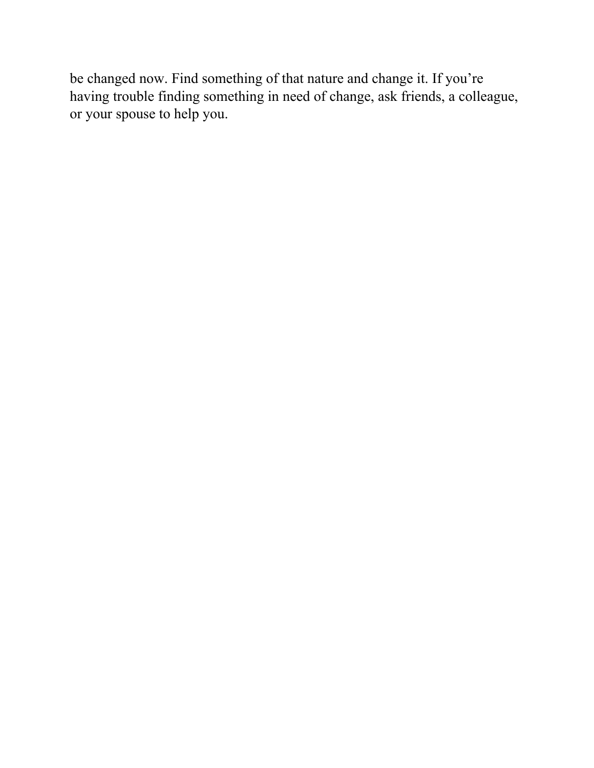be changed now. Find something of that nature and change it. If you're having trouble finding something in need of change, ask friends, a colleague, or your spouse to help you.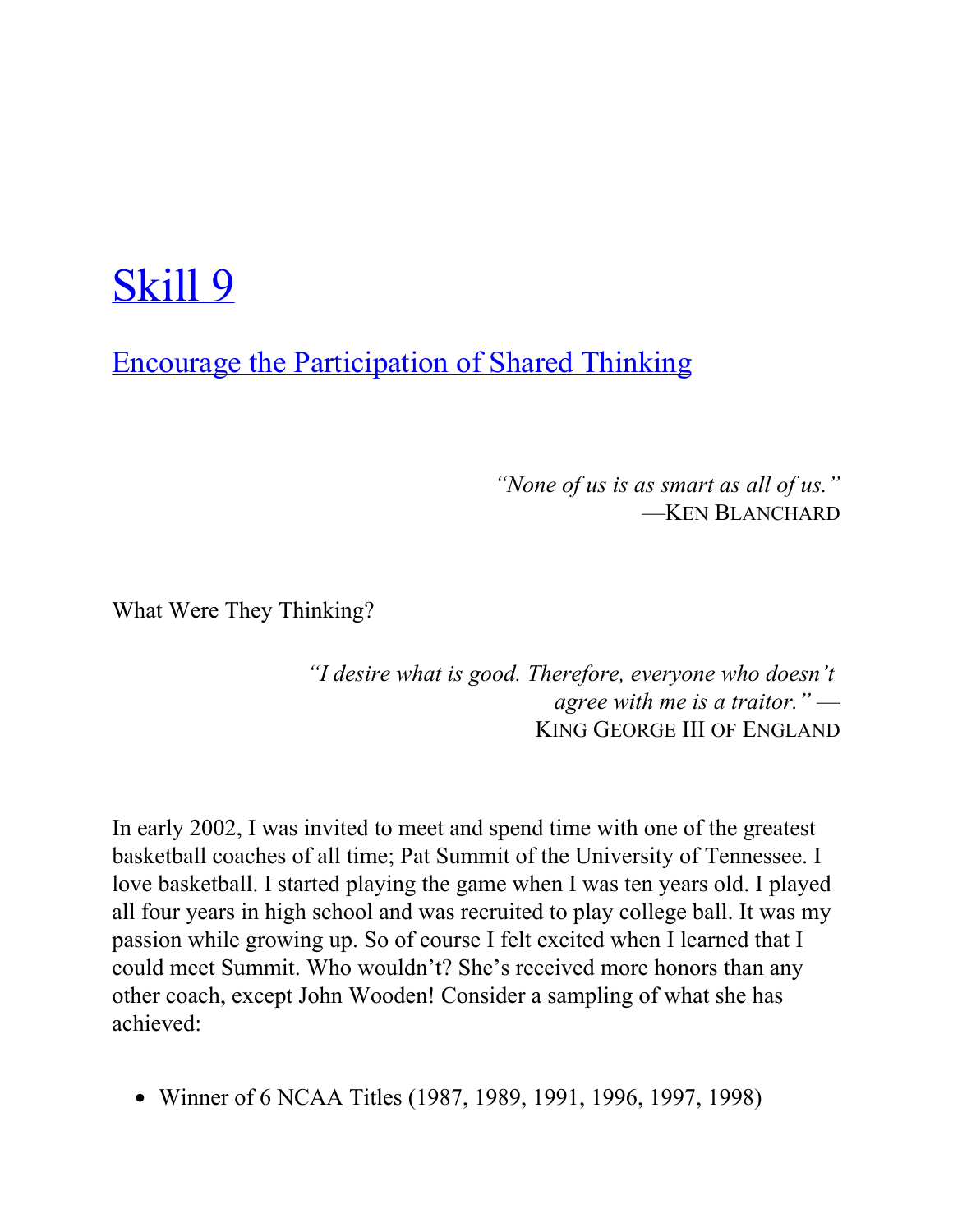# Skill 9

## Encourage the Participation of Shared Thinking

*"None of us is as smart as all of us."*
—KEN BLANCHARD

What Were They Thinking?

*"I desire what is good. Therefore, everyone who doesn't agree with me is a traitor."* —
KING GEORGE III OF ENGLAND

In early 2002, I was invited to meet and spend time with one of the greatest basketball coaches of all time; Pat Summit of the University of Tennessee. I love basketball. I started playing the game when I was ten years old. I played all four years in high school and was recruited to play college ball. It was my passion while growing up. So of course I felt excited when I learned that I could meet Summit. Who wouldn't? She's received more honors than any other coach, except John Wooden! Consider a sampling of what she has achieved:

- Winner of 6 NCAA Titles (1987, 1989, 1991, 1996, 1997, 1998)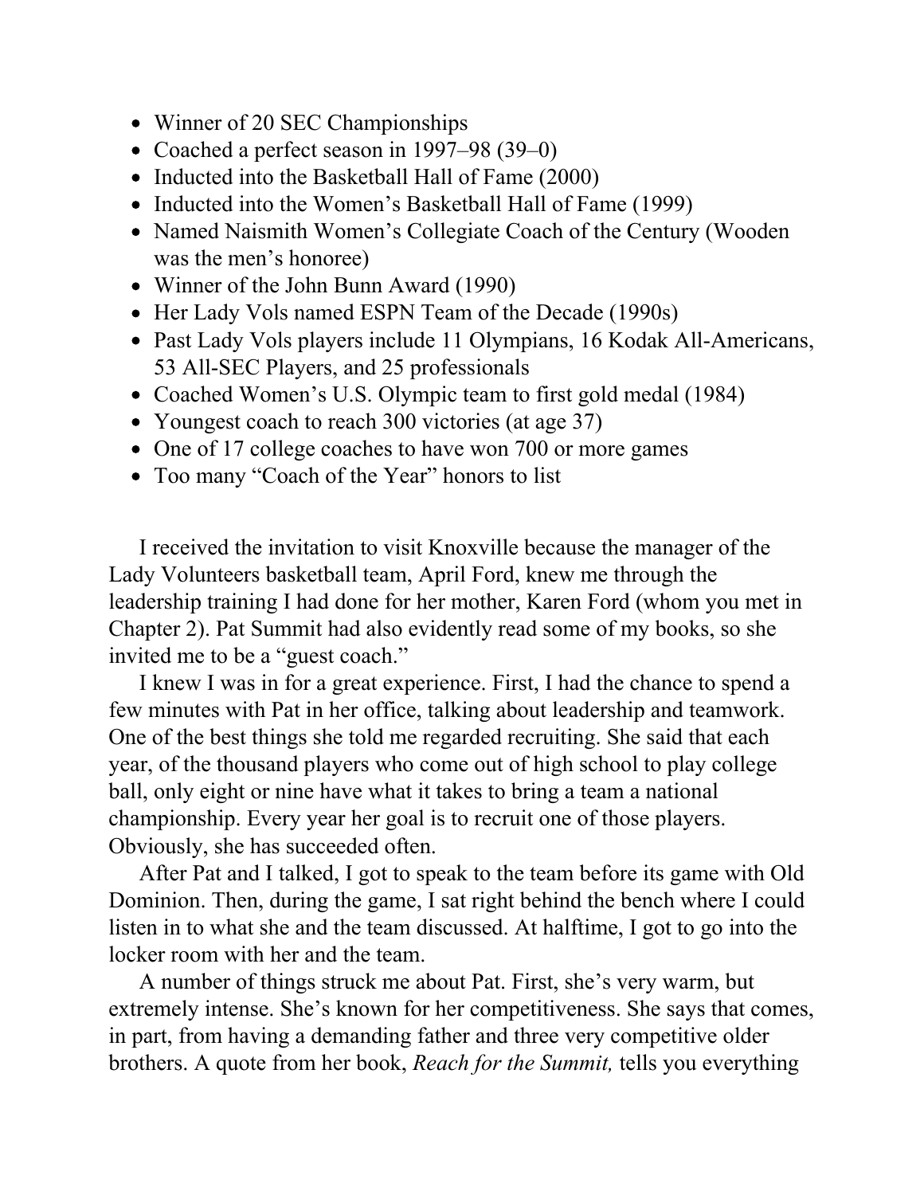- Winner of 20 SEC Championships
- Coached a perfect season in 1997–98 (39–0)
- Inducted into the Basketball Hall of Fame (2000)
- Inducted into the Women's Basketball Hall of Fame (1999)
- Named Naismith Women's Collegiate Coach of the Century (Wooden was the men's honoree)
- Winner of the John Bunn Award (1990)
- Her Lady Vols named ESPN Team of the Decade (1990s)
- Past Lady Vols players include 11 Olympians, 16 Kodak All-Americans, 53 All-SEC Players, and 25 professionals
- Coached Women's U.S. Olympic team to first gold medal (1984)
- Youngest coach to reach 300 victories (at age 37)
- One of 17 college coaches to have won 700 or more games
- Too many "Coach of the Year" honors to list

I received the invitation to visit Knoxville because the manager of the Lady Volunteers basketball team, April Ford, knew me through the leadership training I had done for her mother, Karen Ford (whom you met in Chapter 2). Pat Summit had also evidently read some of my books, so she invited me to be a "guest coach."

I knew I was in for a great experience. First, I had the chance to spend a few minutes with Pat in her office, talking about leadership and teamwork. One of the best things she told me regarded recruiting. She said that each year, of the thousand players who come out of high school to play college ball, only eight or nine have what it takes to bring a team a national championship. Every year her goal is to recruit one of those players. Obviously, she has succeeded often.

After Pat and I talked, I got to speak to the team before its game with Old Dominion. Then, during the game, I sat right behind the bench where I could listen in to what she and the team discussed. At halftime, I got to go into the locker room with her and the team.

A number of things struck me about Pat. First, she's very warm, but extremely intense. She's known for her competitiveness. She says that comes, in part, from having a demanding father and three very competitive older brothers. A quote from her book, *Reach for the Summit,* tells you everything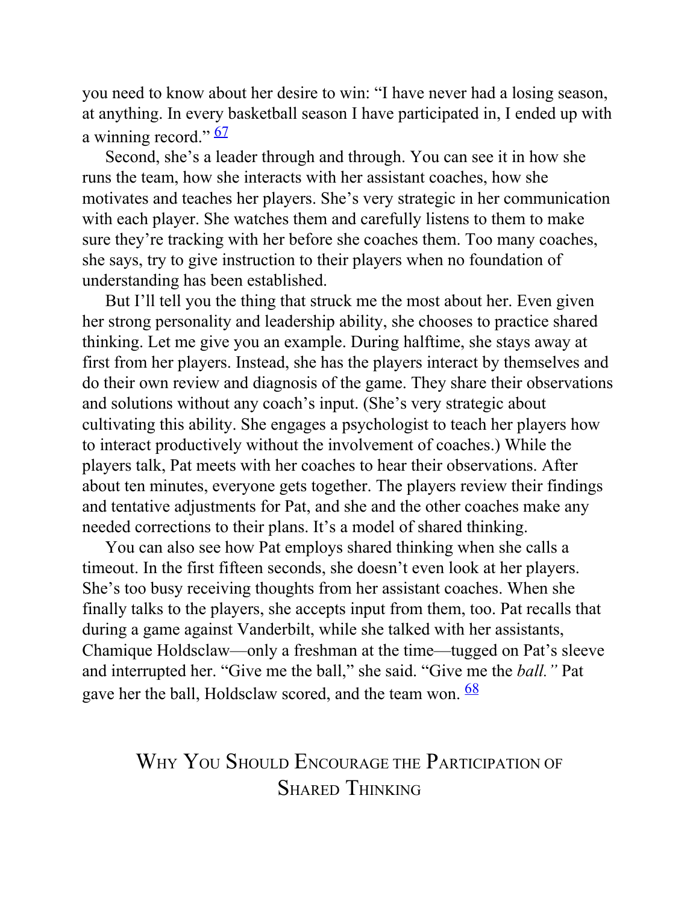you need to know about her desire to win: “I have never had a losing season, at anything. In every basketball season I have participated in, I ended up with a winning record.” [67]

Second, she’s a leader through and through. You can see it in how she runs the team, how she interacts with her assistant coaches, how she motivates and teaches her players. She’s very strategic in her communication with each player. She watches them and carefully listens to them to make sure they’re tracking with her before she coaches them. Too many coaches, she says, try to give instruction to their players when no foundation of understanding has been established.

But I’ll tell you the thing that struck me the most about her. Even given her strong personality and leadership ability, she chooses to practice shared thinking. Let me give you an example. During halftime, she stays away at first from her players. Instead, she has the players interact by themselves and do their own review and diagnosis of the game. They share their observations and solutions without any coach’s input. (She’s very strategic about cultivating this ability. She engages a psychologist to teach her players how to interact productively without the involvement of coaches.) While the players talk, Pat meets with her coaches to hear their observations. After about ten minutes, everyone gets together. The players review their findings and tentative adjustments for Pat, and she and the other coaches make any needed corrections to their plans. It’s a model of shared thinking.

You can also see how Pat employs shared thinking when she calls a timeout. In the first fifteen seconds, she doesn’t even look at her players. She’s too busy receiving thoughts from her assistant coaches. When she finally talks to the players, she accepts input from them, too. Pat recalls that during a game against Vanderbilt, while she talked with her assistants, Chamique Holdsclaw—only a freshman at the time—tugged on Pat’s sleeve and interrupted her. “Give me the ball,” she said. “Give me the *ball.”* Pat gave her the ball, Holdsclaw scored, and the team won. [68]

## Why You Should Encourage the Participation of Shared Thinking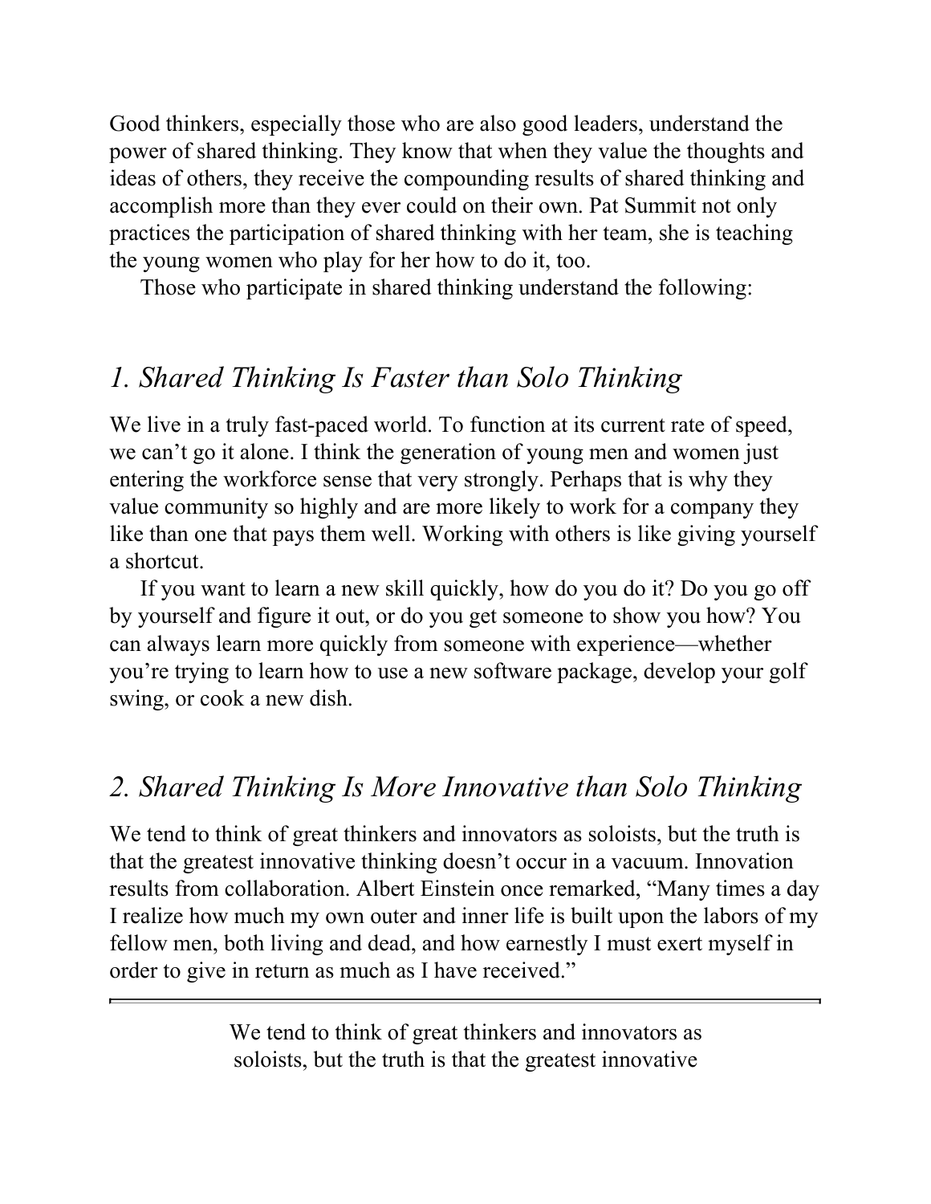Good thinkers, especially those who are also good leaders, understand the power of shared thinking. They know that when they value the thoughts and ideas of others, they receive the compounding results of shared thinking and accomplish more than they ever could on their own. Pat Summit not only practices the participation of shared thinking with her team, she is teaching the young women who play for her how to do it, too.

Those who participate in shared thinking understand the following:

## *1. Shared Thinking Is Faster than Solo Thinking*

We live in a truly fast-paced world. To function at its current rate of speed, we can't go it alone. I think the generation of young men and women just entering the workforce sense that very strongly. Perhaps that is why they value community so highly and are more likely to work for a company they like than one that pays them well. Working with others is like giving yourself a shortcut.

If you want to learn a new skill quickly, how do you do it? Do you go off by yourself and figure it out, or do you get someone to show you how? You can always learn more quickly from someone with experience—whether you're trying to learn how to use a new software package, develop your golf swing, or cook a new dish.

## *2. Shared Thinking Is More Innovative than Solo Thinking*

We tend to think of great thinkers and innovators as soloists, but the truth is that the greatest innovative thinking doesn't occur in a vacuum. Innovation results from collaboration. Albert Einstein once remarked, "Many times a day I realize how much my own outer and inner life is built upon the labors of my fellow men, both living and dead, and how earnestly I must exert myself in order to give in return as much as I have received."

---

> We tend to think of great thinkers and innovators as soloists, but the truth is that the greatest innovative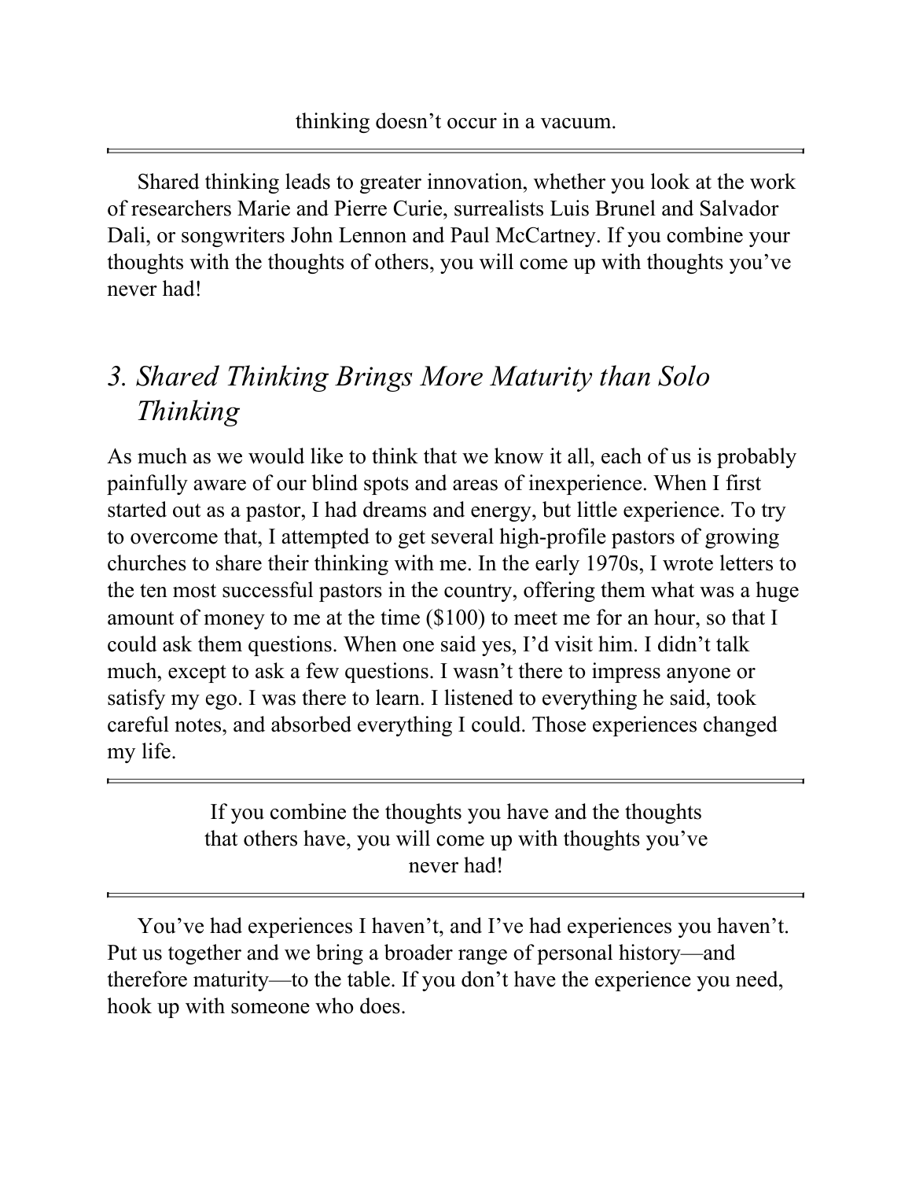thinking doesn't occur in a vacuum.

---

Shared thinking leads to greater innovation, whether you look at the work of researchers Marie and Pierre Curie, surrealists Luis Brunel and Salvador Dali, or songwriters John Lennon and Paul McCartney. If you combine your thoughts with the thoughts of others, you will come up with thoughts you've never had!

## *3. Shared Thinking Brings More Maturity than Solo Thinking*

As much as we would like to think that we know it all, each of us is probably painfully aware of our blind spots and areas of inexperience. When I first started out as a pastor, I had dreams and energy, but little experience. To try to overcome that, I attempted to get several high-profile pastors of growing churches to share their thinking with me. In the early 1970s, I wrote letters to the ten most successful pastors in the country, offering them what was a huge amount of money to me at the time ($100) to meet me for an hour, so that I could ask them questions. When one said yes, I'd visit him. I didn't talk much, except to ask a few questions. I wasn't there to impress anyone or satisfy my ego. I was there to learn. I listened to everything he said, took careful notes, and absorbed everything I could. Those experiences changed my life.

---

If you combine the thoughts you have and the thoughts that others have, you will come up with thoughts you've never had!

---

You've had experiences I haven't, and I've had experiences you haven't. Put us together and we bring a broader range of personal history—and therefore maturity—to the table. If you don't have the experience you need, hook up with someone who does.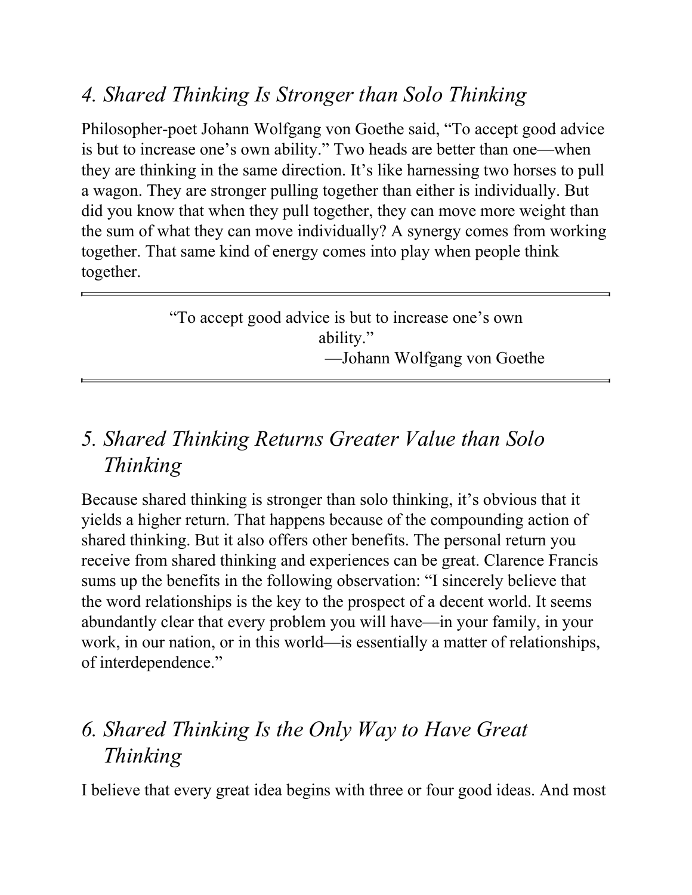## *4. Shared Thinking Is Stronger than Solo Thinking*

Philosopher-poet Johann Wolfgang von Goethe said, "To accept good advice is but to increase one's own ability." Two heads are better than one—when they are thinking in the same direction. It's like harnessing two horses to pull a wagon. They are stronger pulling together than either is individually. But did you know that when they pull together, they can move more weight than the sum of what they can move individually? A synergy comes from working together. That same kind of energy comes into play when people think together.

---

> "To accept good advice is but to increase one's own ability."
>
> —Johann Wolfgang von Goethe

---

## *5. Shared Thinking Returns Greater Value than Solo Thinking*

Because shared thinking is stronger than solo thinking, it's obvious that it yields a higher return. That happens because of the compounding action of shared thinking. But it also offers other benefits. The personal return you receive from shared thinking and experiences can be great. Clarence Francis sums up the benefits in the following observation: "I sincerely believe that the word relationships is the key to the prospect of a decent world. It seems abundantly clear that every problem you will have—in your family, in your work, in our nation, or in this world—is essentially a matter of relationships, of interdependence."

## *6. Shared Thinking Is the Only Way to Have Great Thinking*

I believe that every great idea begins with three or four good ideas. And most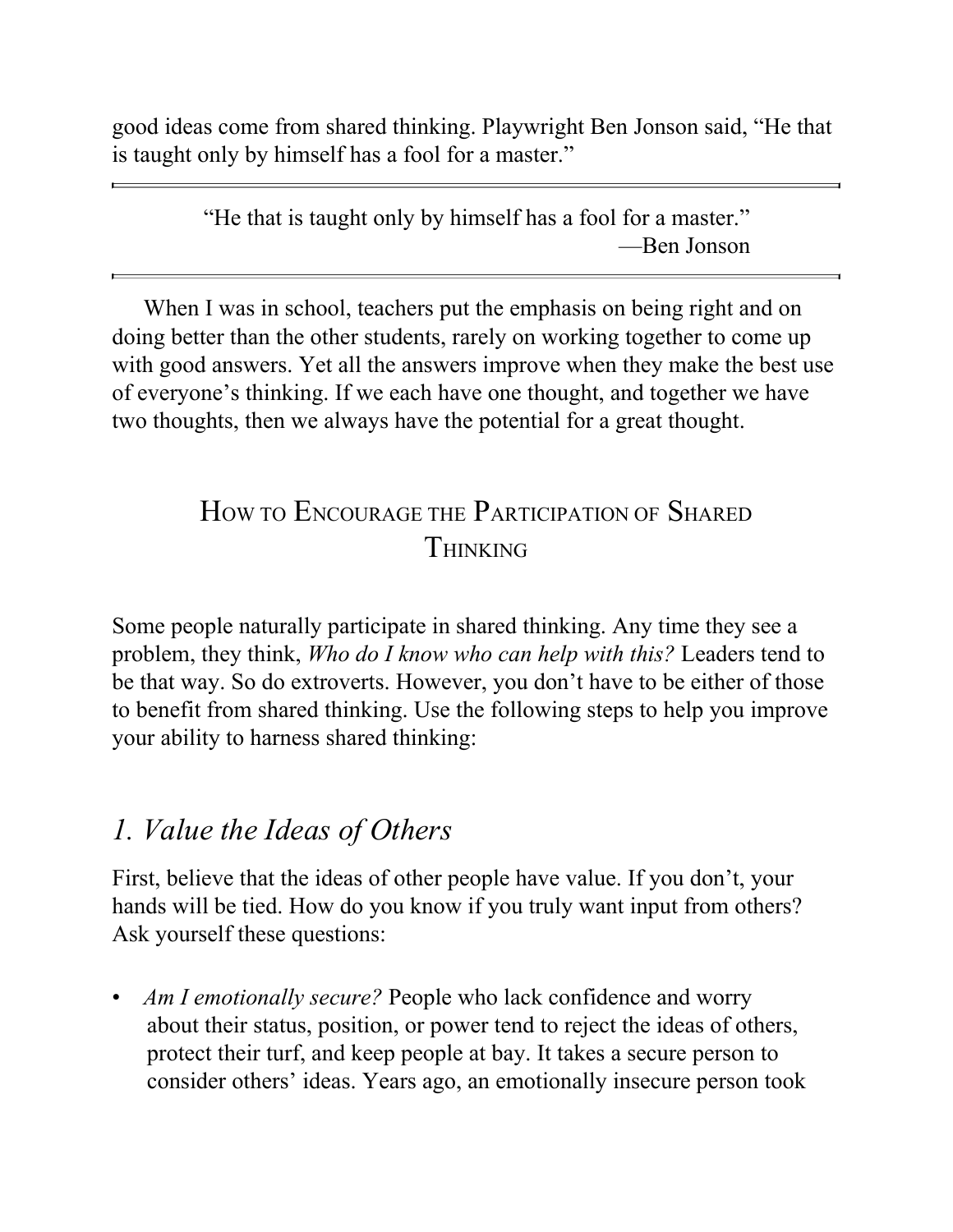good ideas come from shared thinking. Playwright Ben Jonson said, "He that is taught only by himself has a fool for a master."

---

> "He that is taught only by himself has a fool for a master."
> —Ben Jonson

---

When I was in school, teachers put the emphasis on being right and on doing better than the other students, rarely on working together to come up with good answers. Yet all the answers improve when they make the best use of everyone's thinking. If we each have one thought, and together we have two thoughts, then we always have the potential for a great thought.

## How to Encourage the Participation of Shared Thinking

Some people naturally participate in shared thinking. Any time they see a problem, they think, *Who do I know who can help with this?* Leaders tend to be that way. So do extroverts. However, you don't have to be either of those to benefit from shared thinking. Use the following steps to help you improve your ability to harness shared thinking:

### *1. Value the Ideas of Others*

First, believe that the ideas of other people have value. If you don't, your hands will be tied. How do you know if you truly want input from others? Ask yourself these questions:

- *Am I emotionally secure?* People who lack confidence and worry about their status, position, or power tend to reject the ideas of others, protect their turf, and keep people at bay. It takes a secure person to consider others' ideas. Years ago, an emotionally insecure person took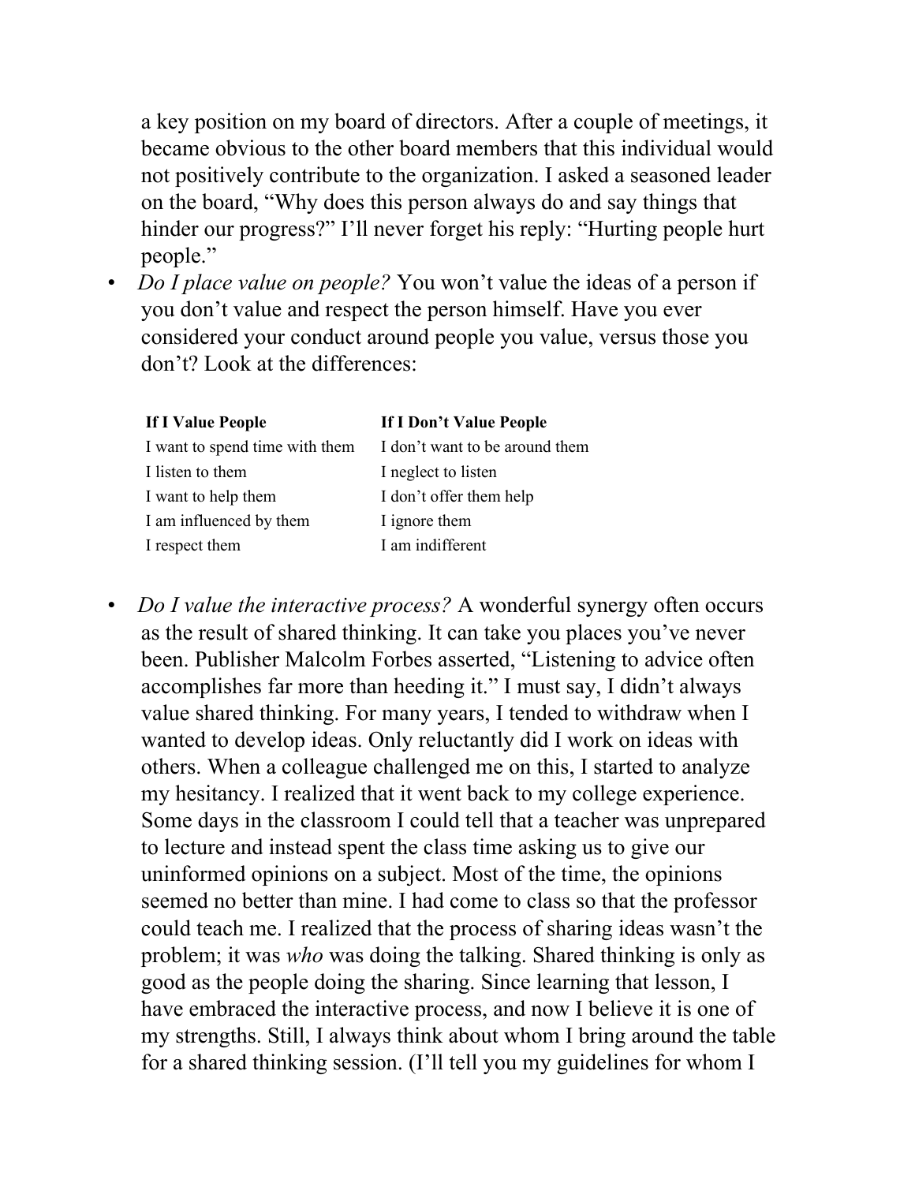a key position on my board of directors. After a couple of meetings, it became obvious to the other board members that this individual would not positively contribute to the organization. I asked a seasoned leader on the board, "Why does this person always do and say things that hinder our progress?" I'll never forget his reply: "Hurting people hurt people."

- *Do I place value on people?* You won't value the ideas of a person if you don't value and respect the person himself. Have you ever considered your conduct around people you value, versus those you don't? Look at the differences:

| If I Value People | If I Don't Value People |
|---|---|
| I want to spend time with them | I don't want to be around them |
| I listen to them | I neglect to listen |
| I want to help them | I don't offer them help |
| I am influenced by them | I ignore them |
| I respect them | I am indifferent |

- *Do I value the interactive process?* A wonderful synergy often occurs as the result of shared thinking. It can take you places you've never been. Publisher Malcolm Forbes asserted, "Listening to advice often accomplishes far more than heeding it." I must say, I didn't always value shared thinking. For many years, I tended to withdraw when I wanted to develop ideas. Only reluctantly did I work on ideas with others. When a colleague challenged me on this, I started to analyze my hesitancy. I realized that it went back to my college experience. Some days in the classroom I could tell that a teacher was unprepared to lecture and instead spent the class time asking us to give our uninformed opinions on a subject. Most of the time, the opinions seemed no better than mine. I had come to class so that the professor could teach me. I realized that the process of sharing ideas wasn't the problem; it was *who* was doing the talking. Shared thinking is only as good as the people doing the sharing. Since learning that lesson, I have embraced the interactive process, and now I believe it is one of my strengths. Still, I always think about whom I bring around the table for a shared thinking session. (I'll tell you my guidelines for whom I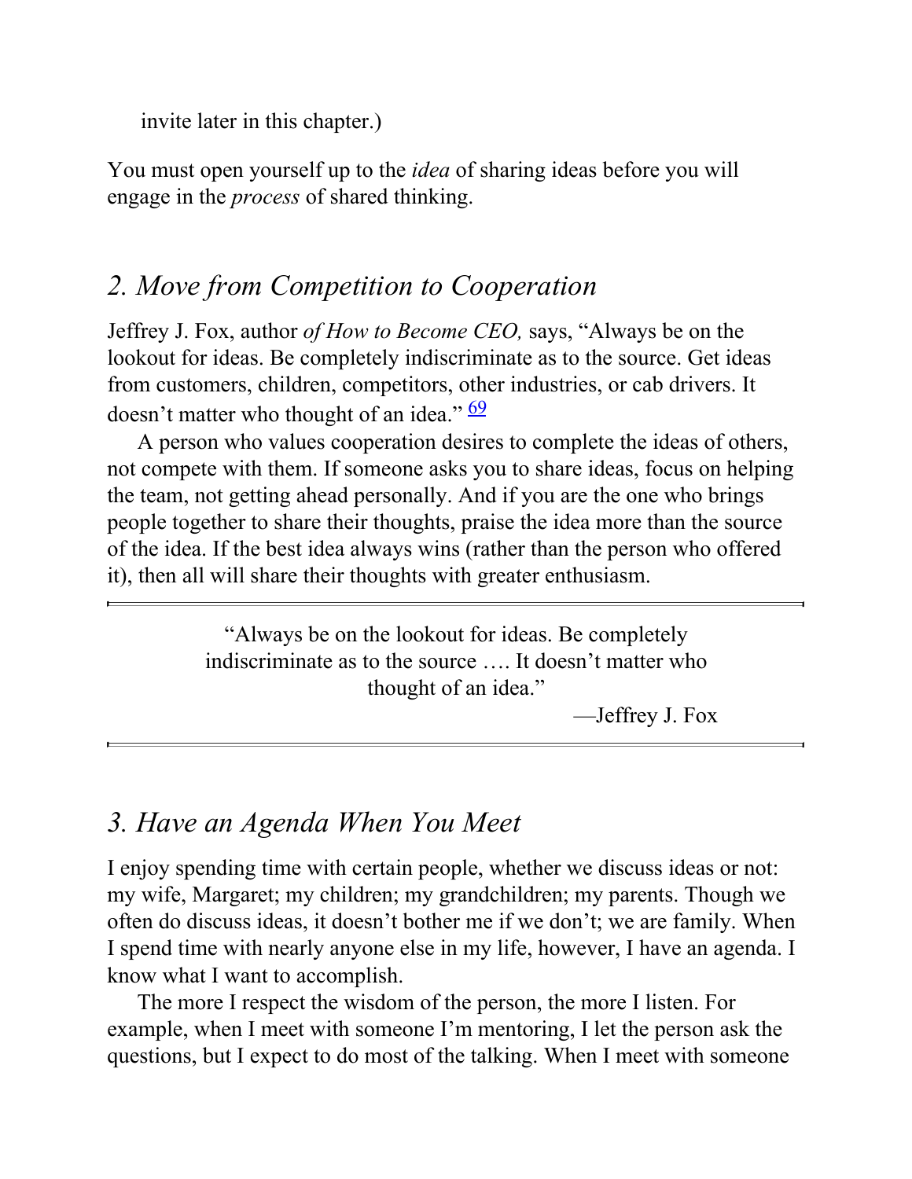invite later in this chapter.)

You must open yourself up to the *idea* of sharing ideas before you will engage in the *process* of shared thinking.

## *2. Move from Competition to Cooperation*

Jeffrey J. Fox, author *of How to Become CEO,* says, “Always be on the lookout for ideas. Be completely indiscriminate as to the source. Get ideas from customers, children, competitors, other industries, or cab drivers. It doesn’t matter who thought of an idea.” [69]

A person who values cooperation desires to complete the ideas of others, not compete with them. If someone asks you to share ideas, focus on helping the team, not getting ahead personally. And if you are the one who brings people together to share their thoughts, praise the idea more than the source of the idea. If the best idea always wins (rather than the person who offered it), then all will share their thoughts with greater enthusiasm.

---

> “Always be on the lookout for ideas. Be completely indiscriminate as to the source …. It doesn’t matter who thought of an idea.”
>
> —Jeffrey J. Fox

---

## *3. Have an Agenda When You Meet*

I enjoy spending time with certain people, whether we discuss ideas or not: my wife, Margaret; my children; my grandchildren; my parents. Though we often do discuss ideas, it doesn’t bother me if we don’t; we are family. When I spend time with nearly anyone else in my life, however, I have an agenda. I know what I want to accomplish.

The more I respect the wisdom of the person, the more I listen. For example, when I meet with someone I’m mentoring, I let the person ask the questions, but I expect to do most of the talking. When I meet with someone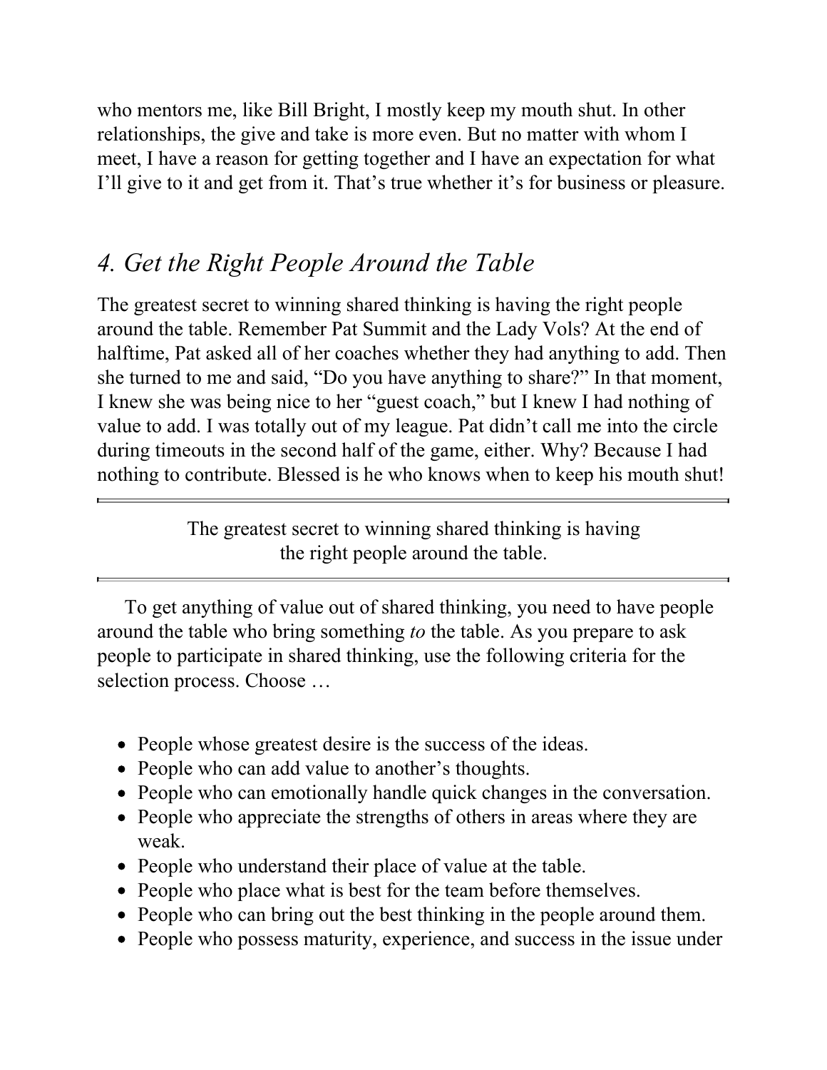who mentors me, like Bill Bright, I mostly keep my mouth shut. In other relationships, the give and take is more even. But no matter with whom I meet, I have a reason for getting together and I have an expectation for what I'll give to it and get from it. That's true whether it's for business or pleasure.

## *4. Get the Right People Around the Table*

The greatest secret to winning shared thinking is having the right people around the table. Remember Pat Summit and the Lady Vols? At the end of halftime, Pat asked all of her coaches whether they had anything to add. Then she turned to me and said, "Do you have anything to share?" In that moment, I knew she was being nice to her "guest coach," but I knew I had nothing of value to add. I was totally out of my league. Pat didn't call me into the circle during timeouts in the second half of the game, either. Why? Because I had nothing to contribute. Blessed is he who knows when to keep his mouth shut!

> The greatest secret to winning shared thinking is having the right people around the table.

To get anything of value out of shared thinking, you need to have people around the table who bring something *to* the table. As you prepare to ask people to participate in shared thinking, use the following criteria for the selection process. Choose …

- People whose greatest desire is the success of the ideas.
- People who can add value to another's thoughts.
- People who can emotionally handle quick changes in the conversation.
- People who appreciate the strengths of others in areas where they are weak.
- People who understand their place of value at the table.
- People who place what is best for the team before themselves.
- People who can bring out the best thinking in the people around them.
- People who possess maturity, experience, and success in the issue under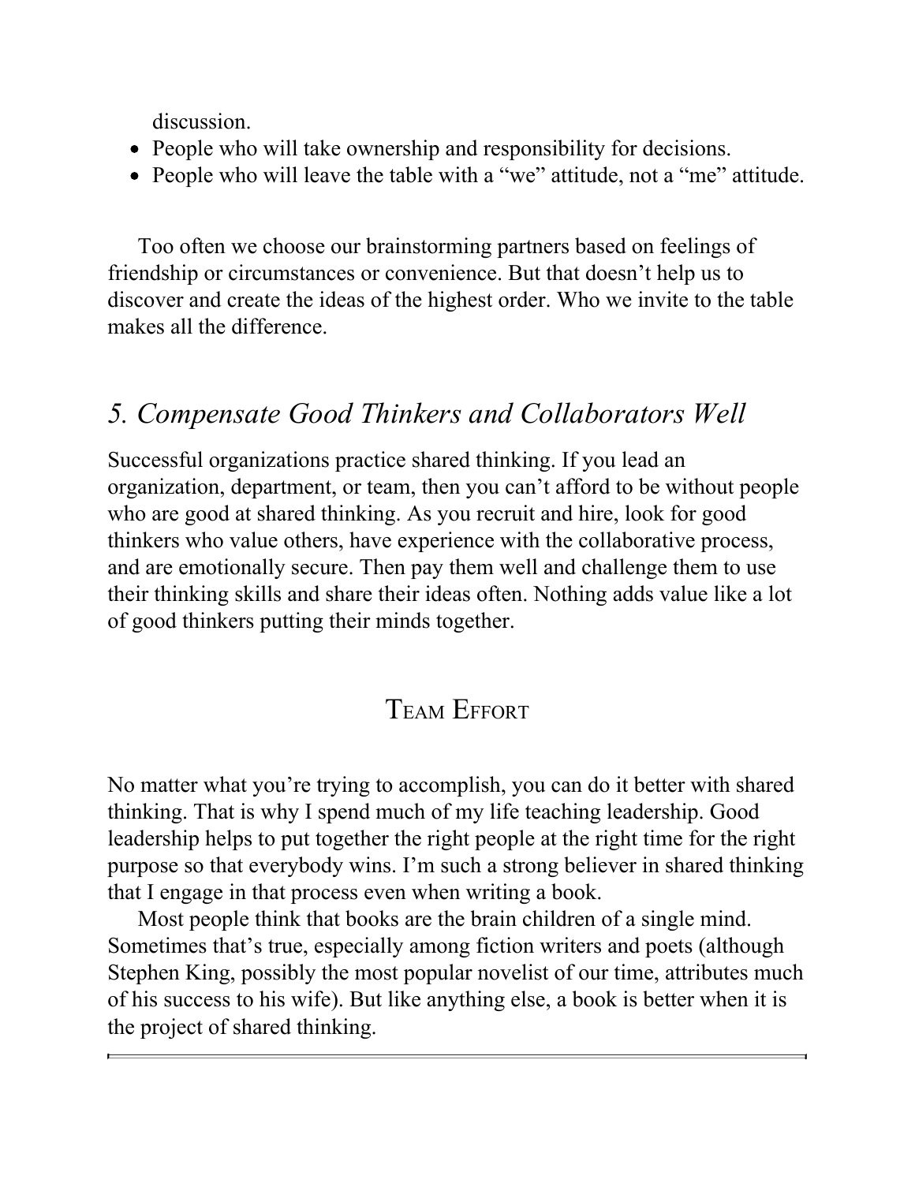discussion.

- People who will take ownership and responsibility for decisions.
- People who will leave the table with a "we" attitude, not a "me" attitude.

Too often we choose our brainstorming partners based on feelings of friendship or circumstances or convenience. But that doesn't help us to discover and create the ideas of the highest order. Who we invite to the table makes all the difference.

## *5. Compensate Good Thinkers and Collaborators Well*

Successful organizations practice shared thinking. If you lead an organization, department, or team, then you can't afford to be without people who are good at shared thinking. As you recruit and hire, look for good thinkers who value others, have experience with the collaborative process, and are emotionally secure. Then pay them well and challenge them to use their thinking skills and share their ideas often. Nothing adds value like a lot of good thinkers putting their minds together.

## Team Effort

No matter what you're trying to accomplish, you can do it better with shared thinking. That is why I spend much of my life teaching leadership. Good leadership helps to put together the right people at the right time for the right purpose so that everybody wins. I'm such a strong believer in shared thinking that I engage in that process even when writing a book.

Most people think that books are the brain children of a single mind. Sometimes that's true, especially among fiction writers and poets (although Stephen King, possibly the most popular novelist of our time, attributes much of his success to his wife). But like anything else, a book is better when it is the project of shared thinking.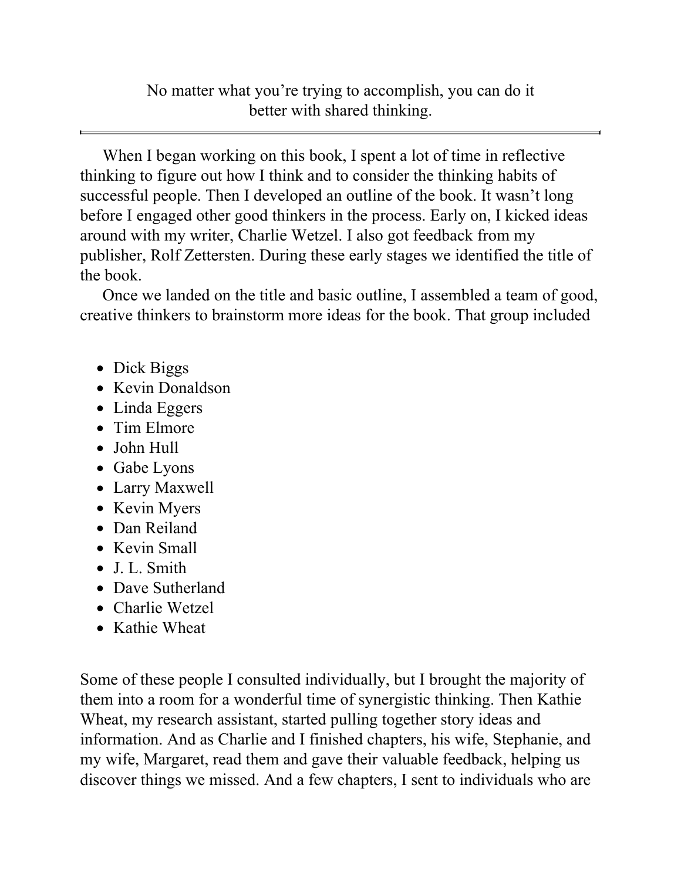No matter what you're trying to accomplish, you can do it better with shared thinking.

---

When I began working on this book, I spent a lot of time in reflective thinking to figure out how I think and to consider the thinking habits of successful people. Then I developed an outline of the book. It wasn't long before I engaged other good thinkers in the process. Early on, I kicked ideas around with my writer, Charlie Wetzel. I also got feedback from my publisher, Rolf Zettersten. During these early stages we identified the title of the book.

Once we landed on the title and basic outline, I assembled a team of good, creative thinkers to brainstorm more ideas for the book. That group included

- Dick Biggs
- Kevin Donaldson
- Linda Eggers
- Tim Elmore
- John Hull
- Gabe Lyons
- Larry Maxwell
- Kevin Myers
- Dan Reiland
- Kevin Small
- J. L. Smith
- Dave Sutherland
- Charlie Wetzel
- Kathie Wheat

Some of these people I consulted individually, but I brought the majority of them into a room for a wonderful time of synergistic thinking. Then Kathie Wheat, my research assistant, started pulling together story ideas and information. And as Charlie and I finished chapters, his wife, Stephanie, and my wife, Margaret, read them and gave their valuable feedback, helping us discover things we missed. And a few chapters, I sent to individuals who are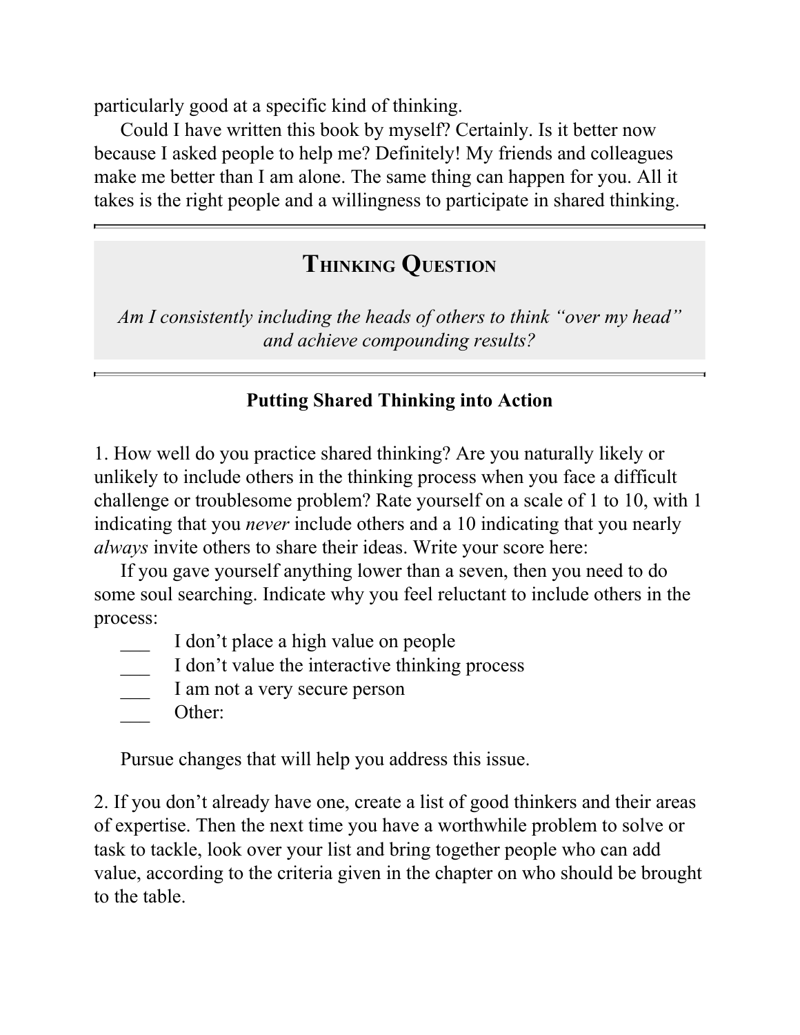particularly good at a specific kind of thinking.

Could I have written this book by myself? Certainly. Is it better now because I asked people to help me? Definitely! My friends and colleagues make me better than I am alone. The same thing can happen for you. All it takes is the right people and a willingness to participate in shared thinking.

---

## Thinking Question

*Am I consistently including the heads of others to think "over my head" and achieve compounding results?*

---

### Putting Shared Thinking into Action

1. How well do you practice shared thinking? Are you naturally likely or unlikely to include others in the thinking process when you face a difficult challenge or troublesome problem? Rate yourself on a scale of 1 to 10, with 1 indicating that you *never* include others and a 10 indicating that you nearly *always* invite others to share their ideas. Write your score here:

If you gave yourself anything lower than a seven, then you need to do some soul searching. Indicate why you feel reluctant to include others in the process:

___ I don't place a high value on people
___ I don't value the interactive thinking process
___ I am not a very secure person
___ Other:

Pursue changes that will help you address this issue.

2. If you don't already have one, create a list of good thinkers and their areas of expertise. Then the next time you have a worthwhile problem to solve or task to tackle, look over your list and bring together people who can add value, according to the criteria given in the chapter on who should be brought to the table.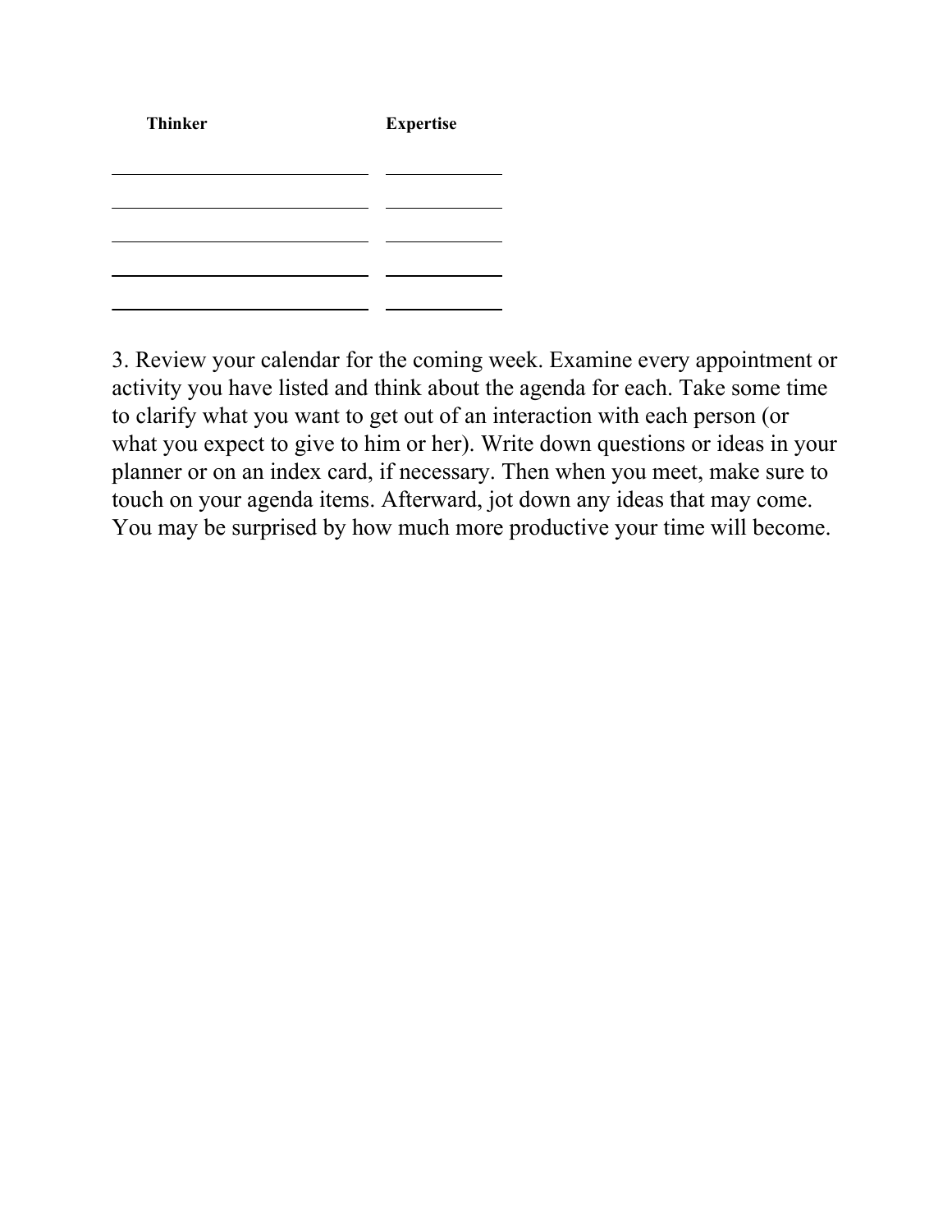| Thinker | Expertise |
| --- | --- |
| | |
| | |
| | |
| | |
| | |

3. Review your calendar for the coming week. Examine every appointment or activity you have listed and think about the agenda for each. Take some time to clarify what you want to get out of an interaction with each person (or what you expect to give to him or her). Write down questions or ideas in your planner or on an index card, if necessary. Then when you meet, make sure to touch on your agenda items. Afterward, jot down any ideas that may come. You may be surprised by how much more productive your time will become.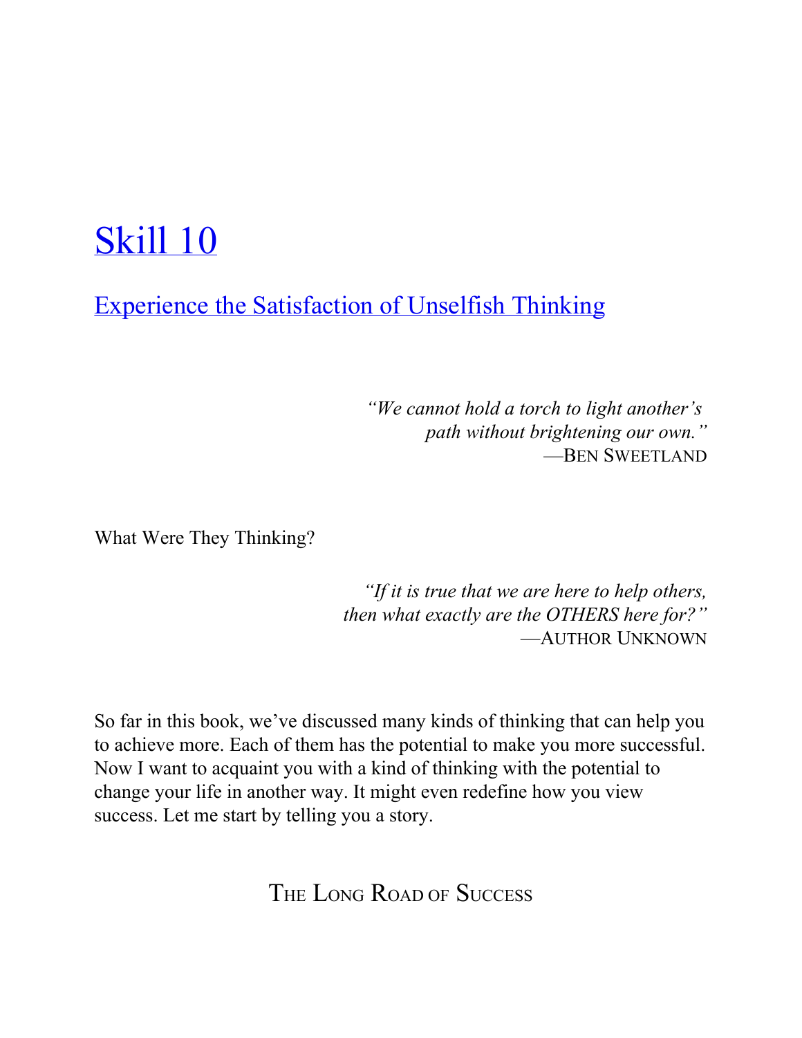# Skill 10

## Experience the Satisfaction of Unselfish Thinking

*"We cannot hold a torch to light another's path without brightening our own."*
—Ben Sweetland

What Were They Thinking?

*"If it is true that we are here to help others, then what exactly are the OTHERS here for?"*
—Author Unknown

So far in this book, we've discussed many kinds of thinking that can help you to achieve more. Each of them has the potential to make you more successful. Now I want to acquaint you with a kind of thinking with the potential to change your life in another way. It might even redefine how you view success. Let me start by telling you a story.

### The Long Road of Success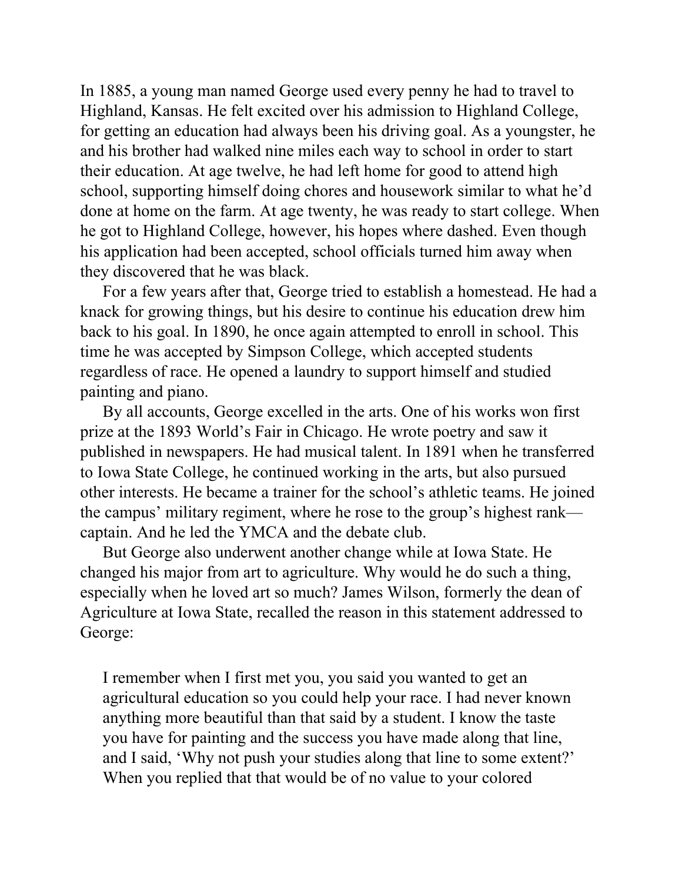In 1885, a young man named George used every penny he had to travel to Highland, Kansas. He felt excited over his admission to Highland College, for getting an education had always been his driving goal. As a youngster, he and his brother had walked nine miles each way to school in order to start their education. At age twelve, he had left home for good to attend high school, supporting himself doing chores and housework similar to what he'd done at home on the farm. At age twenty, he was ready to start college. When he got to Highland College, however, his hopes where dashed. Even though his application had been accepted, school officials turned him away when they discovered that he was black.

For a few years after that, George tried to establish a homestead. He had a knack for growing things, but his desire to continue his education drew him back to his goal. In 1890, he once again attempted to enroll in school. This time he was accepted by Simpson College, which accepted students regardless of race. He opened a laundry to support himself and studied painting and piano.

By all accounts, George excelled in the arts. One of his works won first prize at the 1893 World's Fair in Chicago. He wrote poetry and saw it published in newspapers. He had musical talent. In 1891 when he transferred to Iowa State College, he continued working in the arts, but also pursued other interests. He became a trainer for the school's athletic teams. He joined the campus' military regiment, where he rose to the group's highest rank—captain. And he led the YMCA and the debate club.

But George also underwent another change while at Iowa State. He changed his major from art to agriculture. Why would he do such a thing, especially when he loved art so much? James Wilson, formerly the dean of Agriculture at Iowa State, recalled the reason in this statement addressed to George:

> I remember when I first met you, you said you wanted to get an agricultural education so you could help your race. I had never known anything more beautiful than that said by a student. I know the taste you have for painting and the success you have made along that line, and I said, 'Why not push your studies along that line to some extent?' When you replied that that would be of no value to your colored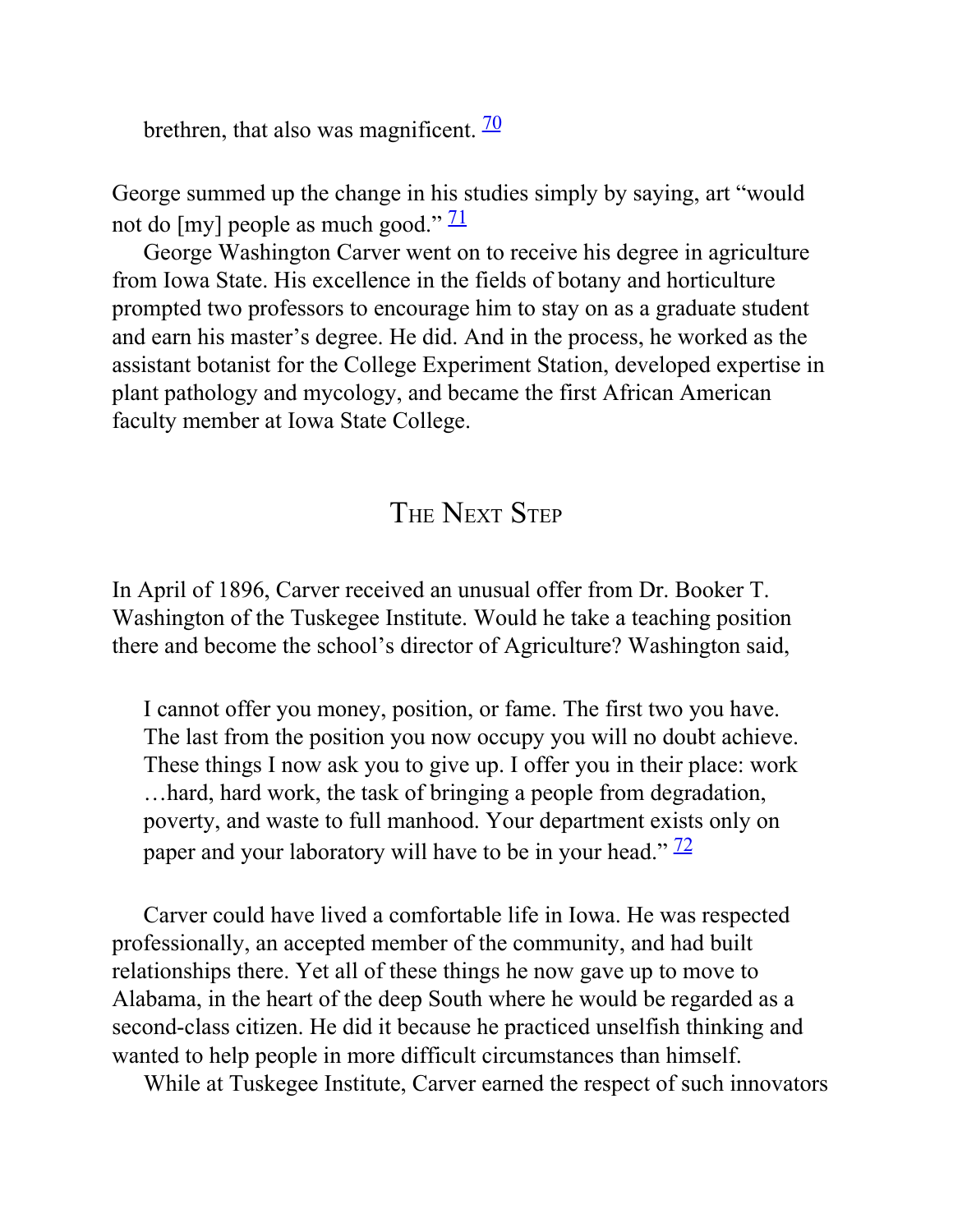> brethren, that also was magnificent. [70]

George summed up the change in his studies simply by saying, art "would not do [my] people as much good." [71]

George Washington Carver went on to receive his degree in agriculture from Iowa State. His excellence in the fields of botany and horticulture prompted two professors to encourage him to stay on as a graduate student and earn his master's degree. He did. And in the process, he worked as the assistant botanist for the College Experiment Station, developed expertise in plant pathology and mycology, and became the first African American faculty member at Iowa State College.

## The Next Step

In April of 1896, Carver received an unusual offer from Dr. Booker T. Washington of the Tuskegee Institute. Would he take a teaching position there and become the school's director of Agriculture? Washington said,

> I cannot offer you money, position, or fame. The first two you have. The last from the position you now occupy you will no doubt achieve. These things I now ask you to give up. I offer you in their place: work …hard, hard work, the task of bringing a people from degradation, poverty, and waste to full manhood. Your department exists only on paper and your laboratory will have to be in your head." [72]

Carver could have lived a comfortable life in Iowa. He was respected professionally, an accepted member of the community, and had built relationships there. Yet all of these things he now gave up to move to Alabama, in the heart of the deep South where he would be regarded as a second-class citizen. He did it because he practiced unselfish thinking and wanted to help people in more difficult circumstances than himself.

While at Tuskegee Institute, Carver earned the respect of such innovators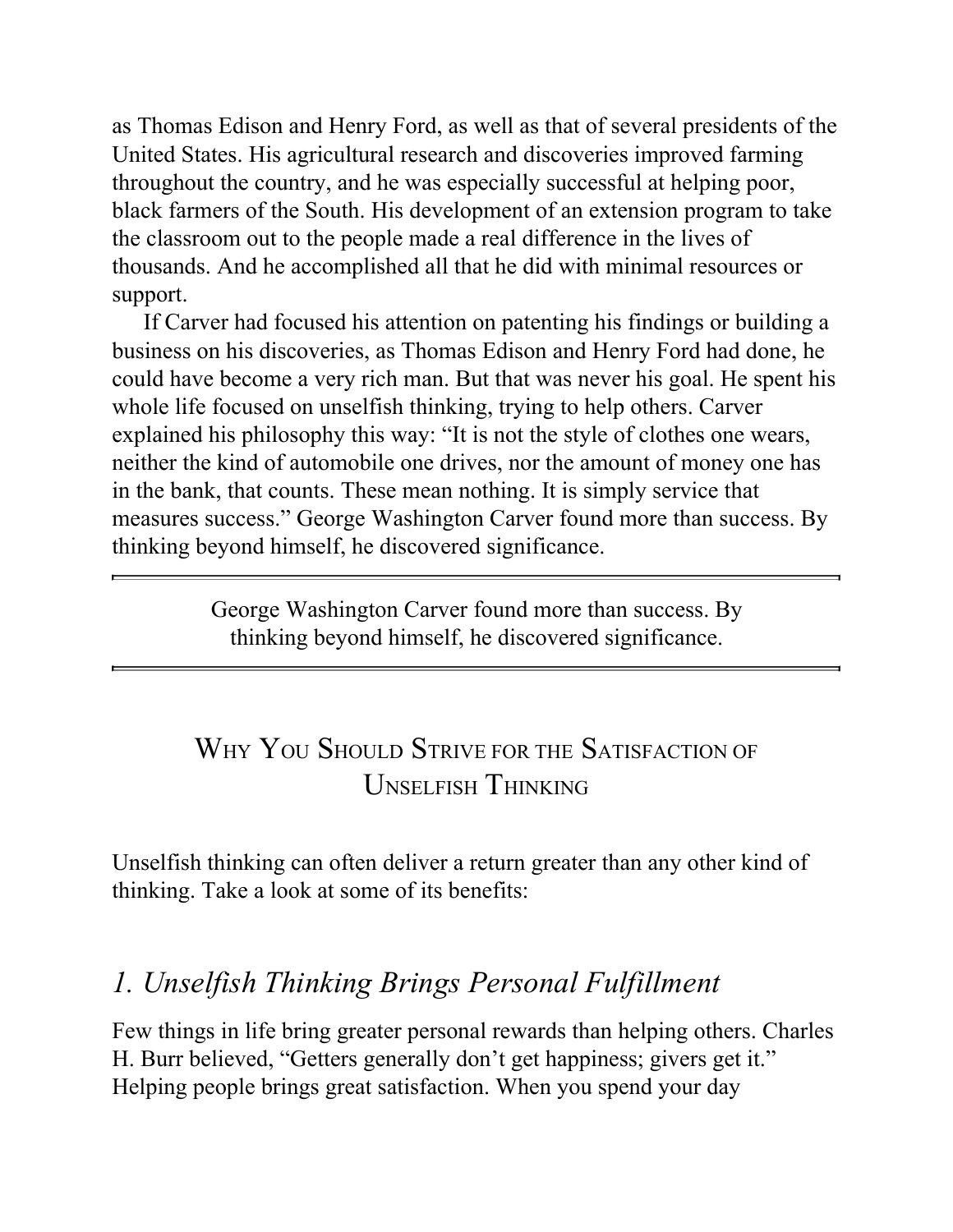as Thomas Edison and Henry Ford, as well as that of several presidents of the United States. His agricultural research and discoveries improved farming throughout the country, and he was especially successful at helping poor, black farmers of the South. His development of an extension program to take the classroom out to the people made a real difference in the lives of thousands. And he accomplished all that he did with minimal resources or support.

If Carver had focused his attention on patenting his findings or building a business on his discoveries, as Thomas Edison and Henry Ford had done, he could have become a very rich man. But that was never his goal. He spent his whole life focused on unselfish thinking, trying to help others. Carver explained his philosophy this way: "It is not the style of clothes one wears, neither the kind of automobile one drives, nor the amount of money one has in the bank, that counts. These mean nothing. It is simply service that measures success." George Washington Carver found more than success. By thinking beyond himself, he discovered significance.

---

George Washington Carver found more than success. By thinking beyond himself, he discovered significance.

---

## Why You Should Strive for the Satisfaction of Unselfish Thinking

Unselfish thinking can often deliver a return greater than any other kind of thinking. Take a look at some of its benefits:

### *1. Unselfish Thinking Brings Personal Fulfillment*

Few things in life bring greater personal rewards than helping others. Charles H. Burr believed, "Getters generally don't get happiness; givers get it." Helping people brings great satisfaction. When you spend your day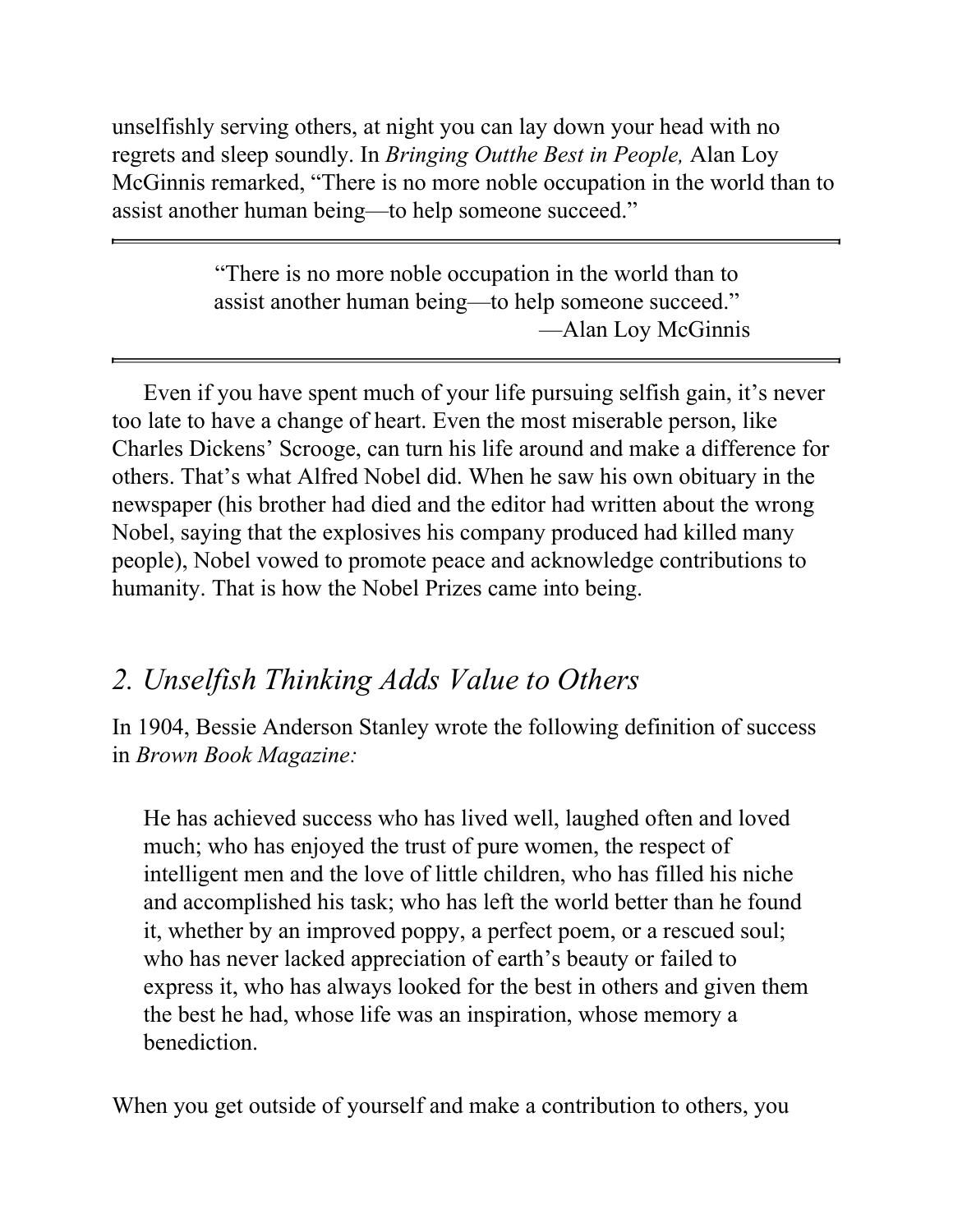unselfishly serving others, at night you can lay down your head with no regrets and sleep soundly. In *Bringing Outthe Best in People,* Alan Loy McGinnis remarked, “There is no more noble occupation in the world than to assist another human being—to help someone succeed.”

---

> “There is no more noble occupation in the world than to assist another human being—to help someone succeed.”
> —Alan Loy McGinnis

---

Even if you have spent much of your life pursuing selfish gain, it’s never too late to have a change of heart. Even the most miserable person, like Charles Dickens’ Scrooge, can turn his life around and make a difference for others. That’s what Alfred Nobel did. When he saw his own obituary in the newspaper (his brother had died and the editor had written about the wrong Nobel, saying that the explosives his company produced had killed many people), Nobel vowed to promote peace and acknowledge contributions to humanity. That is how the Nobel Prizes came into being.

## *2. Unselfish Thinking Adds Value to Others*

In 1904, Bessie Anderson Stanley wrote the following definition of success in *Brown Book Magazine:*

> He has achieved success who has lived well, laughed often and loved much; who has enjoyed the trust of pure women, the respect of intelligent men and the love of little children, who has filled his niche and accomplished his task; who has left the world better than he found it, whether by an improved poppy, a perfect poem, or a rescued soul; who has never lacked appreciation of earth’s beauty or failed to express it, who has always looked for the best in others and given them the best he had, whose life was an inspiration, whose memory a benediction.

When you get outside of yourself and make a contribution to others, you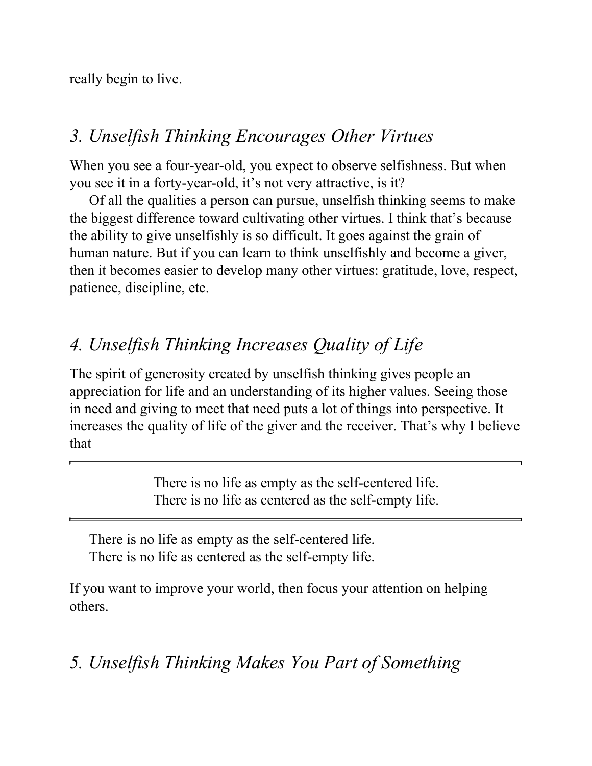really begin to live.

## *3. Unselfish Thinking Encourages Other Virtues*

When you see a four-year-old, you expect to observe selfishness. But when you see it in a forty-year-old, it's not very attractive, is it?

Of all the qualities a person can pursue, unselfish thinking seems to make the biggest difference toward cultivating other virtues. I think that's because the ability to give unselfishly is so difficult. It goes against the grain of human nature. But if you can learn to think unselfishly and become a giver, then it becomes easier to develop many other virtues: gratitude, love, respect, patience, discipline, etc.

## *4. Unselfish Thinking Increases Quality of Life*

The spirit of generosity created by unselfish thinking gives people an appreciation for life and an understanding of its higher values. Seeing those in need and giving to meet that need puts a lot of things into perspective. It increases the quality of life of the giver and the receiver. That's why I believe that

---

> There is no life as empty as the self-centered life.
> There is no life as centered as the self-empty life.

---

There is no life as empty as the self-centered life.
There is no life as centered as the self-empty life.

If you want to improve your world, then focus your attention on helping others.

## *5. Unselfish Thinking Makes You Part of Something*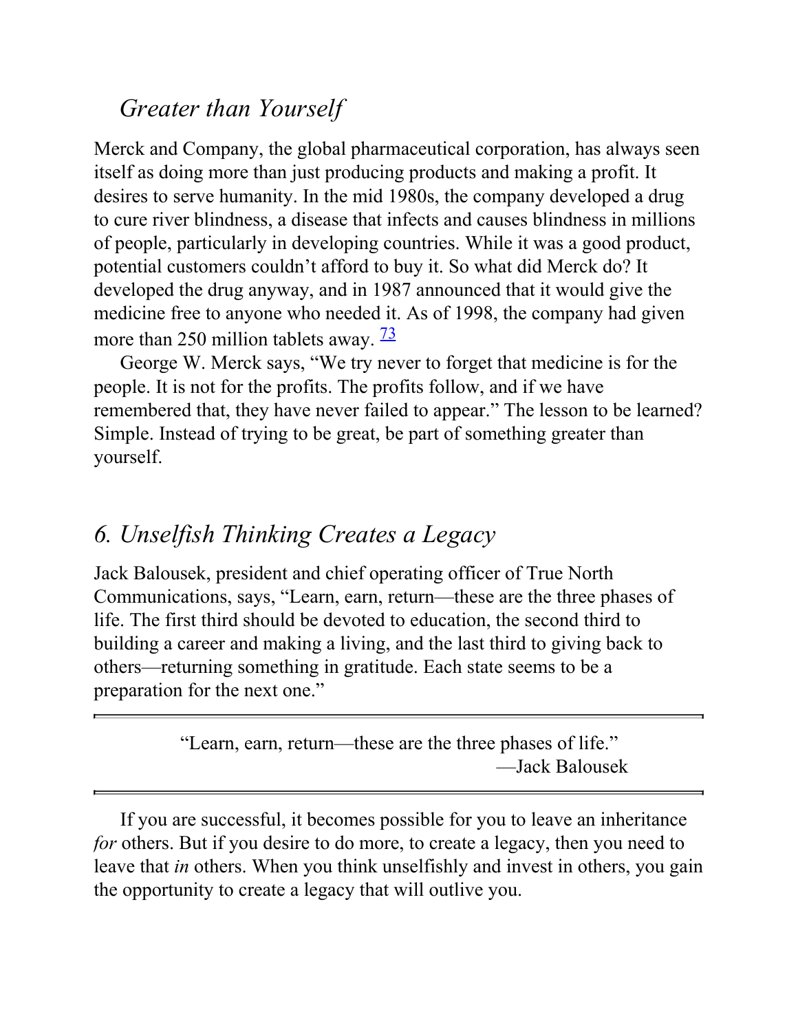### *Greater than Yourself*

Merck and Company, the global pharmaceutical corporation, has always seen itself as doing more than just producing products and making a profit. It desires to serve humanity. In the mid 1980s, the company developed a drug to cure river blindness, a disease that infects and causes blindness in millions of people, particularly in developing countries. While it was a good product, potential customers couldn't afford to buy it. So what did Merck do? It developed the drug anyway, and in 1987 announced that it would give the medicine free to anyone who needed it. As of 1998, the company had given more than 250 million tablets away. [73]

George W. Merck says, "We try never to forget that medicine is for the people. It is not for the profits. The profits follow, and if we have remembered that, they have never failed to appear." The lesson to be learned? Simple. Instead of trying to be great, be part of something greater than yourself.

## *6. Unselfish Thinking Creates a Legacy*

Jack Balousek, president and chief operating officer of True North Communications, says, "Learn, earn, return—these are the three phases of life. The first third should be devoted to education, the second third to building a career and making a living, and the last third to giving back to others—returning something in gratitude. Each state seems to be a preparation for the next one."

> "Learn, earn, return—these are the three phases of life."
> —Jack Balousek

If you are successful, it becomes possible for you to leave an inheritance *for* others. But if you desire to do more, to create a legacy, then you need to leave that *in* others. When you think unselfishly and invest in others, you gain the opportunity to create a legacy that will outlive you.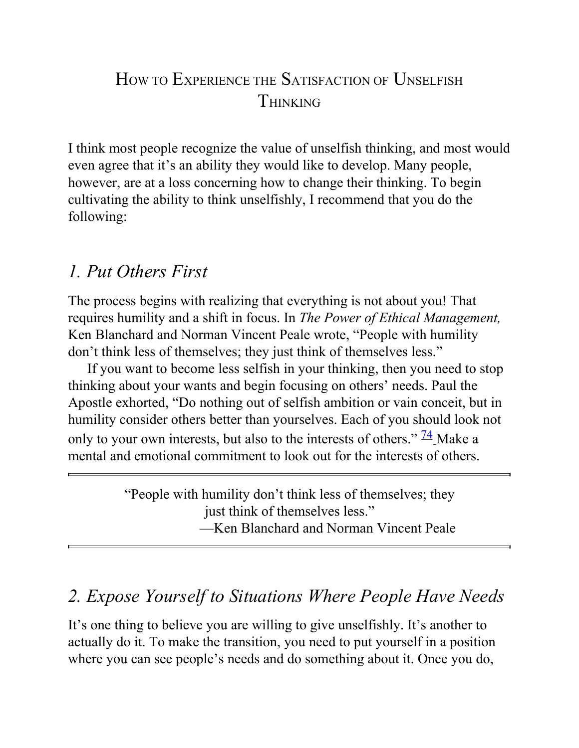## How to Experience the Satisfaction of Unselfish Thinking

I think most people recognize the value of unselfish thinking, and most would even agree that it's an ability they would like to develop. Many people, however, are at a loss concerning how to change their thinking. To begin cultivating the ability to think unselfishly, I recommend that you do the following:

### *1. Put Others First*

The process begins with realizing that everything is not about you! That requires humility and a shift in focus. In *The Power of Ethical Management,* Ken Blanchard and Norman Vincent Peale wrote, "People with humility don't think less of themselves; they just think of themselves less."

If you want to become less selfish in your thinking, then you need to stop thinking about your wants and begin focusing on others' needs. Paul the Apostle exhorted, "Do nothing out of selfish ambition or vain conceit, but in humility consider others better than yourselves. Each of you should look not only to your own interests, but also to the interests of others." [74] Make a mental and emotional commitment to look out for the interests of others.

---

> "People with humility don't think less of themselves; they just think of themselves less."
>
> —Ken Blanchard and Norman Vincent Peale

---

### *2. Expose Yourself to Situations Where People Have Needs*

It's one thing to believe you are willing to give unselfishly. It's another to actually do it. To make the transition, you need to put yourself in a position where you can see people's needs and do something about it. Once you do,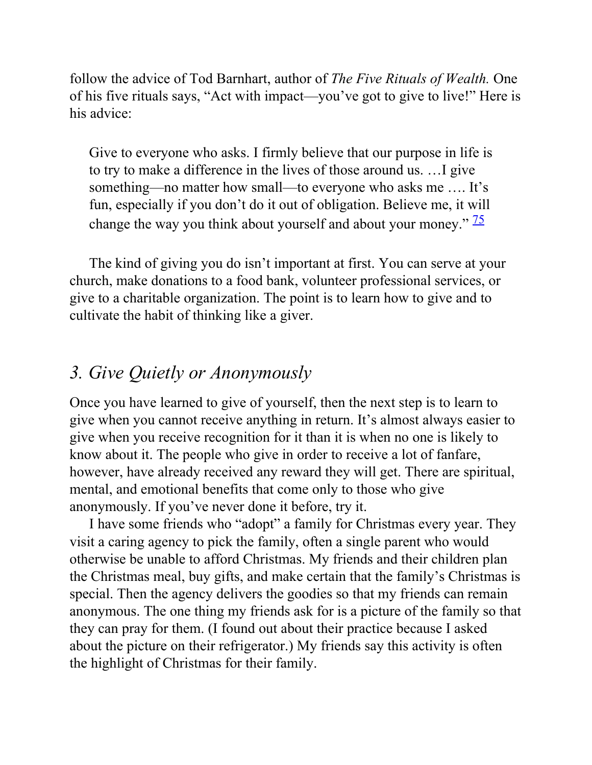follow the advice of Tod Barnhart, author of *The Five Rituals of Wealth.* One of his five rituals says, “Act with impact—you’ve got to give to live!” Here is his advice:

> Give to everyone who asks. I firmly believe that our purpose in life is to try to make a difference in the lives of those around us. …I give something—no matter how small—to everyone who asks me …. It’s fun, especially if you don’t do it out of obligation. Believe me, it will change the way you think about yourself and about your money.” [75]

The kind of giving you do isn’t important at first. You can serve at your church, make donations to a food bank, volunteer professional services, or give to a charitable organization. The point is to learn how to give and to cultivate the habit of thinking like a giver.

## *3. Give Quietly or Anonymously*

Once you have learned to give of yourself, then the next step is to learn to give when you cannot receive anything in return. It’s almost always easier to give when you receive recognition for it than it is when no one is likely to know about it. The people who give in order to receive a lot of fanfare, however, have already received any reward they will get. There are spiritual, mental, and emotional benefits that come only to those who give anonymously. If you’ve never done it before, try it.

I have some friends who “adopt” a family for Christmas every year. They visit a caring agency to pick the family, often a single parent who would otherwise be unable to afford Christmas. My friends and their children plan the Christmas meal, buy gifts, and make certain that the family’s Christmas is special. Then the agency delivers the goodies so that my friends can remain anonymous. The one thing my friends ask for is a picture of the family so that they can pray for them. (I found out about their practice because I asked about the picture on their refrigerator.) My friends say this activity is often the highlight of Christmas for their family.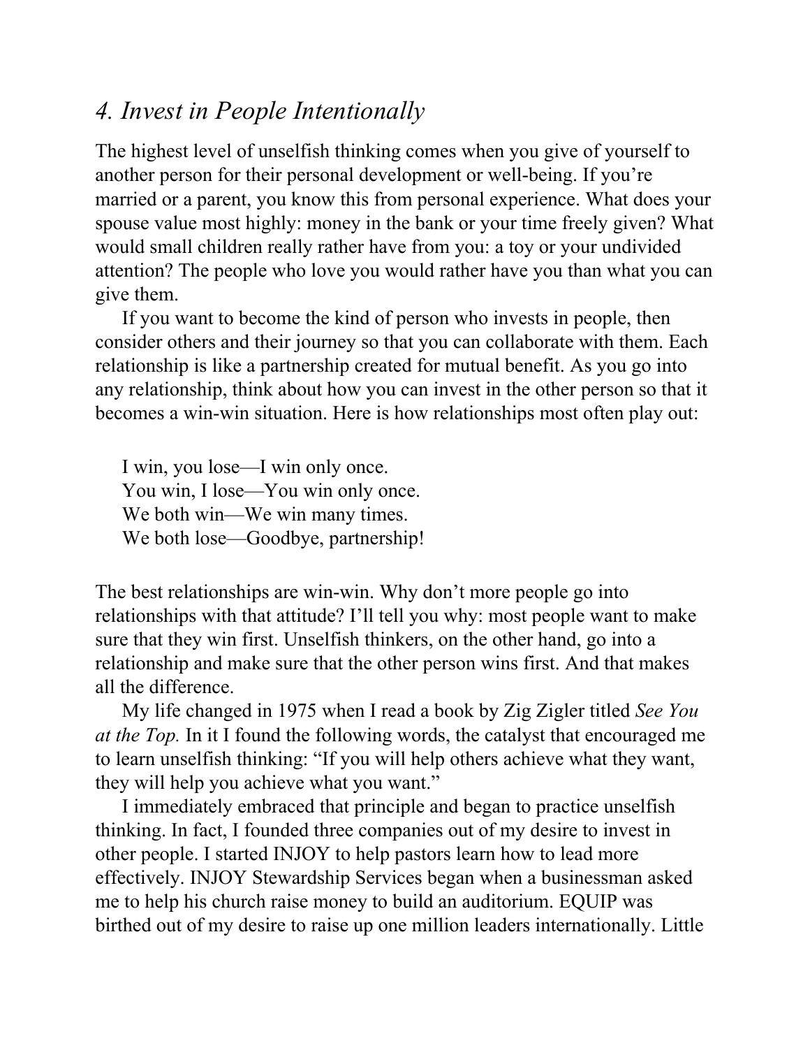## *4. Invest in People Intentionally*

The highest level of unselfish thinking comes when you give of yourself to another person for their personal development or well-being. If you're married or a parent, you know this from personal experience. What does your spouse value most highly: money in the bank or your time freely given? What would small children really rather have from you: a toy or your undivided attention? The people who love you would rather have you than what you can give them.

If you want to become the kind of person who invests in people, then consider others and their journey so that you can collaborate with them. Each relationship is like a partnership created for mutual benefit. As you go into any relationship, think about how you can invest in the other person so that it becomes a win-win situation. Here is how relationships most often play out:

> I win, you lose—I win only once.
> You win, I lose—You win only once.
> We both win—We win many times.
> We both lose—Goodbye, partnership!

The best relationships are win-win. Why don't more people go into relationships with that attitude? I'll tell you why: most people want to make sure that they win first. Unselfish thinkers, on the other hand, go into a relationship and make sure that the other person wins first. And that makes all the difference.

My life changed in 1975 when I read a book by Zig Zigler titled *See You at the Top.* In it I found the following words, the catalyst that encouraged me to learn unselfish thinking: "If you will help others achieve what they want, they will help you achieve what you want."

I immediately embraced that principle and began to practice unselfish thinking. In fact, I founded three companies out of my desire to invest in other people. I started INJOY to help pastors learn how to lead more effectively. INJOY Stewardship Services began when a businessman asked me to help his church raise money to build an auditorium. EQUIP was birthed out of my desire to raise up one million leaders internationally. Little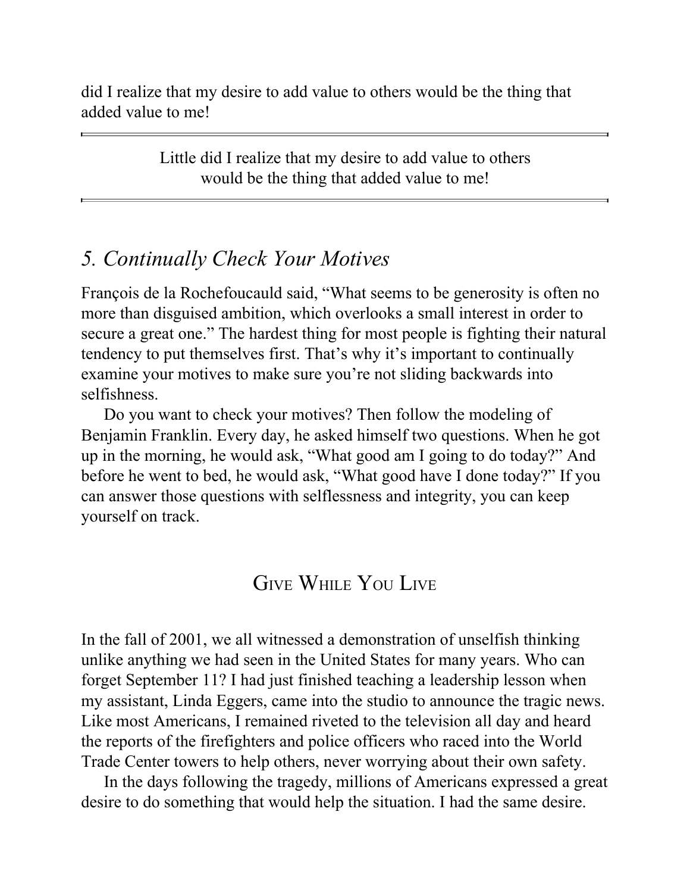did I realize that my desire to add value to others would be the thing that added value to me!

> Little did I realize that my desire to add value to others would be the thing that added value to me!

### *5. Continually Check Your Motives*

François de la Rochefoucauld said, "What seems to be generosity is often no more than disguised ambition, which overlooks a small interest in order to secure a great one." The hardest thing for most people is fighting their natural tendency to put themselves first. That's why it's important to continually examine your motives to make sure you're not sliding backwards into selfishness.

Do you want to check your motives? Then follow the modeling of Benjamin Franklin. Every day, he asked himself two questions. When he got up in the morning, he would ask, "What good am I going to do today?" And before he went to bed, he would ask, "What good have I done today?" If you can answer those questions with selflessness and integrity, you can keep yourself on track.

## Give While You Live

In the fall of 2001, we all witnessed a demonstration of unselfish thinking unlike anything we had seen in the United States for many years. Who can forget September 11? I had just finished teaching a leadership lesson when my assistant, Linda Eggers, came into the studio to announce the tragic news. Like most Americans, I remained riveted to the television all day and heard the reports of the firefighters and police officers who raced into the World Trade Center towers to help others, never worrying about their own safety.

In the days following the tragedy, millions of Americans expressed a great desire to do something that would help the situation. I had the same desire.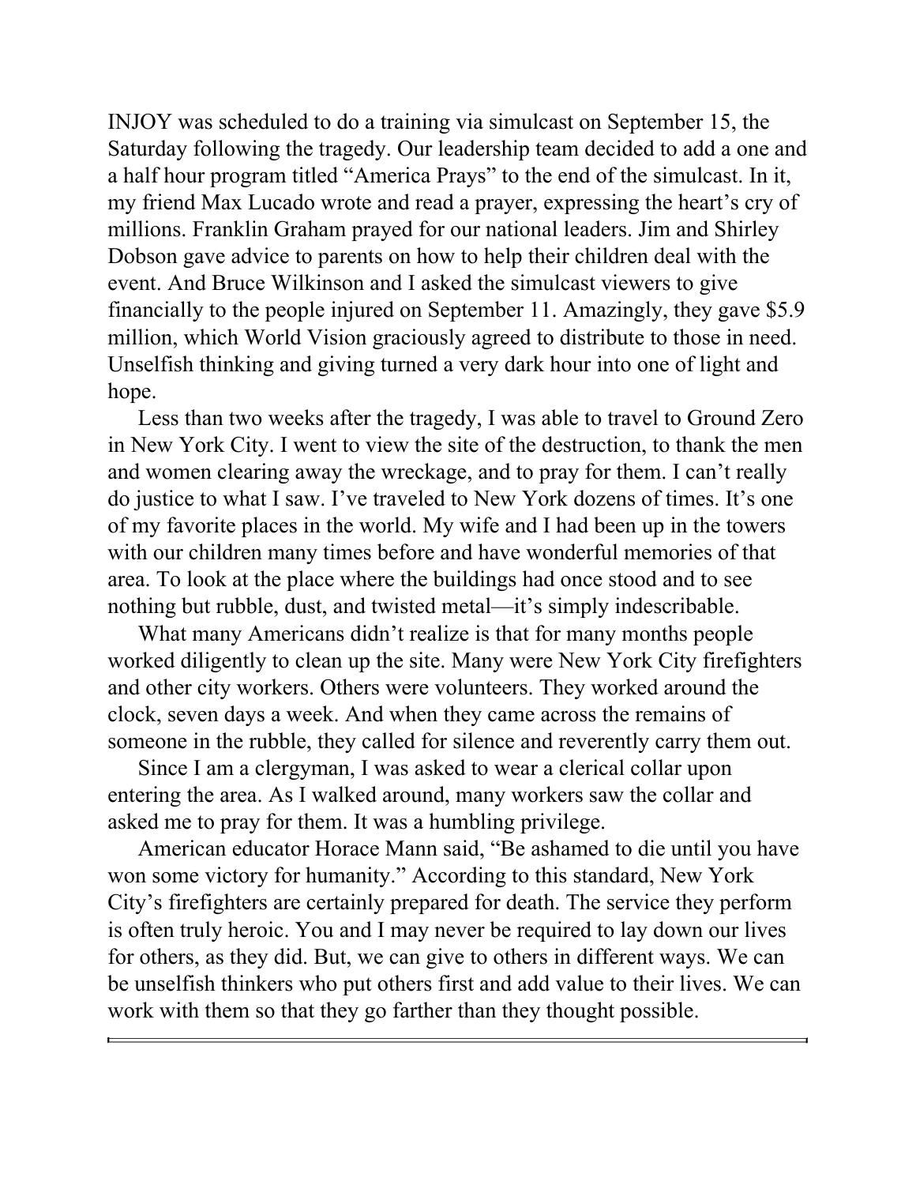INJOY was scheduled to do a training via simulcast on September 15, the Saturday following the tragedy. Our leadership team decided to add a one and a half hour program titled "America Prays" to the end of the simulcast. In it, my friend Max Lucado wrote and read a prayer, expressing the heart's cry of millions. Franklin Graham prayed for our national leaders. Jim and Shirley Dobson gave advice to parents on how to help their children deal with the event. And Bruce Wilkinson and I asked the simulcast viewers to give financially to the people injured on September 11. Amazingly, they gave $5.9 million, which World Vision graciously agreed to distribute to those in need. Unselfish thinking and giving turned a very dark hour into one of light and hope.

Less than two weeks after the tragedy, I was able to travel to Ground Zero in New York City. I went to view the site of the destruction, to thank the men and women clearing away the wreckage, and to pray for them. I can't really do justice to what I saw. I've traveled to New York dozens of times. It's one of my favorite places in the world. My wife and I had been up in the towers with our children many times before and have wonderful memories of that area. To look at the place where the buildings had once stood and to see nothing but rubble, dust, and twisted metal—it's simply indescribable.

What many Americans didn't realize is that for many months people worked diligently to clean up the site. Many were New York City firefighters and other city workers. Others were volunteers. They worked around the clock, seven days a week. And when they came across the remains of someone in the rubble, they called for silence and reverently carry them out.

Since I am a clergyman, I was asked to wear a clerical collar upon entering the area. As I walked around, many workers saw the collar and asked me to pray for them. It was a humbling privilege.

American educator Horace Mann said, "Be ashamed to die until you have won some victory for humanity." According to this standard, New York City's firefighters are certainly prepared for death. The service they perform is often truly heroic. You and I may never be required to lay down our lives for others, as they did. But, we can give to others in different ways. We can be unselfish thinkers who put others first and add value to their lives. We can work with them so that they go farther than they thought possible.

---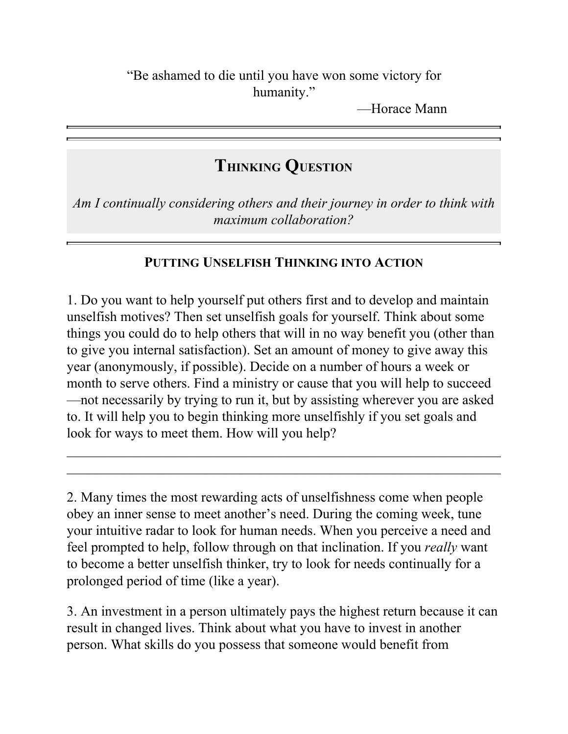"Be ashamed to die until you have won some victory for humanity."

—Horace Mann

## Thinking Question

*Am I continually considering others and their journey in order to think with maximum collaboration?*

### Putting Unselfish Thinking into Action

1. Do you want to help yourself put others first and to develop and maintain unselfish motives? Then set unselfish goals for yourself. Think about some things you could do to help others that will in no way benefit you (other than to give you internal satisfaction). Set an amount of money to give away this year (anonymously, if possible). Decide on a number of hours a week or month to serve others. Find a ministry or cause that you will help to succeed—not necessarily by trying to run it, but by assisting wherever you are asked to. It will help you to begin thinking more unselfishly if you set goals and look for ways to meet them. How will you help?

______________________________________________________________

______________________________________________________________

2. Many times the most rewarding acts of unselfishness come when people obey an inner sense to meet another's need. During the coming week, tune your intuitive radar to look for human needs. When you perceive a need and feel prompted to help, follow through on that inclination. If you *really* want to become a better unselfish thinker, try to look for needs continually for a prolonged period of time (like a year).

3. An investment in a person ultimately pays the highest return because it can result in changed lives. Think about what you have to invest in another person. What skills do you possess that someone would benefit from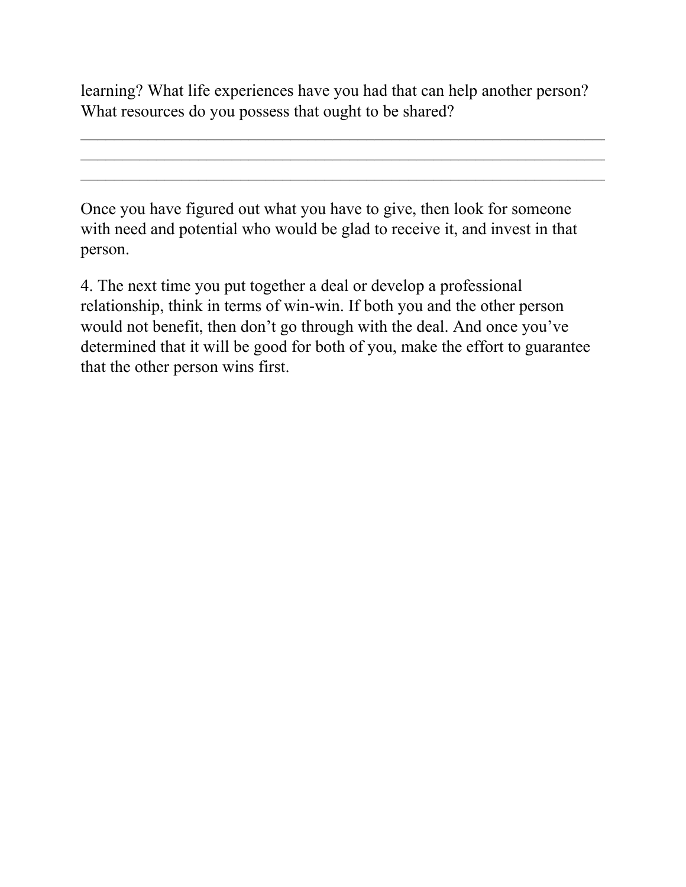learning? What life experiences have you had that can help another person? What resources do you possess that ought to be shared?

\_\_\_\_\_\_\_\_\_\_\_\_\_\_\_\_\_\_\_\_\_\_\_\_\_\_\_\_\_\_\_\_\_\_\_\_\_\_\_\_\_\_\_\_\_\_\_\_\_\_\_\_\_\_\_\_\_\_\_\_\_\_\_\_\_\_\_\_
\_\_\_\_\_\_\_\_\_\_\_\_\_\_\_\_\_\_\_\_\_\_\_\_\_\_\_\_\_\_\_\_\_\_\_\_\_\_\_\_\_\_\_\_\_\_\_\_\_\_\_\_\_\_\_\_\_\_\_\_\_\_\_\_\_\_\_\_
\_\_\_\_\_\_\_\_\_\_\_\_\_\_\_\_\_\_\_\_\_\_\_\_\_\_\_\_\_\_\_\_\_\_\_\_\_\_\_\_\_\_\_\_\_\_\_\_\_\_\_\_\_\_\_\_\_\_\_\_\_\_\_\_\_\_\_\_

Once you have figured out what you have to give, then look for someone with need and potential who would be glad to receive it, and invest in that person.

4. The next time you put together a deal or develop a professional relationship, think in terms of win-win. If both you and the other person would not benefit, then don't go through with the deal. And once you've determined that it will be good for both of you, make the effort to guarantee that the other person wins first.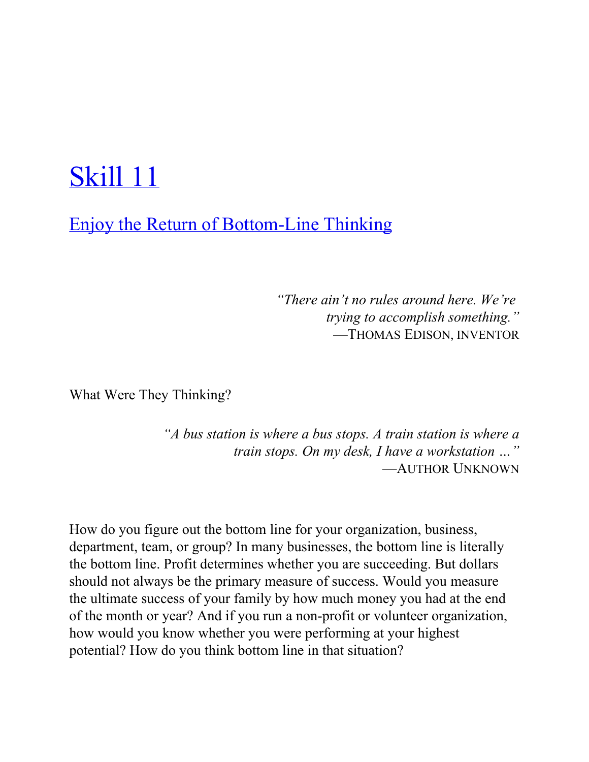# Skill 11

## Enjoy the Return of Bottom-Line Thinking

> *"There ain't no rules around here. We're trying to accomplish something."*
> —THOMAS EDISON, INVENTOR

What Were They Thinking?

> *"A bus station is where a bus stops. A train station is where a train stops. On my desk, I have a workstation …"*
> —AUTHOR UNKNOWN

How do you figure out the bottom line for your organization, business, department, team, or group? In many businesses, the bottom line is literally the bottom line. Profit determines whether you are succeeding. But dollars should not always be the primary measure of success. Would you measure the ultimate success of your family by how much money you had at the end of the month or year? And if you run a non-profit or volunteer organization, how would you know whether you were performing at your highest potential? How do you think bottom line in that situation?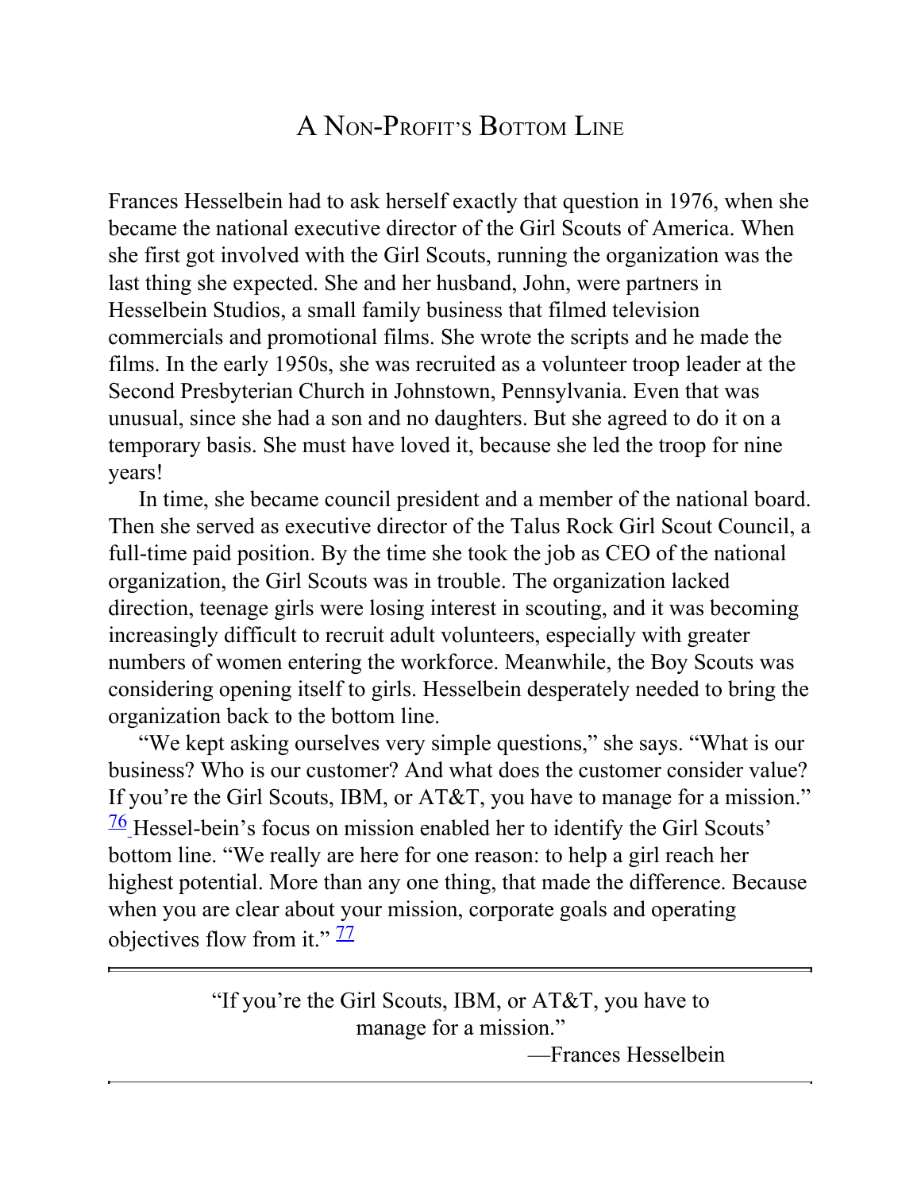## A Non-Profit's Bottom Line

Frances Hesselbein had to ask herself exactly that question in 1976, when she became the national executive director of the Girl Scouts of America. When she first got involved with the Girl Scouts, running the organization was the last thing she expected. She and her husband, John, were partners in Hesselbein Studios, a small family business that filmed television commercials and promotional films. She wrote the scripts and he made the films. In the early 1950s, she was recruited as a volunteer troop leader at the Second Presbyterian Church in Johnstown, Pennsylvania. Even that was unusual, since she had a son and no daughters. But she agreed to do it on a temporary basis. She must have loved it, because she led the troop for nine years!

In time, she became council president and a member of the national board. Then she served as executive director of the Talus Rock Girl Scout Council, a full-time paid position. By the time she took the job as CEO of the national organization, the Girl Scouts was in trouble. The organization lacked direction, teenage girls were losing interest in scouting, and it was becoming increasingly difficult to recruit adult volunteers, especially with greater numbers of women entering the workforce. Meanwhile, the Boy Scouts was considering opening itself to girls. Hesselbein desperately needed to bring the organization back to the bottom line.

"We kept asking ourselves very simple questions," she says. "What is our business? Who is our customer? And what does the customer consider value? If you're the Girl Scouts, IBM, or AT&T, you have to manage for a mission." [76] Hessel-bein's focus on mission enabled her to identify the Girl Scouts' bottom line. "We really are here for one reason: to help a girl reach her highest potential. More than any one thing, that made the difference. Because when you are clear about your mission, corporate goals and operating objectives flow from it." [77]

---

> "If you're the Girl Scouts, IBM, or AT&T, you have to manage for a mission."
>
> —Frances Hesselbein

---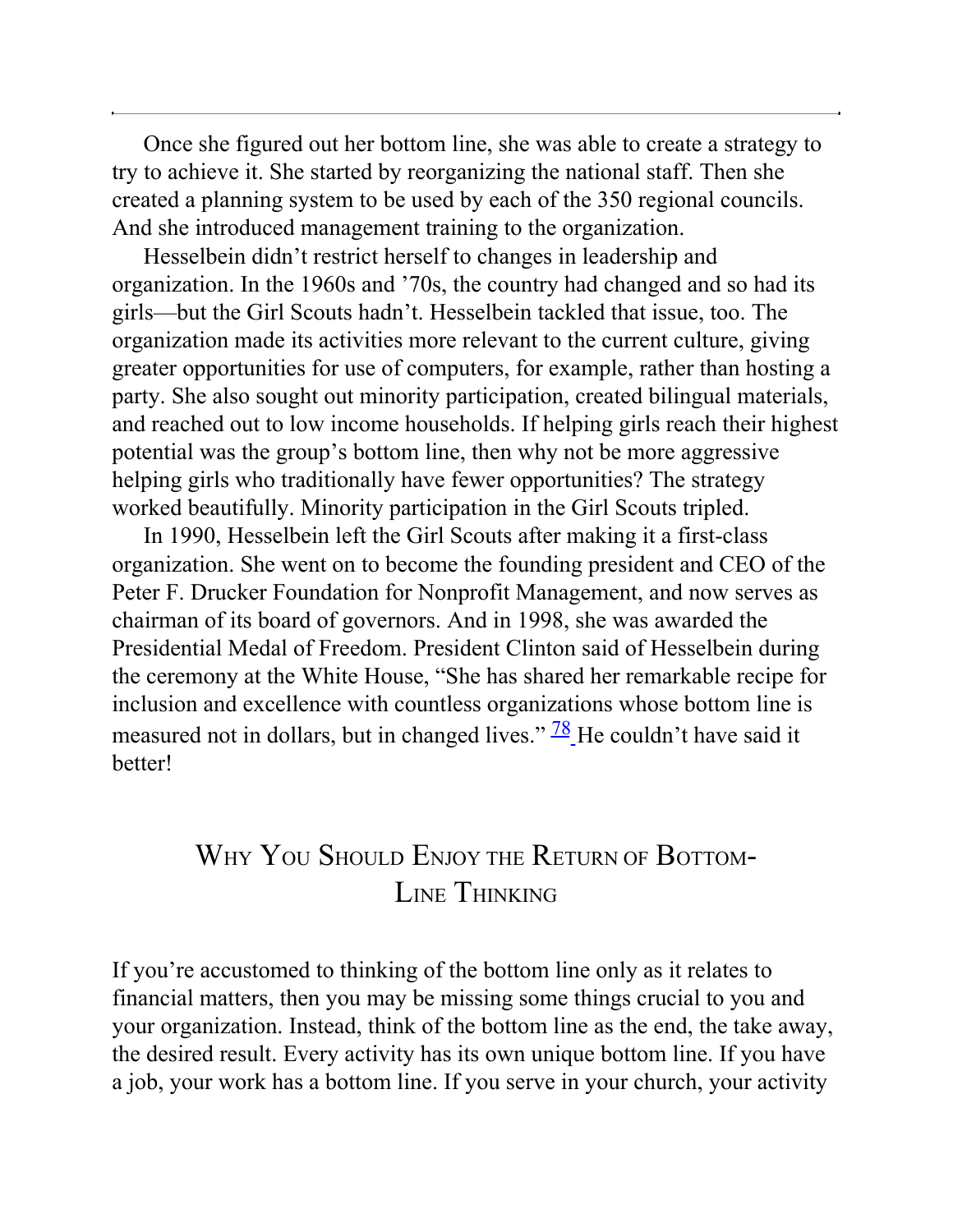Once she figured out her bottom line, she was able to create a strategy to try to achieve it. She started by reorganizing the national staff. Then she created a planning system to be used by each of the 350 regional councils. And she introduced management training to the organization.

Hesselbein didn't restrict herself to changes in leadership and organization. In the 1960s and '70s, the country had changed and so had its girls—but the Girl Scouts hadn't. Hesselbein tackled that issue, too. The organization made its activities more relevant to the current culture, giving greater opportunities for use of computers, for example, rather than hosting a party. She also sought out minority participation, created bilingual materials, and reached out to low income households. If helping girls reach their highest potential was the group's bottom line, then why not be more aggressive helping girls who traditionally have fewer opportunities? The strategy worked beautifully. Minority participation in the Girl Scouts tripled.

In 1990, Hesselbein left the Girl Scouts after making it a first-class organization. She went on to become the founding president and CEO of the Peter F. Drucker Foundation for Nonprofit Management, and now serves as chairman of its board of governors. And in 1998, she was awarded the Presidential Medal of Freedom. President Clinton said of Hesselbein during the ceremony at the White House, "She has shared her remarkable recipe for inclusion and excellence with countless organizations whose bottom line is measured not in dollars, but in changed lives." [78] He couldn't have said it better!

## Why You Should Enjoy the Return of Bottom-Line Thinking

If you're accustomed to thinking of the bottom line only as it relates to financial matters, then you may be missing some things crucial to you and your organization. Instead, think of the bottom line as the end, the take away, the desired result. Every activity has its own unique bottom line. If you have a job, your work has a bottom line. If you serve in your church, your activity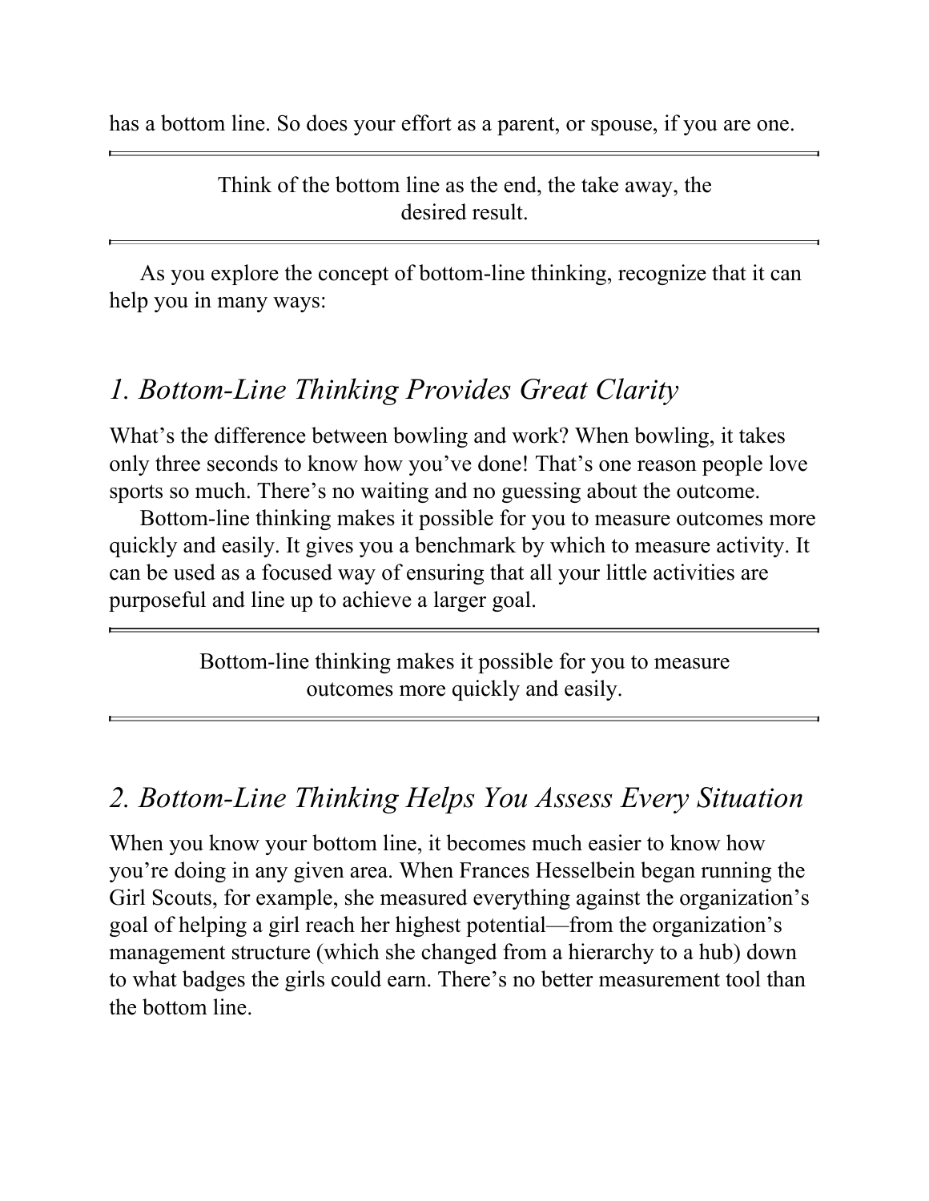has a bottom line. So does your effort as a parent, or spouse, if you are one.

> Think of the bottom line as the end, the take away, the desired result.

As you explore the concept of bottom-line thinking, recognize that it can help you in many ways:

## *1. Bottom-Line Thinking Provides Great Clarity*

What's the difference between bowling and work? When bowling, it takes only three seconds to know how you've done! That's one reason people love sports so much. There's no waiting and no guessing about the outcome.

Bottom-line thinking makes it possible for you to measure outcomes more quickly and easily. It gives you a benchmark by which to measure activity. It can be used as a focused way of ensuring that all your little activities are purposeful and line up to achieve a larger goal.

> Bottom-line thinking makes it possible for you to measure outcomes more quickly and easily.

## *2. Bottom-Line Thinking Helps You Assess Every Situation*

When you know your bottom line, it becomes much easier to know how you're doing in any given area. When Frances Hesselbein began running the Girl Scouts, for example, she measured everything against the organization's goal of helping a girl reach her highest potential—from the organization's management structure (which she changed from a hierarchy to a hub) down to what badges the girls could earn. There's no better measurement tool than the bottom line.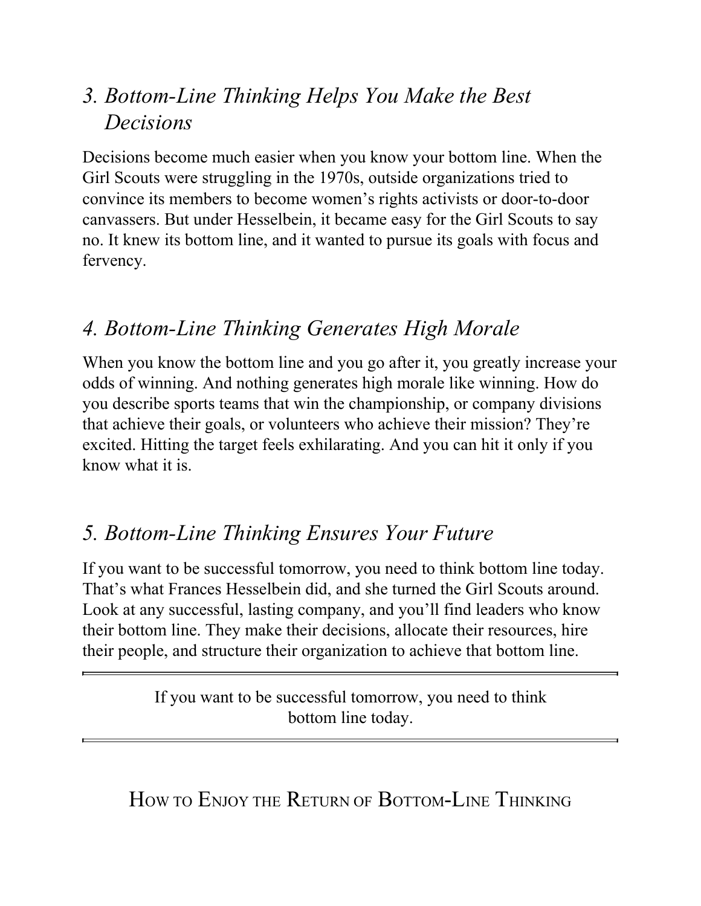### *3. Bottom-Line Thinking Helps You Make the Best Decisions*

Decisions become much easier when you know your bottom line. When the Girl Scouts were struggling in the 1970s, outside organizations tried to convince its members to become women's rights activists or door-to-door canvassers. But under Hesselbein, it became easy for the Girl Scouts to say no. It knew its bottom line, and it wanted to pursue its goals with focus and fervency.

### *4. Bottom-Line Thinking Generates High Morale*

When you know the bottom line and you go after it, you greatly increase your odds of winning. And nothing generates high morale like winning. How do you describe sports teams that win the championship, or company divisions that achieve their goals, or volunteers who achieve their mission? They're excited. Hitting the target feels exhilarating. And you can hit it only if you know what it is.

### *5. Bottom-Line Thinking Ensures Your Future*

If you want to be successful tomorrow, you need to think bottom line today. That's what Frances Hesselbein did, and she turned the Girl Scouts around. Look at any successful, lasting company, and you'll find leaders who know their bottom line. They make their decisions, allocate their resources, hire their people, and structure their organization to achieve that bottom line.

---

> If you want to be successful tomorrow, you need to think bottom line today.

---

## How to Enjoy the Return of Bottom-Line Thinking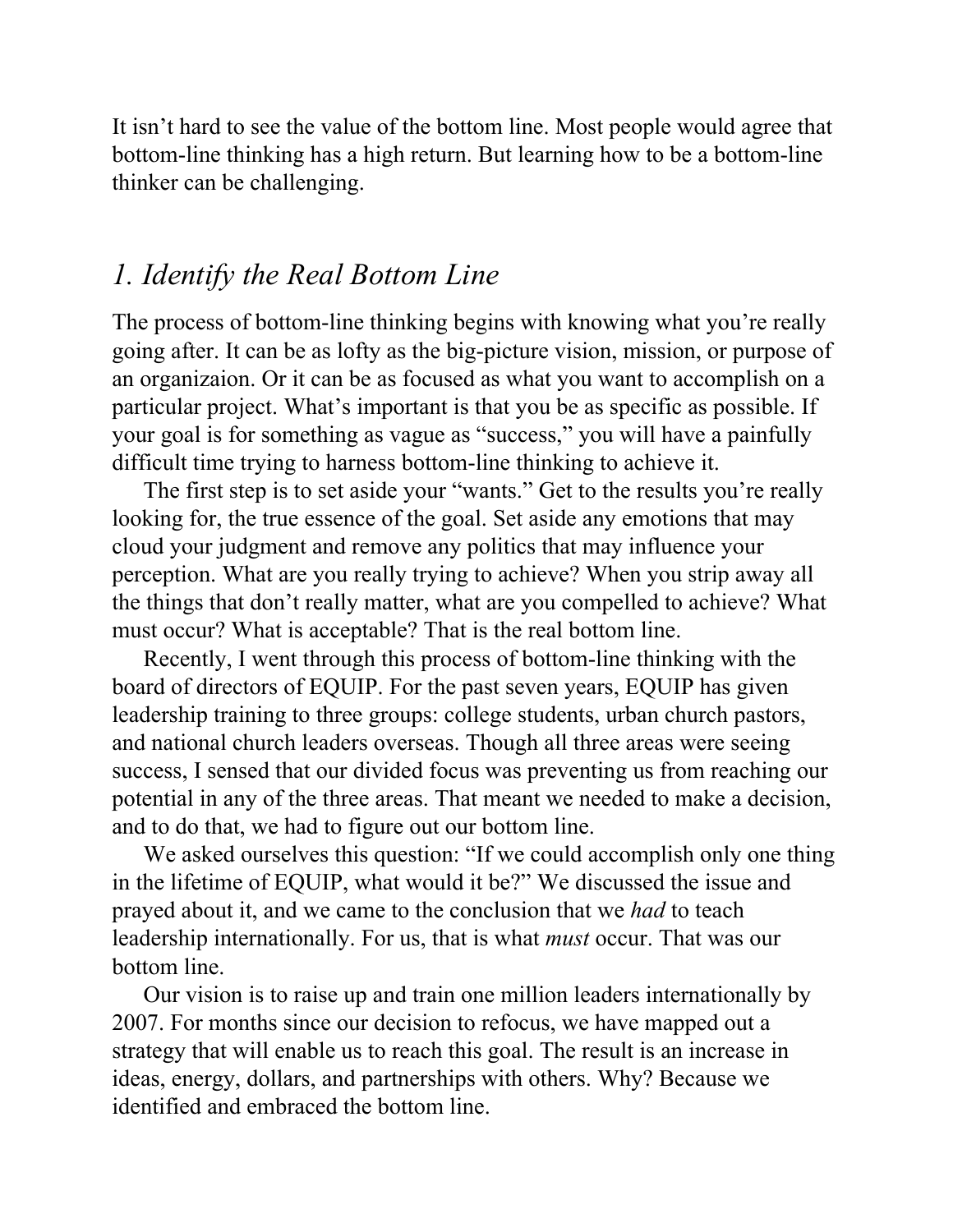It isn't hard to see the value of the bottom line. Most people would agree that bottom-line thinking has a high return. But learning how to be a bottom-line thinker can be challenging.

## *1. Identify the Real Bottom Line*

The process of bottom-line thinking begins with knowing what you're really going after. It can be as lofty as the big-picture vision, mission, or purpose of an organizaion. Or it can be as focused as what you want to accomplish on a particular project. What's important is that you be as specific as possible. If your goal is for something as vague as "success," you will have a painfully difficult time trying to harness bottom-line thinking to achieve it.

The first step is to set aside your "wants." Get to the results you're really looking for, the true essence of the goal. Set aside any emotions that may cloud your judgment and remove any politics that may influence your perception. What are you really trying to achieve? When you strip away all the things that don't really matter, what are you compelled to achieve? What must occur? What is acceptable? That is the real bottom line.

Recently, I went through this process of bottom-line thinking with the board of directors of EQUIP. For the past seven years, EQUIP has given leadership training to three groups: college students, urban church pastors, and national church leaders overseas. Though all three areas were seeing success, I sensed that our divided focus was preventing us from reaching our potential in any of the three areas. That meant we needed to make a decision, and to do that, we had to figure out our bottom line.

We asked ourselves this question: "If we could accomplish only one thing in the lifetime of EQUIP, what would it be?" We discussed the issue and prayed about it, and we came to the conclusion that we *had* to teach leadership internationally. For us, that is what *must* occur. That was our bottom line.

Our vision is to raise up and train one million leaders internationally by 2007. For months since our decision to refocus, we have mapped out a strategy that will enable us to reach this goal. The result is an increase in ideas, energy, dollars, and partnerships with others. Why? Because we identified and embraced the bottom line.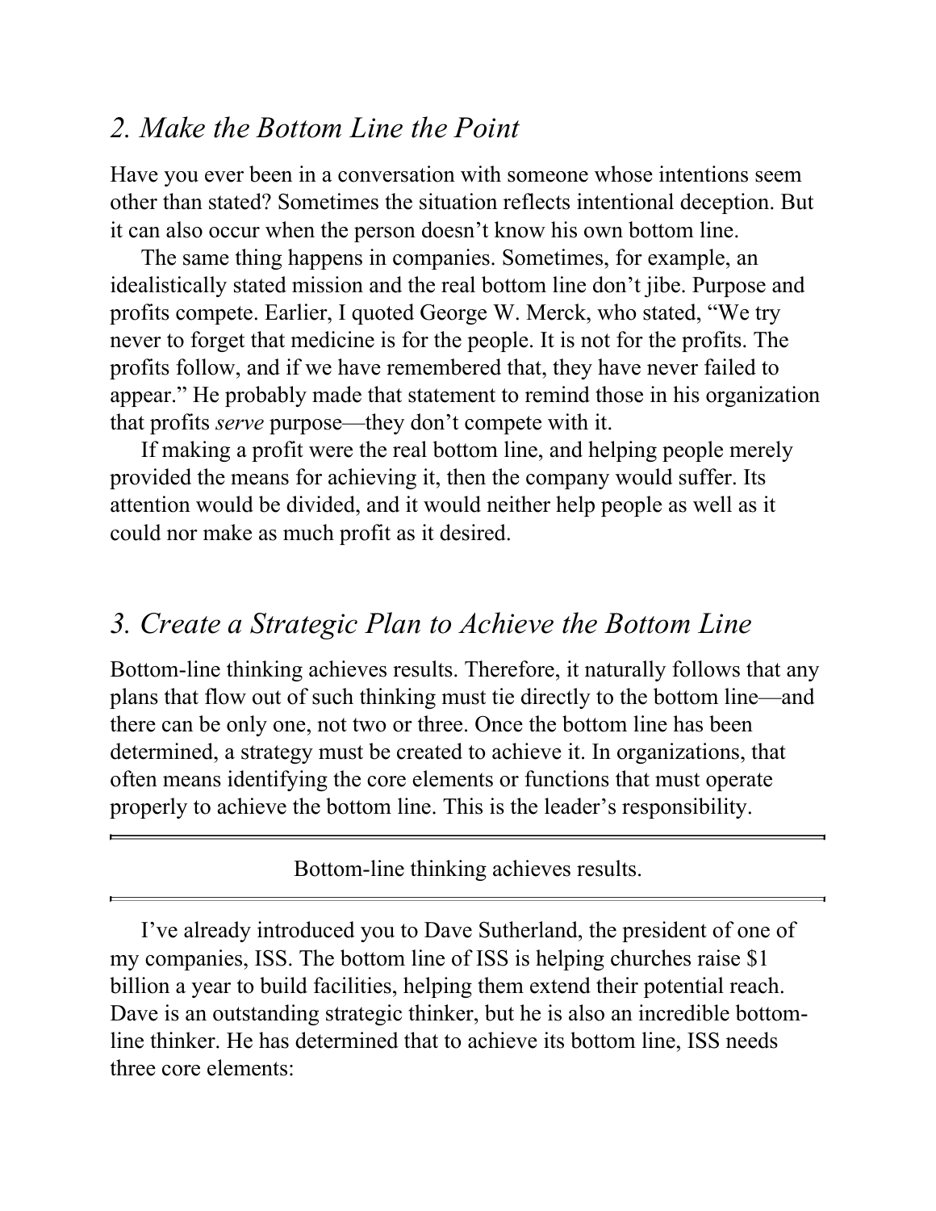## *2. Make the Bottom Line the Point*

Have you ever been in a conversation with someone whose intentions seem other than stated? Sometimes the situation reflects intentional deception. But it can also occur when the person doesn't know his own bottom line.

The same thing happens in companies. Sometimes, for example, an idealistically stated mission and the real bottom line don't jibe. Purpose and profits compete. Earlier, I quoted George W. Merck, who stated, "We try never to forget that medicine is for the people. It is not for the profits. The profits follow, and if we have remembered that, they have never failed to appear." He probably made that statement to remind those in his organization that profits *serve* purpose—they don't compete with it.

If making a profit were the real bottom line, and helping people merely provided the means for achieving it, then the company would suffer. Its attention would be divided, and it would neither help people as well as it could nor make as much profit as it desired.

## *3. Create a Strategic Plan to Achieve the Bottom Line*

Bottom-line thinking achieves results. Therefore, it naturally follows that any plans that flow out of such thinking must tie directly to the bottom line—and there can be only one, not two or three. Once the bottom line has been determined, a strategy must be created to achieve it. In organizations, that often means identifying the core elements or functions that must operate properly to achieve the bottom line. This is the leader's responsibility.

---

Bottom-line thinking achieves results.

---

I've already introduced you to Dave Sutherland, the president of one of my companies, ISS. The bottom line of ISS is helping churches raise $1 billion a year to build facilities, helping them extend their potential reach. Dave is an outstanding strategic thinker, but he is also an incredible bottom-line thinker. He has determined that to achieve its bottom line, ISS needs three core elements: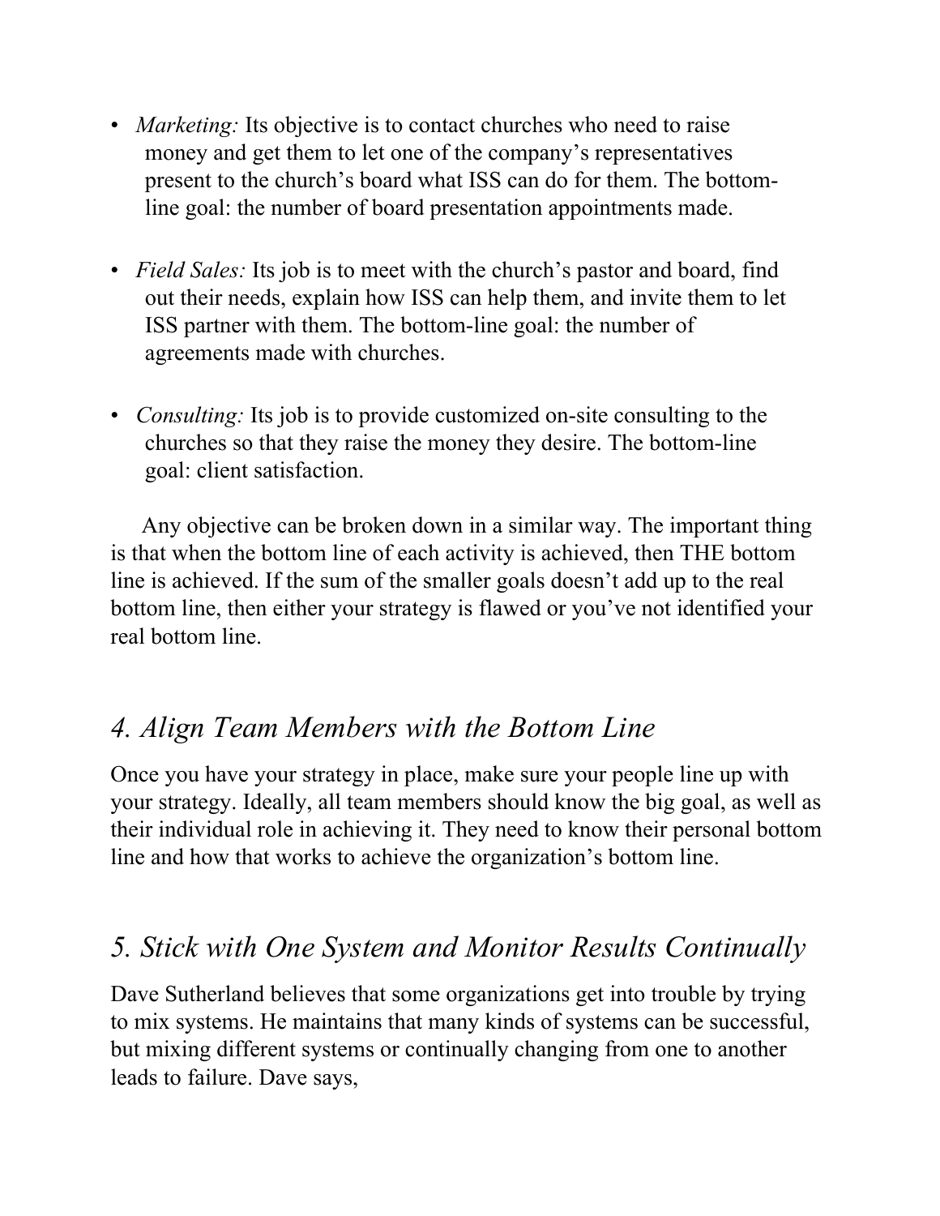- *Marketing:* Its objective is to contact churches who need to raise money and get them to let one of the company's representatives present to the church's board what ISS can do for them. The bottom-line goal: the number of board presentation appointments made.

- *Field Sales:* Its job is to meet with the church's pastor and board, find out their needs, explain how ISS can help them, and invite them to let ISS partner with them. The bottom-line goal: the number of agreements made with churches.

- *Consulting:* Its job is to provide customized on-site consulting to the churches so that they raise the money they desire. The bottom-line goal: client satisfaction.

Any objective can be broken down in a similar way. The important thing is that when the bottom line of each activity is achieved, then THE bottom line is achieved. If the sum of the smaller goals doesn't add up to the real bottom line, then either your strategy is flawed or you've not identified your real bottom line.

## *4. Align Team Members with the Bottom Line*

Once you have your strategy in place, make sure your people line up with your strategy. Ideally, all team members should know the big goal, as well as their individual role in achieving it. They need to know their personal bottom line and how that works to achieve the organization's bottom line.

## *5. Stick with One System and Monitor Results Continually*

Dave Sutherland believes that some organizations get into trouble by trying to mix systems. He maintains that many kinds of systems can be successful, but mixing different systems or continually changing from one to another leads to failure. Dave says,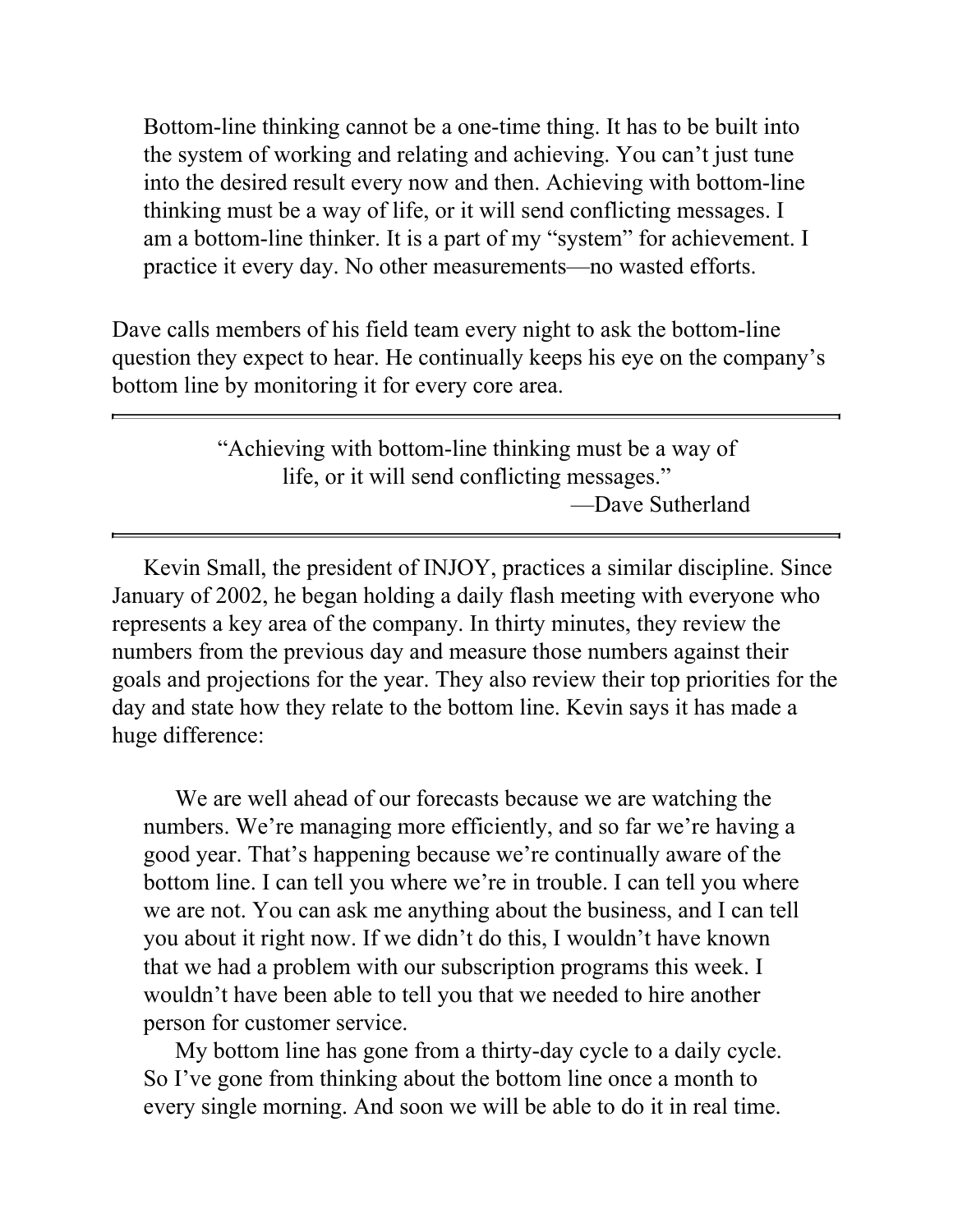> Bottom-line thinking cannot be a one-time thing. It has to be built into the system of working and relating and achieving. You can't just tune into the desired result every now and then. Achieving with bottom-line thinking must be a way of life, or it will send conflicting messages. I am a bottom-line thinker. It is a part of my "system" for achievement. I practice it every day. No other measurements—no wasted efforts.

Dave calls members of his field team every night to ask the bottom-line question they expect to hear. He continually keeps his eye on the company's bottom line by monitoring it for every core area.

---

> "Achieving with bottom-line thinking must be a way of life, or it will send conflicting messages."
>
> —Dave Sutherland

---

Kevin Small, the president of INJOY, practices a similar discipline. Since January of 2002, he began holding a daily flash meeting with everyone who represents a key area of the company. In thirty minutes, they review the numbers from the previous day and measure those numbers against their goals and projections for the year. They also review their top priorities for the day and state how they relate to the bottom line. Kevin says it has made a huge difference:

> We are well ahead of our forecasts because we are watching the numbers. We're managing more efficiently, and so far we're having a good year. That's happening because we're continually aware of the bottom line. I can tell you where we're in trouble. I can tell you where we are not. You can ask me anything about the business, and I can tell you about it right now. If we didn't do this, I wouldn't have known that we had a problem with our subscription programs this week. I wouldn't have been able to tell you that we needed to hire another person for customer service.
>
> My bottom line has gone from a thirty-day cycle to a daily cycle. So I've gone from thinking about the bottom line once a month to every single morning. And soon we will be able to do it in real time.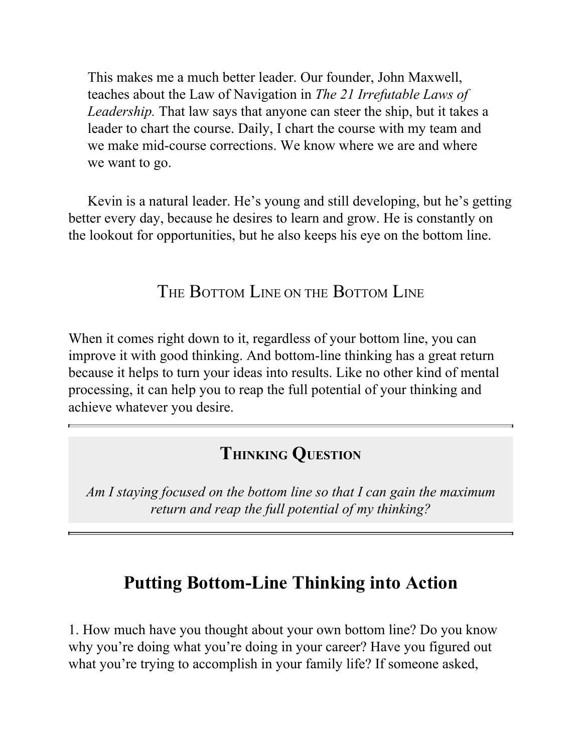> This makes me a much better leader. Our founder, John Maxwell, teaches about the Law of Navigation in *The 21 Irrefutable Laws of Leadership.* That law says that anyone can steer the ship, but it takes a leader to chart the course. Daily, I chart the course with my team and we make mid-course corrections. We know where we are and where we want to go.

Kevin is a natural leader. He's young and still developing, but he's getting better every day, because he desires to learn and grow. He is constantly on the lookout for opportunities, but he also keeps his eye on the bottom line.

### The Bottom Line on the Bottom Line

When it comes right down to it, regardless of your bottom line, you can improve it with good thinking. And bottom-line thinking has a great return because it helps to turn your ideas into results. Like no other kind of mental processing, it can help you to reap the full potential of your thinking and achieve whatever you desire.

---

**Thinking Question**

*Am I staying focused on the bottom line so that I can gain the maximum return and reap the full potential of my thinking?*

---

## Putting Bottom-Line Thinking into Action

1. How much have you thought about your own bottom line? Do you know why you're doing what you're doing in your career? Have you figured out what you're trying to accomplish in your family life? If someone asked,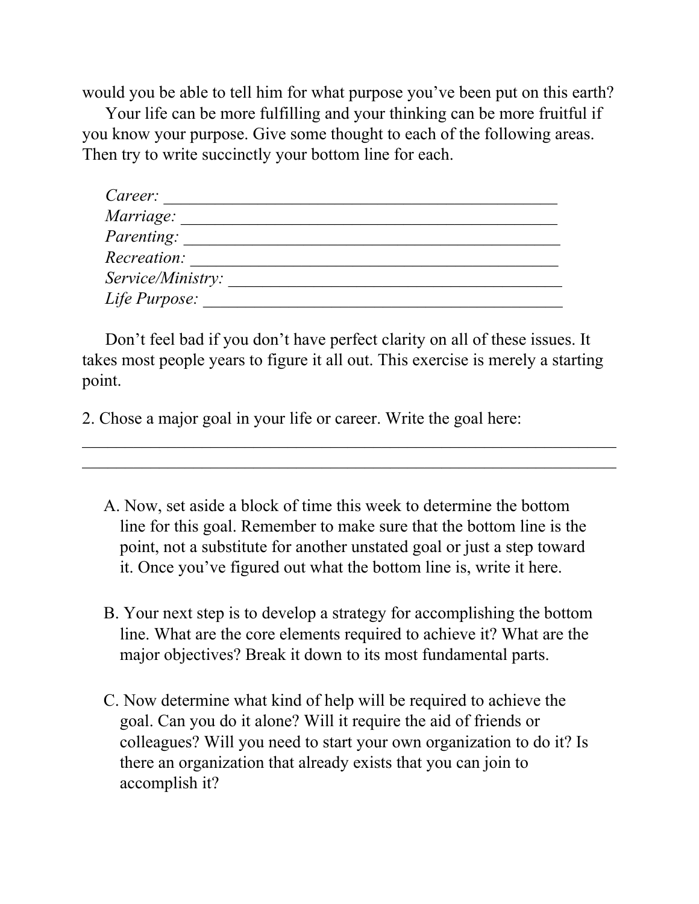would you be able to tell him for what purpose you've been put on this earth?

Your life can be more fulfilling and your thinking can be more fruitful if you know your purpose. Give some thought to each of the following areas. Then try to write succinctly your bottom line for each.

*Career:* _______________________________________________
*Marriage:* _____________________________________________
*Parenting:* ____________________________________________
*Recreation:* ___________________________________________
*Service/Ministry:* ______________________________________
*Life Purpose:* _________________________________________

Don't feel bad if you don't have perfect clarity on all of these issues. It takes most people years to figure it all out. This exercise is merely a starting point.

2. Chose a major goal in your life or career. Write the goal here:

___________________________________________________________________
___________________________________________________________________

A. Now, set aside a block of time this week to determine the bottom line for this goal. Remember to make sure that the bottom line is the point, not a substitute for another unstated goal or just a step toward it. Once you've figured out what the bottom line is, write it here.

B. Your next step is to develop a strategy for accomplishing the bottom line. What are the core elements required to achieve it? What are the major objectives? Break it down to its most fundamental parts.

C. Now determine what kind of help will be required to achieve the goal. Can you do it alone? Will it require the aid of friends or colleagues? Will you need to start your own organization to do it? Is there an organization that already exists that you can join to accomplish it?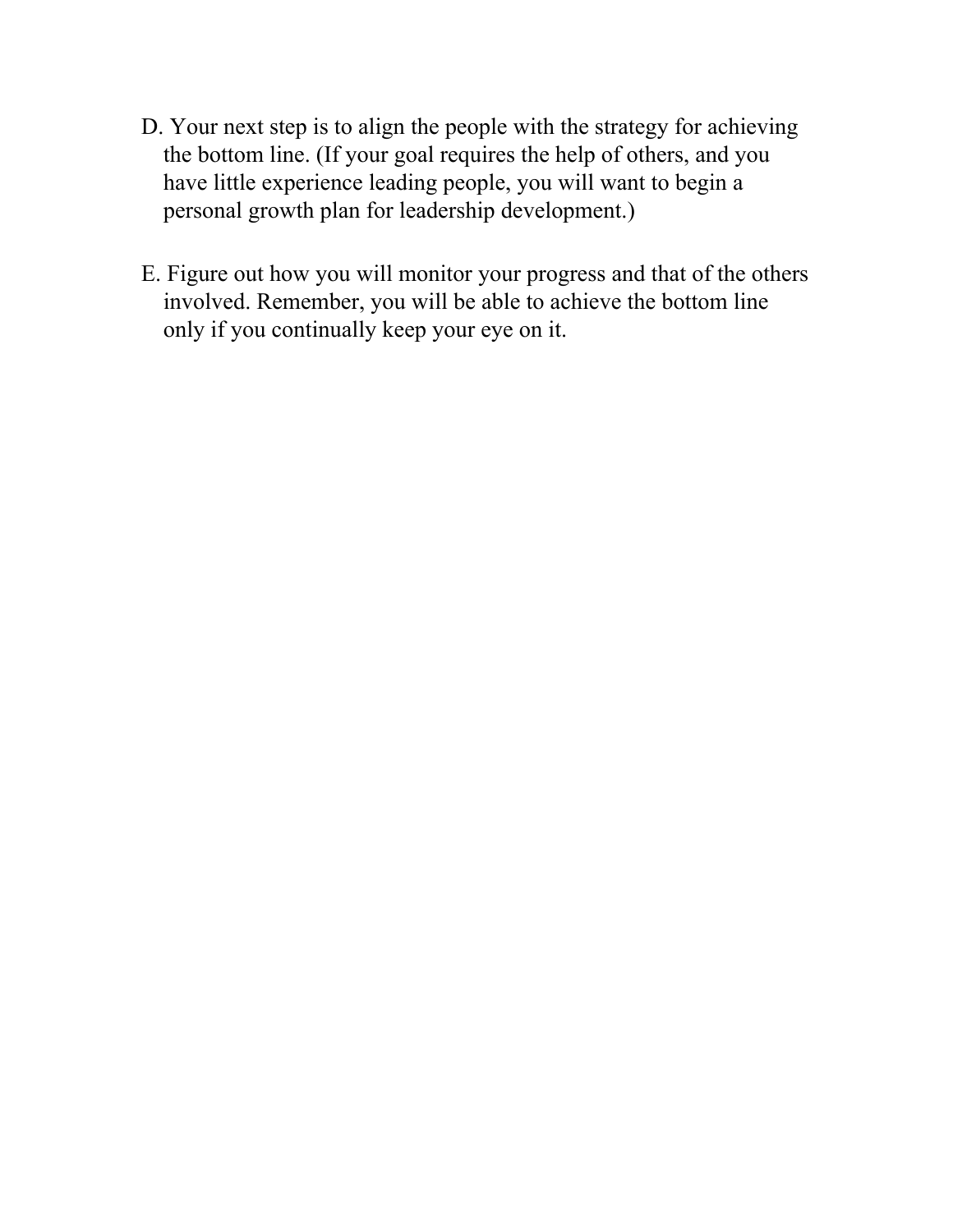D. Your next step is to align the people with the strategy for achieving the bottom line. (If your goal requires the help of others, and you have little experience leading people, you will want to begin a personal growth plan for leadership development.)

E. Figure out how you will monitor your progress and that of the others involved. Remember, you will be able to achieve the bottom line only if you continually keep your eye on it.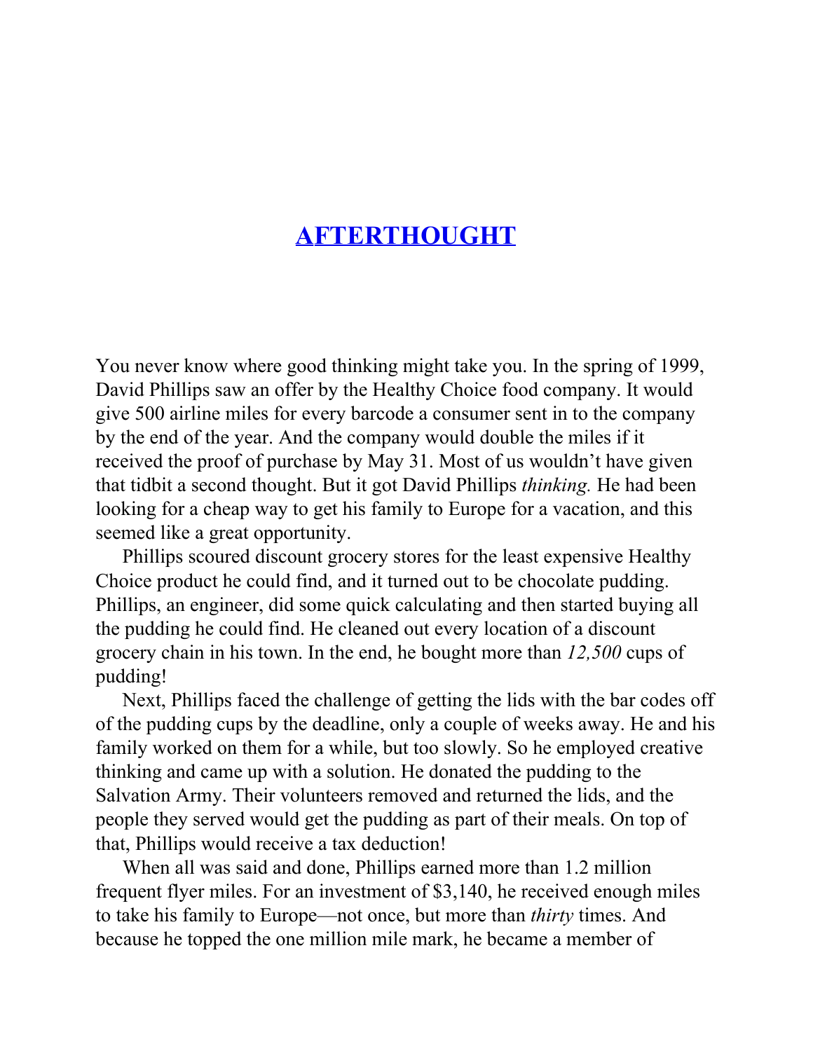# AFTERTHOUGHT

You never know where good thinking might take you. In the spring of 1999, David Phillips saw an offer by the Healthy Choice food company. It would give 500 airline miles for every barcode a consumer sent in to the company by the end of the year. And the company would double the miles if it received the proof of purchase by May 31. Most of us wouldn't have given that tidbit a second thought. But it got David Phillips *thinking.* He had been looking for a cheap way to get his family to Europe for a vacation, and this seemed like a great opportunity.

Phillips scoured discount grocery stores for the least expensive Healthy Choice product he could find, and it turned out to be chocolate pudding. Phillips, an engineer, did some quick calculating and then started buying all the pudding he could find. He cleaned out every location of a discount grocery chain in his town. In the end, he bought more than *12,500* cups of pudding!

Next, Phillips faced the challenge of getting the lids with the bar codes off of the pudding cups by the deadline, only a couple of weeks away. He and his family worked on them for a while, but too slowly. So he employed creative thinking and came up with a solution. He donated the pudding to the Salvation Army. Their volunteers removed and returned the lids, and the people they served would get the pudding as part of their meals. On top of that, Phillips would receive a tax deduction!

When all was said and done, Phillips earned more than 1.2 million frequent flyer miles. For an investment of $3,140, he received enough miles to take his family to Europe—not once, but more than *thirty* times. And because he topped the one million mile mark, he became a member of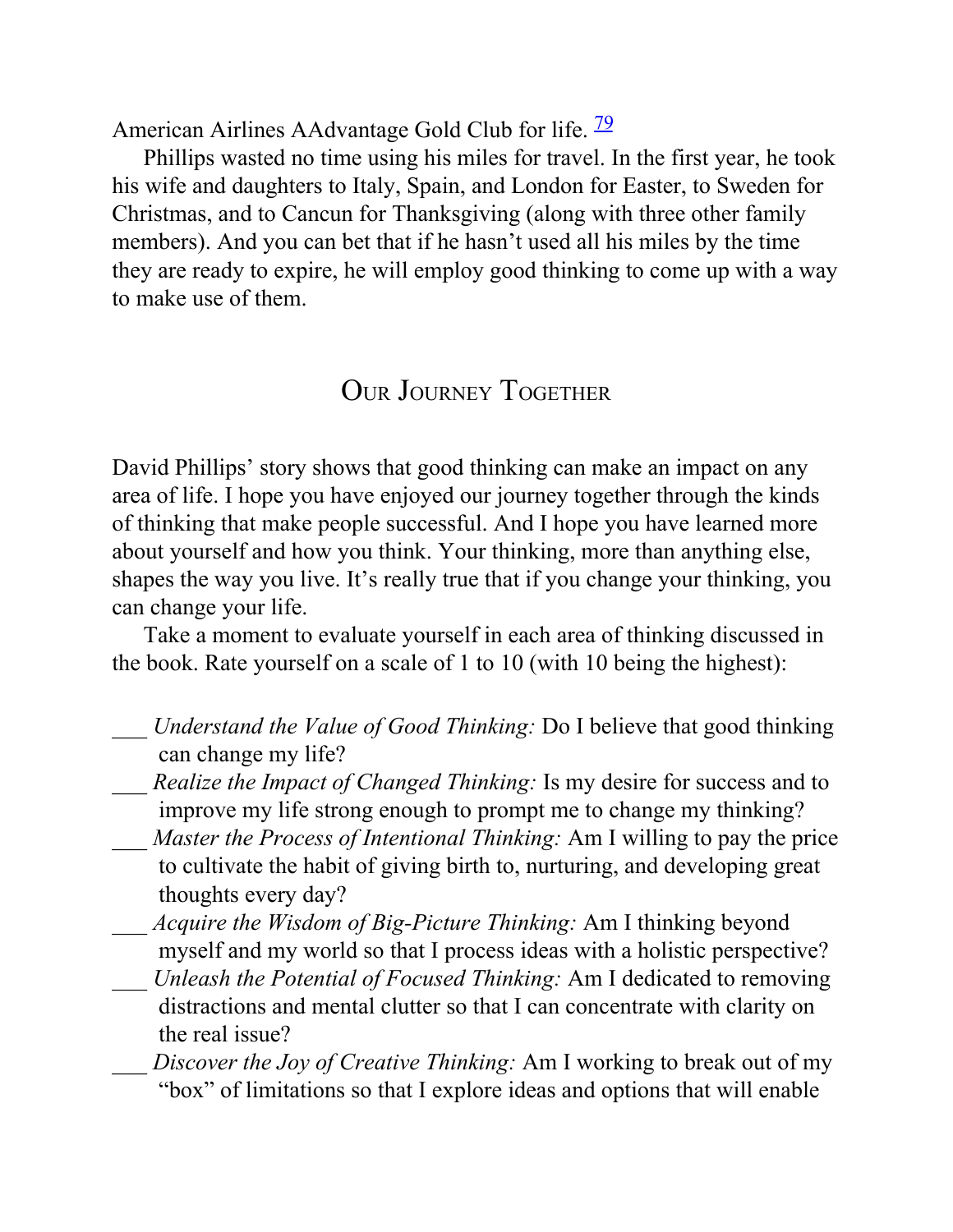American Airlines AAdvantage Gold Club for life. [79]

Phillips wasted no time using his miles for travel. In the first year, he took his wife and daughters to Italy, Spain, and London for Easter, to Sweden for Christmas, and to Cancun for Thanksgiving (along with three other family members). And you can bet that if he hasn't used all his miles by the time they are ready to expire, he will employ good thinking to come up with a way to make use of them.

## Our Journey Together

David Phillips' story shows that good thinking can make an impact on any area of life. I hope you have enjoyed our journey together through the kinds of thinking that make people successful. And I hope you have learned more about yourself and how you think. Your thinking, more than anything else, shapes the way you live. It's really true that if you change your thinking, you can change your life.

Take a moment to evaluate yourself in each area of thinking discussed in the book. Rate yourself on a scale of 1 to 10 (with 10 being the highest):

___ *Understand the Value of Good Thinking:* Do I believe that good thinking can change my life?

___ *Realize the Impact of Changed Thinking:* Is my desire for success and to improve my life strong enough to prompt me to change my thinking?

___ *Master the Process of Intentional Thinking:* Am I willing to pay the price to cultivate the habit of giving birth to, nurturing, and developing great thoughts every day?

___ *Acquire the Wisdom of Big-Picture Thinking:* Am I thinking beyond myself and my world so that I process ideas with a holistic perspective?

___ *Unleash the Potential of Focused Thinking:* Am I dedicated to removing distractions and mental clutter so that I can concentrate with clarity on the real issue?

___ *Discover the Joy of Creative Thinking:* Am I working to break out of my "box" of limitations so that I explore ideas and options that will enable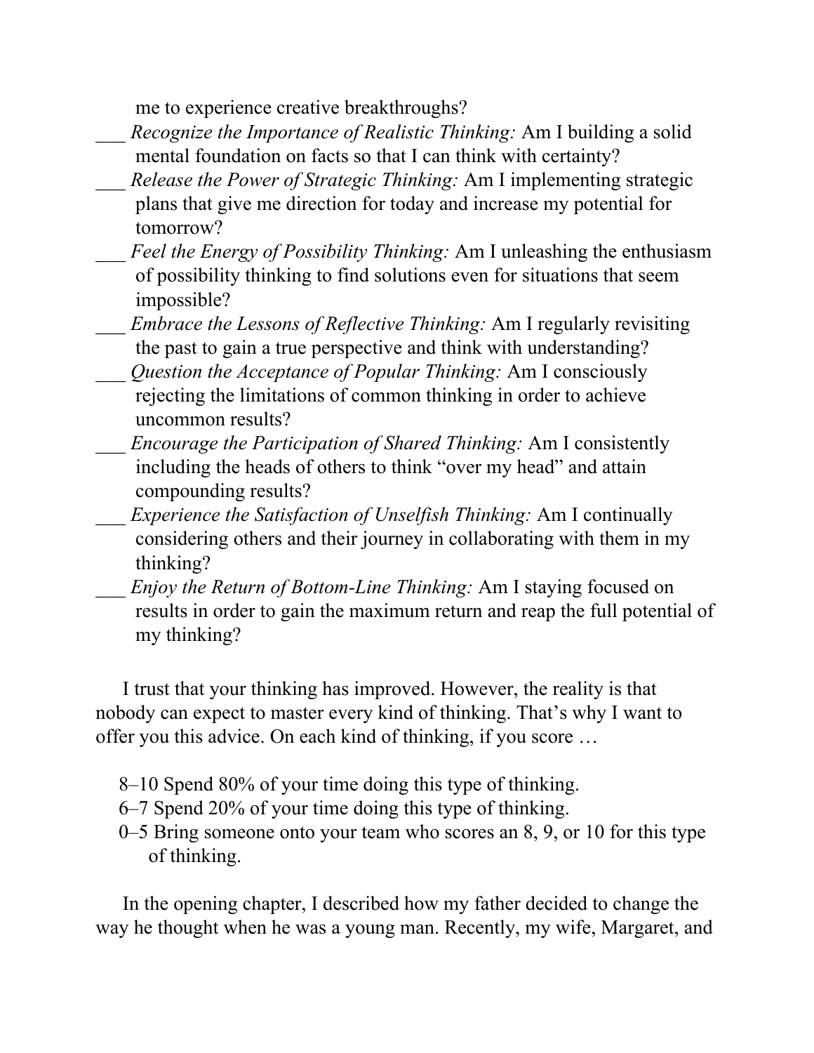me to experience creative breakthroughs?

___ *Recognize the Importance of Realistic Thinking:* Am I building a solid mental foundation on facts so that I can think with certainty?

___ *Release the Power of Strategic Thinking:* Am I implementing strategic plans that give me direction for today and increase my potential for tomorrow?

___ *Feel the Energy of Possibility Thinking:* Am I unleashing the enthusiasm of possibility thinking to find solutions even for situations that seem impossible?

___ *Embrace the Lessons of Reflective Thinking:* Am I regularly revisiting the past to gain a true perspective and think with understanding?

___ *Question the Acceptance of Popular Thinking:* Am I consciously rejecting the limitations of common thinking in order to achieve uncommon results?

___ *Encourage the Participation of Shared Thinking:* Am I consistently including the heads of others to think "over my head" and attain compounding results?

___ *Experience the Satisfaction of Unselfish Thinking:* Am I continually considering others and their journey in collaborating with them in my thinking?

___ *Enjoy the Return of Bottom-Line Thinking:* Am I staying focused on results in order to gain the maximum return and reap the full potential of my thinking?

I trust that your thinking has improved. However, the reality is that nobody can expect to master every kind of thinking. That's why I want to offer you this advice. On each kind of thinking, if you score …

8–10 Spend 80% of your time doing this type of thinking.
6–7 Spend 20% of your time doing this type of thinking.
0–5 Bring someone onto your team who scores an 8, 9, or 10 for this type of thinking.

In the opening chapter, I described how my father decided to change the way he thought when he was a young man. Recently, my wife, Margaret, and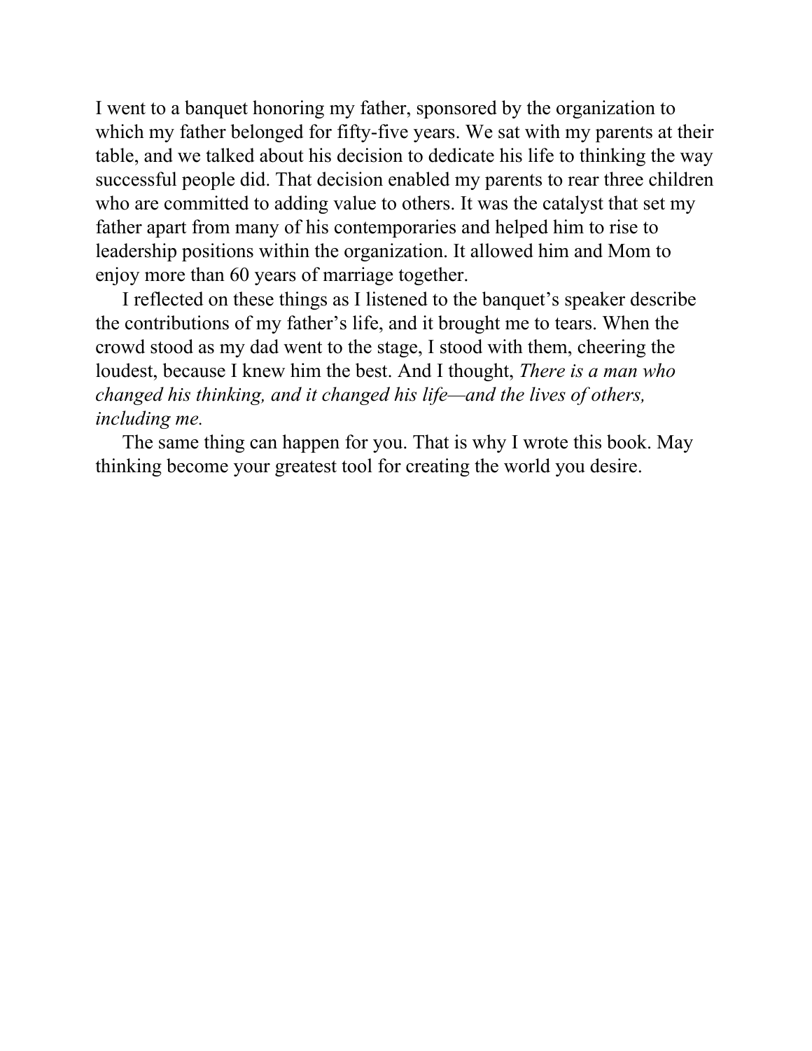I went to a banquet honoring my father, sponsored by the organization to which my father belonged for fifty-five years. We sat with my parents at their table, and we talked about his decision to dedicate his life to thinking the way successful people did. That decision enabled my parents to rear three children who are committed to adding value to others. It was the catalyst that set my father apart from many of his contemporaries and helped him to rise to leadership positions within the organization. It allowed him and Mom to enjoy more than 60 years of marriage together.

I reflected on these things as I listened to the banquet's speaker describe the contributions of my father's life, and it brought me to tears. When the crowd stood as my dad went to the stage, I stood with them, cheering the loudest, because I knew him the best. And I thought, *There is a man who changed his thinking, and it changed his life—and the lives of others, including me.*

The same thing can happen for you. That is why I wrote this book. May thinking become your greatest tool for creating the world you desire.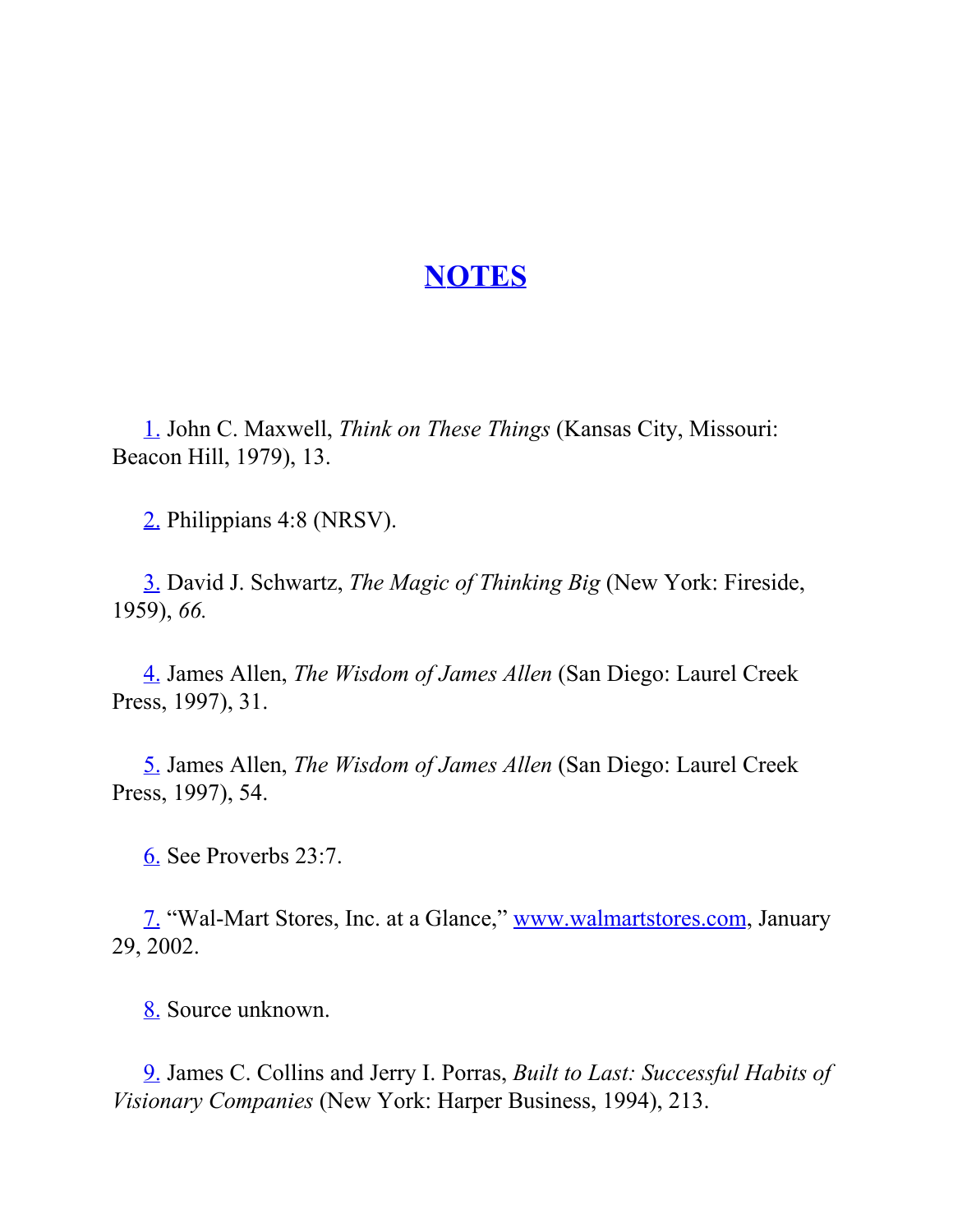# NOTES

1. John C. Maxwell, *Think on These Things* (Kansas City, Missouri: Beacon Hill, 1979), 13.

2. Philippians 4:8 (NRSV).

3. David J. Schwartz, *The Magic of Thinking Big* (New York: Fireside, 1959), *66.*

4. James Allen, *The Wisdom of James Allen* (San Diego: Laurel Creek Press, 1997), 31.

5. James Allen, *The Wisdom of James Allen* (San Diego: Laurel Creek Press, 1997), 54.

6. See Proverbs 23:7.

7. "Wal-Mart Stores, Inc. at a Glance," www.walmartstores.com, January 29, 2002.

8. Source unknown.

9. James C. Collins and Jerry I. Porras, *Built to Last: Successful Habits of Visionary Companies* (New York: Harper Business, 1994), 213.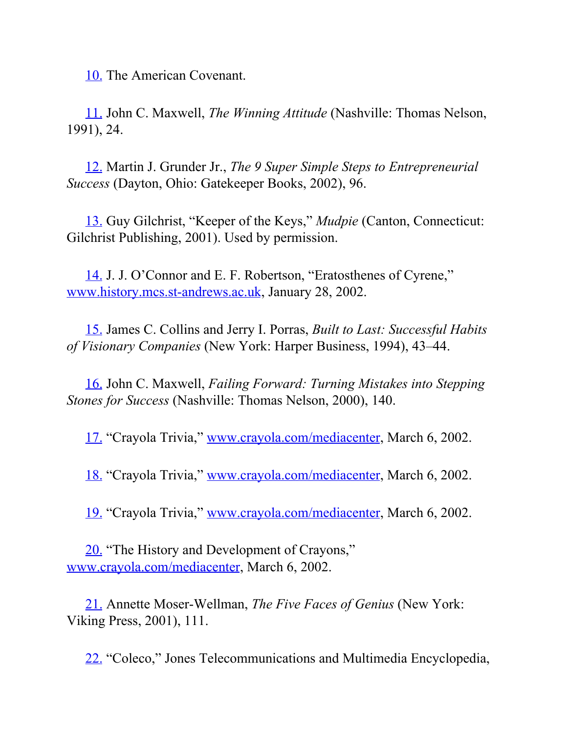10. The American Covenant.

11. John C. Maxwell, *The Winning Attitude* (Nashville: Thomas Nelson, 1991), 24.

12. Martin J. Grunder Jr., *The 9 Super Simple Steps to Entrepreneurial Success* (Dayton, Ohio: Gatekeeper Books, 2002), 96.

13. Guy Gilchrist, "Keeper of the Keys," *Mudpie* (Canton, Connecticut: Gilchrist Publishing, 2001). Used by permission.

14. J. J. O'Connor and E. F. Robertson, "Eratosthenes of Cyrene," www.history.mcs.st-andrews.ac.uk, January 28, 2002.

15. James C. Collins and Jerry I. Porras, *Built to Last: Successful Habits of Visionary Companies* (New York: Harper Business, 1994), 43–44.

16. John C. Maxwell, *Failing Forward: Turning Mistakes into Stepping Stones for Success* (Nashville: Thomas Nelson, 2000), 140.

17. "Crayola Trivia," www.crayola.com/mediacenter, March 6, 2002.

18. "Crayola Trivia," www.crayola.com/mediacenter, March 6, 2002.

19. "Crayola Trivia," www.crayola.com/mediacenter, March 6, 2002.

20. "The History and Development of Crayons," www.crayola.com/mediacenter, March 6, 2002.

21. Annette Moser-Wellman, *The Five Faces of Genius* (New York: Viking Press, 2001), 111.

22. "Coleco," Jones Telecommunications and Multimedia Encyclopedia,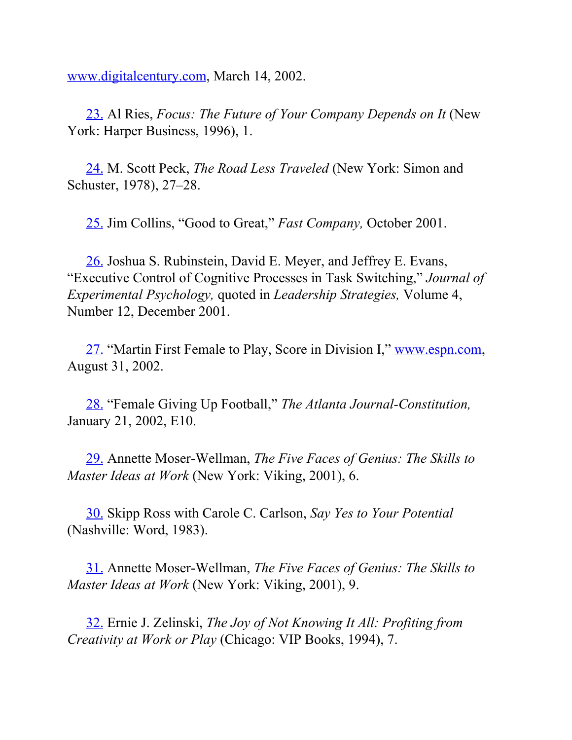www.digitalcentury.com, March 14, 2002.

23. Al Ries, *Focus: The Future of Your Company Depends on It* (New York: Harper Business, 1996), 1.

24. M. Scott Peck, *The Road Less Traveled* (New York: Simon and Schuster, 1978), 27–28.

25. Jim Collins, “Good to Great,” *Fast Company,* October 2001.

26. Joshua S. Rubinstein, David E. Meyer, and Jeffrey E. Evans, “Executive Control of Cognitive Processes in Task Switching,” *Journal of Experimental Psychology,* quoted in *Leadership Strategies,* Volume 4, Number 12, December 2001.

27. “Martin First Female to Play, Score in Division I,” www.espn.com, August 31, 2002.

28. “Female Giving Up Football,” *The Atlanta Journal-Constitution,* January 21, 2002, E10.

29. Annette Moser-Wellman, *The Five Faces of Genius: The Skills to Master Ideas at Work* (New York: Viking, 2001), 6.

30. Skipp Ross with Carole C. Carlson, *Say Yes to Your Potential* (Nashville: Word, 1983).

31. Annette Moser-Wellman, *The Five Faces of Genius: The Skills to Master Ideas at Work* (New York: Viking, 2001), 9.

32. Ernie J. Zelinski, *The Joy of Not Knowing It All: Profiting from Creativity at Work or Play* (Chicago: VIP Books, 1994), 7.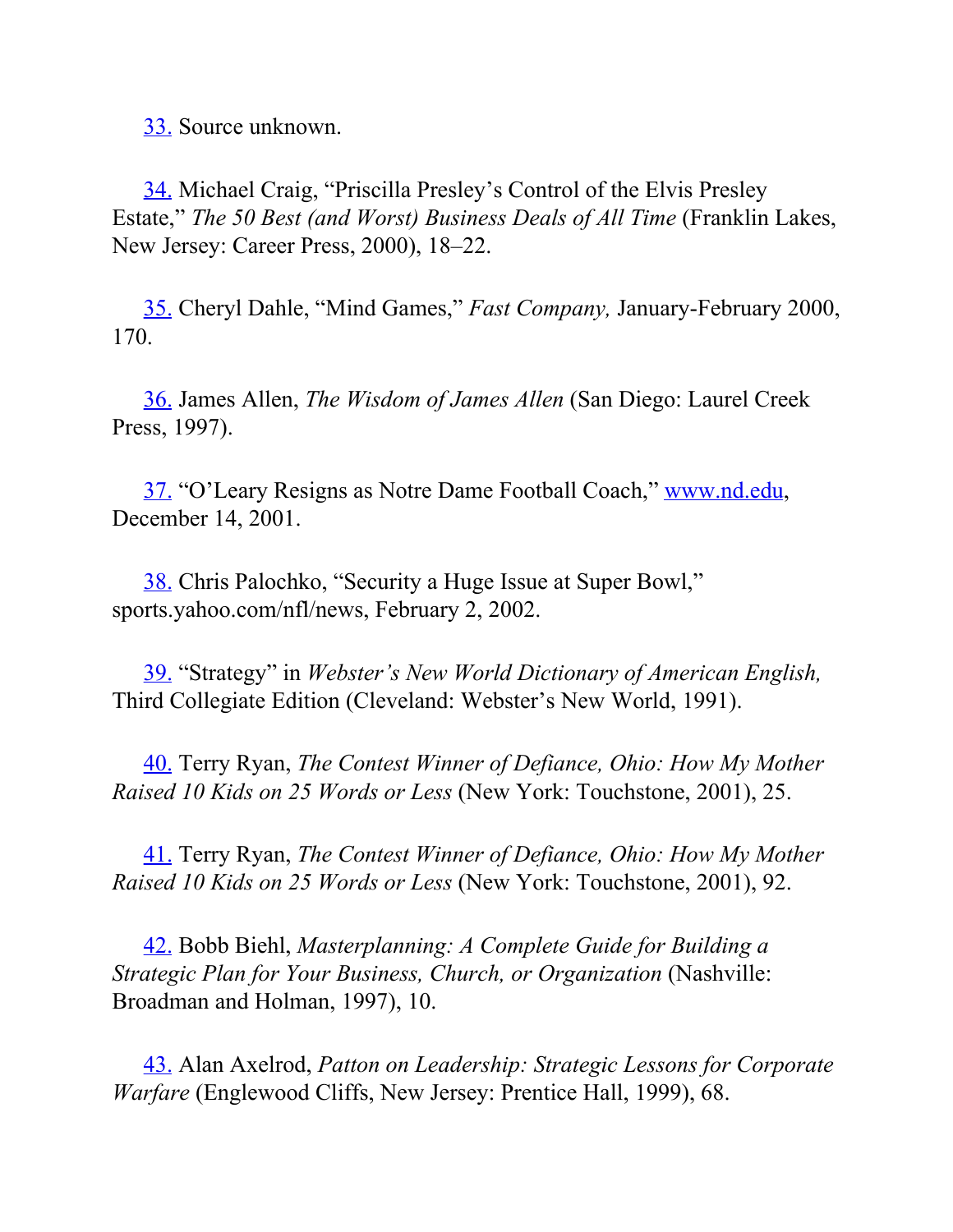33. Source unknown.

34. Michael Craig, "Priscilla Presley's Control of the Elvis Presley Estate," *The 50 Best (and Worst) Business Deals of All Time* (Franklin Lakes, New Jersey: Career Press, 2000), 18–22.

35. Cheryl Dahle, "Mind Games," *Fast Company,* January-February 2000, 170.

36. James Allen, *The Wisdom of James Allen* (San Diego: Laurel Creek Press, 1997).

37. "O'Leary Resigns as Notre Dame Football Coach," www.nd.edu, December 14, 2001.

38. Chris Palochko, "Security a Huge Issue at Super Bowl," sports.yahoo.com/nfl/news, February 2, 2002.

39. "Strategy" in *Webster's New World Dictionary of American English,* Third Collegiate Edition (Cleveland: Webster's New World, 1991).

40. Terry Ryan, *The Contest Winner of Defiance, Ohio: How My Mother Raised 10 Kids on 25 Words or Less* (New York: Touchstone, 2001), 25.

41. Terry Ryan, *The Contest Winner of Defiance, Ohio: How My Mother Raised 10 Kids on 25 Words or Less* (New York: Touchstone, 2001), 92.

42. Bobb Biehl, *Masterplanning: A Complete Guide for Building a Strategic Plan for Your Business, Church, or Organization* (Nashville: Broadman and Holman, 1997), 10.

43. Alan Axelrod, *Patton on Leadership: Strategic Lessons for Corporate Warfare* (Englewood Cliffs, New Jersey: Prentice Hall, 1999), 68.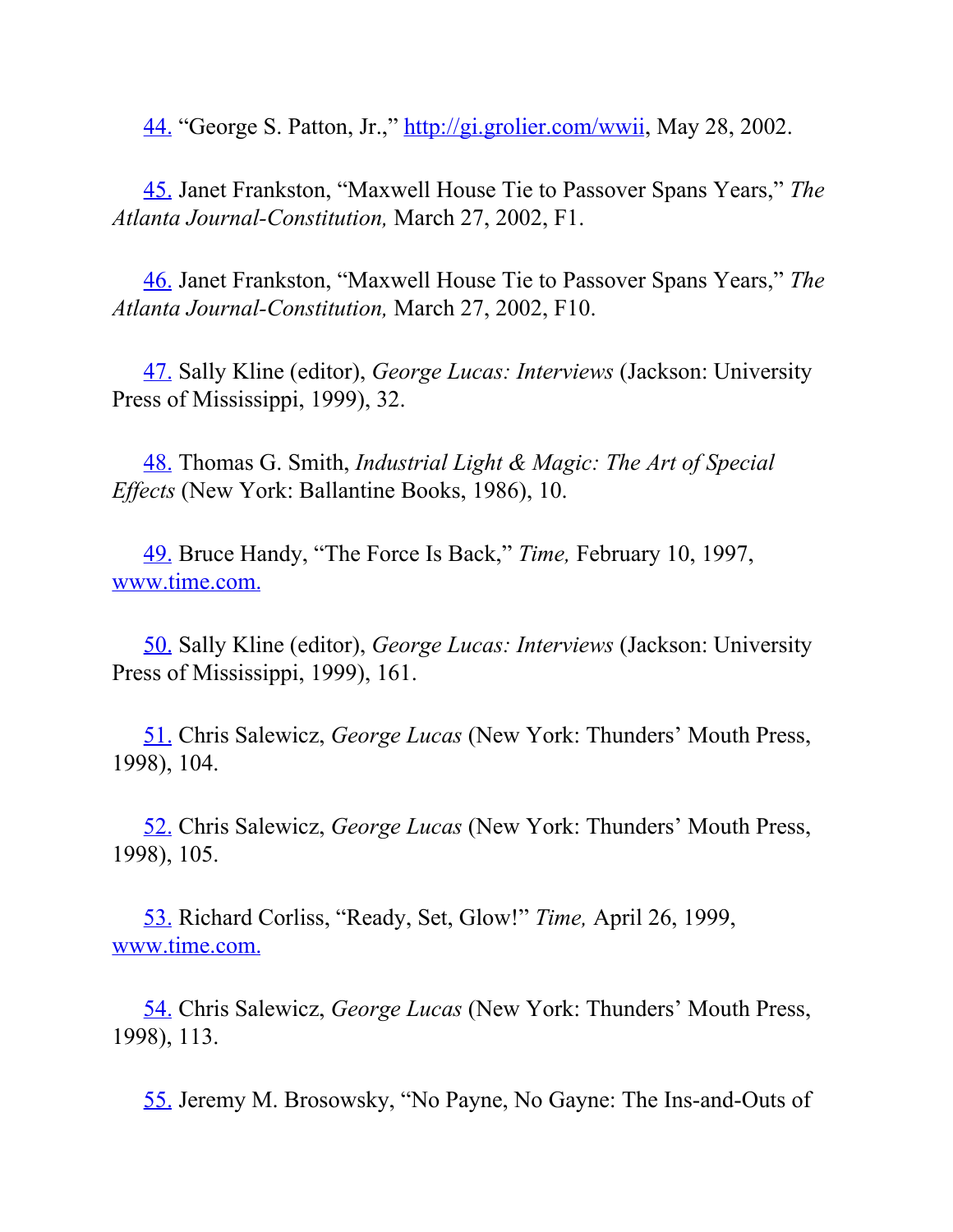44. “George S. Patton, Jr.,” http://gi.grolier.com/wwii, May 28, 2002.

45. Janet Frankston, “Maxwell House Tie to Passover Spans Years,” *The Atlanta Journal-Constitution,* March 27, 2002, F1.

46. Janet Frankston, “Maxwell House Tie to Passover Spans Years,” *The Atlanta Journal-Constitution,* March 27, 2002, F10.

47. Sally Kline (editor), *George Lucas: Interviews* (Jackson: University Press of Mississippi, 1999), 32.

48. Thomas G. Smith, *Industrial Light & Magic: The Art of Special Effects* (New York: Ballantine Books, 1986), 10.

49. Bruce Handy, “The Force Is Back,” *Time,* February 10, 1997, www.time.com.

50. Sally Kline (editor), *George Lucas: Interviews* (Jackson: University Press of Mississippi, 1999), 161.

51. Chris Salewicz, *George Lucas* (New York: Thunders’ Mouth Press, 1998), 104.

52. Chris Salewicz, *George Lucas* (New York: Thunders’ Mouth Press, 1998), 105.

53. Richard Corliss, “Ready, Set, Glow!” *Time,* April 26, 1999, www.time.com.

54. Chris Salewicz, *George Lucas* (New York: Thunders’ Mouth Press, 1998), 113.

55. Jeremy M. Brosowsky, “No Payne, No Gayne: The Ins-and-Outs of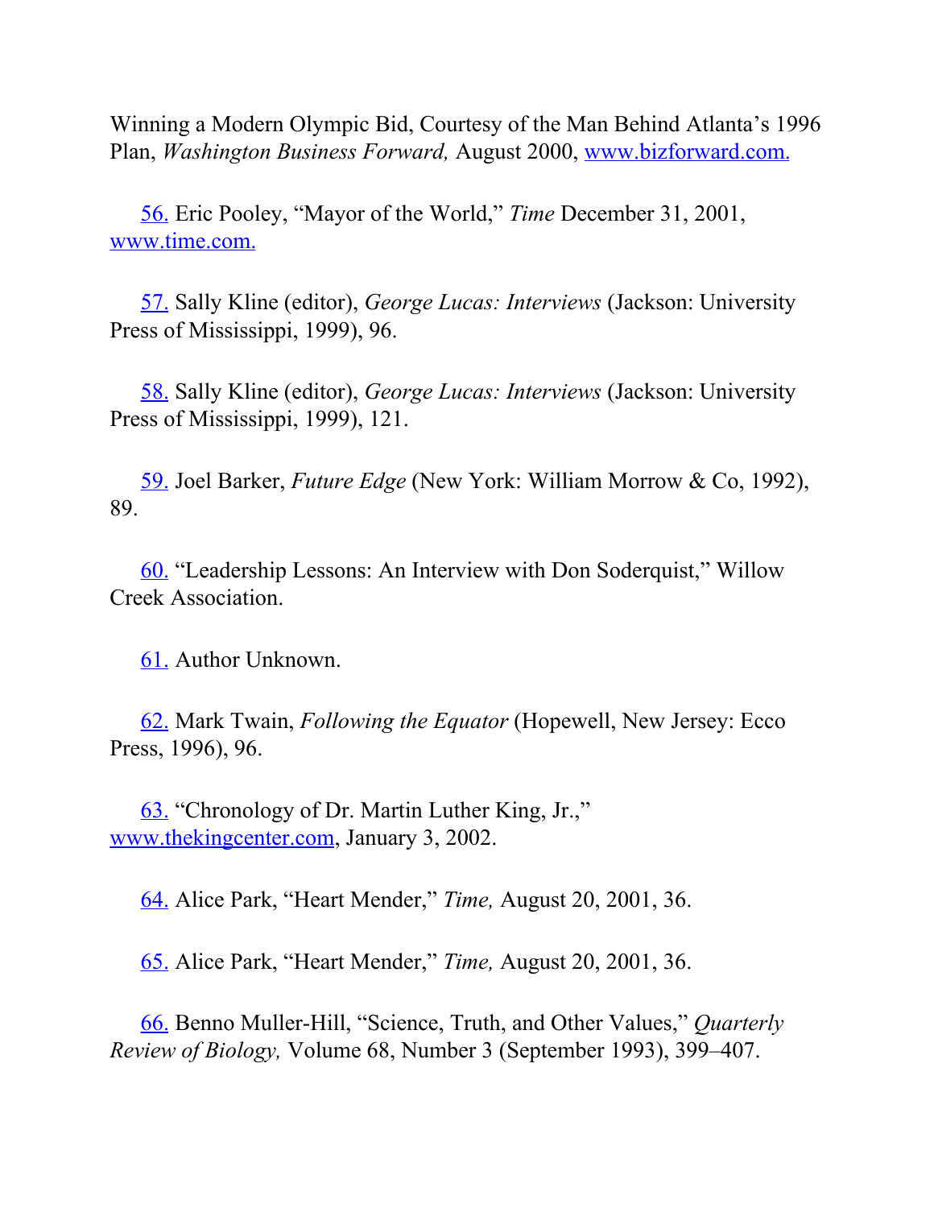Winning a Modern Olympic Bid, Courtesy of the Man Behind Atlanta's 1996 Plan, *Washington Business Forward,* August 2000, www.bizforward.com.

56. Eric Pooley, "Mayor of the World," *Time* December 31, 2001, www.time.com.

57. Sally Kline (editor), *George Lucas: Interviews* (Jackson: University Press of Mississippi, 1999), 96.

58. Sally Kline (editor), *George Lucas: Interviews* (Jackson: University Press of Mississippi, 1999), 121.

59. Joel Barker, *Future Edge* (New York: William Morrow & Co, 1992), 89.

60. "Leadership Lessons: An Interview with Don Soderquist," Willow Creek Association.

61. Author Unknown.

62. Mark Twain, *Following the Equator* (Hopewell, New Jersey: Ecco Press, 1996), 96.

63. "Chronology of Dr. Martin Luther King, Jr.," www.thekingcenter.com, January 3, 2002.

64. Alice Park, "Heart Mender," *Time,* August 20, 2001, 36.

65. Alice Park, "Heart Mender," *Time,* August 20, 2001, 36.

66. Benno Muller-Hill, "Science, Truth, and Other Values," *Quarterly Review of Biology,* Volume 68, Number 3 (September 1993), 399–407.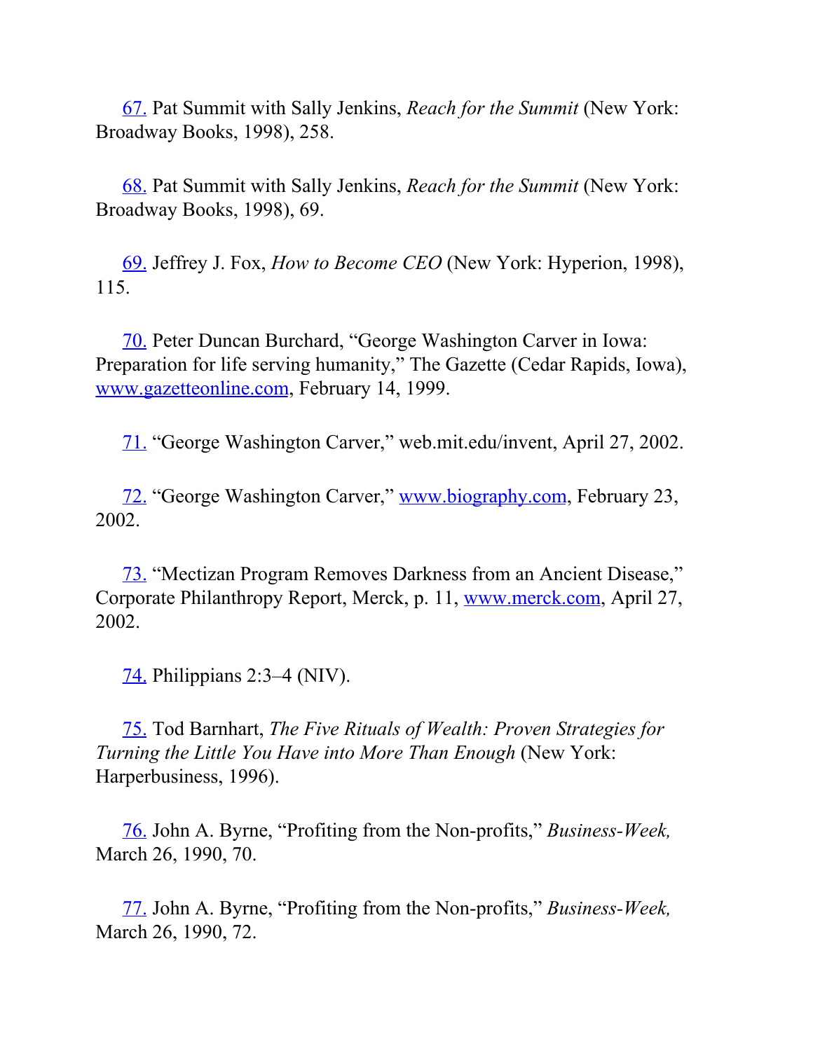67. Pat Summit with Sally Jenkins, *Reach for the Summit* (New York: Broadway Books, 1998), 258.

68. Pat Summit with Sally Jenkins, *Reach for the Summit* (New York: Broadway Books, 1998), 69.

69. Jeffrey J. Fox, *How to Become CEO* (New York: Hyperion, 1998), 115.

70. Peter Duncan Burchard, "George Washington Carver in Iowa: Preparation for life serving humanity," The Gazette (Cedar Rapids, Iowa), www.gazetteonline.com, February 14, 1999.

71. "George Washington Carver," web.mit.edu/invent, April 27, 2002.

72. "George Washington Carver," www.biography.com, February 23, 2002.

73. "Mectizan Program Removes Darkness from an Ancient Disease," Corporate Philanthropy Report, Merck, p. 11, www.merck.com, April 27, 2002.

74. Philippians 2:3–4 (NIV).

75. Tod Barnhart, *The Five Rituals of Wealth: Proven Strategies for Turning the Little You Have into More Than Enough* (New York: Harperbusiness, 1996).

76. John A. Byrne, "Profiting from the Non-profits," *Business-Week,* March 26, 1990, 70.

77. John A. Byrne, "Profiting from the Non-profits," *Business-Week,* March 26, 1990, 72.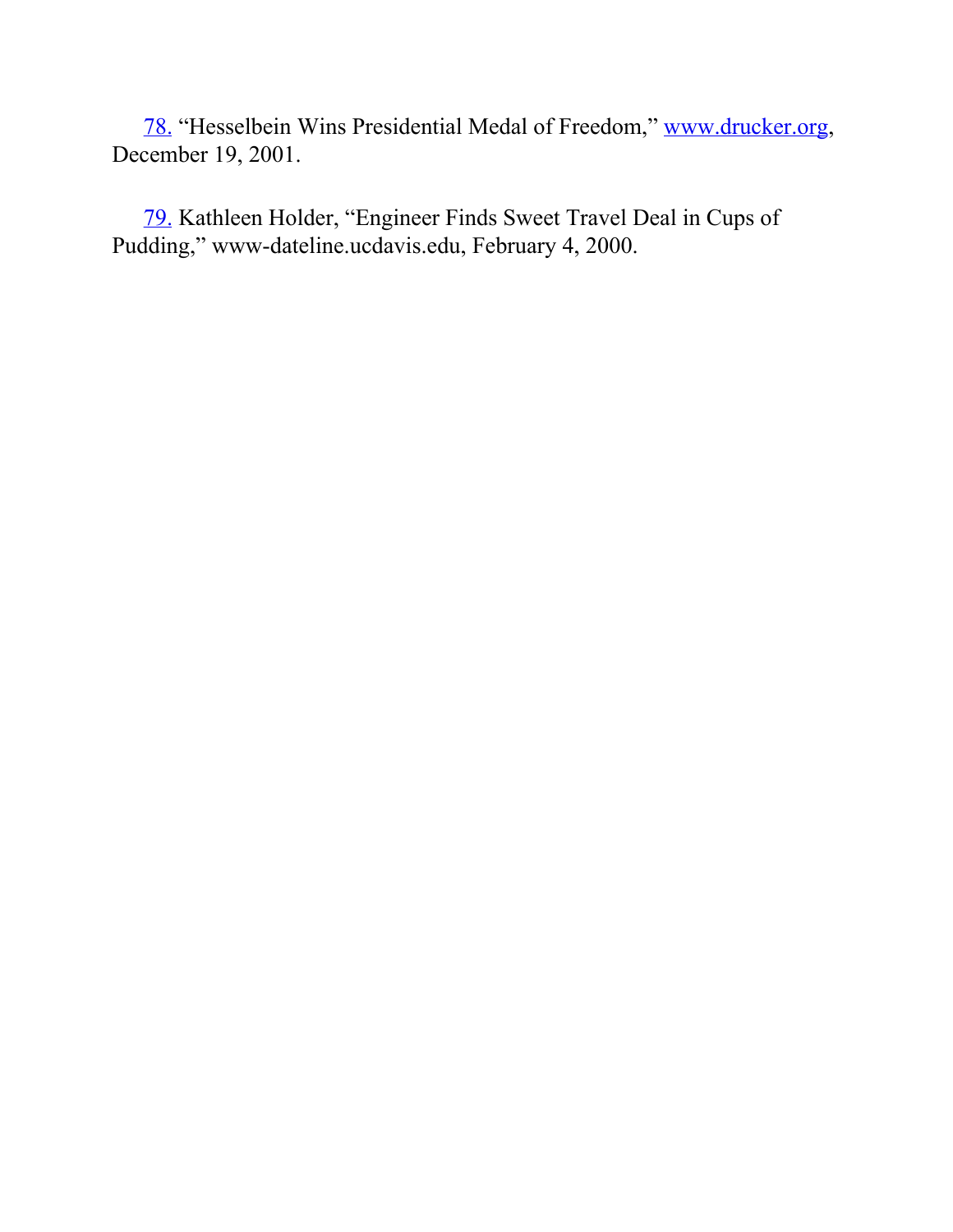78. “Hesselbein Wins Presidential Medal of Freedom,” www.drucker.org, December 19, 2001.

79. Kathleen Holder, “Engineer Finds Sweet Travel Deal in Cups of Pudding,” www-dateline.ucdavis.edu, February 4, 2000.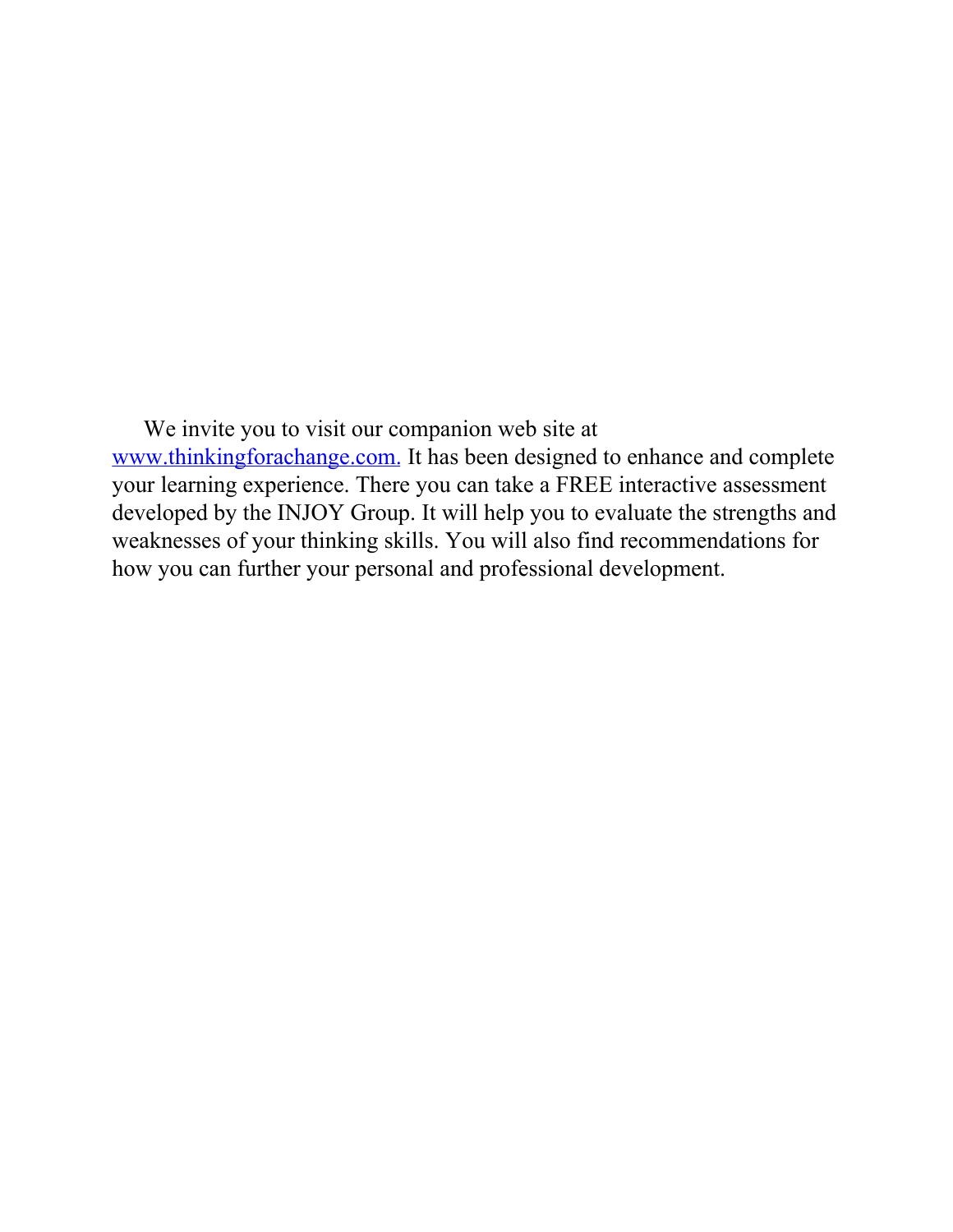We invite you to visit our companion web site at [www.thinkingforachange.com.](http://www.thinkingforachange.com) It has been designed to enhance and complete your learning experience. There you can take a FREE interactive assessment developed by the INJOY Group. It will help you to evaluate the strengths and weaknesses of your thinking skills. You will also find recommendations for how you can further your personal and professional development.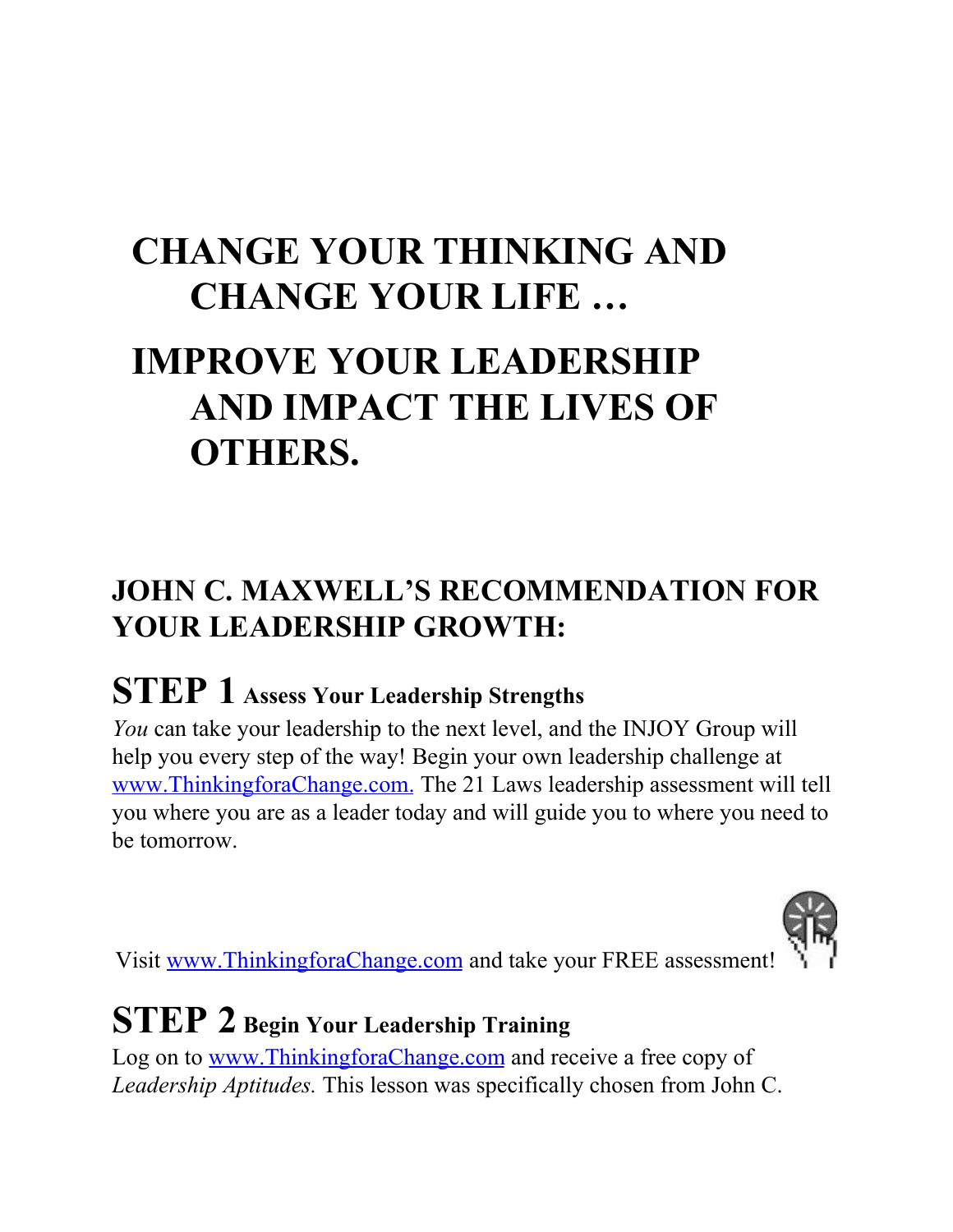# CHANGE YOUR THINKING AND CHANGE YOUR LIFE …

# IMPROVE YOUR LEADERSHIP AND IMPACT THE LIVES OF OTHERS.

## JOHN C. MAXWELL'S RECOMMENDATION FOR YOUR LEADERSHIP GROWTH:

### STEP 1 Assess Your Leadership Strengths

*You* can take your leadership to the next level, and the INJOY Group will help you every step of the way! Begin your own leadership challenge at www.ThinkingforaChange.com. The 21 Laws leadership assessment will tell you where you are as a leader today and will guide you to where you need to be tomorrow.

Visit www.ThinkingforaChange.com and take your FREE assessment!

### STEP 2 Begin Your Leadership Training

Log on to www.ThinkingforaChange.com and receive a free copy of *Leadership Aptitudes.* This lesson was specifically chosen from John C.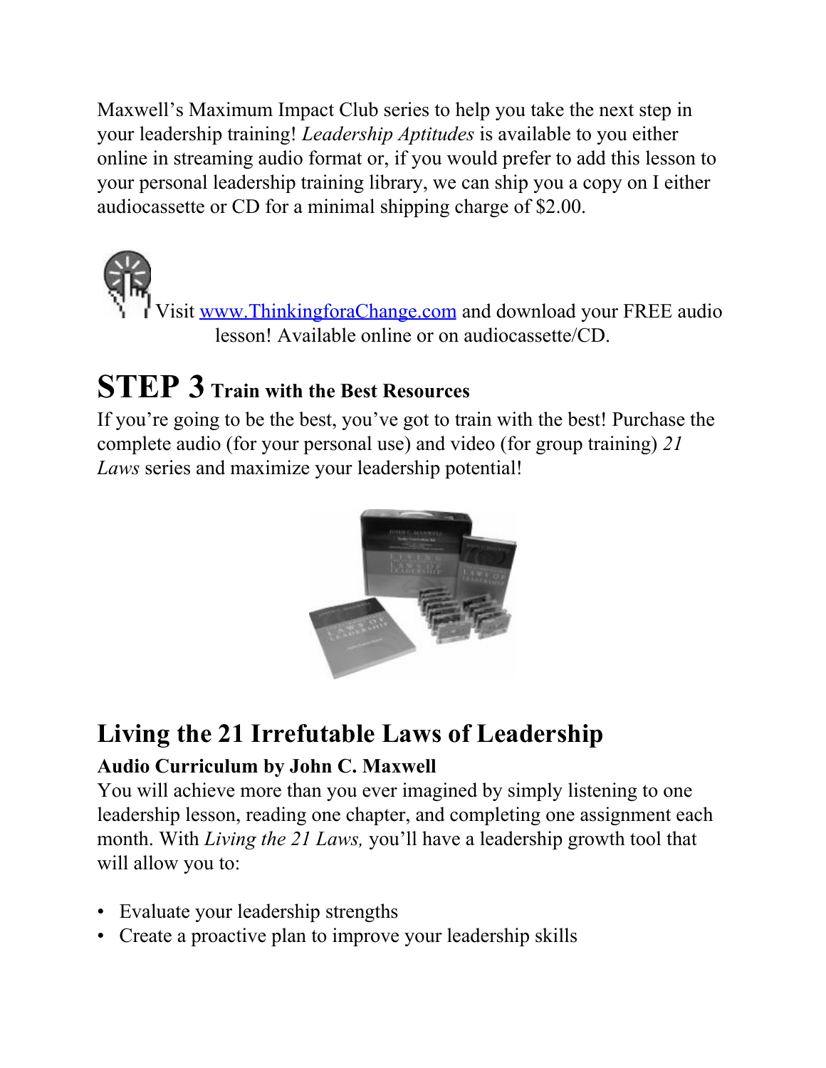Maxwell's Maximum Impact Club series to help you take the next step in your leadership training! *Leadership Aptitudes* is available to you either online in streaming audio format or, if you would prefer to add this lesson to your personal leadership training library, we can ship you a copy on I either audiocassette or CD for a minimal shipping charge of $2.00.

Visit [www.ThinkingforaChange.com](http://www.ThinkingforaChange.com) and download your FREE audio lesson! Available online or on audiocassette/CD.

## STEP 3 Train with the Best Resources

If you're going to be the best, you've got to train with the best! Purchase the complete audio (for your personal use) and video (for group training) *21 Laws* series and maximize your leadership potential!

## Living the 21 Irrefutable Laws of Leadership

**Audio Curriculum by John C. Maxwell**

You will achieve more than you ever imagined by simply listening to one leadership lesson, reading one chapter, and completing one assignment each month. With *Living the 21 Laws,* you'll have a leadership growth tool that will allow you to:

- Evaluate your leadership strengths
- Create a proactive plan to improve your leadership skills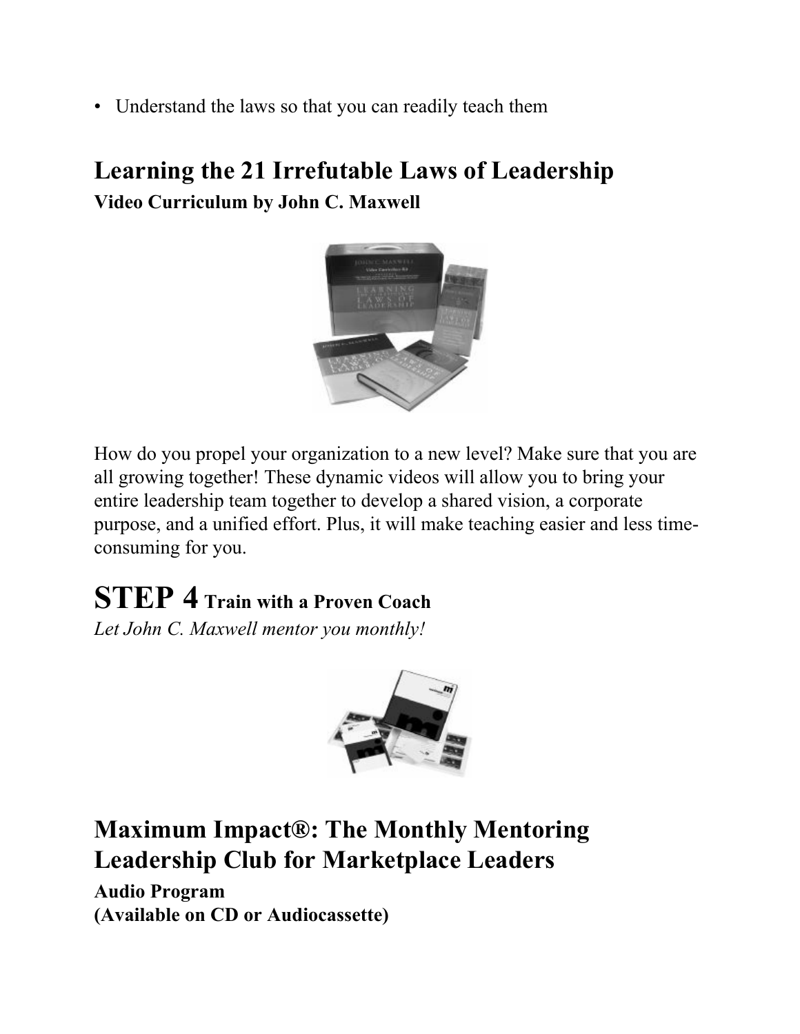- Understand the laws so that you can readily teach them

## Learning the 21 Irrefutable Laws of Leadership

**Video Curriculum by John C. Maxwell**

How do you propel your organization to a new level? Make sure that you are all growing together! These dynamic videos will allow you to bring your entire leadership team together to develop a shared vision, a corporate purpose, and a unified effort. Plus, it will make teaching easier and less time-consuming for you.

# STEP 4 Train with a Proven Coach

*Let John C. Maxwell mentor you monthly!*

## Maximum Impact®: The Monthly Mentoring Leadership Club for Marketplace Leaders

**Audio Program**
**(Available on CD or Audiocassette)**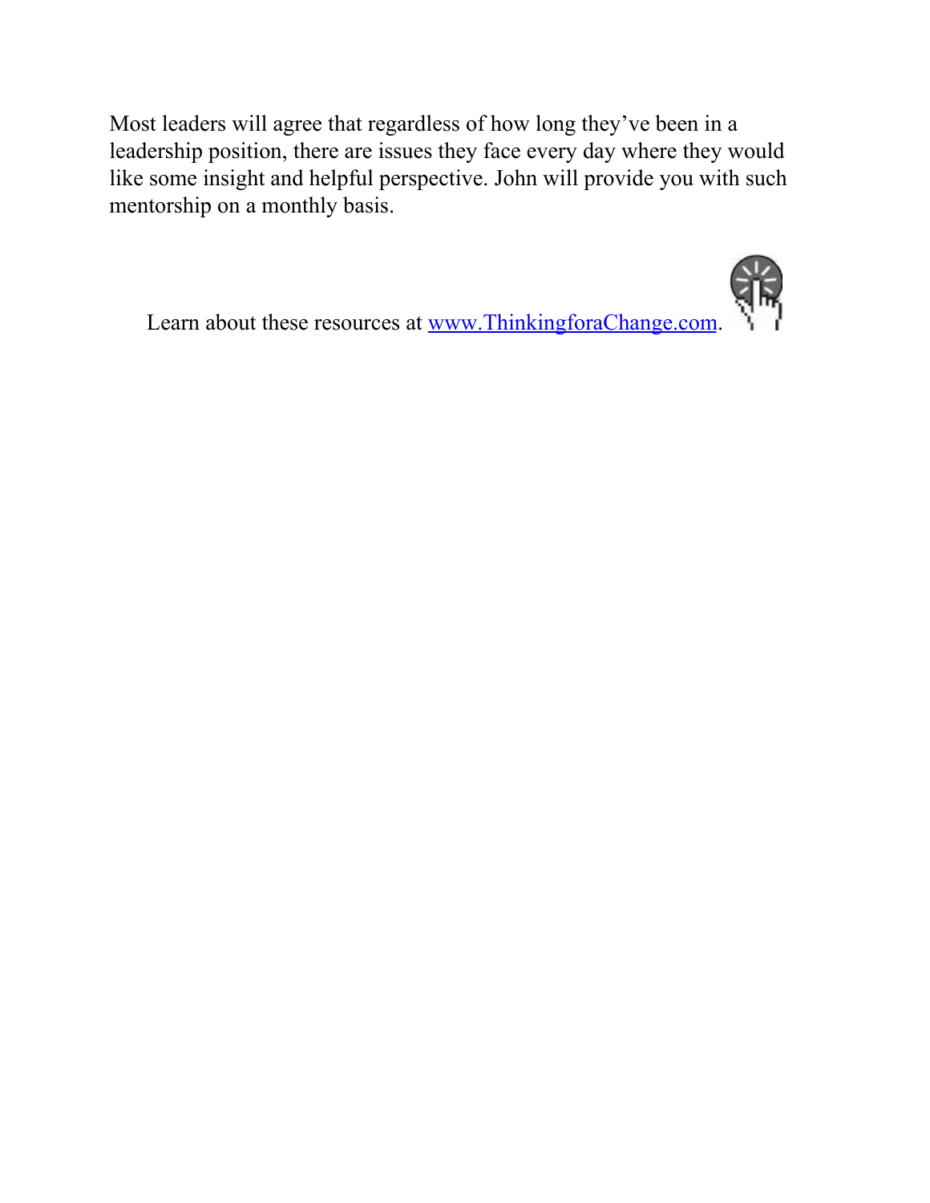Most leaders will agree that regardless of how long they've been in a leadership position, there are issues they face every day where they would like some insight and helpful perspective. John will provide you with such mentorship on a monthly basis.

Learn about these resources at [www.ThinkingforaChange.com](http://www.ThinkingforaChange.com).